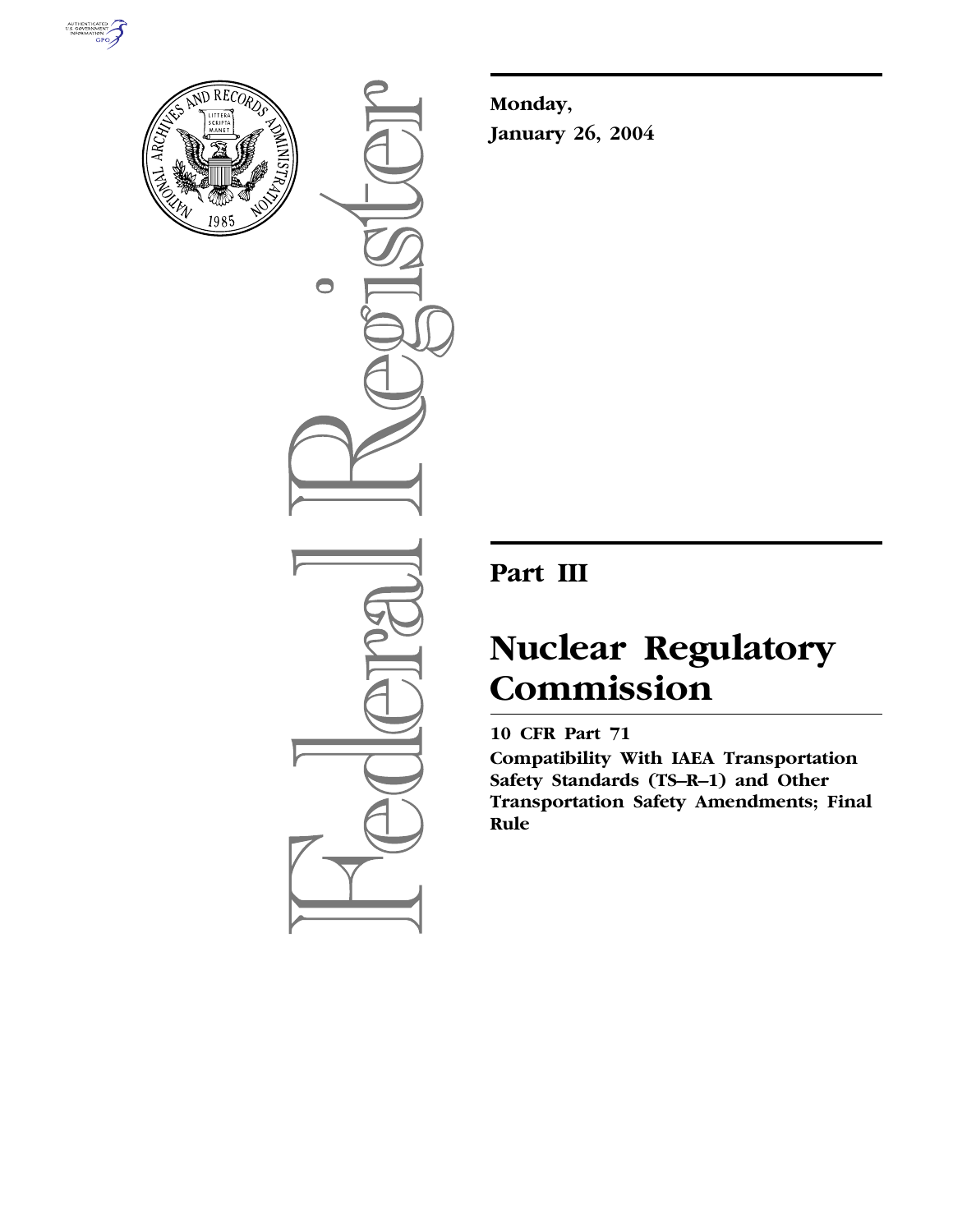Monday,

January 26, 2004

# Part III

# Nuclear Regulatory Commission

## 10 CFR Part 71

## Compatibility With IAEA Transportation Safety Standards (TS–R–1) and Other Transportation Safety Amendments; Final Rule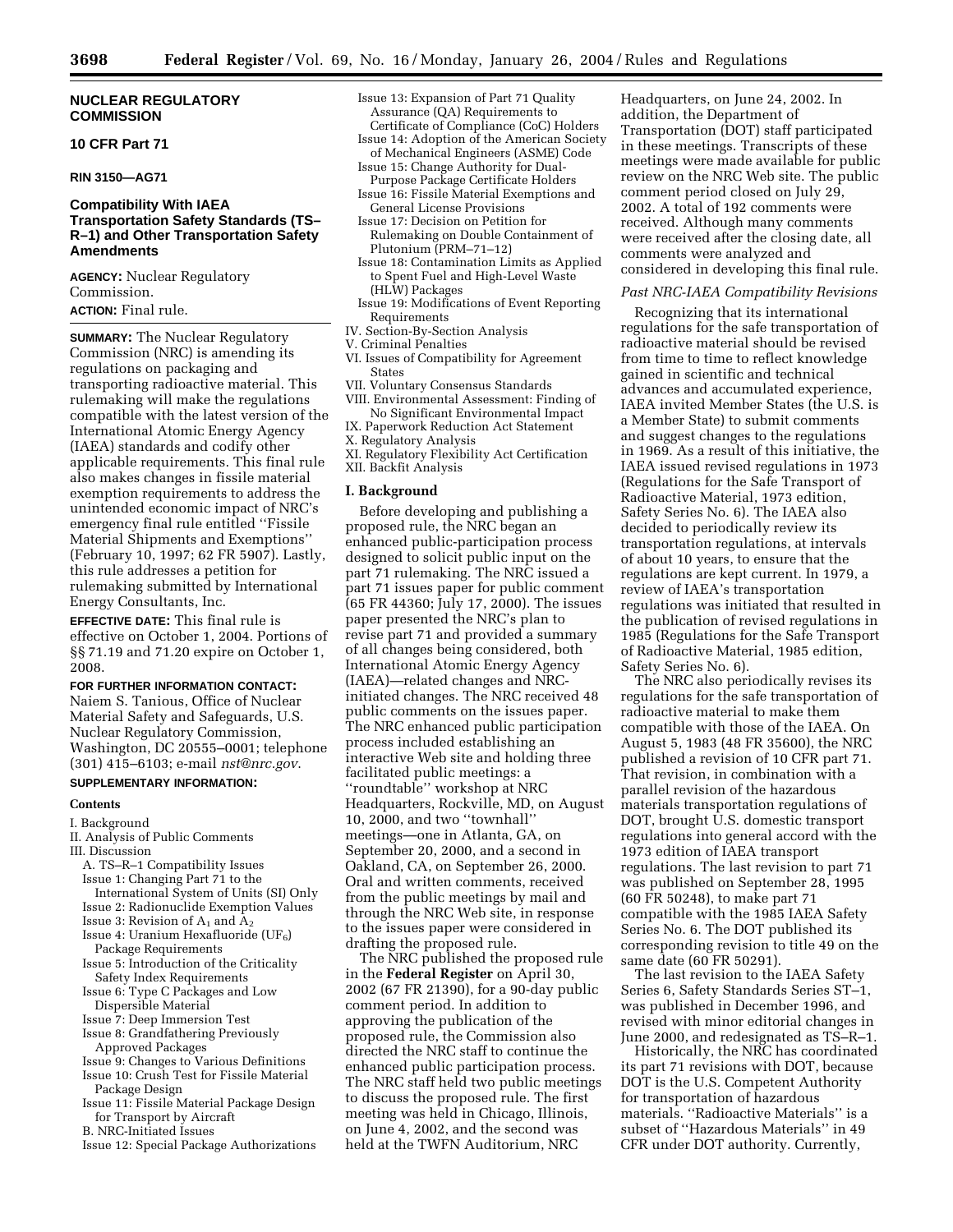## NUCLEAR REGULATORY COMMISSION

## 10 CFR Part 71

**RIN 3150–AG71**

## Compatibility With IAEA Transportation Safety Standards (TS–R–1) and Other Transportation Safety Amendments

**AGENCY:** Nuclear Regulatory Commission.

**ACTION:** Final rule.

**SUMMARY:** The Nuclear Regulatory Commission (NRC) is amending its regulations on packaging and transporting radioactive material. This rulemaking will make the regulations compatible with the latest version of the International Atomic Energy Agency (IAEA) standards and codify other applicable requirements. This final rule also makes changes in fissile material exemption requirements to address the unintended economic impact of NRC's emergency final rule entitled ''Fissile Material Shipments and Exemptions'' (February 10, 1997; 62 FR 5907). Lastly, this rule addresses a petition for rulemaking submitted by International Energy Consultants, Inc.

**EFFECTIVE DATE:** This final rule is effective on October 1, 2004. Portions of §§ 71.19 and 71.20 expire on October 1, 2008.

**FOR FURTHER INFORMATION CONTACT:** Naiem S. Tanious, Office of Nuclear Material Safety and Safeguards, U.S. Nuclear Regulatory Commission, Washington, DC 20555–0001; telephone (301) 415–6103; e-mail *nst@nrc.gov*.

**SUPPLEMENTARY INFORMATION:**

**Contents**

I. Background
II. Analysis of Public Comments
III. Discussion
A. TS–R–1 Compatibility Issues
Issue 1: Changing Part 71 to the International System of Units (SI) Only
Issue 2: Radionuclide Exemption Values
Issue 3: Revision of $A_1$ and $A_2$
Issue 4: Uranium Hexafluoride ($UF_6$) Package Requirements
Issue 5: Introduction of the Criticality Safety Index Requirements
Issue 6: Type C Packages and Low Dispersible Material
Issue 7: Deep Immersion Test
Issue 8: Grandfathering Previously Approved Packages
Issue 9: Changes to Various Definitions
Issue 10: Crush Test for Fissile Material Package Design
Issue 11: Fissile Material Package Design for Transport by Aircraft
B. NRC-Initiated Issues
Issue 12: Special Package Authorizations
Issue 13: Expansion of Part 71 Quality Assurance (QA) Requirements to Certificate of Compliance (CoC) Holders
Issue 14: Adoption of the American Society of Mechanical Engineers (ASME) Code
Issue 15: Change Authority for Dual-Purpose Package Certificate Holders
Issue 16: Fissile Material Exemptions and General License Provisions
Issue 17: Decision on Petition for Rulemaking on Double Containment of Plutonium (PRM–71–12)
Issue 18: Contamination Limits as Applied to Spent Fuel and High-Level Waste (HLW) Packages
Issue 19: Modifications of Event Reporting Requirements
IV. Section-By-Section Analysis
V. Criminal Penalties
VI. Issues of Compatibility for Agreement States
VII. Voluntary Consensus Standards
VIII. Environmental Assessment: Finding of No Significant Environmental Impact
IX. Paperwork Reduction Act Statement
X. Regulatory Analysis
XI. Regulatory Flexibility Act Certification
XII. Backfit Analysis

### I. Background

Before developing and publishing a proposed rule, the NRC began an enhanced public-participation process designed to solicit public input on the part 71 rulemaking. The NRC issued a part 71 issues paper for public comment (65 FR 44360; July 17, 2000). The issues paper presented the NRC's plan to revise part 71 and provided a summary of all changes being considered, both International Atomic Energy Agency (IAEA)—related changes and NRC-initiated changes. The NRC received 48 public comments on the issues paper. The NRC enhanced public participation process included establishing an interactive Web site and holding three facilitated public meetings: a ''roundtable'' workshop at NRC Headquarters, Rockville, MD, on August 10, 2000, and two ''townhall'' meetings—one in Atlanta, GA, on September 20, 2000, and a second in Oakland, CA, on September 26, 2000. Oral and written comments, received from the public meetings by mail and through the NRC Web site, in response to the issues paper were considered in drafting the proposed rule.

The NRC published the proposed rule in the **Federal Register** on April 30, 2002 (67 FR 21390), for a 90-day public comment period. In addition to approving the publication of the proposed rule, the Commission also directed the NRC staff to continue the enhanced public participation process. The NRC staff held two public meetings to discuss the proposed rule. The first meeting was held in Chicago, Illinois, on June 4, 2002, and the second was held at the TWFN Auditorium, NRC Headquarters, on June 24, 2002. In addition, the Department of Transportation (DOT) staff participated in these meetings. Transcripts of these meetings were made available for public review on the NRC Web site. The public comment period closed on July 29, 2002. A total of 192 comments were received. Although many comments were received after the closing date, all comments were analyzed and considered in developing this final rule.

*Past NRC-IAEA Compatibility Revisions*

Recognizing that its international regulations for the safe transportation of radioactive material should be revised from time to time to reflect knowledge gained in scientific and technical advances and accumulated experience, IAEA invited Member States (the U.S. is a Member State) to submit comments and suggest changes to the regulations in 1969. As a result of this initiative, the IAEA issued revised regulations in 1973 (Regulations for the Safe Transport of Radioactive Material, 1973 edition, Safety Series No. 6). The IAEA also decided to periodically review its transportation regulations, at intervals of about 10 years, to ensure that the regulations are kept current. In 1979, a review of IAEA's transportation regulations was initiated that resulted in the publication of revised regulations in 1985 (Regulations for the Safe Transport of Radioactive Material, 1985 edition, Safety Series No. 6).

The NRC also periodically revises its regulations for the safe transportation of radioactive material to make them compatible with those of the IAEA. On August 5, 1983 (48 FR 35600), the NRC published a revision of 10 CFR part 71. That revision, in combination with a parallel revision of the hazardous materials transportation regulations of DOT, brought U.S. domestic transport regulations into general accord with the 1973 edition of IAEA transport regulations. The last revision to part 71 was published on September 28, 1995 (60 FR 50248), to make part 71 compatible with the 1985 IAEA Safety Series No. 6. The DOT published its corresponding revision to title 49 on the same date (60 FR 50291).

The last revision to the IAEA Safety Series 6, Safety Standards Series ST–1, was published in December 1996, and revised with minor editorial changes in June 2000, and redesignated as TS–R–1.

Historically, the NRC has coordinated its part 71 revisions with DOT, because DOT is the U.S. Competent Authority for transportation of hazardous materials. ''Radioactive Materials'' is a subset of ''Hazardous Materials'' in 49 CFR under DOT authority. Currently,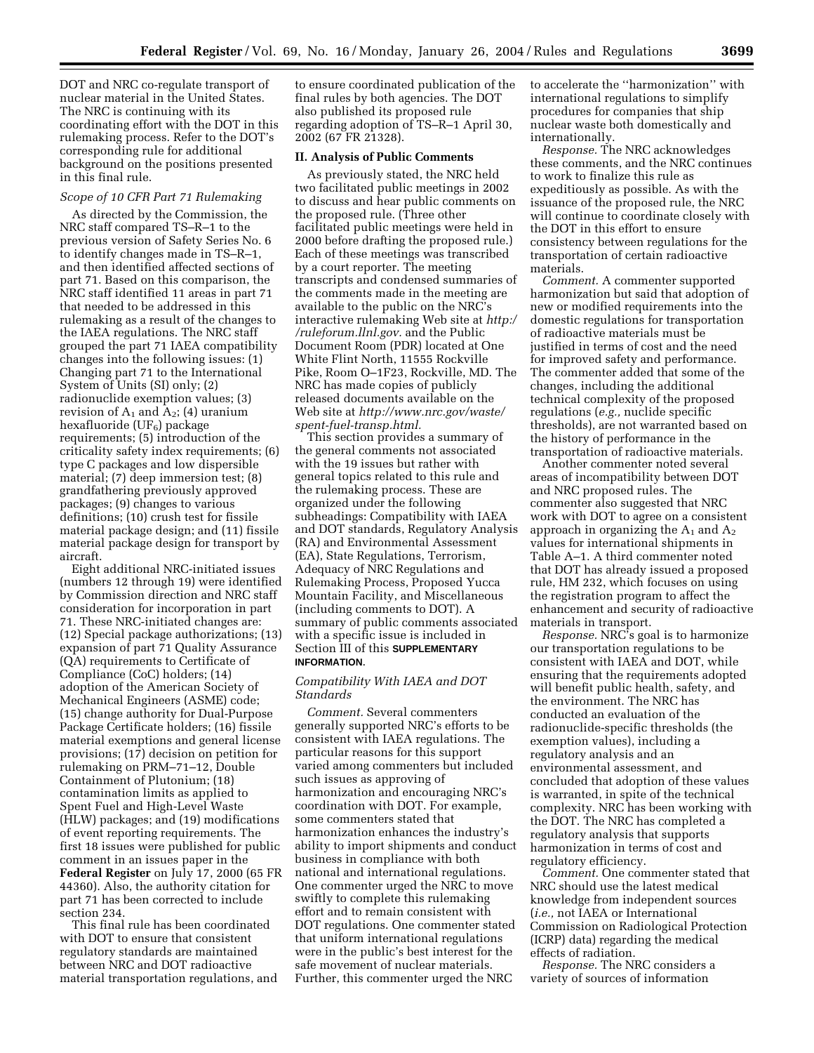DOT and NRC co-regulate transport of nuclear material in the United States. The NRC is continuing with its coordinating effort with the DOT in this rulemaking process. Refer to the DOT's corresponding rule for additional background on the positions presented in this final rule.

*Scope of 10 CFR Part 71 Rulemaking*

As directed by the Commission, the NRC staff compared TS–R–1 to the previous version of Safety Series No. 6 to identify changes made in TS–R–1, and then identified affected sections of part 71. Based on this comparison, the NRC staff identified 11 areas in part 71 that needed to be addressed in this rulemaking as a result of the changes to the IAEA regulations. The NRC staff grouped the part 71 IAEA compatibility changes into the following issues: (1) Changing part 71 to the International System of Units (SI) only; (2) radionuclide exemption values; (3) revision of $A_1$ and $A_2$; (4) uranium hexafluoride ($UF_6$) package requirements; (5) introduction of the criticality safety index requirements; (6) type C packages and low dispersible material; (7) deep immersion test; (8) grandfathering previously approved packages; (9) changes to various definitions; (10) crush test for fissile material package design; and (11) fissile material package design for transport by aircraft.

Eight additional NRC-initiated issues (numbers 12 through 19) were identified by Commission direction and NRC staff consideration for incorporation in part 71. These NRC-initiated changes are: (12) Special package authorizations; (13) expansion of part 71 Quality Assurance (QA) requirements to Certificate of Compliance (CoC) holders; (14) adoption of the American Society of Mechanical Engineers (ASME) code; (15) change authority for Dual-Purpose Package Certificate holders; (16) fissile material exemptions and general license provisions; (17) decision on petition for rulemaking on PRM–71–12, Double Containment of Plutonium; (18) contamination limits as applied to Spent Fuel and High-Level Waste (HLW) packages; and (19) modifications of event reporting requirements. The first 18 issues were published for public comment in an issues paper in the **Federal Register** on July 17, 2000 (65 FR 44360). Also, the authority citation for part 71 has been corrected to include section 234.

This final rule has been coordinated with DOT to ensure that consistent regulatory standards are maintained between NRC and DOT radioactive material transportation regulations, and to ensure coordinated publication of the final rules by both agencies. The DOT also published its proposed rule regarding adoption of TS–R–1 April 30, 2002 (67 FR 21328).

## II. Analysis of Public Comments

As previously stated, the NRC held two facilitated public meetings in 2002 to discuss and hear public comments on the proposed rule. (Three other facilitated public meetings were held in 2000 before drafting the proposed rule.) Each of these meetings was transcribed by a court reporter. The meeting transcripts and condensed summaries of the comments made in the meeting are available to the public on the NRC's interactive rulemaking Web site at *http://ruleforum.llnl.gov.* and the Public Document Room (PDR) located at One White Flint North, 11555 Rockville Pike, Room O–1F23, Rockville, MD. The NRC has made copies of publicly released documents available on the Web site at *http://www.nrc.gov/waste/spent-fuel-transp.html.*

This section provides a summary of the general comments not associated with the 19 issues but rather with general topics related to this rule and the rulemaking process. These are organized under the following subheadings: Compatibility with IAEA and DOT standards, Regulatory Analysis (RA) and Environmental Assessment (EA), State Regulations, Terrorism, Adequacy of NRC Regulations and Rulemaking Process, Proposed Yucca Mountain Facility, and Miscellaneous (including comments to DOT). A summary of public comments associated with a specific issue is included in Section III of this **SUPPLEMENTARY INFORMATION**.

*Compatibility With IAEA and DOT Standards*

*Comment.* Several commenters generally supported NRC's efforts to be consistent with IAEA regulations. The particular reasons for this support varied among commenters but included such issues as approving of harmonization and encouraging NRC's coordination with DOT. For example, some commenters stated that harmonization enhances the industry's ability to import shipments and conduct business in compliance with both national and international regulations. One commenter urged the NRC to move swiftly to complete this rulemaking effort and to remain consistent with DOT regulations. One commenter stated that uniform international regulations were in the public's best interest for the safe movement of nuclear materials. Further, this commenter urged the NRC to accelerate the ''harmonization'' with international regulations to simplify procedures for companies that ship nuclear waste both domestically and internationally.

*Response.* The NRC acknowledges these comments, and the NRC continues to work to finalize this rule as expeditiously as possible. As with the issuance of the proposed rule, the NRC will continue to coordinate closely with the DOT in this effort to ensure consistency between regulations for the transportation of certain radioactive materials.

*Comment.* A commenter supported harmonization but said that adoption of new or modified requirements into the domestic regulations for transportation of radioactive materials must be justified in terms of cost and the need for improved safety and performance. The commenter added that some of the changes, including the additional technical complexity of the proposed regulations (*e.g.,* nuclide specific thresholds), are not warranted based on the history of performance in the transportation of radioactive materials.

Another commenter noted several areas of incompatibility between DOT and NRC proposed rules. The commenter also suggested that NRC work with DOT to agree on a consistent approach in organizing the $A_1$ and $A_2$ values for international shipments in Table A–1. A third commenter noted that DOT has already issued a proposed rule, HM 232, which focuses on using the registration program to affect the enhancement and security of radioactive materials in transport.

*Response.* NRC's goal is to harmonize our transportation regulations to be consistent with IAEA and DOT, while ensuring that the requirements adopted will benefit public health, safety, and the environment. The NRC has conducted an evaluation of the radionuclide-specific thresholds (the exemption values), including a regulatory analysis and an environmental assessment, and concluded that adoption of these values is warranted, in spite of the technical complexity. NRC has been working with the DOT. The NRC has completed a regulatory analysis that supports harmonization in terms of cost and regulatory efficiency.

*Comment.* One commenter stated that NRC should use the latest medical knowledge from independent sources (*i.e.,* not IAEA or International Commission on Radiological Protection (ICRP) data) regarding the medical effects of radiation.

*Response.* The NRC considers a variety of sources of information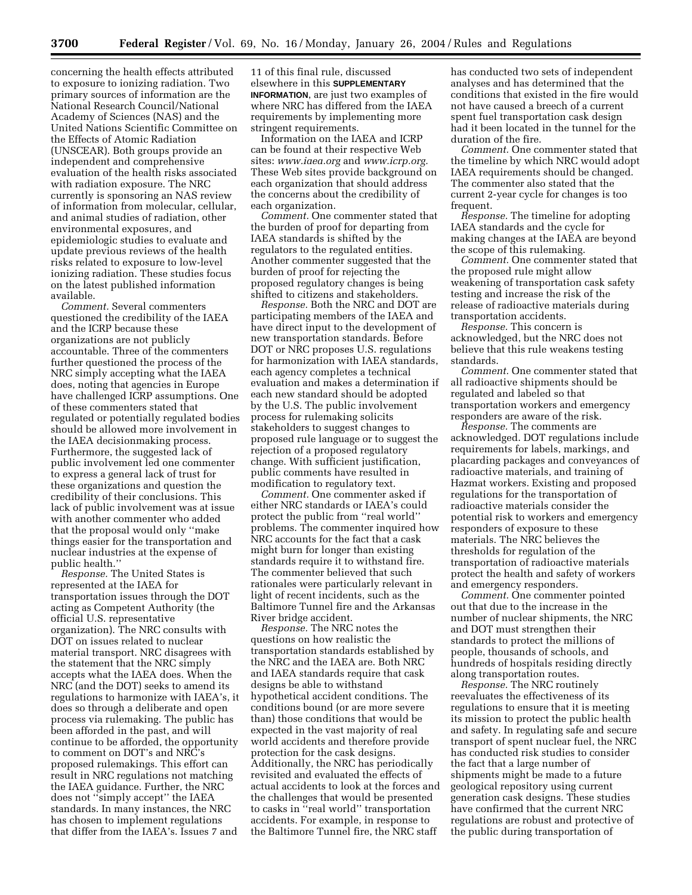concerning the health effects attributed to exposure to ionizing radiation. Two primary sources of information are the National Research Council/National Academy of Sciences (NAS) and the United Nations Scientific Committee on the Effects of Atomic Radiation (UNSCEAR). Both groups provide an independent and comprehensive evaluation of the health risks associated with radiation exposure. The NRC currently is sponsoring an NAS review of information from molecular, cellular, and animal studies of radiation, other environmental exposures, and epidemiologic studies to evaluate and update previous reviews of the health risks related to exposure to low-level ionizing radiation. These studies focus on the latest published information available.

*Comment.* Several commenters questioned the credibility of the IAEA and the ICRP because these organizations are not publicly accountable. Three of the commenters further questioned the process of the NRC simply accepting what the IAEA does, noting that agencies in Europe have challenged ICRP assumptions. One of these commenters stated that regulated or potentially regulated bodies should be allowed more involvement in the IAEA decisionmaking process. Furthermore, the suggested lack of public involvement led one commenter to express a general lack of trust for these organizations and question the credibility of their conclusions. This lack of public involvement was at issue with another commenter who added that the proposal would only ''make things easier for the transportation and nuclear industries at the expense of public health.''

*Response.* The United States is represented at the IAEA for transportation issues through the DOT acting as Competent Authority (the official U.S. representative organization). The NRC consults with DOT on issues related to nuclear material transport. NRC disagrees with the statement that the NRC simply accepts what the IAEA does. When the NRC (and the DOT) seeks to amend its regulations to harmonize with IAEA's, it does so through a deliberate and open process via rulemaking. The public has been afforded in the past, and will continue to be afforded, the opportunity to comment on DOT's and NRC's proposed rulemakings. This effort can result in NRC regulations not matching the IAEA guidance. Further, the NRC does not ''simply accept'' the IAEA standards. In many instances, the NRC has chosen to implement regulations that differ from the IAEA's. Issues 7 and 11 of this final rule, discussed elsewhere in this **SUPPLEMENTARY INFORMATION**, are just two examples of where NRC has differed from the IAEA requirements by implementing more stringent requirements.

Information on the IAEA and ICRP can be found at their respective Web sites: *www.iaea.org* and *www.icrp.org.* These Web sites provide background on each organization that should address the concerns about the credibility of each organization.

*Comment.* One commenter stated that the burden of proof for departing from IAEA standards is shifted by the regulators to the regulated entities. Another commenter suggested that the burden of proof for rejecting the proposed regulatory changes is being shifted to citizens and stakeholders.

*Response.* Both the NRC and DOT are participating members of the IAEA and have direct input to the development of new transportation standards. Before DOT or NRC proposes U.S. regulations for harmonization with IAEA standards, each agency completes a technical evaluation and makes a determination if each new standard should be adopted by the U.S. The public involvement process for rulemaking solicits stakeholders to suggest changes to proposed rule language or to suggest the rejection of a proposed regulatory change. With sufficient justification, public comments have resulted in modification to regulatory text.

*Comment.* One commenter asked if either NRC standards or IAEA's could protect the public from ''real world'' problems. The commenter inquired how NRC accounts for the fact that a cask might burn for longer than existing standards require it to withstand fire. The commenter believed that such rationales were particularly relevant in light of recent incidents, such as the Baltimore Tunnel fire and the Arkansas River bridge accident.

*Response.* The NRC notes the questions on how realistic the transportation standards established by the NRC and the IAEA are. Both NRC and IAEA standards require that cask designs be able to withstand hypothetical accident conditions. The conditions bound (or are more severe than) those conditions that would be expected in the vast majority of real world accidents and therefore provide protection for the cask designs. Additionally, the NRC has periodically revisited and evaluated the effects of actual accidents to look at the forces and the challenges that would be presented to casks in ''real world'' transportation accidents. For example, in response to the Baltimore Tunnel fire, the NRC staff has conducted two sets of independent analyses and has determined that the conditions that existed in the fire would not have caused a breech of a current spent fuel transportation cask design had it been located in the tunnel for the duration of the fire.

*Comment.* One commenter stated that the timeline by which NRC would adopt IAEA requirements should be changed. The commenter also stated that the current 2-year cycle for changes is too frequent.

*Response.* The timeline for adopting IAEA standards and the cycle for making changes at the IAEA are beyond the scope of this rulemaking.

*Comment.* One commenter stated that the proposed rule might allow weakening of transportation cask safety testing and increase the risk of the release of radioactive materials during transportation accidents.

*Response.* This concern is acknowledged, but the NRC does not believe that this rule weakens testing standards.

*Comment.* One commenter stated that all radioactive shipments should be regulated and labeled so that transportation workers and emergency responders are aware of the risk.

*Response.* The comments are acknowledged. DOT regulations include requirements for labels, markings, and placarding packages and conveyances of radioactive materials, and training of Hazmat workers. Existing and proposed regulations for the transportation of radioactive materials consider the potential risk to workers and emergency responders of exposure to these materials. The NRC believes the thresholds for regulation of the transportation of radioactive materials protect the health and safety of workers and emergency responders.

*Comment.* One commenter pointed out that due to the increase in the number of nuclear shipments, the NRC and DOT must strengthen their standards to protect the millions of people, thousands of schools, and hundreds of hospitals residing directly along transportation routes.

*Response.* The NRC routinely reevaluates the effectiveness of its regulations to ensure that it is meeting its mission to protect the public health and safety. In regulating safe and secure transport of spent nuclear fuel, the NRC has conducted risk studies to consider the fact that a large number of shipments might be made to a future geological repository using current generation cask designs. These studies have confirmed that the current NRC regulations are robust and protective of the public during transportation of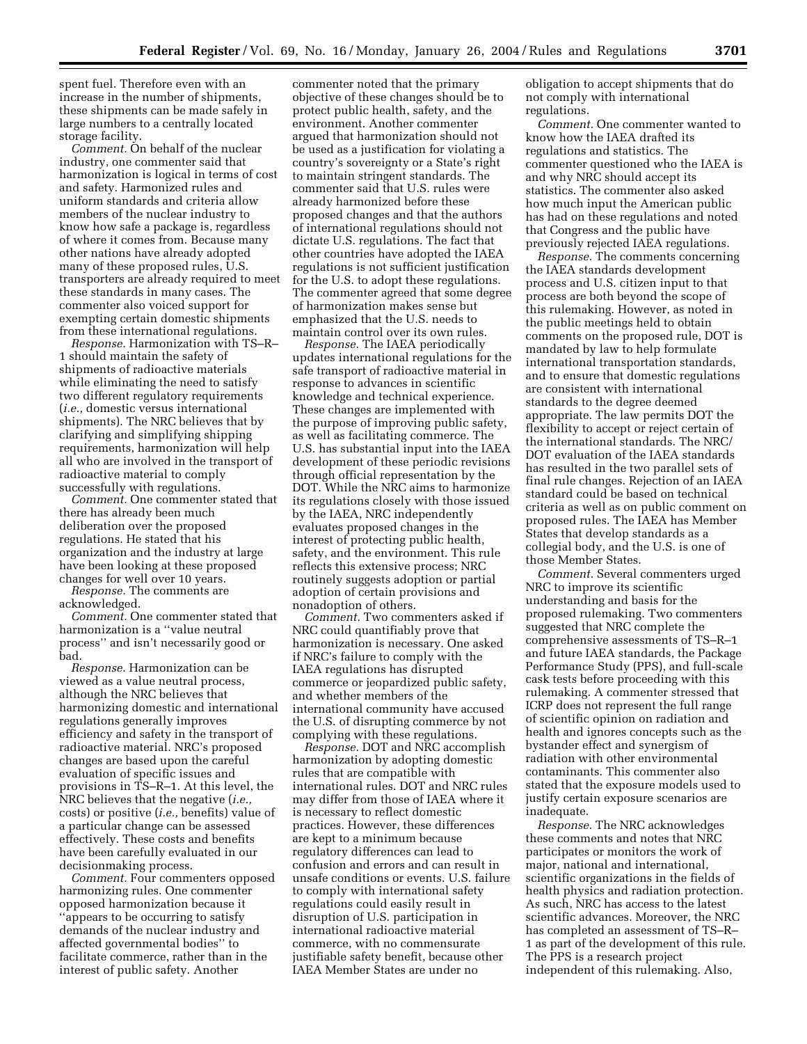spent fuel. Therefore even with an increase in the number of shipments, these shipments can be made safely in large numbers to a centrally located storage facility.

*Comment.* On behalf of the nuclear industry, one commenter said that harmonization is logical in terms of cost and safety. Harmonized rules and uniform standards and criteria allow members of the nuclear industry to know how safe a package is, regardless of where it comes from. Because many other nations have already adopted many of these proposed rules, U.S. transporters are already required to meet these standards in many cases. The commenter also voiced support for exempting certain domestic shipments from these international regulations.

*Response.* Harmonization with TS–R–1 should maintain the safety of shipments of radioactive materials while eliminating the need to satisfy two different regulatory requirements (*i.e.,* domestic versus international shipments). The NRC believes that by clarifying and simplifying shipping requirements, harmonization will help all who are involved in the transport of radioactive material to comply successfully with regulations.

*Comment.* One commenter stated that there has already been much deliberation over the proposed regulations. He stated that his organization and the industry at large have been looking at these proposed changes for well over 10 years.

*Response.* The comments are acknowledged.

*Comment.* One commenter stated that harmonization is a ''value neutral process'' and isn't necessarily good or bad.

*Response.* Harmonization can be viewed as a value neutral process, although the NRC believes that harmonizing domestic and international regulations generally improves efficiency and safety in the transport of radioactive material. NRC's proposed changes are based upon the careful evaluation of specific issues and provisions in TS–R–1. At this level, the NRC believes that the negative (*i.e.,* costs) or positive (*i.e.,* benefits) value of a particular change can be assessed effectively. These costs and benefits have been carefully evaluated in our decisionmaking process.

*Comment.* Four commenters opposed harmonizing rules. One commenter opposed harmonization because it ''appears to be occurring to satisfy demands of the nuclear industry and affected governmental bodies'' to facilitate commerce, rather than in the interest of public safety. Another commenter noted that the primary objective of these changes should be to protect public health, safety, and the environment. Another commenter argued that harmonization should not be used as a justification for violating a country's sovereignty or a State's right to maintain stringent standards. The commenter said that U.S. rules were already harmonized before these proposed changes and that the authors of international regulations should not dictate U.S. regulations. The fact that other countries have adopted the IAEA regulations is not sufficient justification for the U.S. to adopt these regulations. The commenter agreed that some degree of harmonization makes sense but emphasized that the U.S. needs to maintain control over its own rules.

*Response.* The IAEA periodically updates international regulations for the safe transport of radioactive material in response to advances in scientific knowledge and technical experience. These changes are implemented with the purpose of improving public safety, as well as facilitating commerce. The U.S. has substantial input into the IAEA development of these periodic revisions through official representation by the DOT. While the NRC aims to harmonize its regulations closely with those issued by the IAEA, NRC independently evaluates proposed changes in the interest of protecting public health, safety, and the environment. This rule reflects this extensive process; NRC routinely suggests adoption or partial adoption of certain provisions and nonadoption of others.

*Comment.* Two commenters asked if NRC could quantifiably prove that harmonization is necessary. One asked if NRC's failure to comply with the IAEA regulations has disrupted commerce or jeopardized public safety, and whether members of the international community have accused the U.S. of disrupting commerce by not complying with these regulations.

*Response.* DOT and NRC accomplish harmonization by adopting domestic rules that are compatible with international rules. DOT and NRC rules may differ from those of IAEA where it is necessary to reflect domestic practices. However, these differences are kept to a minimum because regulatory differences can lead to confusion and errors and can result in unsafe conditions or events. U.S. failure to comply with international safety regulations could easily result in disruption of U.S. participation in international radioactive material commerce, with no commensurate justifiable safety benefit, because other IAEA Member States are under no obligation to accept shipments that do not comply with international regulations.

*Comment.* One commenter wanted to know how the IAEA drafted its regulations and statistics. The commenter questioned who the IAEA is and why NRC should accept its statistics. The commenter also asked how much input the American public has had on these regulations and noted that Congress and the public have previously rejected IAEA regulations.

*Response.* The comments concerning the IAEA standards development process and U.S. citizen input to that process are both beyond the scope of this rulemaking. However, as noted in the public meetings held to obtain comments on the proposed rule, DOT is mandated by law to help formulate international transportation standards, and to ensure that domestic regulations are consistent with international standards to the degree deemed appropriate. The law permits DOT the flexibility to accept or reject certain of the international standards. The NRC/DOT evaluation of the IAEA standards has resulted in the two parallel sets of final rule changes. Rejection of an IAEA standard could be based on technical criteria as well as on public comment on proposed rules. The IAEA has Member States that develop standards as a collegial body, and the U.S. is one of those Member States.

*Comment.* Several commenters urged NRC to improve its scientific understanding and basis for the proposed rulemaking. Two commenters suggested that NRC complete the comprehensive assessments of TS–R–1 and future IAEA standards, the Package Performance Study (PPS), and full-scale cask tests before proceeding with this rulemaking. A commenter stressed that ICRP does not represent the full range of scientific opinion on radiation and health and ignores concepts such as the bystander effect and synergism of radiation with other environmental contaminants. This commenter also stated that the exposure models used to justify certain exposure scenarios are inadequate.

*Response.* The NRC acknowledges these comments and notes that NRC participates or monitors the work of major, national and international, scientific organizations in the fields of health physics and radiation protection. As such, NRC has access to the latest scientific advances. Moreover, the NRC has completed an assessment of TS–R–1 as part of the development of this rule. The PPS is a research project independent of this rulemaking. Also,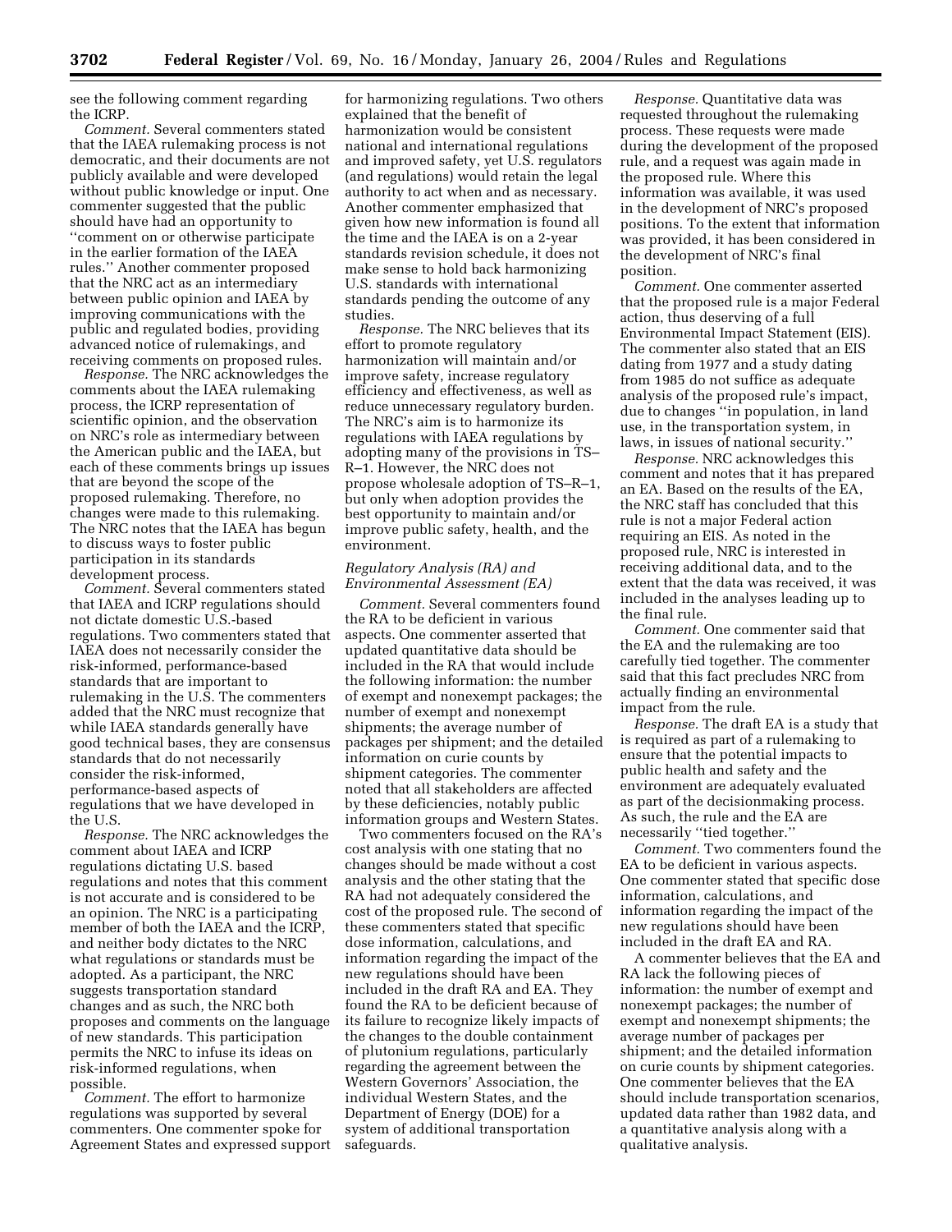see the following comment regarding the ICRP.

*Comment.* Several commenters stated that the IAEA rulemaking process is not democratic, and their documents are not publicly available and were developed without public knowledge or input. One commenter suggested that the public should have had an opportunity to ''comment on or otherwise participate in the earlier formation of the IAEA rules.'' Another commenter proposed that the NRC act as an intermediary between public opinion and IAEA by improving communications with the public and regulated bodies, providing advanced notice of rulemakings, and receiving comments on proposed rules.

*Response.* The NRC acknowledges the comments about the IAEA rulemaking process, the ICRP representation of scientific opinion, and the observation on NRC's role as intermediary between the American public and the IAEA, but each of these comments brings up issues that are beyond the scope of the proposed rulemaking. Therefore, no changes were made to this rulemaking. The NRC notes that the IAEA has begun to discuss ways to foster public participation in its standards development process.

*Comment.* Several commenters stated that IAEA and ICRP regulations should not dictate domestic U.S.-based regulations. Two commenters stated that IAEA does not necessarily consider the risk-informed, performance-based standards that are important to rulemaking in the U.S. The commenters added that the NRC must recognize that while IAEA standards generally have good technical bases, they are consensus standards that do not necessarily consider the risk-informed, performance-based aspects of regulations that we have developed in the U.S.

*Response.* The NRC acknowledges the comment about IAEA and ICRP regulations dictating U.S. based regulations and notes that this comment is not accurate and is considered to be an opinion. The NRC is a participating member of both the IAEA and the ICRP, and neither body dictates to the NRC what regulations or standards must be adopted. As a participant, the NRC suggests transportation standard changes and as such, the NRC both proposes and comments on the language of new standards. This participation permits the NRC to infuse its ideas on risk-informed regulations, when possible.

*Comment.* The effort to harmonize regulations was supported by several commenters. One commenter spoke for Agreement States and expressed support for harmonizing regulations. Two others explained that the benefit of harmonization would be consistent national and international regulations and improved safety, yet U.S. regulators (and regulations) would retain the legal authority to act when and as necessary. Another commenter emphasized that given how new information is found all the time and the IAEA is on a 2-year standards revision schedule, it does not make sense to hold back harmonizing U.S. standards with international standards pending the outcome of any studies.

*Response.* The NRC believes that its effort to promote regulatory harmonization will maintain and/or improve safety, increase regulatory efficiency and effectiveness, as well as reduce unnecessary regulatory burden. The NRC's aim is to harmonize its regulations with IAEA regulations by adopting many of the provisions in TS–R–1. However, the NRC does not propose wholesale adoption of TS–R–1, but only when adoption provides the best opportunity to maintain and/or improve public safety, health, and the environment.

*Regulatory Analysis (RA) and Environmental Assessment (EA)*

*Comment.* Several commenters found the RA to be deficient in various aspects. One commenter asserted that updated quantitative data should be included in the RA that would include the following information: the number of exempt and nonexempt packages; the number of exempt and nonexempt shipments; the average number of packages per shipment; and the detailed information on curie counts by shipment categories. The commenter noted that all stakeholders are affected by these deficiencies, notably public information groups and Western States.

Two commenters focused on the RA's cost analysis with one stating that no changes should be made without a cost analysis and the other stating that the RA had not adequately considered the cost of the proposed rule. The second of these commenters stated that specific dose information, calculations, and information regarding the impact of the new regulations should have been included in the draft RA and EA. They found the RA to be deficient because of its failure to recognize likely impacts of the changes to the double containment of plutonium regulations, particularly regarding the agreement between the Western Governors' Association, the individual Western States, and the Department of Energy (DOE) for a system of additional transportation safeguards.

*Response.* Quantitative data was requested throughout the rulemaking process. These requests were made during the development of the proposed rule, and a request was again made in the proposed rule. Where this information was available, it was used in the development of NRC's proposed positions. To the extent that information was provided, it has been considered in the development of NRC's final position.

*Comment.* One commenter asserted that the proposed rule is a major Federal action, thus deserving of a full Environmental Impact Statement (EIS). The commenter also stated that an EIS dating from 1977 and a study dating from 1985 do not suffice as adequate analysis of the proposed rule's impact, due to changes ''in population, in land use, in the transportation system, in laws, in issues of national security.''

*Response.* NRC acknowledges this comment and notes that it has prepared an EA. Based on the results of the EA, the NRC staff has concluded that this rule is not a major Federal action requiring an EIS. As noted in the proposed rule, NRC is interested in receiving additional data, and to the extent that the data was received, it was included in the analyses leading up to the final rule.

*Comment.* One commenter said that the EA and the rulemaking are too carefully tied together. The commenter said that this fact precludes NRC from actually finding an environmental impact from the rule.

*Response.* The draft EA is a study that is required as part of a rulemaking to ensure that the potential impacts to public health and safety and the environment are adequately evaluated as part of the decisionmaking process. As such, the rule and the EA are necessarily ''tied together.''

*Comment.* Two commenters found the EA to be deficient in various aspects. One commenter stated that specific dose information, calculations, and information regarding the impact of the new regulations should have been included in the draft EA and RA.

A commenter believes that the EA and RA lack the following pieces of information: the number of exempt and nonexempt packages; the number of exempt and nonexempt shipments; the average number of packages per shipment; and the detailed information on curie counts by shipment categories. One commenter believes that the EA should include transportation scenarios, updated data rather than 1982 data, and a quantitative analysis along with a qualitative analysis.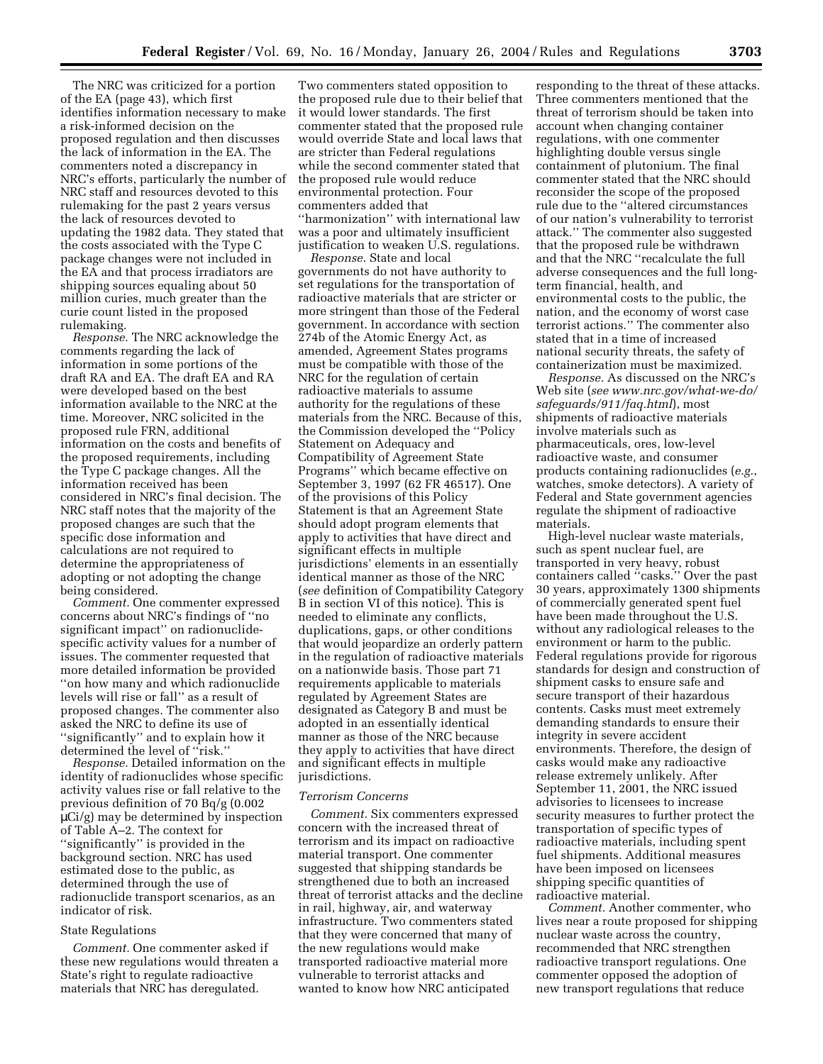The NRC was criticized for a portion of the EA (page 43), which first identifies information necessary to make a risk-informed decision on the proposed regulation and then discusses the lack of information in the EA. The commenters noted a discrepancy in NRC's efforts, particularly the number of NRC staff and resources devoted to this rulemaking for the past 2 years versus the lack of resources devoted to updating the 1982 data. They stated that the costs associated with the Type C package changes were not included in the EA and that process irradiators are shipping sources equaling about 50 million curies, much greater than the curie count listed in the proposed rulemaking.

*Response.* The NRC acknowledge the comments regarding the lack of information in some portions of the draft RA and EA. The draft EA and RA were developed based on the best information available to the NRC at the time. Moreover, NRC solicited in the proposed rule FRN, additional information on the costs and benefits of the proposed requirements, including the Type C package changes. All the information received has been considered in NRC's final decision. The NRC staff notes that the majority of the proposed changes are such that the specific dose information and calculations are not required to determine the appropriateness of adopting or not adopting the change being considered.

*Comment.* One commenter expressed concerns about NRC's findings of "no significant impact" on radionuclide-specific activity values for a number of issues. The commenter requested that more detailed information be provided "on how many and which radionuclide levels will rise or fall" as a result of proposed changes. The commenter also asked the NRC to define its use of "significantly" and to explain how it determined the level of "risk."

*Response.* Detailed information on the identity of radionuclides whose specific activity values rise or fall relative to the previous definition of 70 Bq/g (0.002 μCi/g) may be determined by inspection of Table A–2. The context for "significantly" is provided in the background section. NRC has used estimated dose to the public, as determined through the use of radionuclide transport scenarios, as an indicator of risk.

### State Regulations

*Comment.* One commenter asked if these new regulations would threaten a State's right to regulate radioactive materials that NRC has deregulated. Two commenters stated opposition to the proposed rule due to their belief that it would lower standards. The first commenter stated that the proposed rule would override State and local laws that are stricter than Federal regulations while the second commenter stated that the proposed rule would reduce environmental protection. Four commenters added that "harmonization" with international law was a poor and ultimately insufficient justification to weaken U.S. regulations.

*Response.* State and local governments do not have authority to set regulations for the transportation of radioactive materials that are stricter or more stringent than those of the Federal government. In accordance with section 274b of the Atomic Energy Act, as amended, Agreement States programs must be compatible with those of the NRC for the regulation of certain radioactive materials to assume authority for the regulations of these materials from the NRC. Because of this, the Commission developed the "Policy Statement on Adequacy and Compatibility of Agreement State Programs" which became effective on September 3, 1997 (62 FR 46517). One of the provisions of this Policy Statement is that an Agreement State should adopt program elements that apply to activities that have direct and significant effects in multiple jurisdictions' elements in an essentially identical manner as those of the NRC (*see* definition of Compatibility Category B in section VI of this notice). This is needed to eliminate any conflicts, duplications, gaps, or other conditions that would jeopardize an orderly pattern in the regulation of radioactive materials on a nationwide basis. Those part 71 requirements applicable to materials regulated by Agreement States are designated as Category B and must be adopted in an essentially identical manner as those of the NRC because they apply to activities that have direct and significant effects in multiple jurisdictions.

### *Terrorism Concerns*

*Comment.* Six commenters expressed concern with the increased threat of terrorism and its impact on radioactive material transport. One commenter suggested that shipping standards be strengthened due to both an increased threat of terrorist attacks and the decline in rail, highway, air, and waterway infrastructure. Two commenters stated that they were concerned that many of the new regulations would make transported radioactive material more vulnerable to terrorist attacks and wanted to know how NRC anticipated responding to the threat of these attacks. Three commenters mentioned that the threat of terrorism should be taken into account when changing container regulations, with one commenter highlighting double versus single containment of plutonium. The final commenter stated that the NRC should reconsider the scope of the proposed rule due to the "altered circumstances of our nation's vulnerability to terrorist attack." The commenter also suggested that the proposed rule be withdrawn and that the NRC "recalculate the full adverse consequences and the full long-term financial, health, and environmental costs to the public, the nation, and the economy of worst case terrorist actions." The commenter also stated that in a time of increased national security threats, the safety of containerization must be maximized.

*Response.* As discussed on the NRC's Web site (*see www.nrc.gov/what-we-do/safeguards/911/faq.html*), most shipments of radioactive materials involve materials such as pharmaceuticals, ores, low-level radioactive waste, and consumer products containing radionuclides (*e.g.*, watches, smoke detectors). A variety of Federal and State government agencies regulate the shipment of radioactive materials.

High-level nuclear waste materials, such as spent nuclear fuel, are transported in very heavy, robust containers called "casks." Over the past 30 years, approximately 1300 shipments of commercially generated spent fuel have been made throughout the U.S. without any radiological releases to the environment or harm to the public. Federal regulations provide for rigorous standards for design and construction of shipment casks to ensure safe and secure transport of their hazardous contents. Casks must meet extremely demanding standards to ensure their integrity in severe accident environments. Therefore, the design of casks would make any radioactive release extremely unlikely. After September 11, 2001, the NRC issued advisories to licensees to increase security measures to further protect the transportation of specific types of radioactive materials, including spent fuel shipments. Additional measures have been imposed on licensees shipping specific quantities of radioactive material.

*Comment.* Another commenter, who lives near a route proposed for shipping nuclear waste across the country, recommended that NRC strengthen radioactive transport regulations. One commenter opposed the adoption of new transport regulations that reduce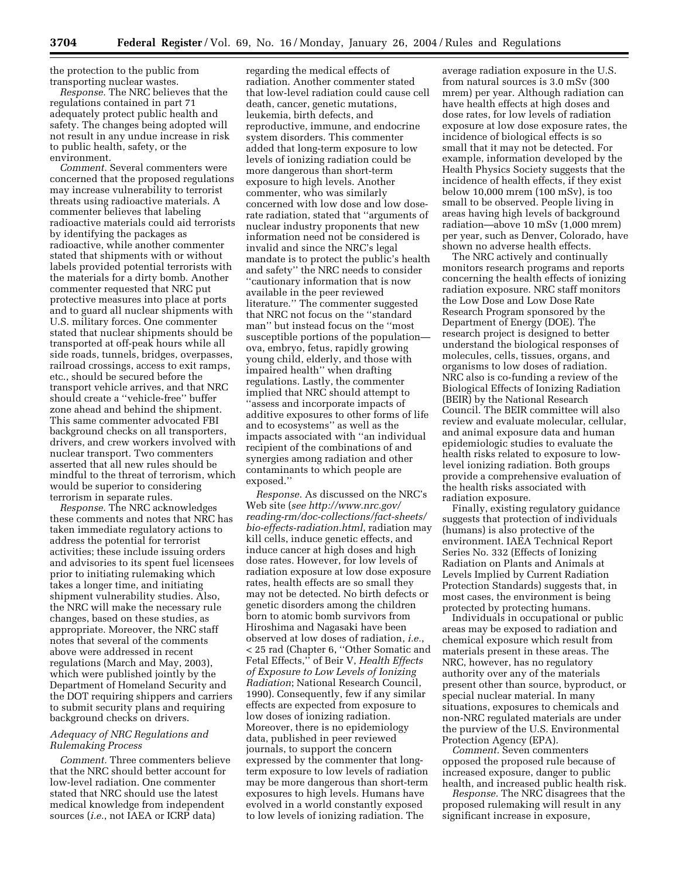the protection to the public from transporting nuclear wastes.

*Response.* The NRC believes that the regulations contained in part 71 adequately protect public health and safety. The changes being adopted will not result in any undue increase in risk to public health, safety, or the environment.

*Comment.* Several commenters were concerned that the proposed regulations may increase vulnerability to terrorist threats using radioactive materials. A commenter believes that labeling radioactive materials could aid terrorists by identifying the packages as radioactive, while another commenter stated that shipments with or without labels provided potential terrorists with the materials for a dirty bomb. Another commenter requested that NRC put protective measures into place at ports and to guard all nuclear shipments with U.S. military forces. One commenter stated that nuclear shipments should be transported at off-peak hours while all side roads, tunnels, bridges, overpasses, railroad crossings, access to exit ramps, etc., should be secured before the transport vehicle arrives, and that NRC should create a ''vehicle-free'' buffer zone ahead and behind the shipment. This same commenter advocated FBI background checks on all transporters, drivers, and crew workers involved with nuclear transport. Two commenters asserted that all new rules should be mindful to the threat of terrorism, which would be superior to considering terrorism in separate rules.

*Response.* The NRC acknowledges these comments and notes that NRC has taken immediate regulatory actions to address the potential for terrorist activities; these include issuing orders and advisories to its spent fuel licensees prior to initiating rulemaking which takes a longer time, and initiating shipment vulnerability studies. Also, the NRC will make the necessary rule changes, based on these studies, as appropriate. Moreover, the NRC staff notes that several of the comments above were addressed in recent regulations (March and May, 2003), which were published jointly by the Department of Homeland Security and the DOT requiring shippers and carriers to submit security plans and requiring background checks on drivers.

### *Adequacy of NRC Regulations and Rulemaking Process*

*Comment.* Three commenters believe that the NRC should better account for low-level radiation. One commenter stated that NRC should use the latest medical knowledge from independent sources (*i.e.*, not IAEA or ICRP data) regarding the medical effects of radiation. Another commenter stated that low-level radiation could cause cell death, cancer, genetic mutations, leukemia, birth defects, and reproductive, immune, and endocrine system disorders. This commenter added that long-term exposure to low levels of ionizing radiation could be more dangerous than short-term exposure to high levels. Another commenter, who was similarly concerned with low dose and low dose-rate radiation, stated that ''arguments of nuclear industry proponents that new information need not be considered is invalid and since the NRC's legal mandate is to protect the public's health and safety'' the NRC needs to consider ''cautionary information that is now available in the peer reviewed literature.'' The commenter suggested that NRC not focus on the ''standard man'' but instead focus on the ''most susceptible portions of the population—ova, embryo, fetus, rapidly growing young child, elderly, and those with impaired health'' when drafting regulations. Lastly, the commenter implied that NRC should attempt to ''assess and incorporate impacts of additive exposures to other forms of life and to ecosystems'' as well as the impacts associated with ''an individual recipient of the combinations of and synergies among radiation and other contaminants to which people are exposed.''

*Response.* As discussed on the NRC's Web site (*see http://www.nrc.gov/reading-rm/doc-collections/fact-sheets/bio-effects-radiation.html*, radiation may kill cells, induce genetic effects, and induce cancer at high doses and high dose rates. However, for low levels of radiation exposure at low dose exposure rates, health effects are so small they may not be detected. No birth defects or genetic disorders among the children born to atomic bomb survivors from Hiroshima and Nagasaki have been observed at low doses of radiation, *i.e.*, < 25 rad (Chapter 6, ''Other Somatic and Fetal Effects,'' of Beir V, *Health Effects of Exposure to Low Levels of Ionizing Radiation*; National Research Council, 1990). Consequently, few if any similar effects are expected from exposure to low doses of ionizing radiation. Moreover, there is no epidemiology data, published in peer reviewed journals, to support the concern expressed by the commenter that long-term exposure to low levels of radiation may be more dangerous than short-term exposures to high levels. Humans have evolved in a world constantly exposed to low levels of ionizing radiation. The average radiation exposure in the U.S. from natural sources is 3.0 mSv (300 mrem) per year. Although radiation can have health effects at high doses and dose rates, for low levels of radiation exposure at low dose exposure rates, the incidence of biological effects is so small that it may not be detected. For example, information developed by the Health Physics Society suggests that the incidence of health effects, if they exist below 10,000 mrem (100 mSv), is too small to be observed. People living in areas having high levels of background radiation—above 10 mSv (1,000 mrem) per year, such as Denver, Colorado, have shown no adverse health effects.

The NRC actively and continually monitors research programs and reports concerning the health effects of ionizing radiation exposure. NRC staff monitors the Low Dose and Low Dose Rate Research Program sponsored by the Department of Energy (DOE). The research project is designed to better understand the biological responses of molecules, cells, tissues, organs, and organisms to low doses of radiation. NRC also is co-funding a review of the Biological Effects of Ionizing Radiation (BEIR) by the National Research Council. The BEIR committee will also review and evaluate molecular, cellular, and animal exposure data and human epidemiologic studies to evaluate the health risks related to exposure to low-level ionizing radiation. Both groups provide a comprehensive evaluation of the health risks associated with radiation exposure.

Finally, existing regulatory guidance suggests that protection of individuals (humans) is also protective of the environment. IAEA Technical Report Series No. 332 (Effects of Ionizing Radiation on Plants and Animals at Levels Implied by Current Radiation Protection Standards) suggests that, in most cases, the environment is being protected by protecting humans.

Individuals in occupational or public areas may be exposed to radiation and chemical exposure which result from materials present in these areas. The NRC, however, has no regulatory authority over any of the materials present other than source, byproduct, or special nuclear material. In many situations, exposures to chemicals and non-NRC regulated materials are under the purview of the U.S. Environmental Protection Agency (EPA).

*Comment.* Seven commenters opposed the proposed rule because of increased exposure, danger to public health, and increased public health risk.

*Response.* The NRC disagrees that the proposed rulemaking will result in any significant increase in exposure,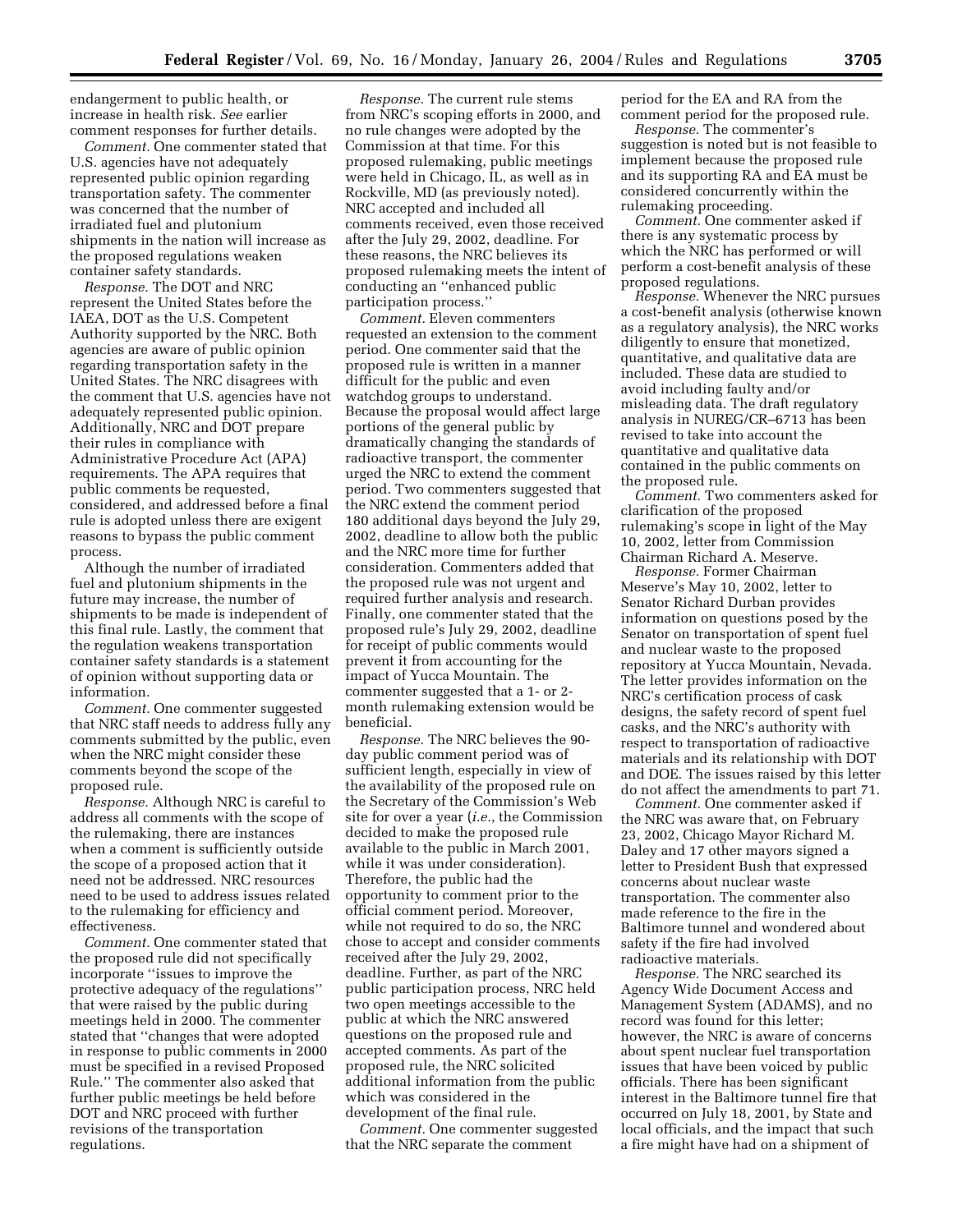endangerment to public health, or increase in health risk. *See* earlier comment responses for further details.

*Comment.* One commenter stated that U.S. agencies have not adequately represented public opinion regarding transportation safety. The commenter was concerned that the number of irradiated fuel and plutonium shipments in the nation will increase as the proposed regulations weaken container safety standards.

*Response.* The DOT and NRC represent the United States before the IAEA, DOT as the U.S. Competent Authority supported by the NRC. Both agencies are aware of public opinion regarding transportation safety in the United States. The NRC disagrees with the comment that U.S. agencies have not adequately represented public opinion. Additionally, NRC and DOT prepare their rules in compliance with Administrative Procedure Act (APA) requirements. The APA requires that public comments be requested, considered, and addressed before a final rule is adopted unless there are exigent reasons to bypass the public comment process.

Although the number of irradiated fuel and plutonium shipments in the future may increase, the number of shipments to be made is independent of this final rule. Lastly, the comment that the regulation weakens transportation container safety standards is a statement of opinion without supporting data or information.

*Comment.* One commenter suggested that NRC staff needs to address fully any comments submitted by the public, even when the NRC might consider these comments beyond the scope of the proposed rule.

*Response.* Although NRC is careful to address all comments with the scope of the rulemaking, there are instances when a comment is sufficiently outside the scope of a proposed action that it need not be addressed. NRC resources need to be used to address issues related to the rulemaking for efficiency and effectiveness.

*Comment.* One commenter stated that the proposed rule did not specifically incorporate ''issues to improve the protective adequacy of the regulations'' that were raised by the public during meetings held in 2000. The commenter stated that ''changes that were adopted in response to public comments in 2000 must be specified in a revised Proposed Rule.'' The commenter also asked that further public meetings be held before DOT and NRC proceed with further revisions of the transportation regulations.

*Response.* The current rule stems from NRC's scoping efforts in 2000, and no rule changes were adopted by the Commission at that time. For this proposed rulemaking, public meetings were held in Chicago, IL, as well as in Rockville, MD (as previously noted). NRC accepted and included all comments received, even those received after the July 29, 2002, deadline. For these reasons, the NRC believes its proposed rulemaking meets the intent of conducting an ''enhanced public participation process.''

*Comment.* Eleven commenters requested an extension to the comment period. One commenter said that the proposed rule is written in a manner difficult for the public and even watchdog groups to understand. Because the proposal would affect large portions of the general public by dramatically changing the standards of radioactive transport, the commenter urged the NRC to extend the comment period. Two commenters suggested that the NRC extend the comment period 180 additional days beyond the July 29, 2002, deadline to allow both the public and the NRC more time for further consideration. Commenters added that the proposed rule was not urgent and required further analysis and research. Finally, one commenter stated that the proposed rule's July 29, 2002, deadline for receipt of public comments would prevent it from accounting for the impact of Yucca Mountain. The commenter suggested that a 1- or 2-month rulemaking extension would be beneficial.

*Response.* The NRC believes the 90-day public comment period was of sufficient length, especially in view of the availability of the proposed rule on the Secretary of the Commission's Web site for over a year (*i.e.*, the Commission decided to make the proposed rule available to the public in March 2001, while it was under consideration). Therefore, the public had the opportunity to comment prior to the official comment period. Moreover, while not required to do so, the NRC chose to accept and consider comments received after the July 29, 2002, deadline. Further, as part of the NRC public participation process, NRC held two open meetings accessible to the public at which the NRC answered questions on the proposed rule and accepted comments. As part of the proposed rule, the NRC solicited additional information from the public which was considered in the development of the final rule.

*Comment.* One commenter suggested that the NRC separate the comment period for the EA and RA from the comment period for the proposed rule.

*Response.* The commenter's suggestion is noted but is not feasible to implement because the proposed rule and its supporting RA and EA must be considered concurrently within the rulemaking proceeding.

*Comment.* One commenter asked if there is any systematic process by which the NRC has performed or will perform a cost-benefit analysis of these proposed regulations.

*Response.* Whenever the NRC pursues a cost-benefit analysis (otherwise known as a regulatory analysis), the NRC works diligently to ensure that monetized, quantitative, and qualitative data are included. These data are studied to avoid including faulty and/or misleading data. The draft regulatory analysis in NUREG/CR–6713 has been revised to take into account the quantitative and qualitative data contained in the public comments on the proposed rule.

*Comment.* Two commenters asked for clarification of the proposed rulemaking's scope in light of the May 10, 2002, letter from Commission Chairman Richard A. Meserve.

*Response.* Former Chairman Meserve's May 10, 2002, letter to Senator Richard Durban provides information on questions posed by the Senator on transportation of spent fuel and nuclear waste to the proposed repository at Yucca Mountain, Nevada. The letter provides information on the NRC's certification process of cask designs, the safety record of spent fuel casks, and the NRC's authority with respect to transportation of radioactive materials and its relationship with DOT and DOE. The issues raised by this letter do not affect the amendments to part 71.

*Comment.* One commenter asked if the NRC was aware that, on February 23, 2002, Chicago Mayor Richard M. Daley and 17 other mayors signed a letter to President Bush that expressed concerns about nuclear waste transportation. The commenter also made reference to the fire in the Baltimore tunnel and wondered about safety if the fire had involved radioactive materials.

*Response.* The NRC searched its Agency Wide Document Access and Management System (ADAMS), and no record was found for this letter; however, the NRC is aware of concerns about spent nuclear fuel transportation issues that have been voiced by public officials. There has been significant interest in the Baltimore tunnel fire that occurred on July 18, 2001, by State and local officials, and the impact that such a fire might have had on a shipment of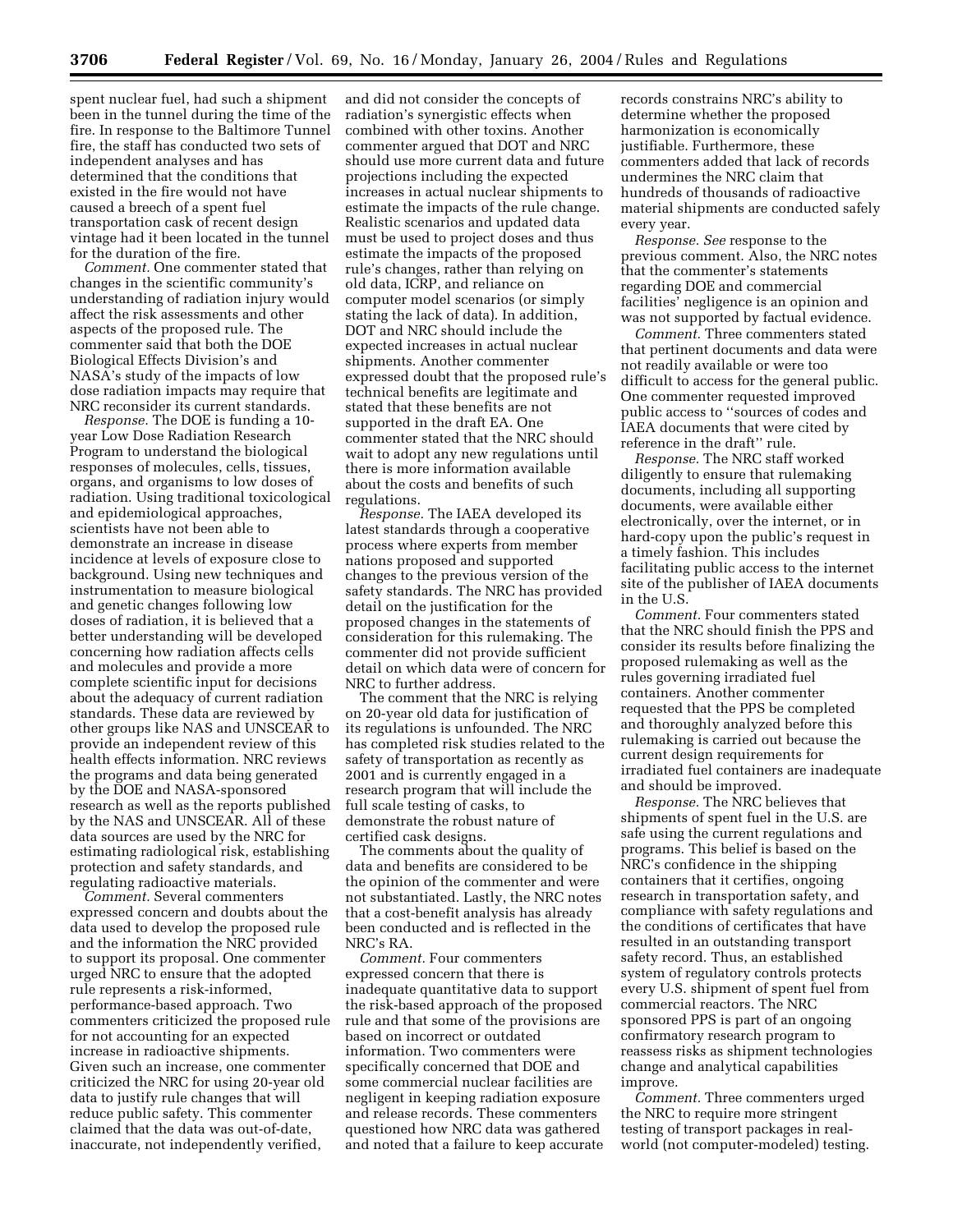spent nuclear fuel, had such a shipment been in the tunnel during the time of the fire. In response to the Baltimore Tunnel fire, the staff has conducted two sets of independent analyses and has determined that the conditions that existed in the fire would not have caused a breech of a spent fuel transportation cask of recent design vintage had it been located in the tunnel for the duration of the fire.

*Comment.* One commenter stated that changes in the scientific community's understanding of radiation injury would affect the risk assessments and other aspects of the proposed rule. The commenter said that both the DOE Biological Effects Division's and NASA's study of the impacts of low dose radiation impacts may require that NRC reconsider its current standards.

*Response.* The DOE is funding a 10-year Low Dose Radiation Research Program to understand the biological responses of molecules, cells, tissues, organs, and organisms to low doses of radiation. Using traditional toxicological and epidemiological approaches, scientists have not been able to demonstrate an increase in disease incidence at levels of exposure close to background. Using new techniques and instrumentation to measure biological and genetic changes following low doses of radiation, it is believed that a better understanding will be developed concerning how radiation affects cells and molecules and provide a more complete scientific input for decisions about the adequacy of current radiation standards. These data are reviewed by other groups like NAS and UNSCEAR to provide an independent review of this health effects information. NRC reviews the programs and data being generated by the DOE and NASA-sponsored research as well as the reports published by the NAS and UNSCEAR. All of these data sources are used by the NRC for estimating radiological risk, establishing protection and safety standards, and regulating radioactive materials.

*Comment.* Several commenters expressed concern and doubts about the data used to develop the proposed rule and the information the NRC provided to support its proposal. One commenter urged NRC to ensure that the adopted rule represents a risk-informed, performance-based approach. Two commenters criticized the proposed rule for not accounting for an expected increase in radioactive shipments. Given such an increase, one commenter criticized the NRC for using 20-year old data to justify rule changes that will reduce public safety. This commenter claimed that the data was out-of-date, inaccurate, not independently verified, and did not consider the concepts of radiation's synergistic effects when combined with other toxins. Another commenter argued that DOT and NRC should use more current data and future projections including the expected increases in actual nuclear shipments to estimate the impacts of the rule change. Realistic scenarios and updated data must be used to project doses and thus estimate the impacts of the proposed rule's changes, rather than relying on old data, ICRP, and reliance on computer model scenarios (or simply stating the lack of data). In addition, DOT and NRC should include the expected increases in actual nuclear shipments. Another commenter expressed doubt that the proposed rule's technical benefits are legitimate and stated that these benefits are not supported in the draft EA. One commenter stated that the NRC should wait to adopt any new regulations until there is more information available about the costs and benefits of such regulations.

*Response.* The IAEA developed its latest standards through a cooperative process where experts from member nations proposed and supported changes to the previous version of the safety standards. The NRC has provided detail on the justification for the proposed changes in the statements of consideration for this rulemaking. The commenter did not provide sufficient detail on which data were of concern for NRC to further address.

The comment that the NRC is relying on 20-year old data for justification of its regulations is unfounded. The NRC has completed risk studies related to the safety of transportation as recently as 2001 and is currently engaged in a research program that will include the full scale testing of casks, to demonstrate the robust nature of certified cask designs.

The comments about the quality of data and benefits are considered to be the opinion of the commenter and were not substantiated. Lastly, the NRC notes that a cost-benefit analysis has already been conducted and is reflected in the NRC's RA.

*Comment.* Four commenters expressed concern that there is inadequate quantitative data to support the risk-based approach of the proposed rule and that some of the provisions are based on incorrect or outdated information. Two commenters were specifically concerned that DOE and some commercial nuclear facilities are negligent in keeping radiation exposure and release records. These commenters questioned how NRC data was gathered and noted that a failure to keep accurate records constrains NRC's ability to determine whether the proposed harmonization is economically justifiable. Furthermore, these commenters added that lack of records undermines the NRC claim that hundreds of thousands of radioactive material shipments are conducted safely every year.

*Response. See* response to the previous comment. Also, the NRC notes that the commenter's statements regarding DOE and commercial facilities' negligence is an opinion and was not supported by factual evidence.

*Comment.* Three commenters stated that pertinent documents and data were not readily available or were too difficult to access for the general public. One commenter requested improved public access to "sources of codes and IAEA documents that were cited by reference in the draft" rule.

*Response.* The NRC staff worked diligently to ensure that rulemaking documents, including all supporting documents, were available either electronically, over the internet, or in hard-copy upon the public's request in a timely fashion. This includes facilitating public access to the internet site of the publisher of IAEA documents in the U.S.

*Comment.* Four commenters stated that the NRC should finish the PPS and consider its results before finalizing the proposed rulemaking as well as the rules governing irradiated fuel containers. Another commenter requested that the PPS be completed and thoroughly analyzed before this rulemaking is carried out because the current design requirements for irradiated fuel containers are inadequate and should be improved.

*Response.* The NRC believes that shipments of spent fuel in the U.S. are safe using the current regulations and programs. This belief is based on the NRC's confidence in the shipping containers that it certifies, ongoing research in transportation safety, and compliance with safety regulations and the conditions of certificates that have resulted in an outstanding transport safety record. Thus, an established system of regulatory controls protects every U.S. shipment of spent fuel from commercial reactors. The NRC sponsored PPS is part of an ongoing confirmatory research program to reassess risks as shipment technologies change and analytical capabilities improve.

*Comment.* Three commenters urged the NRC to require more stringent testing of transport packages in real-world (not computer-modeled) testing.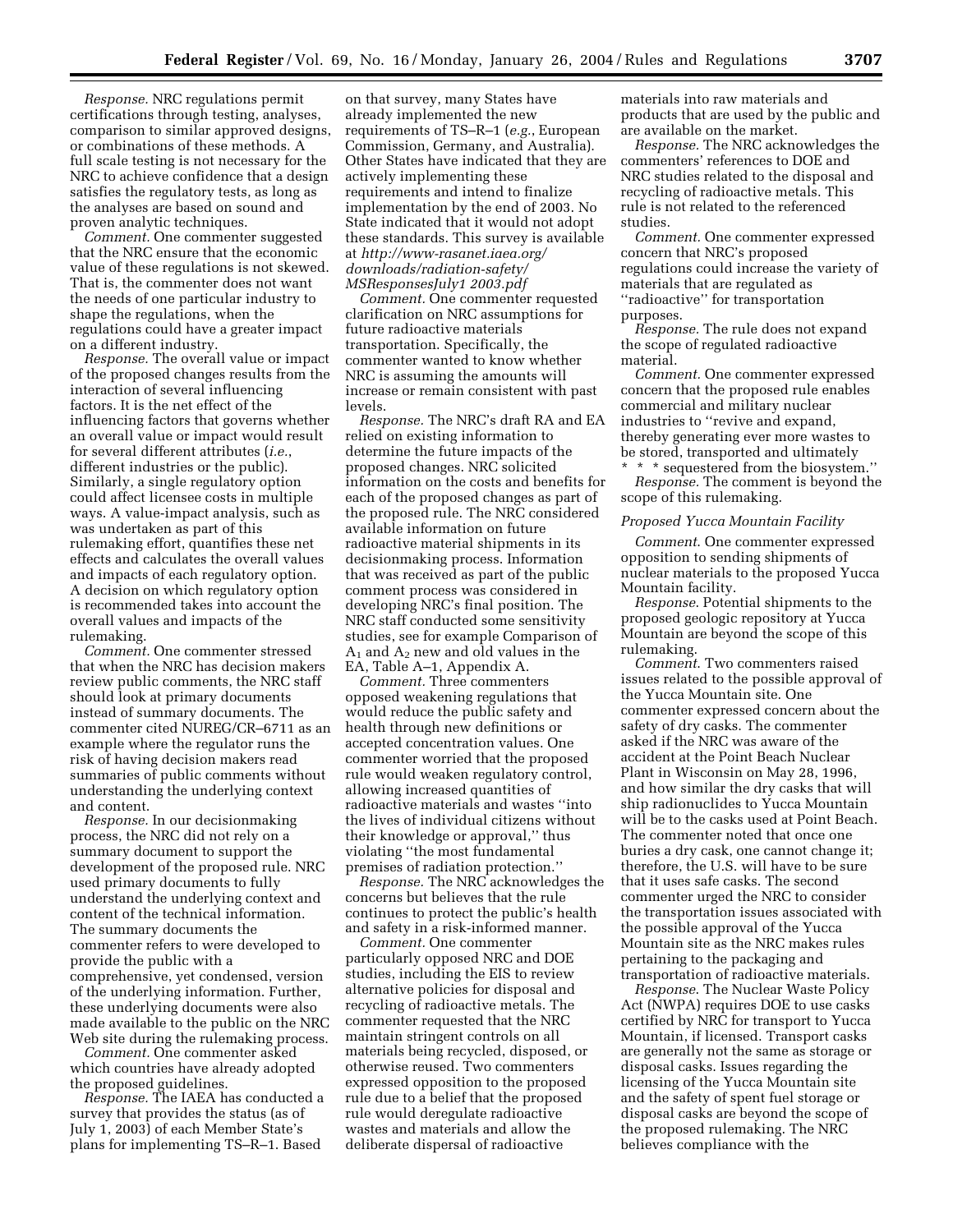*Response.* NRC regulations permit certifications through testing, analyses, comparison to similar approved designs, or combinations of these methods. A full scale testing is not necessary for the NRC to achieve confidence that a design satisfies the regulatory tests, as long as the analyses are based on sound and proven analytic techniques.

*Comment.* One commenter suggested that the NRC ensure that the economic value of these regulations is not skewed. That is, the commenter does not want the needs of one particular industry to shape the regulations, when the regulations could have a greater impact on a different industry.

*Response.* The overall value or impact of the proposed changes results from the interaction of several influencing factors. It is the net effect of the influencing factors that governs whether an overall value or impact would result for several different attributes (*i.e.*, different industries or the public). Similarly, a single regulatory option could affect licensee costs in multiple ways. A value-impact analysis, such as was undertaken as part of this rulemaking effort, quantifies these net effects and calculates the overall values and impacts of each regulatory option. A decision on which regulatory option is recommended takes into account the overall values and impacts of the rulemaking.

*Comment.* One commenter stressed that when the NRC has decision makers review public comments, the NRC staff should look at primary documents instead of summary documents. The commenter cited NUREG/CR–6711 as an example where the regulator runs the risk of having decision makers read summaries of public comments without understanding the underlying context and content.

*Response.* In our decisionmaking process, the NRC did not rely on a summary document to support the development of the proposed rule. NRC used primary documents to fully understand the underlying context and content of the technical information. The summary documents the commenter refers to were developed to provide the public with a comprehensive, yet condensed, version of the underlying information. Further, these underlying documents were also made available to the public on the NRC Web site during the rulemaking process.

*Comment.* One commenter asked which countries have already adopted the proposed guidelines.

*Response.* The IAEA has conducted a survey that provides the status (as of July 1, 2003) of each Member State's plans for implementing TS–R–1. Based on that survey, many States have already implemented the new requirements of TS–R–1 (*e.g.*, European Commission, Germany, and Australia). Other States have indicated that they are actively implementing these requirements and intend to finalize implementation by the end of 2003. No State indicated that it would not adopt these standards. This survey is available at *http://www-rasanet.iaea.org/downloads/radiation-safety/MSResponsesJuly1 2003.pdf*

*Comment.* One commenter requested clarification on NRC assumptions for future radioactive materials transportation. Specifically, the commenter wanted to know whether NRC is assuming the amounts will increase or remain consistent with past levels.

*Response.* The NRC's draft RA and EA relied on existing information to determine the future impacts of the proposed changes. NRC solicited information on the costs and benefits for each of the proposed changes as part of the proposed rule. The NRC considered available information on future radioactive material shipments in its decisionmaking process. Information that was received as part of the public comment process was considered in developing NRC's final position. The NRC staff conducted some sensitivity studies, see for example Comparison of $A_1$ and $A_2$ new and old values in the EA, Table A–1, Appendix A.

*Comment.* Three commenters opposed weakening regulations that would reduce the public safety and health through new definitions or accepted concentration values. One commenter worried that the proposed rule would weaken regulatory control, allowing increased quantities of radioactive materials and wastes "into the lives of individual citizens without their knowledge or approval," thus violating "the most fundamental premises of radiation protection."

*Response.* The NRC acknowledges the concerns but believes that the rule continues to protect the public's health and safety in a risk-informed manner.

*Comment.* One commenter particularly opposed NRC and DOE studies, including the EIS to review alternative policies for disposal and recycling of radioactive metals. The commenter requested that the NRC maintain stringent controls on all materials being recycled, disposed, or otherwise reused. Two commenters expressed opposition to the proposed rule due to a belief that the proposed rule would deregulate radioactive wastes and materials and allow the deliberate dispersal of radioactive materials into raw materials and products that are used by the public and are available on the market.

*Response.* The NRC acknowledges the commenters' references to DOE and NRC studies related to the disposal and recycling of radioactive metals. This rule is not related to the referenced studies.

*Comment.* One commenter expressed concern that NRC's proposed regulations could increase the variety of materials that are regulated as "radioactive" for transportation purposes.

*Response.* The rule does not expand the scope of regulated radioactive material.

*Comment.* One commenter expressed concern that the proposed rule enables commercial and military nuclear industries to "revive and expand, thereby generating ever more wastes to be stored, transported and ultimately * * * sequestered from the biosystem."

*Response.* The comment is beyond the scope of this rulemaking.

### *Proposed Yucca Mountain Facility*

*Comment.* One commenter expressed opposition to sending shipments of nuclear materials to the proposed Yucca Mountain facility.

*Response.* Potential shipments to the proposed geologic repository at Yucca Mountain are beyond the scope of this rulemaking.

*Comment.* Two commenters raised issues related to the possible approval of the Yucca Mountain site. One commenter expressed concern about the safety of dry casks. The commenter asked if the NRC was aware of the accident at the Point Beach Nuclear Plant in Wisconsin on May 28, 1996, and how similar the dry casks that will ship radionuclides to Yucca Mountain will be to the casks used at Point Beach. The commenter noted that once one buries a dry cask, one cannot change it; therefore, the U.S. will have to be sure that it uses safe casks. The second commenter urged the NRC to consider the transportation issues associated with the possible approval of the Yucca Mountain site as the NRC makes rules pertaining to the packaging and transportation of radioactive materials.

*Response.* The Nuclear Waste Policy Act (NWPA) requires DOE to use casks certified by NRC for transport to Yucca Mountain, if licensed. Transport casks are generally not the same as storage or disposal casks. Issues regarding the licensing of the Yucca Mountain site and the safety of spent fuel storage or disposal casks are beyond the scope of the proposed rulemaking. The NRC believes compliance with the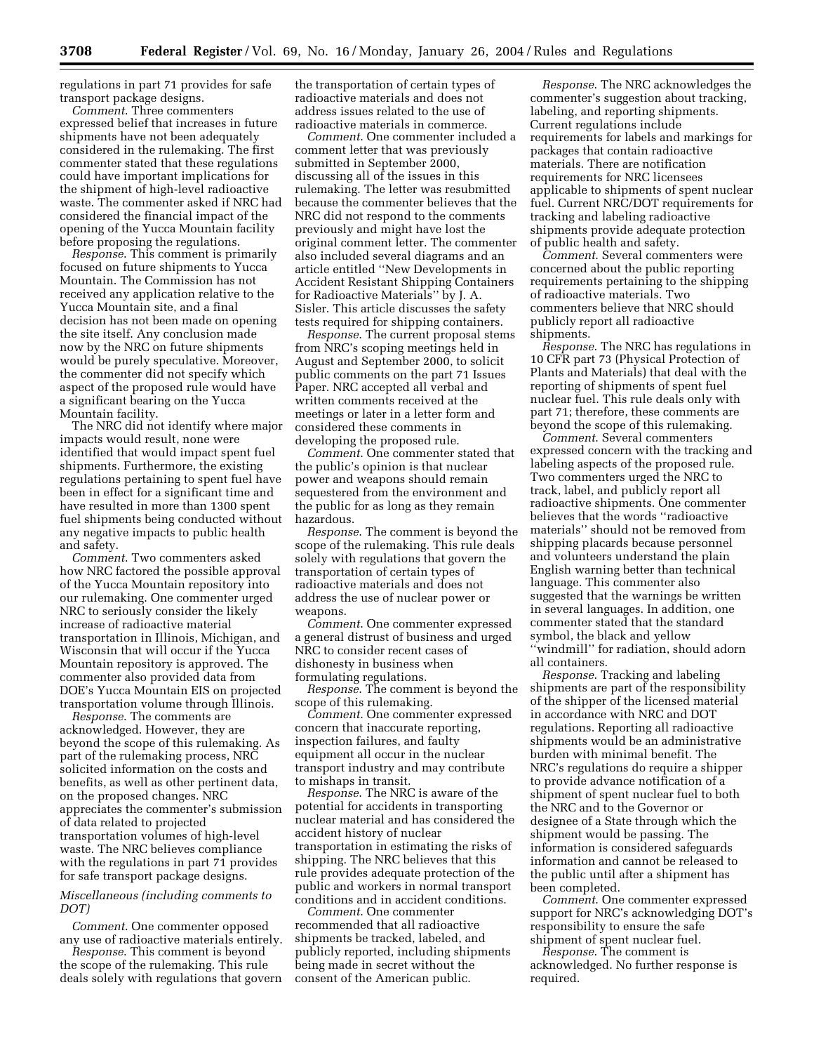regulations in part 71 provides for safe transport package designs.

*Comment.* Three commenters expressed belief that increases in future shipments have not been adequately considered in the rulemaking. The first commenter stated that these regulations could have important implications for the shipment of high-level radioactive waste. The commenter asked if NRC had considered the financial impact of the opening of the Yucca Mountain facility before proposing the regulations.

*Response.* This comment is primarily focused on future shipments to Yucca Mountain. The Commission has not received any application relative to the Yucca Mountain site, and a final decision has not been made on opening the site itself. Any conclusion made now by the NRC on future shipments would be purely speculative. Moreover, the commenter did not specify which aspect of the proposed rule would have a significant bearing on the Yucca Mountain facility.

The NRC did not identify where major impacts would result, none were identified that would impact spent fuel shipments. Furthermore, the existing regulations pertaining to spent fuel have been in effect for a significant time and have resulted in more than 1300 spent fuel shipments being conducted without any negative impacts to public health and safety.

*Comment.* Two commenters asked how NRC factored the possible approval of the Yucca Mountain repository into our rulemaking. One commenter urged NRC to seriously consider the likely increase of radioactive material transportation in Illinois, Michigan, and Wisconsin that will occur if the Yucca Mountain repository is approved. The commenter also provided data from DOE's Yucca Mountain EIS on projected transportation volume through Illinois.

*Response.* The comments are acknowledged. However, they are beyond the scope of this rulemaking. As part of the rulemaking process, NRC solicited information on the costs and benefits, as well as other pertinent data, on the proposed changes. NRC appreciates the commenter's submission of data related to projected transportation volumes of high-level waste. The NRC believes compliance with the regulations in part 71 provides for safe transport package designs.

### *Miscellaneous (including comments to DOT)*

*Comment.* One commenter opposed any use of radioactive materials entirely.

*Response.* This comment is beyond the scope of the rulemaking. This rule deals solely with regulations that govern the transportation of certain types of radioactive materials and does not address issues related to the use of radioactive materials in commerce.

*Comment.* One commenter included a comment letter that was previously submitted in September 2000, discussing all of the issues in this rulemaking. The letter was resubmitted because the commenter believes that the NRC did not respond to the comments previously and might have lost the original comment letter. The commenter also included several diagrams and an article entitled ''New Developments in Accident Resistant Shipping Containers for Radioactive Materials'' by J. A. Sisler. This article discusses the safety tests required for shipping containers.

*Response.* The current proposal stems from NRC's scoping meetings held in August and September 2000, to solicit public comments on the part 71 Issues Paper. NRC accepted all verbal and written comments received at the meetings or later in a letter form and considered these comments in developing the proposed rule.

*Comment.* One commenter stated that the public's opinion is that nuclear power and weapons should remain sequestered from the environment and the public for as long as they remain hazardous.

*Response.* The comment is beyond the scope of the rulemaking. This rule deals solely with regulations that govern the transportation of certain types of radioactive materials and does not address the use of nuclear power or weapons.

*Comment.* One commenter expressed a general distrust of business and urged NRC to consider recent cases of dishonesty in business when formulating regulations.

*Response.* The comment is beyond the scope of this rulemaking.

*Comment.* One commenter expressed concern that inaccurate reporting, inspection failures, and faulty equipment all occur in the nuclear transport industry and may contribute to mishaps in transit.

*Response.* The NRC is aware of the potential for accidents in transporting nuclear material and has considered the accident history of nuclear transportation in estimating the risks of shipping. The NRC believes that this rule provides adequate protection of the public and workers in normal transport conditions and in accident conditions.

*Comment.* One commenter recommended that all radioactive shipments be tracked, labeled, and publicly reported, including shipments being made in secret without the consent of the American public.

*Response.* The NRC acknowledges the commenter's suggestion about tracking, labeling, and reporting shipments. Current regulations include requirements for labels and markings for packages that contain radioactive materials. There are notification requirements for NRC licensees applicable to shipments of spent nuclear fuel. Current NRC/DOT requirements for tracking and labeling radioactive shipments provide adequate protection of public health and safety.

*Comment.* Several commenters were concerned about the public reporting requirements pertaining to the shipping of radioactive materials. Two commenters believe that NRC should publicly report all radioactive shipments.

*Response.* The NRC has regulations in 10 CFR part 73 (Physical Protection of Plants and Materials) that deal with the reporting of shipments of spent fuel nuclear fuel. This rule deals only with part 71; therefore, these comments are beyond the scope of this rulemaking.

*Comment.* Several commenters expressed concern with the tracking and labeling aspects of the proposed rule. Two commenters urged the NRC to track, label, and publicly report all radioactive shipments. One commenter believes that the words ''radioactive materials'' should not be removed from shipping placards because personnel and volunteers understand the plain English warning better than technical language. This commenter also suggested that the warnings be written in several languages. In addition, one commenter stated that the standard symbol, the black and yellow ''windmill'' for radiation, should adorn all containers.

*Response.* Tracking and labeling shipments are part of the responsibility of the shipper of the licensed material in accordance with NRC and DOT regulations. Reporting all radioactive shipments would be an administrative burden with minimal benefit. The NRC's regulations do require a shipper to provide advance notification of a shipment of spent nuclear fuel to both the NRC and to the Governor or designee of a State through which the shipment would be passing. The information is considered safeguards information and cannot be released to the public until after a shipment has been completed.

*Comment.* One commenter expressed support for NRC's acknowledging DOT's responsibility to ensure the safe shipment of spent nuclear fuel.

*Response.* The comment is acknowledged. No further response is required.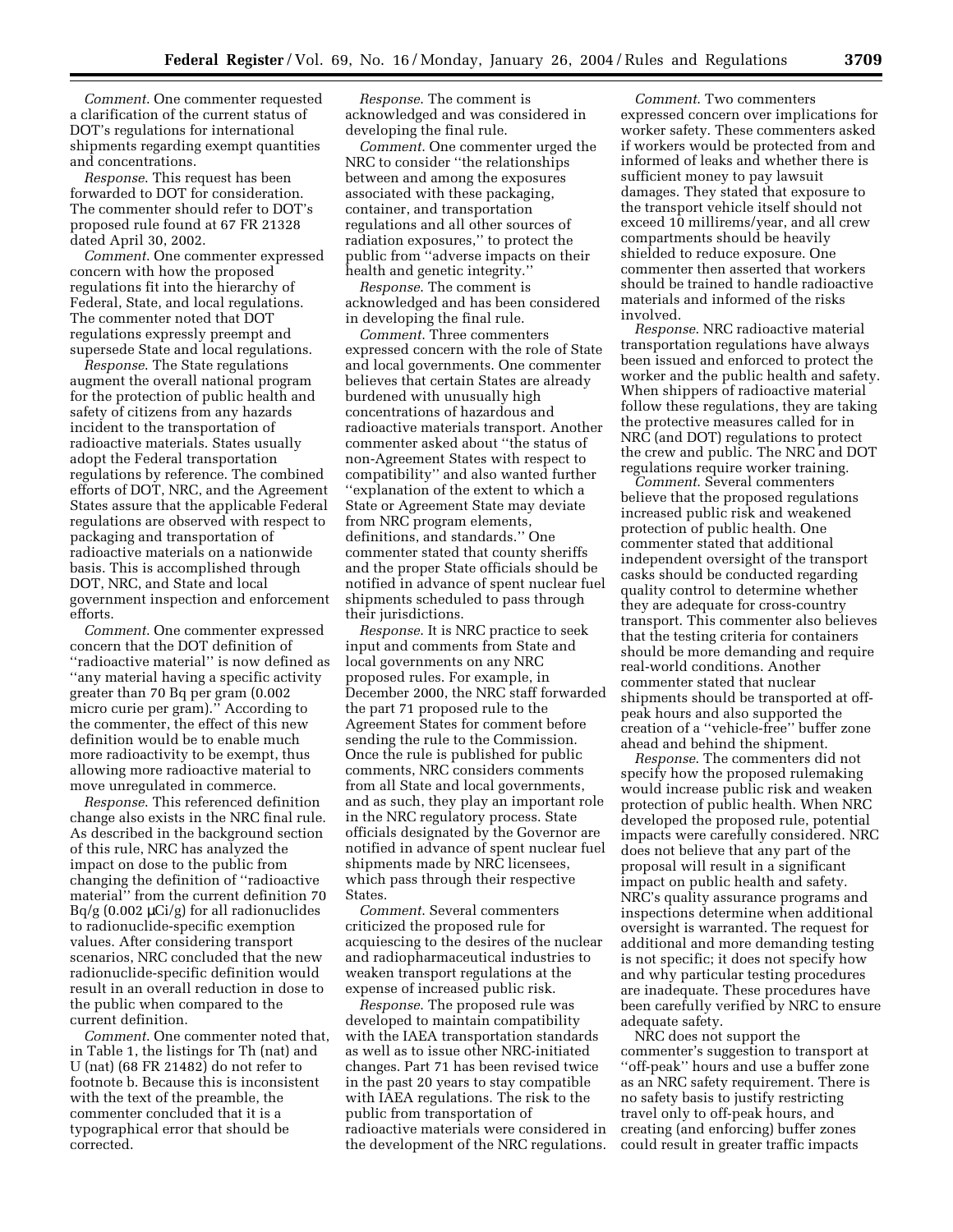*Comment*. One commenter requested a clarification of the current status of DOT's regulations for international shipments regarding exempt quantities and concentrations.

*Response*. This request has been forwarded to DOT for consideration. The commenter should refer to DOT's proposed rule found at 67 FR 21328 dated April 30, 2002.

*Comment*. One commenter expressed concern with how the proposed regulations fit into the hierarchy of Federal, State, and local regulations. The commenter noted that DOT regulations expressly preempt and supersede State and local regulations.

*Response*. The State regulations augment the overall national program for the protection of public health and safety of citizens from any hazards incident to the transportation of radioactive materials. States usually adopt the Federal transportation regulations by reference. The combined efforts of DOT, NRC, and the Agreement States assure that the applicable Federal regulations are observed with respect to packaging and transportation of radioactive materials on a nationwide basis. This is accomplished through DOT, NRC, and State and local government inspection and enforcement efforts.

*Comment*. One commenter expressed concern that the DOT definition of ''radioactive material'' is now defined as ''any material having a specific activity greater than 70 Bq per gram (0.002 micro curie per gram).'' According to the commenter, the effect of this new definition would be to enable much more radioactivity to be exempt, thus allowing more radioactive material to move unregulated in commerce.

*Response*. This referenced definition change also exists in the NRC final rule. As described in the background section of this rule, NRC has analyzed the impact on dose to the public from changing the definition of ''radioactive material'' from the current definition 70 Bq/g (0.002 µCi/g) for all radionuclides to radionuclide-specific exemption values. After considering transport scenarios, NRC concluded that the new radionuclide-specific definition would result in an overall reduction in dose to the public when compared to the current definition.

*Comment*. One commenter noted that, in Table 1, the listings for Th (nat) and U (nat) (68 FR 21482) do not refer to footnote b. Because this is inconsistent with the text of the preamble, the commenter concluded that it is a typographical error that should be corrected.

*Response*. The comment is acknowledged and was considered in developing the final rule.

*Comment*. One commenter urged the NRC to consider ''the relationships between and among the exposures associated with these packaging, container, and transportation regulations and all other sources of radiation exposures,'' to protect the public from ''adverse impacts on their health and genetic integrity.''

*Response*. The comment is acknowledged and has been considered in developing the final rule.

*Comment*. Three commenters expressed concern with the role of State and local governments. One commenter believes that certain States are already burdened with unusually high concentrations of hazardous and radioactive materials transport. Another commenter asked about ''the status of non-Agreement States with respect to compatibility'' and also wanted further ''explanation of the extent to which a State or Agreement State may deviate from NRC program elements, definitions, and standards.'' One commenter stated that county sheriffs and the proper State officials should be notified in advance of spent nuclear fuel shipments scheduled to pass through their jurisdictions.

*Response*. It is NRC practice to seek input and comments from State and local governments on any NRC proposed rules. For example, in December 2000, the NRC staff forwarded the part 71 proposed rule to the Agreement States for comment before sending the rule to the Commission. Once the rule is published for public comments, NRC considers comments from all State and local governments, and as such, they play an important role in the NRC regulatory process. State officials designated by the Governor are notified in advance of spent nuclear fuel shipments made by NRC licensees, which pass through their respective States.

*Comment*. Several commenters criticized the proposed rule for acquiescing to the desires of the nuclear and radiopharmaceutical industries to weaken transport regulations at the expense of increased public risk.

*Response*. The proposed rule was developed to maintain compatibility with the IAEA transportation standards as well as to issue other NRC-initiated changes. Part 71 has been revised twice in the past 20 years to stay compatible with IAEA regulations. The risk to the public from transportation of radioactive materials were considered in the development of the NRC regulations.

*Comment*. Two commenters expressed concern over implications for worker safety. These commenters asked if workers would be protected from and informed of leaks and whether there is sufficient money to pay lawsuit damages. They stated that exposure to the transport vehicle itself should not exceed 10 millirems/year, and all crew compartments should be heavily shielded to reduce exposure. One commenter then asserted that workers should be trained to handle radioactive materials and informed of the risks involved.

*Response*. NRC radioactive material transportation regulations have always been issued and enforced to protect the worker and the public health and safety. When shippers of radioactive material follow these regulations, they are taking the protective measures called for in NRC (and DOT) regulations to protect the crew and public. The NRC and DOT regulations require worker training.

*Comment*. Several commenters believe that the proposed regulations increased public risk and weakened protection of public health. One commenter stated that additional independent oversight of the transport casks should be conducted regarding quality control to determine whether they are adequate for cross-country transport. This commenter also believes that the testing criteria for containers should be more demanding and require real-world conditions. Another commenter stated that nuclear shipments should be transported at off-peak hours and also supported the creation of a ''vehicle-free'' buffer zone ahead and behind the shipment.

*Response*. The commenters did not specify how the proposed rulemaking would increase public risk and weaken protection of public health. When NRC developed the proposed rule, potential impacts were carefully considered. NRC does not believe that any part of the proposal will result in a significant impact on public health and safety. NRC's quality assurance programs and inspections determine when additional oversight is warranted. The request for additional and more demanding testing is not specific; it does not specify how and why particular testing procedures are inadequate. These procedures have been carefully verified by NRC to ensure adequate safety.

NRC does not support the commenter's suggestion to transport at ''off-peak'' hours and use a buffer zone as an NRC safety requirement. There is no safety basis to justify restricting travel only to off-peak hours, and creating (and enforcing) buffer zones could result in greater traffic impacts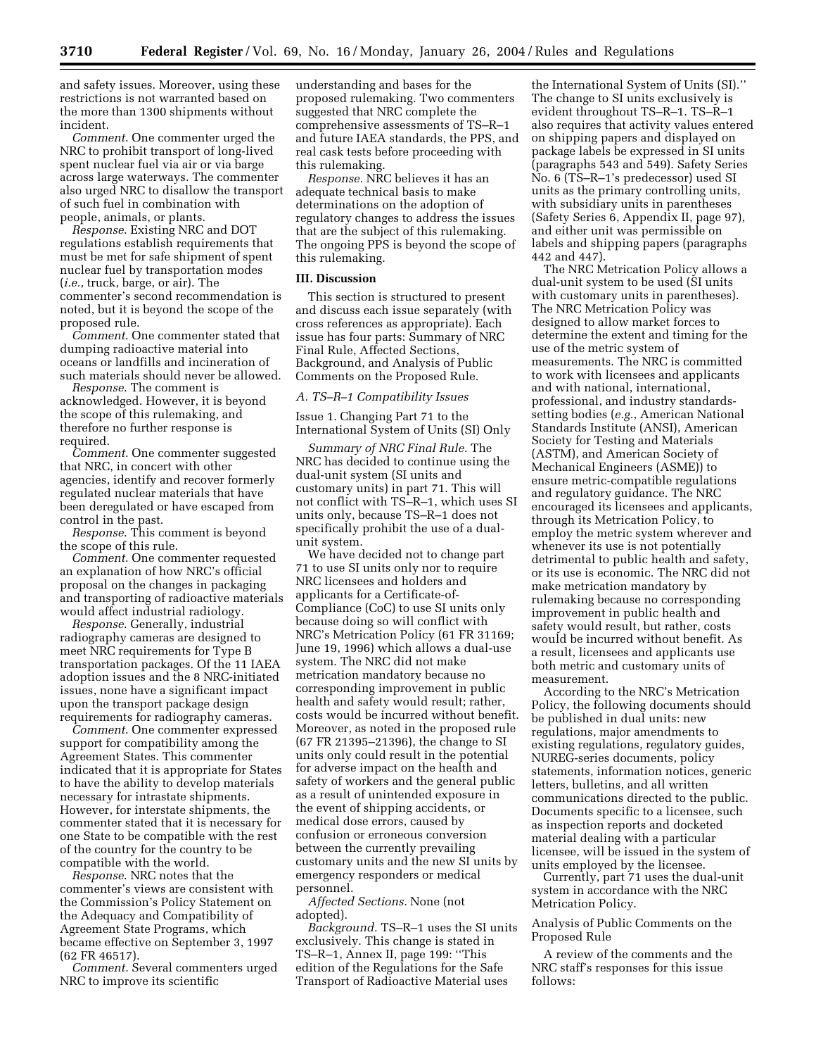and safety issues. Moreover, using these restrictions is not warranted based on the more than 1300 shipments without incident.

*Comment.* One commenter urged the NRC to prohibit transport of long-lived spent nuclear fuel via air or via barge across large waterways. The commenter also urged NRC to disallow the transport of such fuel in combination with people, animals, or plants.

*Response.* Existing NRC and DOT regulations establish requirements that must be met for safe shipment of spent nuclear fuel by transportation modes (*i.e.*, truck, barge, or air). The commenter's second recommendation is noted, but it is beyond the scope of the proposed rule.

*Comment.* One commenter stated that dumping radioactive material into oceans or landfills and incineration of such materials should never be allowed.

*Response.* The comment is acknowledged. However, it is beyond the scope of this rulemaking, and therefore no further response is required.

*Comment.* One commenter suggested that NRC, in concert with other agencies, identify and recover formerly regulated nuclear materials that have been deregulated or have escaped from control in the past.

*Response.* This comment is beyond the scope of this rule.

*Comment.* One commenter requested an explanation of how NRC's official proposal on the changes in packaging and transporting of radioactive materials would affect industrial radiology.

*Response.* Generally, industrial radiography cameras are designed to meet NRC requirements for Type B transportation packages. Of the 11 IAEA adoption issues and the 8 NRC-initiated issues, none have a significant impact upon the transport package design requirements for radiography cameras.

*Comment.* One commenter expressed support for compatibility among the Agreement States. This commenter indicated that it is appropriate for States to have the ability to develop materials necessary for intrastate shipments. However, for interstate shipments, the commenter stated that it is necessary for one State to be compatible with the rest of the country for the country to be compatible with the world.

*Response.* NRC notes that the commenter's views are consistent with the Commission's Policy Statement on the Adequacy and Compatibility of Agreement State Programs, which became effective on September 3, 1997 (62 FR 46517).

*Comment.* Several commenters urged NRC to improve its scientific understanding and bases for the proposed rulemaking. Two commenters suggested that NRC complete the comprehensive assessments of TS–R–1 and future IAEA standards, the PPS, and real cask tests before proceeding with this rulemaking.

*Response.* NRC believes it has an adequate technical basis to make determinations on the adoption of regulatory changes to address the issues that are the subject of this rulemaking. The ongoing PPS is beyond the scope of this rulemaking.

## III. Discussion

This section is structured to present and discuss each issue separately (with cross references as appropriate). Each issue has four parts: Summary of NRC Final Rule, Affected Sections, Background, and Analysis of Public Comments on the Proposed Rule.

### *A. TS–R–1 Compatibility Issues*

#### Issue 1. Changing Part 71 to the International System of Units (SI) Only

*Summary of NRC Final Rule.* The NRC has decided to continue using the dual-unit system (SI units and customary units) in part 71. This will not conflict with TS–R–1, which uses SI units only, because TS–R–1 does not specifically prohibit the use of a dual-unit system.

We have decided not to change part 71 to use SI units only nor to require NRC licensees and holders and applicants for a Certificate-of-Compliance (CoC) to use SI units only because doing so will conflict with NRC's Metrication Policy (61 FR 31169; June 19, 1996) which allows a dual-use system. The NRC did not make metrication mandatory because no corresponding improvement in public health and safety would result; rather, costs would be incurred without benefit. Moreover, as noted in the proposed rule (67 FR 21395–21396), the change to SI units only could result in the potential for adverse impact on the health and safety of workers and the general public as a result of unintended exposure in the event of shipping accidents, or medical dose errors, caused by confusion or erroneous conversion between the currently prevailing customary units and the new SI units by emergency responders or medical personnel.

*Affected Sections.* None (not adopted).

*Background.* TS–R–1 uses the SI units exclusively. This change is stated in TS–R–1, Annex II, page 199: ''This edition of the Regulations for the Safe Transport of Radioactive Material uses the International System of Units (SI).'' The change to SI units exclusively is evident throughout TS–R–1. TS–R–1 also requires that activity values entered on shipping papers and displayed on package labels be expressed in SI units (paragraphs 543 and 549). Safety Series No. 6 (TS–R–1's predecessor) used SI units as the primary controlling units, with subsidiary units in parentheses (Safety Series 6, Appendix II, page 97), and either unit was permissible on labels and shipping papers (paragraphs 442 and 447).

The NRC Metrication Policy allows a dual-unit system to be used (SI units with customary units in parentheses). The NRC Metrication Policy was designed to allow market forces to determine the extent and timing for the use of the metric system of measurements. The NRC is committed to work with licensees and applicants and with national, international, professional, and industry standards-setting bodies (*e.g.*, American National Standards Institute (ANSI), American Society for Testing and Materials (ASTM), and American Society of Mechanical Engineers (ASME)) to ensure metric-compatible regulations and regulatory guidance. The NRC encouraged its licensees and applicants, through its Metrication Policy, to employ the metric system wherever and whenever its use is not potentially detrimental to public health and safety, or its use is economic. The NRC did not make metrication mandatory by rulemaking because no corresponding improvement in public health and safety would result, but rather, costs would be incurred without benefit. As a result, licensees and applicants use both metric and customary units of measurement.

According to the NRC's Metrication Policy, the following documents should be published in dual units: new regulations, major amendments to existing regulations, regulatory guides, NUREG-series documents, policy statements, information notices, generic letters, bulletins, and all written communications directed to the public. Documents specific to a licensee, such as inspection reports and docketed material dealing with a particular licensee, will be issued in the system of units employed by the licensee.

Currently, part 71 uses the dual-unit system in accordance with the NRC Metrication Policy.

Analysis of Public Comments on the Proposed Rule

A review of the comments and the NRC staff's responses for this issue follows: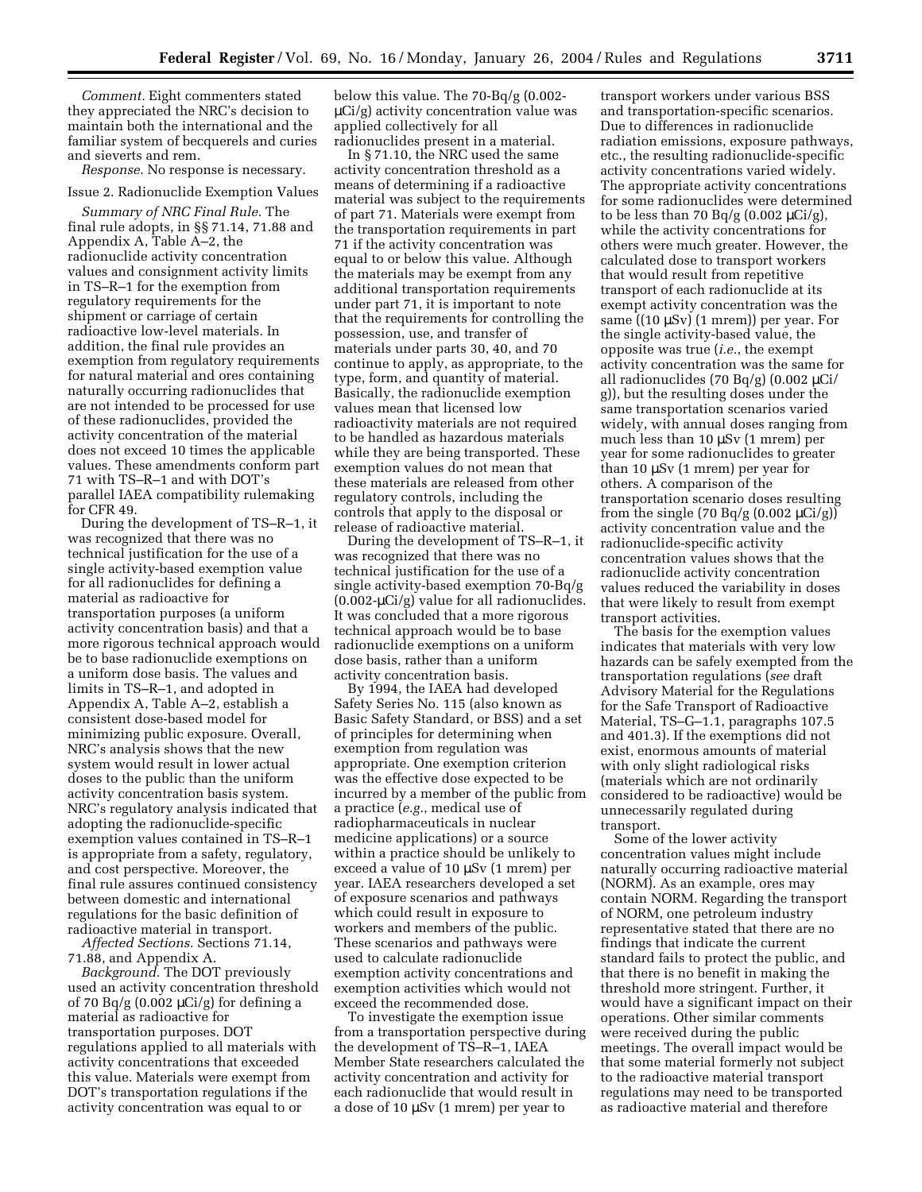*Comment.* Eight commenters stated they appreciated the NRC's decision to maintain both the international and the familiar system of becquerels and curies and sieverts and rem.

*Response.* No response is necessary.

Issue 2. Radionuclide Exemption Values

*Summary of NRC Final Rule.* The final rule adopts, in §§ 71.14, 71.88 and Appendix A, Table A–2, the radionuclide activity concentration values and consignment activity limits in TS–R–1 for the exemption from regulatory requirements for the shipment or carriage of certain radioactive low-level materials. In addition, the final rule provides an exemption from regulatory requirements for natural material and ores containing naturally occurring radionuclides that are not intended to be processed for use of these radionuclides, provided the activity concentration of the material does not exceed 10 times the applicable values. These amendments conform part 71 with TS–R–1 and with DOT's parallel IAEA compatibility rulemaking for CFR 49.

During the development of TS–R–1, it was recognized that there was no technical justification for the use of a single activity-based exemption value for all radionuclides for defining a material as radioactive for transportation purposes (a uniform activity concentration basis) and that a more rigorous technical approach would be to base radionuclide exemptions on a uniform dose basis. The values and limits in TS–R–1, and adopted in Appendix A, Table A–2, establish a consistent dose-based model for minimizing public exposure. Overall, NRC's analysis shows that the new system would result in lower actual doses to the public than the uniform activity concentration basis system. NRC's regulatory analysis indicated that adopting the radionuclide-specific exemption values contained in TS–R–1 is appropriate from a safety, regulatory, and cost perspective. Moreover, the final rule assures continued consistency between domestic and international regulations for the basic definition of radioactive material in transport.

*Affected Sections.* Sections 71.14, 71.88, and Appendix A.

*Background.* The DOT previously used an activity concentration threshold of 70 Bq/g (0.002 μCi/g) for defining a material as radioactive for transportation purposes. DOT regulations applied to all materials with activity concentrations that exceeded this value. Materials were exempt from DOT's transportation regulations if the activity concentration was equal to or below this value. The 70-Bq/g (0.002-μCi/g) activity concentration value was applied collectively for all radionuclides present in a material.

In § 71.10, the NRC used the same activity concentration threshold as a means of determining if a radioactive material was subject to the requirements of part 71. Materials were exempt from the transportation requirements in part 71 if the activity concentration was equal to or below this value. Although the materials may be exempt from any additional transportation requirements under part 71, it is important to note that the requirements for controlling the possession, use, and transfer of materials under parts 30, 40, and 70 continue to apply, as appropriate, to the type, form, and quantity of material. Basically, the radionuclide exemption values mean that licensed low radioactivity materials are not required to be handled as hazardous materials while they are being transported. These exemption values do not mean that these materials are released from other regulatory controls, including the controls that apply to the disposal or release of radioactive material.

During the development of TS–R–1, it was recognized that there was no technical justification for the use of a single activity-based exemption 70-Bq/g (0.002-μCi/g) value for all radionuclides. It was concluded that a more rigorous technical approach would be to base radionuclide exemptions on a uniform dose basis, rather than a uniform activity concentration basis.

By 1994, the IAEA had developed Safety Series No. 115 (also known as Basic Safety Standard, or BSS) and a set of principles for determining when exemption from regulation was appropriate. One exemption criterion was the effective dose expected to be incurred by a member of the public from a practice (*e.g.*, medical use of radiopharmaceuticals in nuclear medicine applications) or a source within a practice should be unlikely to exceed a value of 10 μSv (1 mrem) per year. IAEA researchers developed a set of exposure scenarios and pathways which could result in exposure to workers and members of the public. These scenarios and pathways were used to calculate radionuclide exemption activity concentrations and exemption activities which would not exceed the recommended dose.

To investigate the exemption issue from a transportation perspective during the development of TS–R–1, IAEA Member State researchers calculated the activity concentration and activity for each radionuclide that would result in a dose of 10 μSv (1 mrem) per year to transport workers under various BSS and transportation-specific scenarios. Due to differences in radionuclide radiation emissions, exposure pathways, etc., the resulting radionuclide-specific activity concentrations varied widely. The appropriate activity concentrations for some radionuclides were determined to be less than 70 Bq/g (0.002 μCi/g), while the activity concentrations for others were much greater. However, the calculated dose to transport workers that would result from repetitive transport of each radionuclide at its exempt activity concentration was the same ((10 μSv) (1 mrem)) per year. For the single activity-based value, the opposite was true (*i.e.*, the exempt activity concentration was the same for all radionuclides (70 Bq/g) (0.002 μCi/g)), but the resulting doses under the same transportation scenarios varied widely, with annual doses ranging from much less than 10 μSv (1 mrem) per year for some radionuclides to greater than 10 μSv (1 mrem) per year for others. A comparison of the transportation scenario doses resulting from the single (70 Bq/g (0.002 μCi/g)) activity concentration value and the radionuclide-specific activity concentration values shows that the radionuclide activity concentration values reduced the variability in doses that were likely to result from exempt transport activities.

The basis for the exemption values indicates that materials with very low hazards can be safely exempted from the transportation regulations (*see* draft Advisory Material for the Regulations for the Safe Transport of Radioactive Material, TS–G–1.1, paragraphs 107.5 and 401.3). If the exemptions did not exist, enormous amounts of material with only slight radiological risks (materials which are not ordinarily considered to be radioactive) would be unnecessarily regulated during transport.

Some of the lower activity concentration values might include naturally occurring radioactive material (NORM). As an example, ores may contain NORM. Regarding the transport of NORM, one petroleum industry representative stated that there are no findings that indicate the current standard fails to protect the public, and that there is no benefit in making the threshold more stringent. Further, it would have a significant impact on their operations. Other similar comments were received during the public meetings. The overall impact would be that some material formerly not subject to the radioactive material transport regulations may need to be transported as radioactive material and therefore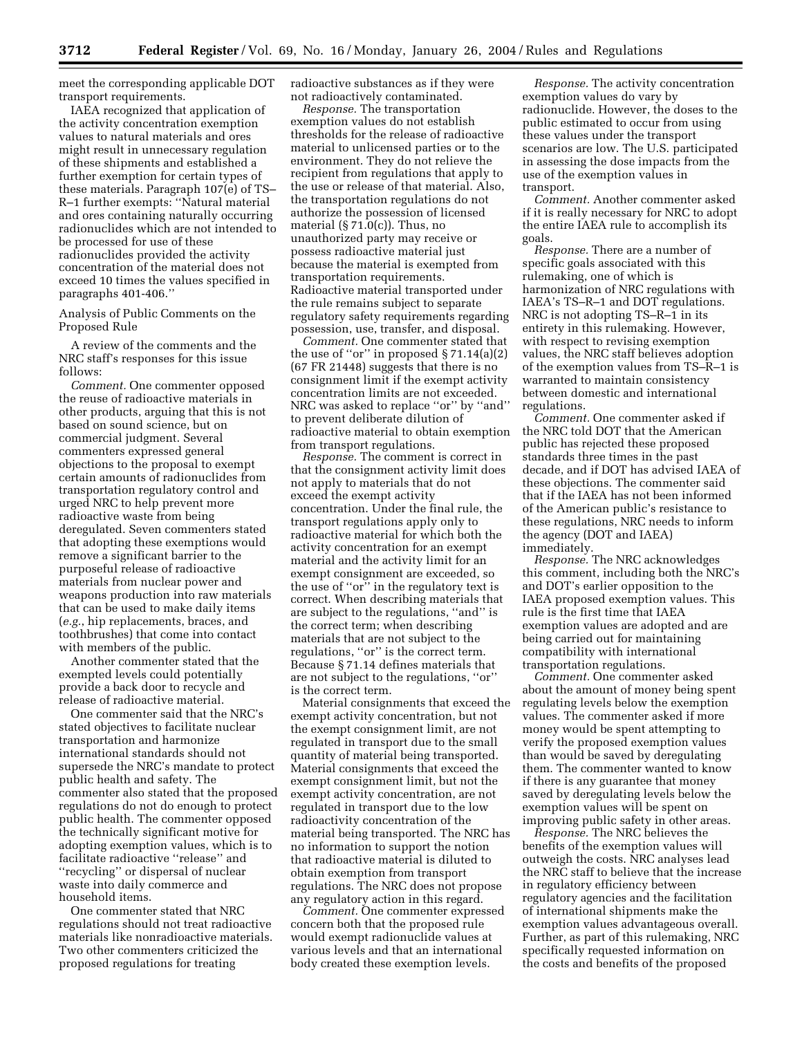meet the corresponding applicable DOT transport requirements.

IAEA recognized that application of the activity concentration exemption values to natural materials and ores might result in unnecessary regulation of these shipments and established a further exemption for certain types of these materials. Paragraph 107(e) of TS–R–1 further exempts: ''Natural material and ores containing naturally occurring radionuclides which are not intended to be processed for use of these radionuclides provided the activity concentration of the material does not exceed 10 times the values specified in paragraphs 401-406.''

Analysis of Public Comments on the Proposed Rule

A review of the comments and the NRC staff's responses for this issue follows:

*Comment.* One commenter opposed the reuse of radioactive materials in other products, arguing that this is not based on sound science, but on commercial judgment. Several commenters expressed general objections to the proposal to exempt certain amounts of radionuclides from transportation regulatory control and urged NRC to help prevent more radioactive waste from being deregulated. Seven commenters stated that adopting these exemptions would remove a significant barrier to the purposeful release of radioactive materials from nuclear power and weapons production into raw materials that can be used to make daily items (*e.g.*, hip replacements, braces, and toothbrushes) that come into contact with members of the public.

Another commenter stated that the exempted levels could potentially provide a back door to recycle and release of radioactive material.

One commenter said that the NRC's stated objectives to facilitate nuclear transportation and harmonize international standards should not supersede the NRC's mandate to protect public health and safety. The commenter also stated that the proposed regulations do not do enough to protect public health. The commenter opposed the technically significant motive for adopting exemption values, which is to facilitate radioactive ''release'' and ''recycling'' or dispersal of nuclear waste into daily commerce and household items.

One commenter stated that NRC regulations should not treat radioactive materials like nonradioactive materials. Two other commenters criticized the proposed regulations for treating radioactive substances as if they were not radioactively contaminated.

*Response.* The transportation exemption values do not establish thresholds for the release of radioactive material to unlicensed parties or to the environment. They do not relieve the recipient from regulations that apply to the use or release of that material. Also, the transportation regulations do not authorize the possession of licensed material (§ 71.0(c)). Thus, no unauthorized party may receive or possess radioactive material just because the material is exempted from transportation requirements. Radioactive material transported under the rule remains subject to separate regulatory safety requirements regarding possession, use, transfer, and disposal.

*Comment.* One commenter stated that the use of ''or'' in proposed § 71.14(a)(2) (67 FR 21448) suggests that there is no consignment limit if the exempt activity concentration limits are not exceeded. NRC was asked to replace ''or'' by ''and'' to prevent deliberate dilution of radioactive material to obtain exemption from transport regulations.

*Response.* The comment is correct in that the consignment activity limit does not apply to materials that do not exceed the exempt activity concentration. Under the final rule, the transport regulations apply only to radioactive material for which both the activity concentration for an exempt material and the activity limit for an exempt consignment are exceeded, so the use of ''or'' in the regulatory text is correct. When describing materials that are subject to the regulations, ''and'' is the correct term; when describing materials that are not subject to the regulations, ''or'' is the correct term. Because § 71.14 defines materials that are not subject to the regulations, ''or'' is the correct term.

Material consignments that exceed the exempt activity concentration, but not the exempt consignment limit, are not regulated in transport due to the small quantity of material being transported. Material consignments that exceed the exempt consignment limit, but not the exempt activity concentration, are not regulated in transport due to the low radioactivity concentration of the material being transported. The NRC has no information to support the notion that radioactive material is diluted to obtain exemption from transport regulations. The NRC does not propose any regulatory action in this regard.

*Comment.* One commenter expressed concern both that the proposed rule would exempt radionuclide values at various levels and that an international body created these exemption levels.

*Response.* The activity concentration exemption values do vary by radionuclide. However, the doses to the public estimated to occur from using these values under the transport scenarios are low. The U.S. participated in assessing the dose impacts from the use of the exemption values in transport.

*Comment.* Another commenter asked if it is really necessary for NRC to adopt the entire IAEA rule to accomplish its goals.

*Response.* There are a number of specific goals associated with this rulemaking, one of which is harmonization of NRC regulations with IAEA's TS–R–1 and DOT regulations. NRC is not adopting TS–R–1 in its entirety in this rulemaking. However, with respect to revising exemption values, the NRC staff believes adoption of the exemption values from TS–R–1 is warranted to maintain consistency between domestic and international regulations.

*Comment.* One commenter asked if the NRC told DOT that the American public has rejected these proposed standards three times in the past decade, and if DOT has advised IAEA of these objections. The commenter said that if the IAEA has not been informed of the American public's resistance to these regulations, NRC needs to inform the agency (DOT and IAEA) immediately.

*Response.* The NRC acknowledges this comment, including both the NRC's and DOT's earlier opposition to the IAEA proposed exemption values. This rule is the first time that IAEA exemption values are adopted and are being carried out for maintaining compatibility with international transportation regulations.

*Comment.* One commenter asked about the amount of money being spent regulating levels below the exemption values. The commenter asked if more money would be spent attempting to verify the proposed exemption values than would be saved by deregulating them. The commenter wanted to know if there is any guarantee that money saved by deregulating levels below the exemption values will be spent on improving public safety in other areas.

*Response.* The NRC believes the benefits of the exemption values will outweigh the costs. NRC analyses lead the NRC staff to believe that the increase in regulatory efficiency between regulatory agencies and the facilitation of international shipments make the exemption values advantageous overall. Further, as part of this rulemaking, NRC specifically requested information on the costs and benefits of the proposed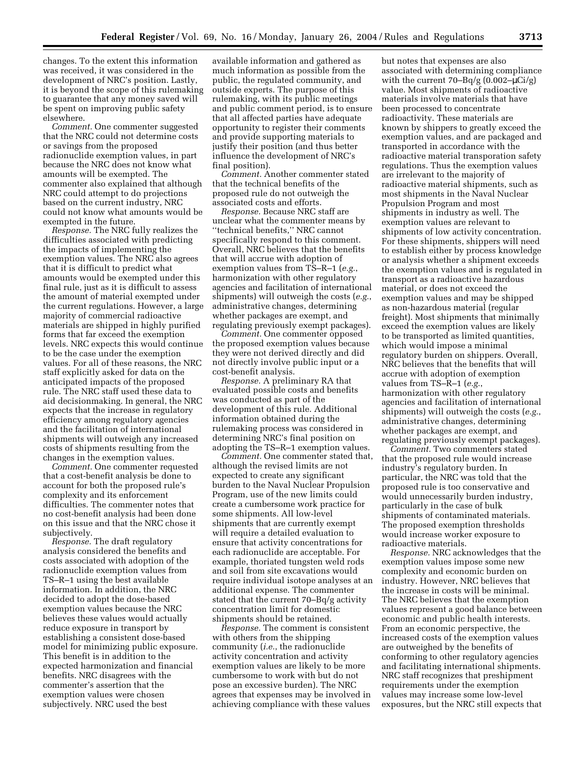changes. To the extent this information was received, it was considered in the development of NRC's position. Lastly, it is beyond the scope of this rulemaking to guarantee that any money saved will be spent on improving public safety elsewhere.

*Comment.* One commenter suggested that the NRC could not determine costs or savings from the proposed radionuclide exemption values, in part because the NRC does not know what amounts will be exempted. The commenter also explained that although NRC could attempt to do projections based on the current industry, NRC could not know what amounts would be exempted in the future.

*Response.* The NRC fully realizes the difficulties associated with predicting the impacts of implementing the exemption values. The NRC also agrees that it is difficult to predict what amounts would be exempted under this final rule, just as it is difficult to assess the amount of material exempted under the current regulations. However, a large majority of commercial radioactive materials are shipped in highly purified forms that far exceed the exemption levels. NRC expects this would continue to be the case under the exemption values. For all of these reasons, the NRC staff explicitly asked for data on the anticipated impacts of the proposed rule. The NRC staff used these data to aid decisionmaking. In general, the NRC expects that the increase in regulatory efficiency among regulatory agencies and the facilitation of international shipments will outweigh any increased costs of shipments resulting from the changes in the exemption values.

*Comment.* One commenter requested that a cost-benefit analysis be done to account for both the proposed rule's complexity and its enforcement difficulties. The commenter notes that no cost-benefit analysis had been done on this issue and that the NRC chose it subjectively.

*Response.* The draft regulatory analysis considered the benefits and costs associated with adoption of the radionuclide exemption values from TS–R–1 using the best available information. In addition, the NRC decided to adopt the dose-based exemption values because the NRC believes these values would actually reduce exposure in transport by establishing a consistent dose-based model for minimizing public exposure. This benefit is in addition to the expected harmonization and financial benefits. NRC disagrees with the commenter's assertion that the exemption values were chosen subjectively. NRC used the best available information and gathered as much information as possible from the public, the regulated community, and outside experts. The purpose of this rulemaking, with its public meetings and public comment period, is to ensure that all affected parties have adequate opportunity to register their comments and provide supporting materials to justify their position (and thus better influence the development of NRC's final position).

*Comment.* Another commenter stated that the technical benefits of the proposed rule do not outweigh the associated costs and efforts.

*Response.* Because NRC staff are unclear what the commenter means by ''technical benefits,'' NRC cannot specifically respond to this comment. Overall, NRC believes that the benefits that will accrue with adoption of exemption values from TS–R–1 (*e.g.*, harmonization with other regulatory agencies and facilitation of international shipments) will outweigh the costs (*e.g.*, administrative changes, determining whether packages are exempt, and regulating previously exempt packages).

*Comment.* One commenter opposed the proposed exemption values because they were not derived directly and did not directly involve public input or a cost-benefit analysis.

*Response.* A preliminary RA that evaluated possible costs and benefits was conducted as part of the development of this rule. Additional information obtained during the rulemaking process was considered in determining NRC's final position on adopting the TS–R–1 exemption values.

*Comment.* One commenter stated that, although the revised limits are not expected to create any significant burden to the Naval Nuclear Propulsion Program, use of the new limits could create a cumbersome work practice for some shipments. All low-level shipments that are currently exempt will require a detailed evaluation to ensure that activity concentrations for each radionuclide are acceptable. For example, thoriated tungsten weld rods and soil from site excavations would require individual isotope analyses at an additional expense. The commenter stated that the current 70–Bq/g activity concentration limit for domestic shipments should be retained.

*Response.* The comment is consistent with others from the shipping community (*i.e.*, the radionuclide activity concentration and activity exemption values are likely to be more cumbersome to work with but do not pose an excessive burden). The NRC agrees that expenses may be involved in achieving compliance with these values but notes that expenses are also associated with determining compliance with the current 70–Bq/g (0.002–μCi/g) value. Most shipments of radioactive materials involve materials that have been processed to concentrate radioactivity. These materials are known by shippers to greatly exceed the exemption values, and are packaged and transported in accordance with the radioactive material transporation safety regulations. Thus the exemption values are irrelevant to the majority of radioactive material shipments, such as most shipments in the Naval Nuclear Propulsion Program and most shipments in industry as well. The exemption values are relevant to shipments of low activity concentration. For these shipments, shippers will need to establish either by process knowledge or analysis whether a shipment exceeds the exemption values and is regulated in transport as a radioactive hazardous material, or does not exceed the exemption values and may be shipped as non-hazardous material (regular freight). Most shipments that minimally exceed the exemption values are likely to be transported as limited quantities, which would impose a minimal regulatory burden on shippers. Overall, NRC believes that the benefits that will accrue with adoption of exemption values from TS–R–1 (*e.g.*, harmonization with other regulatory agencies and facilitation of international shipments) will outweigh the costs (*e.g.*, administrative changes, determining whether packages are exempt, and regulating previously exempt packages).

*Comment.* Two commenters stated that the proposed rule would increase industry's regulatory burden. In particular, the NRC was told that the proposed rule is too conservative and would unnecessarily burden industry, particularly in the case of bulk shipments of contaminated materials. The proposed exemption thresholds would increase worker exposure to radioactive materials.

*Response.* NRC acknowledges that the exemption values impose some new complexity and economic burden on industry. However, NRC believes that the increase in costs will be minimal. The NRC believes that the exemption values represent a good balance between economic and public health interests. From an economic perspective, the increased costs of the exemption values are outweighed by the benefits of conforming to other regulatory agencies and facilitating international shipments. NRC staff recognizes that preshipment requirements under the exemption values may increase some low-level exposures, but the NRC still expects that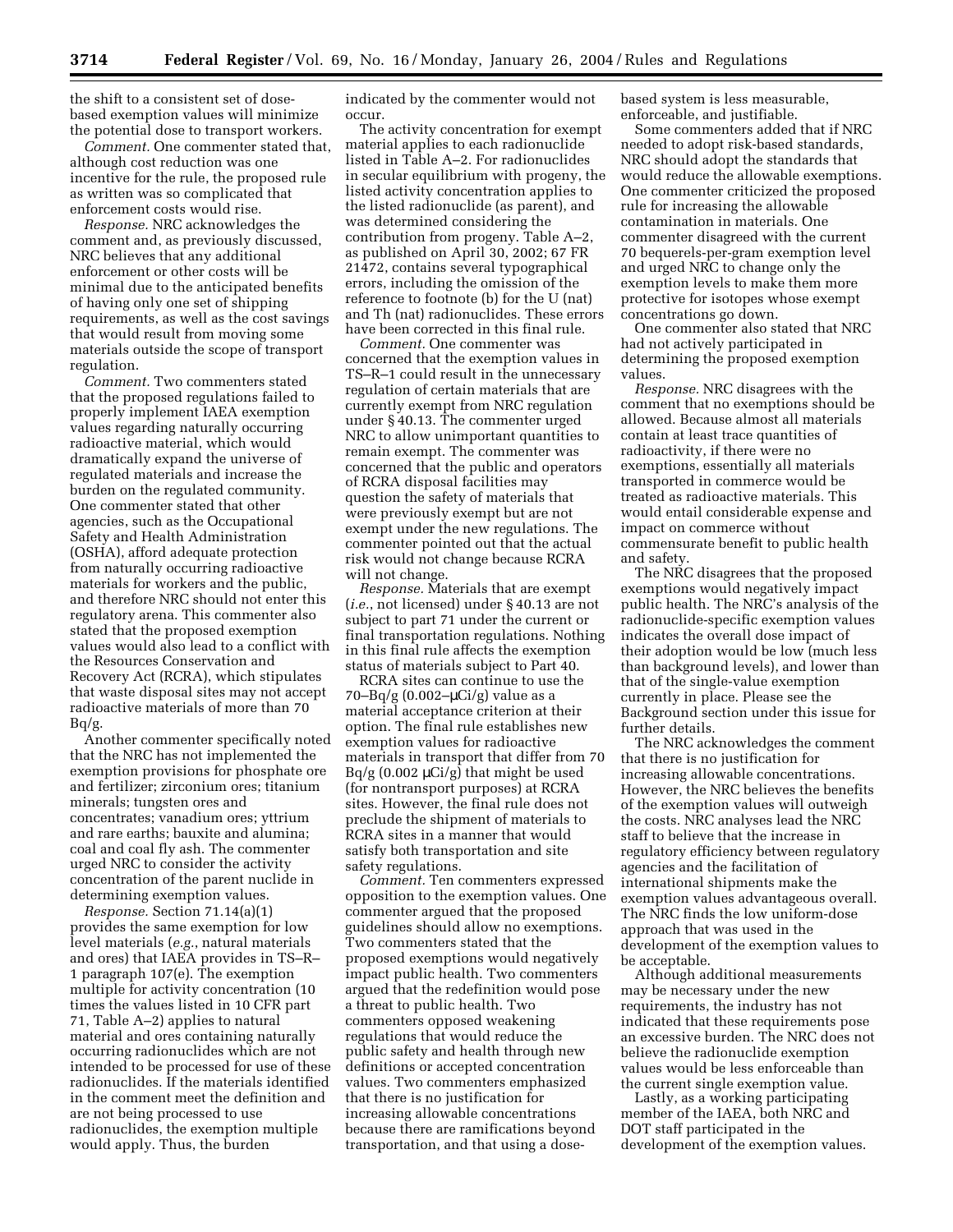the shift to a consistent set of dose-based exemption values will minimize the potential dose to transport workers.

*Comment.* One commenter stated that, although cost reduction was one incentive for the rule, the proposed rule as written was so complicated that enforcement costs would rise.

*Response.* NRC acknowledges the comment and, as previously discussed, NRC believes that any additional enforcement or other costs will be minimal due to the anticipated benefits of having only one set of shipping requirements, as well as the cost savings that would result from moving some materials outside the scope of transport regulation.

*Comment.* Two commenters stated that the proposed regulations failed to properly implement IAEA exemption values regarding naturally occurring radioactive material, which would dramatically expand the universe of regulated materials and increase the burden on the regulated community. One commenter stated that other agencies, such as the Occupational Safety and Health Administration (OSHA), afford adequate protection from naturally occurring radioactive materials for workers and the public, and therefore NRC should not enter this regulatory arena. This commenter also stated that the proposed exemption values would also lead to a conflict with the Resources Conservation and Recovery Act (RCRA), which stipulates that waste disposal sites may not accept radioactive materials of more than 70 Bq/g.

Another commenter specifically noted that the NRC has not implemented the exemption provisions for phosphate ore and fertilizer; zirconium ores; titanium minerals; tungsten ores and concentrates; vanadium ores; yttrium and rare earths; bauxite and alumina; coal and coal fly ash. The commenter urged NRC to consider the activity concentration of the parent nuclide in determining exemption values.

*Response.* Section 71.14(a)(1) provides the same exemption for low level materials (*e.g.*, natural materials and ores) that IAEA provides in TS–R–1 paragraph 107(e). The exemption multiple for activity concentration (10 times the values listed in 10 CFR part 71, Table A–2) applies to natural material and ores containing naturally occurring radionuclides which are not intended to be processed for use of these radionuclides. If the materials identified in the comment meet the definition and are not being processed to use radionuclides, the exemption multiple would apply. Thus, the burden indicated by the commenter would not occur.

The activity concentration for exempt material applies to each radionuclide listed in Table A–2. For radionuclides in secular equilibrium with progeny, the listed activity concentration applies to the listed radionuclide (as parent), and was determined considering the contribution from progeny. Table A–2, as published on April 30, 2002; 67 FR 21472, contains several typographical errors, including the omission of the reference to footnote (b) for the U (nat) and Th (nat) radionuclides. These errors have been corrected in this final rule.

*Comment.* One commenter was concerned that the exemption values in TS–R–1 could result in the unnecessary regulation of certain materials that are currently exempt from NRC regulation under § 40.13. The commenter urged NRC to allow unimportant quantities to remain exempt. The commenter was concerned that the public and operators of RCRA disposal facilities may question the safety of materials that were previously exempt but are not exempt under the new regulations. The commenter pointed out that the actual risk would not change because RCRA will not change.

*Response.* Materials that are exempt (*i.e.*, not licensed) under § 40.13 are not subject to part 71 under the current or final transportation regulations. Nothing in this final rule affects the exemption status of materials subject to Part 40.

RCRA sites can continue to use the 70–Bq/g (0.002–μCi/g) value as a material acceptance criterion at their option. The final rule establishes new exemption values for radioactive materials in transport that differ from 70 Bq/g (0.002 μCi/g) that might be used (for nontransport purposes) at RCRA sites. However, the final rule does not preclude the shipment of materials to RCRA sites in a manner that would satisfy both transportation and site safety regulations.

*Comment.* Ten commenters expressed opposition to the exemption values. One commenter argued that the proposed guidelines should allow no exemptions. Two commenters stated that the proposed exemptions would negatively impact public health. Two commenters argued that the redefinition would pose a threat to public health. Two commenters opposed weakening regulations that would reduce the public safety and health through new definitions or accepted concentration values. Two commenters emphasized that there is no justification for increasing allowable concentrations because there are ramifications beyond transportation, and that using a dose-based system is less measurable, enforceable, and justifiable.

Some commenters added that if NRC needed to adopt risk-based standards, NRC should adopt the standards that would reduce the allowable exemptions. One commenter criticized the proposed rule for increasing the allowable contamination in materials. One commenter disagreed with the current 70 bequerels-per-gram exemption level and urged NRC to change only the exemption levels to make them more protective for isotopes whose exempt concentrations go down.

One commenter also stated that NRC had not actively participated in determining the proposed exemption values.

*Response.* NRC disagrees with the comment that no exemptions should be allowed. Because almost all materials contain at least trace quantities of radioactivity, if there were no exemptions, essentially all materials transported in commerce would be treated as radioactive materials. This would entail considerable expense and impact on commerce without commensurate benefit to public health and safety.

The NRC disagrees that the proposed exemptions would negatively impact public health. The NRC's analysis of the radionuclide-specific exemption values indicates the overall dose impact of their adoption would be low (much less than background levels), and lower than that of the single-value exemption currently in place. Please see the Background section under this issue for further details.

The NRC acknowledges the comment that there is no justification for increasing allowable concentrations. However, the NRC believes the benefits of the exemption values will outweigh the costs. NRC analyses lead the NRC staff to believe that the increase in regulatory efficiency between regulatory agencies and the facilitation of international shipments make the exemption values advantageous overall. The NRC finds the low uniform-dose approach that was used in the development of the exemption values to be acceptable.

Although additional measurements may be necessary under the new requirements, the industry has not indicated that these requirements pose an excessive burden. The NRC does not believe the radionuclide exemption values would be less enforceable than the current single exemption value.

Lastly, as a working participating member of the IAEA, both NRC and DOT staff participated in the development of the exemption values.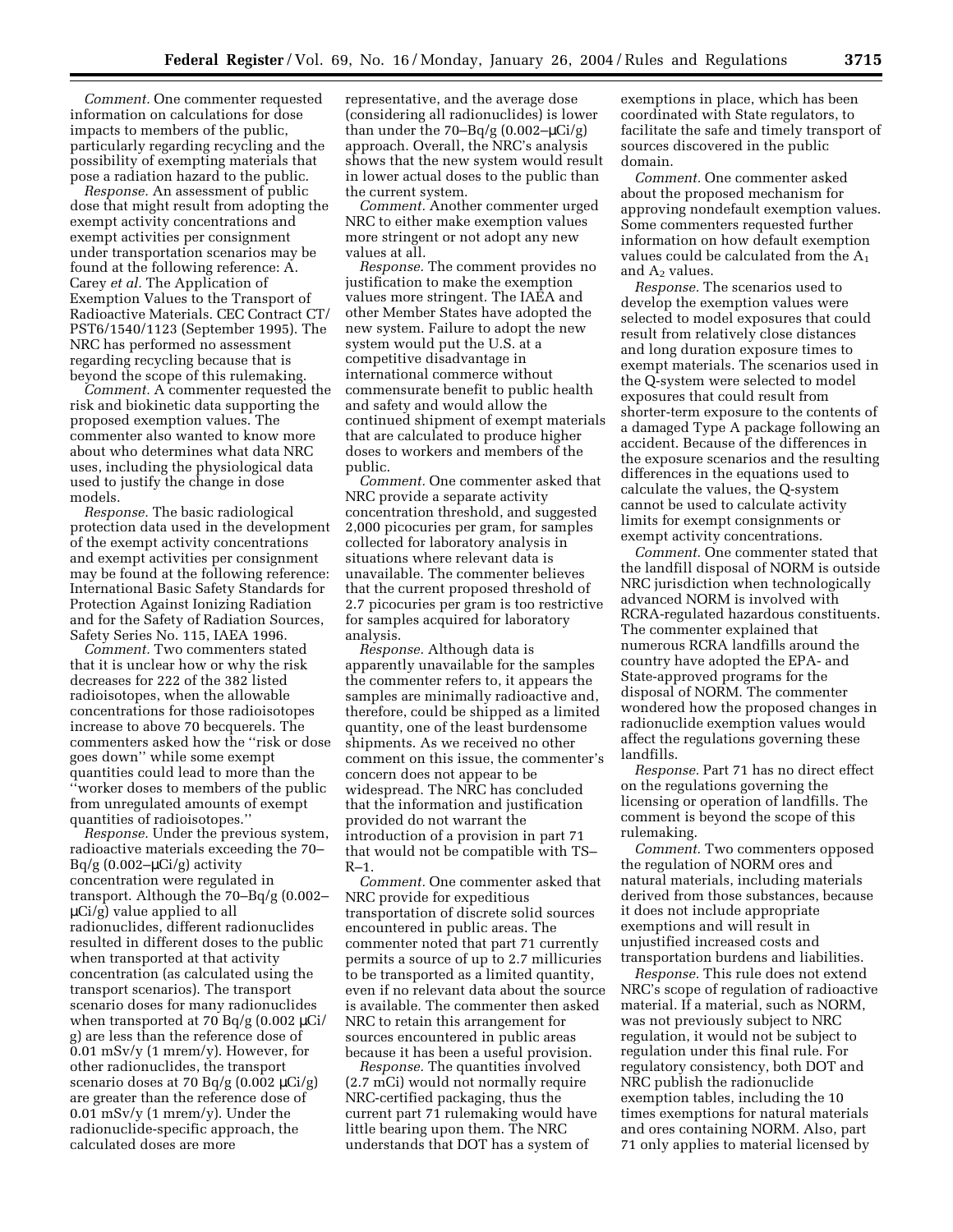*Comment.* One commenter requested information on calculations for dose impacts to members of the public, particularly regarding recycling and the possibility of exempting materials that pose a radiation hazard to the public.

*Response.* An assessment of public dose that might result from adopting the exempt activity concentrations and exempt activities per consignment under transportation scenarios may be found at the following reference: A. Carey *et al.* The Application of Exemption Values to the Transport of Radioactive Materials. CEC Contract CT/PST6/1540/1123 (September 1995). The NRC has performed no assessment regarding recycling because that is beyond the scope of this rulemaking.

*Comment.* A commenter requested the risk and biokinetic data supporting the proposed exemption values. The commenter also wanted to know more about who determines what data NRC uses, including the physiological data used to justify the change in dose models.

*Response.* The basic radiological protection data used in the development of the exempt activity concentrations and exempt activities per consignment may be found at the following reference: International Basic Safety Standards for Protection Against Ionizing Radiation and for the Safety of Radiation Sources, Safety Series No. 115, IAEA 1996.

*Comment.* Two commenters stated that it is unclear how or why the risk decreases for 222 of the 382 listed radioisotopes, when the allowable concentrations for those radioisotopes increase to above 70 becquerels. The commenters asked how the "risk or dose goes down" while some exempt quantities could lead to more than the "worker doses to members of the public from unregulated amounts of exempt quantities of radioisotopes."

*Response.* Under the previous system, radioactive materials exceeding the 70–Bq/g (0.002–μCi/g) activity concentration were regulated in transport. Although the 70–Bq/g (0.002–μCi/g) value applied to all radionuclides, different radionuclides resulted in different doses to the public when transported at that activity concentration (as calculated using the transport scenarios). The transport scenario doses for many radionuclides when transported at 70 Bq/g (0.002 μCi/g) are less than the reference dose of 0.01 mSv/y (1 mrem/y). However, for other radionuclides, the transport scenario doses at 70 Bq/g (0.002 μCi/g) are greater than the reference dose of 0.01 mSv/y (1 mrem/y). Under the radionuclide-specific approach, the calculated doses are more representative, and the average dose (considering all radionuclides) is lower than under the 70–Bq/g (0.002–μCi/g) approach. Overall, the NRC's analysis shows that the new system would result in lower actual doses to the public than the current system.

*Comment.* Another commenter urged NRC to either make exemption values more stringent or not adopt any new values at all.

*Response.* The comment provides no justification to make the exemption values more stringent. The IAEA and other Member States have adopted the new system. Failure to adopt the new system would put the U.S. at a competitive disadvantage in international commerce without commensurate benefit to public health and safety and would allow the continued shipment of exempt materials that are calculated to produce higher doses to workers and members of the public.

*Comment.* One commenter asked that NRC provide a separate activity concentration threshold, and suggested 2,000 picocuries per gram, for samples collected for laboratory analysis in situations where relevant data is unavailable. The commenter believes that the current proposed threshold of 2.7 picocuries per gram is too restrictive for samples acquired for laboratory analysis.

*Response.* Although data is apparently unavailable for the samples the commenter refers to, it appears the samples are minimally radioactive and, therefore, could be shipped as a limited quantity, one of the least burdensome shipments. As we received no other comment on this issue, the commenter's concern does not appear to be widespread. The NRC has concluded that the information and justification provided do not warrant the introduction of a provision in part 71 that would not be compatible with TS–R–1.

*Comment.* One commenter asked that NRC provide for expeditious transportation of discrete solid sources encountered in public areas. The commenter noted that part 71 currently permits a source of up to 2.7 millicuries to be transported as a limited quantity, even if no relevant data about the source is available. The commenter then asked NRC to retain this arrangement for sources encountered in public areas because it has been a useful provision.

*Response.* The quantities involved (2.7 mCi) would not normally require NRC-certified packaging, thus the current part 71 rulemaking would have little bearing upon them. The NRC understands that DOT has a system of exemptions in place, which has been coordinated with State regulators, to facilitate the safe and timely transport of sources discovered in the public domain.

*Comment.* One commenter asked about the proposed mechanism for approving nondefault exemption values. Some commenters requested further information on how default exemption values could be calculated from the $A_1$ and $A_2$ values.

*Response.* The scenarios used to develop the exemption values were selected to model exposures that could result from relatively close distances and long duration exposure times to exempt materials. The scenarios used in the Q-system were selected to model exposures that could result from shorter-term exposure to the contents of a damaged Type A package following an accident. Because of the differences in the exposure scenarios and the resulting differences in the equations used to calculate the values, the Q-system cannot be used to calculate activity limits for exempt consignments or exempt activity concentrations.

*Comment.* One commenter stated that the landfill disposal of NORM is outside NRC jurisdiction when technologically advanced NORM is involved with RCRA-regulated hazardous constituents. The commenter explained that numerous RCRA landfills around the country have adopted the EPA- and State-approved programs for the disposal of NORM. The commenter wondered how the proposed changes in radionuclide exemption values would affect the regulations governing these landfills.

*Response.* Part 71 has no direct effect on the regulations governing the licensing or operation of landfills. The comment is beyond the scope of this rulemaking.

*Comment.* Two commenters opposed the regulation of NORM ores and natural materials, including materials derived from those substances, because it does not include appropriate exemptions and will result in unjustified increased costs and transportation burdens and liabilities.

*Response.* This rule does not extend NRC's scope of regulation of radioactive material. If a material, such as NORM, was not previously subject to NRC regulation, it would not be subject to regulation under this final rule. For regulatory consistency, both DOT and NRC publish the radionuclide exemption tables, including the 10 times exemptions for natural materials and ores containing NORM. Also, part 71 only applies to material licensed by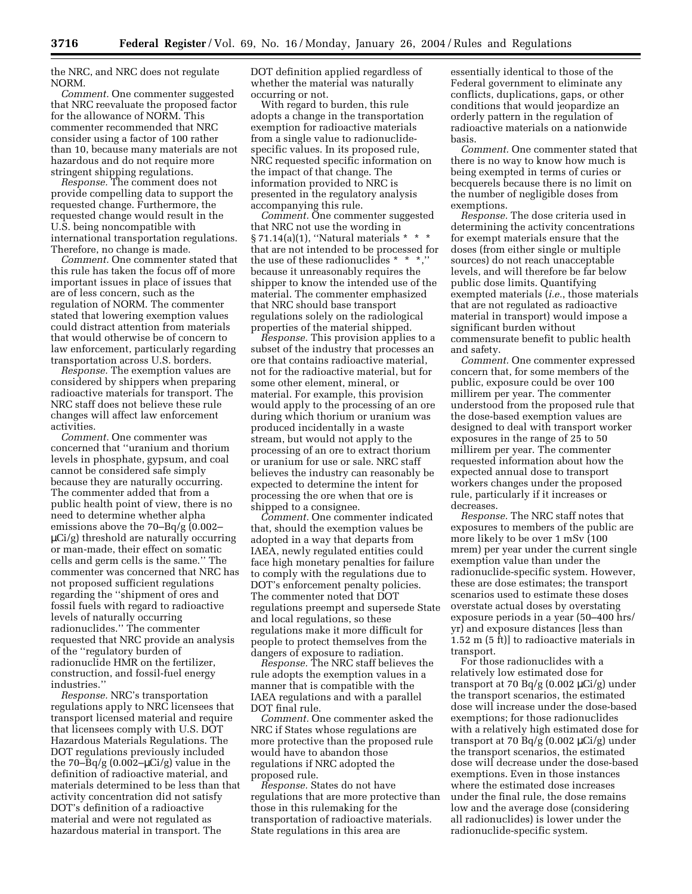the NRC, and NRC does not regulate NORM.

*Comment.* One commenter suggested that NRC reevaluate the proposed factor for the allowance of NORM. This commenter recommended that NRC consider using a factor of 100 rather than 10, because many materials are not hazardous and do not require more stringent shipping regulations.

*Response.* The comment does not provide compelling data to support the requested change. Furthermore, the requested change would result in the U.S. being noncompatible with international transportation regulations. Therefore, no change is made.

*Comment.* One commenter stated that this rule has taken the focus off of more important issues in place of issues that are of less concern, such as the regulation of NORM. The commenter stated that lowering exemption values could distract attention from materials that would otherwise be of concern to law enforcement, particularly regarding transportation across U.S. borders.

*Response.* The exemption values are considered by shippers when preparing radioactive materials for transport. The NRC staff does not believe these rule changes will affect law enforcement activities.

*Comment.* One commenter was concerned that ''uranium and thorium levels in phosphate, gypsum, and coal cannot be considered safe simply because they are naturally occurring. The commenter added that from a public health point of view, there is no need to determine whether alpha emissions above the 70–Bq/g (0.002–μCi/g) threshold are naturally occurring or man-made, their effect on somatic cells and germ cells is the same.'' The commenter was concerned that NRC has not proposed sufficient regulations regarding the ''shipment of ores and fossil fuels with regard to radioactive levels of naturally occurring radionuclides.'' The commenter requested that NRC provide an analysis of the ''regulatory burden of radionuclide HMR on the fertilizer, construction, and fossil-fuel energy industries.''

*Response.* NRC's transportation regulations apply to NRC licensees that transport licensed material and require that licensees comply with U.S. DOT Hazardous Materials Regulations. The DOT regulations previously included the 70–Bq/g (0.002–μCi/g) value in the definition of radioactive material, and materials determined to be less than that activity concentration did not satisfy DOT's definition of a radioactive material and were not regulated as hazardous material in transport. The DOT definition applied regardless of whether the material was naturally occurring or not.

With regard to burden, this rule adopts a change in the transportation exemption for radioactive materials from a single value to radionuclide-specific values. In its proposed rule, NRC requested specific information on the impact of that change. The information provided to NRC is presented in the regulatory analysis accompanying this rule.

*Comment.* One commenter suggested that NRC not use the wording in § 71.14(a)(1), ''Natural materials * * * that are not intended to be processed for the use of these radionuclides * * *,'' because it unreasonably requires the shipper to know the intended use of the material. The commenter emphasized that NRC should base transport regulations solely on the radiological properties of the material shipped.

*Response.* This provision applies to a subset of the industry that processes an ore that contains radioactive material, not for the radioactive material, but for some other element, mineral, or material. For example, this provision would apply to the processing of an ore during which thorium or uranium was produced incidentally in a waste stream, but would not apply to the processing of an ore to extract thorium or uranium for use or sale. NRC staff believes the industry can reasonably be expected to determine the intent for processing the ore when that ore is shipped to a consignee.

*Comment.* One commenter indicated that, should the exemption values be adopted in a way that departs from IAEA, newly regulated entities could face high monetary penalties for failure to comply with the regulations due to DOT's enforcement penalty policies. The commenter noted that DOT regulations preempt and supersede State and local regulations, so these regulations make it more difficult for people to protect themselves from the dangers of exposure to radiation.

*Response.* The NRC staff believes the rule adopts the exemption values in a manner that is compatible with the IAEA regulations and with a parallel DOT final rule.

*Comment.* One commenter asked the NRC if States whose regulations are more protective than the proposed rule would have to abandon those regulations if NRC adopted the proposed rule.

*Response.* States do not have regulations that are more protective than those in this rulemaking for the transportation of radioactive materials. State regulations in this area are essentially identical to those of the Federal government to eliminate any conflicts, duplications, gaps, or other conditions that would jeopardize an orderly pattern in the regulation of radioactive materials on a nationwide basis.

*Comment.* One commenter stated that there is no way to know how much is being exempted in terms of curies or becquerels because there is no limit on the number of negligible doses from exemptions.

*Response.* The dose criteria used in determining the activity concentrations for exempt materials ensure that the doses (from either single or multiple sources) do not reach unacceptable levels, and will therefore be far below public dose limits. Quantifying exempted materials (*i.e.*, those materials that are not regulated as radioactive material in transport) would impose a significant burden without commensurate benefit to public health and safety.

*Comment.* One commenter expressed concern that, for some members of the public, exposure could be over 100 millirem per year. The commenter understood from the proposed rule that the dose-based exemption values are designed to deal with transport worker exposures in the range of 25 to 50 millirem per year. The commenter requested information about how the expected annual dose to transport workers changes under the proposed rule, particularly if it increases or decreases.

*Response.* The NRC staff notes that exposures to members of the public are more likely to be over 1 mSv (100 mrem) per year under the current single exemption value than under the radionuclide-specific system. However, these are dose estimates; the transport scenarios used to estimate these doses overstate actual doses by overstating exposure periods in a year (50–400 hrs/yr) and exposure distances [less than 1.52 m (5 ft)] to radioactive materials in transport.

For those radionuclides with a relatively low estimated dose for transport at 70 Bq/g (0.002 μCi/g) under the transport scenarios, the estimated dose will increase under the dose-based exemptions; for those radionuclides with a relatively high estimated dose for transport at 70 Bq/g (0.002 μCi/g) under the transport scenarios, the estimated dose will decrease under the dose-based exemptions. Even in those instances where the estimated dose increases under the final rule, the dose remains low and the average dose (considering all radionuclides) is lower under the radionuclide-specific system.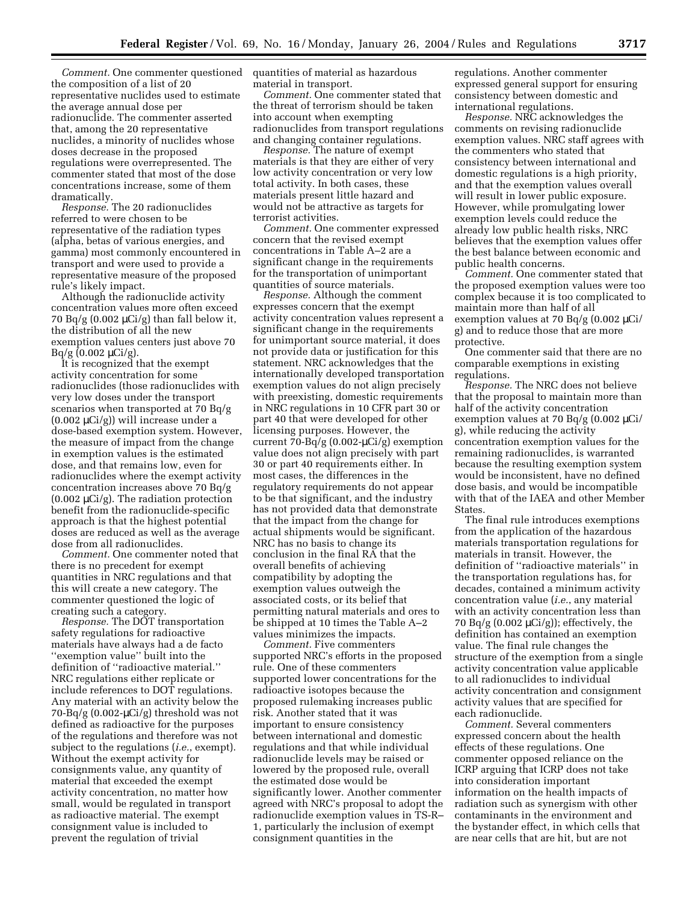*Comment.* One commenter questioned the composition of a list of 20 representative nuclides used to estimate the average annual dose per radionuclide. The commenter asserted that, among the 20 representative nuclides, a minority of nuclides whose doses decrease in the proposed regulations were overrepresented. The commenter stated that most of the dose concentrations increase, some of them dramatically.

*Response.* The 20 radionuclides referred to were chosen to be representative of the radiation types (alpha, betas of various energies, and gamma) most commonly encountered in transport and were used to provide a representative measure of the proposed rule's likely impact.

Although the radionuclide activity concentration values more often exceed 70 Bq/g (0.002 μCi/g) than fall below it, the distribution of all the new exemption values centers just above 70 Bq/g (0.002 μCi/g).

It is recognized that the exempt activity concentration for some radionuclides (those radionuclides with very low doses under the transport scenarios when transported at 70 Bq/g (0.002 μCi/g)) will increase under a dose-based exemption system. However, the measure of impact from the change in exemption values is the estimated dose, and that remains low, even for radionuclides where the exempt activity concentration increases above 70 Bq/g (0.002 μCi/g). The radiation protection benefit from the radionuclide-specific approach is that the highest potential doses are reduced as well as the average dose from all radionuclides.

*Comment.* One commenter noted that there is no precedent for exempt quantities in NRC regulations and that this will create a new category. The commenter questioned the logic of creating such a category.

*Response.* The DOT transportation safety regulations for radioactive materials have always had a de facto "exemption value" built into the definition of "radioactive material." NRC regulations either replicate or include references to DOT regulations. Any material with an activity below the 70-Bq/g (0.002-μCi/g) threshold was not defined as radioactive for the purposes of the regulations and therefore was not subject to the regulations (*i.e.*, exempt). Without the exempt activity for consignments value, any quantity of material that exceeded the exempt activity concentration, no matter how small, would be regulated in transport as radioactive material. The exempt consignment value is included to prevent the regulation of trivial quantities of material as hazardous material in transport.

*Comment.* One commenter stated that the threat of terrorism should be taken into account when exempting radionuclides from transport regulations and changing container regulations.

*Response.* The nature of exempt materials is that they are either of very low activity concentration or very low total activity. In both cases, these materials present little hazard and would not be attractive as targets for terrorist activities.

*Comment.* One commenter expressed concern that the revised exempt concentrations in Table A–2 are a significant change in the requirements for the transportation of unimportant quantities of source materials.

*Response.* Although the comment expresses concern that the exempt activity concentration values represent a significant change in the requirements for unimportant source material, it does not provide data or justification for this statement. NRC acknowledges that the internationally developed transportation exemption values do not align precisely with preexisting, domestic requirements in NRC regulations in 10 CFR part 30 or part 40 that were developed for other licensing purposes. However, the current 70-Bq/g (0.002-μCi/g) exemption value does not align precisely with part 30 or part 40 requirements either. In most cases, the differences in the regulatory requirements do not appear to be that significant, and the industry has not provided data that demonstrate that the impact from the change for actual shipments would be significant. NRC has no basis to change its conclusion in the final RA that the overall benefits of achieving compatibility by adopting the exemption values outweigh the associated costs, or its belief that permitting natural materials and ores to be shipped at 10 times the Table A–2 values minimizes the impacts.

*Comment.* Five commenters supported NRC's efforts in the proposed rule. One of these commenters supported lower concentrations for the radioactive isotopes because the proposed rulemaking increases public risk. Another stated that it was important to ensure consistency between international and domestic regulations and that while individual radionuclide levels may be raised or lowered by the proposed rule, overall the estimated dose would be significantly lower. Another commenter agreed with NRC's proposal to adopt the radionuclide exemption values in TS-R–1, particularly the inclusion of exempt consignment quantities in the regulations. Another commenter expressed general support for ensuring consistency between domestic and international regulations.

*Response.* NRC acknowledges the comments on revising radionuclide exemption values. NRC staff agrees with the commenters who stated that consistency between international and domestic regulations is a high priority, and that the exemption values overall will result in lower public exposure. However, while promulgating lower exemption levels could reduce the already low public health risks, NRC believes that the exemption values offer the best balance between economic and public health concerns.

*Comment.* One commenter stated that the proposed exemption values were too complex because it is too complicated to maintain more than half of all exemption values at 70 Bq/g (0.002 μCi/g) and to reduce those that are more protective.

One commenter said that there are no comparable exemptions in existing regulations.

*Response.* The NRC does not believe that the proposal to maintain more than half of the activity concentration exemption values at 70 Bq/g (0.002 μCi/g), while reducing the activity concentration exemption values for the remaining radionuclides, is warranted because the resulting exemption system would be inconsistent, have no defined dose basis, and would be incompatible with that of the IAEA and other Member States.

The final rule introduces exemptions from the application of the hazardous materials transportation regulations for materials in transit. However, the definition of "radioactive materials" in the transportation regulations has, for decades, contained a minimum activity concentration value (*i.e.*, any material with an activity concentration less than 70 Bq/g (0.002 μCi/g)); effectively, the definition has contained an exemption value. The final rule changes the structure of the exemption from a single activity concentration value applicable to all radionuclides to individual activity concentration and consignment activity values that are specified for each radionuclide.

*Comment.* Several commenters expressed concern about the health effects of these regulations. One commenter opposed reliance on the ICRP arguing that ICRP does not take into consideration important information on the health impacts of radiation such as synergism with other contaminants in the environment and the bystander effect, in which cells that are near cells that are hit, but are not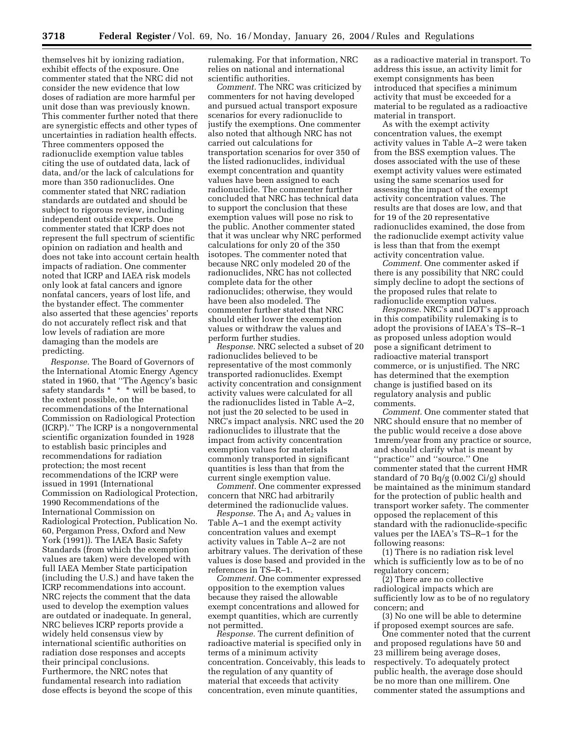themselves hit by ionizing radiation, exhibit effects of the exposure. One commenter stated that the NRC did not consider the new evidence that low doses of radiation are more harmful per unit dose than was previously known. This commenter further noted that there are synergistic effects and other types of uncertainties in radiation health effects. Three commenters opposed the radionuclide exemption value tables citing the use of outdated data, lack of data, and/or the lack of calculations for more than 350 radionuclides. One commenter stated that NRC radiation standards are outdated and should be subject to rigorous review, including independent outside experts. One commenter stated that ICRP does not represent the full spectrum of scientific opinion on radiation and health and does not take into account certain health impacts of radiation. One commenter noted that ICRP and IAEA risk models only look at fatal cancers and ignore nonfatal cancers, years of lost life, and the bystander effect. The commenter also asserted that these agencies' reports do not accurately reflect risk and that low levels of radiation are more damaging than the models are predicting.

*Response.* The Board of Governors of the International Atomic Energy Agency stated in 1960, that ''The Agency's basic safety standards * * * will be based, to the extent possible, on the recommendations of the International Commission on Radiological Protection (ICRP).'' The ICRP is a nongovernmental scientific organization founded in 1928 to establish basic principles and recommendations for radiation protection; the most recent recommendations of the ICRP were issued in 1991 (International Commission on Radiological Protection, 1990 Recommendations of the International Commission on Radiological Protection, Publication No. 60, Pergamon Press, Oxford and New York (1991)). The IAEA Basic Safety Standards (from which the exemption values are taken) were developed with full IAEA Member State participation (including the U.S.) and have taken the ICRP recommendations into account. NRC rejects the comment that the data used to develop the exemption values are outdated or inadequate. In general, NRC believes ICRP reports provide a widely held consensus view by international scientific authorities on radiation dose responses and accepts their principal conclusions. Furthermore, the NRC notes that fundamental research into radiation dose effects is beyond the scope of this rulemaking. For that information, NRC relies on national and international scientific authorities.

*Comment.* The NRC was criticized by commenters for not having developed and pursued actual transport exposure scenarios for every radionuclide to justify the exemptions. One commenter also noted that although NRC has not carried out calculations for transportation scenarios for over 350 of the listed radionuclides, individual exempt concentration and quantity values have been assigned to each radionuclide. The commenter further concluded that NRC has technical data to support the conclusion that these exemption values will pose no risk to the public. Another commenter stated that it was unclear why NRC performed calculations for only 20 of the 350 isotopes. The commenter noted that because NRC only modeled 20 of the radionuclides, NRC has not collected complete data for the other radionuclides; otherwise, they would have been also modeled. The commenter further stated that NRC should either lower the exemption values or withdraw the values and perform further studies.

*Response.* NRC selected a subset of 20 radionuclides believed to be representative of the most commonly transported radionuclides. Exempt activity concentration and consignment activity values were calculated for all the radionuclides listed in Table A–2, not just the 20 selected to be used in NRC's impact analysis. NRC used the 20 radionuclides to illustrate that the impact from activity concentration exemption values for materials commonly transported in significant quantities is less than that from the current single exemption value.

*Comment.* One commenter expressed concern that NRC had arbitrarily determined the radionuclide values.

*Response.* The $A_1$ and $A_2$ values in Table A–1 and the exempt activity concentration values and exempt activity values in Table A–2 are not arbitrary values. The derivation of these values is dose based and provided in the references in TS–R–1.

*Comment.* One commenter expressed opposition to the exemption values because they raised the allowable exempt concentrations and allowed for exempt quantities, which are currently not permitted.

*Response.* The current definition of radioactive material is specified only in terms of a minimum activity concentration. Conceivably, this leads to the regulation of any quantity of material that exceeds that activity concentration, even minute quantities, as a radioactive material in transport. To address this issue, an activity limit for exempt consignments has been introduced that specifies a minimum activity that must be exceeded for a material to be regulated as a radioactive material in transport.

As with the exempt activity concentration values, the exempt activity values in Table A–2 were taken from the BSS exemption values. The doses associated with the use of these exempt activity values were estimated using the same scenarios used for assessing the impact of the exempt activity concentration values. The results are that doses are low, and that for 19 of the 20 representative radionuclides examined, the dose from the radionuclide exempt activity value is less than that from the exempt activity concentration value.

*Comment.* One commenter asked if there is any possibility that NRC could simply decline to adopt the sections of the proposed rules that relate to radionuclide exemption values.

*Response.* NRC's and DOT's approach in this compatibility rulemaking is to adopt the provisions of IAEA's TS–R–1 as proposed unless adoption would pose a significant detriment to radioactive material transport commerce, or is unjustified. The NRC has determined that the exemption change is justified based on its regulatory analysis and public comments.

*Comment.* One commenter stated that NRC should ensure that no member of the public would receive a dose above 1mrem/year from any practice or source, and should clarify what is meant by ''practice'' and ''source.'' One commenter stated that the current HMR standard of 70 Bq/g (0.002 Ci/g) should be maintained as the minimum standard for the protection of public health and transport worker safety. The commenter opposed the replacement of this standard with the radionuclide-specific values per the IAEA's TS–R–1 for the following reasons:

(1) There is no radiation risk level which is sufficiently low as to be of no regulatory concern;

(2) There are no collective radiological impacts which are sufficiently low as to be of no regulatory concern; and

(3) No one will be able to determine if proposed exempt sources are safe.

One commenter noted that the current and proposed regulations have 50 and 23 millirem being average doses, respectively. To adequately protect public health, the average dose should be no more than one millirem. One commenter stated the assumptions and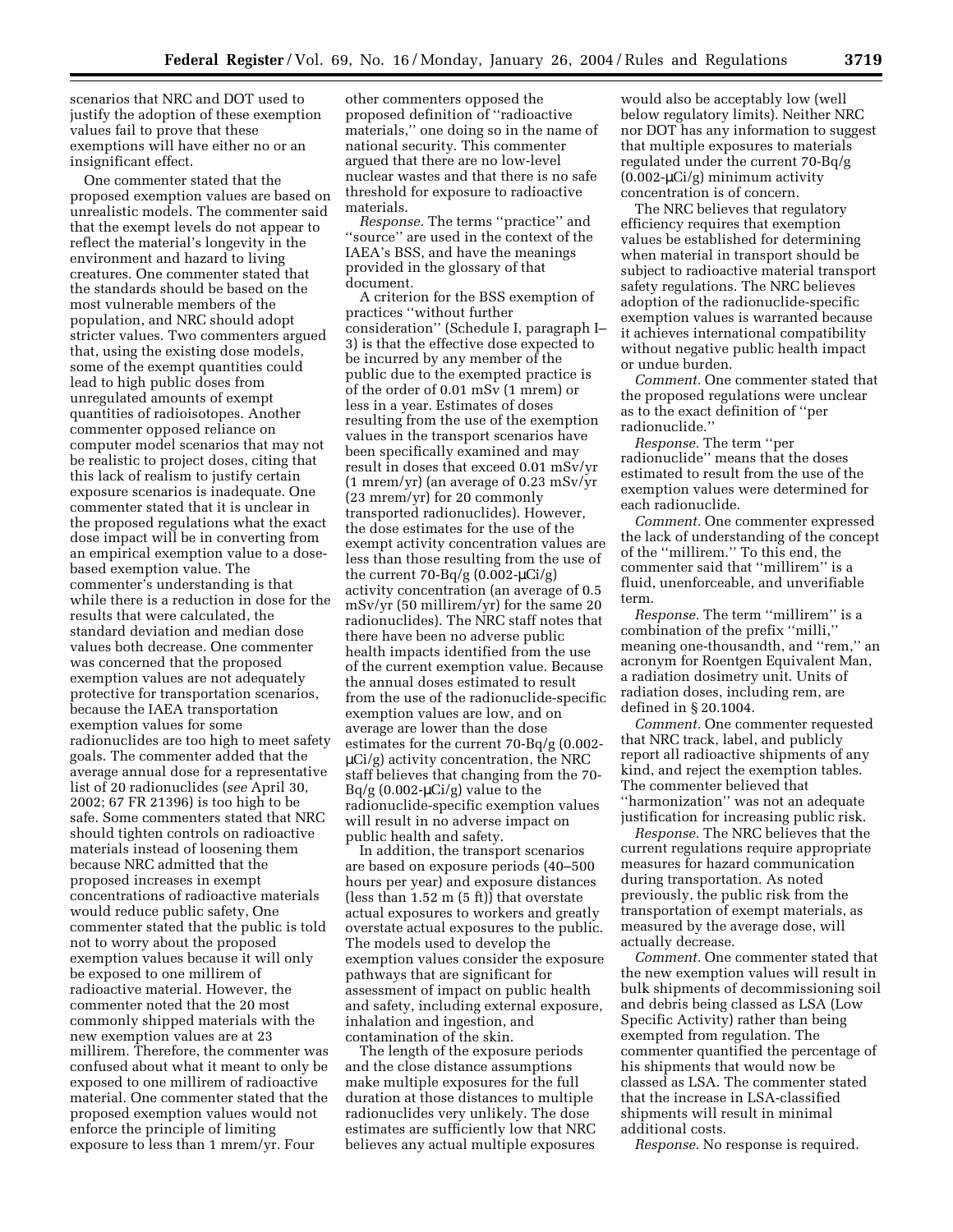scenarios that NRC and DOT used to justify the adoption of these exemption values fail to prove that these exemptions will have either no or an insignificant effect.

One commenter stated that the proposed exemption values are based on unrealistic models. The commenter said that the exempt levels do not appear to reflect the material's longevity in the environment and hazard to living creatures. One commenter stated that the standards should be based on the most vulnerable members of the population, and NRC should adopt stricter values. Two commenters argued that, using the existing dose models, some of the exempt quantities could lead to high public doses from unregulated amounts of exempt quantities of radioisotopes. Another commenter opposed reliance on computer model scenarios that may not be realistic to project doses, citing that this lack of realism to justify certain exposure scenarios is inadequate. One commenter stated that it is unclear in the proposed regulations what the exact dose impact will be in converting from an empirical exemption value to a dose-based exemption value. The commenter's understanding is that while there is a reduction in dose for the results that were calculated, the standard deviation and median dose values both decrease. One commenter was concerned that the proposed exemption values are not adequately protective for transportation scenarios, because the IAEA transportation exemption values for some radionuclides are too high to meet safety goals. The commenter added that the average annual dose for a representative list of 20 radionuclides (*see* April 30, 2002; 67 FR 21396) is too high to be safe. Some commenters stated that NRC should tighten controls on radioactive materials instead of loosening them because NRC admitted that the proposed increases in exempt concentrations of radioactive materials would reduce public safety, One commenter stated that the public is told not to worry about the proposed exemption values because it will only be exposed to one millirem of radioactive material. However, the commenter noted that the 20 most commonly shipped materials with the new exemption values are at 23 millirem. Therefore, the commenter was confused about what it meant to only be exposed to one millirem of radioactive material. One commenter stated that the proposed exemption values would not enforce the principle of limiting exposure to less than 1 mrem/yr. Four other commenters opposed the proposed definition of ''radioactive materials,'' one doing so in the name of national security. This commenter argued that there are no low-level nuclear wastes and that there is no safe threshold for exposure to radioactive materials.

*Response.* The terms ''practice'' and ''source'' are used in the context of the IAEA's BSS, and have the meanings provided in the glossary of that document.

A criterion for the BSS exemption of practices ''without further consideration'' (Schedule I, paragraph I–3) is that the effective dose expected to be incurred by any member of the public due to the exempted practice is of the order of 0.01 mSv (1 mrem) or less in a year. Estimates of doses resulting from the use of the exemption values in the transport scenarios have been specifically examined and may result in doses that exceed 0.01 mSv/yr (1 mrem/yr) (an average of 0.23 mSv/yr (23 mrem/yr) for 20 commonly transported radionuclides). However, the dose estimates for the use of the exempt activity concentration values are less than those resulting from the use of the current 70-Bq/g (0.002-μCi/g) activity concentration (an average of 0.5 mSv/yr (50 millirem/yr) for the same 20 radionuclides). The NRC staff notes that there have been no adverse public health impacts identified from the use of the current exemption value. Because the annual doses estimated to result from the use of the radionuclide-specific exemption values are low, and on average are lower than the dose estimates for the current 70-Bq/g (0.002-μCi/g) activity concentration, the NRC staff believes that changing from the 70-Bq/g (0.002-μCi/g) value to the radionuclide-specific exemption values will result in no adverse impact on public health and safety.

In addition, the transport scenarios are based on exposure periods (40–500 hours per year) and exposure distances (less than 1.52 m (5 ft)) that overstate actual exposures to workers and greatly overstate actual exposures to the public. The models used to develop the exemption values consider the exposure pathways that are significant for assessment of impact on public health and safety, including external exposure, inhalation and ingestion, and contamination of the skin.

The length of the exposure periods and the close distance assumptions make multiple exposures for the full duration at those distances to multiple radionuclides very unlikely. The dose estimates are sufficiently low that NRC believes any actual multiple exposures would also be acceptably low (well below regulatory limits). Neither NRC nor DOT has any information to suggest that multiple exposures to materials regulated under the current 70-Bq/g (0.002-μCi/g) minimum activity concentration is of concern.

The NRC believes that regulatory efficiency requires that exemption values be established for determining when material in transport should be subject to radioactive material transport safety regulations. The NRC believes adoption of the radionuclide-specific exemption values is warranted because it achieves international compatibility without negative public health impact or undue burden.

*Comment.* One commenter stated that the proposed regulations were unclear as to the exact definition of ''per radionuclide.''

*Response.* The term ''per radionuclide'' means that the doses estimated to result from the use of the exemption values were determined for each radionuclide.

*Comment.* One commenter expressed the lack of understanding of the concept of the ''millirem.'' To this end, the commenter said that ''millirem'' is a fluid, unenforceable, and unverifiable term.

*Response.* The term ''millirem'' is a combination of the prefix ''milli,'' meaning one-thousandth, and ''rem,'' an acronym for Roentgen Equivalent Man, a radiation dosimetry unit. Units of radiation doses, including rem, are defined in § 20.1004.

*Comment.* One commenter requested that NRC track, label, and publicly report all radioactive shipments of any kind, and reject the exemption tables. The commenter believed that ''harmonization'' was not an adequate justification for increasing public risk.

*Response.* The NRC believes that the current regulations require appropriate measures for hazard communication during transportation. As noted previously, the public risk from the transportation of exempt materials, as measured by the average dose, will actually decrease.

*Comment.* One commenter stated that the new exemption values will result in bulk shipments of decommissioning soil and debris being classed as LSA (Low Specific Activity) rather than being exempted from regulation. The commenter quantified the percentage of his shipments that would now be classed as LSA. The commenter stated that the increase in LSA-classified shipments will result in minimal additional costs.

*Response.* No response is required.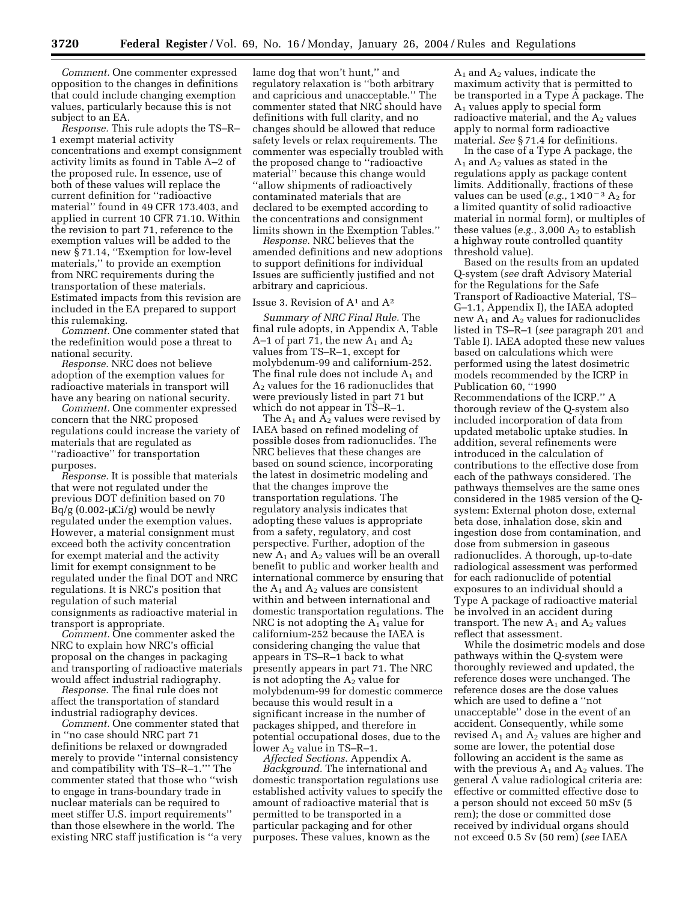*Comment.* One commenter expressed opposition to the changes in definitions that could include changing exemption values, particularly because this is not subject to an EA.

*Response.* This rule adopts the TS–R–1 exempt material activity concentrations and exempt consignment activity limits as found in Table A–2 of the proposed rule. In essence, use of both of these values will replace the current definition for ''radioactive material'' found in 49 CFR 173.403, and applied in current 10 CFR 71.10. Within the revision to part 71, reference to the exemption values will be added to the new § 71.14, ''Exemption for low-level materials,'' to provide an exemption from NRC requirements during the transportation of these materials. Estimated impacts from this revision are included in the EA prepared to support this rulemaking.

*Comment.* One commenter stated that the redefinition would pose a threat to national security.

*Response.* NRC does not believe adoption of the exemption values for radioactive materials in transport will have any bearing on national security.

*Comment.* One commenter expressed concern that the NRC proposed regulations could increase the variety of materials that are regulated as ''radioactive'' for transportation purposes.

*Response.* It is possible that materials that were not regulated under the previous DOT definition based on 70 Bq/g (0.002-μCi/g) would be newly regulated under the exemption values. However, a material consignment must exceed both the activity concentration for exempt material and the activity limit for exempt consignment to be regulated under the final DOT and NRC regulations. It is NRC's position that regulation of such material consignments as radioactive material in transport is appropriate.

*Comment.* One commenter asked the NRC to explain how NRC's official proposal on the changes in packaging and transporting of radioactive materials would affect industrial radiography.

*Response.* The final rule does not affect the transportation of standard industrial radiography devices.

*Comment.* One commenter stated that in ''no case should NRC part 71 definitions be relaxed or downgraded merely to provide ''internal consistency and compatibility with TS–R–1.''' The commenter stated that those who ''wish to engage in trans-boundary trade in nuclear materials can be required to meet stiffer U.S. import requirements'' than those elsewhere in the world. The existing NRC staff justification is ''a very lame dog that won't hunt,'' and regulatory relaxation is ''both arbitrary and capricious and unacceptable.'' The commenter stated that NRC should have definitions with full clarity, and no changes should be allowed that reduce safety levels or relax requirements. The commenter was especially troubled with the proposed change to ''radioactive material'' because this change would ''allow shipments of radioactively contaminated materials that are declared to be exempted according to the concentrations and consignment limits shown in the Exemption Tables.''

*Response.* NRC believes that the amended definitions and new adoptions to support definitions for individual Issues are sufficiently justified and not arbitrary and capricious.

Issue 3. Revision of $A^1$ and $A^2$

*Summary of NRC Final Rule.* The final rule adopts, in Appendix A, Table A–1 of part 71, the new $A_1$ and $A_2$ values from TS–R–1, except for molybdenum-99 and californium-252. The final rule does not include $A_1$ and $A_2$ values for the 16 radionuclides that were previously listed in part 71 but which do not appear in TS–R–1.

The $A_1$ and $A_2$ values were revised by IAEA based on refined modeling of possible doses from radionuclides. The NRC believes that these changes are based on sound science, incorporating the latest in dosimetric modeling and that the changes improve the transportation regulations. The regulatory analysis indicates that adopting these values is appropriate from a safety, regulatory, and cost perspective. Further, adoption of the new $A_1$ and $A_2$ values will be an overall benefit to public and worker health and international commerce by ensuring that the $A_1$ and $A_2$ values are consistent within and between international and domestic transportation regulations. The NRC is not adopting the $A_1$ value for californium-252 because the IAEA is considering changing the value that appears in TS–R–1 back to what presently appears in part 71. The NRC is not adopting the $A_2$ value for molybdenum-99 for domestic commerce because this would result in a significant increase in the number of packages shipped, and therefore in potential occupational doses, due to the lower $A_2$ value in TS–R–1.

*Affected Sections.* Appendix A.

*Background.* The international and domestic transportation regulations use established activity values to specify the amount of radioactive material that is permitted to be transported in a particular packaging and for other purposes. These values, known as the $A_1$ and $A_2$ values, indicate the maximum activity that is permitted to be transported in a Type A package. The $A_1$ values apply to special form radioactive material, and the $A_2$ values apply to normal form radioactive material. *See* § 71.4 for definitions.

In the case of a Type A package, the $A_1$ and $A_2$ values as stated in the regulations apply as package content limits. Additionally, fractions of these values can be used (*e.g.*, $1\times10^{-3}$ $A_2$ for a limited quantity of solid radioactive material in normal form), or multiples of these values (*e.g.*, 3,000 $A_2$ to establish a highway route controlled quantity threshold value).

Based on the results from an updated Q-system (*see* draft Advisory Material for the Regulations for the Safe Transport of Radioactive Material, TS–G–1.1, Appendix I), the IAEA adopted new $A_1$ and $A_2$ values for radionuclides listed in TS–R–1 (*see* paragraph 201 and Table I). IAEA adopted these new values based on calculations which were performed using the latest dosimetric models recommended by the ICRP in Publication 60, ''1990 Recommendations of the ICRP.'' A thorough review of the Q-system also included incorporation of data from updated metabolic uptake studies. In addition, several refinements were introduced in the calculation of contributions to the effective dose from each of the pathways considered. The pathways themselves are the same ones considered in the 1985 version of the Q-system: External photon dose, external beta dose, inhalation dose, skin and ingestion dose from contamination, and dose from submersion in gaseous radionuclides. A thorough, up-to-date radiological assessment was performed for each radionuclide of potential exposures to an individual should a Type A package of radioactive material be involved in an accident during transport. The new $A_1$ and $A_2$ values reflect that assessment.

While the dosimetric models and dose pathways within the Q-system were thoroughly reviewed and updated, the reference doses were unchanged. The reference doses are the dose values which are used to define a ''not unacceptable'' dose in the event of an accident. Consequently, while some revised $A_1$ and $A_2$ values are higher and some are lower, the potential dose following an accident is the same as with the previous $A_1$ and $A_2$ values. The general A value radiological criteria are: effective or committed effective dose to a person should not exceed 50 mSv (5 rem); the dose or committed dose received by individual organs should not exceed 0.5 Sv (50 rem) (*see* IAEA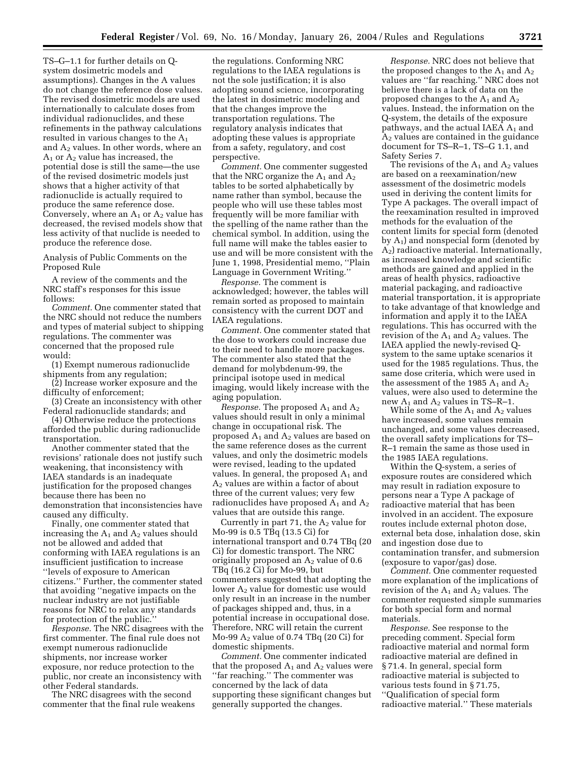TS–G–1.1 for further details on Q-system dosimetric models and assumptions). Changes in the A values do not change the reference dose values. The revised dosimetric models are used internationally to calculate doses from individual radionuclides, and these refinements in the pathway calculations resulted in various changes to the $A_1$ and $A_2$ values. In other words, where an $A_1$ or $A_2$ value has increased, the potential dose is still the same—the use of the revised dosimetric models just shows that a higher activity of that radionuclide is actually required to produce the same reference dose. Conversely, where an $A_1$ or $A_2$ value has decreased, the revised models show that less activity of that nuclide is needed to produce the reference dose.

Analysis of Public Comments on the Proposed Rule

A review of the comments and the NRC staff's responses for this issue follows:

*Comment.* One commenter stated that the NRC should not reduce the numbers and types of material subject to shipping regulations. The commenter was concerned that the proposed rule would:

(1) Exempt numerous radionuclide shipments from any regulation;

(2) Increase worker exposure and the difficulty of enforcement;

(3) Create an inconsistency with other Federal radionuclide standards; and

(4) Otherwise reduce the protections afforded the public during radionuclide transportation.

Another commenter stated that the revisions' rationale does not justify such weakening, that inconsistency with IAEA standards is an inadequate justification for the proposed changes because there has been no demonstration that inconsistencies have caused any difficulty.

Finally, one commenter stated that increasing the $A_1$ and $A_2$ values should not be allowed and added that conforming with IAEA regulations is an insufficient justification to increase ''levels of exposure to American citizens.'' Further, the commenter stated that avoiding ''negative impacts on the nuclear industry are not justifiable reasons for NRC to relax any standards for protection of the public.''

*Response.* The NRC disagrees with the first commenter. The final rule does not exempt numerous radionuclide shipments, nor increase worker exposure, nor reduce protection to the public, nor create an inconsistency with other Federal standards.

The NRC disagrees with the second commenter that the final rule weakens the regulations. Conforming NRC regulations to the IAEA regulations is not the sole justification; it is also adopting sound science, incorporating the latest in dosimetric modeling and that the changes improve the transportation regulations. The regulatory analysis indicates that adopting these values is appropriate from a safety, regulatory, and cost perspective.

*Comment.* One commenter suggested that the NRC organize the $A_1$ and $A_2$ tables to be sorted alphabetically by name rather than symbol, because the people who will use these tables most frequently will be more familiar with the spelling of the name rather than the chemical symbol. In addition, using the full name will make the tables easier to use and will be more consistent with the June 1, 1998, Presidential memo, ''Plain Language in Government Writing.''

*Response.* The comment is acknowledged; however, the tables will remain sorted as proposed to maintain consistency with the current DOT and IAEA regulations.

*Comment.* One commenter stated that the dose to workers could increase due to their need to handle more packages. The commenter also stated that the demand for molybdenum-99, the principal isotope used in medical imaging, would likely increase with the aging population.

*Response.* The proposed $A_1$ and $A_2$ values should result in only a minimal change in occupational risk. The proposed $A_1$ and $A_2$ values are based on the same reference doses as the current values, and only the dosimetric models were revised, leading to the updated values. In general, the proposed $A_1$ and $A_2$ values are within a factor of about three of the current values; very few radionuclides have proposed $A_1$ and $A_2$ values that are outside this range.

Currently in part 71, the $A_2$ value for Mo-99 is 0.5 TBq (13.5 Ci) for international transport and 0.74 TBq (20 Ci) for domestic transport. The NRC originally proposed an $A_2$ value of 0.6 TBq (16.2 Ci) for Mo-99, but commenters suggested that adopting the lower $A_2$ value for domestic use would only result in an increase in the number of packages shipped and, thus, in a potential increase in occupational dose. Therefore, NRC will retain the current Mo-99 $A_2$ value of 0.74 TBq (20 Ci) for domestic shipments.

*Comment.* One commenter indicated that the proposed $A_1$ and $A_2$ values were ''far reaching.'' The commenter was concerned by the lack of data supporting these significant changes but generally supported the changes.

*Response.* NRC does not believe that the proposed changes to the $A_1$ and $A_2$ values are ''far reaching.'' NRC does not believe there is a lack of data on the proposed changes to the $A_1$ and $A_2$ values. Instead, the information on the Q-system, the details of the exposure pathways, and the actual IAEA $A_1$ and $A_2$ values are contained in the guidance document for TS–R–1, TS–G 1.1, and Safety Series 7.

The revisions of the $A_1$ and $A_2$ values are based on a reexamination/new assessment of the dosimetric models used in deriving the content limits for Type A packages. The overall impact of the reexamination resulted in improved methods for the evaluation of the content limits for special form (denoted by $A_1$) and nonspecial form (denoted by $A_2$) radioactive material. Internationally, as increased knowledge and scientific methods are gained and applied in the areas of health physics, radioactive material packaging, and radioactive material transportation, it is appropriate to take advantage of that knowledge and information and apply it to the IAEA regulations. This has occurred with the revision of the $A_1$ and $A_2$ values. The IAEA applied the newly-revised Q-system to the same uptake scenarios it used for the 1985 regulations. Thus, the same dose criteria, which were used in the assessment of the 1985 $A_1$ and $A_2$ values, were also used to determine the new $A_1$ and $A_2$ values in TS–R–1.

While some of the $A_1$ and $A_2$ values have increased, some values remain unchanged, and some values decreased, the overall safety implications for TS–R–1 remain the same as those used in the 1985 IAEA regulations.

Within the Q-system, a series of exposure routes are considered which may result in radiation exposure to persons near a Type A package of radioactive material that has been involved in an accident. The exposure routes include external photon dose, external beta dose, inhalation dose, skin and ingestion dose due to contamination transfer, and submersion (exposure to vapor/gas) dose.

*Comment.* One commenter requested more explanation of the implications of revision of the $A_1$ and $A_2$ values. The commenter requested simple summaries for both special form and normal materials.

*Response.* See response to the preceding comment. Special form radioactive material and normal form radioactive material are defined in § 71.4. In general, special form radioactive material is subjected to various tests found in § 71.75, ''Qualification of special form radioactive material.'' These materials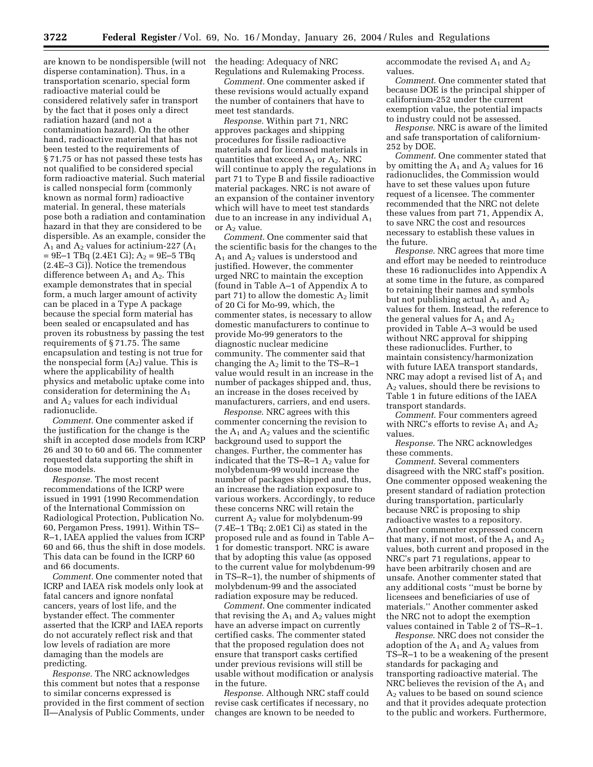are known to be nondispersible (will not disperse contamination). Thus, in a transportation scenario, special form radioactive material could be considered relatively safer in transport by the fact that it poses only a direct radiation hazard (and not a contamination hazard). On the other hand, radioactive material that has not been tested to the requirements of § 71.75 or has not passed these tests has not qualified to be considered special form radioactive material. Such material is called nonspecial form (commonly known as normal form) radioactive material. In general, these materials pose both a radiation and contamination hazard in that they are considered to be dispersible. As an example, consider the $A_1$ and $A_2$ values for actinium-227 ($A_1$ = 9E–1 TBq (2.4E1 Ci); $A_2$ = 9E–5 TBq (2.4E–3 Ci)). Notice the tremendous difference between $A_1$ and $A_2$. This example demonstrates that in special form, a much larger amount of activity can be placed in a Type A package because the special form material has been sealed or encapsulated and has proven its robustness by passing the test requirements of § 71.75. The same encapsulation and testing is not true for the nonspecial form ($A_2$) value. This is where the applicability of health physics and metabolic uptake come into consideration for determining the $A_1$ and $A_2$ values for each individual radionuclide.

*Comment.* One commenter asked if the justification for the change is the shift in accepted dose models from ICRP 26 and 30 to 60 and 66. The commenter requested data supporting the shift in dose models.

*Response.* The most recent recommendations of the ICRP were issued in 1991 (1990 Recommendation of the International Commission on Radiological Protection, Publication No. 60, Pergamon Press, 1991). Within TS–R–1, IAEA applied the values from ICRP 60 and 66, thus the shift in dose models. This data can be found in the ICRP 60 and 66 documents.

*Comment.* One commenter noted that ICRP and IAEA risk models only look at fatal cancers and ignore nonfatal cancers, years of lost life, and the bystander effect. The commenter asserted that the ICRP and IAEA reports do not accurately reflect risk and that low levels of radiation are more damaging than the models are predicting.

*Response.* The NRC acknowledges this comment but notes that a response to similar concerns expressed is provided in the first comment of section II—Analysis of Public Comments, under the heading: Adequacy of NRC Regulations and Rulemaking Process.

*Comment.* One commenter asked if these revisions would actually expand the number of containers that have to meet test standards.

*Response.* Within part 71, NRC approves packages and shipping procedures for fissile radioactive materials and for licensed materials in quantities that exceed $A_1$ or $A_2$. NRC will continue to apply the regulations in part 71 to Type B and fissile radioactive material packages. NRC is not aware of an expansion of the container inventory which will have to meet test standards due to an increase in any individual $A_1$ or $A_2$ value.

*Comment*. One commenter said that the scientific basis for the changes to the $A_1$ and $A_2$ values is understood and justified. However, the commenter urged NRC to maintain the exception (found in Table A–1 of Appendix A to part 71) to allow the domestic $A_2$ limit of 20 Ci for Mo-99, which, the commenter states, is necessary to allow domestic manufacturers to continue to provide Mo-99 generators to the diagnostic nuclear medicine community. The commenter said that changing the $A_2$ limit to the TS–R–1 value would result in an increase in the number of packages shipped and, thus, an increase in the doses received by manufacturers, carriers, and end users.

*Response*. NRC agrees with this commenter concerning the revision to the $A_1$ and $A_2$ values and the scientific background used to support the changes. Further, the commenter has indicated that the TS–R–1 $A_2$ value for molybdenum-99 would increase the number of packages shipped and, thus, an increase the radiation exposure to various workers. Accordingly, to reduce these concerns NRC will retain the current $A_2$ value for molybdenum-99 (7.4E–1 TBq; 2.0E1 Ci) as stated in the proposed rule and as found in Table A–1 for domestic transport. NRC is aware that by adopting this value (as opposed to the current value for molybdenum-99 in TS–R–1), the number of shipments of molybdenum-99 and the associated radiation exposure may be reduced.

*Comment*. One commenter indicated that revising the $A_1$ and $A_2$ values might have an adverse impact on currently certified casks. The commenter stated that the proposed regulation does not ensure that transport casks certified under previous revisions will still be usable without modification or analysis in the future.

*Response.* Although NRC staff could revise cask certificates if necessary, no changes are known to be needed to accommodate the revised $A_1$ and $A_2$ values.

*Comment*. One commenter stated that because DOE is the principal shipper of californium-252 under the current exemption value, the potential impacts to industry could not be assessed.

*Response*. NRC is aware of the limited and safe transportation of californium-252 by DOE.

*Comment*. One commenter stated that by omitting the $A_1$ and $A_2$ values for 16 radionuclides, the Commission would have to set these values upon future request of a licensee. The commenter recommended that the NRC not delete these values from part 71, Appendix A, to save NRC the cost and resources necessary to establish these values in the future.

*Response*. NRC agrees that more time and effort may be needed to reintroduce these 16 radionuclides into Appendix A at some time in the future, as compared to retaining their names and symbols but not publishing actual $A_1$ and $A_2$ values for them. Instead, the reference to the general values for $A_1$ and $A_2$ provided in Table A–3 would be used without NRC approval for shipping these radionuclides. Further, to maintain consistency/harmonization with future IAEA transport standards, NRC may adopt a revised list of $A_1$ and $A_2$ values, should there be revisions to Table 1 in future editions of the IAEA transport standards.

*Comment*. Four commenters agreed with NRC's efforts to revise $A_1$ and $A_2$ values.

*Response*. The NRC acknowledges these comments.

*Comment*. Several commenters disagreed with the NRC staff's position. One commenter opposed weakening the present standard of radiation protection during transportation, particularly because NRC is proposing to ship radioactive wastes to a repository. Another commenter expressed concern that many, if not most, of the $A_1$ and $A_2$ values, both current and proposed in the NRC's part 71 regulations, appear to have been arbitrarily chosen and are unsafe. Another commenter stated that any additional costs ''must be borne by licensees and beneficiaries of use of materials.'' Another commenter asked the NRC not to adopt the exemption values contained in Table 2 of TS–R–1.

*Response*. NRC does not consider the adoption of the $A_1$ and $A_2$ values from TS–R–1 to be a weakening of the present standards for packaging and transporting radioactive material. The NRC believes the revision of the $A_1$ and $A_2$ values to be based on sound science and that it provides adequate protection to the public and workers. Furthermore,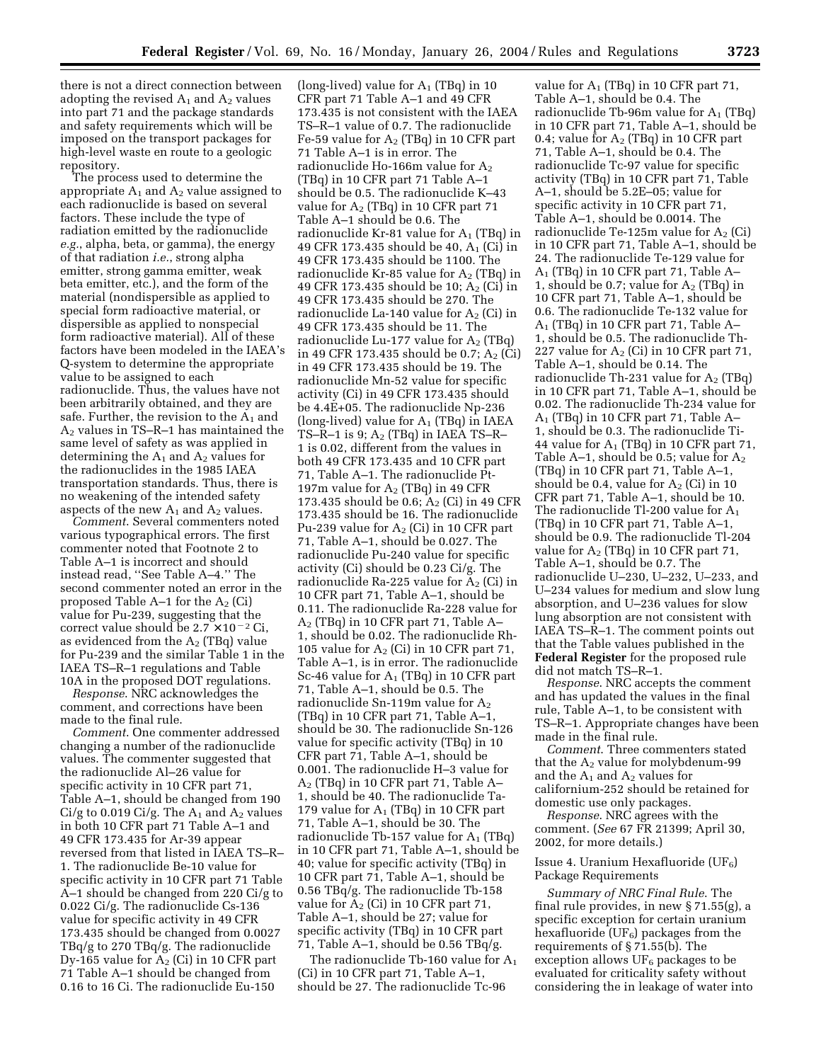there is not a direct connection between adopting the revised $A_1$ and $A_2$ values into part 71 and the package standards and safety requirements which will be imposed on the transport packages for high-level waste en route to a geologic repository.

The process used to determine the appropriate $A_1$ and $A_2$ value assigned to each radionuclide is based on several factors. These include the type of radiation emitted by the radionuclide *e.g.*, alpha, beta, or gamma), the energy of that radiation *i.e.*, strong alpha emitter, strong gamma emitter, weak beta emitter, etc.), and the form of the material (nondispersible as applied to special form radioactive material, or dispersible as applied to nonspecial form radioactive material). All of these factors have been modeled in the IAEA's Q-system to determine the appropriate value to be assigned to each radionuclide. Thus, the values have not been arbitrarily obtained, and they are safe. Further, the revision to the $A_1$ and $A_2$ values in TS–R–1 has maintained the same level of safety as was applied in determining the $A_1$ and $A_2$ values for the radionuclides in the 1985 IAEA transportation standards. Thus, there is no weakening of the intended safety aspects of the new $A_1$ and $A_2$ values.

*Comment*. Several commenters noted various typographical errors. The first commenter noted that Footnote 2 to Table A–1 is incorrect and should instead read, ''See Table A–4.'' The second commenter noted an error in the proposed Table A–1 for the $A_2$ (Ci) value for Pu-239, suggesting that the correct value should be $2.7 \times 10^{-2}$ Ci, as evidenced from the $A_2$ (TBq) value for Pu-239 and the similar Table 1 in the IAEA TS–R–1 regulations and Table 10A in the proposed DOT regulations.

*Response*. NRC acknowledges the comment, and corrections have been made to the final rule.

*Comment*. One commenter addressed changing a number of the radionuclide values. The commenter suggested that the radionuclide Al–26 value for specific activity in 10 CFR part 71, Table A–1, should be changed from 190 Ci/g to 0.019 Ci/g. The $A_1$ and $A_2$ values in both 10 CFR part 71 Table A–1 and 49 CFR 173.435 for Ar-39 appear reversed from that listed in IAEA TS–R–1. The radionuclide Be-10 value for specific activity in 10 CFR part 71 Table A–1 should be changed from 220 Ci/g to 0.022 Ci/g. The radionuclide Cs-136 value for specific activity in 49 CFR 173.435 should be changed from 0.0027 TBq/g to 270 TBq/g. The radionuclide Dy-165 value for $A_2$ (Ci) in 10 CFR part 71 Table A–1 should be changed from 0.16 to 16 Ci. The radionuclide Eu-150 (long-lived) value for $A_1$ (TBq) in 10 CFR part 71 Table A–1 and 49 CFR 173.435 is not consistent with the IAEA TS–R–1 value of 0.7. The radionuclide Fe-59 value for $A_2$ (TBq) in 10 CFR part 71 Table A–1 is in error. The radionuclide Ho-166m value for $A_2$ (TBq) in 10 CFR part 71 Table A–1 should be 0.5. The radionuclide K–43 value for $A_2$ (TBq) in 10 CFR part 71 Table A–1 should be 0.6. The radionuclide Kr-81 value for $A_1$ (TBq) in 49 CFR 173.435 should be 40, $A_1$ (Ci) in 49 CFR 173.435 should be 1100. The radionuclide Kr-85 value for $A_2$ (TBq) in 49 CFR 173.435 should be 10; $A_2$ (Ci) in 49 CFR 173.435 should be 270. The radionuclide La-140 value for $A_2$ (Ci) in 49 CFR 173.435 should be 11. The radionuclide Lu-177 value for $A_2$ (TBq) in 49 CFR 173.435 should be 0.7; $A_2$ (Ci) in 49 CFR 173.435 should be 19. The radionuclide Mn-52 value for specific activity (Ci) in 49 CFR 173.435 should be 4.4E+05. The radionuclide Np-236 (long-lived) value for $A_1$ (TBq) in IAEA TS–R–1 is 9; $A_2$ (TBq) in IAEA TS–R–1 is 0.02, different from the values in both 49 CFR 173.435 and 10 CFR part 71, Table A–1. The radionuclide Pt-197m value for $A_2$ (TBq) in 49 CFR 173.435 should be 0.6; $A_2$ (Ci) in 49 CFR 173.435 should be 16. The radionuclide Pu-239 value for $A_2$ (Ci) in 10 CFR part 71, Table A–1, should be 0.027. The radionuclide Pu-240 value for specific activity (Ci) should be 0.23 Ci/g. The radionuclide Ra-225 value for $A_2$ (Ci) in 10 CFR part 71, Table A–1, should be 0.11. The radionuclide Ra-228 value for $A_2$ (TBq) in 10 CFR part 71, Table A–1, should be 0.02. The radionuclide Rh-105 value for $A_2$ (Ci) in 10 CFR part 71, Table A–1, is in error. The radionuclide Sc-46 value for $A_1$ (TBq) in 10 CFR part 71, Table A–1, should be 0.5. The radionuclide Sn-119m value for $A_2$ (TBq) in 10 CFR part 71, Table A–1, should be 30. The radionuclide Sn-126 value for specific activity (TBq) in 10 CFR part 71, Table A–1, should be 0.001. The radionuclide H–3 value for $A_2$ (TBq) in 10 CFR part 71, Table A–1, should be 40. The radionuclide Ta-179 value for $A_1$ (TBq) in 10 CFR part 71, Table A–1, should be 30. The radionuclide Tb-157 value for $A_1$ (TBq) in 10 CFR part 71, Table A–1, should be 40; value for specific activity (TBq) in 10 CFR part 71, Table A–1, should be 0.56 TBq/g. The radionuclide Tb-158 value for $A_2$ (Ci) in 10 CFR part 71, Table A–1, should be 27; value for specific activity (TBq) in 10 CFR part 71, Table A–1, should be 0.56 TBq/g.

The radionuclide Tb-160 value for $A_1$ (Ci) in 10 CFR part 71, Table A–1, should be 27. The radionuclide Tc-96 value for $A_1$ (TBq) in 10 CFR part 71, Table A–1, should be 0.4. The radionuclide Tb-96m value for $A_1$ (TBq) in 10 CFR part 71, Table A–1, should be 0.4; value for $A_2$ (TBq) in 10 CFR part 71, Table A–1, should be 0.4. The radionuclide Tc-97 value for specific activity (TBq) in 10 CFR part 71, Table A–1, should be 5.2E–05; value for specific activity in 10 CFR part 71, Table A–1, should be 0.0014. The radionuclide Te-125m value for $A_2$ (Ci) in 10 CFR part 71, Table A–1, should be 24. The radionuclide Te-129 value for $A_1$ (TBq) in 10 CFR part 71, Table A–1, should be 0.7; value for $A_2$ (TBq) in 10 CFR part 71, Table A–1, should be 0.6. The radionuclide Te-132 value for $A_1$ (TBq) in 10 CFR part 71, Table A–1, should be 0.5. The radionuclide Th-227 value for $A_2$ (Ci) in 10 CFR part 71, Table A–1, should be 0.14. The radionuclide Th-231 value for $A_2$ (TBq) in 10 CFR part 71, Table A–1, should be 0.02. The radionuclide Th-234 value for $A_1$ (TBq) in 10 CFR part 71, Table A–1, should be 0.3. The radionuclide Ti-44 value for $A_1$ (TBq) in 10 CFR part 71, Table A–1, should be 0.5; value for $A_2$ (TBq) in 10 CFR part 71, Table A–1, should be 0.4, value for $A_2$ (Ci) in 10 CFR part 71, Table A–1, should be 10. The radionuclide Tl-200 value for $A_1$ (TBq) in 10 CFR part 71, Table A–1, should be 0.9. The radionuclide Tl-204 value for $A_2$ (TBq) in 10 CFR part 71, Table A–1, should be 0.7. The radionuclide U–230, U–232, U–233, and U–234 values for medium and slow lung absorption, and U–236 values for slow lung absorption are not consistent with IAEA TS–R–1. The comment points out that the Table values published in the **Federal Register** for the proposed rule did not match TS–R–1.

*Response*. NRC accepts the comment and has updated the values in the final rule, Table A–1, to be consistent with TS–R–1. Appropriate changes have been made in the final rule.

*Comment*. Three commenters stated that the $A_2$ value for molybdenum-99 and the $A_1$ and $A_2$ values for californium-252 should be retained for domestic use only packages.

*Response*. NRC agrees with the comment. (*See* 67 FR 21399; April 30, 2002, for more details.)

Issue 4. Uranium Hexafluoride ($UF_6$) Package Requirements

*Summary of NRC Final Rule*. The final rule provides, in new § 71.55(g), a specific exception for certain uranium hexafluoride ($UF_6$) packages from the requirements of § 71.55(b). The exception allows $UF_6$ packages to be evaluated for criticality safety without considering the in leakage of water into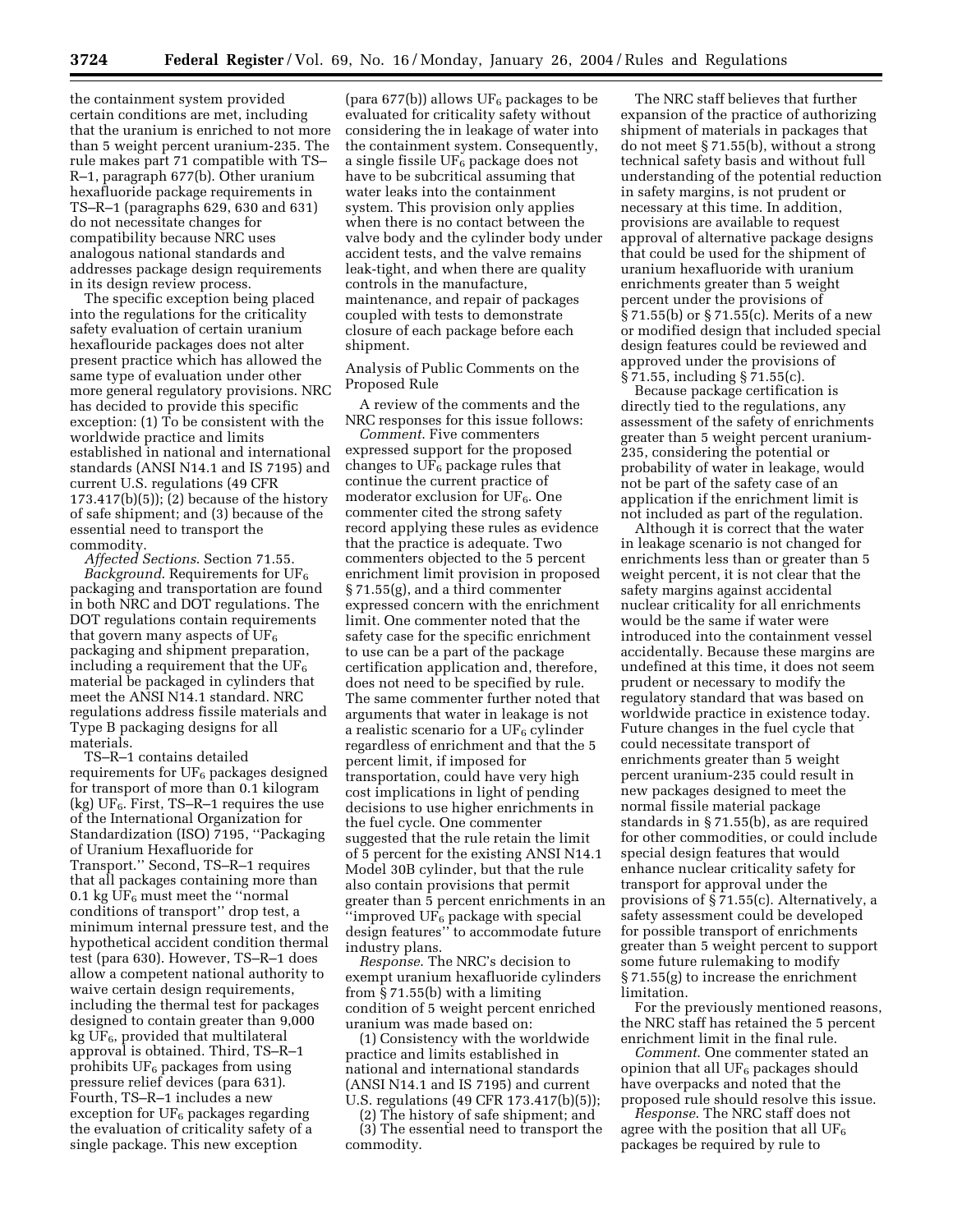the containment system provided certain conditions are met, including that the uranium is enriched to not more than 5 weight percent uranium-235. The rule makes part 71 compatible with TS–R–1, paragraph 677(b). Other uranium hexafluoride package requirements in TS–R–1 (paragraphs 629, 630 and 631) do not necessitate changes for compatibility because NRC uses analogous national standards and addresses package design requirements in its design review process.

The specific exception being placed into the regulations for the criticality safety evaluation of certain uranium hexaflouride packages does not alter present practice which has allowed the same type of evaluation under other more general regulatory provisions. NRC has decided to provide this specific exception: (1) To be consistent with the worldwide practice and limits established in national and international standards (ANSI N14.1 and IS 7195) and current U.S. regulations (49 CFR 173.417(b)(5)); (2) because of the history of safe shipment; and (3) because of the essential need to transport the commodity.

*Affected Sections*. Section 71.55.

*Background*. Requirements for $UF_6$ packaging and transportation are found in both NRC and DOT regulations. The DOT regulations contain requirements that govern many aspects of $UF_6$ packaging and shipment preparation, including a requirement that the $UF_6$ material be packaged in cylinders that meet the ANSI N14.1 standard. NRC regulations address fissile materials and Type B packaging designs for all materials.

TS–R–1 contains detailed requirements for $UF_6$ packages designed for transport of more than 0.1 kilogram (kg) $UF_6$. First, TS–R–1 requires the use of the International Organization for Standardization (ISO) 7195, "Packaging of Uranium Hexafluoride for Transport." Second, TS–R–1 requires that all packages containing more than 0.1 kg $UF_6$ must meet the "normal conditions of transport" drop test, a minimum internal pressure test, and the hypothetical accident condition thermal test (para 630). However, TS–R–1 does allow a competent national authority to waive certain design requirements, including the thermal test for packages designed to contain greater than 9,000 kg $UF_6$, provided that multilateral approval is obtained. Third, TS–R–1 prohibits $UF_6$ packages from using pressure relief devices (para 631). Fourth, TS–R–1 includes a new exception for $UF_6$ packages regarding the evaluation of criticality safety of a single package. This new exception (para 677(b)) allows $UF_6$ packages to be evaluated for criticality safety without considering the in leakage of water into the containment system. Consequently, a single fissile $UF_6$ package does not have to be subcritical assuming that water leaks into the containment system. This provision only applies when there is no contact between the valve body and the cylinder body under accident tests, and the valve remains leak-tight, and when there are quality controls in the manufacture, maintenance, and repair of packages coupled with tests to demonstrate closure of each package before each shipment.

Analysis of Public Comments on the Proposed Rule

A review of the comments and the NRC responses for this issue follows:

*Comment*. Five commenters expressed support for the proposed changes to $UF_6$ package rules that continue the current practice of moderator exclusion for $UF_6$. One commenter cited the strong safety record applying these rules as evidence that the practice is adequate. Two commenters objected to the 5 percent enrichment limit provision in proposed § 71.55(g), and a third commenter expressed concern with the enrichment limit. One commenter noted that the safety case for the specific enrichment to use can be a part of the package certification application and, therefore, does not need to be specified by rule. The same commenter further noted that arguments that water in leakage is not a realistic scenario for a $UF_6$ cylinder regardless of enrichment and that the 5 percent limit, if imposed for transportation, could have very high cost implications in light of pending decisions to use higher enrichments in the fuel cycle. One commenter suggested that the rule retain the limit of 5 percent for the existing ANSI N14.1 Model 30B cylinder, but that the rule also contain provisions that permit greater than 5 percent enrichments in an "improved $UF_6$ package with special design features" to accommodate future industry plans.

*Response*. The NRC's decision to exempt uranium hexafluoride cylinders from § 71.55(b) with a limiting condition of 5 weight percent enriched uranium was made based on:

(1) Consistency with the worldwide practice and limits established in national and international standards (ANSI N14.1 and IS 7195) and current U.S. regulations (49 CFR 173.417(b)(5));

(2) The history of safe shipment; and

(3) The essential need to transport the commodity.

The NRC staff believes that further expansion of the practice of authorizing shipment of materials in packages that do not meet § 71.55(b), without a strong technical safety basis and without full understanding of the potential reduction in safety margins, is not prudent or necessary at this time. In addition, provisions are available to request approval of alternative package designs that could be used for the shipment of uranium hexafluoride with uranium enrichments greater than 5 weight percent under the provisions of § 71.55(b) or § 71.55(c). Merits of a new or modified design that included special design features could be reviewed and approved under the provisions of § 71.55, including § 71.55(c).

Because package certification is directly tied to the regulations, any assessment of the safety of enrichments greater than 5 weight percent uranium-235, considering the potential or probability of water in leakage, would not be part of the safety case of an application if the enrichment limit is not included as part of the regulation.

Although it is correct that the water in leakage scenario is not changed for enrichments less than or greater than 5 weight percent, it is not clear that the safety margins against accidental nuclear criticality for all enrichments would be the same if water were introduced into the containment vessel accidentally. Because these margins are undefined at this time, it does not seem prudent or necessary to modify the regulatory standard that was based on worldwide practice in existence today. Future changes in the fuel cycle that could necessitate transport of enrichments greater than 5 weight percent uranium-235 could result in new packages designed to meet the normal fissile material package standards in § 71.55(b), as are required for other commodities, or could include special design features that would enhance nuclear criticality safety for transport for approval under the provisions of § 71.55(c). Alternatively, a safety assessment could be developed for possible transport of enrichments greater than 5 weight percent to support some future rulemaking to modify § 71.55(g) to increase the enrichment limitation.

For the previously mentioned reasons, the NRC staff has retained the 5 percent enrichment limit in the final rule.

*Comment*. One commenter stated an opinion that all $UF_6$ packages should have overpacks and noted that the proposed rule should resolve this issue.

*Response*. The NRC staff does not agree with the position that all $UF_6$ packages be required by rule to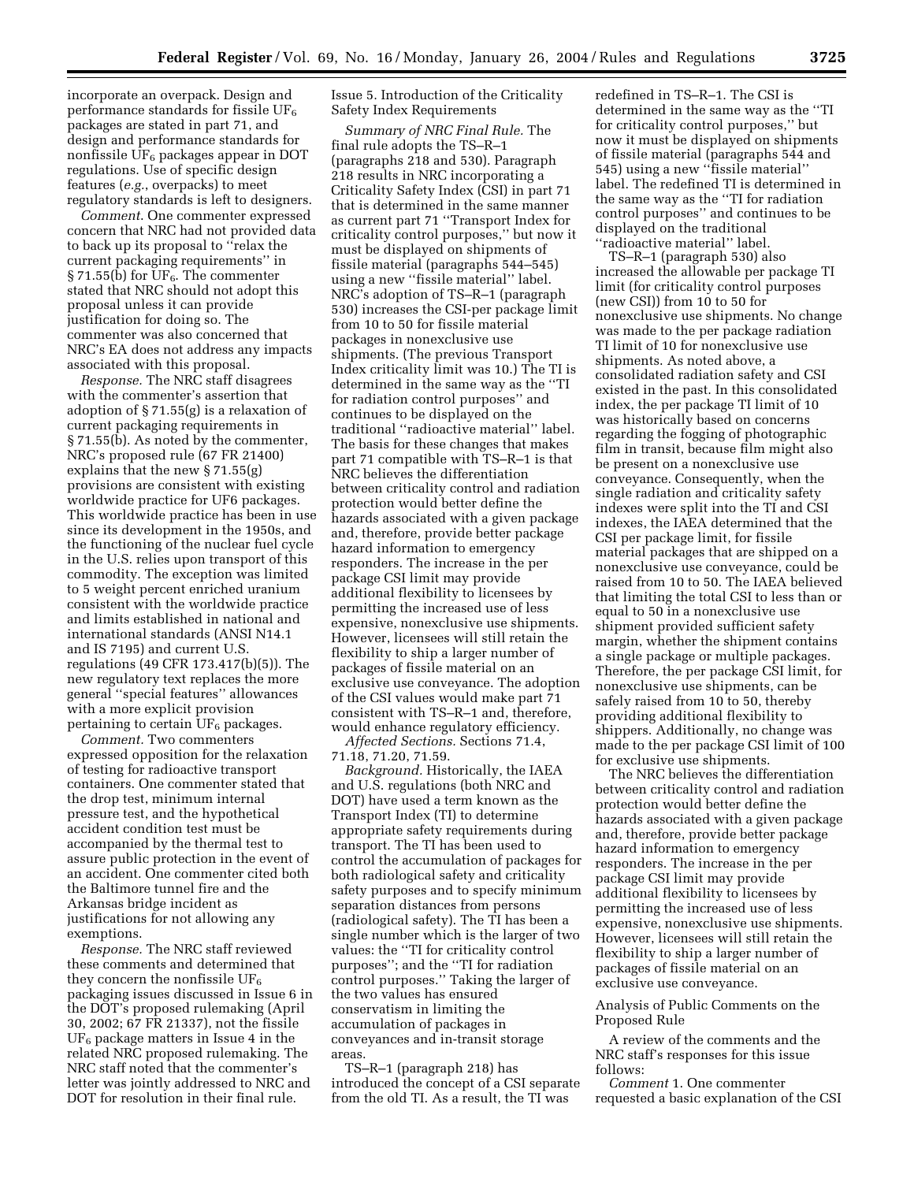incorporate an overpack. Design and performance standards for fissile $UF_6$ packages are stated in part 71, and design and performance standards for nonfissile $UF_6$ packages appear in DOT regulations. Use of specific design features (*e.g.*, overpacks) to meet regulatory standards is left to designers.

*Comment.* One commenter expressed concern that NRC had not provided data to back up its proposal to ''relax the current packaging requirements'' in § 71.55(b) for $UF_6$. The commenter stated that NRC should not adopt this proposal unless it can provide justification for doing so. The commenter was also concerned that NRC's EA does not address any impacts associated with this proposal.

*Response.* The NRC staff disagrees with the commenter's assertion that adoption of § 71.55(g) is a relaxation of current packaging requirements in § 71.55(b). As noted by the commenter, NRC's proposed rule (67 FR 21400) explains that the new § 71.55(g) provisions are consistent with existing worldwide practice for UF6 packages. This worldwide practice has been in use since its development in the 1950s, and the functioning of the nuclear fuel cycle in the U.S. relies upon transport of this commodity. The exception was limited to 5 weight percent enriched uranium consistent with the worldwide practice and limits established in national and international standards (ANSI N14.1 and IS 7195) and current U.S. regulations (49 CFR 173.417(b)(5)). The new regulatory text replaces the more general ''special features'' allowances with a more explicit provision pertaining to certain $UF_6$ packages.

*Comment.* Two commenters expressed opposition for the relaxation of testing for radioactive transport containers. One commenter stated that the drop test, minimum internal pressure test, and the hypothetical accident condition test must be accompanied by the thermal test to assure public protection in the event of an accident. One commenter cited both the Baltimore tunnel fire and the Arkansas bridge incident as justifications for not allowing any exemptions.

*Response.* The NRC staff reviewed these comments and determined that they concern the nonfissile $UF_6$ packaging issues discussed in Issue 6 in the DOT's proposed rulemaking (April 30, 2002; 67 FR 21337), not the fissile $UF_6$ package matters in Issue 4 in the related NRC proposed rulemaking. The NRC staff noted that the commenter's letter was jointly addressed to NRC and DOT for resolution in their final rule.

Issue 5. Introduction of the Criticality Safety Index Requirements

*Summary of NRC Final Rule.* The final rule adopts the TS–R–1 (paragraphs 218 and 530). Paragraph 218 results in NRC incorporating a Criticality Safety Index (CSI) in part 71 that is determined in the same manner as current part 71 ''Transport Index for criticality control purposes,'' but now it must be displayed on shipments of fissile material (paragraphs 544–545) using a new ''fissile material'' label. NRC's adoption of TS–R–1 (paragraph 530) increases the CSI-per package limit from 10 to 50 for fissile material packages in nonexclusive use shipments. (The previous Transport Index criticality limit was 10.) The TI is determined in the same way as the ''TI for radiation control purposes'' and continues to be displayed on the traditional ''radioactive material'' label. The basis for these changes that makes part 71 compatible with TS–R–1 is that NRC believes the differentiation between criticality control and radiation protection would better define the hazards associated with a given package and, therefore, provide better package hazard information to emergency responders. The increase in the per package CSI limit may provide additional flexibility to licensees by permitting the increased use of less expensive, nonexclusive use shipments. However, licensees will still retain the flexibility to ship a larger number of packages of fissile material on an exclusive use conveyance. The adoption of the CSI values would make part 71 consistent with TS–R–1 and, therefore, would enhance regulatory efficiency.

*Affected Sections.* Sections 71.4, 71.18, 71.20, 71.59.

*Background.* Historically, the IAEA and U.S. regulations (both NRC and DOT) have used a term known as the Transport Index (TI) to determine appropriate safety requirements during transport. The TI has been used to control the accumulation of packages for both radiological safety and criticality safety purposes and to specify minimum separation distances from persons (radiological safety). The TI has been a single number which is the larger of two values: the ''TI for criticality control purposes''; and the ''TI for radiation control purposes.'' Taking the larger of the two values has ensured conservatism in limiting the accumulation of packages in conveyances and in-transit storage areas.

TS–R–1 (paragraph 218) has introduced the concept of a CSI separate from the old TI. As a result, the TI was redefined in TS–R–1. The CSI is determined in the same way as the ''TI for criticality control purposes,'' but now it must be displayed on shipments of fissile material (paragraphs 544 and 545) using a new ''fissile material'' label. The redefined TI is determined in the same way as the ''TI for radiation control purposes'' and continues to be displayed on the traditional ''radioactive material'' label.

TS–R–1 (paragraph 530) also increased the allowable per package TI limit (for criticality control purposes (new CSI)) from 10 to 50 for nonexclusive use shipments. No change was made to the per package radiation TI limit of 10 for nonexclusive use shipments. As noted above, a consolidated radiation safety and CSI existed in the past. In this consolidated index, the per package TI limit of 10 was historically based on concerns regarding the fogging of photographic film in transit, because film might also be present on a nonexclusive use conveyance. Consequently, when the single radiation and criticality safety indexes were split into the TI and CSI indexes, the IAEA determined that the CSI per package limit, for fissile material packages that are shipped on a nonexclusive use conveyance, could be raised from 10 to 50. The IAEA believed that limiting the total CSI to less than or equal to 50 in a nonexclusive use shipment provided sufficient safety margin, whether the shipment contains a single package or multiple packages. Therefore, the per package CSI limit, for nonexclusive use shipments, can be safely raised from 10 to 50, thereby providing additional flexibility to shippers. Additionally, no change was made to the per package CSI limit of 100 for exclusive use shipments.

The NRC believes the differentiation between criticality control and radiation protection would better define the hazards associated with a given package and, therefore, provide better package hazard information to emergency responders. The increase in the per package CSI limit may provide additional flexibility to licensees by permitting the increased use of less expensive, nonexclusive use shipments. However, licensees will still retain the flexibility to ship a larger number of packages of fissile material on an exclusive use conveyance.

Analysis of Public Comments on the Proposed Rule

A review of the comments and the NRC staff's responses for this issue follows:

*Comment* 1. One commenter requested a basic explanation of the CSI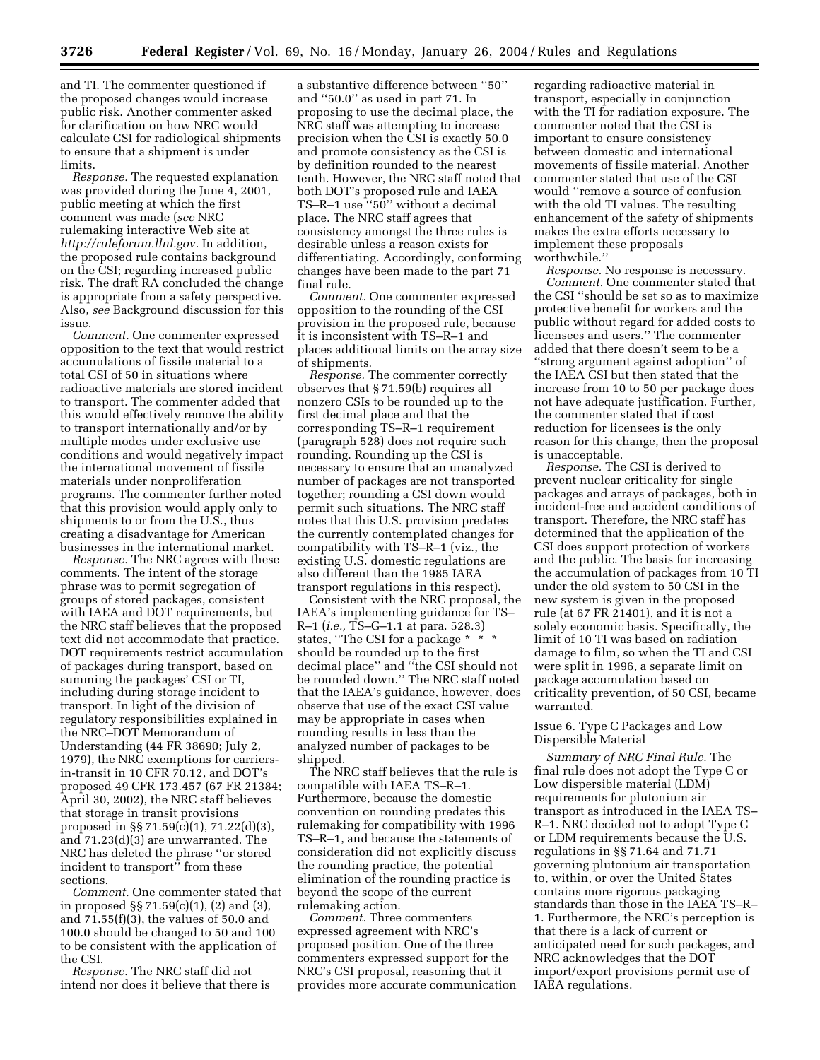and TI. The commenter questioned if the proposed changes would increase public risk. Another commenter asked for clarification on how NRC would calculate CSI for radiological shipments to ensure that a shipment is under limits.

*Response.* The requested explanation was provided during the June 4, 2001, public meeting at which the first comment was made (*see* NRC rulemaking interactive Web site at *http://ruleforum.llnl.gov.* In addition, the proposed rule contains background on the CSI; regarding increased public risk. The draft RA concluded the change is appropriate from a safety perspective. Also, *see* Background discussion for this issue.

*Comment.* One commenter expressed opposition to the text that would restrict accumulations of fissile material to a total CSI of 50 in situations where radioactive materials are stored incident to transport. The commenter added that this would effectively remove the ability to transport internationally and/or by multiple modes under exclusive use conditions and would negatively impact the international movement of fissile materials under nonproliferation programs. The commenter further noted that this provision would apply only to shipments to or from the U.S., thus creating a disadvantage for American businesses in the international market.

*Response.* The NRC agrees with these comments. The intent of the storage phrase was to permit segregation of groups of stored packages, consistent with IAEA and DOT requirements, but the NRC staff believes that the proposed text did not accommodate that practice. DOT requirements restrict accumulation of packages during transport, based on summing the packages' CSI or TI, including during storage incident to transport. In light of the division of regulatory responsibilities explained in the NRC–DOT Memorandum of Understanding (44 FR 38690; July 2, 1979), the NRC exemptions for carriers-in-transit in 10 CFR 70.12, and DOT's proposed 49 CFR 173.457 (67 FR 21384; April 30, 2002), the NRC staff believes that storage in transit provisions proposed in §§ 71.59(c)(1), 71.22(d)(3), and 71.23(d)(3) are unwarranted. The NRC has deleted the phrase ''or stored incident to transport'' from these sections.

*Comment.* One commenter stated that in proposed §§ 71.59(c)(1), (2) and (3), and 71.55(f)(3), the values of 50.0 and 100.0 should be changed to 50 and 100 to be consistent with the application of the CSI.

*Response.* The NRC staff did not intend nor does it believe that there is a substantive difference between ''50'' and ''50.0'' as used in part 71. In proposing to use the decimal place, the NRC staff was attempting to increase precision when the CSI is exactly 50.0 and promote consistency as the CSI is by definition rounded to the nearest tenth. However, the NRC staff noted that both DOT's proposed rule and IAEA TS–R–1 use ''50'' without a decimal place. The NRC staff agrees that consistency amongst the three rules is desirable unless a reason exists for differentiating. Accordingly, conforming changes have been made to the part 71 final rule.

*Comment.* One commenter expressed opposition to the rounding of the CSI provision in the proposed rule, because it is inconsistent with TS–R–1 and places additional limits on the array size of shipments.

*Response.* The commenter correctly observes that § 71.59(b) requires all nonzero CSIs to be rounded up to the first decimal place and that the corresponding TS–R–1 requirement (paragraph 528) does not require such rounding. Rounding up the CSI is necessary to ensure that an unanalyzed number of packages are not transported together; rounding a CSI down would permit such situations. The NRC staff notes that this U.S. provision predates the currently contemplated changes for compatibility with TS–R–1 (viz., the existing U.S. domestic regulations are also different than the 1985 IAEA transport regulations in this respect).

Consistent with the NRC proposal, the IAEA's implementing guidance for TS–R–1 (*i.e.,* TS–G–1.1 at para. 528.3) states, ''The CSI for a package * * * should be rounded up to the first decimal place'' and ''the CSI should not be rounded down.'' The NRC staff noted that the IAEA's guidance, however, does observe that use of the exact CSI value may be appropriate in cases when rounding results in less than the analyzed number of packages to be shipped.

The NRC staff believes that the rule is compatible with IAEA TS–R–1. Furthermore, because the domestic convention on rounding predates this rulemaking for compatibility with 1996 TS–R–1, and because the statements of consideration did not explicitly discuss the rounding practice, the potential elimination of the rounding practice is beyond the scope of the current rulemaking action.

*Comment.* Three commenters expressed agreement with NRC's proposed position. One of the three commenters expressed support for the NRC's CSI proposal, reasoning that it provides more accurate communication regarding radioactive material in transport, especially in conjunction with the TI for radiation exposure. The commenter noted that the CSI is important to ensure consistency between domestic and international movements of fissile material. Another commenter stated that use of the CSI would ''remove a source of confusion with the old TI values. The resulting enhancement of the safety of shipments makes the extra efforts necessary to implement these proposals worthwhile.''

*Response.* No response is necessary.

*Comment.* One commenter stated that the CSI ''should be set so as to maximize protective benefit for workers and the public without regard for added costs to licensees and users.'' The commenter added that there doesn't seem to be a ''strong argument against adoption'' of the IAEA CSI but then stated that the increase from 10 to 50 per package does not have adequate justification. Further, the commenter stated that if cost reduction for licensees is the only reason for this change, then the proposal is unacceptable.

*Response.* The CSI is derived to prevent nuclear criticality for single packages and arrays of packages, both in incident-free and accident conditions of transport. Therefore, the NRC staff has determined that the application of the CSI does support protection of workers and the public. The basis for increasing the accumulation of packages from 10 TI under the old system to 50 CSI in the new system is given in the proposed rule (at 67 FR 21401), and it is not a solely economic basis. Specifically, the limit of 10 TI was based on radiation damage to film, so when the TI and CSI were split in 1996, a separate limit on package accumulation based on criticality prevention, of 50 CSI, became warranted.

Issue 6. Type C Packages and Low Dispersible Material

*Summary of NRC Final Rule.* The final rule does not adopt the Type C or Low dispersible material (LDM) requirements for plutonium air transport as introduced in the IAEA TS–R–1. NRC decided not to adopt Type C or LDM requirements because the U.S. regulations in §§ 71.64 and 71.71 governing plutonium air transportation to, within, or over the United States contains more rigorous packaging standards than those in the IAEA TS–R–1. Furthermore, the NRC's perception is that there is a lack of current or anticipated need for such packages, and NRC acknowledges that the DOT import/export provisions permit use of IAEA regulations.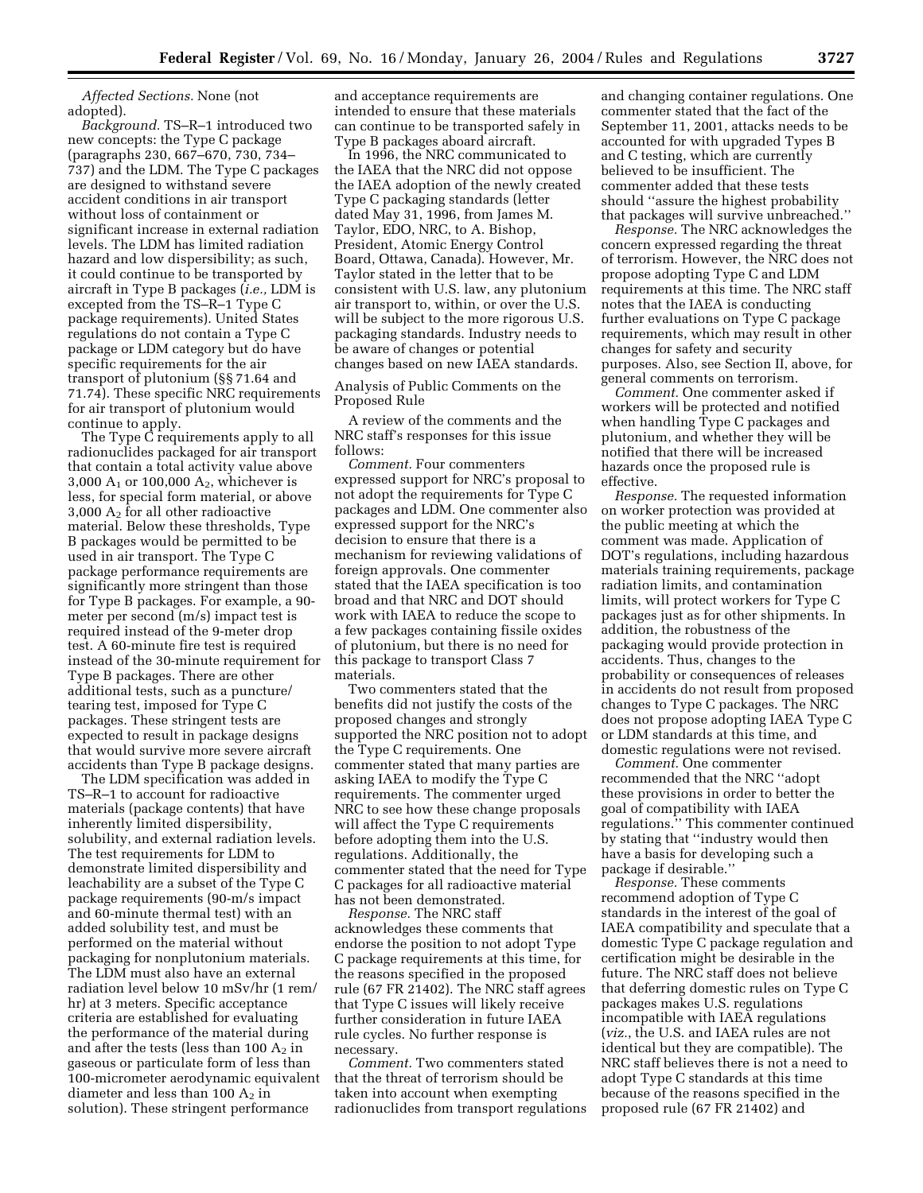*Affected Sections.* None (not adopted).

*Background.* TS–R–1 introduced two new concepts: the Type C package (paragraphs 230, 667–670, 730, 734–737) and the LDM. The Type C packages are designed to withstand severe accident conditions in air transport without loss of containment or significant increase in external radiation levels. The LDM has limited radiation hazard and low dispersibility; as such, it could continue to be transported by aircraft in Type B packages (*i.e.,* LDM is excepted from the TS–R–1 Type C package requirements). United States regulations do not contain a Type C package or LDM category but do have specific requirements for the air transport of plutonium (§§ 71.64 and 71.74). These specific NRC requirements for air transport of plutonium would continue to apply.

The Type C requirements apply to all radionuclides packaged for air transport that contain a total activity value above 3,000 $A_1$ or 100,000 $A_2$, whichever is less, for special form material, or above 3,000 $A_2$ for all other radioactive material. Below these thresholds, Type B packages would be permitted to be used in air transport. The Type C package performance requirements are significantly more stringent than those for Type B packages. For example, a 90-meter per second (m/s) impact test is required instead of the 9-meter drop test. A 60-minute fire test is required instead of the 30-minute requirement for Type B packages. There are other additional tests, such as a puncture/tearing test, imposed for Type C packages. These stringent tests are expected to result in package designs that would survive more severe aircraft accidents than Type B package designs.

The LDM specification was added in TS–R–1 to account for radioactive materials (package contents) that have inherently limited dispersibility, solubility, and external radiation levels. The test requirements for LDM to demonstrate limited dispersibility and leachability are a subset of the Type C package requirements (90-m/s impact and 60-minute thermal test) with an added solubility test, and must be performed on the material without packaging for nonplutonium materials. The LDM must also have an external radiation level below 10 mSv/hr (1 rem/hr) at 3 meters. Specific acceptance criteria are established for evaluating the performance of the material during and after the tests (less than 100 $A_2$ in gaseous or particulate form of less than 100-micrometer aerodynamic equivalent diameter and less than 100 $A_2$ in solution). These stringent performance and acceptance requirements are intended to ensure that these materials can continue to be transported safely in Type B packages aboard aircraft.

In 1996, the NRC communicated to the IAEA that the NRC did not oppose the IAEA adoption of the newly created Type C packaging standards (letter dated May 31, 1996, from James M. Taylor, EDO, NRC, to A. Bishop, President, Atomic Energy Control Board, Ottawa, Canada). However, Mr. Taylor stated in the letter that to be consistent with U.S. law, any plutonium air transport to, within, or over the U.S. will be subject to the more rigorous U.S. packaging standards. Industry needs to be aware of changes or potential changes based on new IAEA standards.

Analysis of Public Comments on the Proposed Rule

A review of the comments and the NRC staff's responses for this issue follows:

*Comment.* Four commenters expressed support for NRC's proposal to not adopt the requirements for Type C packages and LDM. One commenter also expressed support for the NRC's decision to ensure that there is a mechanism for reviewing validations of foreign approvals. One commenter stated that the IAEA specification is too broad and that NRC and DOT should work with IAEA to reduce the scope to a few packages containing fissile oxides of plutonium, but there is no need for this package to transport Class 7 materials.

Two commenters stated that the benefits did not justify the costs of the proposed changes and strongly supported the NRC position not to adopt the Type C requirements. One commenter stated that many parties are asking IAEA to modify the Type C requirements. The commenter urged NRC to see how these change proposals will affect the Type C requirements before adopting them into the U.S. regulations. Additionally, the commenter stated that the need for Type C packages for all radioactive material has not been demonstrated.

*Response.* The NRC staff acknowledges these comments that endorse the position to not adopt Type C package requirements at this time, for the reasons specified in the proposed rule (67 FR 21402). The NRC staff agrees that Type C issues will likely receive further consideration in future IAEA rule cycles. No further response is necessary.

*Comment.* Two commenters stated that the threat of terrorism should be taken into account when exempting radionuclides from transport regulations and changing container regulations. One commenter stated that the fact of the September 11, 2001, attacks needs to be accounted for with upgraded Types B and C testing, which are currently believed to be insufficient. The commenter added that these tests should ''assure the highest probability that packages will survive unbreached.''

*Response.* The NRC acknowledges the concern expressed regarding the threat of terrorism. However, the NRC does not propose adopting Type C and LDM requirements at this time. The NRC staff notes that the IAEA is conducting further evaluations on Type C package requirements, which may result in other changes for safety and security purposes. Also, see Section II, above, for general comments on terrorism.

*Comment.* One commenter asked if workers will be protected and notified when handling Type C packages and plutonium, and whether they will be notified that there will be increased hazards once the proposed rule is effective.

*Response.* The requested information on worker protection was provided at the public meeting at which the comment was made. Application of DOT's regulations, including hazardous materials training requirements, package radiation limits, and contamination limits, will protect workers for Type C packages just as for other shipments. In addition, the robustness of the packaging would provide protection in accidents. Thus, changes to the probability or consequences of releases in accidents do not result from proposed changes to Type C packages. The NRC does not propose adopting IAEA Type C or LDM standards at this time, and domestic regulations were not revised.

*Comment.* One commenter recommended that the NRC ''adopt these provisions in order to better the goal of compatibility with IAEA regulations.'' This commenter continued by stating that ''industry would then have a basis for developing such a package if desirable.''

*Response.* These comments recommend adoption of Type C standards in the interest of the goal of IAEA compatibility and speculate that a domestic Type C package regulation and certification might be desirable in the future. The NRC staff does not believe that deferring domestic rules on Type C packages makes U.S. regulations incompatible with IAEA regulations (*viz.,* the U.S. and IAEA rules are not identical but they are compatible). The NRC staff believes there is not a need to adopt Type C standards at this time because of the reasons specified in the proposed rule (67 FR 21402) and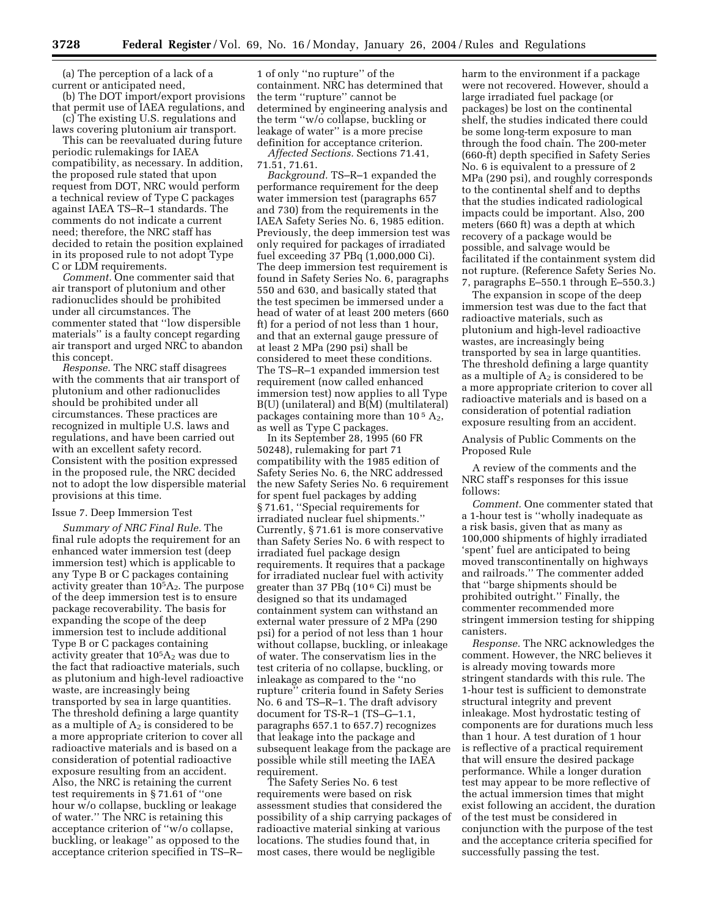(a) The perception of a lack of a current or anticipated need,

(b) The DOT import/export provisions that permit use of IAEA regulations, and

(c) The existing U.S. regulations and laws covering plutonium air transport.

This can be reevaluated during future periodic rulemakings for IAEA compatibility, as necessary. In addition, the proposed rule stated that upon request from DOT, NRC would perform a technical review of Type C packages against IAEA TS–R–1 standards. The comments do not indicate a current need; therefore, the NRC staff has decided to retain the position explained in its proposed rule to not adopt Type C or LDM requirements.

*Comment.* One commenter said that air transport of plutonium and other radionuclides should be prohibited under all circumstances. The commenter stated that ''low dispersible materials'' is a faulty concept regarding air transport and urged NRC to abandon this concept.

*Response.* The NRC staff disagrees with the comments that air transport of plutonium and other radionuclides should be prohibited under all circumstances. These practices are recognized in multiple U.S. laws and regulations, and have been carried out with an excellent safety record. Consistent with the position expressed in the proposed rule, the NRC decided not to adopt the low dispersible material provisions at this time.

Issue 7. Deep Immersion Test

*Summary of NRC Final Rule.* The final rule adopts the requirement for an enhanced water immersion test (deep immersion test) which is applicable to any Type B or C packages containing activity greater than $10^5A_2$. The purpose of the deep immersion test is to ensure package recoverability. The basis for expanding the scope of the deep immersion test to include additional Type B or C packages containing activity greater that $10^5A_2$ was due to the fact that radioactive materials, such as plutonium and high-level radioactive waste, are increasingly being transported by sea in large quantities. The threshold defining a large quantity as a multiple of $A_2$ is considered to be a more appropriate criterion to cover all radioactive materials and is based on a consideration of potential radioactive exposure resulting from an accident. Also, the NRC is retaining the current test requirements in § 71.61 of ''one hour w/o collapse, buckling or leakage of water.'' The NRC is retaining this acceptance criterion of ''w/o collapse, buckling, or leakage'' as opposed to the acceptance criterion specified in TS–R–1 of only ''no rupture'' of the containment. NRC has determined that the term ''rupture'' cannot be determined by engineering analysis and the term ''w/o collapse, buckling or leakage of water'' is a more precise definition for acceptance criterion.

*Affected Sections.* Sections 71.41, 71.51, 71.61.

*Background.* TS–R–1 expanded the performance requirement for the deep water immersion test (paragraphs 657 and 730) from the requirements in the IAEA Safety Series No. 6, 1985 edition. Previously, the deep immersion test was only required for packages of irradiated fuel exceeding 37 PBq (1,000,000 Ci). The deep immersion test requirement is found in Safety Series No. 6, paragraphs 550 and 630, and basically stated that the test specimen be immersed under a head of water of at least 200 meters (660 ft) for a period of not less than 1 hour, and that an external gauge pressure of at least 2 MPa (290 psi) shall be considered to meet these conditions. The TS–R–1 expanded immersion test requirement (now called enhanced immersion test) now applies to all Type B(U) (unilateral) and B(M) (multilateral) packages containing more than $10^5$ $A_2$, as well as Type C packages.

In its September 28, 1995 (60 FR 50248), rulemaking for part 71 compatibility with the 1985 edition of Safety Series No. 6, the NRC addressed the new Safety Series No. 6 requirement for spent fuel packages by adding § 71.61, ''Special requirements for irradiated nuclear fuel shipments.'' Currently, § 71.61 is more conservative than Safety Series No. 6 with respect to irradiated fuel package design requirements. It requires that a package for irradiated nuclear fuel with activity greater than 37 PBq ($10^6$ Ci) must be designed so that its undamaged containment system can withstand an external water pressure of 2 MPa (290 psi) for a period of not less than 1 hour without collapse, buckling, or inleakage of water. The conservatism lies in the test criteria of no collapse, buckling, or inleakage as compared to the ''no rupture'' criteria found in Safety Series No. 6 and TS–R–1. The draft advisory document for TS-R–1 (TS–G–1.1, paragraphs 657.1 to 657.7) recognizes that leakage into the package and subsequent leakage from the package are possible while still meeting the IAEA requirement.

The Safety Series No. 6 test requirements were based on risk assessment studies that considered the possibility of a ship carrying packages of radioactive material sinking at various locations. The studies found that, in most cases, there would be negligible harm to the environment if a package were not recovered. However, should a large irradiated fuel package (or packages) be lost on the continental shelf, the studies indicated there could be some long-term exposure to man through the food chain. The 200-meter (660-ft) depth specified in Safety Series No. 6 is equivalent to a pressure of 2 MPa (290 psi), and roughly corresponds to the continental shelf and to depths that the studies indicated radiological impacts could be important. Also, 200 meters (660 ft) was a depth at which recovery of a package would be possible, and salvage would be facilitated if the containment system did not rupture. (Reference Safety Series No. 7, paragraphs E–550.1 through E–550.3.)

The expansion in scope of the deep immersion test was due to the fact that radioactive materials, such as plutonium and high-level radioactive wastes, are increasingly being transported by sea in large quantities. The threshold defining a large quantity as a multiple of $A_2$ is considered to be a more appropriate criterion to cover all radioactive materials and is based on a consideration of potential radiation exposure resulting from an accident.

Analysis of Public Comments on the Proposed Rule

A review of the comments and the NRC staff's responses for this issue follows:

*Comment.* One commenter stated that a 1-hour test is ''wholly inadequate as a risk basis, given that as many as 100,000 shipments of highly irradiated 'spent' fuel are anticipated to be moved transcontinentally on highways and railroads.'' The commenter added that ''barge shipments should be prohibited outright.'' Finally, the commenter recommended more stringent immersion testing for shipping canisters.

*Response.* The NRC acknowledges the comment. However, the NRC believes it is already moving towards more stringent standards with this rule. The 1-hour test is sufficient to demonstrate structural integrity and prevent inleakage. Most hydrostatic testing of components are for durations much less than 1 hour. A test duration of 1 hour is reflective of a practical requirement that will ensure the desired package performance. While a longer duration test may appear to be more reflective of the actual immersion times that might exist following an accident, the duration of the test must be considered in conjunction with the purpose of the test and the acceptance criteria specified for successfully passing the test.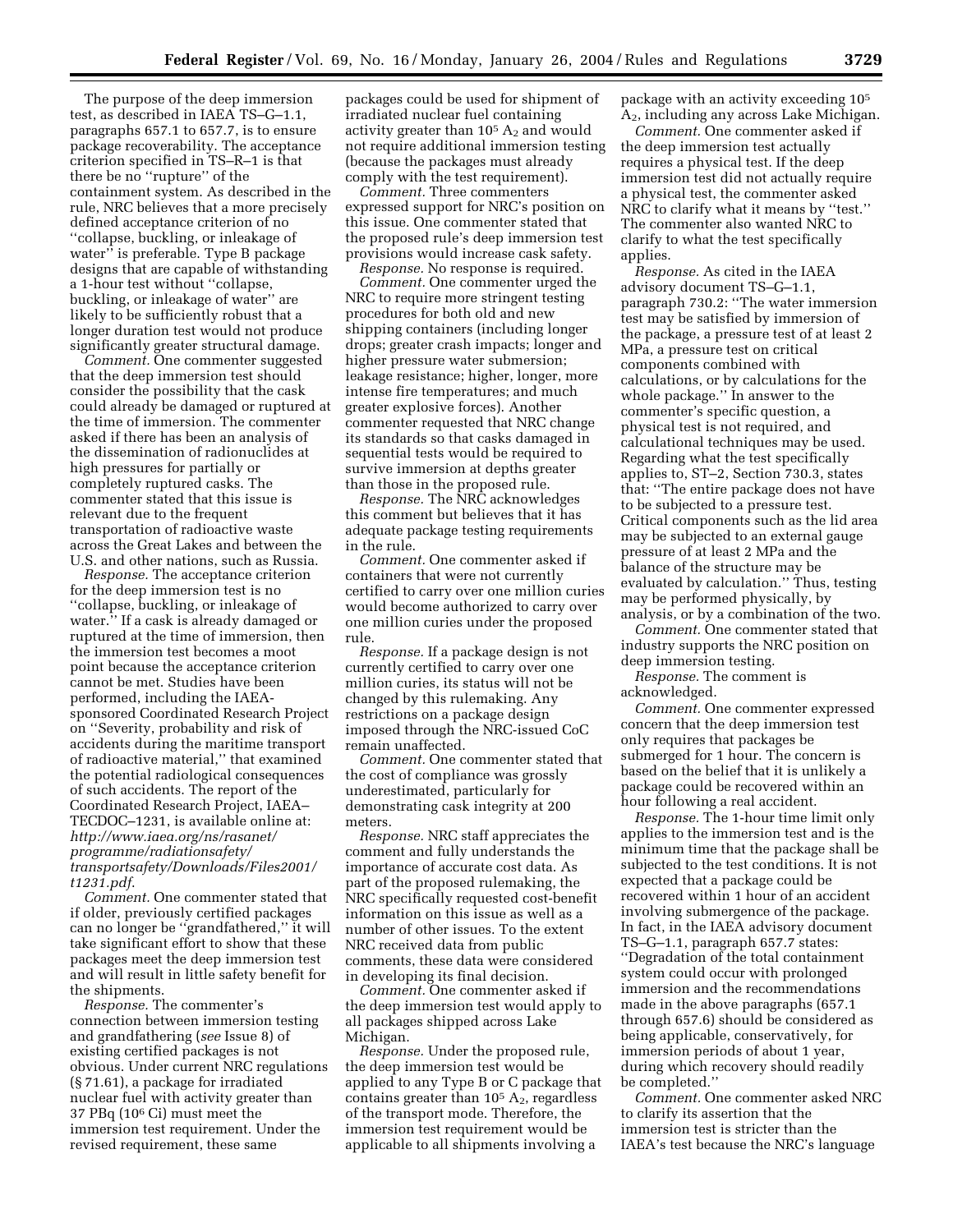The purpose of the deep immersion test, as described in IAEA TS–G–1.1, paragraphs 657.1 to 657.7, is to ensure package recoverability. The acceptance criterion specified in TS–R–1 is that there be no ''rupture'' of the containment system. As described in the rule, NRC believes that a more precisely defined acceptance criterion of no ''collapse, buckling, or inleakage of water'' is preferable. Type B package designs that are capable of withstanding a 1-hour test without ''collapse, buckling, or inleakage of water'' are likely to be sufficiently robust that a longer duration test would not produce significantly greater structural damage.

*Comment.* One commenter suggested that the deep immersion test should consider the possibility that the cask could already be damaged or ruptured at the time of immersion. The commenter asked if there has been an analysis of the dissemination of radionuclides at high pressures for partially or completely ruptured casks. The commenter stated that this issue is relevant due to the frequent transportation of radioactive waste across the Great Lakes and between the U.S. and other nations, such as Russia.

*Response.* The acceptance criterion for the deep immersion test is no ''collapse, buckling, or inleakage of water.'' If a cask is already damaged or ruptured at the time of immersion, then the immersion test becomes a moot point because the acceptance criterion cannot be met. Studies have been performed, including the IAEA-sponsored Coordinated Research Project on ''Severity, probability and risk of accidents during the maritime transport of radioactive material,'' that examined the potential radiological consequences of such accidents. The report of the Coordinated Research Project, IAEA–TECDOC–1231, is available online at: *http://www.iaea.org/ns/rasanet/programme/radiationsafety/transportsafety/Downloads/Files2001/t1231.pdf*.

*Comment.* One commenter stated that if older, previously certified packages can no longer be ''grandfathered,'' it will take significant effort to show that these packages meet the deep immersion test and will result in little safety benefit for the shipments.

*Response.* The commenter's connection between immersion testing and grandfathering (*see* Issue 8) of existing certified packages is not obvious. Under current NRC regulations (§ 71.61), a package for irradiated nuclear fuel with activity greater than 37 PBq ($10^6$ Ci) must meet the immersion test requirement. Under the revised requirement, these same packages could be used for shipment of irradiated nuclear fuel containing activity greater than $10^5$ $A_2$ and would not require additional immersion testing (because the packages must already comply with the test requirement).

*Comment.* Three commenters expressed support for NRC's position on this issue. One commenter stated that the proposed rule's deep immersion test provisions would increase cask safety.

*Response.* No response is required.

*Comment.* One commenter urged the NRC to require more stringent testing procedures for both old and new shipping containers (including longer drops; greater crash impacts; longer and higher pressure water submersion; leakage resistance; higher, longer, more intense fire temperatures; and much greater explosive forces). Another commenter requested that NRC change its standards so that casks damaged in sequential tests would be required to survive immersion at depths greater than those in the proposed rule.

*Response.* The NRC acknowledges this comment but believes that it has adequate package testing requirements in the rule.

*Comment.* One commenter asked if containers that were not currently certified to carry over one million curies would become authorized to carry over one million curies under the proposed rule.

*Response.* If a package design is not currently certified to carry over one million curies, its status will not be changed by this rulemaking. Any restrictions on a package design imposed through the NRC-issued CoC remain unaffected.

*Comment.* One commenter stated that the cost of compliance was grossly underestimated, particularly for demonstrating cask integrity at 200 meters.

*Response.* NRC staff appreciates the comment and fully understands the importance of accurate cost data. As part of the proposed rulemaking, the NRC specifically requested cost-benefit information on this issue as well as a number of other issues. To the extent NRC received data from public comments, these data were considered in developing its final decision.

*Comment.* One commenter asked if the deep immersion test would apply to all packages shipped across Lake Michigan.

*Response.* Under the proposed rule, the deep immersion test would be applied to any Type B or C package that contains greater than $10^5$ $A_2$, regardless of the transport mode. Therefore, the immersion test requirement would be applicable to all shipments involving a package with an activity exceeding $10^5$ $A_2$, including any across Lake Michigan.

*Comment.* One commenter asked if the deep immersion test actually requires a physical test. If the deep immersion test did not actually require a physical test, the commenter asked NRC to clarify what it means by ''test.'' The commenter also wanted NRC to clarify to what the test specifically applies.

*Response.* As cited in the IAEA advisory document TS–G–1.1, paragraph 730.2: ''The water immersion test may be satisfied by immersion of the package, a pressure test of at least 2 MPa, a pressure test on critical components combined with calculations, or by calculations for the whole package.'' In answer to the commenter's specific question, a physical test is not required, and calculational techniques may be used. Regarding what the test specifically applies to, ST–2, Section 730.3, states that: ''The entire package does not have to be subjected to a pressure test. Critical components such as the lid area may be subjected to an external gauge pressure of at least 2 MPa and the balance of the structure may be evaluated by calculation.'' Thus, testing may be performed physically, by analysis, or by a combination of the two.

*Comment.* One commenter stated that industry supports the NRC position on deep immersion testing.

*Response.* The comment is acknowledged.

*Comment.* One commenter expressed concern that the deep immersion test only requires that packages be submerged for 1 hour. The concern is based on the belief that it is unlikely a package could be recovered within an hour following a real accident.

*Response.* The 1-hour time limit only applies to the immersion test and is the minimum time that the package shall be subjected to the test conditions. It is not expected that a package could be recovered within 1 hour of an accident involving submergence of the package. In fact, in the IAEA advisory document TS–G–1.1, paragraph 657.7 states: ''Degradation of the total containment system could occur with prolonged immersion and the recommendations made in the above paragraphs (657.1 through 657.6) should be considered as being applicable, conservatively, for immersion periods of about 1 year, during which recovery should readily be completed.''

*Comment.* One commenter asked NRC to clarify its assertion that the immersion test is stricter than the IAEA's test because the NRC's language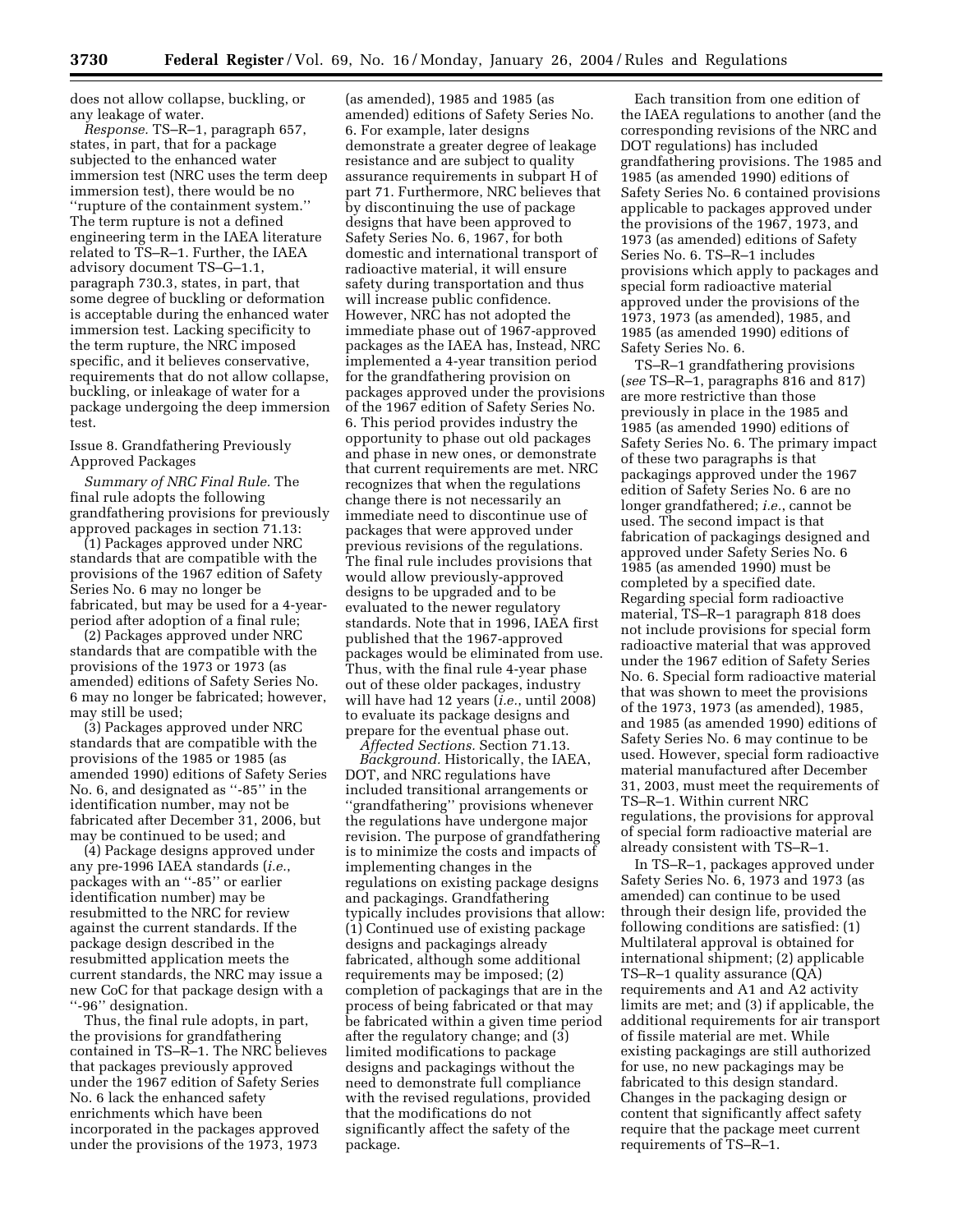does not allow collapse, buckling, or any leakage of water.

*Response.* TS–R–1, paragraph 657, states, in part, that for a package subjected to the enhanced water immersion test (NRC uses the term deep immersion test), there would be no ''rupture of the containment system.'' The term rupture is not a defined engineering term in the IAEA literature related to TS–R–1. Further, the IAEA advisory document TS–G–1.1, paragraph 730.3, states, in part, that some degree of buckling or deformation is acceptable during the enhanced water immersion test. Lacking specificity to the term rupture, the NRC imposed specific, and it believes conservative, requirements that do not allow collapse, buckling, or inleakage of water for a package undergoing the deep immersion test.

Issue 8. Grandfathering Previously Approved Packages

*Summary of NRC Final Rule.* The final rule adopts the following grandfathering provisions for previously approved packages in section 71.13:

(1) Packages approved under NRC standards that are compatible with the provisions of the 1967 edition of Safety Series No. 6 may no longer be fabricated, but may be used for a 4-year-period after adoption of a final rule;

(2) Packages approved under NRC standards that are compatible with the provisions of the 1973 or 1973 (as amended) editions of Safety Series No. 6 may no longer be fabricated; however, may still be used;

(3) Packages approved under NRC standards that are compatible with the provisions of the 1985 or 1985 (as amended 1990) editions of Safety Series No. 6, and designated as ''-85'' in the identification number, may not be fabricated after December 31, 2006, but may be continued to be used; and

(4) Package designs approved under any pre-1996 IAEA standards (*i.e.*, packages with an ''-85'' or earlier identification number) may be resubmitted to the NRC for review against the current standards. If the package design described in the resubmitted application meets the current standards, the NRC may issue a new CoC for that package design with a ''-96'' designation.

Thus, the final rule adopts, in part, the provisions for grandfathering contained in TS–R–1. The NRC believes that packages previously approved under the 1967 edition of Safety Series No. 6 lack the enhanced safety enrichments which have been incorporated in the packages approved under the provisions of the 1973, 1973 (as amended), 1985 and 1985 (as amended) editions of Safety Series No. 6. For example, later designs demonstrate a greater degree of leakage resistance and are subject to quality assurance requirements in subpart H of part 71. Furthermore, NRC believes that by discontinuing the use of package designs that have been approved to Safety Series No. 6, 1967, for both domestic and international transport of radioactive material, it will ensure safety during transportation and thus will increase public confidence. However, NRC has not adopted the immediate phase out of 1967-approved packages as the IAEA has, Instead, NRC implemented a 4-year transition period for the grandfathering provision on packages approved under the provisions of the 1967 edition of Safety Series No. 6. This period provides industry the opportunity to phase out old packages and phase in new ones, or demonstrate that current requirements are met. NRC recognizes that when the regulations change there is not necessarily an immediate need to discontinue use of packages that were approved under previous revisions of the regulations. The final rule includes provisions that would allow previously-approved designs to be upgraded and to be evaluated to the newer regulatory standards. Note that in 1996, IAEA first published that the 1967-approved packages would be eliminated from use. Thus, with the final rule 4-year phase out of these older packages, industry will have had 12 years (*i.e.*, until 2008) to evaluate its package designs and prepare for the eventual phase out.

*Affected Sections.* Section 71.13.

*Background.* Historically, the IAEA, DOT, and NRC regulations have included transitional arrangements or ''grandfathering'' provisions whenever the regulations have undergone major revision. The purpose of grandfathering is to minimize the costs and impacts of implementing changes in the regulations on existing package designs and packagings. Grandfathering typically includes provisions that allow: (1) Continued use of existing package designs and packagings already fabricated, although some additional requirements may be imposed; (2) completion of packagings that are in the process of being fabricated or that may be fabricated within a given time period after the regulatory change; and (3) limited modifications to package designs and packagings without the need to demonstrate full compliance with the revised regulations, provided that the modifications do not significantly affect the safety of the package.

Each transition from one edition of the IAEA regulations to another (and the corresponding revisions of the NRC and DOT regulations) has included grandfathering provisions. The 1985 and 1985 (as amended 1990) editions of Safety Series No. 6 contained provisions applicable to packages approved under the provisions of the 1967, 1973, and 1973 (as amended) editions of Safety Series No. 6. TS–R–1 includes provisions which apply to packages and special form radioactive material approved under the provisions of the 1973, 1973 (as amended), 1985, and 1985 (as amended 1990) editions of Safety Series No. 6.

TS–R–1 grandfathering provisions (*see* TS–R–1, paragraphs 816 and 817) are more restrictive than those previously in place in the 1985 and 1985 (as amended 1990) editions of Safety Series No. 6. The primary impact of these two paragraphs is that packagings approved under the 1967 edition of Safety Series No. 6 are no longer grandfathered; *i.e.*, cannot be used. The second impact is that fabrication of packagings designed and approved under Safety Series No. 6 1985 (as amended 1990) must be completed by a specified date. Regarding special form radioactive material, TS–R–1 paragraph 818 does not include provisions for special form radioactive material that was approved under the 1967 edition of Safety Series No. 6. Special form radioactive material that was shown to meet the provisions of the 1973, 1973 (as amended), 1985, and 1985 (as amended 1990) editions of Safety Series No. 6 may continue to be used. However, special form radioactive material manufactured after December 31, 2003, must meet the requirements of TS–R–1. Within current NRC regulations, the provisions for approval of special form radioactive material are already consistent with TS–R–1.

In TS–R–1, packages approved under Safety Series No. 6, 1973 and 1973 (as amended) can continue to be used through their design life, provided the following conditions are satisfied: (1) Multilateral approval is obtained for international shipment; (2) applicable TS–R–1 quality assurance (QA) requirements and A1 and A2 activity limits are met; and (3) if applicable, the additional requirements for air transport of fissile material are met. While existing packagings are still authorized for use, no new packagings may be fabricated to this design standard. Changes in the packaging design or content that significantly affect safety require that the package meet current requirements of TS–R–1.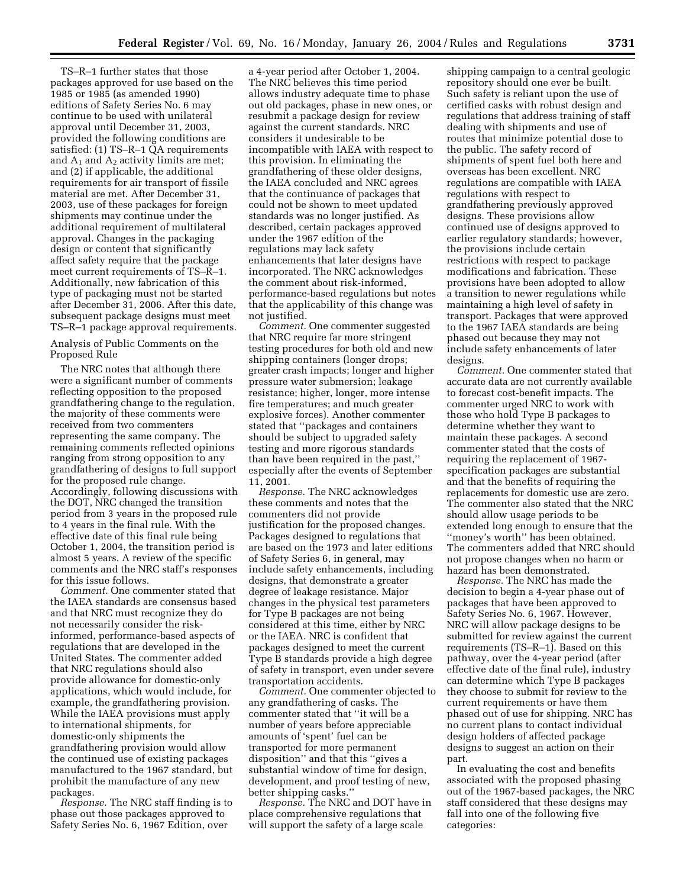TS–R–1 further states that those packages approved for use based on the 1985 or 1985 (as amended 1990) editions of Safety Series No. 6 may continue to be used with unilateral approval until December 31, 2003, provided the following conditions are satisfied: (1) TS–R–1 QA requirements and $A_1$ and $A_2$ activity limits are met; and (2) if applicable, the additional requirements for air transport of fissile material are met. After December 31, 2003, use of these packages for foreign shipments may continue under the additional requirement of multilateral approval. Changes in the packaging design or content that significantly affect safety require that the package meet current requirements of TS–R–1. Additionally, new fabrication of this type of packaging must not be started after December 31, 2006. After this date, subsequent package designs must meet TS–R–1 package approval requirements.

Analysis of Public Comments on the Proposed Rule

The NRC notes that although there were a significant number of comments reflecting opposition to the proposed grandfathering change to the regulation, the majority of these comments were received from two commenters representing the same company. The remaining comments reflected opinions ranging from strong opposition to any grandfathering of designs to full support for the proposed rule change. Accordingly, following discussions with the DOT, NRC changed the transition period from 3 years in the proposed rule to 4 years in the final rule. With the effective date of this final rule being October 1, 2004, the transition period is almost 5 years. A review of the specific comments and the NRC staff's responses for this issue follows.

*Comment.* One commenter stated that the IAEA standards are consensus based and that NRC must recognize they do not necessarily consider the risk-informed, performance-based aspects of regulations that are developed in the United States. The commenter added that NRC regulations should also provide allowance for domestic-only applications, which would include, for example, the grandfathering provision. While the IAEA provisions must apply to international shipments, for domestic-only shipments the grandfathering provision would allow the continued use of existing packages manufactured to the 1967 standard, but prohibit the manufacture of any new packages.

*Response.* The NRC staff finding is to phase out those packages approved to Safety Series No. 6, 1967 Edition, over a 4-year period after October 1, 2004. The NRC believes this time period allows industry adequate time to phase out old packages, phase in new ones, or resubmit a package design for review against the current standards. NRC considers it undesirable to be incompatible with IAEA with respect to this provision. In eliminating the grandfathering of these older designs, the IAEA concluded and NRC agrees that the continuance of packages that could not be shown to meet updated standards was no longer justified. As described, certain packages approved under the 1967 edition of the regulations may lack safety enhancements that later designs have incorporated. The NRC acknowledges the comment about risk-informed, performance-based regulations but notes that the applicability of this change was not justified.

*Comment.* One commenter suggested that NRC require far more stringent testing procedures for both old and new shipping containers (longer drops; greater crash impacts; longer and higher pressure water submersion; leakage resistance; higher, longer, more intense fire temperatures; and much greater explosive forces). Another commenter stated that ''packages and containers should be subject to upgraded safety testing and more rigorous standards than have been required in the past,'' especially after the events of September 11, 2001.

*Response.* The NRC acknowledges these comments and notes that the commenters did not provide justification for the proposed changes. Packages designed to regulations that are based on the 1973 and later editions of Safety Series 6, in general, may include safety enhancements, including designs, that demonstrate a greater degree of leakage resistance. Major changes in the physical test parameters for Type B packages are not being considered at this time, either by NRC or the IAEA. NRC is confident that packages designed to meet the current Type B standards provide a high degree of safety in transport, even under severe transportation accidents.

*Comment.* One commenter objected to any grandfathering of casks. The commenter stated that ''it will be a number of years before appreciable amounts of 'spent' fuel can be transported for more permanent disposition'' and that this ''gives a substantial window of time for design, development, and proof testing of new, better shipping casks.''

*Response.* The NRC and DOT have in place comprehensive regulations that will support the safety of a large scale shipping campaign to a central geologic repository should one ever be built. Such safety is reliant upon the use of certified casks with robust design and regulations that address training of staff dealing with shipments and use of routes that minimize potential dose to the public. The safety record of shipments of spent fuel both here and overseas has been excellent. NRC regulations are compatible with IAEA regulations with respect to grandfathering previously approved designs. These provisions allow continued use of designs approved to earlier regulatory standards; however, the provisions include certain restrictions with respect to package modifications and fabrication. These provisions have been adopted to allow a transition to newer regulations while maintaining a high level of safety in transport. Packages that were approved to the 1967 IAEA standards are being phased out because they may not include safety enhancements of later designs.

*Comment.* One commenter stated that accurate data are not currently available to forecast cost-benefit impacts. The commenter urged NRC to work with those who hold Type B packages to determine whether they want to maintain these packages. A second commenter stated that the costs of requiring the replacement of 1967-specification packages are substantial and that the benefits of requiring the replacements for domestic use are zero. The commenter also stated that the NRC should allow usage periods to be extended long enough to ensure that the ''money's worth'' has been obtained. The commenters added that NRC should not propose changes when no harm or hazard has been demonstrated.

*Response.* The NRC has made the decision to begin a 4-year phase out of packages that have been approved to Safety Series No. 6, 1967. However, NRC will allow package designs to be submitted for review against the current requirements (TS–R–1). Based on this pathway, over the 4-year period (after effective date of the final rule), industry can determine which Type B packages they choose to submit for review to the current requirements or have them phased out of use for shipping. NRC has no current plans to contact individual design holders of affected package designs to suggest an action on their part.

In evaluating the cost and benefits associated with the proposed phasing out of the 1967-based packages, the NRC staff considered that these designs may fall into one of the following five categories: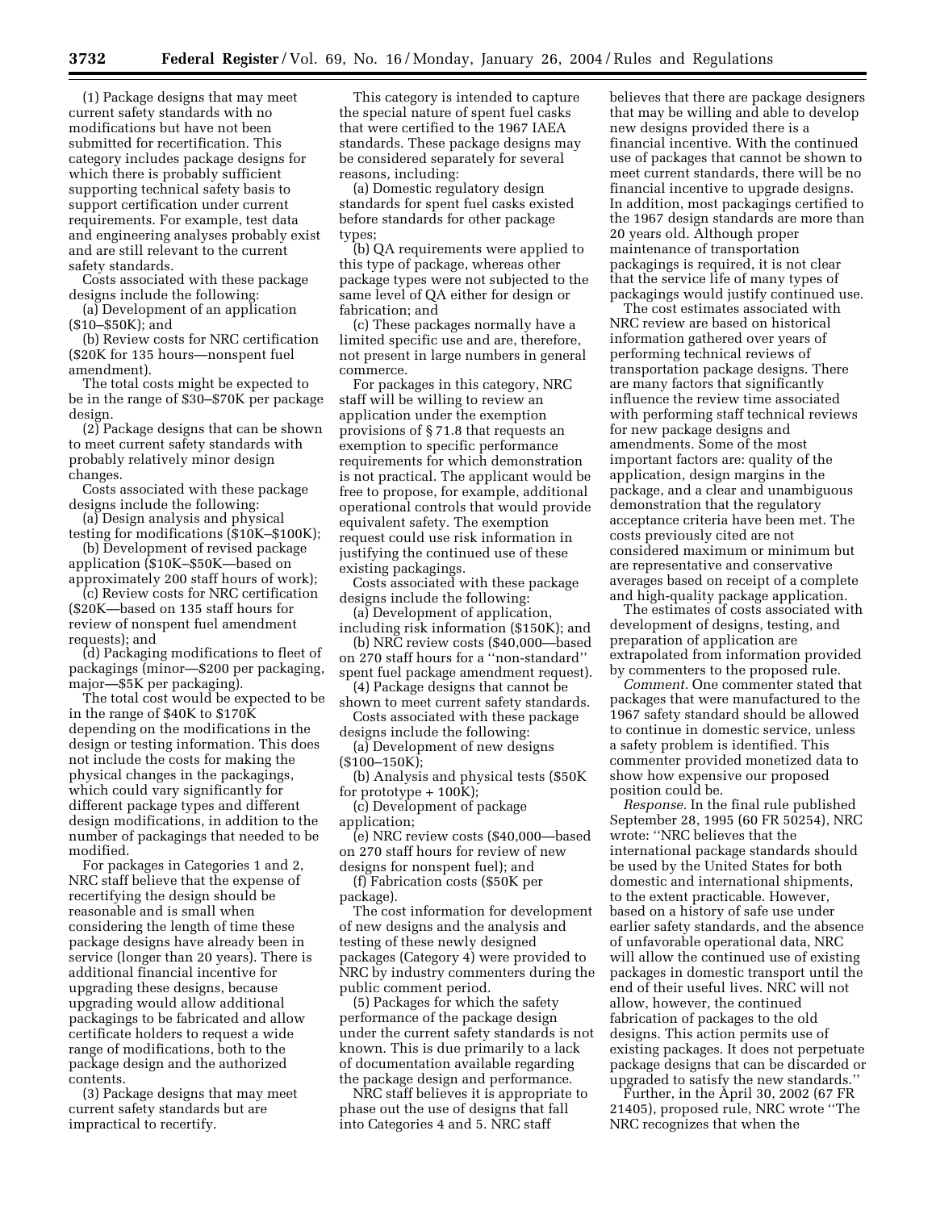(1) Package designs that may meet current safety standards with no modifications but have not been submitted for recertification. This category includes package designs for which there is probably sufficient supporting technical safety basis to support certification under current requirements. For example, test data and engineering analyses probably exist and are still relevant to the current safety standards.

Costs associated with these package designs include the following:

(a) Development of an application ($10–$50K); and

(b) Review costs for NRC certification ($20K for 135 hours—nonspent fuel amendment).

The total costs might be expected to be in the range of $30–$70K per package design.

(2) Package designs that can be shown to meet current safety standards with probably relatively minor design changes.

Costs associated with these package designs include the following:

(a) Design analysis and physical testing for modifications ($10K–$100K);

(b) Development of revised package application ($10K–$50K—based on approximately 200 staff hours of work);

(c) Review costs for NRC certification ($20K—based on 135 staff hours for review of nonspent fuel amendment requests); and

(d) Packaging modifications to fleet of packagings (minor—$200 per packaging, major—$5K per packaging).

The total cost would be expected to be in the range of $40K to $170K depending on the modifications in the design or testing information. This does not include the costs for making the physical changes in the packagings, which could vary significantly for different package types and different design modifications, in addition to the number of packagings that needed to be modified.

For packages in Categories 1 and 2, NRC staff believe that the expense of recertifying the design should be reasonable and is small when considering the length of time these package designs have already been in service (longer than 20 years). There is additional financial incentive for upgrading these designs, because upgrading would allow additional packagings to be fabricated and allow certificate holders to request a wide range of modifications, both to the package design and the authorized contents.

(3) Package designs that may meet current safety standards but are impractical to recertify.

This category is intended to capture the special nature of spent fuel casks that were certified to the 1967 IAEA standards. These package designs may be considered separately for several reasons, including:

(a) Domestic regulatory design standards for spent fuel casks existed before standards for other package types;

(b) QA requirements were applied to this type of package, whereas other package types were not subjected to the same level of QA either for design or fabrication; and

(c) These packages normally have a limited specific use and are, therefore, not present in large numbers in general commerce.

For packages in this category, NRC staff will be willing to review an application under the exemption provisions of § 71.8 that requests an exemption to specific performance requirements for which demonstration is not practical. The applicant would be free to propose, for example, additional operational controls that would provide equivalent safety. The exemption request could use risk information in justifying the continued use of these existing packagings.

Costs associated with these package designs include the following:

(a) Development of application, including risk information ($150K); and

(b) NRC review costs ($40,000—based on 270 staff hours for a ''non-standard'' spent fuel package amendment request).

(4) Package designs that cannot be shown to meet current safety standards.

Costs associated with these package designs include the following:

(a) Development of new designs ($100–150K);

(b) Analysis and physical tests ($50K for prototype + 100K);

(c) Development of package application;

(e) NRC review costs ($40,000—based on 270 staff hours for review of new designs for nonspent fuel); and

(f) Fabrication costs ($50K per package).

The cost information for development of new designs and the analysis and testing of these newly designed packages (Category 4) were provided to NRC by industry commenters during the public comment period.

(5) Packages for which the safety performance of the package design under the current safety standards is not known. This is due primarily to a lack of documentation available regarding the package design and performance.

NRC staff believes it is appropriate to phase out the use of designs that fall into Categories 4 and 5. NRC staff believes that there are package designers that may be willing and able to develop new designs provided there is a financial incentive. With the continued use of packages that cannot be shown to meet current standards, there will be no financial incentive to upgrade designs. In addition, most packagings certified to the 1967 design standards are more than 20 years old. Although proper maintenance of transportation packagings is required, it is not clear that the service life of many types of packagings would justify continued use.

The cost estimates associated with NRC review are based on historical information gathered over years of performing technical reviews of transportation package designs. There are many factors that significantly influence the review time associated with performing staff technical reviews for new package designs and amendments. Some of the most important factors are: quality of the application, design margins in the package, and a clear and unambiguous demonstration that the regulatory acceptance criteria have been met. The costs previously cited are not considered maximum or minimum but are representative and conservative averages based on receipt of a complete and high-quality package application.

The estimates of costs associated with development of designs, testing, and preparation of application are extrapolated from information provided by commenters to the proposed rule.

*Comment.* One commenter stated that packages that were manufactured to the 1967 safety standard should be allowed to continue in domestic service, unless a safety problem is identified. This commenter provided monetized data to show how expensive our proposed position could be.

*Response.* In the final rule published September 28, 1995 (60 FR 50254), NRC wrote: ''NRC believes that the international package standards should be used by the United States for both domestic and international shipments, to the extent practicable. However, based on a history of safe use under earlier safety standards, and the absence of unfavorable operational data, NRC will allow the continued use of existing packages in domestic transport until the end of their useful lives. NRC will not allow, however, the continued fabrication of packages to the old designs. This action permits use of existing packages. It does not perpetuate package designs that can be discarded or upgraded to satisfy the new standards.''

Further, in the April 30, 2002 (67 FR 21405), proposed rule, NRC wrote ''The NRC recognizes that when the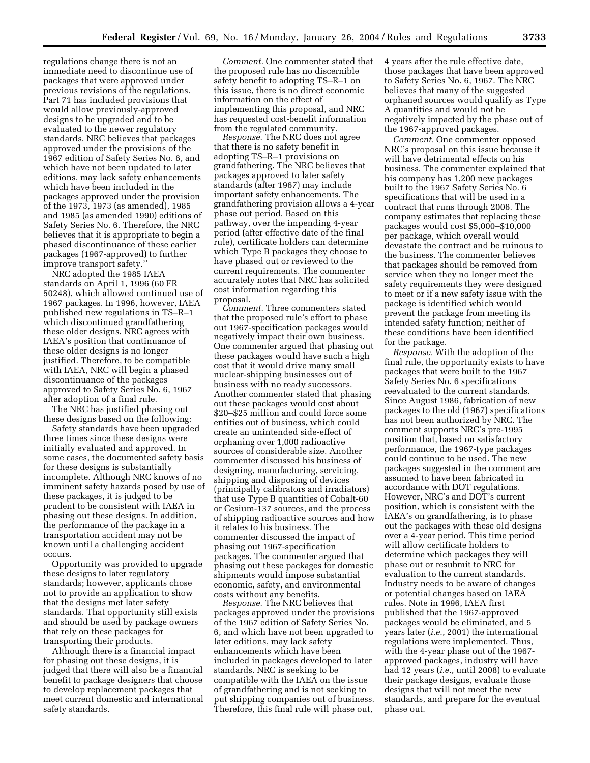regulations change there is not an immediate need to discontinue use of packages that were approved under previous revisions of the regulations. Part 71 has included provisions that would allow previously-approved designs to be upgraded and to be evaluated to the newer regulatory standards. NRC believes that packages approved under the provisions of the 1967 edition of Safety Series No. 6, and which have not been updated to later editions, may lack safety enhancements which have been included in the packages approved under the provision of the 1973, 1973 (as amended), 1985 and 1985 (as amended 1990) editions of Safety Series No. 6. Therefore, the NRC believes that it is appropriate to begin a phased discontinuance of these earlier packages (1967-approved) to further improve transport safety.''

NRC adopted the 1985 IAEA standards on April 1, 1996 (60 FR 50248), which allowed continued use of 1967 packages. In 1996, however, IAEA published new regulations in TS–R–1 which discontinued grandfathering these older designs. NRC agrees with IAEA's position that continuance of these older designs is no longer justified. Therefore, to be compatible with IAEA, NRC will begin a phased discontinuance of the packages approved to Safety Series No. 6, 1967 after adoption of a final rule.

The NRC has justified phasing out these designs based on the following:

Safety standards have been upgraded three times since these designs were initially evaluated and approved. In some cases, the documented safety basis for these designs is substantially incomplete. Although NRC knows of no imminent safety hazards posed by use of these packages, it is judged to be prudent to be consistent with IAEA in phasing out these designs. In addition, the performance of the package in a transportation accident may not be known until a challenging accident occurs.

Opportunity was provided to upgrade these designs to later regulatory standards; however, applicants chose not to provide an application to show that the designs met later safety standards. That opportunity still exists and should be used by package owners that rely on these packages for transporting their products.

Although there is a financial impact for phasing out these designs, it is judged that there will also be a financial benefit to package designers that choose to develop replacement packages that meet current domestic and international safety standards.

*Comment.* One commenter stated that the proposed rule has no discernible safety benefit to adopting TS–R–1 on this issue, there is no direct economic information on the effect of implementing this proposal, and NRC has requested cost-benefit information from the regulated community.

*Response.* The NRC does not agree that there is no safety benefit in adopting TS–R–1 provisions on grandfathering. The NRC believes that packages approved to later safety standards (after 1967) may include important safety enhancements. The grandfathering provision allows a 4-year phase out period. Based on this pathway, over the impending 4-year period (after effective date of the final rule), certificate holders can determine which Type B packages they choose to have phased out or reviewed to the current requirements. The commenter accurately notes that NRC has solicited cost information regarding this proposal.

*Comment.* Three commenters stated that the proposed rule's effort to phase out 1967-specification packages would negatively impact their own business. One commenter argued that phasing out these packages would have such a high cost that it would drive many small nuclear-shipping businesses out of business with no ready successors. Another commenter stated that phasing out these packages would cost about $20–$25 million and could force some entities out of business, which could create an unintended side-effect of orphaning over 1,000 radioactive sources of considerable size. Another commenter discussed his business of designing, manufacturing, servicing, shipping and disposing of devices (principally calibrators and irradiators) that use Type B quantities of Cobalt-60 or Cesium-137 sources, and the process of shipping radioactive sources and how it relates to his business. The commenter discussed the impact of phasing out 1967-specification packages. The commenter argued that phasing out these packages for domestic shipments would impose substantial economic, safety, and environmental costs without any benefits.

*Response.* The NRC believes that packages approved under the provisions of the 1967 edition of Safety Series No. 6, and which have not been upgraded to later editions, may lack safety enhancements which have been included in packages developed to later standards. NRC is seeking to be compatible with the IAEA on the issue of grandfathering and is not seeking to put shipping companies out of business. Therefore, this final rule will phase out, 4 years after the rule effective date, those packages that have been approved to Safety Series No. 6, 1967. The NRC believes that many of the suggested orphaned sources would qualify as Type A quantities and would not be negatively impacted by the phase out of the 1967-approved packages.

*Comment.* One commenter opposed NRC's proposal on this issue because it will have detrimental effects on his business. The commenter explained that his company has 1,200 new packages built to the 1967 Safety Series No. 6 specifications that will be used in a contract that runs through 2006. The company estimates that replacing these packages would cost $5,000–$10,000 per package, which overall would devastate the contract and be ruinous to the business. The commenter believes that packages should be removed from service when they no longer meet the safety requirements they were designed to meet or if a new safety issue with the package is identified which would prevent the package from meeting its intended safety function; neither of these conditions have been identified for the package.

*Response.* With the adoption of the final rule, the opportunity exists to have packages that were built to the 1967 Safety Series No. 6 specifications reevaluated to the current standards. Since August 1986, fabrication of new packages to the old (1967) specifications has not been authorized by NRC. The comment supports NRC's pre-1995 position that, based on satisfactory performance, the 1967-type packages could continue to be used. The new packages suggested in the comment are assumed to have been fabricated in accordance with DOT regulations. However, NRC's and DOT's current position, which is consistent with the IAEA's on grandfathering, is to phase out the packages with these old designs over a 4-year period. This time period will allow certificate holders to determine which packages they will phase out or resubmit to NRC for evaluation to the current standards. Industry needs to be aware of changes or potential changes based on IAEA rules. Note in 1996, IAEA first published that the 1967-approved packages would be eliminated, and 5 years later (*i.e.*, 2001) the international regulations were implemented. Thus, with the 4-year phase out of the 1967-approved packages, industry will have had 12 years (*i.e.*, until 2008) to evaluate their package designs, evaluate those designs that will not meet the new standards, and prepare for the eventual phase out.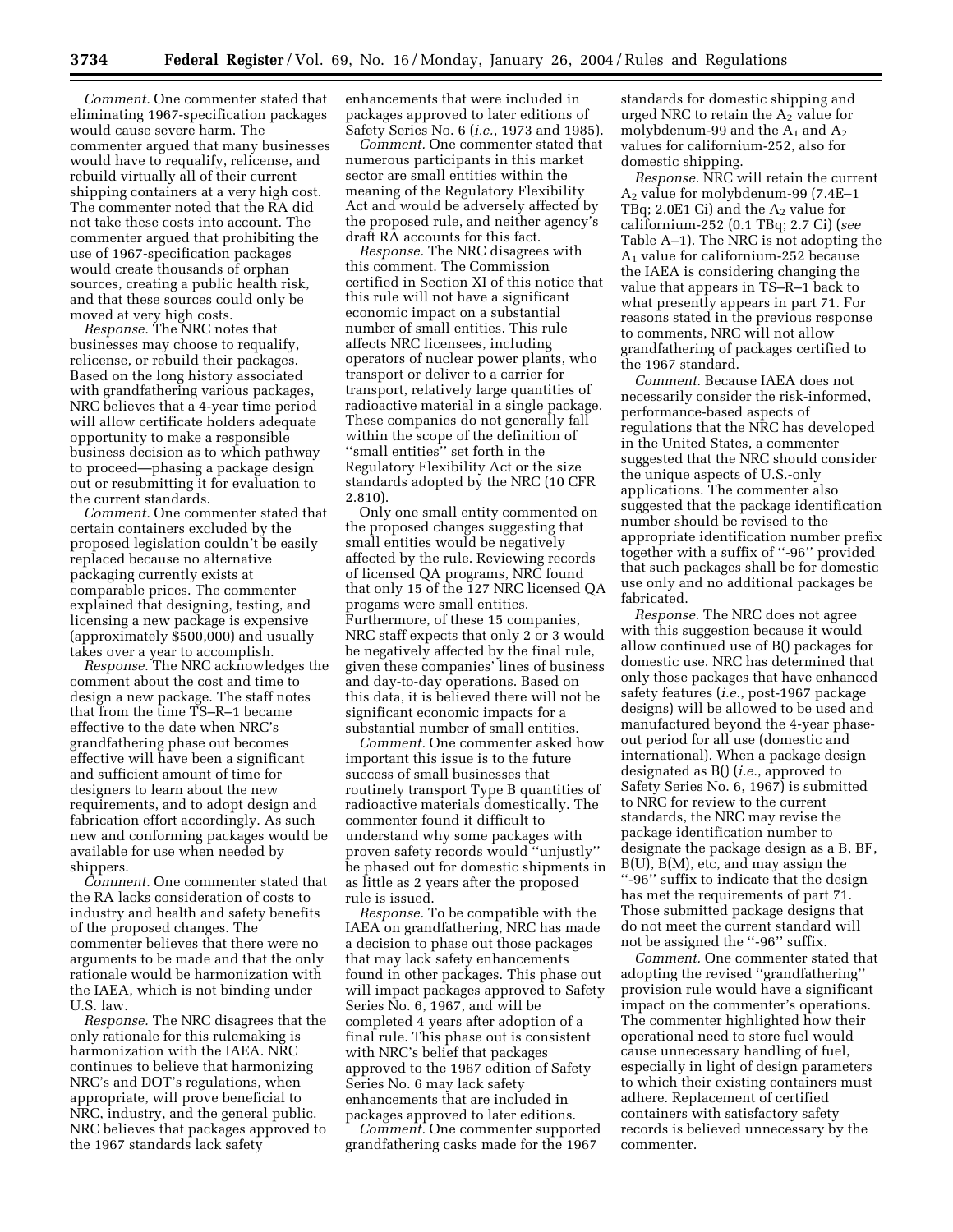*Comment.* One commenter stated that eliminating 1967-specification packages would cause severe harm. The commenter argued that many businesses would have to requalify, relicense, and rebuild virtually all of their current shipping containers at a very high cost. The commenter noted that the RA did not take these costs into account. The commenter argued that prohibiting the use of 1967-specification packages would create thousands of orphan sources, creating a public health risk, and that these sources could only be moved at very high costs.

*Response.* The NRC notes that businesses may choose to requalify, relicense, or rebuild their packages. Based on the long history associated with grandfathering various packages, NRC believes that a 4-year time period will allow certificate holders adequate opportunity to make a responsible business decision as to which pathway to proceed—phasing a package design out or resubmitting it for evaluation to the current standards.

*Comment.* One commenter stated that certain containers excluded by the proposed legislation couldn't be easily replaced because no alternative packaging currently exists at comparable prices. The commenter explained that designing, testing, and licensing a new package is expensive (approximately $500,000) and usually takes over a year to accomplish.

*Response.* The NRC acknowledges the comment about the cost and time to design a new package. The staff notes that from the time TS–R–1 became effective to the date when NRC's grandfathering phase out becomes effective will have been a significant and sufficient amount of time for designers to learn about the new requirements, and to adopt design and fabrication effort accordingly. As such new and conforming packages would be available for use when needed by shippers.

*Comment.* One commenter stated that the RA lacks consideration of costs to industry and health and safety benefits of the proposed changes. The commenter believes that there were no arguments to be made and that the only rationale would be harmonization with the IAEA, which is not binding under U.S. law.

*Response.* The NRC disagrees that the only rationale for this rulemaking is harmonization with the IAEA. NRC continues to believe that harmonizing NRC's and DOT's regulations, when appropriate, will prove beneficial to NRC, industry, and the general public. NRC believes that packages approved to the 1967 standards lack safety enhancements that were included in packages approved to later editions of Safety Series No. 6 (*i.e.*, 1973 and 1985).

*Comment.* One commenter stated that numerous participants in this market sector are small entities within the meaning of the Regulatory Flexibility Act and would be adversely affected by the proposed rule, and neither agency's draft RA accounts for this fact.

*Response.* The NRC disagrees with this comment. The Commission certified in Section XI of this notice that this rule will not have a significant economic impact on a substantial number of small entities. This rule affects NRC licensees, including operators of nuclear power plants, who transport or deliver to a carrier for transport, relatively large quantities of radioactive material in a single package. These companies do not generally fall within the scope of the definition of ''small entities'' set forth in the Regulatory Flexibility Act or the size standards adopted by the NRC (10 CFR 2.810).

Only one small entity commented on the proposed changes suggesting that small entities would be negatively affected by the rule. Reviewing records of licensed QA programs, NRC found that only 15 of the 127 NRC licensed QA progams were small entities. Furthermore, of these 15 companies, NRC staff expects that only 2 or 3 would be negatively affected by the final rule, given these companies' lines of business and day-to-day operations. Based on this data, it is believed there will not be significant economic impacts for a substantial number of small entities.

*Comment.* One commenter asked how important this issue is to the future success of small businesses that routinely transport Type B quantities of radioactive materials domestically. The commenter found it difficult to understand why some packages with proven safety records would ''unjustly'' be phased out for domestic shipments in as little as 2 years after the proposed rule is issued.

*Response.* To be compatible with the IAEA on grandfathering, NRC has made a decision to phase out those packages that may lack safety enhancements found in other packages. This phase out will impact packages approved to Safety Series No. 6, 1967, and will be completed 4 years after adoption of a final rule. This phase out is consistent with NRC's belief that packages approved to the 1967 edition of Safety Series No. 6 may lack safety enhancements that are included in packages approved to later editions.

*Comment.* One commenter supported grandfathering casks made for the 1967 standards for domestic shipping and urged NRC to retain the $A_2$ value for molybdenum-99 and the $A_1$ and $A_2$ values for californium-252, also for domestic shipping.

*Response.* NRC will retain the current $A_2$ value for molybdenum-99 (7.4E–1 TBq; 2.0E1 Ci) and the $A_2$ value for californium-252 (0.1 TBq; 2.7 Ci) (*see* Table A–1). The NRC is not adopting the $A_1$ value for californium-252 because the IAEA is considering changing the value that appears in TS–R–1 back to what presently appears in part 71. For reasons stated in the previous response to comments, NRC will not allow grandfathering of packages certified to the 1967 standard.

*Comment.* Because IAEA does not necessarily consider the risk-informed, performance-based aspects of regulations that the NRC has developed in the United States, a commenter suggested that the NRC should consider the unique aspects of U.S.-only applications. The commenter also suggested that the package identification number should be revised to the appropriate identification number prefix together with a suffix of ''-96'' provided that such packages shall be for domestic use only and no additional packages be fabricated.

*Response.* The NRC does not agree with this suggestion because it would allow continued use of B() packages for domestic use. NRC has determined that only those packages that have enhanced safety features (*i.e.*, post-1967 package designs) will be allowed to be used and manufactured beyond the 4-year phase-out period for all use (domestic and international). When a package design designated as B() (*i.e.*, approved to Safety Series No. 6, 1967) is submitted to NRC for review to the current standards, the NRC may revise the package identification number to designate the package design as a B, BF, B(U), B(M), etc, and may assign the ''-96'' suffix to indicate that the design has met the requirements of part 71. Those submitted package designs that do not meet the current standard will not be assigned the ''-96'' suffix.

*Comment.* One commenter stated that adopting the revised ''grandfathering'' provision rule would have a significant impact on the commenter's operations. The commenter highlighted how their operational need to store fuel would cause unnecessary handling of fuel, especially in light of design parameters to which their existing containers must adhere. Replacement of certified containers with satisfactory safety records is believed unnecessary by the commenter.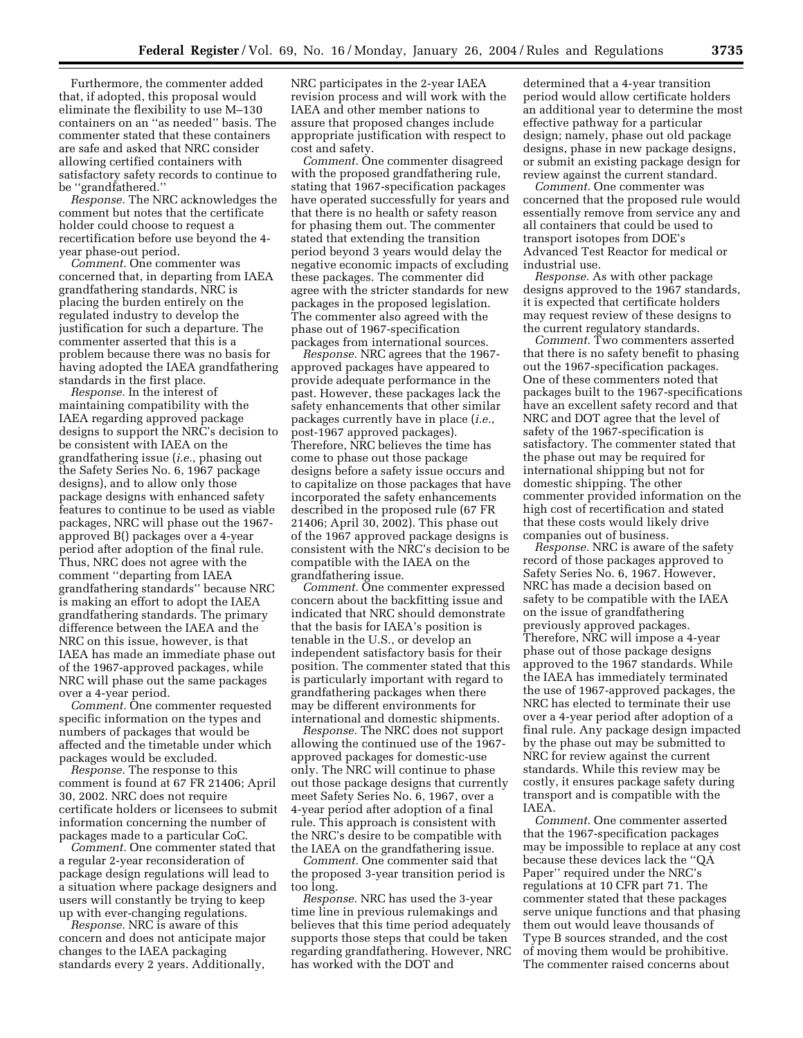Furthermore, the commenter added that, if adopted, this proposal would eliminate the flexibility to use M–130 containers on an ''as needed'' basis. The commenter stated that these containers are safe and asked that NRC consider allowing certified containers with satisfactory safety records to continue to be ''grandfathered.''

*Response.* The NRC acknowledges the comment but notes that the certificate holder could choose to request a recertification before use beyond the 4-year phase-out period.

*Comment.* One commenter was concerned that, in departing from IAEA grandfathering standards, NRC is placing the burden entirely on the regulated industry to develop the justification for such a departure. The commenter asserted that this is a problem because there was no basis for having adopted the IAEA grandfathering standards in the first place.

*Response.* In the interest of maintaining compatibility with the IAEA regarding approved package designs to support the NRC's decision to be consistent with IAEA on the grandfathering issue (*i.e.*, phasing out the Safety Series No. 6, 1967 package designs), and to allow only those package designs with enhanced safety features to continue to be used as viable packages, NRC will phase out the 1967-approved B() packages over a 4-year period after adoption of the final rule. Thus, NRC does not agree with the comment ''departing from IAEA grandfathering standards'' because NRC is making an effort to adopt the IAEA grandfathering standards. The primary difference between the IAEA and the NRC on this issue, however, is that IAEA has made an immediate phase out of the 1967-approved packages, while NRC will phase out the same packages over a 4-year period.

*Comment.* One commenter requested specific information on the types and numbers of packages that would be affected and the timetable under which packages would be excluded.

*Response.* The response to this comment is found at 67 FR 21406; April 30, 2002. NRC does not require certificate holders or licensees to submit information concerning the number of packages made to a particular CoC.

*Comment.* One commenter stated that a regular 2-year reconsideration of package design regulations will lead to a situation where package designers and users will constantly be trying to keep up with ever-changing regulations.

*Response.* NRC is aware of this concern and does not anticipate major changes to the IAEA packaging standards every 2 years. Additionally, NRC participates in the 2-year IAEA revision process and will work with the IAEA and other member nations to assure that proposed changes include appropriate justification with respect to cost and safety.

*Comment.* One commenter disagreed with the proposed grandfathering rule, stating that 1967-specification packages have operated successfully for years and that there is no health or safety reason for phasing them out. The commenter stated that extending the transition period beyond 3 years would delay the negative economic impacts of excluding these packages. The commenter did agree with the stricter standards for new packages in the proposed legislation. The commenter also agreed with the phase out of 1967-specification packages from international sources.

*Response.* NRC agrees that the 1967-approved packages have appeared to provide adequate performance in the past. However, these packages lack the safety enhancements that other similar packages currently have in place (*i.e.*, post-1967 approved packages). Therefore, NRC believes the time has come to phase out those package designs before a safety issue occurs and to capitalize on those packages that have incorporated the safety enhancements described in the proposed rule (67 FR 21406; April 30, 2002). This phase out of the 1967 approved package designs is consistent with the NRC's decision to be compatible with the IAEA on the grandfathering issue.

*Comment.* One commenter expressed concern about the backfitting issue and indicated that NRC should demonstrate that the basis for IAEA's position is tenable in the U.S., or develop an independent satisfactory basis for their position. The commenter stated that this is particularly important with regard to grandfathering packages when there may be different environments for international and domestic shipments.

*Response.* The NRC does not support allowing the continued use of the 1967-approved packages for domestic-use only. The NRC will continue to phase out those package designs that currently meet Safety Series No. 6, 1967, over a 4-year period after adoption of a final rule. This approach is consistent with the NRC's desire to be compatible with the IAEA on the grandfathering issue.

*Comment.* One commenter said that the proposed 3-year transition period is too long.

*Response.* NRC has used the 3-year time line in previous rulemakings and believes that this time period adequately supports those steps that could be taken regarding grandfathering. However, NRC has worked with the DOT and determined that a 4-year transition period would allow certificate holders an additional year to determine the most effective pathway for a particular design; namely, phase out old package designs, phase in new package designs, or submit an existing package design for review against the current standard.

*Comment.* One commenter was concerned that the proposed rule would essentially remove from service any and all containers that could be used to transport isotopes from DOE's Advanced Test Reactor for medical or industrial use.

*Response.* As with other package designs approved to the 1967 standards, it is expected that certificate holders may request review of these designs to the current regulatory standards.

*Comment.* Two commenters asserted that there is no safety benefit to phasing out the 1967-specification packages. One of these commenters noted that packages built to the 1967-specifications have an excellent safety record and that NRC and DOT agree that the level of safety of the 1967-specification is satisfactory. The commenter stated that the phase out may be required for international shipping but not for domestic shipping. The other commenter provided information on the high cost of recertification and stated that these costs would likely drive companies out of business.

*Response.* NRC is aware of the safety record of those packages approved to Safety Series No. 6, 1967. However, NRC has made a decision based on safety to be compatible with the IAEA on the issue of grandfathering previously approved packages. Therefore, NRC will impose a 4-year phase out of those package designs approved to the 1967 standards. While the IAEA has immediately terminated the use of 1967-approved packages, the NRC has elected to terminate their use over a 4-year period after adoption of a final rule. Any package design impacted by the phase out may be submitted to NRC for review against the current standards. While this review may be costly, it ensures package safety during transport and is compatible with the IAEA.

*Comment.* One commenter asserted that the 1967-specification packages may be impossible to replace at any cost because these devices lack the ''QA Paper'' required under the NRC's regulations at 10 CFR part 71. The commenter stated that these packages serve unique functions and that phasing them out would leave thousands of Type B sources stranded, and the cost of moving them would be prohibitive. The commenter raised concerns about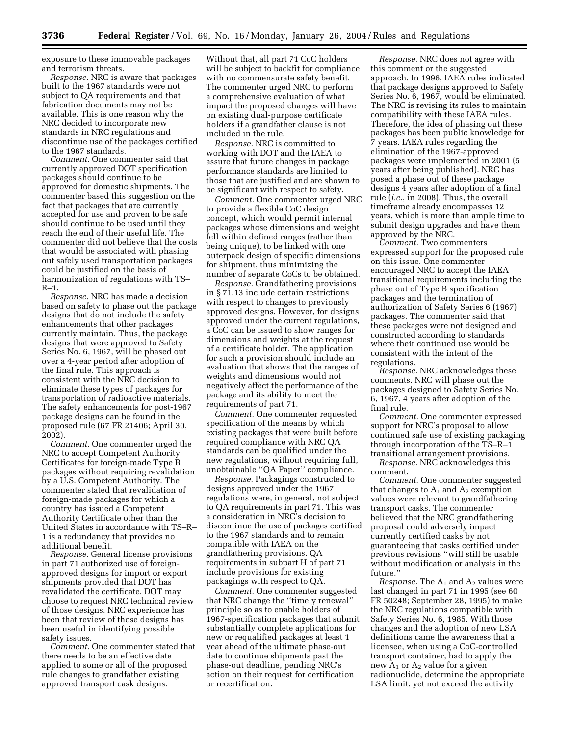exposure to these immovable packages and terrorism threats.

*Response.* NRC is aware that packages built to the 1967 standards were not subject to QA requirements and that fabrication documents may not be available. This is one reason why the NRC decided to incorporate new standards in NRC regulations and discontinue use of the packages certified to the 1967 standards.

*Comment.* One commenter said that currently approved DOT specification packages should continue to be approved for domestic shipments. The commenter based this suggestion on the fact that packages that are currently accepted for use and proven to be safe should continue to be used until they reach the end of their useful life. The commenter did not believe that the costs that would be associated with phasing out safely used transportation packages could be justified on the basis of harmonization of regulations with TS–R–1.

*Response.* NRC has made a decision based on safety to phase out the package designs that do not include the safety enhancements that other packages currently maintain. Thus, the package designs that were approved to Safety Series No. 6, 1967, will be phased out over a 4-year period after adoption of the final rule. This approach is consistent with the NRC decision to eliminate these types of packages for transportation of radioactive materials. The safety enhancements for post-1967 package designs can be found in the proposed rule (67 FR 21406; April 30, 2002).

*Comment.* One commenter urged the NRC to accept Competent Authority Certificates for foreign-made Type B packages without requiring revalidation by a U.S. Competent Authority. The commenter stated that revalidation of foreign-made packages for which a country has issued a Competent Authority Certificate other than the United States in accordance with TS–R–1 is a redundancy that provides no additional benefit.

*Response.* General license provisions in part 71 authorized use of foreign-approved designs for import or export shipments provided that DOT has revalidated the certificate. DOT may choose to request NRC technical review of those designs. NRC experience has been that review of those designs has been useful in identifying possible safety issues.

*Comment.* One commenter stated that there needs to be an effective date applied to some or all of the proposed rule changes to grandfather existing approved transport cask designs. Without that, all part 71 CoC holders will be subject to backfit for compliance with no commensurate safety benefit. The commenter urged NRC to perform a comprehensive evaluation of what impact the proposed changes will have on existing dual-purpose certificate holders if a grandfather clause is not included in the rule.

*Response.* NRC is committed to working with DOT and the IAEA to assure that future changes in package performance standards are limited to those that are justified and are shown to be significant with respect to safety.

*Comment.* One commenter urged NRC to provide a flexible CoC design concept, which would permit internal packages whose dimensions and weight fell within defined ranges (rather than being unique), to be linked with one outerpack design of specific dimensions for shipment, thus minimizing the number of separate CoCs to be obtained.

*Response.* Grandfathering provisions in § 71.13 include certain restrictions with respect to changes to previously approved designs. However, for designs approved under the current regulations, a CoC can be issued to show ranges for dimensions and weights at the request of a certificate holder. The application for such a provision should include an evaluation that shows that the ranges of weights and dimensions would not negatively affect the performance of the package and its ability to meet the requirements of part 71.

*Comment.* One commenter requested specification of the means by which existing packages that were built before required compliance with NRC QA standards can be qualified under the new regulations, without requiring full, unobtainable ''QA Paper'' compliance.

*Response.* Packagings constructed to designs approved under the 1967 regulations were, in general, not subject to QA requirements in part 71. This was a consideration in NRC's decision to discontinue the use of packages certified to the 1967 standards and to remain compatible with IAEA on the grandfathering provisions. QA requirements in subpart H of part 71 include provisions for existing packagings with respect to QA.

*Comment.* One commenter suggested that NRC change the ''timely renewal'' principle so as to enable holders of 1967-specification packages that submit substantially complete applications for new or requalified packages at least 1 year ahead of the ultimate phase-out date to continue shipments past the phase-out deadline, pending NRC's action on their request for certification or recertification.

*Response.* NRC does not agree with this comment or the suggested approach. In 1996, IAEA rules indicated that package designs approved to Safety Series No. 6, 1967, would be eliminated. The NRC is revising its rules to maintain compatibility with these IAEA rules. Therefore, the idea of phasing out these packages has been public knowledge for 7 years. IAEA rules regarding the elimination of the 1967-approved packages were implemented in 2001 (5 years after being published). NRC has posed a phase out of these package designs 4 years after adoption of a final rule (*i.e.*, in 2008). Thus, the overall timeframe already encompasses 12 years, which is more than ample time to submit design upgrades and have them approved by the NRC.

*Comment.* Two commenters expressed support for the proposed rule on this issue. One commenter encouraged NRC to accept the IAEA transitional requirements including the phase out of Type B specification packages and the termination of authorization of Safety Series 6 (1967) packages. The commenter said that these packages were not designed and constructed according to standards where their continued use would be consistent with the intent of the regulations.

*Response.* NRC acknowledges these comments. NRC will phase out the packages designed to Safety Series No. 6, 1967, 4 years after adoption of the final rule.

*Comment.* One commenter expressed support for NRC's proposal to allow continued safe use of existing packaging through incorporation of the TS–R–1 transitional arrangement provisions.

*Response.* NRC acknowledges this comment.

*Comment.* One commenter suggested that changes to $A_1$ and $A_2$ exemption values were relevant to grandfathering transport casks. The commenter believed that the NRC grandfathering proposal could adversely impact currently certified casks by not guaranteeing that casks certified under previous revisions ''will still be usable without modification or analysis in the future.''

*Response.* The $A_1$ and $A_2$ values were last changed in part 71 in 1995 (see 60 FR 50248; September 28, 1995) to make the NRC regulations compatible with Safety Series No. 6, 1985. With those changes and the adoption of new LSA definitions came the awareness that a licensee, when using a CoC-controlled transport container, had to apply the new $A_1$ or $A_2$ value for a given radionuclide, determine the appropriate LSA limit, yet not exceed the activity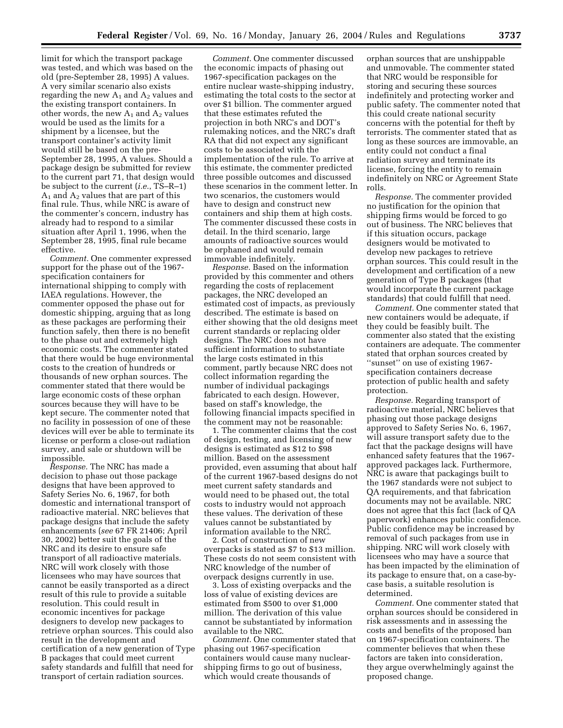limit for which the transport package was tested, and which was based on the old (pre-September 28, 1995) A values. A very similar scenario also exists regarding the new $A_1$ and $A_2$ values and the existing transport containers. In other words, the new $A_1$ and $A_2$ values would be used as the limits for a shipment by a licensee, but the transport container's activity limit would still be based on the pre-September 28, 1995, A values. Should a package design be submitted for review to the current part 71, that design would be subject to the current (*i.e.*, TS–R–1) $A_1$ and $A_2$ values that are part of this final rule. Thus, while NRC is aware of the commenter's concern, industry has already had to respond to a similar situation after April 1, 1996, when the September 28, 1995, final rule became effective.

*Comment.* One commenter expressed support for the phase out of the 1967-specification containers for international shipping to comply with IAEA regulations. However, the commenter opposed the phase out for domestic shipping, arguing that as long as these packages are performing their function safely, then there is no benefit to the phase out and extremely high economic costs. The commenter stated that there would be huge environmental costs to the creation of hundreds or thousands of new orphan sources. The commenter stated that there would be large economic costs of these orphan sources because they will have to be kept secure. The commenter noted that no facility in possession of one of these devices will ever be able to terminate its license or perform a close-out radiation survey, and sale or shutdown will be impossible.

*Response.* The NRC has made a decision to phase out those package designs that have been approved to Safety Series No. 6, 1967, for both domestic and international transport of radioactive material. NRC believes that package designs that include the safety enhancements (*see* 67 FR 21406; April 30, 2002) better suit the goals of the NRC and its desire to ensure safe transport of all radioactive materials. NRC will work closely with those licensees who may have sources that cannot be easily transported as a direct result of this rule to provide a suitable resolution. This could result in economic incentives for package designers to develop new packages to retrieve orphan sources. This could also result in the development and certification of a new generation of Type B packages that could meet current safety standards and fulfill that need for transport of certain radiation sources.

*Comment.* One commenter discussed the economic impacts of phasing out 1967-specification packages on the entire nuclear waste-shipping industry, estimating the total costs to the sector at over $1 billion. The commenter argued that these estimates refuted the projection in both NRC's and DOT's rulemaking notices, and the NRC's draft RA that did not expect any significant costs to be associated with the implementation of the rule. To arrive at this estimate, the commenter predicted three possible outcomes and discussed these scenarios in the comment letter. In two scenarios, the customers would have to design and construct new containers and ship them at high costs. The commenter discussed these costs in detail. In the third scenario, large amounts of radioactive sources would be orphaned and would remain immovable indefinitely.

*Response.* Based on the information provided by this commenter and others regarding the costs of replacement packages, the NRC developed an estimated cost of impacts, as previously described. The estimate is based on either showing that the old designs meet current standards or replacing older designs. The NRC does not have sufficient information to substantiate the large costs estimated in this comment, partly because NRC does not collect information regarding the number of individual packagings fabricated to each design. However, based on staff's knowledge, the following financial impacts specified in the comment may not be reasonable:

1. The commenter claims that the cost of design, testing, and licensing of new designs is estimated as $12 to $98 million. Based on the assessment provided, even assuming that about half of the current 1967-based designs do not meet current safety standards and would need to be phased out, the total costs to industry would not approach these values. The derivation of these values cannot be substantiated by information available to the NRC.

2. Cost of construction of new overpacks is stated as $7 to $13 million. These costs do not seem consistent with NRC knowledge of the number of overpack designs currently in use.

3. Loss of existing overpacks and the loss of value of existing devices are estimated from $500 to over $1,000 million. The derivation of this value cannot be substantiated by information available to the NRC.

*Comment.* One commenter stated that phasing out 1967-specification containers would cause many nuclear-shipping firms to go out of business, which would create thousands of orphan sources that are unshippable and unmovable. The commenter stated that NRC would be responsible for storing and securing these sources indefinitely and protecting worker and public safety. The commenter noted that this could create national security concerns with the potential for theft by terrorists. The commenter stated that as long as these sources are immovable, an entity could not conduct a final radiation survey and terminate its license, forcing the entity to remain indefinitely on NRC or Agreement State rolls.

*Response.* The commenter provided no justification for the opinion that shipping firms would be forced to go out of business. The NRC believes that if this situation occurs, package designers would be motivated to develop new packages to retrieve orphan sources. This could result in the development and certification of a new generation of Type B packages (that would incorporate the current package standards) that could fulfill that need.

*Comment.* One commenter stated that new containers would be adequate, if they could be feasibly built. The commenter also stated that the existing containers are adequate. The commenter stated that orphan sources created by "sunset" on use of existing 1967-specification containers decrease protection of public health and safety protection.

*Response.* Regarding transport of radioactive material, NRC believes that phasing out those package designs approved to Safety Series No. 6, 1967, will assure transport safety due to the fact that the package designs will have enhanced safety features that the 1967-approved packages lack. Furthermore, NRC is aware that packagings built to the 1967 standards were not subject to QA requirements, and that fabrication documents may not be available. NRC does not agree that this fact (lack of QA paperwork) enhances public confidence. Public confidence may be increased by removal of such packages from use in shipping. NRC will work closely with licensees who may have a source that has been impacted by the elimination of its package to ensure that, on a case-by-case basis, a suitable resolution is determined.

*Comment.* One commenter stated that orphan sources should be considered in risk assessments and in assessing the costs and benefits of the proposed ban on 1967-specification containers. The commenter believes that when these factors are taken into consideration, they argue overwhelmingly against the proposed change.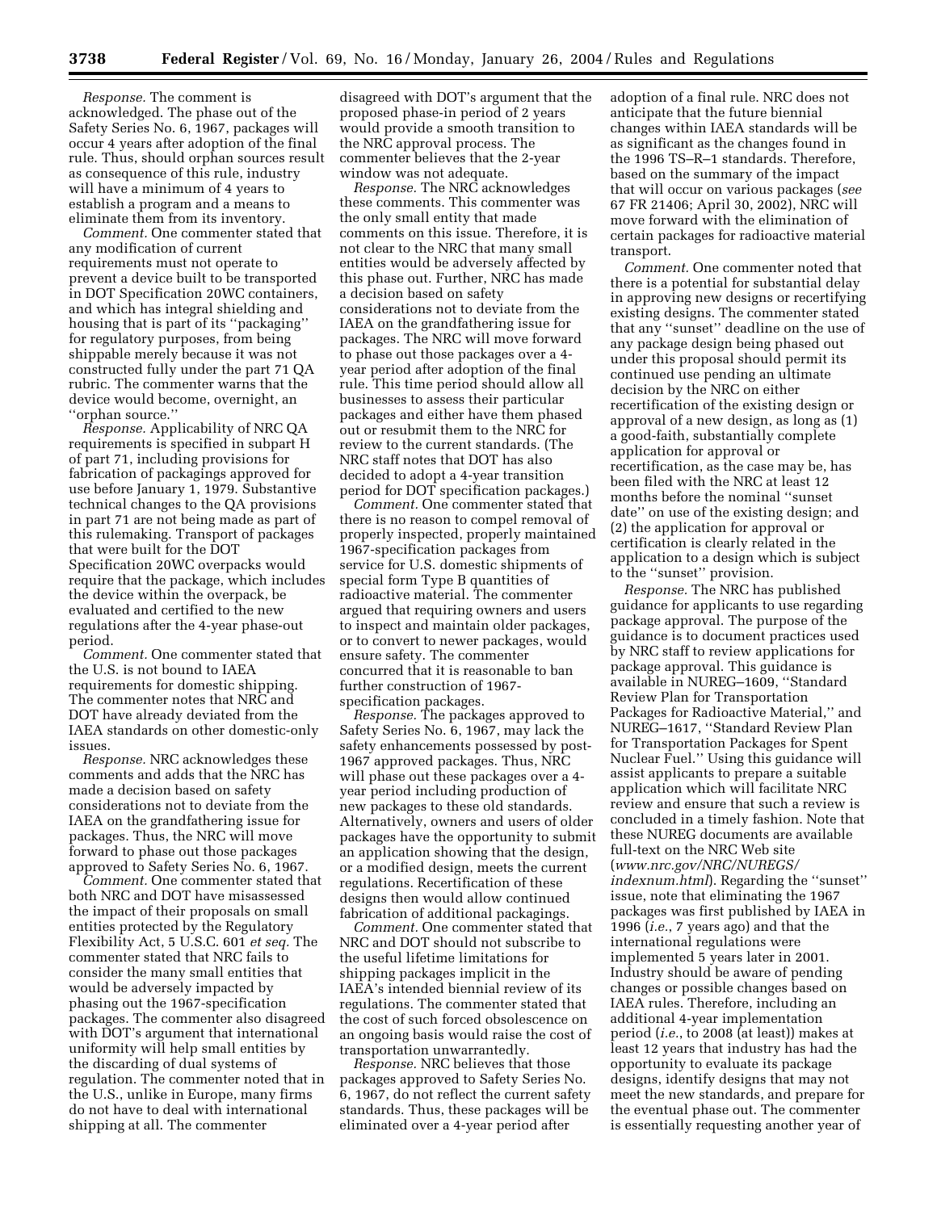*Response.* The comment is acknowledged. The phase out of the Safety Series No. 6, 1967, packages will occur 4 years after adoption of the final rule. Thus, should orphan sources result as consequence of this rule, industry will have a minimum of 4 years to establish a program and a means to eliminate them from its inventory.

*Comment.* One commenter stated that any modification of current requirements must not operate to prevent a device built to be transported in DOT Specification 20WC containers, and which has integral shielding and housing that is part of its ''packaging'' for regulatory purposes, from being shippable merely because it was not constructed fully under the part 71 QA rubric. The commenter warns that the device would become, overnight, an ''orphan source.''

*Response.* Applicability of NRC QA requirements is specified in subpart H of part 71, including provisions for fabrication of packagings approved for use before January 1, 1979. Substantive technical changes to the QA provisions in part 71 are not being made as part of this rulemaking. Transport of packages that were built for the DOT Specification 20WC overpacks would require that the package, which includes the device within the overpack, be evaluated and certified to the new regulations after the 4-year phase-out period.

*Comment.* One commenter stated that the U.S. is not bound to IAEA requirements for domestic shipping. The commenter notes that NRC and DOT have already deviated from the IAEA standards on other domestic-only issues.

*Response.* NRC acknowledges these comments and adds that the NRC has made a decision based on safety considerations not to deviate from the IAEA on the grandfathering issue for packages. Thus, the NRC will move forward to phase out those packages approved to Safety Series No. 6, 1967.

*Comment.* One commenter stated that both NRC and DOT have misassessed the impact of their proposals on small entities protected by the Regulatory Flexibility Act, 5 U.S.C. 601 *et seq.* The commenter stated that NRC fails to consider the many small entities that would be adversely impacted by phasing out the 1967-specification packages. The commenter also disagreed with DOT's argument that international uniformity will help small entities by the discarding of dual systems of regulation. The commenter noted that in the U.S., unlike in Europe, many firms do not have to deal with international shipping at all. The commenter disagreed with DOT's argument that the proposed phase-in period of 2 years would provide a smooth transition to the NRC approval process. The commenter believes that the 2-year window was not adequate.

*Response.* The NRC acknowledges these comments. This commenter was the only small entity that made comments on this issue. Therefore, it is not clear to the NRC that many small entities would be adversely affected by this phase out. Further, NRC has made a decision based on safety considerations not to deviate from the IAEA on the grandfathering issue for packages. The NRC will move forward to phase out those packages over a 4-year period after adoption of the final rule. This time period should allow all businesses to assess their particular packages and either have them phased out or resubmit them to the NRC for review to the current standards. (The NRC staff notes that DOT has also decided to adopt a 4-year transition period for DOT specification packages.)

*Comment.* One commenter stated that there is no reason to compel removal of properly inspected, properly maintained 1967-specification packages from service for U.S. domestic shipments of special form Type B quantities of radioactive material. The commenter argued that requiring owners and users to inspect and maintain older packages, or to convert to newer packages, would ensure safety. The commenter concurred that it is reasonable to ban further construction of 1967-specification packages.

*Response.* The packages approved to Safety Series No. 6, 1967, may lack the safety enhancements possessed by post-1967 approved packages. Thus, NRC will phase out these packages over a 4-year period including production of new packages to these old standards. Alternatively, owners and users of older packages have the opportunity to submit an application showing that the design, or a modified design, meets the current regulations. Recertification of these designs then would allow continued fabrication of additional packagings.

*Comment.* One commenter stated that NRC and DOT should not subscribe to the useful lifetime limitations for shipping packages implicit in the IAEA's intended biennial review of its regulations. The commenter stated that the cost of such forced obsolescence on an ongoing basis would raise the cost of transportation unwarrantedly.

*Response.* NRC believes that those packages approved to Safety Series No. 6, 1967, do not reflect the current safety standards. Thus, these packages will be eliminated over a 4-year period after adoption of a final rule. NRC does not anticipate that the future biennial changes within IAEA standards will be as significant as the changes found in the 1996 TS–R–1 standards. Therefore, based on the summary of the impact that will occur on various packages (*see* 67 FR 21406; April 30, 2002), NRC will move forward with the elimination of certain packages for radioactive material transport.

*Comment.* One commenter noted that there is a potential for substantial delay in approving new designs or recertifying existing designs. The commenter stated that any ''sunset'' deadline on the use of any package design being phased out under this proposal should permit its continued use pending an ultimate decision by the NRC on either recertification of the existing design or approval of a new design, as long as (1) a good-faith, substantially complete application for approval or recertification, as the case may be, has been filed with the NRC at least 12 months before the nominal ''sunset date'' on use of the existing design; and (2) the application for approval or certification is clearly related in the application to a design which is subject to the ''sunset'' provision.

*Response.* The NRC has published guidance for applicants to use regarding package approval. The purpose of the guidance is to document practices used by NRC staff to review applications for package approval. This guidance is available in NUREG–1609, ''Standard Review Plan for Transportation Packages for Radioactive Material,'' and NUREG–1617, ''Standard Review Plan for Transportation Packages for Spent Nuclear Fuel.'' Using this guidance will assist applicants to prepare a suitable application which will facilitate NRC review and ensure that such a review is concluded in a timely fashion. Note that these NUREG documents are available full-text on the NRC Web site (*www.nrc.gov/NRC/NUREGS/indexnum.html*). Regarding the ''sunset'' issue, note that eliminating the 1967 packages was first published by IAEA in 1996 (*i.e.*, 7 years ago) and that the international regulations were implemented 5 years later in 2001. Industry should be aware of pending changes or possible changes based on IAEA rules. Therefore, including an additional 4-year implementation period (*i.e.*, to 2008 (at least)) makes at least 12 years that industry has had the opportunity to evaluate its package designs, identify designs that may not meet the new standards, and prepare for the eventual phase out. The commenter is essentially requesting another year of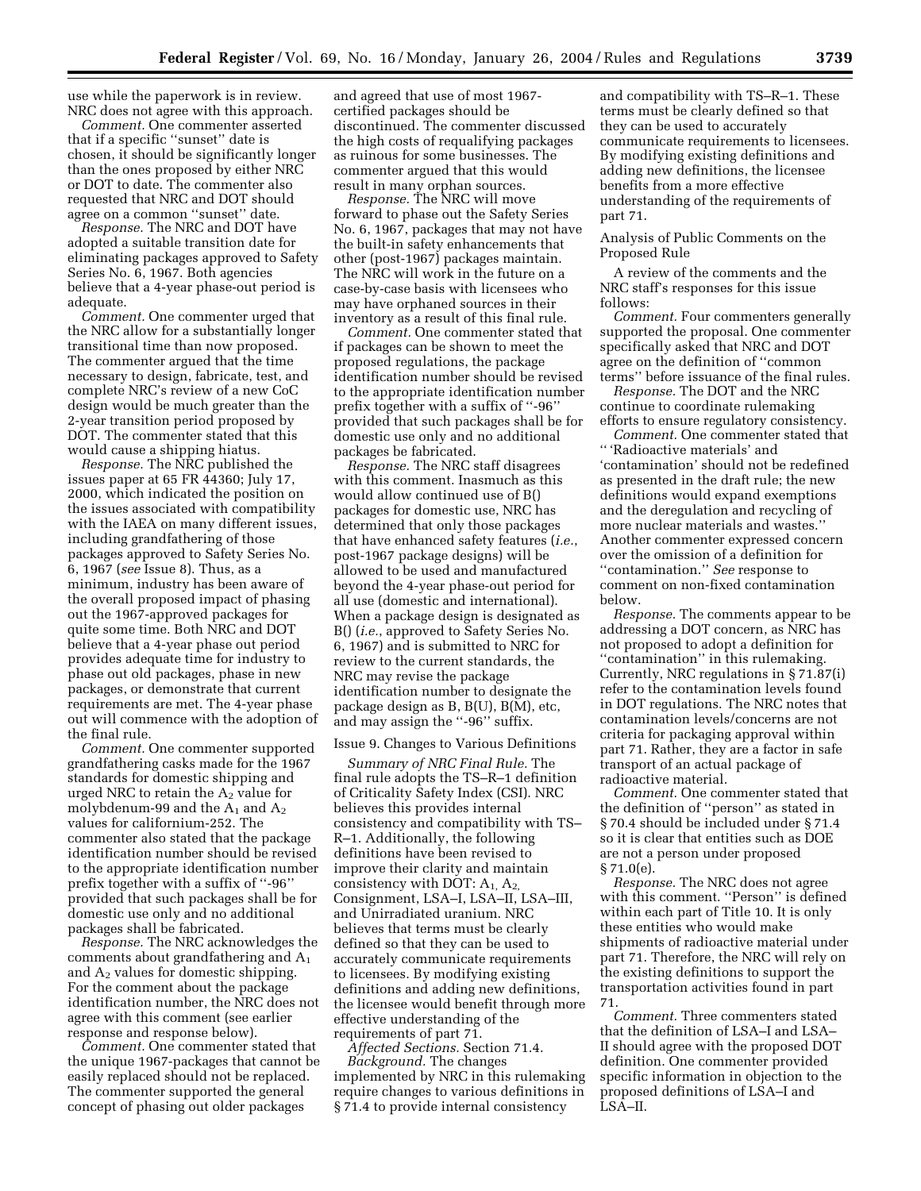use while the paperwork is in review. NRC does not agree with this approach.

*Comment.* One commenter asserted that if a specific ''sunset'' date is chosen, it should be significantly longer than the ones proposed by either NRC or DOT to date. The commenter also requested that NRC and DOT should agree on a common ''sunset'' date.

*Response.* The NRC and DOT have adopted a suitable transition date for eliminating packages approved to Safety Series No. 6, 1967. Both agencies believe that a 4-year phase-out period is adequate.

*Comment.* One commenter urged that the NRC allow for a substantially longer transitional time than now proposed. The commenter argued that the time necessary to design, fabricate, test, and complete NRC's review of a new CoC design would be much greater than the 2-year transition period proposed by DOT. The commenter stated that this would cause a shipping hiatus.

*Response.* The NRC published the issues paper at 65 FR 44360; July 17, 2000, which indicated the position on the issues associated with compatibility with the IAEA on many different issues, including grandfathering of those packages approved to Safety Series No. 6, 1967 (*see* Issue 8). Thus, as a minimum, industry has been aware of the overall proposed impact of phasing out the 1967-approved packages for quite some time. Both NRC and DOT believe that a 4-year phase out period provides adequate time for industry to phase out old packages, phase in new packages, or demonstrate that current requirements are met. The 4-year phase out will commence with the adoption of the final rule.

*Comment.* One commenter supported grandfathering casks made for the 1967 standards for domestic shipping and urged NRC to retain the $A_2$ value for molybdenum-99 and the $A_1$ and $A_2$ values for californium-252. The commenter also stated that the package identification number should be revised to the appropriate identification number prefix together with a suffix of ''-96'' provided that such packages shall be for domestic use only and no additional packages shall be fabricated.

*Response.* The NRC acknowledges the comments about grandfathering and $A_1$ and $A_2$ values for domestic shipping. For the comment about the package identification number, the NRC does not agree with this comment (see earlier response and response below).

*Comment.* One commenter stated that the unique 1967-packages that cannot be easily replaced should not be replaced. The commenter supported the general concept of phasing out older packages and agreed that use of most 1967-certified packages should be discontinued. The commenter discussed the high costs of requalifying packages as ruinous for some businesses. The commenter argued that this would result in many orphan sources.

*Response.* The NRC will move forward to phase out the Safety Series No. 6, 1967, packages that may not have the built-in safety enhancements that other (post-1967) packages maintain. The NRC will work in the future on a case-by-case basis with licensees who may have orphaned sources in their inventory as a result of this final rule.

*Comment.* One commenter stated that if packages can be shown to meet the proposed regulations, the package identification number should be revised to the appropriate identification number prefix together with a suffix of ''-96'' provided that such packages shall be for domestic use only and no additional packages be fabricated.

*Response.* The NRC staff disagrees with this comment. Inasmuch as this would allow continued use of B() packages for domestic use, NRC has determined that only those packages that have enhanced safety features (*i.e.*, post-1967 package designs) will be allowed to be used and manufactured beyond the 4-year phase-out period for all use (domestic and international). When a package design is designated as B() (*i.e.*, approved to Safety Series No. 6, 1967) and is submitted to NRC for review to the current standards, the NRC may revise the package identification number to designate the package design as B, B(U), B(M), etc, and may assign the ''-96'' suffix.

Issue 9. Changes to Various Definitions

*Summary of NRC Final Rule.* The final rule adopts the TS–R–1 definition of Criticality Safety Index (CSI). NRC believes this provides internal consistency and compatibility with TS–R–1. Additionally, the following definitions have been revised to improve their clarity and maintain consistency with DOT: $A_1$, $A_2$, Consignment, LSA–I, LSA–II, LSA–III, and Unirradiated uranium. NRC believes that terms must be clearly defined so that they can be used to accurately communicate requirements to licensees. By modifying existing definitions and adding new definitions, the licensee would benefit through more effective understanding of the requirements of part 71.

*Affected Sections.* Section 71.4.

*Background.* The changes implemented by NRC in this rulemaking require changes to various definitions in § 71.4 to provide internal consistency and compatibility with TS–R–1. These terms must be clearly defined so that they can be used to accurately communicate requirements to licensees. By modifying existing definitions and adding new definitions, the licensee benefits from a more effective understanding of the requirements of part 71.

Analysis of Public Comments on the Proposed Rule

A review of the comments and the NRC staff's responses for this issue follows:

*Comment.* Four commenters generally supported the proposal. One commenter specifically asked that NRC and DOT agree on the definition of ''common terms'' before issuance of the final rules.

*Response.* The DOT and the NRC continue to coordinate rulemaking efforts to ensure regulatory consistency.

*Comment.* One commenter stated that '' 'Radioactive materials' and 'contamination' should not be redefined as presented in the draft rule; the new definitions would expand exemptions and the deregulation and recycling of more nuclear materials and wastes.'' Another commenter expressed concern over the omission of a definition for ''contamination.'' *See* response to comment on non-fixed contamination below.

*Response.* The comments appear to be addressing a DOT concern, as NRC has not proposed to adopt a definition for ''contamination'' in this rulemaking. Currently, NRC regulations in § 71.87(i) refer to the contamination levels found in DOT regulations. The NRC notes that contamination levels/concerns are not criteria for packaging approval within part 71. Rather, they are a factor in safe transport of an actual package of radioactive material.

*Comment.* One commenter stated that the definition of ''person'' as stated in § 70.4 should be included under § 71.4 so it is clear that entities such as DOE are not a person under proposed § 71.0(e).

*Response.* The NRC does not agree with this comment. ''Person'' is defined within each part of Title 10. It is only these entities who would make shipments of radioactive material under part 71. Therefore, the NRC will rely on the existing definitions to support the transportation activities found in part 71.

*Comment.* Three commenters stated that the definition of LSA–I and LSA–II should agree with the proposed DOT definition. One commenter provided specific information in objection to the proposed definitions of LSA–I and LSA–II.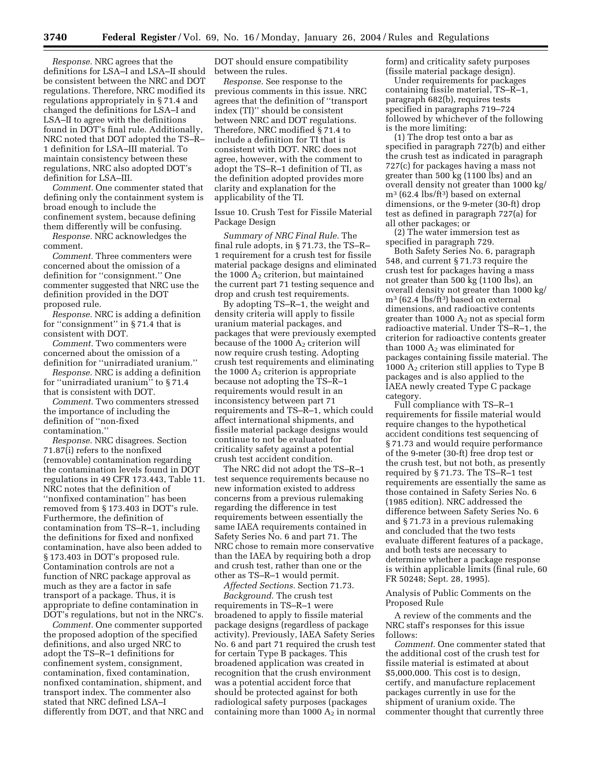*Response.* NRC agrees that the definitions for LSA–I and LSA–II should be consistent between the NRC and DOT regulations. Therefore, NRC modified its regulations appropriately in § 71.4 and changed the definitions for LSA–I and LSA–II to agree with the definitions found in DOT's final rule. Additionally, NRC noted that DOT adopted the TS–R–1 definition for LSA–III material. To maintain consistency between these regulations, NRC also adopted DOT's definition for LSA–III.

*Comment.* One commenter stated that defining only the containment system is broad enough to include the confinement system, because defining them differently will be confusing.

*Response.* NRC acknowledges the comment.

*Comment.* Three commenters were concerned about the omission of a definition for ''consignment.'' One commenter suggested that NRC use the definition provided in the DOT proposed rule.

*Response.* NRC is adding a definition for ''consignment'' in § 71.4 that is consistent with DOT.

*Comment.* Two commenters were concerned about the omission of a definition for ''unirradiated uranium.''

*Response.* NRC is adding a definition for ''unirradiated uranium'' to § 71.4 that is consistent with DOT.

*Comment.* Two commenters stressed the importance of including the definition of ''non-fixed contamination.''

*Response.* NRC disagrees. Section 71.87(i) refers to the nonfixed (removable) contamination regarding the contamination levels found in DOT regulations in 49 CFR 173.443, Table 11. NRC notes that the definition of ''nonfixed contamination'' has been removed from § 173.403 in DOT's rule. Furthermore, the definition of contamination from TS–R–1, including the definitions for fixed and nonfixed contamination, have also been added to § 173.403 in DOT's proposed rule. Contamination controls are not a function of NRC package approval as much as they are a factor in safe transport of a package. Thus, it is appropriate to define contamination in DOT's regulations, but not in the NRC's.

*Comment.* One commenter supported the proposed adoption of the specified definitions, and also urged NRC to adopt the TS–R–1 definitions for confinement system, consignment, contamination, fixed contamination, nonfixed contamination, shipment, and transport index. The commenter also stated that NRC defined LSA–I differently from DOT, and that NRC and DOT should ensure compatibility between the rules.

*Response.* See response to the previous comments in this issue. NRC agrees that the definition of ''transport index (TI)'' should be consistent between NRC and DOT regulations. Therefore, NRC modified § 71.4 to include a definition for TI that is consistent with DOT. NRC does not agree, however, with the comment to adopt the TS–R–1 definition of TI, as the definition adopted provides more clarity and explanation for the applicability of the TI.

Issue 10. Crush Test for Fissile Material Package Design

*Summary of NRC Final Rule.* The final rule adopts, in § 71.73, the TS–R–1 requirement for a crush test for fissile material package designs and eliminated the 1000 $A_2$ criterion, but maintained the current part 71 testing sequence and drop and crush test requirements.

By adopting TS–R–1, the weight and density criteria will apply to fissile uranium material packages, and packages that were previously exempted because of the 1000 $A_2$ criterion will now require crush testing. Adopting crush test requirements and eliminating the 1000 $A_2$ criterion is appropriate because not adopting the TS–R–1 requirements would result in an inconsistency between part 71 requirements and TS–R–1, which could affect international shipments, and fissile material package designs would continue to not be evaluated for criticality safety against a potential crush test accident condition.

The NRC did not adopt the TS–R–1 test sequence requirements because no new information existed to address concerns from a previous rulemaking regarding the difference in test requirements between essentially the same IAEA requirements contained in Safety Series No. 6 and part 71. The NRC chose to remain more conservative than the IAEA by requiring both a drop and crush test, rather than one or the other as TS–R–1 would permit.

*Affected Sections.* Section 71.73.

*Background.* The crush test requirements in TS–R–1 were broadened to apply to fissile material package designs (regardless of package activity). Previously, IAEA Safety Series No. 6 and part 71 required the crush test for certain Type B packages. This broadened application was created in recognition that the crush environment was a potential accident force that should be protected against for both radiological safety purposes (packages containing more than 1000 $A_2$ in normal form) and criticality safety purposes (fissile material package design).

Under requirements for packages containing fissile material, TS–R–1, paragraph 682(b), requires tests specified in paragraphs 719–724 followed by whichever of the following is the more limiting:

(1) The drop test onto a bar as specified in paragraph 727(b) and either the crush test as indicated in paragraph 727(c) for packages having a mass not greater than 500 kg (1100 lbs) and an overall density not greater than 1000 kg/m$^3$ (62.4 lbs/ft$^3$) based on external dimensions, or the 9-meter (30-ft) drop test as defined in paragraph 727(a) for all other packages; or

(2) The water immersion test as specified in paragraph 729.

Both Safety Series No. 6, paragraph 548, and current § 71.73 require the crush test for packages having a mass not greater than 500 kg (1100 lbs), an overall density not greater than 1000 kg/m$^3$ (62.4 lbs/ft$^3$) based on external dimensions, and radioactive contents greater than 1000 $A_2$ not as special form radioactive material. Under TS–R–1, the criterion for radioactive contents greater than 1000 $A_2$ was eliminated for packages containing fissile material. The 1000 $A_2$ criterion still applies to Type B packages and is also applied to the IAEA newly created Type C package category.

Full compliance with TS–R–1 requirements for fissile material would require changes to the hypothetical accident conditions test sequencing of § 71.73 and would require performance of the 9-meter (30-ft) free drop test or the crush test, but not both, as presently required by § 71.73. The TS–R–1 test requirements are essentially the same as those contained in Safety Series No. 6 (1985 edition). NRC addressed the difference between Safety Series No. 6 and § 71.73 in a previous rulemaking and concluded that the two tests evaluate different features of a package, and both tests are necessary to determine whether a package response is within applicable limits (final rule, 60 FR 50248; Sept. 28, 1995).

Analysis of Public Comments on the Proposed Rule

A review of the comments and the NRC staff's responses for this issue follows:

*Comment.* One commenter stated that the additional cost of the crush test for fissile material is estimated at about $5,000,000. This cost is to design, certify, and manufacture replacement packages currently in use for the shipment of uranium oxide. The commenter thought that currently three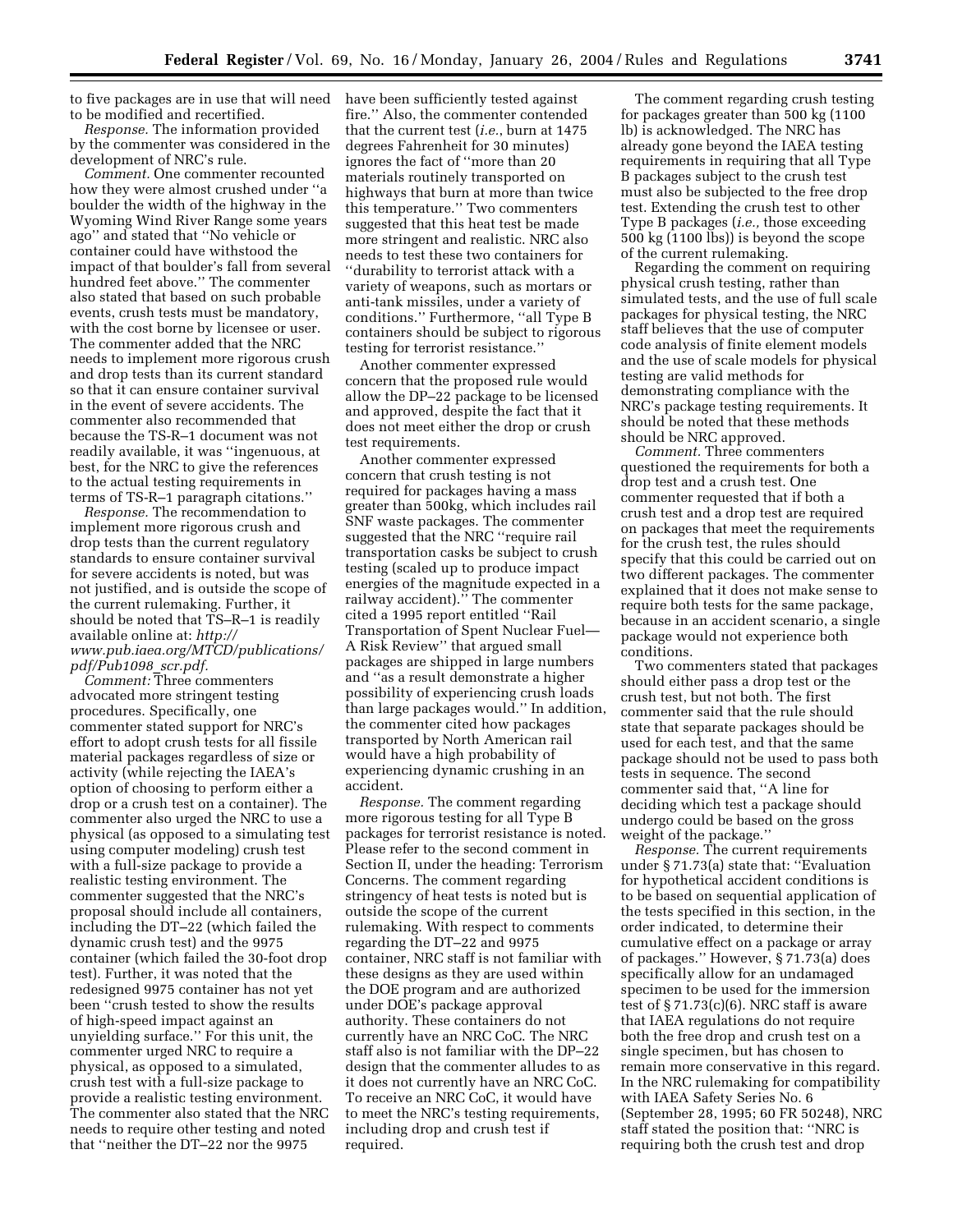to five packages are in use that will need to be modified and recertified.

*Response.* The information provided by the commenter was considered in the development of NRC's rule.

*Comment.* One commenter recounted how they were almost crushed under ''a boulder the width of the highway in the Wyoming Wind River Range some years ago'' and stated that ''No vehicle or container could have withstood the impact of that boulder's fall from several hundred feet above.'' The commenter also stated that based on such probable events, crush tests must be mandatory, with the cost borne by licensee or user. The commenter added that the NRC needs to implement more rigorous crush and drop tests than its current standard so that it can ensure container survival in the event of severe accidents. The commenter also recommended that because the TS-R–1 document was not readily available, it was ''ingenuous, at best, for the NRC to give the references to the actual testing requirements in terms of TS-R–1 paragraph citations.''

*Response.* The recommendation to implement more rigorous crush and drop tests than the current regulatory standards to ensure container survival for severe accidents is noted, but was not justified, and is outside the scope of the current rulemaking. Further, it should be noted that TS–R–1 is readily available online at: *http://www.pub.iaea.org/MTCD/publications/pdf/Pub1098_scr.pdf.*

*Comment:* Three commenters advocated more stringent testing procedures. Specifically, one commenter stated support for NRC's effort to adopt crush tests for all fissile material packages regardless of size or activity (while rejecting the IAEA's option of choosing to perform either a drop or a crush test on a container). The commenter also urged the NRC to use a physical (as opposed to a simulating test using computer modeling) crush test with a full-size package to provide a realistic testing environment. The commenter suggested that the NRC's proposal should include all containers, including the DT–22 (which failed the dynamic crush test) and the 9975 container (which failed the 30-foot drop test). Further, it was noted that the redesigned 9975 container has not yet been ''crush tested to show the results of high-speed impact against an unyielding surface.'' For this unit, the commenter urged NRC to require a physical, as opposed to a simulated, crush test with a full-size package to provide a realistic testing environment. The commenter also stated that the NRC needs to require other testing and noted that ''neither the DT–22 nor the 9975 have been sufficiently tested against fire.'' Also, the commenter contended that the current test (*i.e.*, burn at 1475 degrees Fahrenheit for 30 minutes) ignores the fact of ''more than 20 materials routinely transported on highways that burn at more than twice this temperature.'' Two commenters suggested that this heat test be made more stringent and realistic. NRC also needs to test these two containers for ''durability to terrorist attack with a variety of weapons, such as mortars or anti-tank missiles, under a variety of conditions.'' Furthermore, ''all Type B containers should be subject to rigorous testing for terrorist resistance.''

Another commenter expressed concern that the proposed rule would allow the DP–22 package to be licensed and approved, despite the fact that it does not meet either the drop or crush test requirements.

Another commenter expressed concern that crush testing is not required for packages having a mass greater than 500kg, which includes rail SNF waste packages. The commenter suggested that the NRC ''require rail transportation casks be subject to crush testing (scaled up to produce impact energies of the magnitude expected in a railway accident).'' The commenter cited a 1995 report entitled ''Rail Transportation of Spent Nuclear Fuel—A Risk Review'' that argued small packages are shipped in large numbers and ''as a result demonstrate a higher possibility of experiencing crush loads than large packages would.'' In addition, the commenter cited how packages transported by North American rail would have a high probability of experiencing dynamic crushing in an accident.

*Response.* The comment regarding more rigorous testing for all Type B packages for terrorist resistance is noted. Please refer to the second comment in Section II, under the heading: Terrorism Concerns. The comment regarding stringency of heat tests is noted but is outside the scope of the current rulemaking. With respect to comments regarding the DT–22 and 9975 container, NRC staff is not familiar with these designs as they are used within the DOE program and are authorized under DOE's package approval authority. These containers do not currently have an NRC CoC. The NRC staff also is not familiar with the DP–22 design that the commenter alludes to as it does not currently have an NRC CoC. To receive an NRC CoC, it would have to meet the NRC's testing requirements, including drop and crush test if required.

The comment regarding crush testing for packages greater than 500 kg (1100 lb) is acknowledged. The NRC has already gone beyond the IAEA testing requirements in requiring that all Type B packages subject to the crush test must also be subjected to the free drop test. Extending the crush test to other Type B packages (*i.e.,* those exceeding 500 kg (1100 lbs)) is beyond the scope of the current rulemaking.

Regarding the comment on requiring physical crush testing, rather than simulated tests, and the use of full scale packages for physical testing, the NRC staff believes that the use of computer code analysis of finite element models and the use of scale models for physical testing are valid methods for demonstrating compliance with the NRC's package testing requirements. It should be noted that these methods should be NRC approved.

*Comment.* Three commenters questioned the requirements for both a drop test and a crush test. One commenter requested that if both a crush test and a drop test are required on packages that meet the requirements for the crush test, the rules should specify that this could be carried out on two different packages. The commenter explained that it does not make sense to require both tests for the same package, because in an accident scenario, a single package would not experience both conditions.

Two commenters stated that packages should either pass a drop test or the crush test, but not both. The first commenter said that the rule should state that separate packages should be used for each test, and that the same package should not be used to pass both tests in sequence. The second commenter said that, ''A line for deciding which test a package should undergo could be based on the gross weight of the package.''

*Response.* The current requirements under § 71.73(a) state that: ''Evaluation for hypothetical accident conditions is to be based on sequential application of the tests specified in this section, in the order indicated, to determine their cumulative effect on a package or array of packages.'' However, § 71.73(a) does specifically allow for an undamaged specimen to be used for the immersion test of § 71.73(c)(6). NRC staff is aware that IAEA regulations do not require both the free drop and crush test on a single specimen, but has chosen to remain more conservative in this regard. In the NRC rulemaking for compatibility with IAEA Safety Series No. 6 (September 28, 1995; 60 FR 50248), NRC staff stated the position that: ''NRC is requiring both the crush test and drop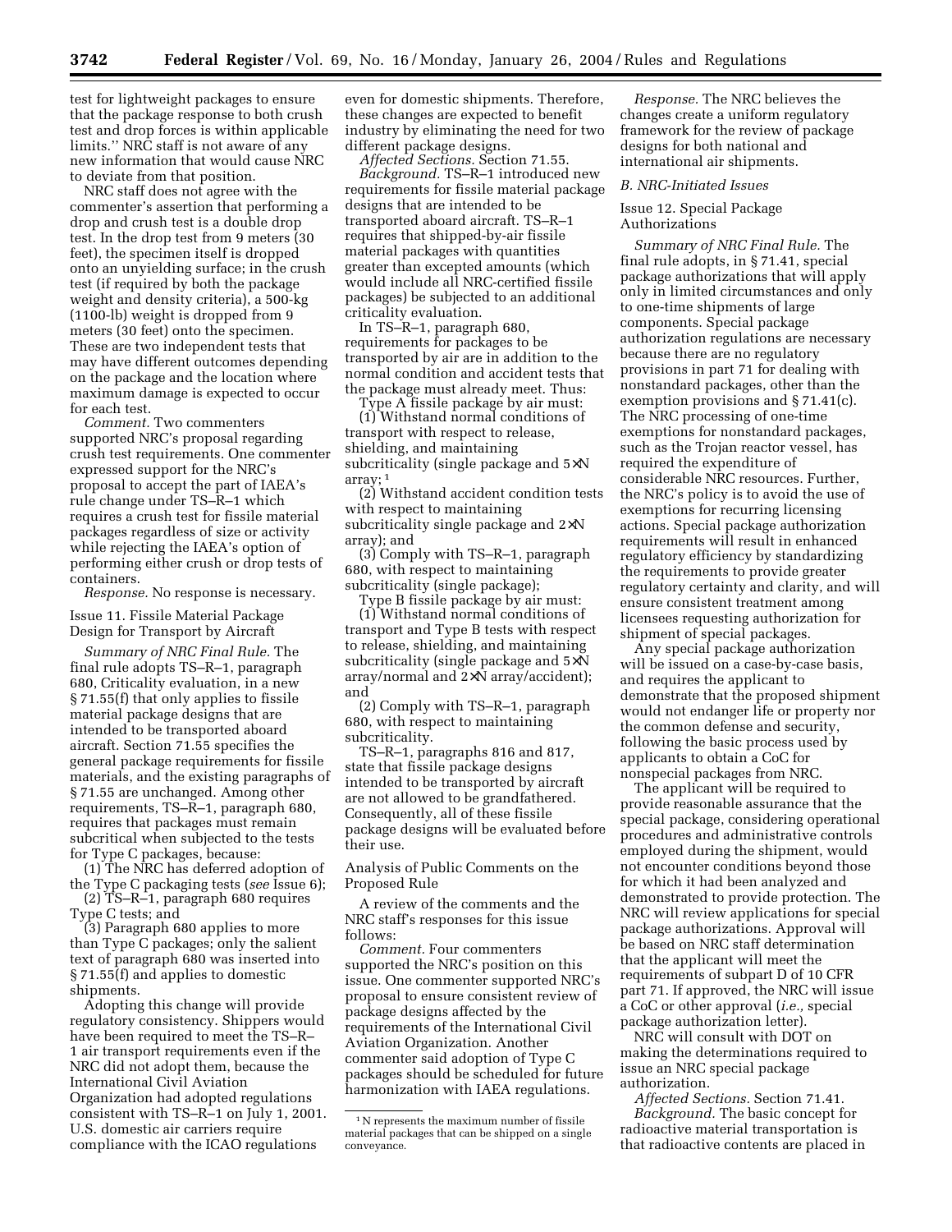test for lightweight packages to ensure that the package response to both crush test and drop forces is within applicable limits.'' NRC staff is not aware of any new information that would cause NRC to deviate from that position.

NRC staff does not agree with the commenter's assertion that performing a drop and crush test is a double drop test. In the drop test from 9 meters (30 feet), the specimen itself is dropped onto an unyielding surface; in the crush test (if required by both the package weight and density criteria), a 500-kg (1100-lb) weight is dropped from 9 meters (30 feet) onto the specimen. These are two independent tests that may have different outcomes depending on the package and the location where maximum damage is expected to occur for each test.

*Comment.* Two commenters supported NRC's proposal regarding crush test requirements. One commenter expressed support for the NRC's proposal to accept the part of IAEA's rule change under TS–R–1 which requires a crush test for fissile material packages regardless of size or activity while rejecting the IAEA's option of performing either crush or drop tests of containers.

*Response.* No response is necessary.

Issue 11. Fissile Material Package Design for Transport by Aircraft

*Summary of NRC Final Rule.* The final rule adopts TS–R–1, paragraph 680, Criticality evaluation, in a new § 71.55(f) that only applies to fissile material package designs that are intended to be transported aboard aircraft. Section 71.55 specifies the general package requirements for fissile materials, and the existing paragraphs of § 71.55 are unchanged. Among other requirements, TS–R–1, paragraph 680, requires that packages must remain subcritical when subjected to the tests for Type C packages, because:

(1) The NRC has deferred adoption of the Type C packaging tests (*see* Issue 6);

(2) TS–R–1, paragraph 680 requires Type C tests; and

(3) Paragraph 680 applies to more than Type C packages; only the salient text of paragraph 680 was inserted into § 71.55(f) and applies to domestic shipments.

Adopting this change will provide regulatory consistency. Shippers would have been required to meet the TS–R–1 air transport requirements even if the NRC did not adopt them, because the International Civil Aviation Organization had adopted regulations consistent with TS–R–1 on July 1, 2001. U.S. domestic air carriers require compliance with the ICAO regulations even for domestic shipments. Therefore, these changes are expected to benefit industry by eliminating the need for two different package designs.

*Affected Sections.* Section 71.55.

*Background.* TS–R–1 introduced new requirements for fissile material package designs that are intended to be transported aboard aircraft. TS–R–1 requires that shipped-by-air fissile material packages with quantities greater than excepted amounts (which would include all NRC-certified fissile packages) be subjected to an additional criticality evaluation.

In TS–R–1, paragraph 680, requirements for packages to be transported by air are in addition to the normal condition and accident tests that the package must already meet. Thus:

Type A fissile package by air must:

(1) Withstand normal conditions of transport with respect to release, shielding, and maintaining subcriticality (single package and 5×N array; [1]

(2) Withstand accident condition tests with respect to maintaining subcriticality single package and 2×N array); and

(3) Comply with TS–R–1, paragraph 680, with respect to maintaining subcriticality (single package);

Type B fissile package by air must:

(1) Withstand normal conditions of transport and Type B tests with respect to release, shielding, and maintaining subcriticality (single package and 5×N array/normal and 2×N array/accident); and

(2) Comply with TS–R–1, paragraph 680, with respect to maintaining subcriticality.

TS–R–1, paragraphs 816 and 817, state that fissile package designs intended to be transported by aircraft are not allowed to be grandfathered. Consequently, all of these fissile package designs will be evaluated before their use.

Analysis of Public Comments on the Proposed Rule

A review of the comments and the NRC staff's responses for this issue follows:

*Comment.* Four commenters supported the NRC's position on this issue. One commenter supported NRC's proposal to ensure consistent review of package designs affected by the requirements of the International Civil Aviation Organization. Another commenter said adoption of Type C packages should be scheduled for future harmonization with IAEA regulations.

[1] N represents the maximum number of fissile material packages that can be shipped on a single conveyance.

*Response.* The NRC believes the changes create a uniform regulatory framework for the review of package designs for both national and international air shipments.

### *B. NRC-Initiated Issues*

Issue 12. Special Package Authorizations

*Summary of NRC Final Rule.* The final rule adopts, in § 71.41, special package authorizations that will apply only in limited circumstances and only to one-time shipments of large components. Special package authorization regulations are necessary because there are no regulatory provisions in part 71 for dealing with nonstandard packages, other than the exemption provisions and § 71.41(c). The NRC processing of one-time exemptions for nonstandard packages, such as the Trojan reactor vessel, has required the expenditure of considerable NRC resources. Further, the NRC's policy is to avoid the use of exemptions for recurring licensing actions. Special package authorization requirements will result in enhanced regulatory efficiency by standardizing the requirements to provide greater regulatory certainty and clarity, and will ensure consistent treatment among licensees requesting authorization for shipment of special packages.

Any special package authorization will be issued on a case-by-case basis, and requires the applicant to demonstrate that the proposed shipment would not endanger life or property nor the common defense and security, following the basic process used by applicants to obtain a CoC for nonspecial packages from NRC.

The applicant will be required to provide reasonable assurance that the special package, considering operational procedures and administrative controls employed during the shipment, would not encounter conditions beyond those for which it had been analyzed and demonstrated to provide protection. The NRC will review applications for special package authorizations. Approval will be based on NRC staff determination that the applicant will meet the requirements of subpart D of 10 CFR part 71. If approved, the NRC will issue a CoC or other approval (*i.e.,* special package authorization letter).

NRC will consult with DOT on making the determinations required to issue an NRC special package authorization.

*Affected Sections.* Section 71.41.

*Background.* The basic concept for radioactive material transportation is that radioactive contents are placed in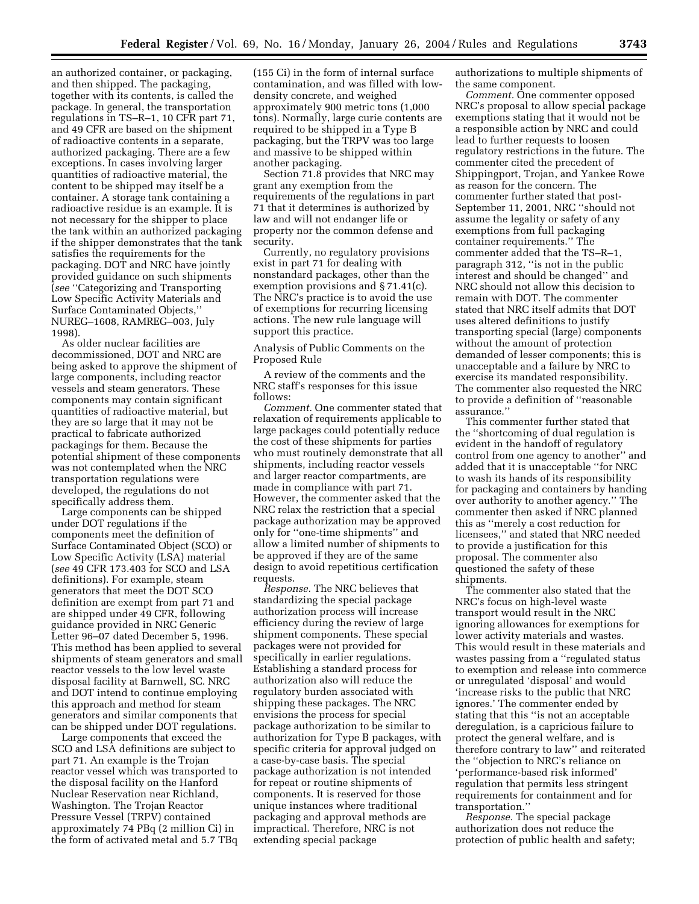an authorized container, or packaging, and then shipped. The packaging, together with its contents, is called the package. In general, the transportation regulations in TS–R–1, 10 CFR part 71, and 49 CFR are based on the shipment of radioactive contents in a separate, authorized packaging. There are a few exceptions. In cases involving larger quantities of radioactive material, the content to be shipped may itself be a container. A storage tank containing a radioactive residue is an example. It is not necessary for the shipper to place the tank within an authorized packaging if the shipper demonstrates that the tank satisfies the requirements for the packaging. DOT and NRC have jointly provided guidance on such shipments (*see* ''Categorizing and Transporting Low Specific Activity Materials and Surface Contaminated Objects,'' NUREG–1608, RAMREG–003, July 1998).

As older nuclear facilities are decommissioned, DOT and NRC are being asked to approve the shipment of large components, including reactor vessels and steam generators. These components may contain significant quantities of radioactive material, but they are so large that it may not be practical to fabricate authorized packagings for them. Because the potential shipment of these components was not contemplated when the NRC transportation regulations were developed, the regulations do not specifically address them.

Large components can be shipped under DOT regulations if the components meet the definition of Surface Contaminated Object (SCO) or Low Specific Activity (LSA) material (*see* 49 CFR 173.403 for SCO and LSA definitions). For example, steam generators that meet the DOT SCO definition are exempt from part 71 and are shipped under 49 CFR, following guidance provided in NRC Generic Letter 96–07 dated December 5, 1996. This method has been applied to several shipments of steam generators and small reactor vessels to the low level waste disposal facility at Barnwell, SC. NRC and DOT intend to continue employing this approach and method for steam generators and similar components that can be shipped under DOT regulations.

Large components that exceed the SCO and LSA definitions are subject to part 71. An example is the Trojan reactor vessel which was transported to the disposal facility on the Hanford Nuclear Reservation near Richland, Washington. The Trojan Reactor Pressure Vessel (TRPV) contained approximately 74 PBq (2 million Ci) in the form of activated metal and 5.7 TBq (155 Ci) in the form of internal surface contamination, and was filled with low-density concrete, and weighed approximately 900 metric tons (1,000 tons). Normally, large curie contents are required to be shipped in a Type B packaging, but the TRPV was too large and massive to be shipped within another packaging.

Section 71.8 provides that NRC may grant any exemption from the requirements of the regulations in part 71 that it determines is authorized by law and will not endanger life or property nor the common defense and security.

Currently, no regulatory provisions exist in part 71 for dealing with nonstandard packages, other than the exemption provisions and § 71.41(c). The NRC's practice is to avoid the use of exemptions for recurring licensing actions. The new rule language will support this practice.

Analysis of Public Comments on the Proposed Rule

A review of the comments and the NRC staff's responses for this issue follows:

*Comment.* One commenter stated that relaxation of requirements applicable to large packages could potentially reduce the cost of these shipments for parties who must routinely demonstrate that all shipments, including reactor vessels and larger reactor compartments, are made in compliance with part 71. However, the commenter asked that the NRC relax the restriction that a special package authorization may be approved only for ''one-time shipments'' and allow a limited number of shipments to be approved if they are of the same design to avoid repetitious certification requests.

*Response.* The NRC believes that standardizing the special package authorization process will increase efficiency during the review of large shipment components. These special packages were not provided for specifically in earlier regulations. Establishing a standard process for authorization also will reduce the regulatory burden associated with shipping these packages. The NRC envisions the process for special package authorization to be similar to authorization for Type B packages, with specific criteria for approval judged on a case-by-case basis. The special package authorization is not intended for repeat or routine shipments of components. It is reserved for those unique instances where traditional packaging and approval methods are impractical. Therefore, NRC is not extending special package authorizations to multiple shipments of the same component.

*Comment.* One commenter opposed NRC's proposal to allow special package exemptions stating that it would not be a responsible action by NRC and could lead to further requests to loosen regulatory restrictions in the future. The commenter cited the precedent of Shippingport, Trojan, and Yankee Rowe as reason for the concern. The commenter further stated that post-September 11, 2001, NRC ''should not assume the legality or safety of any exemptions from full packaging container requirements.'' The commenter added that the TS–R–1, paragraph 312, ''is not in the public interest and should be changed'' and NRC should not allow this decision to remain with DOT. The commenter stated that NRC itself admits that DOT uses altered definitions to justify transporting special (large) components without the amount of protection demanded of lesser components; this is unacceptable and a failure by NRC to exercise its mandated responsibility. The commenter also requested the NRC to provide a definition of ''reasonable assurance.''

This commenter further stated that the ''shortcoming of dual regulation is evident in the handoff of regulatory control from one agency to another'' and added that it is unacceptable ''for NRC to wash its hands of its responsibility for packaging and containers by handing over authority to another agency.'' The commenter then asked if NRC planned this as ''merely a cost reduction for licensees,'' and stated that NRC needed to provide a justification for this proposal. The commenter also questioned the safety of these shipments.

The commenter also stated that the NRC's focus on high-level waste transport would result in the NRC ignoring allowances for exemptions for lower activity materials and wastes. This would result in these materials and wastes passing from a ''regulated status to exemption and release into commerce or unregulated 'disposal' and would 'increase risks to the public that NRC ignores.' The commenter ended by stating that this ''is not an acceptable deregulation, is a capricious failure to protect the general welfare, and is therefore contrary to law'' and reiterated the ''objection to NRC's reliance on 'performance-based risk informed' regulation that permits less stringent requirements for containment and for transportation.''

*Response.* The special package authorization does not reduce the protection of public health and safety;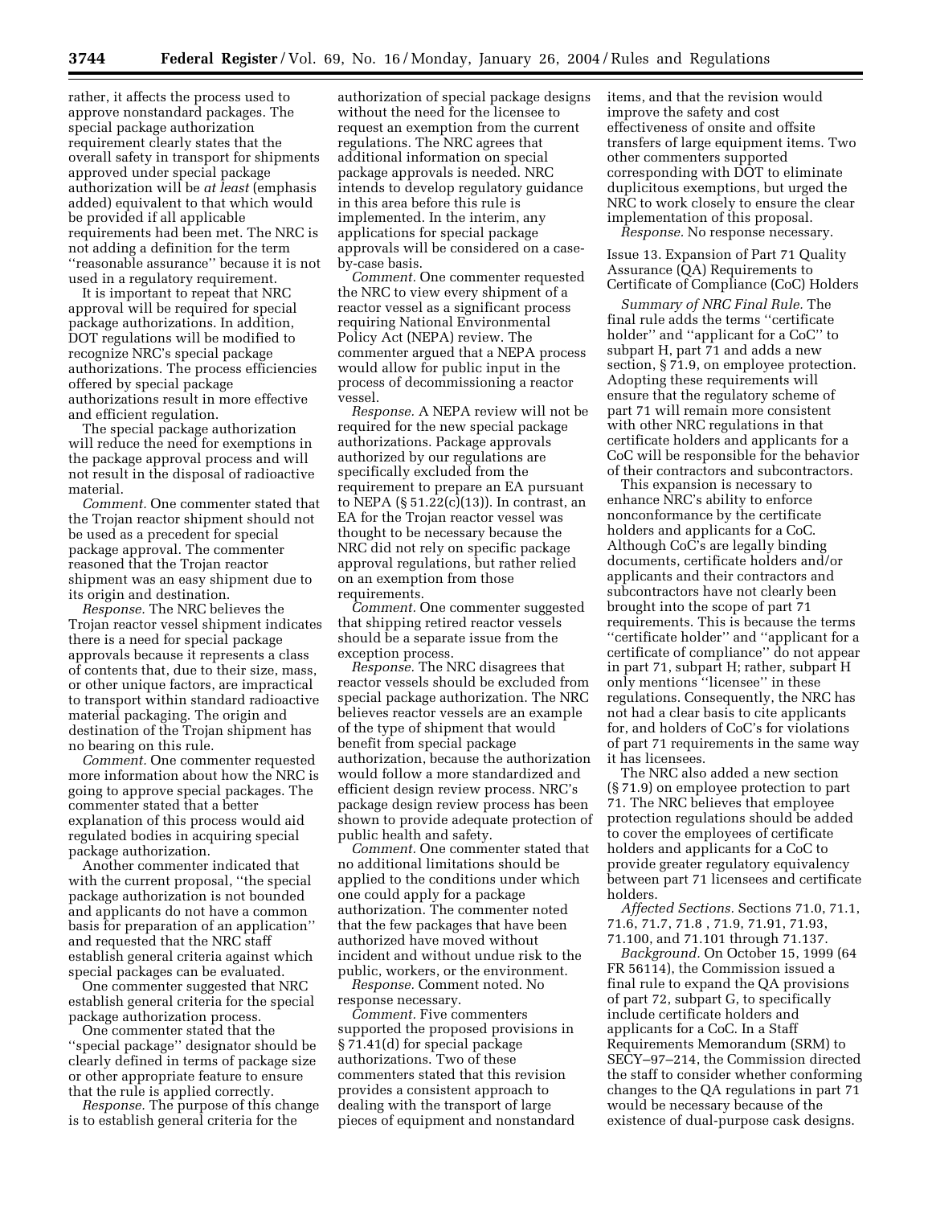rather, it affects the process used to approve nonstandard packages. The special package authorization requirement clearly states that the overall safety in transport for shipments approved under special package authorization will be *at least* (emphasis added) equivalent to that which would be provided if all applicable requirements had been met. The NRC is not adding a definition for the term ''reasonable assurance'' because it is not used in a regulatory requirement.

It is important to repeat that NRC approval will be required for special package authorizations. In addition, DOT regulations will be modified to recognize NRC's special package authorizations. The process efficiencies offered by special package authorizations result in more effective and efficient regulation.

The special package authorization will reduce the need for exemptions in the package approval process and will not result in the disposal of radioactive material.

*Comment.* One commenter stated that the Trojan reactor shipment should not be used as a precedent for special package approval. The commenter reasoned that the Trojan reactor shipment was an easy shipment due to its origin and destination.

*Response.* The NRC believes the Trojan reactor vessel shipment indicates there is a need for special package approvals because it represents a class of contents that, due to their size, mass, or other unique factors, are impractical to transport within standard radioactive material packaging. The origin and destination of the Trojan shipment has no bearing on this rule.

*Comment.* One commenter requested more information about how the NRC is going to approve special packages. The commenter stated that a better explanation of this process would aid regulated bodies in acquiring special package authorization.

Another commenter indicated that with the current proposal, ''the special package authorization is not bounded and applicants do not have a common basis for preparation of an application'' and requested that the NRC staff establish general criteria against which special packages can be evaluated.

One commenter suggested that NRC establish general criteria for the special package authorization process.

One commenter stated that the ''special package'' designator should be clearly defined in terms of package size or other appropriate feature to ensure that the rule is applied correctly.

*Response.* The purpose of this change is to establish general criteria for the authorization of special package designs without the need for the licensee to request an exemption from the current regulations. The NRC agrees that additional information on special package approvals is needed. NRC intends to develop regulatory guidance in this area before this rule is implemented. In the interim, any applications for special package approvals will be considered on a case-by-case basis.

*Comment.* One commenter requested the NRC to view every shipment of a reactor vessel as a significant process requiring National Environmental Policy Act (NEPA) review. The commenter argued that a NEPA process would allow for public input in the process of decommissioning a reactor vessel.

*Response.* A NEPA review will not be required for the new special package authorizations. Package approvals authorized by our regulations are specifically excluded from the requirement to prepare an EA pursuant to NEPA (§ 51.22(c)(13)). In contrast, an EA for the Trojan reactor vessel was thought to be necessary because the NRC did not rely on specific package approval regulations, but rather relied on an exemption from those requirements.

*Comment.* One commenter suggested that shipping retired reactor vessels should be a separate issue from the exception process.

*Response.* The NRC disagrees that reactor vessels should be excluded from special package authorization. The NRC believes reactor vessels are an example of the type of shipment that would benefit from special package authorization, because the authorization would follow a more standardized and efficient design review process. NRC's package design review process has been shown to provide adequate protection of public health and safety.

*Comment.* One commenter stated that no additional limitations should be applied to the conditions under which one could apply for a package authorization. The commenter noted that the few packages that have been authorized have moved without incident and without undue risk to the public, workers, or the environment.

*Response.* Comment noted. No response necessary.

*Comment.* Five commenters supported the proposed provisions in § 71.41(d) for special package authorizations. Two of these commenters stated that this revision provides a consistent approach to dealing with the transport of large pieces of equipment and nonstandard items, and that the revision would improve the safety and cost effectiveness of onsite and offsite transfers of large equipment items. Two other commenters supported corresponding with DOT to eliminate duplicitous exemptions, but urged the NRC to work closely to ensure the clear implementation of this proposal.

*Response.* No response necessary.

Issue 13. Expansion of Part 71 Quality Assurance (QA) Requirements to Certificate of Compliance (CoC) Holders

*Summary of NRC Final Rule.* The final rule adds the terms ''certificate holder'' and ''applicant for a CoC'' to subpart H, part 71 and adds a new section, § 71.9, on employee protection. Adopting these requirements will ensure that the regulatory scheme of part 71 will remain more consistent with other NRC regulations in that certificate holders and applicants for a CoC will be responsible for the behavior of their contractors and subcontractors.

This expansion is necessary to enhance NRC's ability to enforce nonconformance by the certificate holders and applicants for a CoC. Although CoC's are legally binding documents, certificate holders and/or applicants and their contractors and subcontractors have not clearly been brought into the scope of part 71 requirements. This is because the terms ''certificate holder'' and ''applicant for a certificate of compliance'' do not appear in part 71, subpart H; rather, subpart H only mentions ''licensee'' in these regulations. Consequently, the NRC has not had a clear basis to cite applicants for, and holders of CoC's for violations of part 71 requirements in the same way it has licensees.

The NRC also added a new section (§ 71.9) on employee protection to part 71. The NRC believes that employee protection regulations should be added to cover the employees of certificate holders and applicants for a CoC to provide greater regulatory equivalency between part 71 licensees and certificate holders.

*Affected Sections.* Sections 71.0, 71.1, 71.6, 71.7, 71.8 , 71.9, 71.91, 71.93, 71.100, and 71.101 through 71.137.

*Background.* On October 15, 1999 (64 FR 56114), the Commission issued a final rule to expand the QA provisions of part 72, subpart G, to specifically include certificate holders and applicants for a CoC. In a Staff Requirements Memorandum (SRM) to SECY–97–214, the Commission directed the staff to consider whether conforming changes to the QA regulations in part 71 would be necessary because of the existence of dual-purpose cask designs.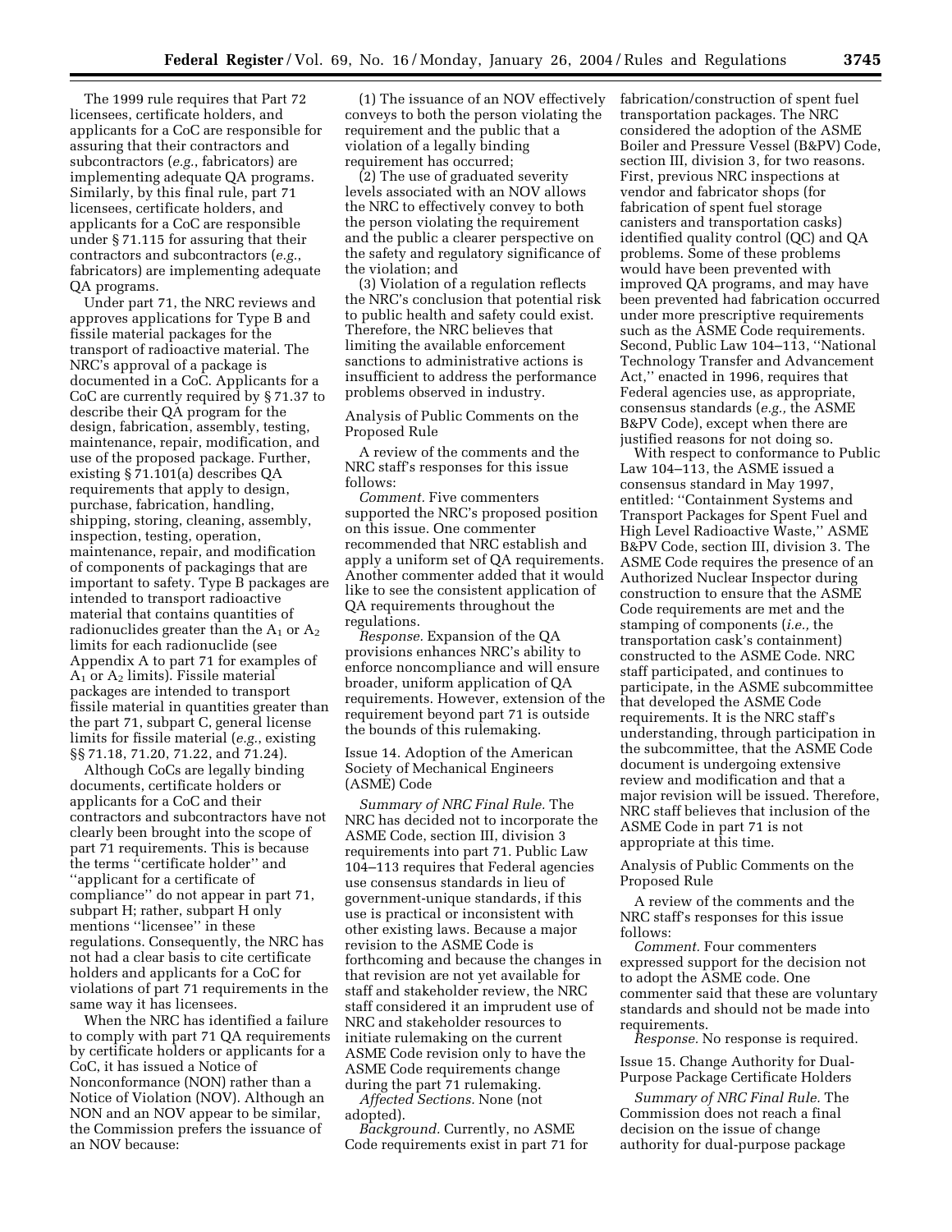The 1999 rule requires that Part 72 licensees, certificate holders, and applicants for a CoC are responsible for assuring that their contractors and subcontractors (*e.g.*, fabricators) are implementing adequate QA programs. Similarly, by this final rule, part 71 licensees, certificate holders, and applicants for a CoC are responsible under § 71.115 for assuring that their contractors and subcontractors (*e.g.*, fabricators) are implementing adequate QA programs.

Under part 71, the NRC reviews and approves applications for Type B and fissile material packages for the transport of radioactive material. The NRC's approval of a package is documented in a CoC. Applicants for a CoC are currently required by § 71.37 to describe their QA program for the design, fabrication, assembly, testing, maintenance, repair, modification, and use of the proposed package. Further, existing § 71.101(a) describes QA requirements that apply to design, purchase, fabrication, handling, shipping, storing, cleaning, assembly, inspection, testing, operation, maintenance, repair, and modification of components of packagings that are important to safety. Type B packages are intended to transport radioactive material that contains quantities of radionuclides greater than the $A_1$ or $A_2$ limits for each radionuclide (see Appendix A to part 71 for examples of $A_1$ or $A_2$ limits). Fissile material packages are intended to transport fissile material in quantities greater than the part 71, subpart C, general license limits for fissile material (*e.g.*, existing §§ 71.18, 71.20, 71.22, and 71.24).

Although CoCs are legally binding documents, certificate holders or applicants for a CoC and their contractors and subcontractors have not clearly been brought into the scope of part 71 requirements. This is because the terms ''certificate holder'' and ''applicant for a certificate of compliance'' do not appear in part 71, subpart H; rather, subpart H only mentions ''licensee'' in these regulations. Consequently, the NRC has not had a clear basis to cite certificate holders and applicants for a CoC for violations of part 71 requirements in the same way it has licensees.

When the NRC has identified a failure to comply with part 71 QA requirements by certificate holders or applicants for a CoC, it has issued a Notice of Nonconformance (NON) rather than a Notice of Violation (NOV). Although an NON and an NOV appear to be similar, the Commission prefers the issuance of an NOV because:

(1) The issuance of an NOV effectively conveys to both the person violating the requirement and the public that a violation of a legally binding requirement has occurred;

(2) The use of graduated severity levels associated with an NOV allows the NRC to effectively convey to both the person violating the requirement and the public a clearer perspective on the safety and regulatory significance of the violation; and

(3) Violation of a regulation reflects the NRC's conclusion that potential risk to public health and safety could exist. Therefore, the NRC believes that limiting the available enforcement sanctions to administrative actions is insufficient to address the performance problems observed in industry.

Analysis of Public Comments on the Proposed Rule

A review of the comments and the NRC staff's responses for this issue follows:

*Comment.* Five commenters supported the NRC's proposed position on this issue. One commenter recommended that NRC establish and apply a uniform set of QA requirements. Another commenter added that it would like to see the consistent application of QA requirements throughout the regulations.

*Response.* Expansion of the QA provisions enhances NRC's ability to enforce noncompliance and will ensure broader, uniform application of QA requirements. However, extension of the requirement beyond part 71 is outside the bounds of this rulemaking.

Issue 14. Adoption of the American Society of Mechanical Engineers (ASME) Code

*Summary of NRC Final Rule.* The NRC has decided not to incorporate the ASME Code, section III, division 3 requirements into part 71. Public Law 104–113 requires that Federal agencies use consensus standards in lieu of government-unique standards, if this use is practical or inconsistent with other existing laws. Because a major revision to the ASME Code is forthcoming and because the changes in that revision are not yet available for staff and stakeholder review, the NRC staff considered it an imprudent use of NRC and stakeholder resources to initiate rulemaking on the current ASME Code revision only to have the ASME Code requirements change during the part 71 rulemaking.

*Affected Sections.* None (not adopted).

*Background.* Currently, no ASME Code requirements exist in part 71 for fabrication/construction of spent fuel transportation packages. The NRC considered the adoption of the ASME Boiler and Pressure Vessel (B&PV) Code, section III, division 3, for two reasons. First, previous NRC inspections at vendor and fabricator shops (for fabrication of spent fuel storage canisters and transportation casks) identified quality control (QC) and QA problems. Some of these problems would have been prevented with improved QA programs, and may have been prevented had fabrication occurred under more prescriptive requirements such as the ASME Code requirements. Second, Public Law 104–113, ''National Technology Transfer and Advancement Act,'' enacted in 1996, requires that Federal agencies use, as appropriate, consensus standards (*e.g.,* the ASME B&PV Code), except when there are justified reasons for not doing so.

With respect to conformance to Public Law 104–113, the ASME issued a consensus standard in May 1997, entitled: ''Containment Systems and Transport Packages for Spent Fuel and High Level Radioactive Waste,'' ASME B&PV Code, section III, division 3. The ASME Code requires the presence of an Authorized Nuclear Inspector during construction to ensure that the ASME Code requirements are met and the stamping of components (*i.e.,* the transportation cask's containment) constructed to the ASME Code. NRC staff participated, and continues to participate, in the ASME subcommittee that developed the ASME Code requirements. It is the NRC staff's understanding, through participation in the subcommittee, that the ASME Code document is undergoing extensive review and modification and that a major revision will be issued. Therefore, NRC staff believes that inclusion of the ASME Code in part 71 is not appropriate at this time.

Analysis of Public Comments on the Proposed Rule

A review of the comments and the NRC staff's responses for this issue follows:

*Comment.* Four commenters expressed support for the decision not to adopt the ASME code. One commenter said that these are voluntary standards and should not be made into requirements.

*Response.* No response is required.

Issue 15. Change Authority for Dual-Purpose Package Certificate Holders

*Summary of NRC Final Rule.* The Commission does not reach a final decision on the issue of change authority for dual-purpose package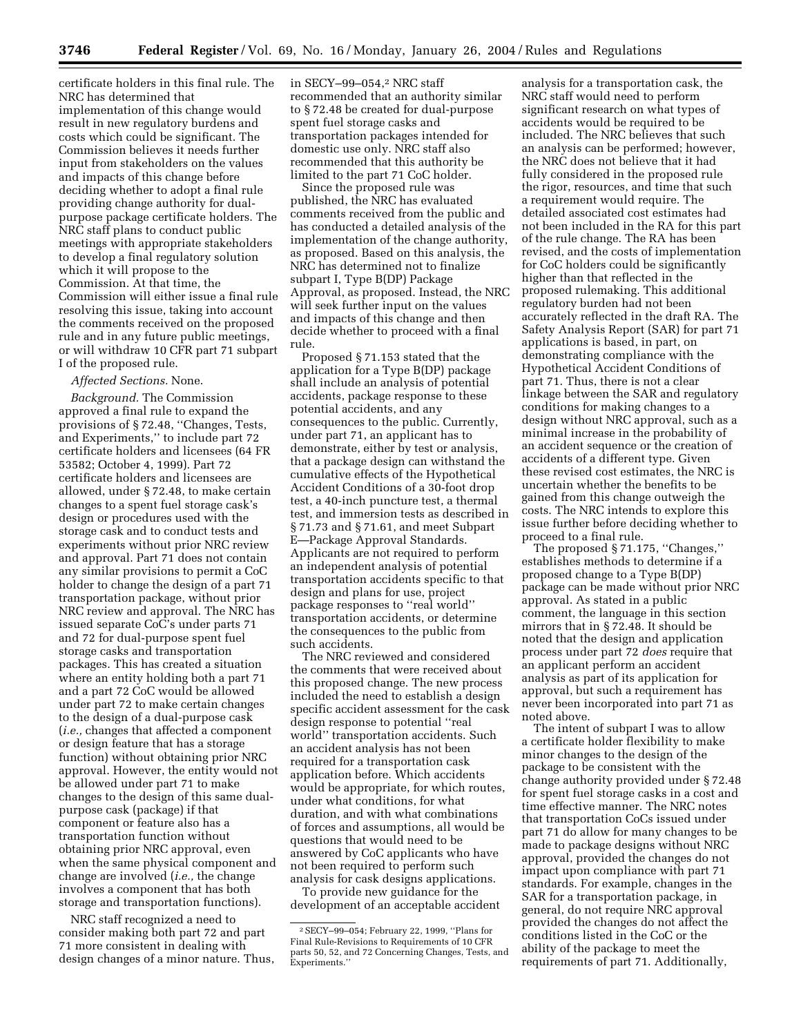certificate holders in this final rule. The NRC has determined that implementation of this change would result in new regulatory burdens and costs which could be significant. The Commission believes it needs further input from stakeholders on the values and impacts of this change before deciding whether to adopt a final rule providing change authority for dual-purpose package certificate holders. The NRC staff plans to conduct public meetings with appropriate stakeholders to develop a final regulatory solution which it will propose to the Commission. At that time, the Commission will either issue a final rule resolving this issue, taking into account the comments received on the proposed rule and in any future public meetings, or will withdraw 10 CFR part 71 subpart I of the proposed rule.

*Affected Sections.* None.

*Background.* The Commission approved a final rule to expand the provisions of § 72.48, ''Changes, Tests, and Experiments,'' to include part 72 certificate holders and licensees (64 FR 53582; October 4, 1999). Part 72 certificate holders and licensees are allowed, under § 72.48, to make certain changes to a spent fuel storage cask's design or procedures used with the storage cask and to conduct tests and experiments without prior NRC review and approval. Part 71 does not contain any similar provisions to permit a CoC holder to change the design of a part 71 transportation package, without prior NRC review and approval. The NRC has issued separate CoC's under parts 71 and 72 for dual-purpose spent fuel storage casks and transportation packages. This has created a situation where an entity holding both a part 71 and a part 72 CoC would be allowed under part 72 to make certain changes to the design of a dual-purpose cask (*i.e.,* changes that affected a component or design feature that has a storage function) without obtaining prior NRC approval. However, the entity would not be allowed under part 71 to make changes to the design of this same dual-purpose cask (package) if that component or feature also has a transportation function without obtaining prior NRC approval, even when the same physical component and change are involved (*i.e.,* the change involves a component that has both storage and transportation functions).

NRC staff recognized a need to consider making both part 72 and part 71 more consistent in dealing with design changes of a minor nature. Thus, in SECY–99–054,[2] NRC staff recommended that an authority similar to § 72.48 be created for dual-purpose spent fuel storage casks and transportation packages intended for domestic use only. NRC staff also recommended that this authority be limited to the part 71 CoC holder.

Since the proposed rule was published, the NRC has evaluated comments received from the public and has conducted a detailed analysis of the implementation of the change authority, as proposed. Based on this analysis, the NRC has determined not to finalize subpart I, Type B(DP) Package Approval, as proposed. Instead, the NRC will seek further input on the values and impacts of this change and then decide whether to proceed with a final rule.

Proposed § 71.153 stated that the application for a Type B(DP) package shall include an analysis of potential accidents, package response to these potential accidents, and any consequences to the public. Currently, under part 71, an applicant has to demonstrate, either by test or analysis, that a package design can withstand the cumulative effects of the Hypothetical Accident Conditions of a 30-foot drop test, a 40-inch puncture test, a thermal test, and immersion tests as described in § 71.73 and § 71.61, and meet Subpart E—Package Approval Standards. Applicants are not required to perform an independent analysis of potential transportation accidents specific to that design and plans for use, project package responses to ''real world'' transportation accidents, or determine the consequences to the public from such accidents.

The NRC reviewed and considered the comments that were received about this proposed change. The new process included the need to establish a design specific accident assessment for the cask design response to potential ''real world'' transportation accidents. Such an accident analysis has not been required for a transportation cask application before. Which accidents would be appropriate, for which routes, under what conditions, for what duration, and with what combinations of forces and assumptions, all would be questions that would need to be answered by CoC applicants who have not been required to perform such analysis for cask designs applications.

To provide new guidance for the development of an acceptable accident analysis for a transportation cask, the NRC staff would need to perform significant research on what types of accidents would be required to be included. The NRC believes that such an analysis can be performed; however, the NRC does not believe that it had fully considered in the proposed rule the rigor, resources, and time that such a requirement would require. The detailed associated cost estimates had not been included in the RA for this part of the rule change. The RA has been revised, and the costs of implementation for CoC holders could be significantly higher than that reflected in the proposed rulemaking. This additional regulatory burden had not been accurately reflected in the draft RA. The Safety Analysis Report (SAR) for part 71 applications is based, in part, on demonstrating compliance with the Hypothetical Accident Conditions of part 71. Thus, there is not a clear linkage between the SAR and regulatory conditions for making changes to a design without NRC approval, such as a minimal increase in the probability of an accident sequence or the creation of accidents of a different type. Given these revised cost estimates, the NRC is uncertain whether the benefits to be gained from this change outweigh the costs. The NRC intends to explore this issue further before deciding whether to proceed to a final rule.

The proposed § 71.175, ''Changes,'' establishes methods to determine if a proposed change to a Type B(DP) package can be made without prior NRC approval. As stated in a public comment, the language in this section mirrors that in § 72.48. It should be noted that the design and application process under part 72 *does* require that an applicant perform an accident analysis as part of its application for approval, but such a requirement has never been incorporated into part 71 as noted above.

The intent of subpart I was to allow a certificate holder flexibility to make minor changes to the design of the package to be consistent with the change authority provided under § 72.48 for spent fuel storage casks in a cost and time effective manner. The NRC notes that transportation CoCs issued under part 71 do allow for many changes to be made to package designs without NRC approval, provided the changes do not impact upon compliance with part 71 standards. For example, changes in the SAR for a transportation package, in general, do not require NRC approval provided the changes do not affect the conditions listed in the CoC or the ability of the package to meet the requirements of part 71. Additionally,

[2] SECY–99–054; February 22, 1999, ''Plans for Final Rule-Revisions to Requirements of 10 CFR parts 50, 52, and 72 Concerning Changes, Tests, and Experiments.''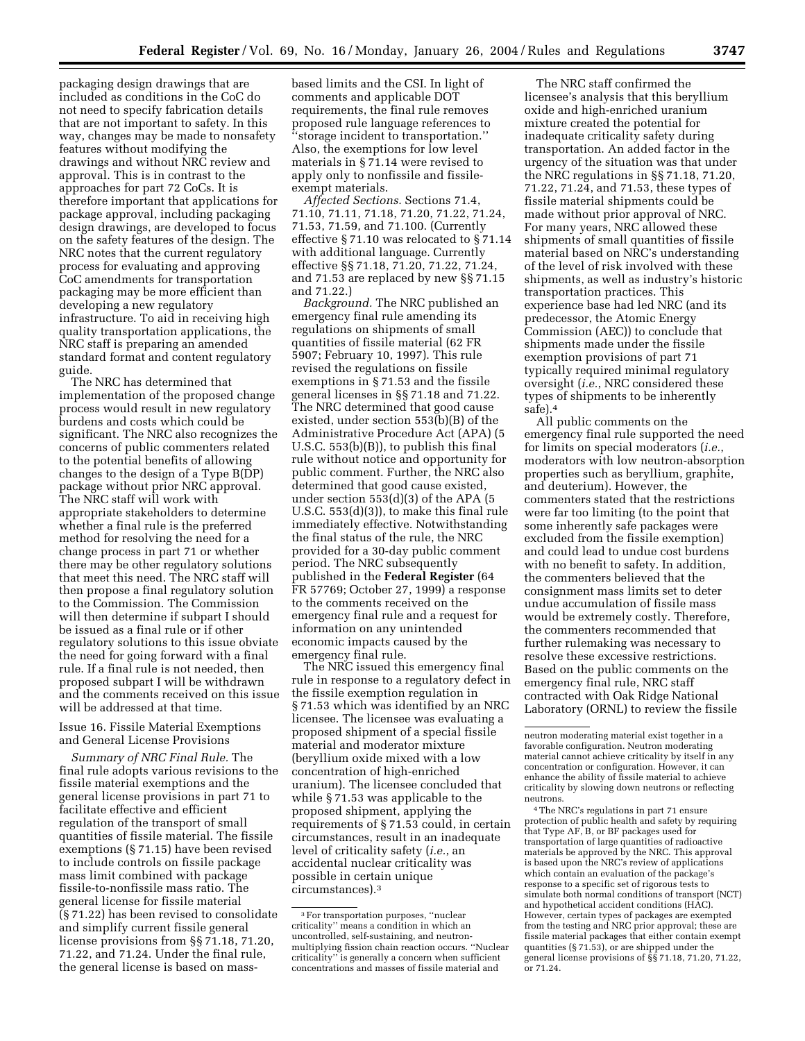packaging design drawings that are included as conditions in the CoC do not need to specify fabrication details that are not important to safety. In this way, changes may be made to nonsafety features without modifying the drawings and without NRC review and approval. This is in contrast to the approaches for part 72 CoCs. It is therefore important that applications for package approval, including packaging design drawings, are developed to focus on the safety features of the design. The NRC notes that the current regulatory process for evaluating and approving CoC amendments for transportation packaging may be more efficient than developing a new regulatory infrastructure. To aid in receiving high quality transportation applications, the NRC staff is preparing an amended standard format and content regulatory guide.

The NRC has determined that implementation of the proposed change process would result in new regulatory burdens and costs which could be significant. The NRC also recognizes the concerns of public commenters related to the potential benefits of allowing changes to the design of a Type B(DP) package without prior NRC approval. The NRC staff will work with appropriate stakeholders to determine whether a final rule is the preferred method for resolving the need for a change process in part 71 or whether there may be other regulatory solutions that meet this need. The NRC staff will then propose a final regulatory solution to the Commission. The Commission will then determine if subpart I should be issued as a final rule or if other regulatory solutions to this issue obviate the need for going forward with a final rule. If a final rule is not needed, then proposed subpart I will be withdrawn and the comments received on this issue will be addressed at that time.

Issue 16. Fissile Material Exemptions and General License Provisions

*Summary of NRC Final Rule.* The final rule adopts various revisions to the fissile material exemptions and the general license provisions in part 71 to facilitate effective and efficient regulation of the transport of small quantities of fissile material. The fissile exemptions (§ 71.15) have been revised to include controls on fissile package mass limit combined with package fissile-to-nonfissile mass ratio. The general license for fissile material (§ 71.22) has been revised to consolidate and simplify current fissile general license provisions from §§ 71.18, 71.20, 71.22, and 71.24. Under the final rule, the general license is based on mass-based limits and the CSI. In light of comments and applicable DOT requirements, the final rule removes proposed rule language references to ''storage incident to transportation.'' Also, the exemptions for low level materials in § 71.14 were revised to apply only to nonfissile and fissile-exempt materials.

*Affected Sections.* Sections 71.4, 71.10, 71.11, 71.18, 71.20, 71.22, 71.24, 71.53, 71.59, and 71.100. (Currently effective § 71.10 was relocated to § 71.14 with additional language. Currently effective §§ 71.18, 71.20, 71.22, 71.24, and 71.53 are replaced by new §§ 71.15 and 71.22.)

*Background.* The NRC published an emergency final rule amending its regulations on shipments of small quantities of fissile material (62 FR 5907; February 10, 1997). This rule revised the regulations on fissile exemptions in § 71.53 and the fissile general licenses in §§ 71.18 and 71.22. The NRC determined that good cause existed, under section 553(b)(B) of the Administrative Procedure Act (APA) (5 U.S.C. 553(b)(B)), to publish this final rule without notice and opportunity for public comment. Further, the NRC also determined that good cause existed, under section 553(d)(3) of the APA (5 U.S.C. 553(d)(3)), to make this final rule immediately effective. Notwithstanding the final status of the rule, the NRC provided for a 30-day public comment period. The NRC subsequently published in the **Federal Register** (64 FR 57769; October 27, 1999) a response to the comments received on the emergency final rule and a request for information on any unintended economic impacts caused by the emergency final rule.

The NRC issued this emergency final rule in response to a regulatory defect in the fissile exemption regulation in § 71.53 which was identified by an NRC licensee. The licensee was evaluating a proposed shipment of a special fissile material and moderator mixture (beryllium oxide mixed with a low concentration of high-enriched uranium). The licensee concluded that while § 71.53 was applicable to the proposed shipment, applying the requirements of § 71.53 could, in certain circumstances, result in an inadequate level of criticality safety (*i.e.*, an accidental nuclear criticality was possible in certain unique circumstances).[3]

The NRC staff confirmed the licensee's analysis that this beryllium oxide and high-enriched uranium mixture created the potential for inadequate criticality safety during transportation. An added factor in the urgency of the situation was that under the NRC regulations in §§ 71.18, 71.20, 71.22, 71.24, and 71.53, these types of fissile material shipments could be made without prior approval of NRC. For many years, NRC allowed these shipments of small quantities of fissile material based on NRC's understanding of the level of risk involved with these shipments, as well as industry's historic transportation practices. This experience base had led NRC (and its predecessor, the Atomic Energy Commission (AEC)) to conclude that shipments made under the fissile exemption provisions of part 71 typically required minimal regulatory oversight (*i.e.*, NRC considered these types of shipments to be inherently safe).[4]

All public comments on the emergency final rule supported the need for limits on special moderators (*i.e.*, moderators with low neutron-absorption properties such as beryllium, graphite, and deuterium). However, the commenters stated that the restrictions were far too limiting (to the point that some inherently safe packages were excluded from the fissile exemption) and could lead to undue cost burdens with no benefit to safety. In addition, the commenters believed that the consignment mass limits set to deter undue accumulation of fissile mass would be extremely costly. Therefore, the commenters recommended that further rulemaking was necessary to resolve these excessive restrictions. Based on the public comments on the emergency final rule, NRC staff contracted with Oak Ridge National Laboratory (ORNL) to review the fissile

[3] For transportation purposes, ''nuclear criticality'' means a condition in which an uncontrolled, self-sustaining, and neutron-multiplying fission chain reaction occurs. ''Nuclear criticality'' is generally a concern when sufficient concentrations and masses of fissile material and neutron moderating material exist together in a favorable configuration. Neutron moderating material cannot achieve criticality by itself in any concentration or configuration. However, it can enhance the ability of fissile material to achieve criticality by slowing down neutrons or reflecting neutrons.

[4] The NRC's regulations in part 71 ensure protection of public health and safety by requiring that Type AF, B, or BF packages used for transportation of large quantities of radioactive materials be approved by the NRC. This approval is based upon the NRC's review of applications which contain an evaluation of the package's response to a specific set of rigorous tests to simulate both normal conditions of transport (NCT) and hypothetical accident conditions (HAC). However, certain types of packages are exempted from the testing and NRC prior approval; these are fissile material packages that either contain exempt quantities (§ 71.53), or are shipped under the general license provisions of §§ 71.18, 71.20, 71.22, or 71.24.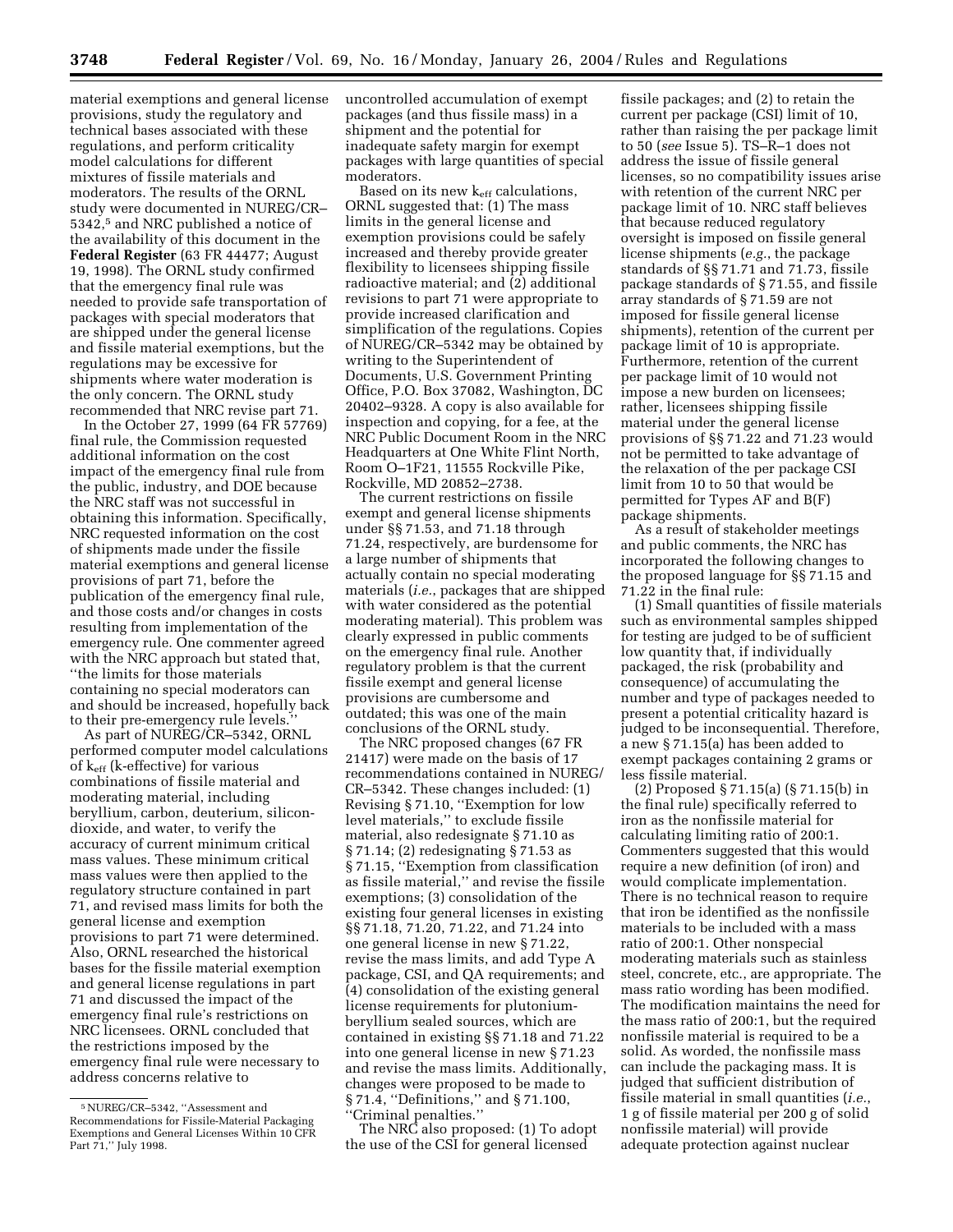material exemptions and general license provisions, study the regulatory and technical bases associated with these regulations, and perform criticality model calculations for different mixtures of fissile materials and moderators. The results of the ORNL study were documented in NUREG/CR–5342,[5] and NRC published a notice of the availability of this document in the **Federal Register** (63 FR 44477; August 19, 1998). The ORNL study confirmed that the emergency final rule was needed to provide safe transportation of packages with special moderators that are shipped under the general license and fissile material exemptions, but the regulations may be excessive for shipments where water moderation is the only concern. The ORNL study recommended that NRC revise part 71.

In the October 27, 1999 (64 FR 57769) final rule, the Commission requested additional information on the cost impact of the emergency final rule from the public, industry, and DOE because the NRC staff was not successful in obtaining this information. Specifically, NRC requested information on the cost of shipments made under the fissile material exemptions and general license provisions of part 71, before the publication of the emergency final rule, and those costs and/or changes in costs resulting from implementation of the emergency rule. One commenter agreed with the NRC approach but stated that, ''the limits for those materials containing no special moderators can and should be increased, hopefully back to their pre-emergency rule levels.''

As part of NUREG/CR–5342, ORNL performed computer model calculations of $k_{eff}$ (k-effective) for various combinations of fissile material and moderating material, including beryllium, carbon, deuterium, silicon-dioxide, and water, to verify the accuracy of current minimum critical mass values. These minimum critical mass values were then applied to the regulatory structure contained in part 71, and revised mass limits for both the general license and exemption provisions to part 71 were determined. Also, ORNL researched the historical bases for the fissile material exemption and general license regulations in part 71 and discussed the impact of the emergency final rule's restrictions on NRC licensees. ORNL concluded that the restrictions imposed by the emergency final rule were necessary to address concerns relative to uncontrolled accumulation of exempt packages (and thus fissile mass) in a shipment and the potential for inadequate safety margin for exempt packages with large quantities of special moderators.

Based on its new $k_{eff}$ calculations, ORNL suggested that: (1) The mass limits in the general license and exemption provisions could be safely increased and thereby provide greater flexibility to licensees shipping fissile radioactive material; and (2) additional revisions to part 71 were appropriate to provide increased clarification and simplification of the regulations. Copies of NUREG/CR–5342 may be obtained by writing to the Superintendent of Documents, U.S. Government Printing Office, P.O. Box 37082, Washington, DC 20402–9328. A copy is also available for inspection and copying, for a fee, at the NRC Public Document Room in the NRC Headquarters at One White Flint North, Room O–1F21, 11555 Rockville Pike, Rockville, MD 20852–2738.

The current restrictions on fissile exempt and general license shipments under §§ 71.53, and 71.18 through 71.24, respectively, are burdensome for a large number of shipments that actually contain no special moderating materials (*i.e.*, packages that are shipped with water considered as the potential moderating material). This problem was clearly expressed in public comments on the emergency final rule. Another regulatory problem is that the current fissile exempt and general license provisions are cumbersome and outdated; this was one of the main conclusions of the ORNL study.

The NRC proposed changes (67 FR 21417) were made on the basis of 17 recommendations contained in NUREG/CR–5342. These changes included: (1) Revising § 71.10, ''Exemption for low level materials,'' to exclude fissile material, also redesignate § 71.10 as § 71.14; (2) redesignating § 71.53 as § 71.15, ''Exemption from classification as fissile material,'' and revise the fissile exemptions; (3) consolidation of the existing four general licenses in existing §§ 71.18, 71.20, 71.22, and 71.24 into one general license in new § 71.22, revise the mass limits, and add Type A package, CSI, and QA requirements; and (4) consolidation of the existing general license requirements for plutonium-beryllium sealed sources, which are contained in existing §§ 71.18 and 71.22 into one general license in new § 71.23 and revise the mass limits. Additionally, changes were proposed to be made to § 71.4, ''Definitions,'' and § 71.100, ''Criminal penalties.''

The NRC also proposed: (1) To adopt the use of the CSI for general licensed fissile packages; and (2) to retain the current per package (CSI) limit of 10, rather than raising the per package limit to 50 (*see* Issue 5). TS–R–1 does not address the issue of fissile general licenses, so no compatibility issues arise with retention of the current NRC per package limit of 10. NRC staff believes that because reduced regulatory oversight is imposed on fissile general license shipments (*e.g.*, the package standards of §§ 71.71 and 71.73, fissile package standards of § 71.55, and fissile array standards of § 71.59 are not imposed for fissile general license shipments), retention of the current per package limit of 10 is appropriate. Furthermore, retention of the current per package limit of 10 would not impose a new burden on licensees; rather, licensees shipping fissile material under the general license provisions of §§ 71.22 and 71.23 would not be permitted to take advantage of the relaxation of the per package CSI limit from 10 to 50 that would be permitted for Types AF and B(F) package shipments.

As a result of stakeholder meetings and public comments, the NRC has incorporated the following changes to the proposed language for §§ 71.15 and 71.22 in the final rule:

(1) Small quantities of fissile materials such as environmental samples shipped for testing are judged to be of sufficient low quantity that, if individually packaged, the risk (probability and consequence) of accumulating the number and type of packages needed to present a potential criticality hazard is judged to be inconsequential. Therefore, a new § 71.15(a) has been added to exempt packages containing 2 grams or less fissile material.

(2) Proposed § 71.15(a) (§ 71.15(b) in the final rule) specifically referred to iron as the nonfissile material for calculating limiting ratio of 200:1. Commenters suggested that this would require a new definition (of iron) and would complicate implementation. There is no technical reason to require that iron be identified as the nonfissile materials to be included with a mass ratio of 200:1. Other nonspecial moderating materials such as stainless steel, concrete, etc., are appropriate. The mass ratio wording has been modified. The modification maintains the need for the mass ratio of 200:1, but the required nonfissile material is required to be a solid. As worded, the nonfissile mass can include the packaging mass. It is judged that sufficient distribution of fissile material in small quantities (*i.e.*, 1 g of fissile material per 200 g of solid nonfissile material) will provide adequate protection against nuclear

[5] NUREG/CR–5342, ''Assessment and Recommendations for Fissile-Material Packaging Exemptions and General Licenses Within 10 CFR Part 71,'' July 1998.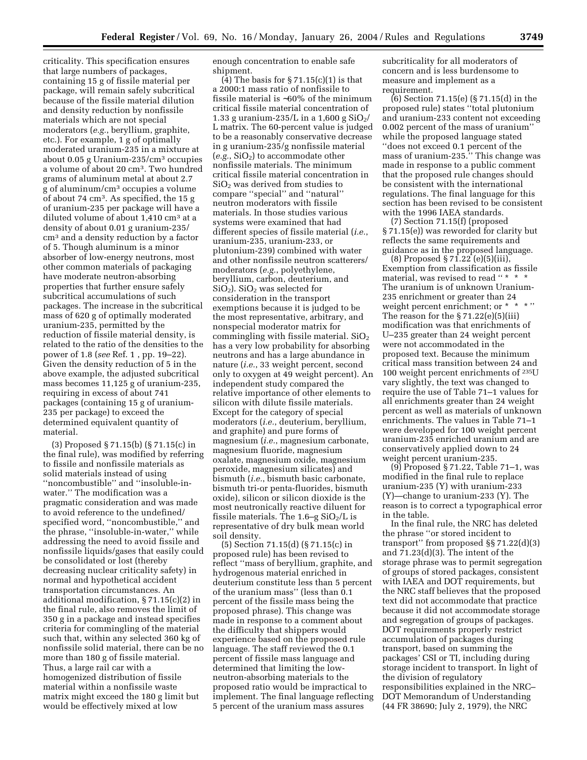criticality. This specification ensures that large numbers of packages, containing 15 g of fissile material per package, will remain safely subcritical because of the fissile material dilution and density reduction by nonfissile materials which are not special moderators (*e.g.*, beryllium, graphite, etc.). For example, 1 g of optimally moderated uranium-235 in a mixture at about 0.05 g Uranium-235/cm$^3$ occupies a volume of about 20 cm$^3$. Two hundred grams of aluminum metal at about 2.7 g of aluminum/cm$^3$ occupies a volume of about 74 cm$^3$. As specified, the 15 g of uranium-235 per package will have a diluted volume of about 1,410 cm$^3$ at a density of about 0.01 g uranium-235/cm$^3$ and a density reduction by a factor of 5. Though aluminum is a minor absorber of low-energy neutrons, most other common materials of packaging have moderate neutron-absorbing properties that further ensure safely subcritical accumulations of such packages. The increase in the subcritical mass of 620 g of optimally moderated uranium-235, permitted by the reduction of fissile material density, is related to the ratio of the densities to the power of 1.8 (*see* Ref. 1 , pp. 19–22). Given the density reduction of 5 in the above example, the adjusted subcritical mass becomes 11,125 g of uranium-235, requiring in excess of about 741 packages (containing 15 g of uranium-235 per package) to exceed the determined equivalent quantity of material.

(3) Proposed § 71.15(b) (§ 71.15(c) in the final rule), was modified by referring to fissile and nonfissile materials as solid materials instead of using ''noncombustible'' and ''insoluble-in-water.'' The modification was a pragmatic consideration and was made to avoid reference to the undefined/specified word, ''noncombustible,'' and the phrase, ''insoluble-in-water,'' while addressing the need to avoid fissile and nonfissile liquids/gases that easily could be consolidated or lost (thereby decreasing nuclear criticality safety) in normal and hypothetical accident transportation circumstances. An additional modification, § 71.15(c)(2) in the final rule, also removes the limit of 350 g in a package and instead specifies criteria for commingling of the material such that, within any selected 360 kg of nonfissile solid material, there can be no more than 180 g of fissile material. Thus, a large rail car with a homogenized distribution of fissile material within a nonfissile waste matrix might exceed the 180 g limit but would be effectively mixed at low enough concentration to enable safe shipment.

(4) The basis for § 71.15(c)(1) is that a 2000:1 mass ratio of nonfissile to fissile material is ∼60% of the minimum critical fissile material concentration of 1.33 g uranium-235/L in a 1,600 g $SiO_2$/L matrix. The 60-percent value is judged to be a reasonably conservative decrease in g uranium-235/g nonfissile material (*e.g.*, $SiO_2$) to accommodate other nonfissile materials. The minimum critical fissile material concentration in $SiO_2$ was derived from studies to compare ''special'' and ''natural'' neutron moderators with fissile materials. In those studies various systems were examined that had different species of fissile material (*i.e.*, uranium-235, uranium-233, or plutonium-239) combined with water and other nonfissile neutron scatterers/moderators (*e.g.*, polyethylene, beryllium, carbon, deuterium, and $SiO_2$). $SiO_2$ was selected for consideration in the transport exemptions because it is judged to be the most representative, arbitrary, and nonspecial moderator matrix for commingling with fissile material. $SiO_2$ has a very low probability for absorbing neutrons and has a large abundance in nature (*i.e.*, 33 weight percent, second only to oxygen at 49 weight percent). An independent study compared the relative importance of other elements to silicon with dilute fissile materials. Except for the category of special moderators (*i.e.*, deuterium, beryllium, and graphite) and pure forms of magnesium (*i.e.*, magnesium carbonate, magnesium fluoride, magnesium oxalate, magnesium oxide, magnesium peroxide, magnesium silicates) and bismuth (*i.e.*, bismuth basic carbonate, bismuth tri-or penta-fluorides, bismuth oxide), silicon or silicon dioxide is the most neutronically reactive diluent for fissile materials. The 1.6–g $SiO_2$/L is representative of dry bulk mean world soil density.

(5) Section 71.15(d) (§ 71.15(c) in proposed rule) has been revised to reflect ''mass of beryllium, graphite, and hydrogenous material enriched in deuterium constitute less than 5 percent of the uranium mass'' (less than 0.1 percent of the fissile mass being the proposed phrase). This change was made in response to a comment about the difficulty that shippers would experience based on the proposed rule language. The staff reviewed the 0.1 percent of fissile mass language and determined that limiting the low-neutron-absorbing materials to the proposed ratio would be impractical to implement. The final language reflecting 5 percent of the uranium mass assures subcriticality for all moderators of concern and is less burdensome to measure and implement as a requirement.

(6) Section 71.15(e) (§ 71.15(d) in the proposed rule) states ''total plutonium and uranium-233 content not exceeding 0.002 percent of the mass of uranium'' while the proposed language stated ''does not exceed 0.1 percent of the mass of uranium-235.'' This change was made in response to a public comment that the proposed rule changes should be consistent with the international regulations. The final language for this section has been revised to be consistent with the 1996 IAEA standards.

(7) Section 71.15(f) (proposed § 71.15(e)) was reworded for clarity but reflects the same requirements and guidance as in the proposed language.

(8) Proposed § 71.22 (e)(5)(iii), Exemption from classification as fissile material, was revised to read '' * * * The uranium is of unknown Uranium-235 enrichment or greater than 24 weight percent enrichment; or * * * '' The reason for the § 71.22(e)(5)(iii) modification was that enrichments of U–235 greater than 24 weight percent were not accommodated in the proposed text. Because the minimum critical mass transition between 24 and 100 weight percent enrichments of $^{235}$U vary slightly, the text was changed to require the use of Table 71–1 values for all enrichments greater than 24 weight percent as well as materials of unknown enrichments. The values in Table 71–1 were developed for 100 weight percent uranium-235 enriched uranium and are conservatively applied down to 24 weight percent uranium-235.

(9) Proposed § 71.22, Table 71–1, was modified in the final rule to replace uranium-235 (Y) with uranium-233 (Y)—change to uranium-233 (Y). The reason is to correct a typographical error in the table.

In the final rule, the NRC has deleted the phrase ''or stored incident to transport'' from proposed §§ 71.22(d)(3) and 71.23(d)(3). The intent of the storage phrase was to permit segregation of groups of stored packages, consistent with IAEA and DOT requirements, but the NRC staff believes that the proposed text did not accommodate that practice because it did not accommodate storage and segregation of groups of packages. DOT requirements properly restrict accumulation of packages during transport, based on summing the packages' CSI or TI, including during storage incident to transport. In light of the division of regulatory responsibilities explained in the NRC–DOT Memorandum of Understanding (44 FR 38690; July 2, 1979), the NRC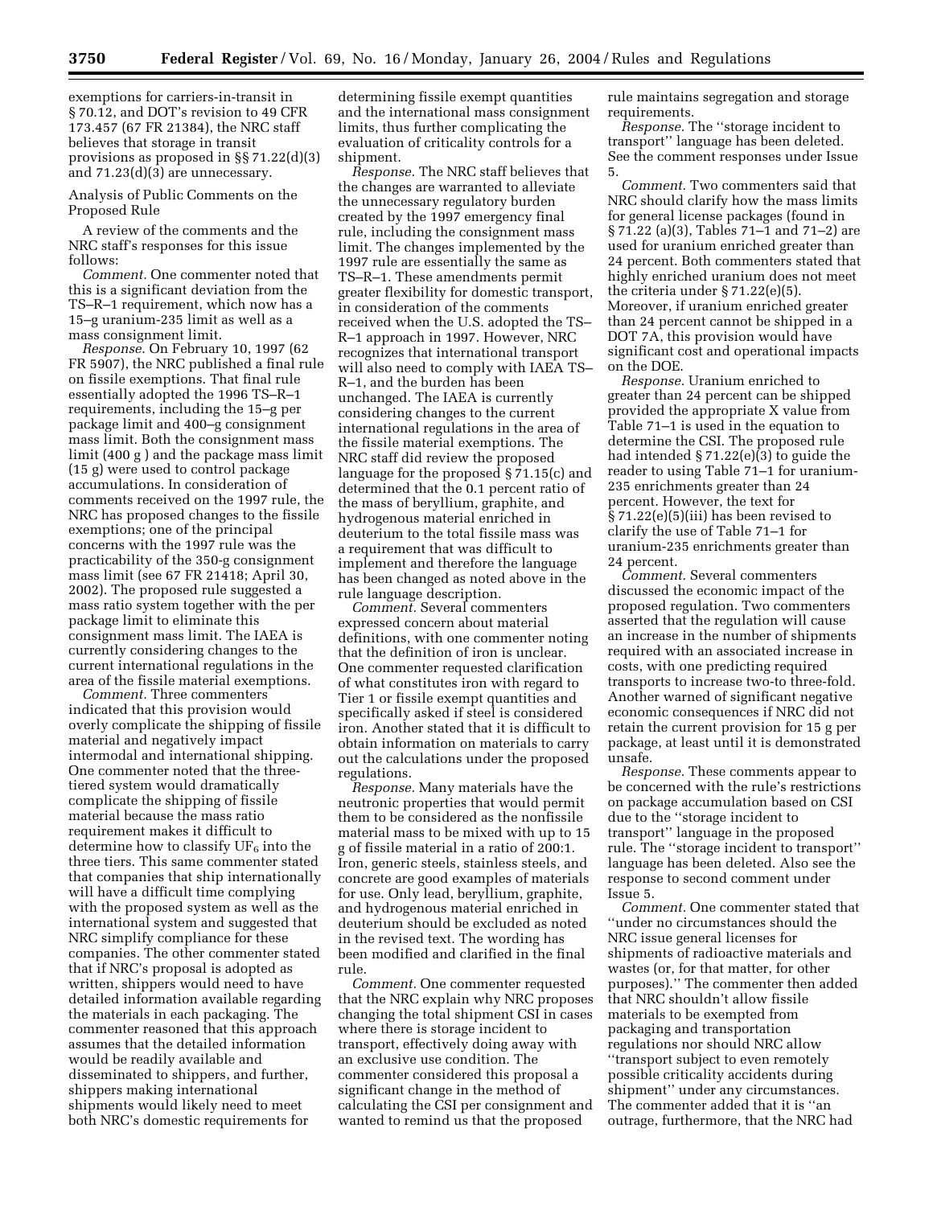exemptions for carriers-in-transit in § 70.12, and DOT's revision to 49 CFR 173.457 (67 FR 21384), the NRC staff believes that storage in transit provisions as proposed in §§ 71.22(d)(3) and 71.23(d)(3) are unnecessary.

Analysis of Public Comments on the Proposed Rule

A review of the comments and the NRC staff's responses for this issue follows:

*Comment.* One commenter noted that this is a significant deviation from the TS–R–1 requirement, which now has a 15–g uranium-235 limit as well as a mass consignment limit.

*Response.* On February 10, 1997 (62 FR 5907), the NRC published a final rule on fissile exemptions. That final rule essentially adopted the 1996 TS–R–1 requirements, including the 15–g per package limit and 400–g consignment mass limit. Both the consignment mass limit (400 g ) and the package mass limit (15 g) were used to control package accumulations. In consideration of comments received on the 1997 rule, the NRC has proposed changes to the fissile exemptions; one of the principal concerns with the 1997 rule was the practicability of the 350-g consignment mass limit (see 67 FR 21418; April 30, 2002). The proposed rule suggested a mass ratio system together with the per package limit to eliminate this consignment mass limit. The IAEA is currently considering changes to the current international regulations in the area of the fissile material exemptions.

*Comment.* Three commenters indicated that this provision would overly complicate the shipping of fissile material and negatively impact intermodal and international shipping. One commenter noted that the three-tiered system would dramatically complicate the shipping of fissile material because the mass ratio requirement makes it difficult to determine how to classify $UF_6$ into the three tiers. This same commenter stated that companies that ship internationally will have a difficult time complying with the proposed system as well as the international system and suggested that NRC simplify compliance for these companies. The other commenter stated that if NRC's proposal is adopted as written, shippers would need to have detailed information available regarding the materials in each packaging. The commenter reasoned that this approach assumes that the detailed information would be readily available and disseminated to shippers, and further, shippers making international shipments would likely need to meet both NRC's domestic requirements for determining fissile exempt quantities and the international mass consignment limits, thus further complicating the evaluation of criticality controls for a shipment.

*Response.* The NRC staff believes that the changes are warranted to alleviate the unnecessary regulatory burden created by the 1997 emergency final rule, including the consignment mass limit. The changes implemented by the 1997 rule are essentially the same as TS–R–1. These amendments permit greater flexibility for domestic transport, in consideration of the comments received when the U.S. adopted the TS–R–1 approach in 1997. However, NRC recognizes that international transport will also need to comply with IAEA TS–R–1, and the burden has been unchanged. The IAEA is currently considering changes to the current international regulations in the area of the fissile material exemptions. The NRC staff did review the proposed language for the proposed § 71.15(c) and determined that the 0.1 percent ratio of the mass of beryllium, graphite, and hydrogenous material enriched in deuterium to the total fissile mass was a requirement that was difficult to implement and therefore the language has been changed as noted above in the rule language description.

*Comment.* Several commenters expressed concern about material definitions, with one commenter noting that the definition of iron is unclear. One commenter requested clarification of what constitutes iron with regard to Tier 1 or fissile exempt quantities and specifically asked if steel is considered iron. Another stated that it is difficult to obtain information on materials to carry out the calculations under the proposed regulations.

*Response.* Many materials have the neutronic properties that would permit them to be considered as the nonfissile material mass to be mixed with up to 15 g of fissile material in a ratio of 200:1. Iron, generic steels, stainless steels, and concrete are good examples of materials for use. Only lead, beryllium, graphite, and hydrogenous material enriched in deuterium should be excluded as noted in the revised text. The wording has been modified and clarified in the final rule.

*Comment.* One commenter requested that the NRC explain why NRC proposes changing the total shipment CSI in cases where there is storage incident to transport, effectively doing away with an exclusive use condition. The commenter considered this proposal a significant change in the method of calculating the CSI per consignment and wanted to remind us that the proposed rule maintains segregation and storage requirements.

*Response.* The "storage incident to transport" language has been deleted. See the comment responses under Issue 5.

*Comment.* Two commenters said that NRC should clarify how the mass limits for general license packages (found in § 71.22 (a)(3), Tables 71–1 and 71–2) are used for uranium enriched greater than 24 percent. Both commenters stated that highly enriched uranium does not meet the criteria under § 71.22(e)(5). Moreover, if uranium enriched greater than 24 percent cannot be shipped in a DOT 7A, this provision would have significant cost and operational impacts on the DOE.

*Response.* Uranium enriched to greater than 24 percent can be shipped provided the appropriate X value from Table 71–1 is used in the equation to determine the CSI. The proposed rule had intended § 71.22(e)(3) to guide the reader to using Table 71–1 for uranium-235 enrichments greater than 24 percent. However, the text for § 71.22(e)(5)(iii) has been revised to clarify the use of Table 71–1 for uranium-235 enrichments greater than 24 percent.

*Comment.* Several commenters discussed the economic impact of the proposed regulation. Two commenters asserted that the regulation will cause an increase in the number of shipments required with an associated increase in costs, with one predicting required transports to increase two-to three-fold. Another warned of significant negative economic consequences if NRC did not retain the current provision for 15 g per package, at least until it is demonstrated unsafe.

*Response.* These comments appear to be concerned with the rule's restrictions on package accumulation based on CSI due to the "storage incident to transport" language in the proposed rule. The "storage incident to transport" language has been deleted. Also see the response to second comment under Issue 5.

*Comment.* One commenter stated that "under no circumstances should the NRC issue general licenses for shipments of radioactive materials and wastes (or, for that matter, for other purposes)." The commenter then added that NRC shouldn't allow fissile materials to be exempted from packaging and transportation regulations nor should NRC allow "transport subject to even remotely possible criticality accidents during shipment" under any circumstances. The commenter added that it is "an outrage, furthermore, that the NRC had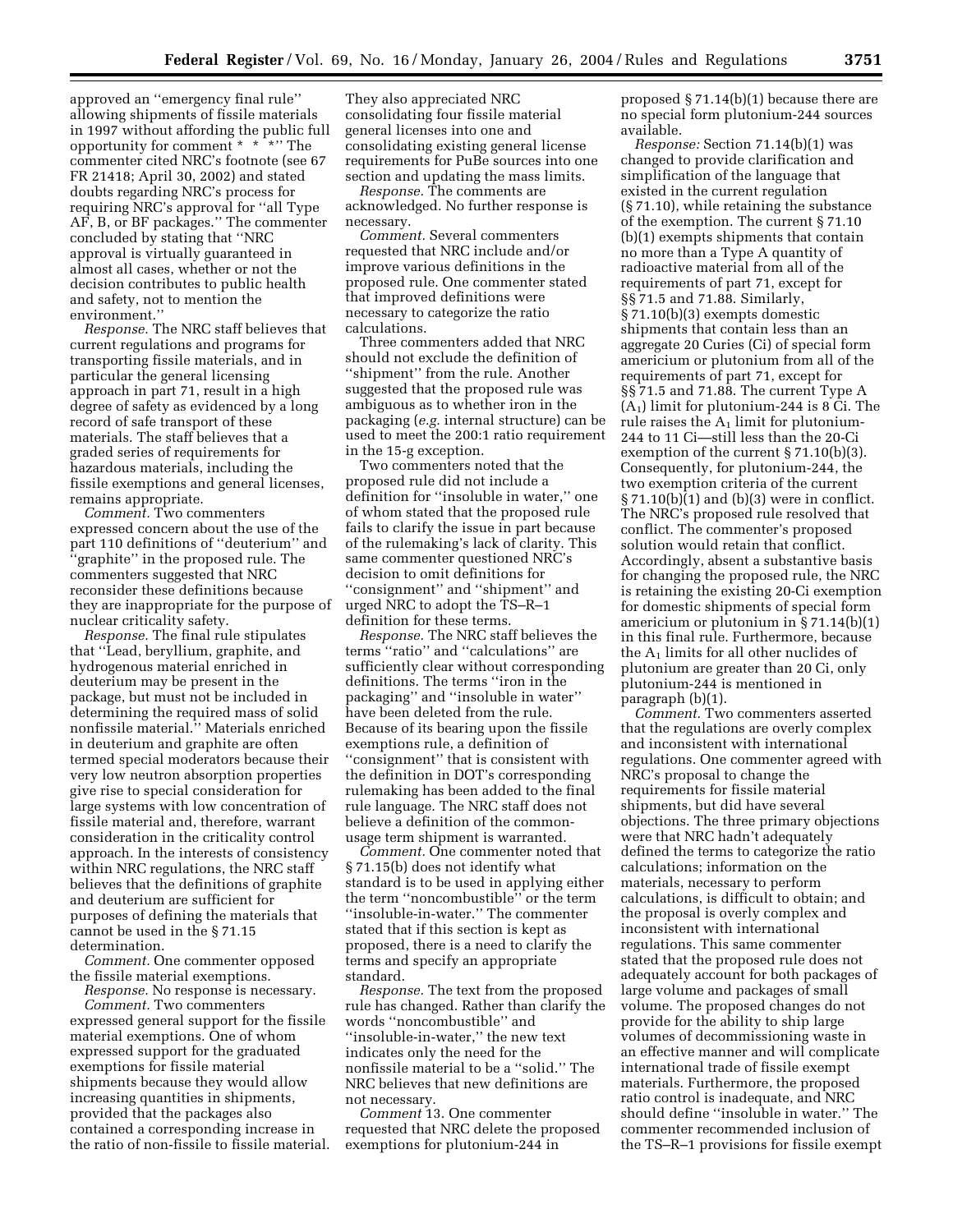approved an ''emergency final rule'' allowing shipments of fissile materials in 1997 without affording the public full opportunity for comment * * *'' The commenter cited NRC's footnote (see 67 FR 21418; April 30, 2002) and stated doubts regarding NRC's process for requiring NRC's approval for ''all Type AF, B, or BF packages.'' The commenter concluded by stating that ''NRC approval is virtually guaranteed in almost all cases, whether or not the decision contributes to public health and safety, not to mention the environment.''

*Response.* The NRC staff believes that current regulations and programs for transporting fissile materials, and in particular the general licensing approach in part 71, result in a high degree of safety as evidenced by a long record of safe transport of these materials. The staff believes that a graded series of requirements for hazardous materials, including the fissile exemptions and general licenses, remains appropriate.

*Comment.* Two commenters expressed concern about the use of the part 110 definitions of ''deuterium'' and ''graphite'' in the proposed rule. The commenters suggested that NRC reconsider these definitions because they are inappropriate for the purpose of nuclear criticality safety.

*Response.* The final rule stipulates that ''Lead, beryllium, graphite, and hydrogenous material enriched in deuterium may be present in the package, but must not be included in determining the required mass of solid nonfissile material.'' Materials enriched in deuterium and graphite are often termed special moderators because their very low neutron absorption properties give rise to special consideration for large systems with low concentration of fissile material and, therefore, warrant consideration in the criticality control approach. In the interests of consistency within NRC regulations, the NRC staff believes that the definitions of graphite and deuterium are sufficient for purposes of defining the materials that cannot be used in the § 71.15 determination.

*Comment.* One commenter opposed the fissile material exemptions.

*Response.* No response is necessary.

*Comment.* Two commenters expressed general support for the fissile material exemptions. One of whom expressed support for the graduated exemptions for fissile material shipments because they would allow increasing quantities in shipments, provided that the packages also contained a corresponding increase in the ratio of non-fissile to fissile material. They also appreciated NRC consolidating four fissile material general licenses into one and consolidating existing general license requirements for PuBe sources into one section and updating the mass limits.

*Response.* The comments are acknowledged. No further response is necessary.

*Comment.* Several commenters requested that NRC include and/or improve various definitions in the proposed rule. One commenter stated that improved definitions were necessary to categorize the ratio calculations.

Three commenters added that NRC should not exclude the definition of ''shipment'' from the rule. Another suggested that the proposed rule was ambiguous as to whether iron in the packaging (*e.g.* internal structure) can be used to meet the 200:1 ratio requirement in the 15-g exception.

Two commenters noted that the proposed rule did not include a definition for ''insoluble in water,'' one of whom stated that the proposed rule fails to clarify the issue in part because of the rulemaking's lack of clarity. This same commenter questioned NRC's decision to omit definitions for ''consignment'' and ''shipment'' and urged NRC to adopt the TS–R–1 definition for these terms.

*Response.* The NRC staff believes the terms ''ratio'' and ''calculations'' are sufficiently clear without corresponding definitions. The terms ''iron in the packaging'' and ''insoluble in water'' have been deleted from the rule. Because of its bearing upon the fissile exemptions rule, a definition of ''consignment'' that is consistent with the definition in DOT's corresponding rulemaking has been added to the final rule language. The NRC staff does not believe a definition of the common-usage term shipment is warranted.

*Comment.* One commenter noted that § 71.15(b) does not identify what standard is to be used in applying either the term ''noncombustible'' or the term ''insoluble-in-water.'' The commenter stated that if this section is kept as proposed, there is a need to clarify the terms and specify an appropriate standard.

*Response.* The text from the proposed rule has changed. Rather than clarify the words ''noncombustible'' and ''insoluble-in-water,'' the new text indicates only the need for the nonfissile material to be a ''solid.'' The NRC believes that new definitions are not necessary.

*Comment* 13. One commenter requested that NRC delete the proposed exemptions for plutonium-244 in proposed § 71.14(b)(1) because there are no special form plutonium-244 sources available.

*Response:* Section 71.14(b)(1) was changed to provide clarification and simplification of the language that existed in the current regulation (§ 71.10), while retaining the substance of the exemption. The current § 71.10 (b)(1) exempts shipments that contain no more than a Type A quantity of radioactive material from all of the requirements of part 71, except for §§ 71.5 and 71.88. Similarly, § 71.10(b)(3) exempts domestic shipments that contain less than an aggregate 20 Curies (Ci) of special form americium or plutonium from all of the requirements of part 71, except for §§ 71.5 and 71.88. The current Type A ($A_1$) limit for plutonium-244 is 8 Ci. The rule raises the $A_1$ limit for plutonium-244 to 11 Ci—still less than the 20-Ci exemption of the current § 71.10(b)(3). Consequently, for plutonium-244, the two exemption criteria of the current § 71.10(b)(1) and (b)(3) were in conflict. The NRC's proposed rule resolved that conflict. The commenter's proposed solution would retain that conflict. Accordingly, absent a substantive basis for changing the proposed rule, the NRC is retaining the existing 20-Ci exemption for domestic shipments of special form americium or plutonium in § 71.14(b)(1) in this final rule. Furthermore, because the $A_1$ limits for all other nuclides of plutonium are greater than 20 Ci, only plutonium-244 is mentioned in paragraph (b)(1).

*Comment.* Two commenters asserted that the regulations are overly complex and inconsistent with international regulations. One commenter agreed with NRC's proposal to change the requirements for fissile material shipments, but did have several objections. The three primary objections were that NRC hadn't adequately defined the terms to categorize the ratio calculations; information on the materials, necessary to perform calculations, is difficult to obtain; and the proposal is overly complex and inconsistent with international regulations. This same commenter stated that the proposed rule does not adequately account for both packages of large volume and packages of small volume. The proposed changes do not provide for the ability to ship large volumes of decommissioning waste in an effective manner and will complicate international trade of fissile exempt materials. Furthermore, the proposed ratio control is inadequate, and NRC should define ''insoluble in water.'' The commenter recommended inclusion of the TS–R–1 provisions for fissile exempt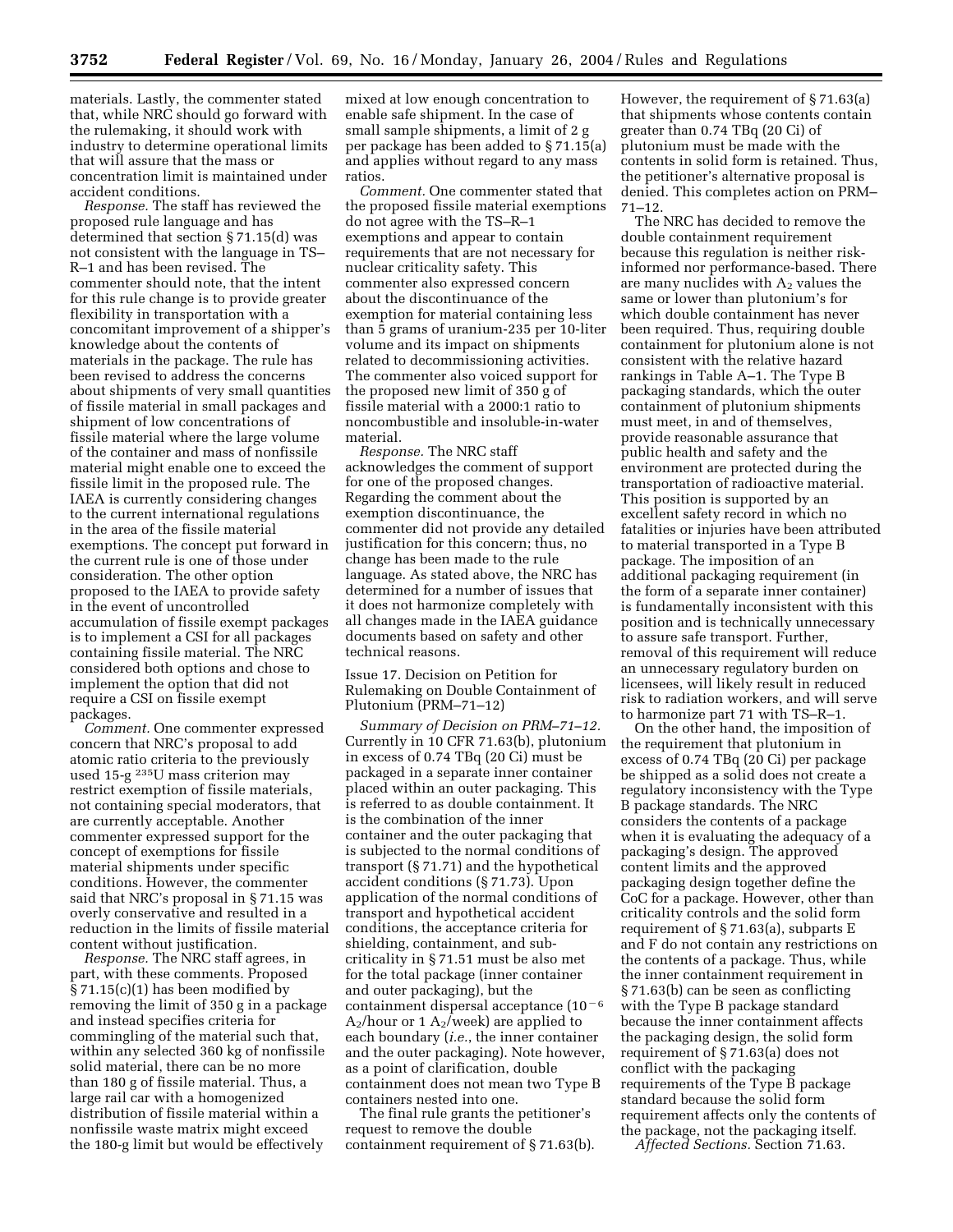materials. Lastly, the commenter stated that, while NRC should go forward with the rulemaking, it should work with industry to determine operational limits that will assure that the mass or concentration limit is maintained under accident conditions.

*Response.* The staff has reviewed the proposed rule language and has determined that section § 71.15(d) was not consistent with the language in TS–R–1 and has been revised. The commenter should note, that the intent for this rule change is to provide greater flexibility in transportation with a concomitant improvement of a shipper's knowledge about the contents of materials in the package. The rule has been revised to address the concerns about shipments of very small quantities of fissile material in small packages and shipment of low concentrations of fissile material where the large volume of the container and mass of nonfissile material might enable one to exceed the fissile limit in the proposed rule. The IAEA is currently considering changes to the current international regulations in the area of the fissile material exemptions. The concept put forward in the current rule is one of those under consideration. The other option proposed to the IAEA to provide safety in the event of uncontrolled accumulation of fissile exempt packages is to implement a CSI for all packages containing fissile material. The NRC considered both options and chose to implement the option that did not require a CSI on fissile exempt packages.

*Comment.* One commenter expressed concern that NRC's proposal to add atomic ratio criteria to the previously used 15-g $^{235}U$ mass criterion may restrict exemption of fissile materials, not containing special moderators, that are currently acceptable. Another commenter expressed support for the concept of exemptions for fissile material shipments under specific conditions. However, the commenter said that NRC's proposal in § 71.15 was overly conservative and resulted in a reduction in the limits of fissile material content without justification.

*Response.* The NRC staff agrees, in part, with these comments. Proposed § 71.15(c)(1) has been modified by removing the limit of 350 g in a package and instead specifies criteria for commingling of the material such that, within any selected 360 kg of nonfissile solid material, there can be no more than 180 g of fissile material. Thus, a large rail car with a homogenized distribution of fissile material within a nonfissile waste matrix might exceed the 180-g limit but would be effectively mixed at low enough concentration to enable safe shipment. In the case of small sample shipments, a limit of 2 g per package has been added to § 71.15(a) and applies without regard to any mass ratios.

*Comment.* One commenter stated that the proposed fissile material exemptions do not agree with the TS–R–1 exemptions and appear to contain requirements that are not necessary for nuclear criticality safety. This commenter also expressed concern about the discontinuance of the exemption for material containing less than 5 grams of uranium-235 per 10-liter volume and its impact on shipments related to decommissioning activities. The commenter also voiced support for the proposed new limit of 350 g of fissile material with a 2000:1 ratio to noncombustible and insoluble-in-water material.

*Response.* The NRC staff acknowledges the comment of support for one of the proposed changes. Regarding the comment about the exemption discontinuance, the commenter did not provide any detailed justification for this concern; thus, no change has been made to the rule language. As stated above, the NRC has determined for a number of issues that it does not harmonize completely with all changes made in the IAEA guidance documents based on safety and other technical reasons.

Issue 17. Decision on Petition for Rulemaking on Double Containment of Plutonium (PRM–71–12)

*Summary of Decision on PRM–71–12.* Currently in 10 CFR 71.63(b), plutonium in excess of 0.74 TBq (20 Ci) must be packaged in a separate inner container placed within an outer packaging. This is referred to as double containment. It is the combination of the inner container and the outer packaging that is subjected to the normal conditions of transport (§ 71.71) and the hypothetical accident conditions (§ 71.73). Upon application of the normal conditions of transport and hypothetical accident conditions, the acceptance criteria for shielding, containment, and sub-criticality in § 71.51 must be also met for the total package (inner container and outer packaging), but the containment dispersal acceptance ($10^{-6}$ $A_2$/hour or 1 $A_2$/week) are applied to each boundary (*i.e.*, the inner container and the outer packaging). Note however, as a point of clarification, double containment does not mean two Type B containers nested into one.

The final rule grants the petitioner's request to remove the double containment requirement of § 71.63(b). However, the requirement of § 71.63(a) that shipments whose contents contain greater than 0.74 TBq (20 Ci) of plutonium must be made with the contents in solid form is retained. Thus, the petitioner's alternative proposal is denied. This completes action on PRM–71–12.

The NRC has decided to remove the double containment requirement because this regulation is neither risk-informed nor performance-based. There are many nuclides with $A_2$ values the same or lower than plutonium's for which double containment has never been required. Thus, requiring double containment for plutonium alone is not consistent with the relative hazard rankings in Table A–1. The Type B packaging standards, which the outer containment of plutonium shipments must meet, in and of themselves, provide reasonable assurance that public health and safety and the environment are protected during the transportation of radioactive material. This position is supported by an excellent safety record in which no fatalities or injuries have been attributed to material transported in a Type B package. The imposition of an additional packaging requirement (in the form of a separate inner container) is fundamentally inconsistent with this position and is technically unnecessary to assure safe transport. Further, removal of this requirement will reduce an unnecessary regulatory burden on licensees, will likely result in reduced risk to radiation workers, and will serve to harmonize part 71 with TS–R–1.

On the other hand, the imposition of the requirement that plutonium in excess of 0.74 TBq (20 Ci) per package be shipped as a solid does not create a regulatory inconsistency with the Type B package standards. The NRC considers the contents of a package when it is evaluating the adequacy of a packaging's design. The approved content limits and the approved packaging design together define the CoC for a package. However, other than criticality controls and the solid form requirement of § 71.63(a), subparts E and F do not contain any restrictions on the contents of a package. Thus, while the inner containment requirement in § 71.63(b) can be seen as conflicting with the Type B package standard because the inner containment affects the packaging design, the solid form requirement of § 71.63(a) does not conflict with the packaging requirements of the Type B package standard because the solid form requirement affects only the contents of the package, not the packaging itself.

*Affected Sections.* Section 71.63.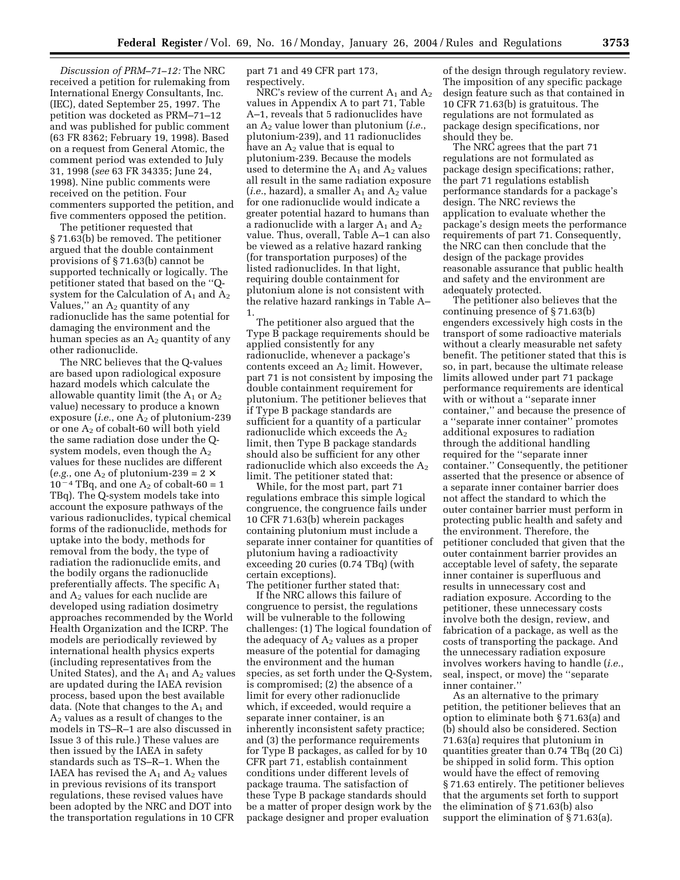*Discussion of PRM–71–12:* The NRC received a petition for rulemaking from International Energy Consultants, Inc. (IEC), dated September 25, 1997. The petition was docketed as PRM–71–12 and was published for public comment (63 FR 8362; February 19, 1998). Based on a request from General Atomic, the comment period was extended to July 31, 1998 (*see* 63 FR 34335; June 24, 1998). Nine public comments were received on the petition. Four commenters supported the petition, and five commenters opposed the petition.

The petitioner requested that § 71.63(b) be removed. The petitioner argued that the double containment provisions of § 71.63(b) cannot be supported technically or logically. The petitioner stated that based on the ''Q-system for the Calculation of $A_1$ and $A_2$ Values,'' an $A_2$ quantity of any radionuclide has the same potential for damaging the environment and the human species as an $A_2$ quantity of any other radionuclide.

The NRC believes that the Q-values are based upon radiological exposure hazard models which calculate the allowable quantity limit (the $A_1$ or $A_2$ value) necessary to produce a known exposure (*i.e.*, one $A_2$ of plutonium-239 or one $A_2$ of cobalt-60 will both yield the same radiation dose under the Q-system models, even though the $A_2$ values for these nuclides are different (*e.g.*, one $A_2$ of plutonium-239 = $2 \times 10^{-4}$ TBq, and one $A_2$ of cobalt-60 = 1 TBq). The Q-system models take into account the exposure pathways of the various radionuclides, typical chemical forms of the radionuclide, methods for uptake into the body, methods for removal from the body, the type of radiation the radionuclide emits, and the bodily organs the radionuclide preferentially affects. The specific $A_1$ and $A_2$ values for each nuclide are developed using radiation dosimetry approaches recommended by the World Health Organization and the ICRP. The models are periodically reviewed by international health physics experts (including representatives from the United States), and the $A_1$ and $A_2$ values are updated during the IAEA revision process, based upon the best available data. (Note that changes to the $A_1$ and $A_2$ values as a result of changes to the models in TS–R–1 are also discussed in Issue 3 of this rule.) These values are then issued by the IAEA in safety standards such as TS–R–1. When the IAEA has revised the $A_1$ and $A_2$ values in previous revisions of its transport regulations, these revised values have been adopted by the NRC and DOT into the transportation regulations in 10 CFR part 71 and 49 CFR part 173, respectively.

NRC's review of the current $A_1$ and $A_2$ values in Appendix A to part 71, Table A–1, reveals that 5 radionuclides have an $A_2$ value lower than plutonium (*i.e.*, plutonium-239), and 11 radionuclides have an $A_2$ value that is equal to plutonium-239. Because the models used to determine the $A_1$ and $A_2$ values all result in the same radiation exposure (*i.e.*, hazard), a smaller $A_1$ and $A_2$ value for one radionuclide would indicate a greater potential hazard to humans than a radionuclide with a larger $A_1$ and $A_2$ value. Thus, overall, Table A–1 can also be viewed as a relative hazard ranking (for transportation purposes) of the listed radionuclides. In that light, requiring double containment for plutonium alone is not consistent with the relative hazard rankings in Table A–1.

The petitioner also argued that the Type B package requirements should be applied consistently for any radionuclide, whenever a package's contents exceed an $A_2$ limit. However, part 71 is not consistent by imposing the double containment requirement for plutonium. The petitioner believes that if Type B package standards are sufficient for a quantity of a particular radionuclide which exceeds the $A_2$ limit, then Type B package standards should also be sufficient for any other radionuclide which also exceeds the $A_2$ limit. The petitioner stated that:

While, for the most part, part 71 regulations embrace this simple logical congruence, the congruence fails under 10 CFR 71.63(b) wherein packages containing plutonium must include a separate inner container for quantities of plutonium having a radioactivity exceeding 20 curies (0.74 TBq) (with certain exceptions).

The petitioner further stated that:

If the NRC allows this failure of congruence to persist, the regulations will be vulnerable to the following challenges: (1) The logical foundation of the adequacy of $A_2$ values as a proper measure of the potential for damaging the environment and the human species, as set forth under the Q-System, is compromised; (2) the absence of a limit for every other radionuclide which, if exceeded, would require a separate inner container, is an inherently inconsistent safety practice; and (3) the performance requirements for Type B packages, as called for by 10 CFR part 71, establish containment conditions under different levels of package trauma. The satisfaction of these Type B package standards should be a matter of proper design work by the package designer and proper evaluation of the design through regulatory review. The imposition of any specific package design feature such as that contained in 10 CFR 71.63(b) is gratuitous. The regulations are not formulated as package design specifications, nor should they be.

The NRC agrees that the part 71 regulations are not formulated as package design specifications; rather, the part 71 regulations establish performance standards for a package's design. The NRC reviews the application to evaluate whether the package's design meets the performance requirements of part 71. Consequently, the NRC can then conclude that the design of the package provides reasonable assurance that public health and safety and the environment are adequately protected.

The petitioner also believes that the continuing presence of § 71.63(b) engenders excessively high costs in the transport of some radioactive materials without a clearly measurable net safety benefit. The petitioner stated that this is so, in part, because the ultimate release limits allowed under part 71 package performance requirements are identical with or without a ''separate inner container,'' and because the presence of a ''separate inner container'' promotes additional exposures to radiation through the additional handling required for the ''separate inner container.'' Consequently, the petitioner asserted that the presence or absence of a separate inner container barrier does not affect the standard to which the outer container barrier must perform in protecting public health and safety and the environment. Therefore, the petitioner concluded that given that the outer containment barrier provides an acceptable level of safety, the separate inner container is superfluous and results in unnecessary cost and radiation exposure. According to the petitioner, these unnecessary costs involve both the design, review, and fabrication of a package, as well as the costs of transporting the package. And the unnecessary radiation exposure involves workers having to handle (*i.e.*, seal, inspect, or move) the ''separate inner container.''

As an alternative to the primary petition, the petitioner believes that an option to eliminate both § 71.63(a) and (b) should also be considered. Section 71.63(a) requires that plutonium in quantities greater than 0.74 TBq (20 Ci) be shipped in solid form. This option would have the effect of removing § 71.63 entirely. The petitioner believes that the arguments set forth to support the elimination of § 71.63(b) also support the elimination of § 71.63(a).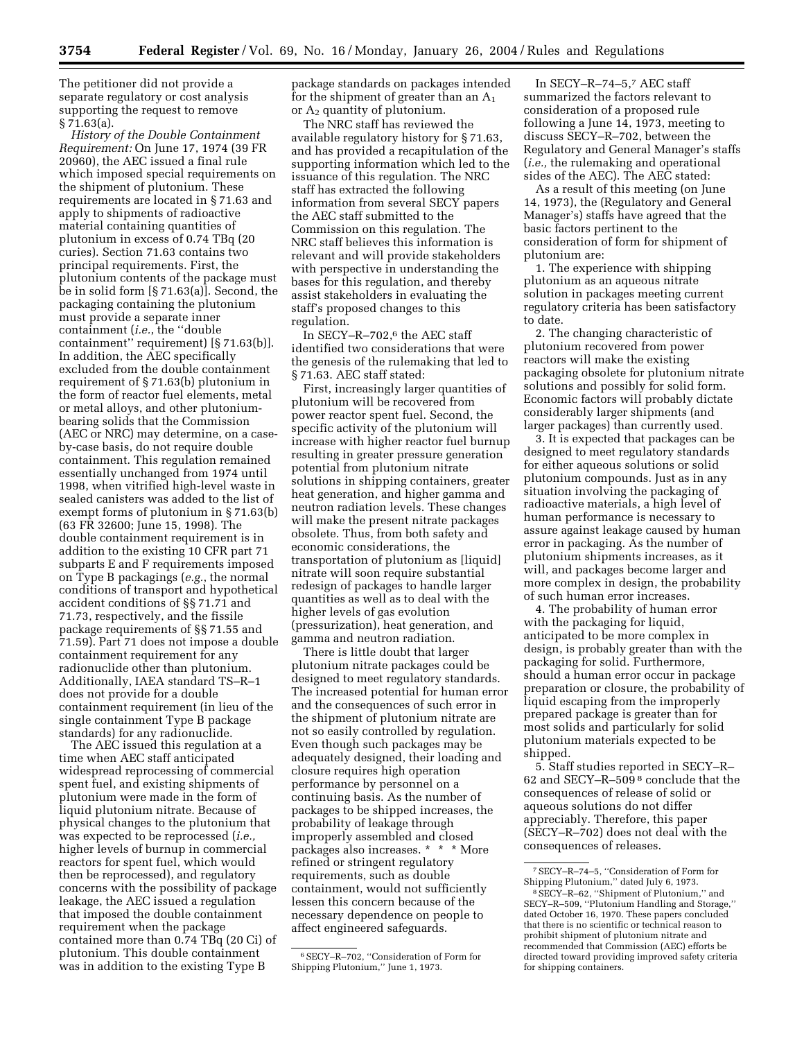The petitioner did not provide a separate regulatory or cost analysis supporting the request to remove § 71.63(a).

*History of the Double Containment Requirement:* On June 17, 1974 (39 FR 20960), the AEC issued a final rule which imposed special requirements on the shipment of plutonium. These requirements are located in § 71.63 and apply to shipments of radioactive material containing quantities of plutonium in excess of 0.74 TBq (20 curies). Section 71.63 contains two principal requirements. First, the plutonium contents of the package must be in solid form [§ 71.63(a)]. Second, the packaging containing the plutonium must provide a separate inner containment (*i.e.*, the ''double containment'' requirement) [§ 71.63(b)]. In addition, the AEC specifically excluded from the double containment requirement of § 71.63(b) plutonium in the form of reactor fuel elements, metal or metal alloys, and other plutonium-bearing solids that the Commission (AEC or NRC) may determine, on a case-by-case basis, do not require double containment. This regulation remained essentially unchanged from 1974 until 1998, when vitrified high-level waste in sealed canisters was added to the list of exempt forms of plutonium in § 71.63(b) (63 FR 32600; June 15, 1998). The double containment requirement is in addition to the existing 10 CFR part 71 subparts E and F requirements imposed on Type B packagings (*e.g.*, the normal conditions of transport and hypothetical accident conditions of §§ 71.71 and 71.73, respectively, and the fissile package requirements of §§ 71.55 and 71.59). Part 71 does not impose a double containment requirement for any radionuclide other than plutonium. Additionally, IAEA standard TS–R–1 does not provide for a double containment requirement (in lieu of the single containment Type B package standards) for any radionuclide.

The AEC issued this regulation at a time when AEC staff anticipated widespread reprocessing of commercial spent fuel, and existing shipments of plutonium were made in the form of liquid plutonium nitrate. Because of physical changes to the plutonium that was expected to be reprocessed (*i.e.,* higher levels of burnup in commercial reactors for spent fuel, which would then be reprocessed), and regulatory concerns with the possibility of package leakage, the AEC issued a regulation that imposed the double containment requirement when the package contained more than 0.74 TBq (20 Ci) of plutonium. This double containment was in addition to the existing Type B package standards on packages intended for the shipment of greater than an $A_1$ or $A_2$ quantity of plutonium.

The NRC staff has reviewed the available regulatory history for § 71.63, and has provided a recapitulation of the supporting information which led to the issuance of this regulation. The NRC staff has extracted the following information from several SECY papers the AEC staff submitted to the Commission on this regulation. The NRC staff believes this information is relevant and will provide stakeholders with perspective in understanding the bases for this regulation, and thereby assist stakeholders in evaluating the staff's proposed changes to this regulation.

In SECY–R–702,[6] the AEC staff identified two considerations that were the genesis of the rulemaking that led to § 71.63. AEC staff stated:

First, increasingly larger quantities of plutonium will be recovered from power reactor spent fuel. Second, the specific activity of the plutonium will increase with higher reactor fuel burnup resulting in greater pressure generation potential from plutonium nitrate solutions in shipping containers, greater heat generation, and higher gamma and neutron radiation levels. These changes will make the present nitrate packages obsolete. Thus, from both safety and economic considerations, the transportation of plutonium as [liquid] nitrate will soon require substantial redesign of packages to handle larger quantities as well as to deal with the higher levels of gas evolution (pressurization), heat generation, and gamma and neutron radiation.

There is little doubt that larger plutonium nitrate packages could be designed to meet regulatory standards. The increased potential for human error and the consequences of such error in the shipment of plutonium nitrate are not so easily controlled by regulation. Even though such packages may be adequately designed, their loading and closure requires high operation performance by personnel on a continuing basis. As the number of packages to be shipped increases, the probability of leakage through improperly assembled and closed packages also increases. * * * More refined or stringent regulatory requirements, such as double containment, would not sufficiently lessen this concern because of the necessary dependence on people to affect engineered safeguards.

In SECY–R–74–5,[7] AEC staff summarized the factors relevant to consideration of a proposed rule following a June 14, 1973, meeting to discuss SECY–R–702, between the Regulatory and General Manager's staffs (*i.e.,* the rulemaking and operational sides of the AEC). The AEC stated:

As a result of this meeting (on June 14, 1973), the (Regulatory and General Manager's) staffs have agreed that the basic factors pertinent to the consideration of form for shipment of plutonium are:

1. The experience with shipping plutonium as an aqueous nitrate solution in packages meeting current regulatory criteria has been satisfactory to date.

2. The changing characteristic of plutonium recovered from power reactors will make the existing packaging obsolete for plutonium nitrate solutions and possibly for solid form. Economic factors will probably dictate considerably larger shipments (and larger packages) than currently used.

3. It is expected that packages can be designed to meet regulatory standards for either aqueous solutions or solid plutonium compounds. Just as in any situation involving the packaging of radioactive materials, a high level of human performance is necessary to assure against leakage caused by human error in packaging. As the number of plutonium shipments increases, as it will, and packages become larger and more complex in design, the probability of such human error increases.

4. The probability of human error with the packaging for liquid, anticipated to be more complex in design, is probably greater than with the packaging for solid. Furthermore, should a human error occur in package preparation or closure, the probability of liquid escaping from the improperly prepared package is greater than for most solids and particularly for solid plutonium materials expected to be shipped.

5. Staff studies reported in SECY–R–62 and SECY–R–509[8] conclude that the consequences of release of solid or aqueous solutions do not differ appreciably. Therefore, this paper (SECY–R–702) does not deal with the consequences of releases.

---

[6] SECY–R–702, ''Consideration of Form for Shipping Plutonium,'' June 1, 1973.

[7] SECY–R–74–5, ''Consideration of Form for Shipping Plutonium,'' dated July 6, 1973.

[8] SECY–R–62, ''Shipment of Plutonium,'' and SECY–R–509, ''Plutonium Handling and Storage,'' dated October 16, 1970. These papers concluded that there is no scientific or technical reason to prohibit shipment of plutonium nitrate and recommended that Commission (AEC) efforts be directed toward providing improved safety criteria for shipping containers.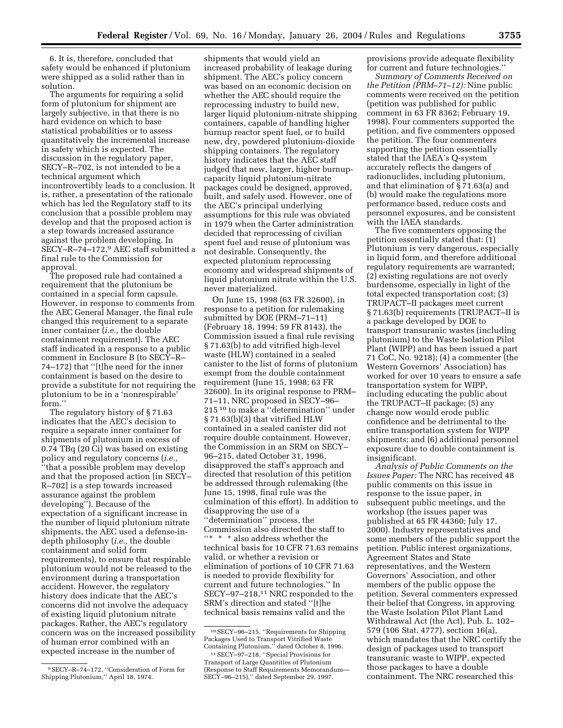6. It is, therefore, concluded that safety would be enhanced if plutonium were shipped as a solid rather than in solution.

The arguments for requiring a solid form of plutonium for shipment are largely subjective, in that there is no hard evidence on which to base statistical probabilities or to assess quantitatively the incremental increase in safety which is expected. The discussion in the regulatory paper, SECY–R–702, is not intended to be a technical argument which incontrovertibly leads to a conclusion. It is, rather, a presentation of the rationale which has led the Regulatory staff to its conclusion that a possible problem may develop and that the proposed action is a step towards increased assurance against the problem developing. In SECY–R–74–172,[9] AEC staff submitted a final rule to the Commission for approval.

The proposed rule had contained a requirement that the plutonium be contained in a special form capsule. However, in response to comments from the AEC General Manager, the final rule changed this requirement to a separate inner container (*i.e.,* the double containment requirement). The AEC staff indicated in a response to a public comment in Enclosure B (to SECY–R–74–172) that ''[t]he need for the inner containment is based on the desire to provide a substitute for not requiring the plutonium to be in a 'nonrespirable' form.''

The regulatory history of § 71.63 indicates that the AEC's decision to require a separate inner container for shipments of plutonium in excess of 0.74 TBq (20 Ci) was based on existing policy and regulatory concerns (*i.e.,* ''that a possible problem may develop and that the proposed action [in SECY–R–702] is a step towards increased assurance against the problem developing''). Because of the expectation of a significant increase in the number of liquid plutonium nitrate shipments, the AEC used a defense-in-depth philosophy (*i.e.,* the double containment and solid form requirements), to ensure that respirable plutonium would not be released to the environment during a transportation accident. However, the regulatory history does indicate that the AEC's concerns did not involve the adequacy of existing liquid plutonium nitrate packages. Rather, the AEC's regulatory concern was on the increased possibility of human error combined with an expected increase in the number of shipments that would yield an increased probability of leakage during shipment. The AEC's policy concern was based on an economic decision on whether the AEC should require the reprocessing industry to build new, larger liquid plutonium-nitrate shipping containers, capable of handling higher burnup reactor spent fuel, or to build new, dry, powdered plutonium-dioxide shipping containers. The regulatory history indicates that the AEC staff judged that new, larger, higher burnup-capacity liquid plutonium-nitrate packages could be designed, approved, built, and safely used. However, one of the AEC's principal underlying assumptions for this rule was obviated in 1979 when the Carter administration decided that reprocessing of civilian spent fuel and reuse of plutonium was not desirable. Consequently, the expected plutonium reprocessing economy and widespread shipments of liquid plutonium nitrate within the U.S. never materialized.

On June 15, 1998 (63 FR 32600), in response to a petition for rulemaking submitted by DOE (PRM–71–11) (February 18, 1994; 59 FR 8143), the Commission issued a final rule revising § 71.63(b) to add vitrified high-level waste (HLW) contained in a sealed canister to the list of forms of plutonium exempt from the double containment requirement (June 15, 1998; 63 FR 32600). In its original response to PRM–71–11, NRC proposed in SECY–96–215[10] to make a ''determination'' under § 71.63(b)(3) that vitrified HLW contained in a sealed canister did not require double containment. However, the Commission in an SRM on SECY–96–215, dated October 31, 1996, disapproved the staff's approach and directed that resolution of this petition be addressed through rulemaking (the June 15, 1998, final rule was the culmination of this effort). In addition to disapproving the use of a ''determination'' process, the Commission also directed the staff to ''* * * also address whether the technical basis for 10 CFR 71.63 remains valid, or whether a revision or elimination of portions of 10 CFR 71.63 is needed to provide flexibility for current and future technologies.'' In SECY–97–218,[11] NRC responded to the SRM's direction and stated ''[t]he technical basis remains valid and the provisions provide adequate flexibility for current and future technologies.''

*Summary of Comments Received on the Petition (PRM–71–12):* Nine public comments were received on the petition (petition was published for public comment in 63 FR 8362; February 19, 1998). Four commenters supported the petition, and five commenters opposed the petition. The four commenters supporting the petition essentially stated that the IAEA's Q-system accurately reflects the dangers of radionuclides, including plutonium, and that elimination of § 71.63(a) and (b) would make the regulations more performance based, reduce costs and personnel exposures, and be consistent with the IAEA standards.

The five commenters opposing the petition essentially stated that: (1) Plutonium is very dangerous, especially in liquid form, and therefore additional regulatory requirements are warranted; (2) existing regulations are not overly burdensome, especially in light of the total expected transportation cost; (3) TRUPACT–II packages meet current § 71.63(b) requirements (TRUPACT–II is a package developed by DOE to transport transuranic wastes (including plutonium) to the Waste Isolation Pilot Plant (WIPP) and has been issued a part 71 CoC, No. 9218); (4) a commenter (the Western Governors' Association) has worked for over 10 years to ensure a safe transportation system for WIPP, including educating the public about the TRUPACT–II package; (5) any change now would erode public confidence and be detrimental to the entire transportation system for WIPP shipments; and (6) additional personnel exposure due to double containment is insignificant.

*Analysis of Public Comments on the Issues Paper:* The NRC has received 48 public comments on this issue in response to the issue paper, in subsequent public meetings, and the workshop (the issues paper was published at 65 FR 44360; July 17, 2000). Industry representatives and some members of the public support the petition. Public interest organizations, Agreement States and State representatives, and the Western Governors' Association, and other members of the public oppose the petition. Several commenters expressed their belief that Congress, in approving the Waste Isolation Pilot Plant Land Withdrawal Act (the Act), Pub. L. 102–579 (106 Stat. 4777), section 16(a), which mandates that the NRC certify the design of packages used to transport transuranic waste to WIPP, expected those packages to have a double containment. The NRC researched this

---

[9] SECY–R–74–172, ''Consideration of Form for Shipping Plutonium,'' April 18, 1974.

[10] SECY–96–215, ''Requirements for Shipping Packages Used to Transport Vitrified Waste Containing Plutonium,'' dated October 8, 1996.

[11] SECY–97–218, ''Special Provisions for Transport of Large Quantities of Plutonium (Response to Staff Requirements Memorandum—SECY–96–215),'' dated September 29, 1997.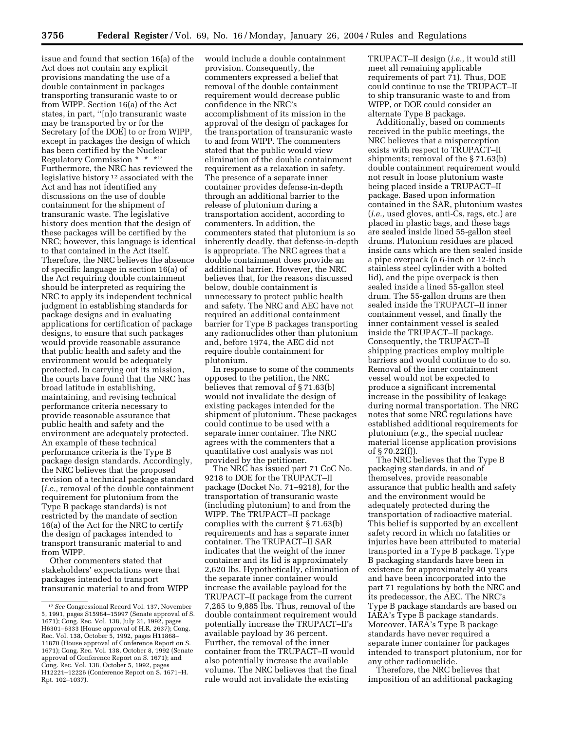issue and found that section 16(a) of the Act does not contain any explicit provisions mandating the use of a double containment in packages transporting transuranic waste to or from WIPP. Section 16(a) of the Act states, in part, ''[n]o transuranic waste may be transported by or for the Secretary [of the DOE] to or from WIPP, except in packages the design of which has been certified by the Nuclear Regulatory Commission * * *'' Furthermore, the NRC has reviewed the legislative history [12] associated with the Act and has not identified any discussions on the use of double containment for the shipment of transuranic waste. The legislative history does mention that the design of these packages will be certified by the NRC; however, this language is identical to that contained in the Act itself. Therefore, the NRC believes the absence of specific language in section 16(a) of the Act requiring double containment should be interpreted as requiring the NRC to apply its independent technical judgment in establishing standards for package designs and in evaluating applications for certification of package designs, to ensure that such packages would provide reasonable assurance that public health and safety and the environment would be adequately protected. In carrying out its mission, the courts have found that the NRC has broad latitude in establishing, maintaining, and revising technical performance criteria necessary to provide reasonable assurance that public health and safety and the environment are adequately protected. An example of these technical performance criteria is the Type B package design standards. Accordingly, the NRC believes that the proposed revision of a technical package standard (*i.e.,* removal of the double containment requirement for plutonium from the Type B package standards) is not restricted by the mandate of section 16(a) of the Act for the NRC to certify the design of packages intended to transport transuranic material to and from WIPP.

Other commenters stated that stakeholders' expectations were that packages intended to transport transuranic material to and from WIPP would include a double containment provision. Consequently, the commenters expressed a belief that removal of the double containment requirement would decrease public confidence in the NRC's accomplishment of its mission in the approval of the design of packages for the transportation of transuranic waste to and from WIPP. The commenters stated that the public would view elimination of the double containment requirement as a relaxation in safety. The presence of a separate inner container provides defense-in-depth through an additional barrier to the release of plutonium during a transportation accident, according to commenters. In addition, the commenters stated that plutonium is so inherently deadly, that defense-in-depth is appropriate. The NRC agrees that a double containment does provide an additional barrier. However, the NRC believes that, for the reasons discussed below, double containment is unnecessary to protect public health and safety. The NRC and AEC have not required an additional containment barrier for Type B packages transporting any radionuclides other than plutonium and, before 1974, the AEC did not require double containment for plutonium.

In response to some of the comments opposed to the petition, the NRC believes that removal of § 71.63(b) would not invalidate the design of existing packages intended for the shipment of plutonium. These packages could continue to be used with a separate inner container. The NRC agrees with the commenters that a quantitative cost analysis was not provided by the petitioner.

The NRC has issued part 71 CoC No. 9218 to DOE for the TRUPACT–II package (Docket No. 71–9218), for the transportation of transuranic waste (including plutonium) to and from the WIPP. The TRUPACT–II package complies with the current § 71.63(b) requirements and has a separate inner container. The TRUPACT–II SAR indicates that the weight of the inner container and its lid is approximately 2,620 lbs. Hypothetically, elimination of the separate inner container would increase the available payload for the TRUPACT–II package from the current 7,265 to 9,885 lbs. Thus, removal of the double containment requirement would potentially increase the TRUPACT–II's available payload by 36 percent. Further, the removal of the inner container from the TRUPACT–II would also potentially increase the available volume. The NRC believes that the final rule would not invalidate the existing TRUPACT–II design (*i.e.,* it would still meet all remaining applicable requirements of part 71). Thus, DOE could continue to use the TRUPACT–II to ship transuranic waste to and from WIPP, or DOE could consider an alternate Type B package.

Additionally, based on comments received in the public meetings, the NRC believes that a misperception exists with respect to TRUPACT–II shipments; removal of the § 71.63(b) double containment requirement would not result in loose plutonium waste being placed inside a TRUPACT–II package. Based upon information contained in the SAR, plutonium wastes (*i.e.,* used gloves, anti-Cs, rags, etc.) are placed in plastic bags, and these bags are sealed inside lined 55-gallon steel drums. Plutonium residues are placed inside cans which are then sealed inside a pipe overpack (a 6-inch or 12-inch stainless steel cylinder with a bolted lid), and the pipe overpack is then sealed inside a lined 55-gallon steel drum. The 55-gallon drums are then sealed inside the TRUPACT–II inner containment vessel, and finally the inner containment vessel is sealed inside the TRUPACT–II package. Consequently, the TRUPACT–II shipping practices employ multiple barriers and would continue to do so. Removal of the inner containment vessel would not be expected to produce a significant incremental increase in the possibility of leakage during normal transportation. The NRC notes that some NRC regulations have established additional requirements for plutonium (*e.g.,* the special nuclear material license application provisions of § 70.22(f)).

The NRC believes that the Type B packaging standards, in and of themselves, provide reasonable assurance that public health and safety and the environment would be adequately protected during the transportation of radioactive material. This belief is supported by an excellent safety record in which no fatalities or injuries have been attributed to material transported in a Type B package. Type B packaging standards have been in existence for approximately 40 years and have been incorporated into the part 71 regulations by both the NRC and its predecessor, the AEC. The NRC's Type B package standards are based on IAEA's Type B package standards. Moreover, IAEA's Type B package standards have never required a separate inner container for packages intended to transport plutonium, nor for any other radionuclide.

Therefore, the NRC believes that imposition of an additional packaging

[12] *See* Congressional Record Vol. 137, November 5, 1991, pages S15984–15997 (Senate approval of S. 1671); Cong. Rec. Vol. 138, July 21, 1992, pages H6301–6333 (House approval of H.R. 2637); Cong. Rec. Vol. 138, October 5, 1992, pages H11868–11870 (House approval of Conference Report on S. 1671); Cong. Rec. Vol. 138, October 8, 1992 (Senate approval of Conference Report on S. 1671); and Cong. Rec. Vol. 138, October 5, 1992, pages H12221–12226 (Conference Report on S. 1671–H. Rpt. 102–1037).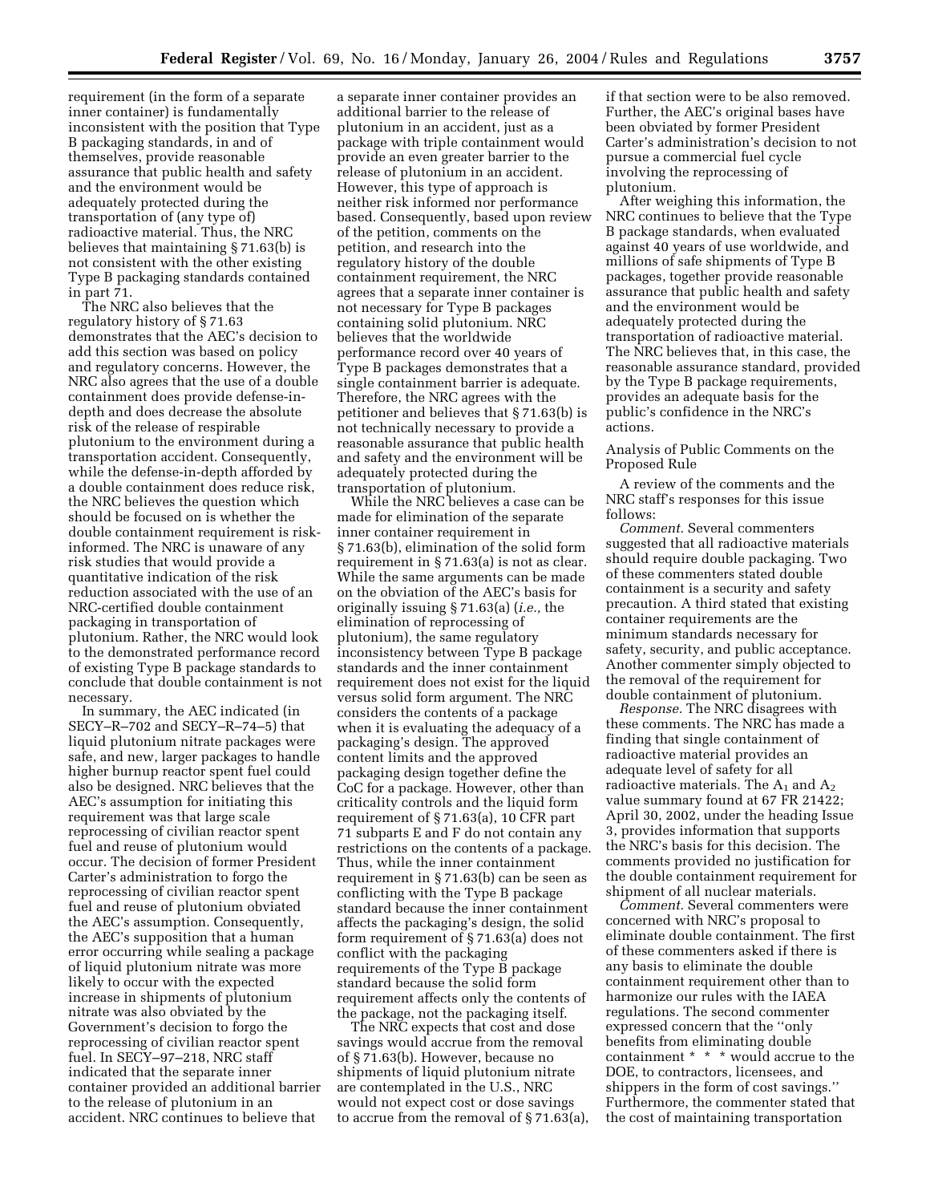requirement (in the form of a separate inner container) is fundamentally inconsistent with the position that Type B packaging standards, in and of themselves, provide reasonable assurance that public health and safety and the environment would be adequately protected during the transportation of (any type of) radioactive material. Thus, the NRC believes that maintaining § 71.63(b) is not consistent with the other existing Type B packaging standards contained in part 71.

The NRC also believes that the regulatory history of § 71.63 demonstrates that the AEC's decision to add this section was based on policy and regulatory concerns. However, the NRC also agrees that the use of a double containment does provide defense-in-depth and does decrease the absolute risk of the release of respirable plutonium to the environment during a transportation accident. Consequently, while the defense-in-depth afforded by a double containment does reduce risk, the NRC believes the question which should be focused on is whether the double containment requirement is risk-informed. The NRC is unaware of any risk studies that would provide a quantitative indication of the risk reduction associated with the use of an NRC-certified double containment packaging in transportation of plutonium. Rather, the NRC would look to the demonstrated performance record of existing Type B package standards to conclude that double containment is not necessary.

In summary, the AEC indicated (in SECY–R–702 and SECY–R–74–5) that liquid plutonium nitrate packages were safe, and new, larger packages to handle higher burnup reactor spent fuel could also be designed. NRC believes that the AEC's assumption for initiating this requirement was that large scale reprocessing of civilian reactor spent fuel and reuse of plutonium would occur. The decision of former President Carter's administration to forgo the reprocessing of civilian reactor spent fuel and reuse of plutonium obviated the AEC's assumption. Consequently, the AEC's supposition that a human error occurring while sealing a package of liquid plutonium nitrate was more likely to occur with the expected increase in shipments of plutonium nitrate was also obviated by the Government's decision to forgo the reprocessing of civilian reactor spent fuel. In SECY–97–218, NRC staff indicated that the separate inner container provided an additional barrier to the release of plutonium in an accident. NRC continues to believe that a separate inner container provides an additional barrier to the release of plutonium in an accident, just as a package with triple containment would provide an even greater barrier to the release of plutonium in an accident. However, this type of approach is neither risk informed nor performance based. Consequently, based upon review of the petition, comments on the petition, and research into the regulatory history of the double containment requirement, the NRC agrees that a separate inner container is not necessary for Type B packages containing solid plutonium. NRC believes that the worldwide performance record over 40 years of Type B packages demonstrates that a single containment barrier is adequate. Therefore, the NRC agrees with the petitioner and believes that § 71.63(b) is not technically necessary to provide a reasonable assurance that public health and safety and the environment will be adequately protected during the transportation of plutonium.

While the NRC believes a case can be made for elimination of the separate inner container requirement in § 71.63(b), elimination of the solid form requirement in § 71.63(a) is not as clear. While the same arguments can be made on the obviation of the AEC's basis for originally issuing § 71.63(a) (*i.e.,* the elimination of reprocessing of plutonium), the same regulatory inconsistency between Type B package standards and the inner containment requirement does not exist for the liquid versus solid form argument. The NRC considers the contents of a package when it is evaluating the adequacy of a packaging's design. The approved content limits and the approved packaging design together define the CoC for a package. However, other than criticality controls and the liquid form requirement of § 71.63(a), 10 CFR part 71 subparts E and F do not contain any restrictions on the contents of a package. Thus, while the inner containment requirement in § 71.63(b) can be seen as conflicting with the Type B package standard because the inner containment affects the packaging's design, the solid form requirement of § 71.63(a) does not conflict with the packaging requirements of the Type B package standard because the solid form requirement affects only the contents of the package, not the packaging itself.

The NRC expects that cost and dose savings would accrue from the removal of § 71.63(b). However, because no shipments of liquid plutonium nitrate are contemplated in the U.S., NRC would not expect cost or dose savings to accrue from the removal of § 71.63(a), if that section were to be also removed. Further, the AEC's original bases have been obviated by former President Carter's administration's decision to not pursue a commercial fuel cycle involving the reprocessing of plutonium.

After weighing this information, the NRC continues to believe that the Type B package standards, when evaluated against 40 years of use worldwide, and millions of safe shipments of Type B packages, together provide reasonable assurance that public health and safety and the environment would be adequately protected during the transportation of radioactive material. The NRC believes that, in this case, the reasonable assurance standard, provided by the Type B package requirements, provides an adequate basis for the public's confidence in the NRC's actions.

Analysis of Public Comments on the Proposed Rule

A review of the comments and the NRC staff's responses for this issue follows:

*Comment.* Several commenters suggested that all radioactive materials should require double packaging. Two of these commenters stated double containment is a security and safety precaution. A third stated that existing container requirements are the minimum standards necessary for safety, security, and public acceptance. Another commenter simply objected to the removal of the requirement for double containment of plutonium.

*Response.* The NRC disagrees with these comments. The NRC has made a finding that single containment of radioactive material provides an adequate level of safety for all radioactive materials. The $A_1$ and $A_2$ value summary found at 67 FR 21422; April 30, 2002, under the heading Issue 3, provides information that supports the NRC's basis for this decision. The comments provided no justification for the double containment requirement for shipment of all nuclear materials.

*Comment.* Several commenters were concerned with NRC's proposal to eliminate double containment. The first of these commenters asked if there is any basis to eliminate the double containment requirement other than to harmonize our rules with the IAEA regulations. The second commenter expressed concern that the ''only benefits from eliminating double containment * * * would accrue to the DOE, to contractors, licensees, and shippers in the form of cost savings.'' Furthermore, the commenter stated that the cost of maintaining transportation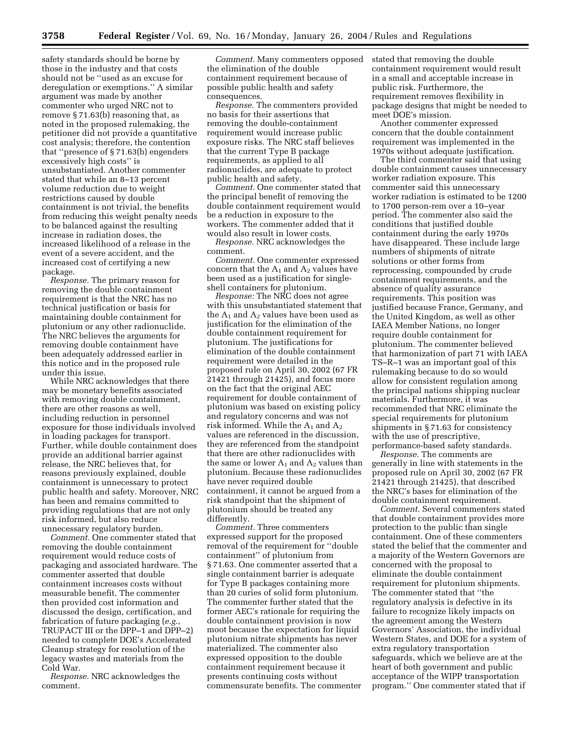safety standards should be borne by those in the industry and that costs should not be "used as an excuse for deregulation or exemptions." A similar argument was made by another commenter who urged NRC not to remove § 71.63(b) reasoning that, as noted in the proposed rulemaking, the petitioner did not provide a quantitative cost analysis; therefore, the contention that "presence of § 71.63(b) engenders excessively high costs" is unsubstantiated. Another commenter stated that while an 8–13 percent volume reduction due to weight restrictions caused by double containment is not trivial, the benefits from reducing this weight penalty needs to be balanced against the resulting increase in radiation doses, the increased likelihood of a release in the event of a severe accident, and the increased cost of certifying a new package.

*Response.* The primary reason for removing the double containment requirement is that the NRC has no technical justification or basis for maintaining double containment for plutonium or any other radionuclide. The NRC believes the arguments for removing double containment have been adequately addressed earlier in this notice and in the proposed rule under this issue.

While NRC acknowledges that there may be monetary benefits associated with removing double containment, there are other reasons as well, including reduction in personnel exposure for those individuals involved in loading packages for transport. Further, while double containment does provide an additional barrier against release, the NRC believes that, for reasons previously explained, double containment is unnecessary to protect public health and safety. Moreover, NRC has been and remains committed to providing regulations that are not only risk informed, but also reduce unnecessary regulatory burden.

*Comment.* One commenter stated that removing the double containment requirement would reduce costs of packaging and associated hardware. The commenter asserted that double containment increases costs without measurable benefit. The commenter then provided cost information and discussed the design, certification, and fabrication of future packaging (*e.g.*, TRUPACT III or the DPP–1 and DPP–2) needed to complete DOE's Accelerated Cleanup strategy for resolution of the legacy wastes and materials from the Cold War.

*Response.* NRC acknowledges the comment.

*Comment.* Many commenters opposed the elimination of the double containment requirement because of possible public health and safety consequences.

*Response.* The commenters provided no basis for their assertions that removing the double-containment requirement would increase public exposure risks. The NRC staff believes that the current Type B package requirements, as applied to all radionuclides, are adequate to protect public health and safety.

*Comment.* One commenter stated that the principal benefit of removing the double containment requirement would be a reduction in exposure to the workers. The commenter added that it would also result in lower costs.

*Response.* NRC acknowledges the comment.

*Comment.* One commenter expressed concern that the $A_1$ and $A_2$ values have been used as a justification for single-shell containers for plutonium.

*Response:* The NRC does not agree with this unsubstantiated statement that the $A_1$ and $A_2$ values have been used as justification for the elimination of the double containment requirement for plutonium. The justifications for elimination of the double containment requirement were detailed in the proposed rule on April 30, 2002 (67 FR 21421 through 21425), and focus more on the fact that the original AEC requirement for double containment of plutonium was based on existing policy and regulatory concerns and was not risk informed. While the $A_1$ and $A_2$ values are referenced in the discussion, they are referenced from the standpoint that there are other radionuclides with the same or lower $A_1$ and $A_2$ values than plutonium. Because these radionuclides have never required double containment, it cannot be argued from a risk standpoint that the shipment of plutonium should be treated any differently.

*Comment.* Three commenters expressed support for the proposed removal of the requirement for "double containment" of plutonium from § 71.63. One commenter asserted that a single containment barrier is adequate for Type B packages containing more than 20 curies of solid form plutonium. The commenter further stated that the former AEC's rationale for requiring the double containment provision is now moot because the expectation for liquid plutonium nitrate shipments has never materialized. The commenter also expressed opposition to the double containment requirement because it presents continuing costs without commensurate benefits. The commenter stated that removing the double containment requirement would result in a small and acceptable increase in public risk. Furthermore, the requirement removes flexibility in package designs that might be needed to meet DOE's mission.

Another commenter expressed concern that the double containment requirement was implemented in the 1970s without adequate justification.

The third commenter said that using double containment causes unnecessary worker radiation exposure. This commenter said this unnecessary worker radiation is estimated to be 1200 to 1700 person-rem over a 10–year period. The commenter also said the conditions that justified double containment during the early 1970s have disappeared. These include large numbers of shipments of nitrate solutions or other forms from reprocessing, compounded by crude containment requirements, and the absence of quality assurance requirements. This position was justified because France, Germany, and the United Kingdom, as well as other IAEA Member Nations, no longer require double containment for plutonium. The commenter believed that harmonization of part 71 with IAEA TS–R–1 was an important goal of this rulemaking because to do so would allow for consistent regulation among the principal nations shipping nuclear materials. Furthermore, it was recommended that NRC eliminate the special requirements for plutonium shipments in § 71.63 for consistency with the use of prescriptive, performance-based safety standards.

*Response.* The comments are generally in line with statements in the proposed rule on April 30, 2002 (67 FR 21421 through 21425), that described the NRC's bases for elimination of the double containment requirement.

*Comment.* Several commenters stated that double containment provides more protection to the public than single containment. One of these commenters stated the belief that the commenter and a majority of the Western Governors are concerned with the proposal to eliminate the double containment requirement for plutonium shipments. The commenter stated that "the regulatory analysis is defective in its failure to recognize likely impacts on the agreement among the Western Governors' Association, the individual Western States, and DOE for a system of extra regulatory transportation safeguards, which we believe are at the heart of both government and public acceptance of the WIPP transportation program." One commenter stated that if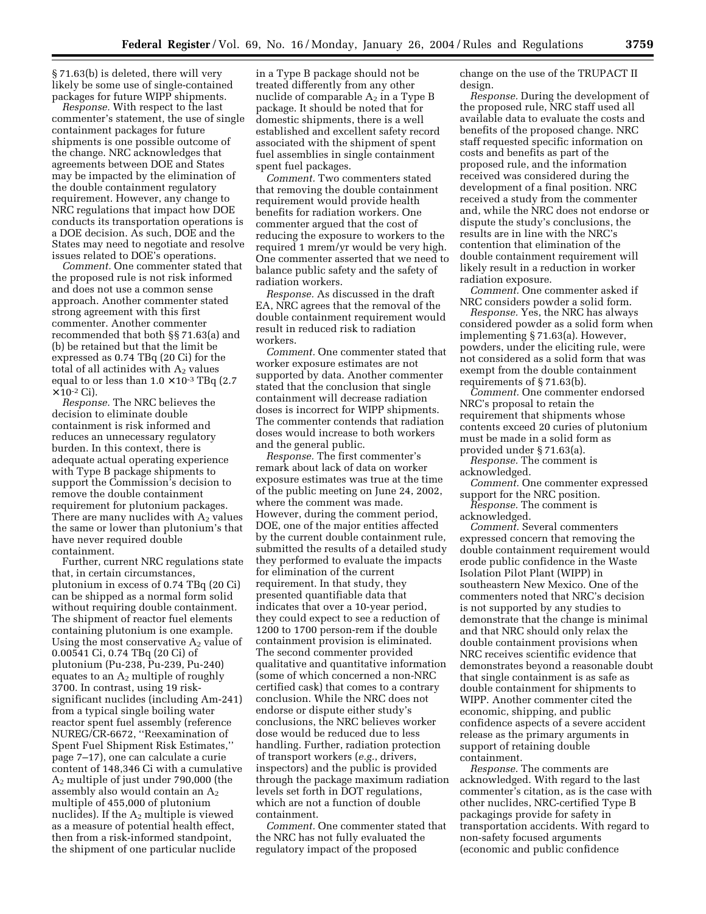§ 71.63(b) is deleted, there will very likely be some use of single-contained packages for future WIPP shipments.

*Response.* With respect to the last commenter's statement, the use of single containment packages for future shipments is one possible outcome of the change. NRC acknowledges that agreements between DOE and States may be impacted by the elimination of the double containment regulatory requirement. However, any change to NRC regulations that impact how DOE conducts its transportation operations is a DOE decision. As such, DOE and the States may need to negotiate and resolve issues related to DOE's operations.

*Comment.* One commenter stated that the proposed rule is not risk informed and does not use a common sense approach. Another commenter stated strong agreement with this first commenter. Another commenter recommended that both §§ 71.63(a) and (b) be retained but that the limit be expressed as 0.74 TBq (20 Ci) for the total of all actinides with $A_2$ values equal to or less than $1.0 \times 10^{-3}$ TBq ($2.7 \times 10^{-2}$ Ci).

*Response.* The NRC believes the decision to eliminate double containment is risk informed and reduces an unnecessary regulatory burden. In this context, there is adequate actual operating experience with Type B package shipments to support the Commission's decision to remove the double containment requirement for plutonium packages. There are many nuclides with $A_2$ values the same or lower than plutonium's that have never required double containment.

Further, current NRC regulations state that, in certain circumstances, plutonium in excess of 0.74 TBq (20 Ci) can be shipped as a normal form solid without requiring double containment. The shipment of reactor fuel elements containing plutonium is one example. Using the most conservative $A_2$ value of 0.00541 Ci, 0.74 TBq (20 Ci) of plutonium (Pu-238, Pu-239, Pu-240) equates to an $A_2$ multiple of roughly 3700. In contrast, using 19 risk-significant nuclides (including Am-241) from a typical single boiling water reactor spent fuel assembly (reference NUREG/CR-6672, "Reexamination of Spent Fuel Shipment Risk Estimates," page 7–17), one can calculate a curie content of 148,346 Ci with a cumulative $A_2$ multiple of just under 790,000 (the assembly also would contain an $A_2$ multiple of 455,000 of plutonium nuclides). If the $A_2$ multiple is viewed as a measure of potential health effect, then from a risk-informed standpoint, the shipment of one particular nuclide in a Type B package should not be treated differently from any other nuclide of comparable $A_2$ in a Type B package. It should be noted that for domestic shipments, there is a well established and excellent safety record associated with the shipment of spent fuel assemblies in single containment spent fuel packages.

*Comment.* Two commenters stated that removing the double containment requirement would provide health benefits for radiation workers. One commenter argued that the cost of reducing the exposure to workers to the required 1 mrem/yr would be very high. One commenter asserted that we need to balance public safety and the safety of radiation workers.

*Response.* As discussed in the draft EA, NRC agrees that the removal of the double containment requirement would result in reduced risk to radiation workers.

*Comment.* One commenter stated that worker exposure estimates are not supported by data. Another commenter stated that the conclusion that single containment will decrease radiation doses is incorrect for WIPP shipments. The commenter contends that radiation doses would increase to both workers and the general public.

*Response.* The first commenter's remark about lack of data on worker exposure estimates was true at the time of the public meeting on June 24, 2002, where the comment was made. However, during the comment period, DOE, one of the major entities affected by the current double containment rule, submitted the results of a detailed study they performed to evaluate the impacts for elimination of the current requirement. In that study, they presented quantifiable data that indicates that over a 10-year period, they could expect to see a reduction of 1200 to 1700 person-rem if the double containment provision is eliminated. The second commenter provided qualitative and quantitative information (some of which concerned a non-NRC certified cask) that comes to a contrary conclusion. While the NRC does not endorse or dispute either study's conclusions, the NRC believes worker dose would be reduced due to less handling. Further, radiation protection of transport workers (*e.g.*, drivers, inspectors) and the public is provided through the package maximum radiation levels set forth in DOT regulations, which are not a function of double containment.

*Comment.* One commenter stated that the NRC has not fully evaluated the regulatory impact of the proposed change on the use of the TRUPACT II design.

*Response.* During the development of the proposed rule, NRC staff used all available data to evaluate the costs and benefits of the proposed change. NRC staff requested specific information on costs and benefits as part of the proposed rule, and the information received was considered during the development of a final position. NRC received a study from the commenter and, while the NRC does not endorse or dispute the study's conclusions, the results are in line with the NRC's contention that elimination of the double containment requirement will likely result in a reduction in worker radiation exposure.

*Comment.* One commenter asked if NRC considers powder a solid form.

*Response.* Yes, the NRC has always considered powder as a solid form when implementing § 71.63(a). However, powders, under the eliciting rule, were not considered as a solid form that was exempt from the double containment requirements of § 71.63(b).

*Comment.* One commenter endorsed NRC's proposal to retain the requirement that shipments whose contents exceed 20 curies of plutonium must be made in a solid form as provided under § 71.63(a).

*Response.* The comment is acknowledged.

*Comment.* One commenter expressed support for the NRC position.

*Response.* The comment is acknowledged.

*Comment.* Several commenters expressed concern that removing the double containment requirement would erode public confidence in the Waste Isolation Pilot Plant (WIPP) in southeastern New Mexico. One of the commenters noted that NRC's decision is not supported by any studies to demonstrate that the change is minimal and that NRC should only relax the double containment provisions when NRC receives scientific evidence that demonstrates beyond a reasonable doubt that single containment is as safe as double containment for shipments to WIPP. Another commenter cited the economic, shipping, and public confidence aspects of a severe accident release as the primary arguments in support of retaining double containment.

*Response.* The comments are acknowledged. With regard to the last commenter's citation, as is the case with other nuclides, NRC-certified Type B packagings provide for safety in transportation accidents. With regard to non-safety focused arguments (economic and public confidence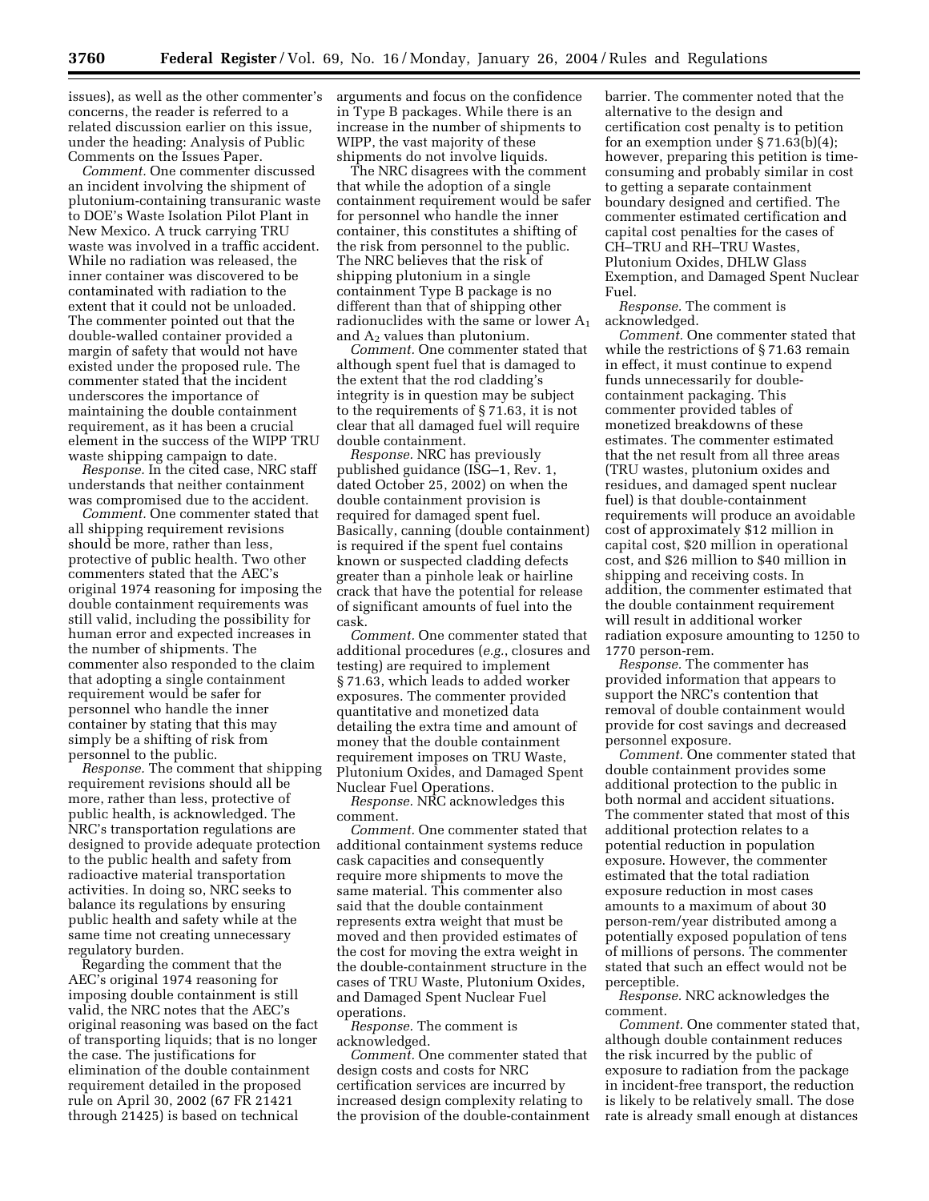issues), as well as the other commenter's concerns, the reader is referred to a related discussion earlier on this issue, under the heading: Analysis of Public Comments on the Issues Paper.

*Comment.* One commenter discussed an incident involving the shipment of plutonium-containing transuranic waste to DOE's Waste Isolation Pilot Plant in New Mexico. A truck carrying TRU waste was involved in a traffic accident. While no radiation was released, the inner container was discovered to be contaminated with radiation to the extent that it could not be unloaded. The commenter pointed out that the double-walled container provided a margin of safety that would not have existed under the proposed rule. The commenter stated that the incident underscores the importance of maintaining the double containment requirement, as it has been a crucial element in the success of the WIPP TRU waste shipping campaign to date.

*Response.* In the cited case, NRC staff understands that neither containment was compromised due to the accident.

*Comment.* One commenter stated that all shipping requirement revisions should be more, rather than less, protective of public health. Two other commenters stated that the AEC's original 1974 reasoning for imposing the double containment requirements was still valid, including the possibility for human error and expected increases in the number of shipments. The commenter also responded to the claim that adopting a single containment requirement would be safer for personnel who handle the inner container by stating that this may simply be a shifting of risk from personnel to the public.

*Response.* The comment that shipping requirement revisions should all be more, rather than less, protective of public health, is acknowledged. The NRC's transportation regulations are designed to provide adequate protection to the public health and safety from radioactive material transportation activities. In doing so, NRC seeks to balance its regulations by ensuring public health and safety while at the same time not creating unnecessary regulatory burden.

Regarding the comment that the AEC's original 1974 reasoning for imposing double containment is still valid, the NRC notes that the AEC's original reasoning was based on the fact of transporting liquids; that is no longer the case. The justifications for elimination of the double containment requirement detailed in the proposed rule on April 30, 2002 (67 FR 21421 through 21425) is based on technical arguments and focus on the confidence in Type B packages. While there is an increase in the number of shipments to WIPP, the vast majority of these shipments do not involve liquids.

The NRC disagrees with the comment that while the adoption of a single containment requirement would be safer for personnel who handle the inner container, this constitutes a shifting of the risk from personnel to the public. The NRC believes that the risk of shipping plutonium in a single containment Type B package is no different than that of shipping other radionuclides with the same or lower $A_1$ and $A_2$ values than plutonium.

*Comment.* One commenter stated that although spent fuel that is damaged to the extent that the rod cladding's integrity is in question may be subject to the requirements of § 71.63, it is not clear that all damaged fuel will require double containment.

*Response.* NRC has previously published guidance (ISG–1, Rev. 1, dated October 25, 2002) on when the double containment provision is required for damaged spent fuel. Basically, canning (double containment) is required if the spent fuel contains known or suspected cladding defects greater than a pinhole leak or hairline crack that have the potential for release of significant amounts of fuel into the cask.

*Comment.* One commenter stated that additional procedures (*e.g.*, closures and testing) are required to implement § 71.63, which leads to added worker exposures. The commenter provided quantitative and monetized data detailing the extra time and amount of money that the double containment requirement imposes on TRU Waste, Plutonium Oxides, and Damaged Spent Nuclear Fuel Operations.

*Response.* NRC acknowledges this comment.

*Comment.* One commenter stated that additional containment systems reduce cask capacities and consequently require more shipments to move the same material. This commenter also said that the double containment represents extra weight that must be moved and then provided estimates of the cost for moving the extra weight in the double-containment structure in the cases of TRU Waste, Plutonium Oxides, and Damaged Spent Nuclear Fuel operations.

*Response.* The comment is acknowledged.

*Comment.* One commenter stated that design costs and costs for NRC certification services are incurred by increased design complexity relating to the provision of the double-containment barrier. The commenter noted that the alternative to the design and certification cost penalty is to petition for an exemption under § 71.63(b)(4); however, preparing this petition is time-consuming and probably similar in cost to getting a separate containment boundary designed and certified. The commenter estimated certification and capital cost penalties for the cases of CH–TRU and RH–TRU Wastes, Plutonium Oxides, DHLW Glass Exemption, and Damaged Spent Nuclear Fuel.

*Response.* The comment is acknowledged.

*Comment.* One commenter stated that while the restrictions of § 71.63 remain in effect, it must continue to expend funds unnecessarily for double-containment packaging. This commenter provided tables of monetized breakdowns of these estimates. The commenter estimated that the net result from all three areas (TRU wastes, plutonium oxides and residues, and damaged spent nuclear fuel) is that double-containment requirements will produce an avoidable cost of approximately $12 million in capital cost, $20 million in operational cost, and $26 million to $40 million in shipping and receiving costs. In addition, the commenter estimated that the double containment requirement will result in additional worker radiation exposure amounting to 1250 to 1770 person-rem.

*Response.* The commenter has provided information that appears to support the NRC's contention that removal of double containment would provide for cost savings and decreased personnel exposure.

*Comment.* One commenter stated that double containment provides some additional protection to the public in both normal and accident situations. The commenter stated that most of this additional protection relates to a potential reduction in population exposure. However, the commenter estimated that the total radiation exposure reduction in most cases amounts to a maximum of about 30 person-rem/year distributed among a potentially exposed population of tens of millions of persons. The commenter stated that such an effect would not be perceptible.

*Response.* NRC acknowledges the comment.

*Comment.* One commenter stated that, although double containment reduces the risk incurred by the public of exposure to radiation from the package in incident-free transport, the reduction is likely to be relatively small. The dose rate is already small enough at distances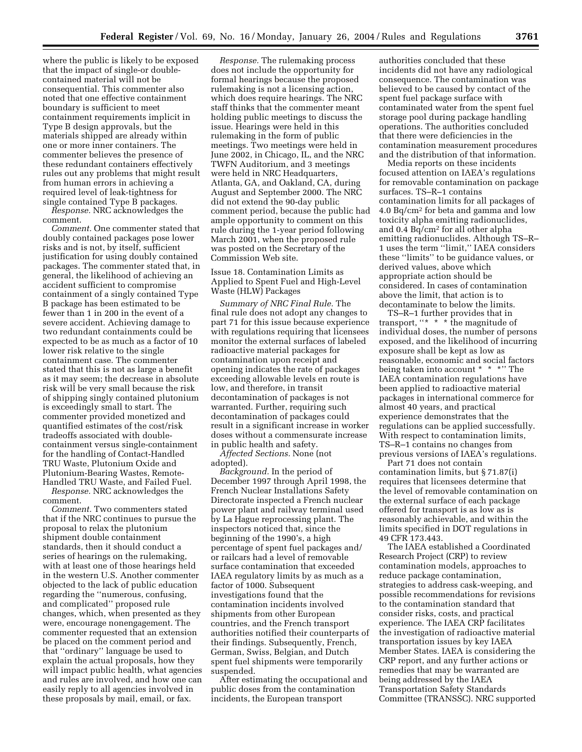where the public is likely to be exposed that the impact of single-or double-contained material will not be consequential. This commenter also noted that one effective containment boundary is sufficient to meet containment requirements implicit in Type B design approvals, but the materials shipped are already within one or more inner containers. The commenter believes the presence of these redundant containers effectively rules out any problems that might result from human errors in achieving a required level of leak-tightness for single contained Type B packages.

*Response.* NRC acknowledges the comment.

*Comment.* One commenter stated that doubly contained packages pose lower risks and is not, by itself, sufficient justification for using doubly contained packages. The commenter stated that, in general, the likelihood of achieving an accident sufficient to compromise containment of a singly contained Type B package has been estimated to be fewer than 1 in 200 in the event of a severe accident. Achieving damage to two redundant containments could be expected to be as much as a factor of 10 lower risk relative to the single containment case. The commenter stated that this is not as large a benefit as it may seem; the decrease in absolute risk will be very small because the risk of shipping singly contained plutonium is exceedingly small to start. The commenter provided monetized and quantified estimates of the cost/risk tradeoffs associated with double-containment versus single-containment for the handling of Contact-Handled TRU Waste, Plutonium Oxide and Plutonium-Bearing Wastes, Remote-Handled TRU Waste, and Failed Fuel.

*Response.* NRC acknowledges the comment.

*Comment.* Two commenters stated that if the NRC continues to pursue the proposal to relax the plutonium shipment double containment standards, then it should conduct a series of hearings on the rulemaking, with at least one of those hearings held in the western U.S. Another commenter objected to the lack of public education regarding the ''numerous, confusing, and complicated'' proposed rule changes, which, when presented as they were, encourage nonengagement. The commenter requested that an extension be placed on the comment period and that ''ordinary'' language be used to explain the actual proposals, how they will impact public health, what agencies and rules are involved, and how one can easily reply to all agencies involved in these proposals by mail, email, or fax.

*Response.* The rulemaking process does not include the opportunity for formal hearings because the proposed rulemaking is not a licensing action, which does require hearings. The NRC staff thinks that the commenter meant holding public meetings to discuss the issue. Hearings were held in this rulemaking in the form of public meetings. Two meetings were held in June 2002, in Chicago, IL, and the NRC TWFN Auditorium, and 3 meetings were held in NRC Headquarters, Atlanta, GA, and Oakland, CA, during August and September 2000. The NRC did not extend the 90-day public comment period, because the public had ample opportunity to comment on this rule during the 1-year period following March 2001, when the proposed rule was posted on the Secretary of the Commission Web site.

Issue 18. Contamination Limits as Applied to Spent Fuel and High-Level Waste (HLW) Packages

*Summary of NRC Final Rule.* The final rule does not adopt any changes to part 71 for this issue because experience with regulations requiring that licensees monitor the external surfaces of labeled radioactive material packages for contamination upon receipt and opening indicates the rate of packages exceeding allowable levels en route is low, and therefore, in transit decontamination of packages is not warranted. Further, requiring such decontamination of packages could result in a significant increase in worker doses without a commensurate increase in public health and safety.

*Affected Sections.* None (not adopted).

*Background.* In the period of December 1997 through April 1998, the French Nuclear Installations Safety Directorate inspected a French nuclear power plant and railway terminal used by La Hague reprocessing plant. The inspectors noticed that, since the beginning of the 1990's, a high percentage of spent fuel packages and/or railcars had a level of removable surface contamination that exceeded IAEA regulatory limits by as much as a factor of 1000. Subsequent investigations found that the contamination incidents involved shipments from other European countries, and the French transport authorities notified their counterparts of their findings. Subsequently, French, German, Swiss, Belgian, and Dutch spent fuel shipments were temporarily suspended.

After estimating the occupational and public doses from the contamination incidents, the European transport authorities concluded that these incidents did not have any radiological consequence. The contamination was believed to be caused by contact of the spent fuel package surface with contaminated water from the spent fuel storage pool during package handling operations. The authorities concluded that there were deficiencies in the contamination measurement procedures and the distribution of that information.

Media reports on these incidents focused attention on IAEA's regulations for removable contamination on package surfaces. TS–R–1 contains contamination limits for all packages of 4.0 Bq/cm$^2$ for beta and gamma and low toxicity alpha emitting radionuclides, and 0.4 Bq/cm$^2$ for all other alpha emitting radionuclides. Although TS–R–1 uses the term ''limit,'' IAEA considers these ''limits'' to be guidance values, or derived values, above which appropriate action should be considered. In cases of contamination above the limit, that action is to decontaminate to below the limits.

TS–R–1 further provides that in transport, ''* * * the magnitude of individual doses, the number of persons exposed, and the likelihood of incurring exposure shall be kept as low as reasonable, economic and social factors being taken into account * * *'' The IAEA contamination regulations have been applied to radioactive material packages in international commerce for almost 40 years, and practical experience demonstrates that the regulations can be applied successfully. With respect to contamination limits, TS–R–1 contains no changes from previous versions of IAEA's regulations.

Part 71 does not contain contamination limits, but § 71.87(i) requires that licensees determine that the level of removable contamination on the external surface of each package offered for transport is as low as is reasonably achievable, and within the limits specified in DOT regulations in 49 CFR 173.443.

The IAEA established a Coordinated Research Project (CRP) to review contamination models, approaches to reduce package contamination, strategies to address cask-weeping, and possible recommendations for revisions to the contamination standard that consider risks, costs, and practical experience. The IAEA CRP facilitates the investigation of radioactive material transportation issues by key IAEA Member States. IAEA is considering the CRP report, and any further actions or remedies that may be warranted are being addressed by the IAEA Transportation Safety Standards Committee (TRANSSC). NRC supported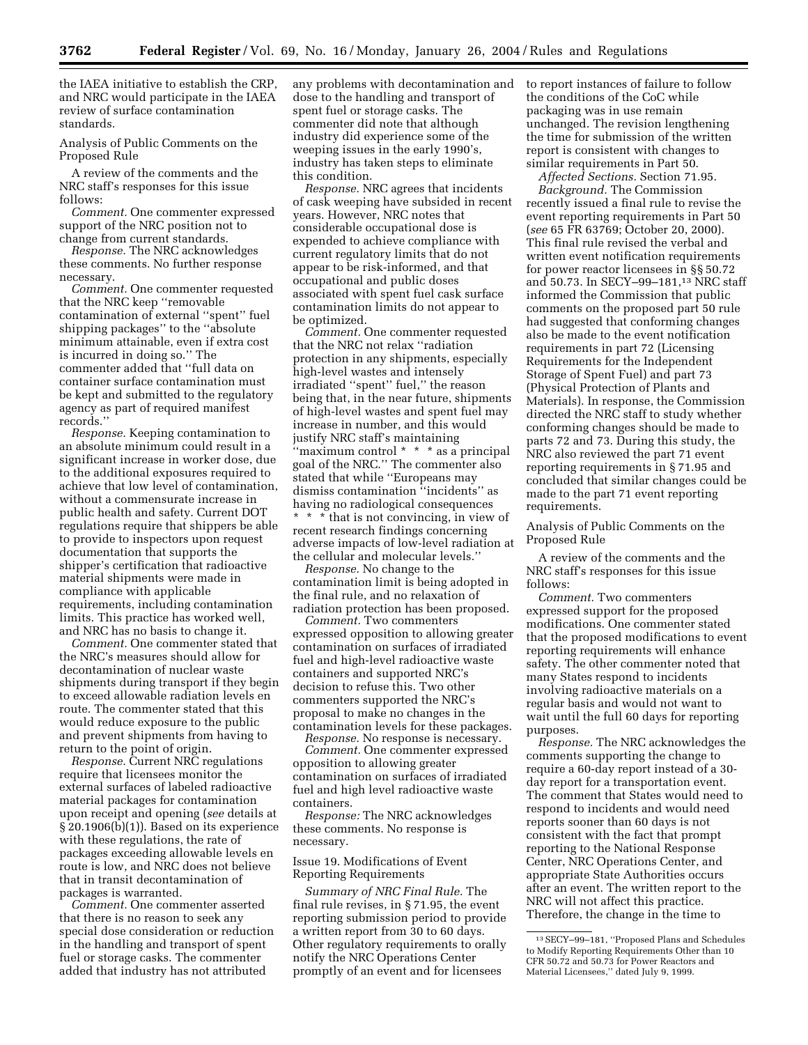the IAEA initiative to establish the CRP, and NRC would participate in the IAEA review of surface contamination standards.

Analysis of Public Comments on the Proposed Rule

A review of the comments and the NRC staff's responses for this issue follows:

*Comment.* One commenter expressed support of the NRC position not to change from current standards.

*Response.* The NRC acknowledges these comments. No further response necessary.

*Comment.* One commenter requested that the NRC keep ''removable contamination of external ''spent'' fuel shipping packages'' to the ''absolute minimum attainable, even if extra cost is incurred in doing so.'' The commenter added that ''full data on container surface contamination must be kept and submitted to the regulatory agency as part of required manifest records.''

*Response.* Keeping contamination to an absolute minimum could result in a significant increase in worker dose, due to the additional exposures required to achieve that low level of contamination, without a commensurate increase in public health and safety. Current DOT regulations require that shippers be able to provide to inspectors upon request documentation that supports the shipper's certification that radioactive material shipments were made in compliance with applicable requirements, including contamination limits. This practice has worked well, and NRC has no basis to change it.

*Comment.* One commenter stated that the NRC's measures should allow for decontamination of nuclear waste shipments during transport if they begin to exceed allowable radiation levels en route. The commenter stated that this would reduce exposure to the public and prevent shipments from having to return to the point of origin.

*Response.* Current NRC regulations require that licensees monitor the external surfaces of labeled radioactive material packages for contamination upon receipt and opening (*see* details at § 20.1906(b)(1)). Based on its experience with these regulations, the rate of packages exceeding allowable levels en route is low, and NRC does not believe that in transit decontamination of packages is warranted.

*Comment.* One commenter asserted that there is no reason to seek any special dose consideration or reduction in the handling and transport of spent fuel or storage casks. The commenter added that industry has not attributed any problems with decontamination and dose to the handling and transport of spent fuel or storage casks. The commenter did note that although industry did experience some of the weeping issues in the early 1990's, industry has taken steps to eliminate this condition.

*Response.* NRC agrees that incidents of cask weeping have subsided in recent years. However, NRC notes that considerable occupational dose is expended to achieve compliance with current regulatory limits that do not appear to be risk-informed, and that occupational and public doses associated with spent fuel cask surface contamination limits do not appear to be optimized.

*Comment.* One commenter requested that the NRC not relax ''radiation protection in any shipments, especially high-level wastes and intensely irradiated ''spent'' fuel,'' the reason being that, in the near future, shipments of high-level wastes and spent fuel may increase in number, and this would justify NRC staff's maintaining ''maximum control * * * as a principal goal of the NRC.'' The commenter also stated that while ''Europeans may dismiss contamination ''incidents'' as having no radiological consequences * * * that is not convincing, in view of recent research findings concerning adverse impacts of low-level radiation at the cellular and molecular levels.''

*Response.* No change to the contamination limit is being adopted in the final rule, and no relaxation of radiation protection has been proposed.

*Comment.* Two commenters expressed opposition to allowing greater contamination on surfaces of irradiated fuel and high-level radioactive waste containers and supported NRC's decision to refuse this. Two other commenters supported the NRC's proposal to make no changes in the contamination levels for these packages.

*Response.* No response is necessary.

*Comment.* One commenter expressed opposition to allowing greater contamination on surfaces of irradiated fuel and high level radioactive waste containers.

*Response:* The NRC acknowledges these comments. No response is necessary.

Issue 19. Modifications of Event Reporting Requirements

*Summary of NRC Final Rule.* The final rule revises, in § 71.95, the event reporting submission period to provide a written report from 30 to 60 days. Other regulatory requirements to orally notify the NRC Operations Center promptly of an event and for licensees to report instances of failure to follow the conditions of the CoC while packaging was in use remain unchanged. The revision lengthening the time for submission of the written report is consistent with changes to similar requirements in Part 50.

*Affected Sections.* Section 71.95.

*Background.* The Commission recently issued a final rule to revise the event reporting requirements in Part 50 (*see* 65 FR 63769; October 20, 2000). This final rule revised the verbal and written event notification requirements for power reactor licensees in §§ 50.72 and 50.73. In SECY–99–181,[13] NRC staff informed the Commission that public comments on the proposed part 50 rule had suggested that conforming changes also be made to the event notification requirements in part 72 (Licensing Requirements for the Independent Storage of Spent Fuel) and part 73 (Physical Protection of Plants and Materials). In response, the Commission directed the NRC staff to study whether conforming changes should be made to parts 72 and 73. During this study, the NRC also reviewed the part 71 event reporting requirements in § 71.95 and concluded that similar changes could be made to the part 71 event reporting requirements.

Analysis of Public Comments on the Proposed Rule

A review of the comments and the NRC staff's responses for this issue follows:

*Comment.* Two commenters expressed support for the proposed modifications. One commenter stated that the proposed modifications to event reporting requirements will enhance safety. The other commenter noted that many States respond to incidents involving radioactive materials on a regular basis and would not want to wait until the full 60 days for reporting purposes.

*Response.* The NRC acknowledges the comments supporting the change to require a 60-day report instead of a 30-day report for a transportation event. The comment that States would need to respond to incidents and would need reports sooner than 60 days is not consistent with the fact that prompt reporting to the National Response Center, NRC Operations Center, and appropriate State Authorities occurs after an event. The written report to the NRC will not affect this practice. Therefore, the change in the time to

[13] SECY–99–181, ''Proposed Plans and Schedules to Modify Reporting Requirements Other than 10 CFR 50.72 and 50.73 for Power Reactors and Material Licensees,'' dated July 9, 1999.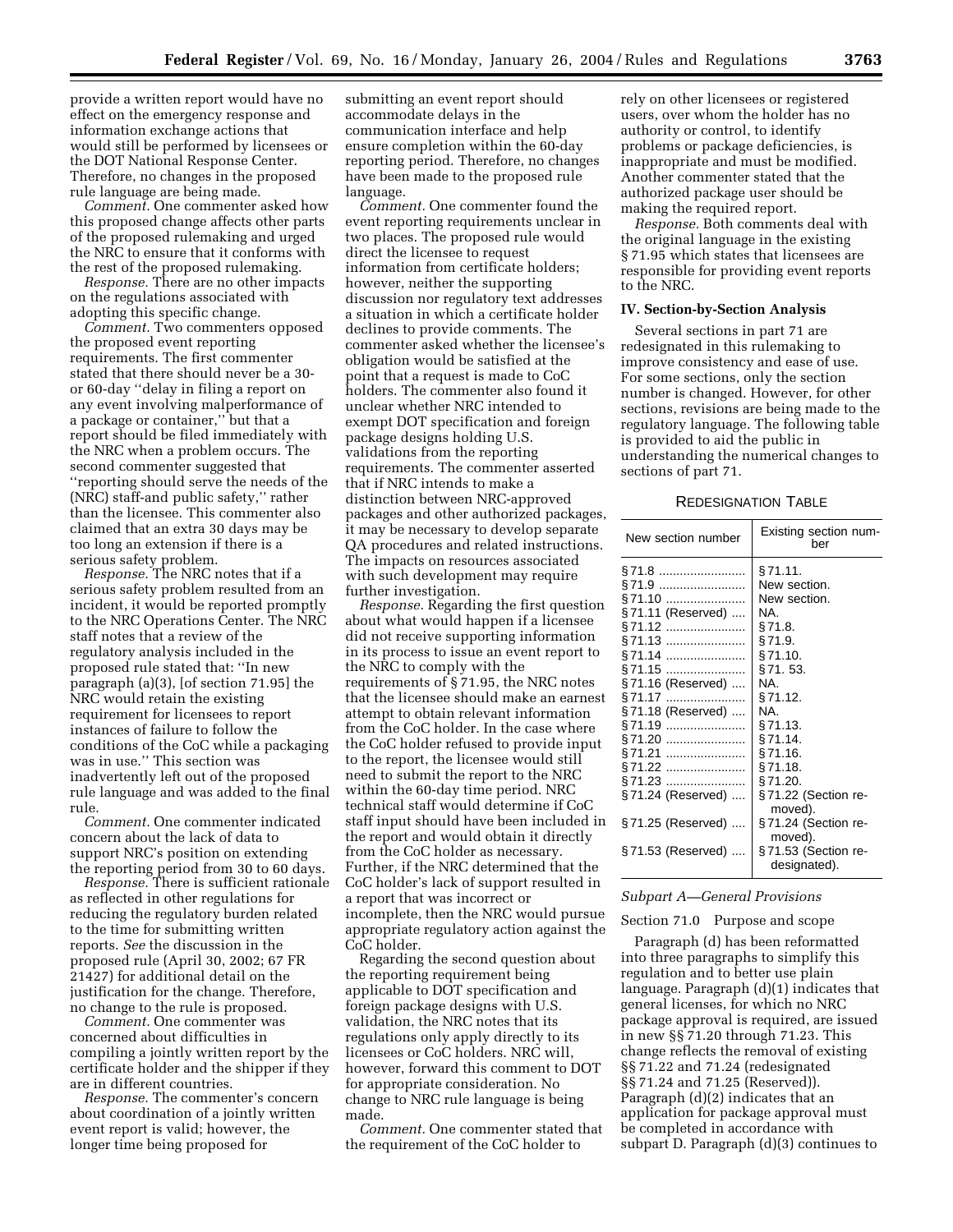provide a written report would have no effect on the emergency response and information exchange actions that would still be performed by licensees or the DOT National Response Center. Therefore, no changes in the proposed rule language are being made.

*Comment.* One commenter asked how this proposed change affects other parts of the proposed rulemaking and urged the NRC to ensure that it conforms with the rest of the proposed rulemaking.

*Response.* There are no other impacts on the regulations associated with adopting this specific change.

*Comment.* Two commenters opposed the proposed event reporting requirements. The first commenter stated that there should never be a 30- or 60-day ''delay in filing a report on any event involving malperformance of a package or container,'' but that a report should be filed immediately with the NRC when a problem occurs. The second commenter suggested that ''reporting should serve the needs of the (NRC) staff-and public safety,'' rather than the licensee. This commenter also claimed that an extra 30 days may be too long an extension if there is a serious safety problem.

*Response.* The NRC notes that if a serious safety problem resulted from an incident, it would be reported promptly to the NRC Operations Center. The NRC staff notes that a review of the regulatory analysis included in the proposed rule stated that: ''In new paragraph (a)(3), [of section 71.95] the NRC would retain the existing requirement for licensees to report instances of failure to follow the conditions of the CoC while a packaging was in use.'' This section was inadvertently left out of the proposed rule language and was added to the final rule.

*Comment.* One commenter indicated concern about the lack of data to support NRC's position on extending the reporting period from 30 to 60 days.

*Response.* There is sufficient rationale as reflected in other regulations for reducing the regulatory burden related to the time for submitting written reports. *See* the discussion in the proposed rule (April 30, 2002; 67 FR 21427) for additional detail on the justification for the change. Therefore, no change to the rule is proposed.

*Comment.* One commenter was concerned about difficulties in compiling a jointly written report by the certificate holder and the shipper if they are in different countries.

*Response.* The commenter's concern about coordination of a jointly written event report is valid; however, the longer time being proposed for submitting an event report should accommodate delays in the communication interface and help ensure completion within the 60-day reporting period. Therefore, no changes have been made to the proposed rule language.

*Comment.* One commenter found the event reporting requirements unclear in two places. The proposed rule would direct the licensee to request information from certificate holders; however, neither the supporting discussion nor regulatory text addresses a situation in which a certificate holder declines to provide comments. The commenter asked whether the licensee's obligation would be satisfied at the point that a request is made to CoC holders. The commenter also found it unclear whether NRC intended to exempt DOT specification and foreign package designs holding U.S. validations from the reporting requirements. The commenter asserted that if NRC intends to make a distinction between NRC-approved packages and other authorized packages, it may be necessary to develop separate QA procedures and related instructions. The impacts on resources associated with such development may require further investigation.

*Response.* Regarding the first question about what would happen if a licensee did not receive supporting information in its process to issue an event report to the NRC to comply with the requirements of § 71.95, the NRC notes that the licensee should make an earnest attempt to obtain relevant information from the CoC holder. In the case where the CoC holder refused to provide input to the report, the licensee would still need to submit the report to the NRC within the 60-day time period. NRC technical staff would determine if CoC staff input should have been included in the report and would obtain it directly from the CoC holder as necessary. Further, if the NRC determined that the CoC holder's lack of support resulted in a report that was incorrect or incomplete, then the NRC would pursue appropriate regulatory action against the CoC holder.

Regarding the second question about the reporting requirement being applicable to DOT specification and foreign package designs with U.S. validation, the NRC notes that its regulations only apply directly to its licensees or CoC holders. NRC will, however, forward this comment to DOT for appropriate consideration. No change to NRC rule language is being made.

*Comment.* One commenter stated that the requirement of the CoC holder to rely on other licensees or registered users, over whom the holder has no authority or control, to identify problems or package deficiencies, is inappropriate and must be modified. Another commenter stated that the authorized package user should be making the required report.

*Response.* Both comments deal with the original language in the existing § 71.95 which states that licensees are responsible for providing event reports to the NRC.

## IV. Section-by-Section Analysis

Several sections in part 71 are redesignated in this rulemaking to improve consistency and ease of use. For some sections, only the section number is changed. However, for other sections, revisions are being made to the regulatory language. The following table is provided to aid the public in understanding the numerical changes to sections of part 71.

REDESIGNATION TABLE

| New section number | Existing section number |
|---|---|
| § 71.8 | § 71.11. |
| § 71.9 | New section. |
| § 71.10 | New section. |
| § 71.11 (Reserved) | NA. |
| § 71.12 | § 71.8. |
| § 71.13 | § 71.9. |
| § 71.14 | § 71.10. |
| § 71.15 | § 71. 53. |
| § 71.16 (Reserved) | NA. |
| § 71.17 | § 71.12. |
| § 71.18 (Reserved) | NA. |
| § 71.19 | § 71.13. |
| § 71.20 | § 71.14. |
| § 71.21 | § 71.16. |
| § 71.22 | § 71.18. |
| § 71.23 | § 71.20. |
| § 71.24 (Reserved) | § 71.22 (Section removed). |
| § 71.25 (Reserved) | § 71.24 (Section removed). |
| § 71.53 (Reserved) | § 71.53 (Section redesignated). |

### *Subpart A—General Provisions*

Section 71.0 Purpose and scope

Paragraph (d) has been reformatted into three paragraphs to simplify this regulation and to better use plain language. Paragraph (d)(1) indicates that general licenses, for which no NRC package approval is required, are issued in new §§ 71.20 through 71.23. This change reflects the removal of existing §§ 71.22 and 71.24 (redesignated §§ 71.24 and 71.25 (Reserved)). Paragraph (d)(2) indicates that an application for package approval must be completed in accordance with subpart D. Paragraph (d)(3) continues to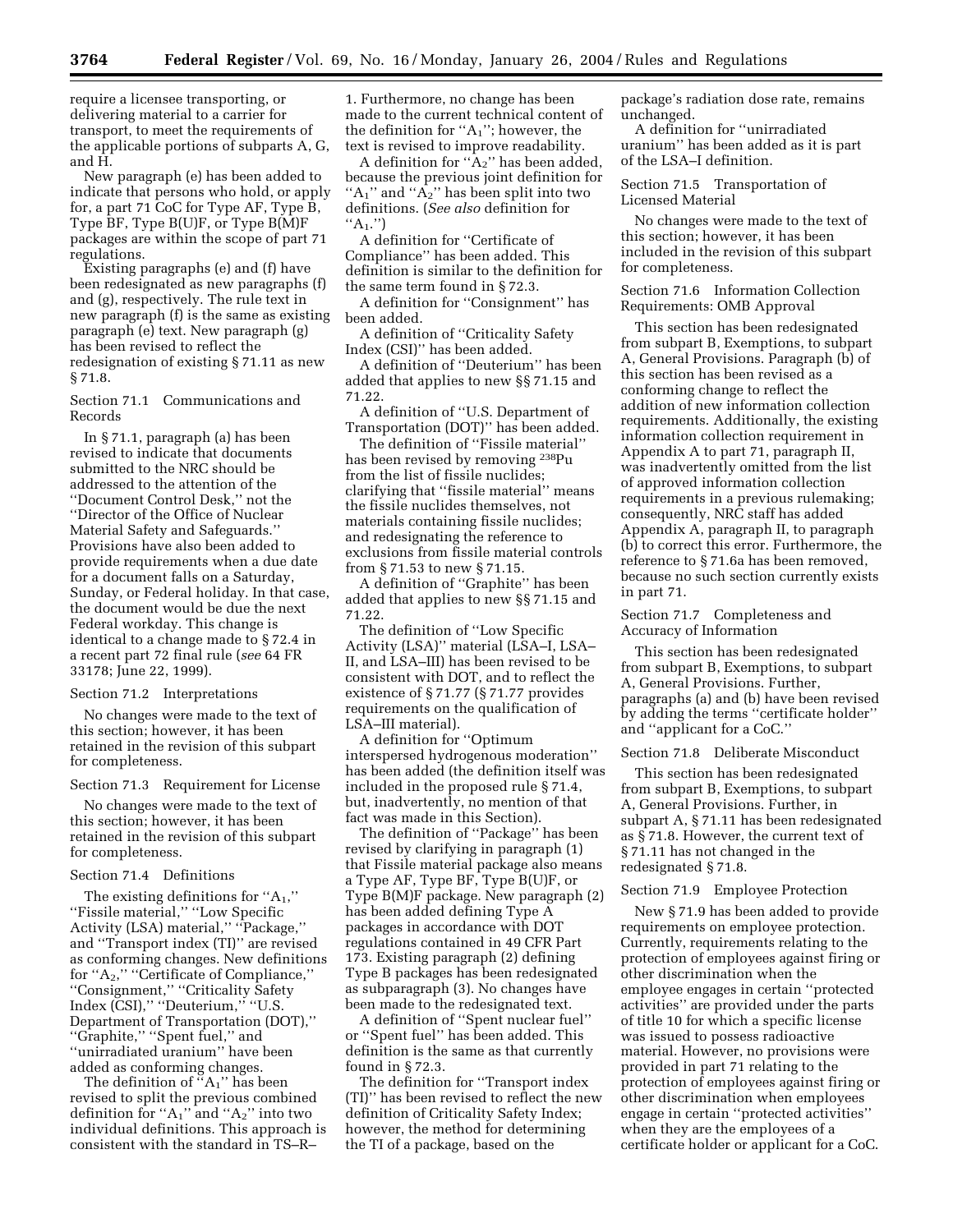require a licensee transporting, or delivering material to a carrier for transport, to meet the requirements of the applicable portions of subparts A, G, and H.

New paragraph (e) has been added to indicate that persons who hold, or apply for, a part 71 CoC for Type AF, Type B, Type BF, Type B(U)F, or Type B(M)F packages are within the scope of part 71 regulations.

Existing paragraphs (e) and (f) have been redesignated as new paragraphs (f) and (g), respectively. The rule text in new paragraph (f) is the same as existing paragraph (e) text. New paragraph (g) has been revised to reflect the redesignation of existing § 71.11 as new § 71.8.

Section 71.1 Communications and Records

In § 71.1, paragraph (a) has been revised to indicate that documents submitted to the NRC should be addressed to the attention of the ''Document Control Desk,'' not the ''Director of the Office of Nuclear Material Safety and Safeguards.'' Provisions have also been added to provide requirements when a due date for a document falls on a Saturday, Sunday, or Federal holiday. In that case, the document would be due the next Federal workday. This change is identical to a change made to § 72.4 in a recent part 72 final rule (*see* 64 FR 33178; June 22, 1999).

Section 71.2 Interpretations

No changes were made to the text of this section; however, it has been retained in the revision of this subpart for completeness.

Section 71.3 Requirement for License

No changes were made to the text of this section; however, it has been retained in the revision of this subpart for completeness.

Section 71.4 Definitions

The existing definitions for ''$A_1$,'' ''Fissile material,'' ''Low Specific Activity (LSA) material,'' ''Package,'' and ''Transport index (TI)'' are revised as conforming changes. New definitions for ''$A_2$,'' ''Certificate of Compliance,'' ''Consignment,'' ''Criticality Safety Index (CSI),'' ''Deuterium,'' ''U.S. Department of Transportation (DOT),'' ''Graphite,'' ''Spent fuel,'' and ''unirradiated uranium'' have been added as conforming changes.

The definition of ''$A_1$'' has been revised to split the previous combined definition for ''$A_1$'' and ''$A_2$'' into two individual definitions. This approach is consistent with the standard in TS–R–1. Furthermore, no change has been made to the current technical content of the definition for ''$A_1$''; however, the text is revised to improve readability.

A definition for ''$A_2$'' has been added, because the previous joint definition for ''$A_1$'' and ''$A_2$'' has been split into two definitions. (*See also* definition for ''$A_1$.'')

A definition for ''Certificate of Compliance'' has been added. This definition is similar to the definition for the same term found in § 72.3.

A definition for ''Consignment'' has been added.

A definition of ''Criticality Safety Index (CSI)'' has been added.

A definition of ''Deuterium'' has been added that applies to new §§ 71.15 and 71.22.

A definition of ''U.S. Department of Transportation (DOT)'' has been added.

The definition of ''Fissile material'' has been revised by removing $^{238}$Pu from the list of fissile nuclides; clarifying that ''fissile material'' means the fissile nuclides themselves, not materials containing fissile nuclides; and redesignating the reference to exclusions from fissile material controls from § 71.53 to new § 71.15.

A definition of ''Graphite'' has been added that applies to new §§ 71.15 and 71.22.

The definition of ''Low Specific Activity (LSA)'' material (LSA–I, LSA–II, and LSA–III) has been revised to be consistent with DOT, and to reflect the existence of § 71.77 (§ 71.77 provides requirements on the qualification of LSA–III material).

A definition for ''Optimum interspersed hydrogenous moderation'' has been added (the definition itself was included in the proposed rule § 71.4, but, inadvertently, no mention of that fact was made in this Section).

The definition of ''Package'' has been revised by clarifying in paragraph (1) that Fissile material package also means a Type AF, Type BF, Type B(U)F, or Type B(M)F package. New paragraph (2) has been added defining Type A packages in accordance with DOT regulations contained in 49 CFR Part 173. Existing paragraph (2) defining Type B packages has been redesignated as subparagraph (3). No changes have been made to the redesignated text.

A definition of ''Spent nuclear fuel'' or ''Spent fuel'' has been added. This definition is the same as that currently found in § 72.3.

The definition for ''Transport index (TI)'' has been revised to reflect the new definition of Criticality Safety Index; however, the method for determining the TI of a package, based on the package's radiation dose rate, remains unchanged.

A definition for ''unirradiated uranium'' has been added as it is part of the LSA–I definition.

Section 71.5 Transportation of Licensed Material

No changes were made to the text of this section; however, it has been included in the revision of this subpart for completeness.

Section 71.6 Information Collection Requirements: OMB Approval

This section has been redesignated from subpart B, Exemptions, to subpart A, General Provisions. Paragraph (b) of this section has been revised as a conforming change to reflect the addition of new information collection requirements. Additionally, the existing information collection requirement in Appendix A to part 71, paragraph II, was inadvertently omitted from the list of approved information collection requirements in a previous rulemaking; consequently, NRC staff has added Appendix A, paragraph II, to paragraph (b) to correct this error. Furthermore, the reference to § 71.6a has been removed, because no such section currently exists in part 71.

Section 71.7 Completeness and Accuracy of Information

This section has been redesignated from subpart B, Exemptions, to subpart A, General Provisions. Further, paragraphs (a) and (b) have been revised by adding the terms ''certificate holder'' and ''applicant for a CoC.''

Section 71.8 Deliberate Misconduct

This section has been redesignated from subpart B, Exemptions, to subpart A, General Provisions. Further, in subpart A, § 71.11 has been redesignated as § 71.8. However, the current text of § 71.11 has not changed in the redesignated § 71.8.

Section 71.9 Employee Protection

New § 71.9 has been added to provide requirements on employee protection. Currently, requirements relating to the protection of employees against firing or other discrimination when the employee engages in certain ''protected activities'' are provided under the parts of title 10 for which a specific license was issued to possess radioactive material. However, no provisions were provided in part 71 relating to the protection of employees against firing or other discrimination when employees engage in certain ''protected activities'' when they are the employees of a certificate holder or applicant for a CoC.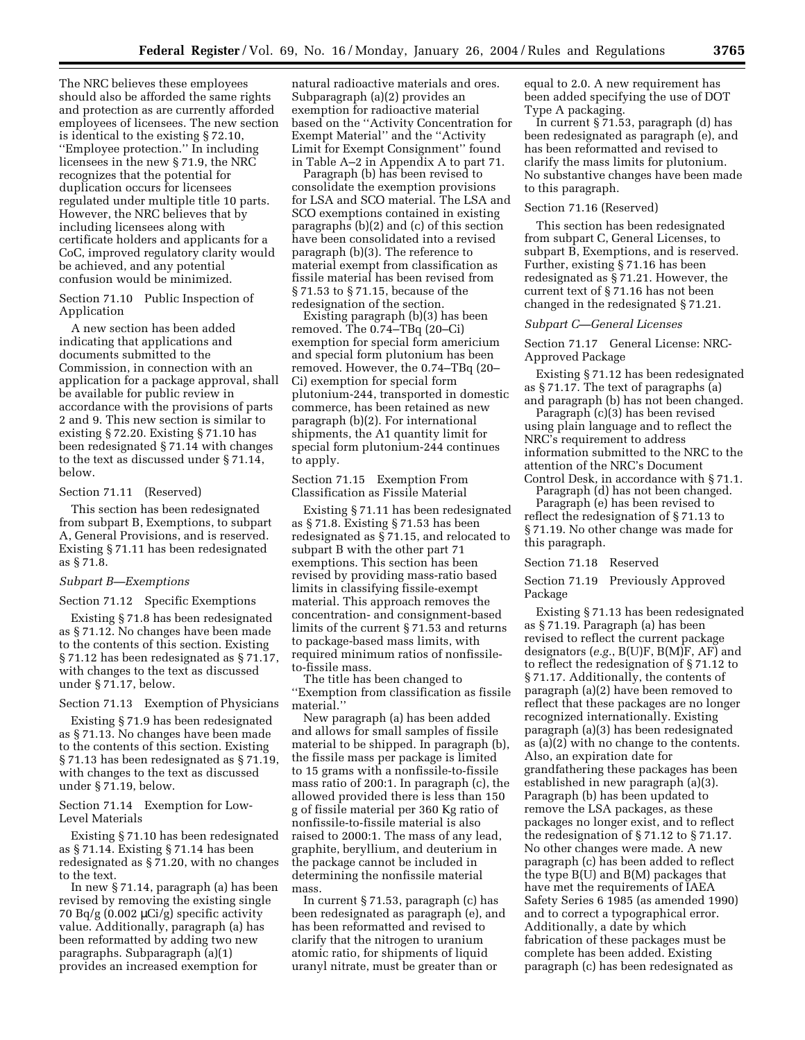The NRC believes these employees should also be afforded the same rights and protection as are currently afforded employees of licensees. The new section is identical to the existing § 72.10, ''Employee protection.'' In including licensees in the new § 71.9, the NRC recognizes that the potential for duplication occurs for licensees regulated under multiple title 10 parts. However, the NRC believes that by including licensees along with certificate holders and applicants for a CoC, improved regulatory clarity would be achieved, and any potential confusion would be minimized.

Section 71.10 Public Inspection of Application

A new section has been added indicating that applications and documents submitted to the Commission, in connection with an application for a package approval, shall be available for public review in accordance with the provisions of parts 2 and 9. This new section is similar to existing § 72.20. Existing § 71.10 has been redesignated § 71.14 with changes to the text as discussed under § 71.14, below.

Section 71.11 (Reserved)

This section has been redesignated from subpart B, Exemptions, to subpart A, General Provisions, and is reserved. Existing § 71.11 has been redesignated as § 71.8.

*Subpart B—Exemptions*

Section 71.12 Specific Exemptions

Existing § 71.8 has been redesignated as § 71.12. No changes have been made to the contents of this section. Existing § 71.12 has been redesignated as § 71.17, with changes to the text as discussed under § 71.17, below.

Section 71.13 Exemption of Physicians

Existing § 71.9 has been redesignated as § 71.13. No changes have been made to the contents of this section. Existing § 71.13 has been redesignated as § 71.19, with changes to the text as discussed under § 71.19, below.

Section 71.14 Exemption for Low-Level Materials

Existing § 71.10 has been redesignated as § 71.14. Existing § 71.14 has been redesignated as § 71.20, with no changes to the text.

In new § 71.14, paragraph (a) has been revised by removing the existing single 70 Bq/g (0.002 μCi/g) specific activity value. Additionally, paragraph (a) has been reformatted by adding two new paragraphs. Subparagraph (a)(1) provides an increased exemption for natural radioactive materials and ores. Subparagraph (a)(2) provides an exemption for radioactive material based on the ''Activity Concentration for Exempt Material'' and the ''Activity Limit for Exempt Consignment'' found in Table A–2 in Appendix A to part 71.

Paragraph (b) has been revised to consolidate the exemption provisions for LSA and SCO material. The LSA and SCO exemptions contained in existing paragraphs (b)(2) and (c) of this section have been consolidated into a revised paragraph (b)(3). The reference to material exempt from classification as fissile material has been revised from § 71.53 to § 71.15, because of the redesignation of the section.

Existing paragraph (b)(3) has been removed. The 0.74–TBq (20–Ci) exemption for special form americium and special form plutonium has been removed. However, the 0.74–TBq (20–Ci) exemption for special form plutonium-244, transported in domestic commerce, has been retained as new paragraph (b)(2). For international shipments, the A1 quantity limit for special form plutonium-244 continues to apply.

Section 71.15 Exemption From Classification as Fissile Material

Existing § 71.11 has been redesignated as § 71.8. Existing § 71.53 has been redesignated as § 71.15, and relocated to subpart B with the other part 71 exemptions. This section has been revised by providing mass-ratio based limits in classifying fissile-exempt material. This approach removes the concentration- and consignment-based limits of the current § 71.53 and returns to package-based mass limits, with required minimum ratios of nonfissile-to-fissile mass.

The title has been changed to ''Exemption from classification as fissile material.''

New paragraph (a) has been added and allows for small samples of fissile material to be shipped. In paragraph (b), the fissile mass per package is limited to 15 grams with a nonfissile-to-fissile mass ratio of 200:1. In paragraph (c), the allowed provided there is less than 150 g of fissile material per 360 Kg ratio of nonfissile-to-fissile material is also raised to 2000:1. The mass of any lead, graphite, beryllium, and deuterium in the package cannot be included in determining the nonfissile material mass.

In current § 71.53, paragraph (c) has been redesignated as paragraph (e), and has been reformatted and revised to clarify that the nitrogen to uranium atomic ratio, for shipments of liquid uranyl nitrate, must be greater than or equal to 2.0. A new requirement has been added specifying the use of DOT Type A packaging.

In current § 71.53, paragraph (d) has been redesignated as paragraph (e), and has been reformatted and revised to clarify the mass limits for plutonium. No substantive changes have been made to this paragraph.

Section 71.16 (Reserved)

This section has been redesignated from subpart C, General Licenses, to subpart B, Exemptions, and is reserved. Further, existing § 71.16 has been redesignated as § 71.21. However, the current text of § 71.16 has not been changed in the redesignated § 71.21.

*Subpart C—General Licenses*

Section 71.17 General License: NRC-Approved Package

Existing § 71.12 has been redesignated as § 71.17. The text of paragraphs (a) and paragraph (b) has not been changed.

Paragraph (c)(3) has been revised using plain language and to reflect the NRC's requirement to address information submitted to the NRC to the attention of the NRC's Document Control Desk, in accordance with § 71.1.

Paragraph (d) has not been changed.

Paragraph (e) has been revised to reflect the redesignation of § 71.13 to § 71.19. No other change was made for this paragraph.

Section 71.18 Reserved

Section 71.19 Previously Approved Package

Existing § 71.13 has been redesignated as § 71.19. Paragraph (a) has been revised to reflect the current package designators (*e.g.*, B(U)F, B(M)F, AF) and to reflect the redesignation of § 71.12 to § 71.17. Additionally, the contents of paragraph (a)(2) have been removed to reflect that these packages are no longer recognized internationally. Existing paragraph (a)(3) has been redesignated as (a)(2) with no change to the contents. Also, an expiration date for grandfathering these packages has been established in new paragraph (a)(3). Paragraph (b) has been updated to remove the LSA packages, as these packages no longer exist, and to reflect the redesignation of § 71.12 to § 71.17. No other changes were made. A new paragraph (c) has been added to reflect the type B(U) and B(M) packages that have met the requirements of IAEA Safety Series 6 1985 (as amended 1990) and to correct a typographical error. Additionally, a date by which fabrication of these packages must be complete has been added. Existing paragraph (c) has been redesignated as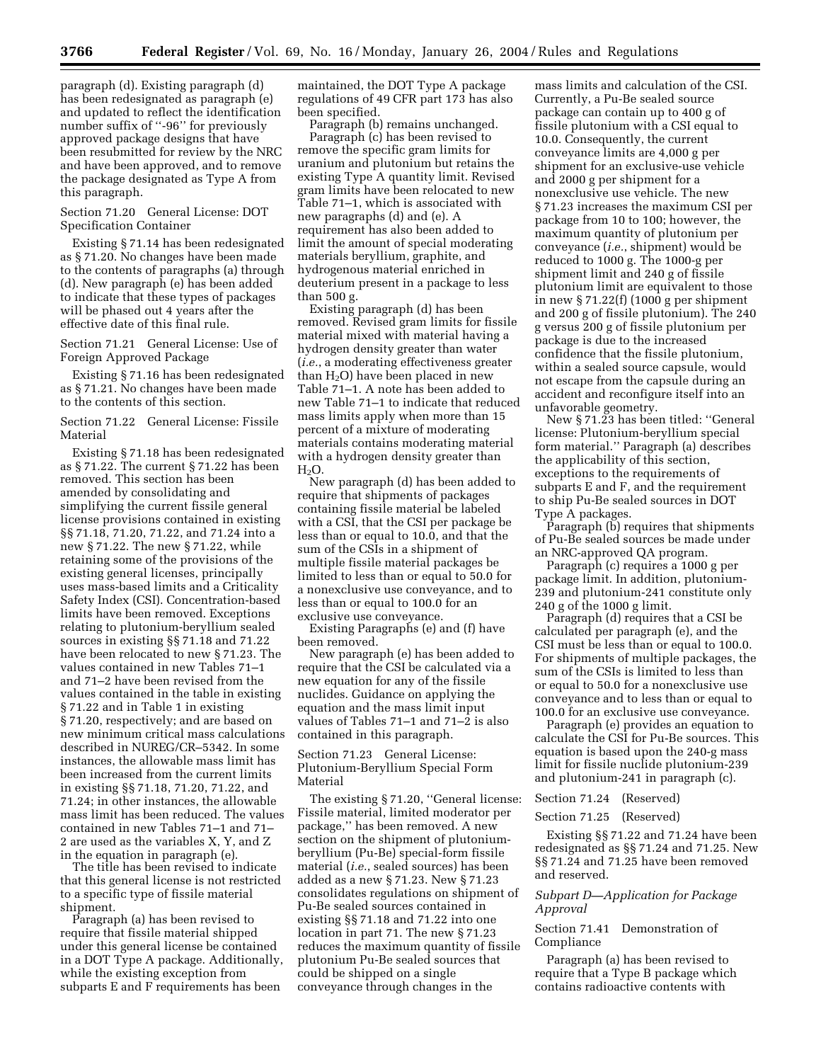paragraph (d). Existing paragraph (d) has been redesignated as paragraph (e) and updated to reflect the identification number suffix of ''-96'' for previously approved package designs that have been resubmitted for review by the NRC and have been approved, and to remove the package designated as Type A from this paragraph.

Section 71.20 General License: DOT Specification Container

Existing § 71.14 has been redesignated as § 71.20. No changes have been made to the contents of paragraphs (a) through (d). New paragraph (e) has been added to indicate that these types of packages will be phased out 4 years after the effective date of this final rule.

Section 71.21 General License: Use of Foreign Approved Package

Existing § 71.16 has been redesignated as § 71.21. No changes have been made to the contents of this section.

Section 71.22 General License: Fissile Material

Existing § 71.18 has been redesignated as § 71.22. The current § 71.22 has been removed. This section has been amended by consolidating and simplifying the current fissile general license provisions contained in existing §§ 71.18, 71.20, 71.22, and 71.24 into a new § 71.22. The new § 71.22, while retaining some of the provisions of the existing general licenses, principally uses mass-based limits and a Criticality Safety Index (CSI). Concentration-based limits have been removed. Exceptions relating to plutonium-beryllium sealed sources in existing §§ 71.18 and 71.22 have been relocated to new § 71.23. The values contained in new Tables 71–1 and 71–2 have been revised from the values contained in the table in existing § 71.22 and in Table 1 in existing § 71.20, respectively; and are based on new minimum critical mass calculations described in NUREG/CR–5342. In some instances, the allowable mass limit has been increased from the current limits in existing §§ 71.18, 71.20, 71.22, and 71.24; in other instances, the allowable mass limit has been reduced. The values contained in new Tables 71–1 and 71–2 are used as the variables X, Y, and Z in the equation in paragraph (e).

The title has been revised to indicate that this general license is not restricted to a specific type of fissile material shipment.

Paragraph (a) has been revised to require that fissile material shipped under this general license be contained in a DOT Type A package. Additionally, while the existing exception from subparts E and F requirements has been maintained, the DOT Type A package regulations of 49 CFR part 173 has also been specified.

Paragraph (b) remains unchanged.

Paragraph (c) has been revised to remove the specific gram limits for uranium and plutonium but retains the existing Type A quantity limit. Revised gram limits have been relocated to new Table 71–1, which is associated with new paragraphs (d) and (e). A requirement has also been added to limit the amount of special moderating materials beryllium, graphite, and hydrogenous material enriched in deuterium present in a package to less than 500 g.

Existing paragraph (d) has been removed. Revised gram limits for fissile material mixed with material having a hydrogen density greater than water (*i.e.*, a moderating effectiveness greater than $H_2O$) have been placed in new Table 71–1. A note has been added to new Table 71–1 to indicate that reduced mass limits apply when more than 15 percent of a mixture of moderating materials contains moderating material with a hydrogen density greater than $H_2O$.

New paragraph (d) has been added to require that shipments of packages containing fissile material be labeled with a CSI, that the CSI per package be less than or equal to 10.0, and that the sum of the CSIs in a shipment of multiple fissile material packages be limited to less than or equal to 50.0 for a nonexclusive use conveyance, and to less than or equal to 100.0 for an exclusive use conveyance.

Existing Paragraphs (e) and (f) have been removed.

New paragraph (e) has been added to require that the CSI be calculated via a new equation for any of the fissile nuclides. Guidance on applying the equation and the mass limit input values of Tables 71–1 and 71–2 is also contained in this paragraph.

Section 71.23 General License: Plutonium-Beryllium Special Form Material

The existing § 71.20, ''General license: Fissile material, limited moderator per package,'' has been removed. A new section on the shipment of plutonium-beryllium (Pu-Be) special-form fissile material (*i.e.*, sealed sources) has been added as a new § 71.23. New § 71.23 consolidates regulations on shipment of Pu-Be sealed sources contained in existing §§ 71.18 and 71.22 into one location in part 71. The new § 71.23 reduces the maximum quantity of fissile plutonium Pu-Be sealed sources that could be shipped on a single conveyance through changes in the mass limits and calculation of the CSI. Currently, a Pu-Be sealed source package can contain up to 400 g of fissile plutonium with a CSI equal to 10.0. Consequently, the current conveyance limits are 4,000 g per shipment for an exclusive-use vehicle and 2000 g per shipment for a nonexclusive use vehicle. The new § 71.23 increases the maximum CSI per package from 10 to 100; however, the maximum quantity of plutonium per conveyance (*i.e.*, shipment) would be reduced to 1000 g. The 1000-g per shipment limit and 240 g of fissile plutonium limit are equivalent to those in new § 71.22(f) (1000 g per shipment and 200 g of fissile plutonium). The 240 g versus 200 g of fissile plutonium per package is due to the increased confidence that the fissile plutonium, within a sealed source capsule, would not escape from the capsule during an accident and reconfigure itself into an unfavorable geometry.

New § 71.23 has been titled: ''General license: Plutonium-beryllium special form material.'' Paragraph (a) describes the applicability of this section, exceptions to the requirements of subparts E and F, and the requirement to ship Pu-Be sealed sources in DOT Type A packages.

Paragraph (b) requires that shipments of Pu-Be sealed sources be made under an NRC-approved QA program.

Paragraph (c) requires a 1000 g per package limit. In addition, plutonium-239 and plutonium-241 constitute only 240 g of the 1000 g limit.

Paragraph (d) requires that a CSI be calculated per paragraph (e), and the CSI must be less than or equal to 100.0. For shipments of multiple packages, the sum of the CSIs is limited to less than or equal to 50.0 for a nonexclusive use conveyance and to less than or equal to 100.0 for an exclusive use conveyance.

Paragraph (e) provides an equation to calculate the CSI for Pu-Be sources. This equation is based upon the 240-g mass limit for fissile nuclide plutonium-239 and plutonium-241 in paragraph (c).

Section 71.24 (Reserved)

Section 71.25 (Reserved)

Existing §§ 71.22 and 71.24 have been redesignated as §§ 71.24 and 71.25. New §§ 71.24 and 71.25 have been removed and reserved.

*Subpart D—Application for Package Approval*

Section 71.41 Demonstration of Compliance

Paragraph (a) has been revised to require that a Type B package which contains radioactive contents with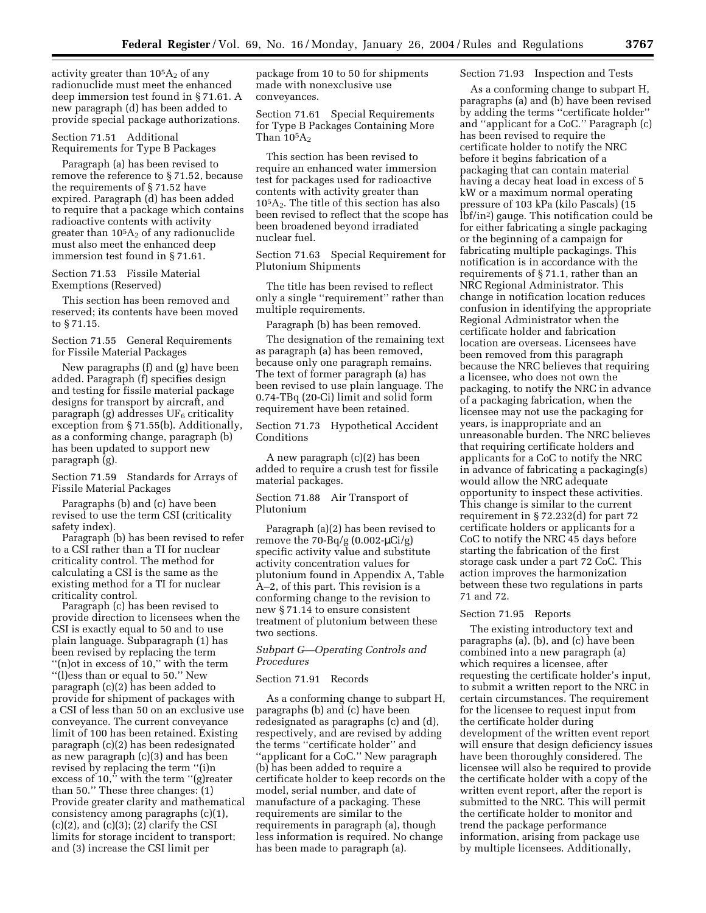activity greater than $10^5A_2$ of any radionuclide must meet the enhanced deep immersion test found in § 71.61. A new paragraph (d) has been added to provide special package authorizations.

Section 71.51 Additional Requirements for Type B Packages

Paragraph (a) has been revised to remove the reference to § 71.52, because the requirements of § 71.52 have expired. Paragraph (d) has been added to require that a package which contains radioactive contents with activity greater than $10^5A_2$ of any radionuclide must also meet the enhanced deep immersion test found in § 71.61.

Section 71.53 Fissile Material Exemptions (Reserved)

This section has been removed and reserved; its contents have been moved to § 71.15.

Section 71.55 General Requirements for Fissile Material Packages

New paragraphs (f) and (g) have been added. Paragraph (f) specifies design and testing for fissile material package designs for transport by aircraft, and paragraph (g) addresses $UF_6$ criticality exception from § 71.55(b). Additionally, as a conforming change, paragraph (b) has been updated to support new paragraph (g).

Section 71.59 Standards for Arrays of Fissile Material Packages

Paragraphs (b) and (c) have been revised to use the term CSI (criticality safety index).

Paragraph (b) has been revised to refer to a CSI rather than a TI for nuclear criticality control. The method for calculating a CSI is the same as the existing method for a TI for nuclear criticality control.

Paragraph (c) has been revised to provide direction to licensees when the CSI is exactly equal to 50 and to use plain language. Subparagraph (1) has been revised by replacing the term ''(n)ot in excess of 10,'' with the term ''(l)ess than or equal to 50.'' New paragraph (c)(2) has been added to provide for shipment of packages with a CSI of less than 50 on an exclusive use conveyance. The current conveyance limit of 100 has been retained. Existing paragraph (c)(2) has been redesignated as new paragraph (c)(3) and has been revised by replacing the term ''(i)n excess of 10,'' with the term ''(g)reater than 50.'' These three changes: (1) Provide greater clarity and mathematical consistency among paragraphs (c)(1), (c)(2), and (c)(3); (2) clarify the CSI limits for storage incident to transport; and (3) increase the CSI limit per package from 10 to 50 for shipments made with nonexclusive use conveyances.

Section 71.61 Special Requirements for Type B Packages Containing More Than $10^5A_2$

This section has been revised to require an enhanced water immersion test for packages used for radioactive contents with activity greater than $10^5A_2$. The title of this section has also been revised to reflect that the scope has been broadened beyond irradiated nuclear fuel.

Section 71.63 Special Requirement for Plutonium Shipments

The title has been revised to reflect only a single ''requirement'' rather than multiple requirements.

Paragraph (b) has been removed.

The designation of the remaining text as paragraph (a) has been removed, because only one paragraph remains. The text of former paragraph (a) has been revised to use plain language. The 0.74-TBq (20-Ci) limit and solid form requirement have been retained.

Section 71.73 Hypothetical Accident Conditions

A new paragraph (c)(2) has been added to require a crush test for fissile material packages.

Section 71.88 Air Transport of Plutonium

Paragraph (a)(2) has been revised to remove the 70-Bq/g (0.002-μCi/g) specific activity value and substitute activity concentration values for plutonium found in Appendix A, Table A–2, of this part. This revision is a conforming change to the revision to new § 71.14 to ensure consistent treatment of plutonium between these two sections.

*Subpart G—Operating Controls and Procedures*

Section 71.91 Records

As a conforming change to subpart H, paragraphs (b) and (c) have been redesignated as paragraphs (c) and (d), respectively, and are revised by adding the terms ''certificate holder'' and ''applicant for a CoC.'' New paragraph (b) has been added to require a certificate holder to keep records on the model, serial number, and date of manufacture of a packaging. These requirements are similar to the requirements in paragraph (a), though less information is required. No change has been made to paragraph (a).

Section 71.93 Inspection and Tests

As a conforming change to subpart H, paragraphs (a) and (b) have been revised by adding the terms ''certificate holder'' and ''applicant for a CoC.'' Paragraph (c) has been revised to require the certificate holder to notify the NRC before it begins fabrication of a packaging that can contain material having a decay heat load in excess of 5 kW or a maximum normal operating pressure of 103 kPa (kilo Pascals) (15 lbf/in$^2$) gauge. This notification could be for either fabricating a single packaging or the beginning of a campaign for fabricating multiple packagings. This notification is in accordance with the requirements of § 71.1, rather than an NRC Regional Administrator. This change in notification location reduces confusion in identifying the appropriate Regional Administrator when the certificate holder and fabrication location are overseas. Licensees have been removed from this paragraph because the NRC believes that requiring a licensee, who does not own the packaging, to notify the NRC in advance of a packaging fabrication, when the licensee may not use the packaging for years, is inappropriate and an unreasonable burden. The NRC believes that requiring certificate holders and applicants for a CoC to notify the NRC in advance of fabricating a packaging(s) would allow the NRC adequate opportunity to inspect these activities. This change is similar to the current requirement in § 72.232(d) for part 72 certificate holders or applicants for a CoC to notify the NRC 45 days before starting the fabrication of the first storage cask under a part 72 CoC. This action improves the harmonization between these two regulations in parts 71 and 72.

Section 71.95 Reports

The existing introductory text and paragraphs (a), (b), and (c) have been combined into a new paragraph (a) which requires a licensee, after requesting the certificate holder's input, to submit a written report to the NRC in certain circumstances. The requirement for the licensee to request input from the certificate holder during development of the written event report will ensure that design deficiency issues have been thoroughly considered. The licensee will also be required to provide the certificate holder with a copy of the written event report, after the report is submitted to the NRC. This will permit the certificate holder to monitor and trend the package performance information, arising from package use by multiple licensees. Additionally,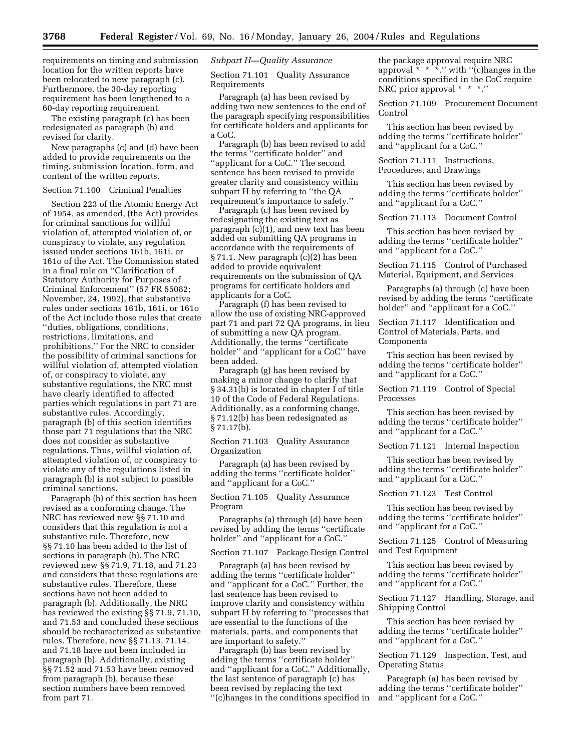requirements on timing and submission location for the written reports have been relocated to new paragraph (c). Furthermore, the 30-day reporting requirement has been lengthened to a 60-day reporting requirement.

The existing paragraph (c) has been redesignated as paragraph (b) and revised for clarity.

New paragraphs (c) and (d) have been added to provide requirements on the timing, submission location, form, and content of the written reports.

Section 71.100 Criminal Penalties

Section 223 of the Atomic Energy Act of 1954, as amended, (the Act) provides for criminal sanctions for willful violation of, attempted violation of, or conspiracy to violate, any regulation issued under sections 161b, 161i, or 161o of the Act. The Commission stated in a final rule on ''Clarification of Statutory Authority for Purposes of Criminal Enforcement'' (57 FR 55082; November, 24, 1992), that substantive rules under sections 161b, 161i, or 161o of the Act include those rules that create ''duties, obligations, conditions, restrictions, limitations, and prohibitions.'' For the NRC to consider the possibility of criminal sanctions for willful violation of, attempted violation of, or conspiracy to violate, any substantive regulations, the NRC must have clearly identified to affected parties which regulations in part 71 are substantive rules. Accordingly, paragraph (b) of this section identifies those part 71 regulations that the NRC does not consider as substantive regulations. Thus, willful violation of, attempted violation of, or conspiracy to violate any of the regulations listed in paragraph (b) is not subject to possible criminal sanctions.

Paragraph (b) of this section has been revised as a conforming change. The NRC has reviewed new §§ 71.10 and considers that this regulation is not a substantive rule. Therefore, new §§ 71.10 has been added to the list of sections in paragraph (b). The NRC reviewed new §§ 71.9, 71.18, and 71.23 and considers that these regulations are substantive rules. Therefore, these sections have not been added to paragraph (b). Additionally, the NRC has reviewed the existing §§ 71.9, 71.10, and 71.53 and concluded these sections should be recharacterized as substantive rules. Therefore, new §§ 71.13, 71.14, and 71.18 have not been included in paragraph (b). Additionally, existing §§ 71.52 and 71.53 have been removed from paragraph (b), because these section numbers have been removed from part 71.

*Subpart H—Quality Assurance*

Section 71.101 Quality Assurance Requirements

Paragraph (a) has been revised by adding two new sentences to the end of the paragraph specifying responsibilities for certificate holders and applicants for a CoC.

Paragraph (b) has been revised to add the terms ''certificate holder'' and ''applicant for a CoC.'' The second sentence has been revised to provide greater clarity and consistency within subpart H by referring to ''the QA requirement's importance to safety.''

Paragraph (c) has been revised by redesignating the existing text as paragraph (c)(1), and new text has been added on submitting QA programs in accordance with the requirements of § 71.1. New paragraph (c)(2) has been added to provide equivalent requirements on the submission of QA programs for certificate holders and applicants for a CoC.

Paragraph (f) has been revised to allow the use of existing NRC-approved part 71 and part 72 QA programs, in lieu of submitting a new QA program. Additionally, the terms ''certificate holder'' and ''applicant for a CoC'' have been added.

Paragraph (g) has been revised by making a minor change to clarify that § 34.31(b) is located in chapter I of title 10 of the Code of Federal Regulations. Additionally, as a conforming change, § 71.12(b) has been redesignated as § 71.17(b).

Section 71.103 Quality Assurance Organization

Paragraph (a) has been revised by adding the terms ''certificate holder'' and ''applicant for a CoC.''

Section 71.105 Quality Assurance Program

Paragraphs (a) through (d) have been revised by adding the terms ''certificate holder'' and ''applicant for a CoC.''

Section 71.107 Package Design Control

Paragraph (a) has been revised by adding the terms ''certificate holder'' and ''applicant for a CoC.'' Further, the last sentence has been revised to improve clarity and consistency within subpart H by referring to ''processes that are essential to the functions of the materials, parts, and components that are important to safety.''

Paragraph (b) has been revised by adding the terms ''certificate holder'' and ''applicant for a CoC.'' Additionally, the last sentence of paragraph (c) has been revised by replacing the text ''(c)hanges in the conditions specified in the package approval require NRC approval * * *.'' with ''(c)hanges in the conditions specified in the CoC require NRC prior approval * * *.''

Section 71.109 Procurement Document Control

This section has been revised by adding the terms ''certificate holder'' and ''applicant for a CoC.''

Section 71.111 Instructions, Procedures, and Drawings

This section has been revised by adding the terms ''certificate holder'' and ''applicant for a CoC.''

Section 71.113 Document Control

This section has been revised by adding the terms ''certificate holder'' and ''applicant for a CoC.''

Section 71.115 Control of Purchased Material, Equipment, and Services

Paragraphs (a) through (c) have been revised by adding the terms ''certificate holder'' and ''applicant for a CoC.''

Section 71.117 Identification and Control of Materials, Parts, and Components

This section has been revised by adding the terms ''certificate holder'' and ''applicant for a CoC.''

Section 71.119 Control of Special Processes

This section has been revised by adding the terms ''certificate holder'' and ''applicant for a CoC.''

Section 71.121 Internal Inspection

This section has been revised by adding the terms ''certificate holder'' and ''applicant for a CoC.''

Section 71.123 Test Control

This section has been revised by adding the terms ''certificate holder'' and ''applicant for a CoC.''

Section 71.125 Control of Measuring and Test Equipment

This section has been revised by adding the terms ''certificate holder'' and ''applicant for a CoC.''

Section 71.127 Handling, Storage, and Shipping Control

This section has been revised by adding the terms ''certificate holder'' and ''applicant for a CoC.''

Section 71.129 Inspection, Test, and Operating Status

Paragraph (a) has been revised by adding the terms ''certificate holder'' and ''applicant for a CoC.''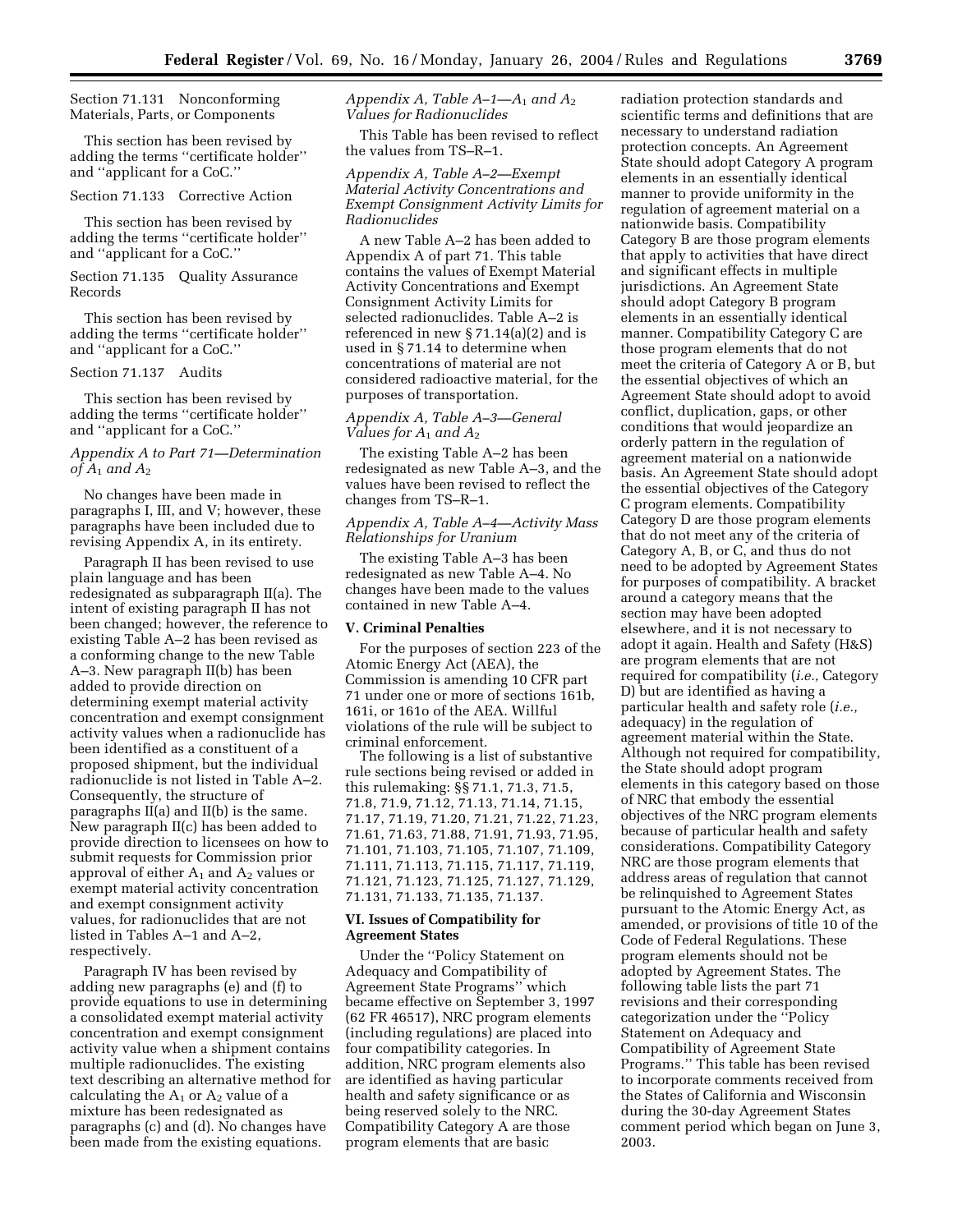Section 71.131 Nonconforming Materials, Parts, or Components

This section has been revised by adding the terms ''certificate holder'' and ''applicant for a CoC.''

Section 71.133 Corrective Action

This section has been revised by adding the terms ''certificate holder'' and ''applicant for a CoC.''

Section 71.135 Quality Assurance Records

This section has been revised by adding the terms ''certificate holder'' and ''applicant for a CoC.''

Section 71.137 Audits

This section has been revised by adding the terms ''certificate holder'' and ''applicant for a CoC.''

*Appendix A to Part 71—Determination of $A_1$ and $A_2$*

No changes have been made in paragraphs I, III, and V; however, these paragraphs have been included due to revising Appendix A, in its entirety.

Paragraph II has been revised to use plain language and has been redesignated as subparagraph II(a). The intent of existing paragraph II has not been changed; however, the reference to existing Table A–2 has been revised as a conforming change to the new Table A–3. New paragraph II(b) has been added to provide direction on determining exempt material activity concentration and exempt consignment activity values when a radionuclide has been identified as a constituent of a proposed shipment, but the individual radionuclide is not listed in Table A–2. Consequently, the structure of paragraphs II(a) and II(b) is the same. New paragraph II(c) has been added to provide direction to licensees on how to submit requests for Commission prior approval of either $A_1$ and $A_2$ values or exempt material activity concentration and exempt consignment activity values, for radionuclides that are not listed in Tables A–1 and A–2, respectively.

Paragraph IV has been revised by adding new paragraphs (e) and (f) to provide equations to use in determining a consolidated exempt material activity concentration and exempt consignment activity value when a shipment contains multiple radionuclides. The existing text describing an alternative method for calculating the $A_1$ or $A_2$ value of a mixture has been redesignated as paragraphs (c) and (d). No changes have been made from the existing equations.

*Appendix A, Table A–1—$A_1$ and $A_2$ Values for Radionuclides*

This Table has been revised to reflect the values from TS–R–1.

*Appendix A, Table A–2—Exempt Material Activity Concentrations and Exempt Consignment Activity Limits for Radionuclides*

A new Table A–2 has been added to Appendix A of part 71. This table contains the values of Exempt Material Activity Concentrations and Exempt Consignment Activity Limits for selected radionuclides. Table A–2 is referenced in new § 71.14(a)(2) and is used in § 71.14 to determine when concentrations of material are not considered radioactive material, for the purposes of transportation.

*Appendix A, Table A–3—General Values for $A_1$ and $A_2$*

The existing Table A–2 has been redesignated as new Table A–3, and the values have been revised to reflect the changes from TS–R–1.

*Appendix A, Table A–4—Activity Mass Relationships for Uranium*

The existing Table A–3 has been redesignated as new Table A–4. No changes have been made to the values contained in new Table A–4.

## V. Criminal Penalties

For the purposes of section 223 of the Atomic Energy Act (AEA), the Commission is amending 10 CFR part 71 under one or more of sections 161b, 161i, or 161o of the AEA. Willful violations of the rule will be subject to criminal enforcement.

The following is a list of substantive rule sections being revised or added in this rulemaking: §§ 71.1, 71.3, 71.5, 71.8, 71.9, 71.12, 71.13, 71.14, 71.15, 71.17, 71.19, 71.20, 71.21, 71.22, 71.23, 71.61, 71.63, 71.88, 71.91, 71.93, 71.95, 71.101, 71.103, 71.105, 71.107, 71.109, 71.111, 71.113, 71.115, 71.117, 71.119, 71.121, 71.123, 71.125, 71.127, 71.129, 71.131, 71.133, 71.135, 71.137.

## VI. Issues of Compatibility for Agreement States

Under the ''Policy Statement on Adequacy and Compatibility of Agreement State Programs'' which became effective on September 3, 1997 (62 FR 46517), NRC program elements (including regulations) are placed into four compatibility categories. In addition, NRC program elements also are identified as having particular health and safety significance or as being reserved solely to the NRC. Compatibility Category A are those program elements that are basic radiation protection standards and scientific terms and definitions that are necessary to understand radiation protection concepts. An Agreement State should adopt Category A program elements in an essentially identical manner to provide uniformity in the regulation of agreement material on a nationwide basis. Compatibility Category B are those program elements that apply to activities that have direct and significant effects in multiple jurisdictions. An Agreement State should adopt Category B program elements in an essentially identical manner. Compatibility Category C are those program elements that do not meet the criteria of Category A or B, but the essential objectives of which an Agreement State should adopt to avoid conflict, duplication, gaps, or other conditions that would jeopardize an orderly pattern in the regulation of agreement material on a nationwide basis. An Agreement State should adopt the essential objectives of the Category C program elements. Compatibility Category D are those program elements that do not meet any of the criteria of Category A, B, or C, and thus do not need to be adopted by Agreement States for purposes of compatibility. A bracket around a category means that the section may have been adopted elsewhere, and it is not necessary to adopt it again. Health and Safety (H&S) are program elements that are not required for compatibility (*i.e.,* Category D) but are identified as having a particular health and safety role (*i.e.,* adequacy) in the regulation of agreement material within the State. Although not required for compatibility, the State should adopt program elements in this category based on those of NRC that embody the essential objectives of the NRC program elements because of particular health and safety considerations. Compatibility Category NRC are those program elements that address areas of regulation that cannot be relinquished to Agreement States pursuant to the Atomic Energy Act, as amended, or provisions of title 10 of the Code of Federal Regulations. These program elements should not be adopted by Agreement States. The following table lists the part 71 revisions and their corresponding categorization under the ''Policy Statement on Adequacy and Compatibility of Agreement State Programs.'' This table has been revised to incorporate comments received from the States of California and Wisconsin during the 30-day Agreement States comment period which began on June 3, 2003.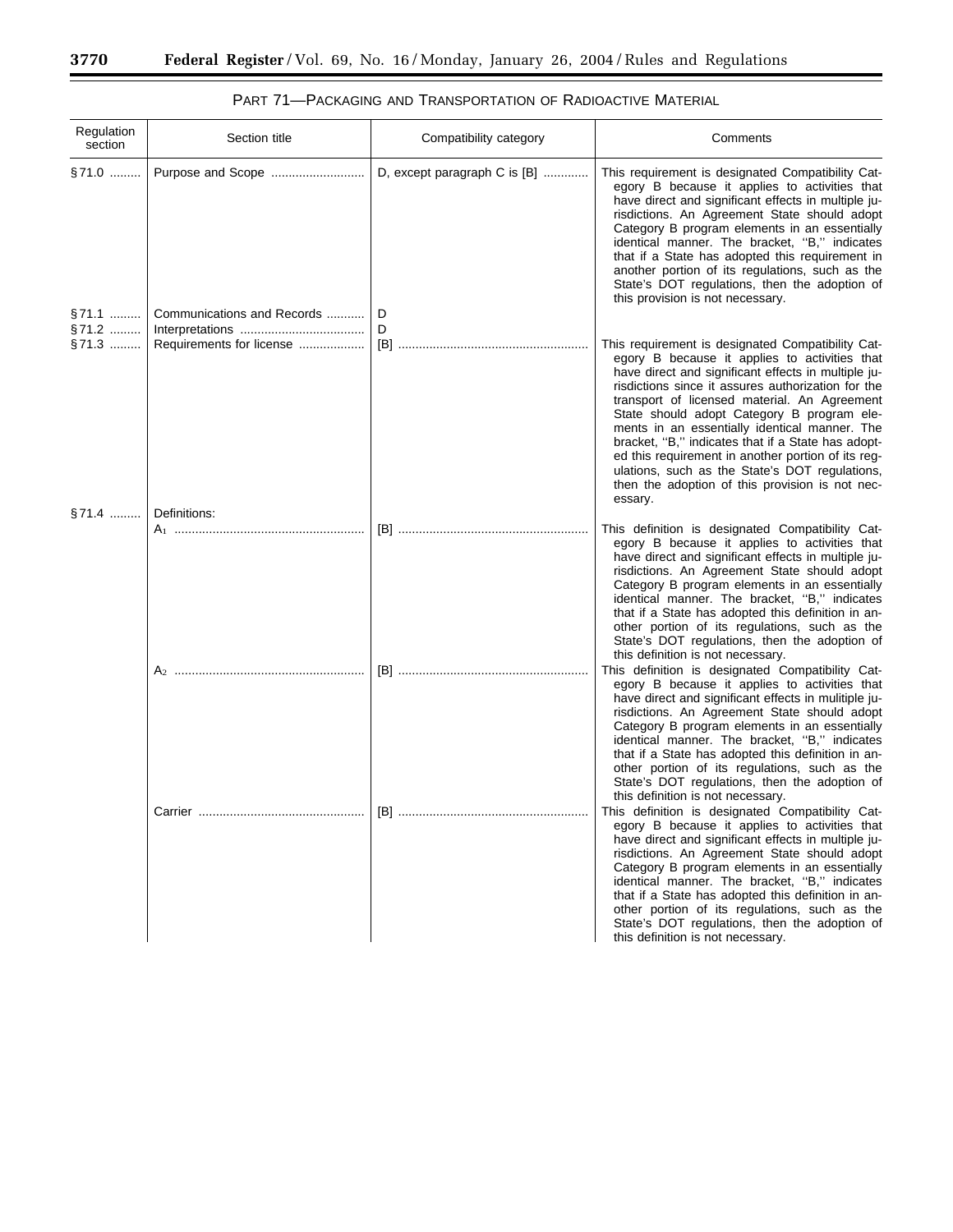## PART 71—PACKAGING AND TRANSPORTATION OF RADIOACTIVE MATERIAL

| Regulation section | Section title | Compatibility category | Comments |
| --- | --- | --- | --- |
| §71.0 | Purpose and Scope | D, except paragraph C is [B] | This requirement is designated Compatibility Category B because it applies to activities that have direct and significant effects in multiple jurisdictions. An Agreement State should adopt Category B program elements in an essentially identical manner. The bracket, ''B,'' indicates that if a State has adopted this requirement in another portion of its regulations, such as the State's DOT regulations, then the adoption of this provision is not necessary. |
| §71.1 | Communications and Records | D | |
| §71.2 | Interpretations | D | |
| §71.3 | Requirements for license | [B] | This requirement is designated Compatibility Category B because it applies to activities that have direct and significant effects in multiple jurisdictions since it assures authorization for the transport of licensed material. An Agreement State should adopt Category B program elements in an essentially identical manner. The bracket, ''B,'' indicates that if a State has adopted this requirement in another portion of its regulations, such as the State's DOT regulations, then the adoption of this provision is not necessary. |
| §71.4 | Definitions: | | |
| | $A_1$ | [B] | This definition is designated Compatibility Category B because it applies to activities that have direct and significant effects in multiple jurisdictions. An Agreement State should adopt Category B program elements in an essentially identical manner. The bracket, ''B,'' indicates that if a State has adopted this definition in another portion of its regulations, such as the State's DOT regulations, then the adoption of this definition is not necessary. |
| | $A_2$ | [B] | This definition is designated Compatibility Category B because it applies to activities that have direct and significant effects in mulitiple jurisdictions. An Agreement State should adopt Category B program elements in an essentially identical manner. The bracket, ''B,'' indicates that if a State has adopted this definition in another portion of its regulations, such as the State's DOT regulations, then the adoption of this definition is not necessary. |
| | Carrier | [B] | This definition is designated Compatibility Category B because it applies to activities that have direct and significant effects in multiple jurisdictions. An Agreement State should adopt Category B program elements in an essentially identical manner. The bracket, ''B,'' indicates that if a State has adopted this definition in another portion of its regulations, such as the State's DOT regulations, then the adoption of this definition is not necessary. |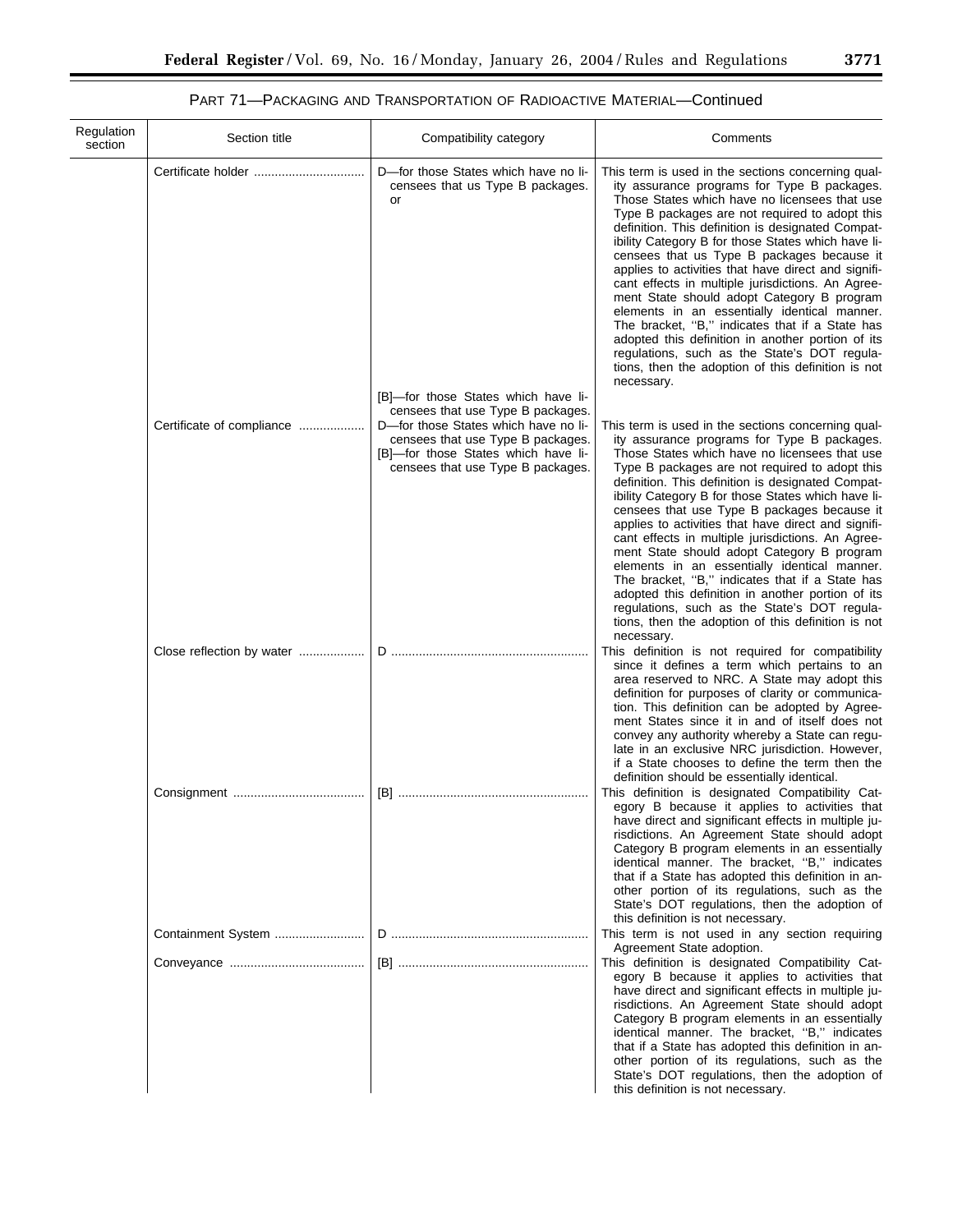## PART 71—PACKAGING AND TRANSPORTATION OF RADIOACTIVE MATERIAL—Continued

| Regulation section | Section title | Compatibility category | Comments |
| --- | --- | --- | --- |
| | Certificate holder | D—for those States which have no licensees that us Type B packages. or [B]—for those States which have licensees that use Type B packages. | This term is used in the sections concerning quality assurance programs for Type B packages. Those States which have no licensees that use Type B packages are not required to adopt this definition. This definition is designated Compatibility Category B for those States which have licensees that us Type B packages because it applies to activities that have direct and significant effects in multiple jurisdictions. An Agreement State should adopt Category B program elements in an essentially identical manner. The bracket, ''B,'' indicates that if a State has adopted this definition in another portion of its regulations, such as the State's DOT regulations, then the adoption of this definition is not necessary. |
| | Certificate of compliance | D—for those States which have no licensees that use Type B packages. [B]—for those States which have licensees that use Type B packages. | This term is used in the sections concerning quality assurance programs for Type B packages. Those States which have no licensees that use Type B packages are not required to adopt this definition. This definition is designated Compatibility Category B for those States which have licensees that use Type B packages because it applies to activities that have direct and significant effects in multiple jurisdictions. An Agreement State should adopt Category B program elements in an essentially identical manner. The bracket, ''B,'' indicates that if a State has adopted this definition in another portion of its regulations, such as the State's DOT regulations, then the adoption of this definition is not necessary. |
| | Close reflection by water | D | This definition is not required for compatibility since it defines a term which pertains to an area reserved to NRC. A State may adopt this definition for purposes of clarity or communication. This definition can be adopted by Agreement States since it in and of itself does not convey any authority whereby a State can regulate in an exclusive NRC jurisdiction. However, if a State chooses to define the term then the definition should be essentially identical. |
| | Consignment | [B] | This definition is designated Compatibility Category B because it applies to activities that have direct and significant effects in multiple jurisdictions. An Agreement State should adopt Category B program elements in an essentially identical manner. The bracket, ''B,'' indicates that if a State has adopted this definition in another portion of its regulations, such as the State's DOT regulations, then the adoption of this definition is not necessary. |
| | Containment System | D | This term is not used in any section requiring Agreement State adoption. |
| | Conveyance | [B] | This definition is designated Compatibility Category B because it applies to activities that have direct and significant effects in multiple jurisdictions. An Agreement State should adopt Category B program elements in an essentially identical manner. The bracket, ''B,'' indicates that if a State has adopted this definition in another portion of its regulations, such as the State's DOT regulations, then the adoption of this definition is not necessary. |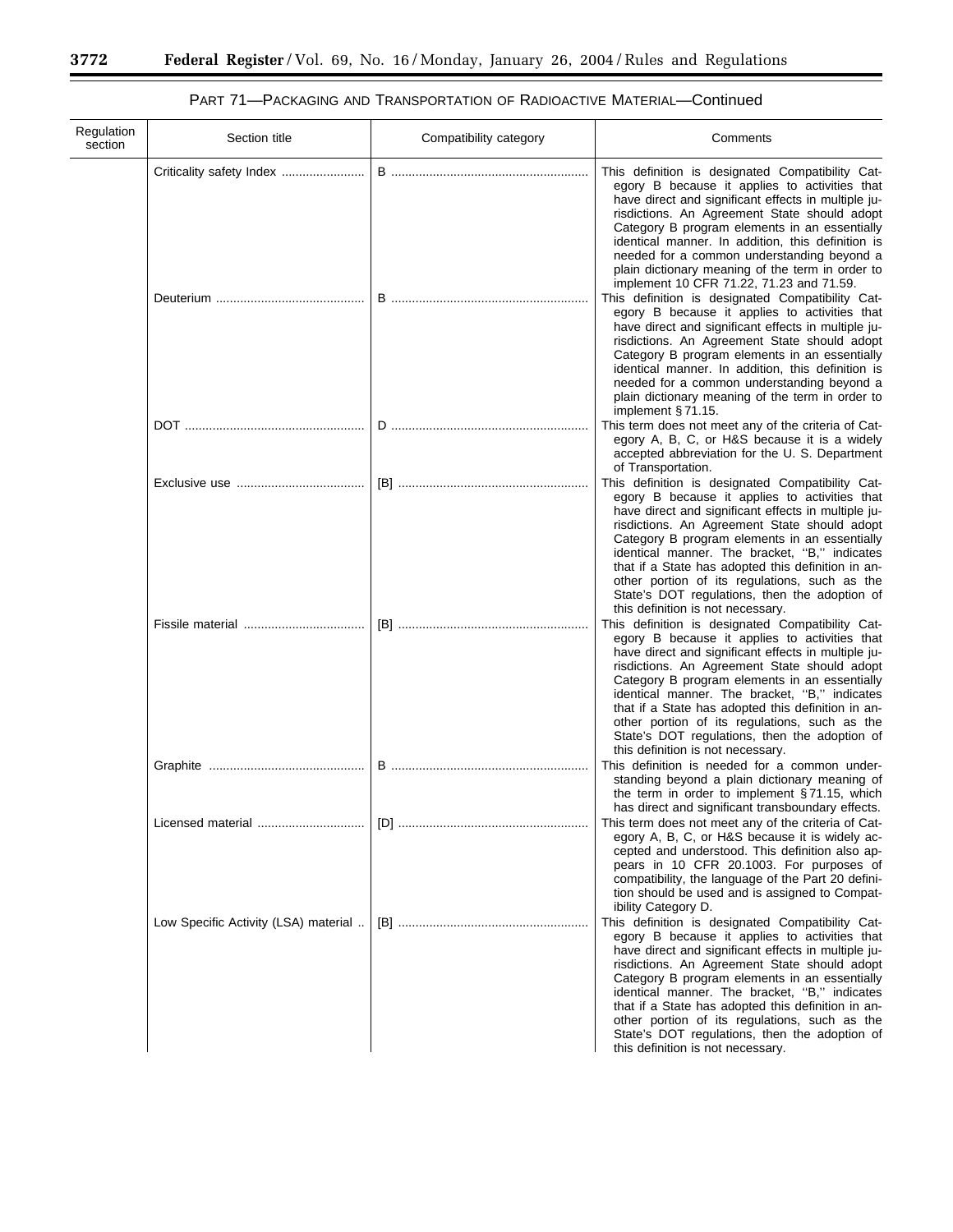PART 71—PACKAGING AND TRANSPORTATION OF RADIOACTIVE MATERIAL—Continued

| Regulation section | Section title | Compatibility category | Comments |
| --- | --- | --- | --- |
| | Criticality safety Index | B | This definition is designated Compatibility Category B because it applies to activities that have direct and significant effects in multiple jurisdictions. An Agreement State should adopt Category B program elements in an essentially identical manner. In addition, this definition is needed for a common understanding beyond a plain dictionary meaning of the term in order to implement 10 CFR 71.22, 71.23 and 71.59. |
| | Deuterium | B | This definition is designated Compatibility Category B because it applies to activities that have direct and significant effects in multiple jurisdictions. An Agreement State should adopt Category B program elements in an essentially identical manner. In addition, this definition is needed for a common understanding beyond a plain dictionary meaning of the term in order to implement § 71.15. |
| | DOT | D | This term does not meet any of the criteria of Category A, B, C, or H&S because it is a widely accepted abbreviation for the U. S. Department of Transportation. |
| | Exclusive use | [B] | This definition is designated Compatibility Category B because it applies to activities that have direct and significant effects in multiple jurisdictions. An Agreement State should adopt Category B program elements in an essentially identical manner. The bracket, ''B,'' indicates that if a State has adopted this definition in another portion of its regulations, such as the State's DOT regulations, then the adoption of this definition is not necessary. |
| | Fissile material | [B] | This definition is designated Compatibility Category B because it applies to activities that have direct and significant effects in multiple jurisdictions. An Agreement State should adopt Category B program elements in an essentially identical manner. The bracket, ''B,'' indicates that if a State has adopted this definition in another portion of its regulations, such as the State's DOT regulations, then the adoption of this definition is not necessary. |
| | Graphite | B | This definition is needed for a common understanding beyond a plain dictionary meaning of the term in order to implement § 71.15, which has direct and significant transboundary effects. |
| | Licensed material | [D] | This term does not meet any of the criteria of Category A, B, C, or H&S because it is widely accepted and understood. This definition also appears in 10 CFR 20.1003. For purposes of compatibility, the language of the Part 20 definition should be used and is assigned to Compatibility Category D. |
| | Low Specific Activity (LSA) material | [B] | This definition is designated Compatibility Category B because it applies to activities that have direct and significant effects in multiple jurisdictions. An Agreement State should adopt Category B program elements in an essentially identical manner. The bracket, ''B,'' indicates that if a State has adopted this definition in another portion of its regulations, such as the State's DOT regulations, then the adoption of this definition is not necessary. |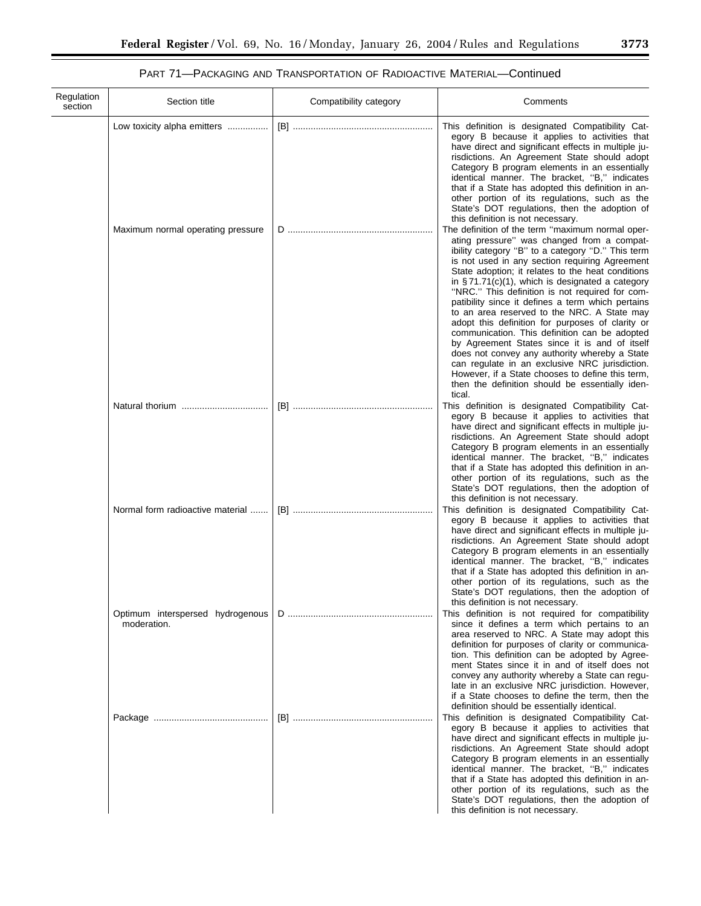PART 71—PACKAGING AND TRANSPORTATION OF RADIOACTIVE MATERIAL—Continued

| Regulation section | Section title | Compatibility category | Comments |
|---|---|---|---|
| | Low toxicity alpha emitters | [B] | This definition is designated Compatibility Category B because it applies to activities that have direct and significant effects in multiple jurisdictions. An Agreement State should adopt Category B program elements in an essentially identical manner. The bracket, ''B,'' indicates that if a State has adopted this definition in another portion of its regulations, such as the State's DOT regulations, then the adoption of this definition is not necessary. |
| | Maximum normal operating pressure | D | The definition of the term ''maximum normal operating pressure'' was changed from a compatibility category ''B'' to a category ''D.'' This term is not used in any section requiring Agreement State adoption; it relates to the heat conditions in § 71.71(c)(1), which is designated a category ''NRC.'' This definition is not required for compatibility since it defines a term which pertains to an area reserved to the NRC. A State may adopt this definition for purposes of clarity or communication. This definition can be adopted by Agreement States since it is and of itself does not convey any authority whereby a State can regulate in an exclusive NRC jurisdiction. However, if a State chooses to define this term, then the definition should be essentially identical. |
| | Natural thorium | [B] | This definition is designated Compatibility Category B because it applies to activities that have direct and significant effects in multiple jurisdictions. An Agreement State should adopt Category B program elements in an essentially identical manner. The bracket, ''B,'' indicates that if a State has adopted this definition in another portion of its regulations, such as the State's DOT regulations, then the adoption of this definition is not necessary. |
| | Normal form radioactive material | [B] | This definition is designated Compatibility Category B because it applies to activities that have direct and significant effects in multiple jurisdictions. An Agreement State should adopt Category B program elements in an essentially identical manner. The bracket, ''B,'' indicates that if a State has adopted this definition in another portion of its regulations, such as the State's DOT regulations, then the adoption of this definition is not necessary. |
| | Optimum interspersed hydrogenous moderation. | D | This definition is not required for compatibility since it defines a term which pertains to an area reserved to NRC. A State may adopt this definition for purposes of clarity or communication. This definition can be adopted by Agreement States since it in and of itself does not convey any authority whereby a State can regulate in an exclusive NRC jurisdiction. However, if a State chooses to define the term, then the definition should be essentially identical. |
| | Package | [B] | This definition is designated Compatibility Category B because it applies to activities that have direct and significant effects in multiple jurisdictions. An Agreement State should adopt Category B program elements in an essentially identical manner. The bracket, ''B,'' indicates that if a State has adopted this definition in another portion of its regulations, such as the State's DOT regulations, then the adoption of this definition is not necessary. |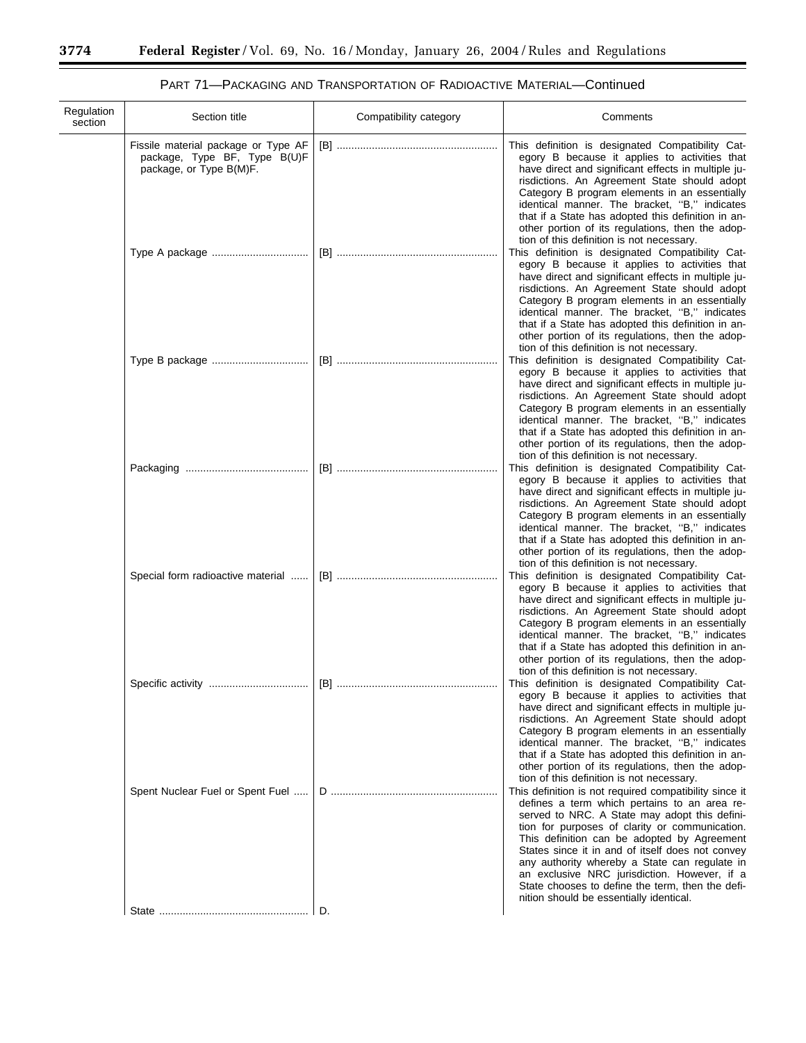PART 71—PACKAGING AND TRANSPORTATION OF RADIOACTIVE MATERIAL—Continued

| Regulation section | Section title | Compatibility category | Comments |
|---|---|---|---|
| | Fissile material package or Type AF package, Type BF, Type B(U)F package, or Type B(M)F. | [B] | This definition is designated Compatibility Category B because it applies to activities that have direct and significant effects in multiple jurisdictions. An Agreement State should adopt Category B program elements in an essentially identical manner. The bracket, "B," indicates that if a State has adopted this definition in another portion of its regulations, then the adoption of this definition is not necessary. |
| | Type A package | [B] | This definition is designated Compatibility Category B because it applies to activities that have direct and significant effects in multiple jurisdictions. An Agreement State should adopt Category B program elements in an essentially identical manner. The bracket, "B," indicates that if a State has adopted this definition in another portion of its regulations, then the adoption of this definition is not necessary. |
| | Type B package | [B] | This definition is designated Compatibility Category B because it applies to activities that have direct and significant effects in multiple jurisdictions. An Agreement State should adopt Category B program elements in an essentially identical manner. The bracket, "B," indicates that if a State has adopted this definition in another portion of its regulations, then the adoption of this definition is not necessary. |
| | Packaging | [B] | This definition is designated Compatibility Category B because it applies to activities that have direct and significant effects in multiple jurisdictions. An Agreement State should adopt Category B program elements in an essentially identical manner. The bracket, "B," indicates that if a State has adopted this definition in another portion of its regulations, then the adoption of this definition is not necessary. |
| | Special form radioactive material | [B] | This definition is designated Compatibility Category B because it applies to activities that have direct and significant effects in multiple jurisdictions. An Agreement State should adopt Category B program elements in an essentially identical manner. The bracket, "B," indicates that if a State has adopted this definition in another portion of its regulations, then the adoption of this definition is not necessary. |
| | Specific activity | [B] | This definition is designated Compatibility Category B because it applies to activities that have direct and significant effects in multiple jurisdictions. An Agreement State should adopt Category B program elements in an essentially identical manner. The bracket, "B," indicates that if a State has adopted this definition in another portion of its regulations, then the adoption of this definition is not necessary. |
| | Spent Nuclear Fuel or Spent Fuel | D | This definition is not required compatibility since it defines a term which pertains to an area reserved to NRC. A State may adopt this definition for purposes of clarity or communication. This definition can be adopted by Agreement States since it in and of itself does not convey any authority whereby a State can regulate in an exclusive NRC jurisdiction. However, if a State chooses to define the term, then the definition should be essentially identical. |
| | State | D. | |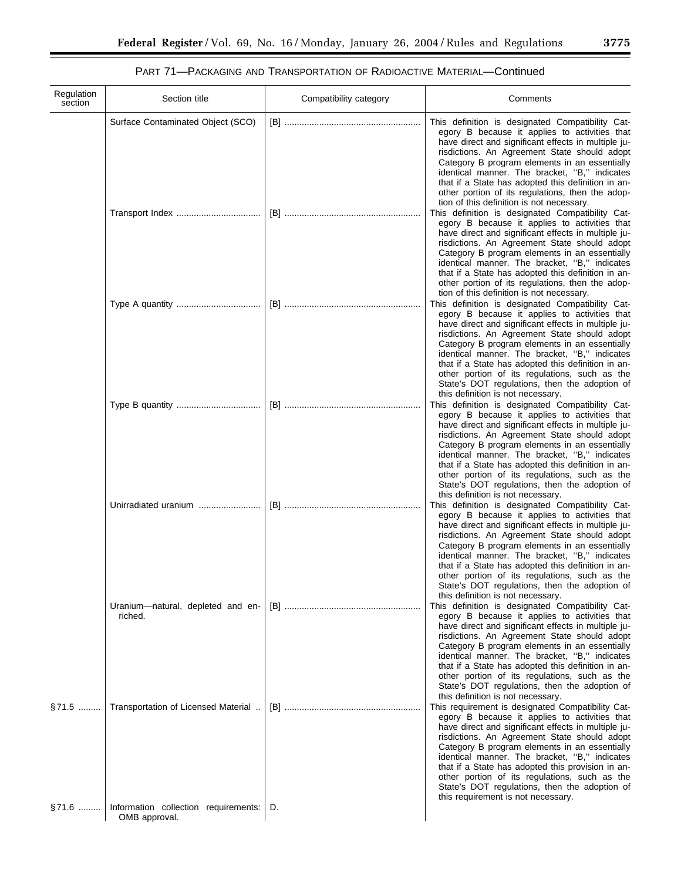PART 71—PACKAGING AND TRANSPORTATION OF RADIOACTIVE MATERIAL—Continued

| Regulation section | Section title | Compatibility category | Comments |
| --- | --- | --- | --- |
| | Surface Contaminated Object (SCO) | [B] | This definition is designated Compatibility Category B because it applies to activities that have direct and significant effects in multiple jurisdictions. An Agreement State should adopt Category B program elements in an essentially identical manner. The bracket, ''B,'' indicates that if a State has adopted this definition in another portion of its regulations, then the adoption of this definition is not necessary. |
| | Transport Index | [B] | This definition is designated Compatibility Category B because it applies to activities that have direct and significant effects in multiple jurisdictions. An Agreement State should adopt Category B program elements in an essentially identical manner. The bracket, ''B,'' indicates that if a State has adopted this definition in another portion of its regulations, then the adoption of this definition is not necessary. |
| | Type A quantity | [B] | This definition is designated Compatibility Category B because it applies to activities that have direct and significant effects in multiple jurisdictions. An Agreement State should adopt Category B program elements in an essentially identical manner. The bracket, ''B,'' indicates that if a State has adopted this definition in another portion of its regulations, such as the State's DOT regulations, then the adoption of this definition is not necessary. |
| | Type B quantity | [B] | This definition is designated Compatibility Category B because it applies to activities that have direct and significant effects in multiple jurisdictions. An Agreement State should adopt Category B program elements in an essentially identical manner. The bracket, ''B,'' indicates that if a State has adopted this definition in another portion of its regulations, such as the State's DOT regulations, then the adoption of this definition is not necessary. |
| | Unirradiated uranium | [B] | This definition is designated Compatibility Category B because it applies to activities that have direct and significant effects in multiple jurisdictions. An Agreement State should adopt Category B program elements in an essentially identical manner. The bracket, ''B,'' indicates that if a State has adopted this definition in another portion of its regulations, such as the State's DOT regulations, then the adoption of this definition is not necessary. |
| | Uranium—natural, depleted and enriched. | [B] | This definition is designated Compatibility Category B because it applies to activities that have direct and significant effects in multiple jurisdictions. An Agreement State should adopt Category B program elements in an essentially identical manner. The bracket, ''B,'' indicates that if a State has adopted this definition in another portion of its regulations, such as the State's DOT regulations, then the adoption of this definition is not necessary. |
| §71.5 | Transportation of Licensed Material | [B] | This requirement is designated Compatibility Category B because it applies to activities that have direct and significant effects in multiple jurisdictions. An Agreement State should adopt Category B program elements in an essentially identical manner. The bracket, ''B,'' indicates that if a State has adopted this provision in another portion of its regulations, such as the State's DOT regulations, then the adoption of this requirement is not necessary. |
| §71.6 | Information collection requirements: OMB approval. | D. | |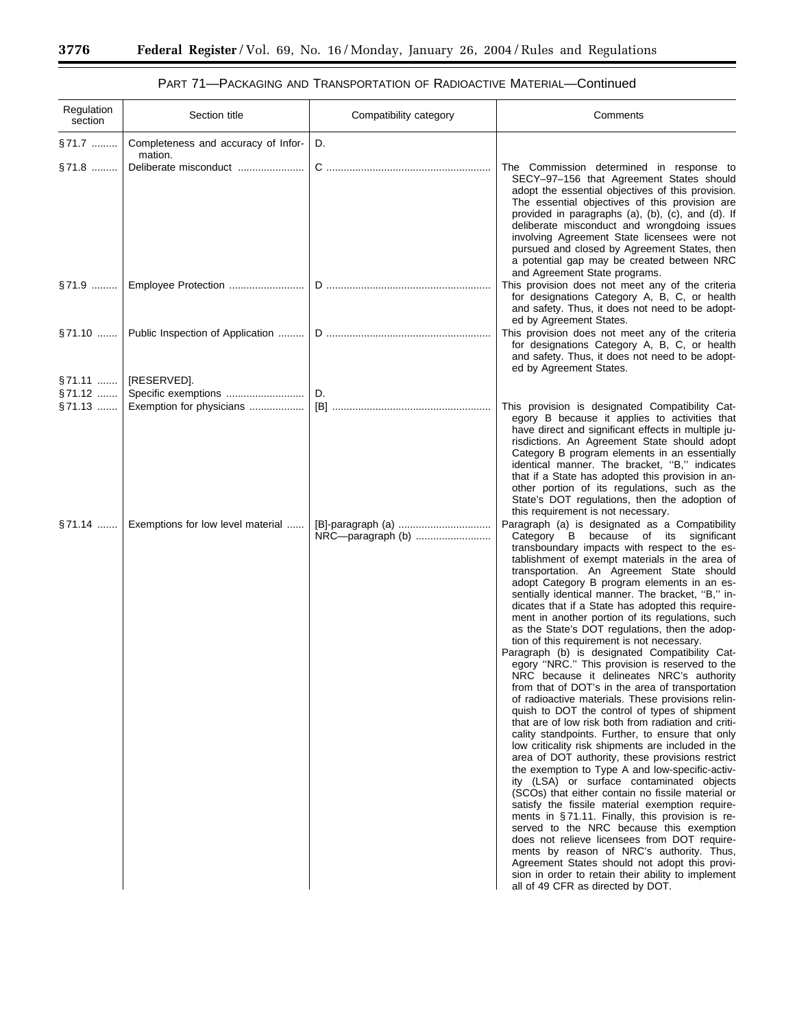PART 71—PACKAGING AND TRANSPORTATION OF RADIOACTIVE MATERIAL—Continued

| Regulation section | Section title | Compatibility category | Comments |
|---|---|---|---|
| § 71.7 | Completeness and accuracy of Information. | D. | |
| § 71.8 | Deliberate misconduct | C | The Commission determined in response to SECY–97–156 that Agreement States should adopt the essential objectives of this provision. The essential objectives of this provision are provided in paragraphs (a), (b), (c), and (d). If deliberate misconduct and wrongdoing issues involving Agreement State licensees were not pursued and closed by Agreement States, then a potential gap may be created between NRC and Agreement State programs. |
| § 71.9 | Employee Protection | D | This provision does not meet any of the criteria for designations Category A, B, C, or health and safety. Thus, it does not need to be adopted by Agreement States. |
| § 71.10 | Public Inspection of Application | D | This provision does not meet any of the criteria for designations Category A, B, C, or health and safety. Thus, it does not need to be adopted by Agreement States. |
| § 71.11 | [RESERVED]. | | |
| § 71.12 | Specific exemptions | D. | |
| § 71.13 | Exemption for physicians | [B] | This provision is designated Compatibility Category B because it applies to activities that have direct and significant effects in multiple jurisdictions. An Agreement State should adopt Category B program elements in an essentially identical manner. The bracket, "B," indicates that if a State has adopted this provision in another portion of its regulations, such as the State's DOT regulations, then the adoption of this requirement is not necessary. |
| § 71.14 | Exemptions for low level material | [B]-paragraph (a)<br>NRC—paragraph (b) | Paragraph (a) is designated as a Compatibility Category B because of its significant transboundary impacts with respect to the establishment of exempt materials in the area of transportation. An Agreement State should adopt Category B program elements in an essentially identical manner. The bracket, "B," indicates that if a State has adopted this requirement in another portion of its regulations, such as the State's DOT regulations, then the adoption of this requirement is not necessary.<br>Paragraph (b) is designated Compatibility Category "NRC." This provision is reserved to the NRC because it delineates NRC's authority from that of DOT's in the area of transportation of radioactive materials. These provisions relinquish to DOT the control of types of shipment that are of low risk both from radiation and criticality standpoints. Further, to ensure that only low criticality risk shipments are included in the area of DOT authority, these provisions restrict the exemption to Type A and low-specific-activity (LSA) or surface contaminated objects (SCOs) that either contain no fissile material or satisfy the fissile material exemption requirements in § 71.11. Finally, this provision is reserved to the NRC because this exemption does not relieve licensees from DOT requirements by reason of NRC's authority. Thus, Agreement States should not adopt this provision in order to retain their ability to implement all of 49 CFR as directed by DOT. |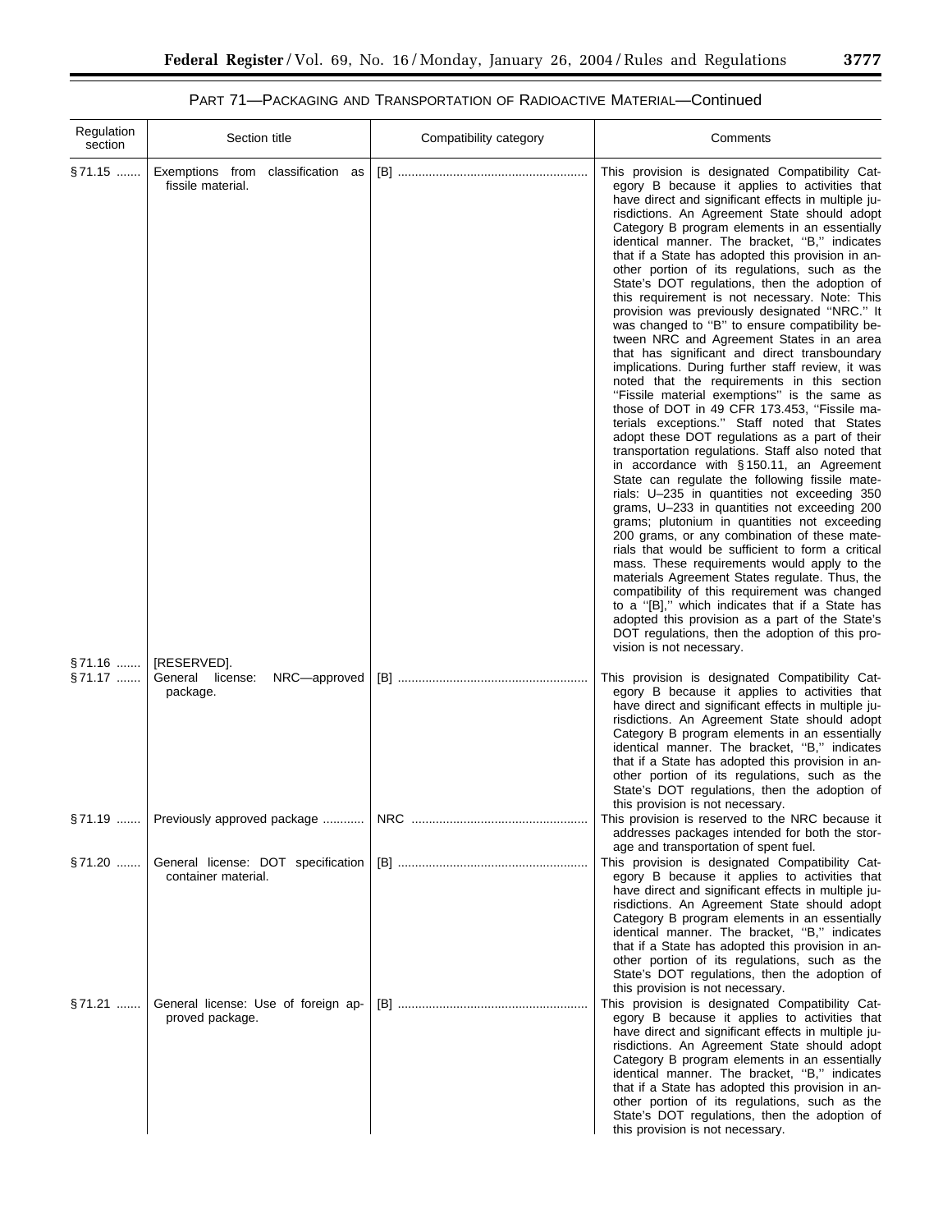PART 71—PACKAGING AND TRANSPORTATION OF RADIOACTIVE MATERIAL—Continued

| Regulation section | Section title | Compatibility category | Comments |
| --- | --- | --- | --- |
| §71.15 | Exemptions from classification as fissile material. | [B] | This provision is designated Compatibility Category B because it applies to activities that have direct and significant effects in multiple jurisdictions. An Agreement State should adopt Category B program elements in an essentially identical manner. The bracket, "B," indicates that if a State has adopted this provision in another portion of its regulations, such as the State's DOT regulations, then the adoption of this requirement is not necessary. Note: This provision was previously designated "NRC." It was changed to "B" to ensure compatibility between NRC and Agreement States in an area that has significant and direct transboundary implications. During further staff review, it was noted that the requirements in this section "Fissile material exemptions" is the same as those of DOT in 49 CFR 173.453, "Fissile materials exceptions." Staff noted that States adopt these DOT regulations as a part of their transportation regulations. Staff also noted that in accordance with §150.11, an Agreement State can regulate the following fissile materials: U–235 in quantities not exceeding 350 grams, U–233 in quantities not exceeding 200 grams; plutonium in quantities not exceeding 200 grams, or any combination of these materials that would be sufficient to form a critical mass. These requirements would apply to the materials Agreement States regulate. Thus, the compatibility of this requirement was changed to a "[B]," which indicates that if a State has adopted this provision as a part of the State's DOT regulations, then the adoption of this provision is not necessary. |
| §71.16 | [RESERVED]. | | |
| §71.17 | General license: NRC—approved package. | [B] | This provision is designated Compatibility Category B because it applies to activities that have direct and significant effects in multiple jurisdictions. An Agreement State should adopt Category B program elements in an essentially identical manner. The bracket, "B," indicates that if a State has adopted this provision in another portion of its regulations, such as the State's DOT regulations, then the adoption of this provision is not necessary. |
| §71.19 | Previously approved package | NRC | This provision is reserved to the NRC because it addresses packages intended for both the storage and transportation of spent fuel. |
| §71.20 | General license: DOT specification container material. | [B] | This provision is designated Compatibility Category B because it applies to activities that have direct and significant effects in multiple jurisdictions. An Agreement State should adopt Category B program elements in an essentially identical manner. The bracket, "B," indicates that if a State has adopted this provision in another portion of its regulations, such as the State's DOT regulations, then the adoption of this provision is not necessary. |
| §71.21 | General license: Use of foreign approved package. | [B] | This provision is designated Compatibility Category B because it applies to activities that have direct and significant effects in multiple jurisdictions. An Agreement State should adopt Category B program elements in an essentially identical manner. The bracket, "B," indicates that if a State has adopted this provision in another portion of its regulations, such as the State's DOT regulations, then the adoption of this provision is not necessary. |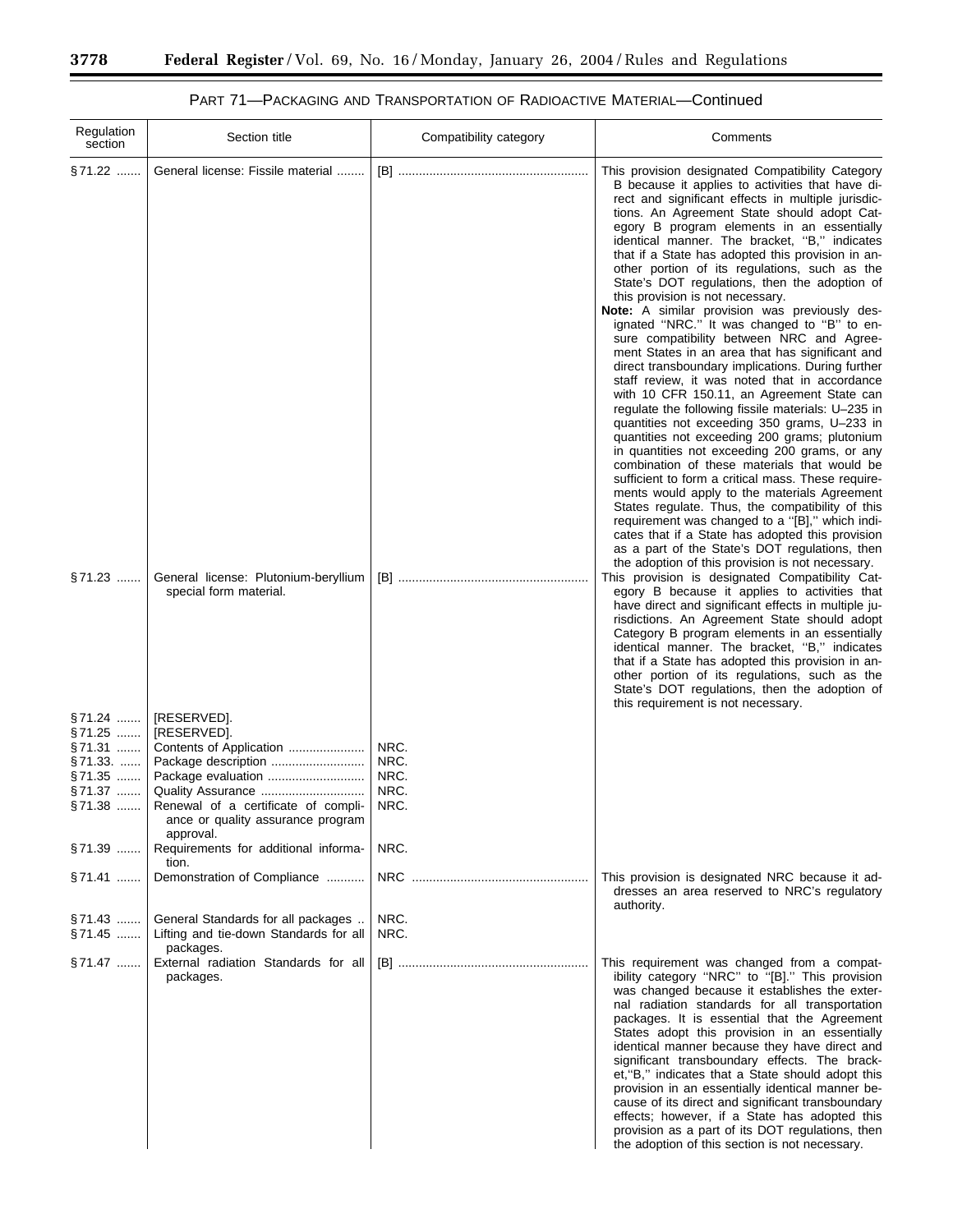PART 71—PACKAGING AND TRANSPORTATION OF RADIOACTIVE MATERIAL—Continued

| Regulation section | Section title | Compatibility category | Comments |
| --- | --- | --- | --- |
| § 71.22 | General license: Fissile material | [B] | This provision designated Compatibility Category B because it applies to activities that have direct and significant effects in multiple jurisdictions. An Agreement State should adopt Category B program elements in an essentially identical manner. The bracket, "B," indicates that if a State has adopted this provision in another portion of its regulations, such as the State's DOT regulations, then the adoption of this provision is not necessary. **Note:** A similar provision was previously designated "NRC." It was changed to "B" to ensure compatibility between NRC and Agreement States in an area that has significant and direct transboundary implications. During further staff review, it was noted that in accordance with 10 CFR 150.11, an Agreement State can regulate the following fissile materials: U–235 in quantities not exceeding 350 grams, U–233 in quantities not exceeding 200 grams; plutonium in quantities not exceeding 200 grams, or any combination of these materials that would be sufficient to form a critical mass. These requirements would apply to the materials Agreement States regulate. Thus, the compatibility of this requirement was changed to a "[B]," which indicates that if a State has adopted this provision as a part of the State's DOT regulations, then the adoption of this provision is not necessary. |
| § 71.23 | General license: Plutonium-beryllium special form material. | [B] | This provision is designated Compatibility Category B because it applies to activities that have direct and significant effects in multiple jurisdictions. An Agreement State should adopt Category B program elements in an essentially identical manner. The bracket, "B," indicates that if a State has adopted this provision in another portion of its regulations, such as the State's DOT regulations, then the adoption of this requirement is not necessary. |
| § 71.24 | [RESERVED]. | | |
| § 71.25 | [RESERVED]. | | |
| § 71.31 | Contents of Application | NRC. | |
| § 71.33. | Package description | NRC. | |
| § 71.35 | Package evaluation | NRC. | |
| § 71.37 | Quality Assurance | NRC. | |
| § 71.38 | Renewal of a certificate of compliance or quality assurance program approval. | NRC. | |
| § 71.39 | Requirements for additional information. | NRC. | |
| § 71.41 | Demonstration of Compliance | NRC | This provision is designated NRC because it addresses an area reserved to NRC's regulatory authority. |
| § 71.43 | General Standards for all packages | NRC. | |
| § 71.45 | Lifting and tie-down Standards for all packages. | NRC. | |
| § 71.47 | External radiation Standards for all packages. | [B] | This requirement was changed from a compatibility category "NRC" to "[B]." This provision was changed because it establishes the external radiation standards for all transportation packages. It is essential that the Agreement States adopt this provision in an essentially identical manner because they have direct and significant transboundary effects. The bracket,"B," indicates that a State should adopt this provision in an essentially identical manner because of its direct and significant transboundary effects; however, if a State has adopted this provision as a part of its DOT regulations, then the adoption of this section is not necessary. |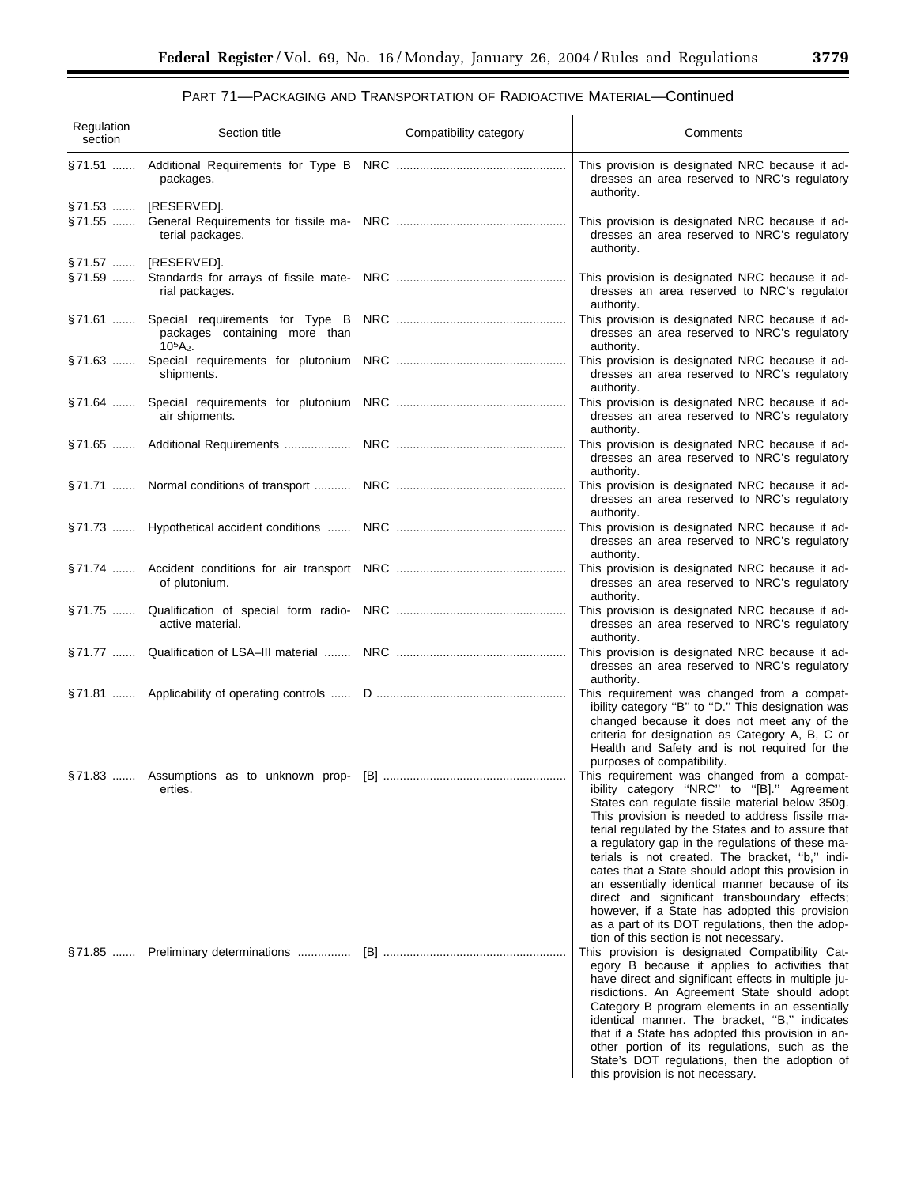PART 71—PACKAGING AND TRANSPORTATION OF RADIOACTIVE MATERIAL—Continued

| Regulation section | Section title | Compatibility category | Comments |
|---|---|---|---|
| §71.51 | Additional Requirements for Type B packages. | NRC | This provision is designated NRC because it addresses an area reserved to NRC's regulatory authority. |
| §71.53 | [RESERVED]. | | |
| §71.55 | General Requirements for fissile material packages. | NRC | This provision is designated NRC because it addresses an area reserved to NRC's regulatory authority. |
| §71.57 | [RESERVED]. | | |
| §71.59 | Standards for arrays of fissile material packages. | NRC | This provision is designated NRC because it addresses an area reserved to NRC's regulator authority. |
| §71.61 | Special requirements for Type B packages containing more than $10^5A_2$. | NRC | This provision is designated NRC because it addresses an area reserved to NRC's regulatory authority. |
| §71.63 | Special requirements for plutonium shipments. | NRC | This provision is designated NRC because it addresses an area reserved to NRC's regulatory authority. |
| §71.64 | Special requirements for plutonium air shipments. | NRC | This provision is designated NRC because it addresses an area reserved to NRC's regulatory authority. |
| §71.65 | Additional Requirements | NRC | This provision is designated NRC because it addresses an area reserved to NRC's regulatory authority. |
| §71.71 | Normal conditions of transport | NRC | This provision is designated NRC because it addresses an area reserved to NRC's regulatory authority. |
| §71.73 | Hypothetical accident conditions | NRC | This provision is designated NRC because it addresses an area reserved to NRC's regulatory authority. |
| §71.74 | Accident conditions for air transport of plutonium. | NRC | This provision is designated NRC because it addresses an area reserved to NRC's regulatory authority. |
| §71.75 | Qualification of special form radioactive material. | NRC | This provision is designated NRC because it addresses an area reserved to NRC's regulatory authority. |
| §71.77 | Qualification of LSA–III material | NRC | This provision is designated NRC because it addresses an area reserved to NRC's regulatory authority. |
| §71.81 | Applicability of operating controls | D | This requirement was changed from a compatibility category "B" to "D." This designation was changed because it does not meet any of the criteria for designation as Category A, B, C or Health and Safety and is not required for the purposes of compatibility. |
| §71.83 | Assumptions as to unknown properties. | [B] | This requirement was changed from a compatibility category "NRC" to "[B]." Agreement States can regulate fissile material below 350g. This provision is needed to address fissile material regulated by the States and to assure that a regulatory gap in the regulations of these materials is not created. The bracket, "b," indicates that a State should adopt this provision in an essentially identical manner because of its direct and significant transboundary effects; however, if a State has adopted this provision as a part of its DOT regulations, then the adoption of this section is not necessary. |
| §71.85 | Preliminary determinations | [B] | This provision is designated Compatibility Category B because it applies to activities that have direct and significant effects in multiple jurisdictions. An Agreement State should adopt Category B program elements in an essentially identical manner. The bracket, "B," indicates that if a State has adopted this provision in another portion of its regulations, such as the State's DOT regulations, then the adoption of this provision is not necessary. |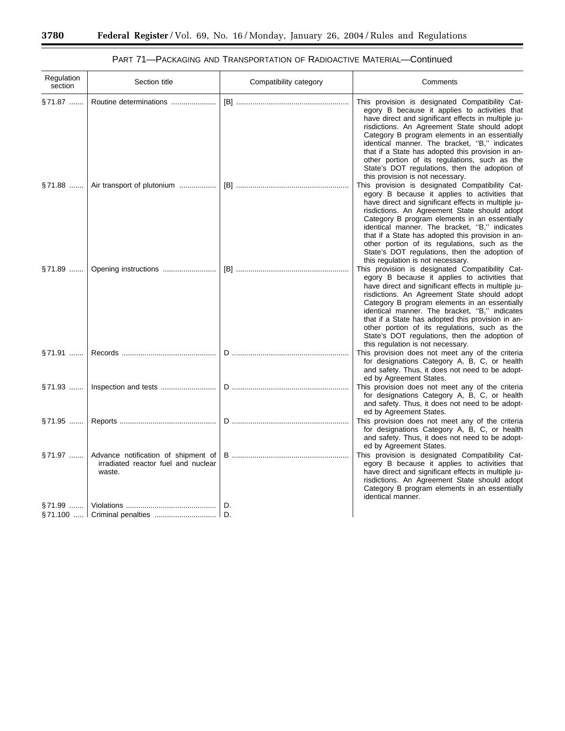PART 71—PACKAGING AND TRANSPORTATION OF RADIOACTIVE MATERIAL—Continued

| Regulation section | Section title | Compatibility category | Comments |
| --- | --- | --- | --- |
| § 71.87 | Routine determinations | [B] | This provision is designated Compatibility Category B because it applies to activities that have direct and significant effects in multiple jurisdictions. An Agreement State should adopt Category B program elements in an essentially identical manner. The bracket, ''B,'' indicates that if a State has adopted this provision in another portion of its regulations, such as the State's DOT regulations, then the adoption of this provision is not necessary. |
| § 71.88 | Air transport of plutonium | [B] | This provision is designated Compatibility Category B because it applies to activities that have direct and significant effects in multiple jurisdictions. An Agreement State should adopt Category B program elements in an essentially identical manner. The bracket, ''B,'' indicates that if a State has adopted this provision in another portion of its regulations, such as the State's DOT regulations, then the adoption of this regulation is not necessary. |
| § 71.89 | Opening instructions | [B] | This provision is designated Compatibility Category B because it applies to activities that have direct and significant effects in multiple jurisdictions. An Agreement State should adopt Category B program elements in an essentially identical manner. The bracket, ''B,'' indicates that if a State has adopted this provision in another portion of its regulations, such as the State's DOT regulations, then the adoption of this regulation is not necessary. |
| § 71.91 | Records | D | This provision does not meet any of the criteria for designations Category A, B, C, or health and safety. Thus, it does not need to be adopted by Agreement States. |
| § 71.93 | Inspection and tests | D | This provision does not meet any of the criteria for designations Category A, B, C, or health and safety. Thus, it does not need to be adopted by Agreement States. |
| § 71.95 | Reports | D | This provision does not meet any of the criteria for designations Category A, B, C, or health and safety. Thus, it does not need to be adopted by Agreement States. |
| § 71.97 | Advance notification of shipment of irradiated reactor fuel and nuclear waste. | B | This provision is designated Compatibility Category B because it applies to activities that have direct and significant effects in multiple jurisdictions. An Agreement State should adopt Category B program elements in an essentially identical manner. |
| § 71.99 | Violations | D. | |
| § 71.100 | Criminal penalties | D. | |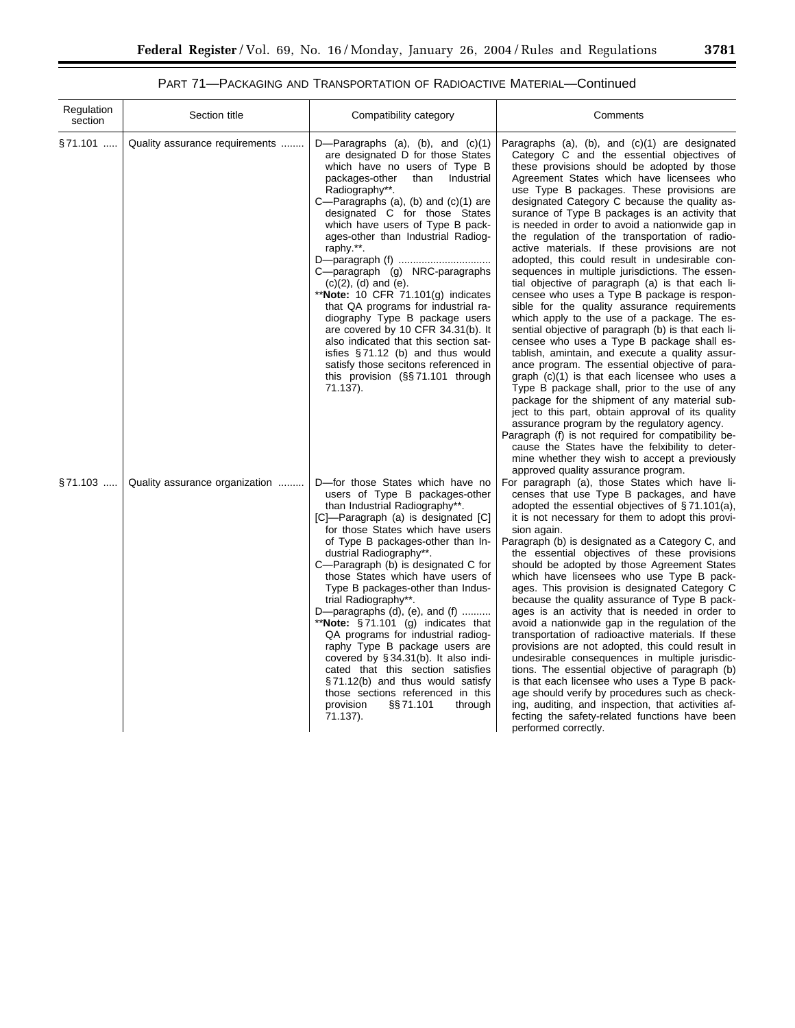PART 71—PACKAGING AND TRANSPORTATION OF RADIOACTIVE MATERIAL—Continued

| Regulation section | Section title | Compatibility category | Comments |
|---|---|---|---|
| §71.101 ..... | Quality assurance requirements ........ | D—Paragraphs (a), (b), and (c)(1) are designated D for those States which have no users of Type B packages-other than Industrial Radiography**.<br>C—Paragraphs (a), (b) and (c)(1) are designated C for those States which have users of Type B packages-other than Industrial Radiography.**.<br>D—paragraph (f) ................................<br>C—paragraph (g) NRC-paragraphs (c)(2), (d) and (e).<br>****Note:** 10 CFR 71.101(g) indicates that QA programs for industrial radiography Type B package users are covered by 10 CFR 34.31(b). It also indicated that this section satisfies §71.12 (b) and thus would satisfy those secitons referenced in this provision (§§71.101 through 71.137). | Paragraphs (a), (b), and (c)(1) are designated Category C and the essential objectives of these provisions should be adopted by those Agreement States which have licensees who use Type B packages. These provisions are designated Category C because the quality assurance of Type B packages is an activity that is needed in order to avoid a nationwide gap in the regulation of the transportation of radioactive materials. If these provisions are not adopted, this could result in undesirable consequences in multiple jurisdictions. The essential objective of paragraph (a) is that each licensee who uses a Type B package is responsible for the quality assurance requirements which apply to the use of a package. The essential objective of paragraph (b) is that each licensee who uses a Type B package shall establish, amintain, and execute a quality assurance program. The essential objective of paragraph (c)(1) is that each licensee who uses a Type B package shall, prior to the use of any package for the shipment of any material subject to this part, obtain approval of its quality assurance program by the regulatory agency.<br>Paragraph (f) is not required for compatibility because the States have the felxibility to determine whether they wish to accept a previously approved quality assurance program. |
| §71.103 ..... | Quality assurance organization ......... | D—for those States which have no users of Type B packages-other than Industrial Radiography**.<br>[C]—Paragraph (a) is designated [C] for those States which have users of Type B packages-other than Industrial Radiography**.<br>C—Paragraph (b) is designated C for those States which have users of Type B packages-other than Industrial Radiography**.<br>D—paragraphs (d), (e), and (f) ..........<br>****Note:** §71.101 (g) indicates that QA programs for industrial radiography Type B package users are covered by §34.31(b). It also indicated that this section satisfies §71.12(b) and thus would satisfy those sections referenced in this provision §§71.101 through 71.137). | For paragraph (a), those States which have licenses that use Type B packages, and have adopted the essential objectives of §71.101(a), it is not necessary for them to adopt this provision again.<br>Paragraph (b) is designated as a Category C, and the essential objectives of these provisions should be adopted by those Agreement States which have licensees who use Type B packages. This provision is designated Category C because the quality assurance of Type B packages is an activity that is needed in order to avoid a nationwide gap in the regulation of the transportation of radioactive materials. If these provisions are not adopted, this could result in undesirable consequences in multiple jurisdictions. The essential objective of paragraph (b) is that each licensee who uses a Type B package should verify by procedures such as checking, auditing, and inspection, that activities affecting the safety-related functions have been performed correctly. |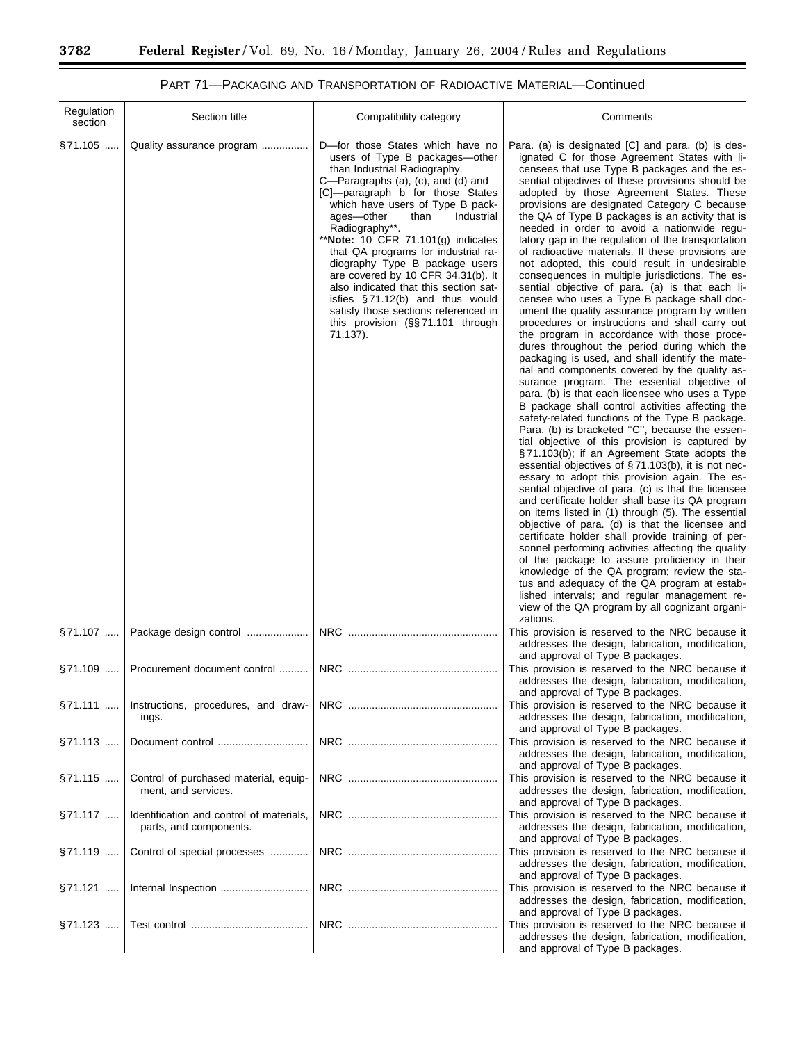PART 71—PACKAGING AND TRANSPORTATION OF RADIOACTIVE MATERIAL—Continued

| Regulation section | Section title | Compatibility category | Comments |
|---|---|---|---|
| §71.105 | Quality assurance program | D—for those States which have no users of Type B packages—other than Industrial Radiography. C—Paragraphs (a), (c), and (d) and [C]—paragraph b for those States which have users of Type B packages—other than Industrial Radiography**. **Note: 10 CFR 71.101(g) indicates that QA programs for industrial radiography Type B package users are covered by 10 CFR 34.31(b). It also indicated that this section satisfies §71.12(b) and thus would satisfy those sections referenced in this provision (§§71.101 through 71.137). | Para. (a) is designated [C] and para. (b) is designated C for those Agreement States with licensees that use Type B packages and the essential objectives of these provisions should be adopted by those Agreement States. These provisions are designated Category C because the QA of Type B packages is an activity that is needed in order to avoid a nationwide regulatory gap in the regulation of the transportation of radioactive materials. If these provisions are not adopted, this could result in undesirable consequences in multiple jurisdictions. The essential objective of para. (a) is that each licensee who uses a Type B package shall document the quality assurance program by written procedures or instructions and shall carry out the program in accordance with those procedures throughout the period during which the packaging is used, and shall identify the material and components covered by the quality assurance program. The essential objective of para. (b) is that each licensee who uses a Type B package shall control activities affecting the safety-related functions of the Type B package. Para. (b) is bracketed "C", because the essential objective of this provision is captured by §71.103(b); if an Agreement State adopts the essential objectives of §71.103(b), it is not necessary to adopt this provision again. The essential objective of para. (c) is that the licensee and certificate holder shall base its QA program on items listed in (1) through (5). The essential objective of para. (d) is that the licensee and certificate holder shall provide training of personnel performing activities affecting the quality of the package to assure proficiency in their knowledge of the QA program; review the status and adequacy of the QA program at established intervals; and regular management review of the QA program by all cognizant organizations. |
| §71.107 | Package design control | NRC | This provision is reserved to the NRC because it addresses the design, fabrication, modification, and approval of Type B packages. |
| §71.109 | Procurement document control | NRC | This provision is reserved to the NRC because it addresses the design, fabrication, modification, and approval of Type B packages. |
| §71.111 | Instructions, procedures, and drawings. | NRC | This provision is reserved to the NRC because it addresses the design, fabrication, modification, and approval of Type B packages. |
| §71.113 | Document control | NRC | This provision is reserved to the NRC because it addresses the design, fabrication, modification, and approval of Type B packages. |
| §71.115 | Control of purchased material, equipment, and services. | NRC | This provision is reserved to the NRC because it addresses the design, fabrication, modification, and approval of Type B packages. |
| §71.117 | Identification and control of materials, parts, and components. | NRC | This provision is reserved to the NRC because it addresses the design, fabrication, modification, and approval of Type B packages. |
| §71.119 | Control of special processes | NRC | This provision is reserved to the NRC because it addresses the design, fabrication, modification, and approval of Type B packages. |
| §71.121 | Internal Inspection | NRC | This provision is reserved to the NRC because it addresses the design, fabrication, modification, and approval of Type B packages. |
| §71.123 | Test control | NRC | This provision is reserved to the NRC because it addresses the design, fabrication, modification, and approval of Type B packages. |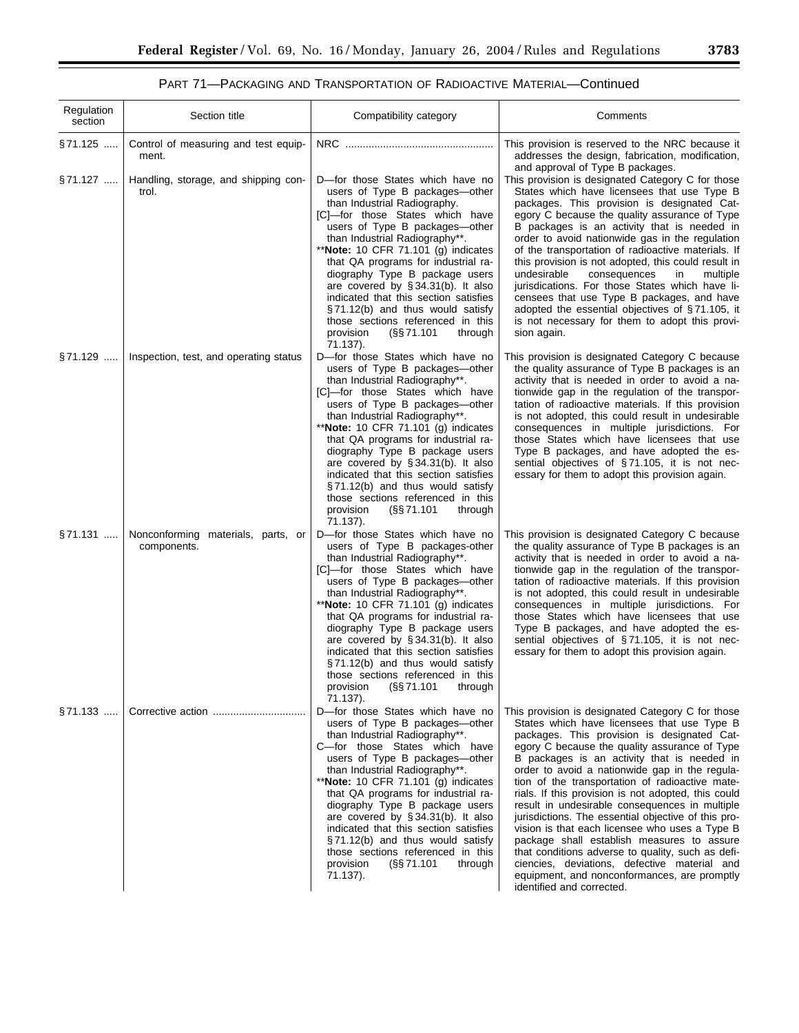PART 71—PACKAGING AND TRANSPORTATION OF RADIOACTIVE MATERIAL—Continued

| Regulation section | Section title | Compatibility category | Comments |
|---|---|---|---|
| §71.125 | Control of measuring and test equipment. | NRC | This provision is reserved to the NRC because it addresses the design, fabrication, modification, and approval of Type B packages. |
| §71.127 | Handling, storage, and shipping control. | D—for those States which have no users of Type B packages—other than Industrial Radiography. [C]—for those States which have users of Type B packages—other than Industrial Radiography**. **Note: 10 CFR 71.101 (g) indicates that QA programs for industrial radiography Type B package users are covered by §34.31(b). It also indicated that this section satisfies §71.12(b) and thus would satisfy those sections referenced in this provision (§§71.101 through 71.137). | This provision is designated Category C for those States which have licensees that use Type B packages. This provision is designated Category C because the quality assurance of Type B packages is an activity that is needed in order to avoid nationwide gas in the regulation of the transportation of radioactive materials. If this provision is not adopted, this could result in undesirable consequences in multiple jurisdictions. For those States which have licensees that use Type B packages, and have adopted the essential objectives of §71.105, it is not necessary for them to adopt this provision again. |
| §71.129 | Inspection, test, and operating status | D—for those States which have no users of Type B packages—other than Industrial Radiography**. [C]—for those States which have users of Type B packages—other than Industrial Radiography**. **Note: 10 CFR 71.101 (g) indicates that QA programs for industrial radiography Type B package users are covered by §34.31(b). It also indicated that this section satisfies §71.12(b) and thus would satisfy those sections referenced in this provision (§§71.101 through 71.137). | This provision is designated Category C because the quality assurance of Type B packages is an activity that is needed in order to avoid a nationwide gap in the regulation of the transportation of radioactive materials. If this provision is not adopted, this could result in undesirable consequences in multiple jurisdictions. For those States which have licensees that use Type B packages, and have adopted the essential objectives of §71.105, it is not necessary for them to adopt this provision again. |
| §71.131 | Nonconforming materials, parts, or components. | D—for those States which have no users of Type B packages-other than Industrial Radiography**. [C]—for those States which have users of Type B packages—other than Industrial Radiography**. **Note: 10 CFR 71.101 (g) indicates that QA programs for industrial radiography Type B package users are covered by §34.31(b). It also indicated that this section satisfies §71.12(b) and thus would satisfy those sections referenced in this provision (§§71.101 through 71.137). | This provision is designated Category C because the quality assurance of Type B packages is an activity that is needed in order to avoid a nationwide gap in the regulation of the transportation of radioactive materials. If this provision is not adopted, this could result in undesirable consequences in multiple jurisdictions. For those States which have licensees that use Type B packages, and have adopted the essential objectives of §71.105, it is not necessary for them to adopt this provision again. |
| §71.133 | Corrective action | D—for those States which have no users of Type B packages—other than Industrial Radiography**. C—for those States which have users of Type B packages—other than Industrial Radiography**. **Note: 10 CFR 71.101 (g) indicates that QA programs for industrial radiography Type B package users are covered by §34.31(b). It also indicated that this section satisfies §71.12(b) and thus would satisfy those sections referenced in this provision (§§71.101 through 71.137). | This provision is designated Category C for those States which have licensees that use Type B packages. This provision is designated Category C because the quality assurance of Type B packages is an activity that is needed in order to avoid a nationwide gap in the regulation of the transportation of radioactive materials. If this provision is not adopted, this could result in undesirable consequences in multiple jurisdictions. The essential objective of this provision is that each licensee who uses a Type B package shall establish measures to assure that conditions adverse to quality, such as deficiencies, deviations, defective material and equipment, and nonconformances, are promptly identified and corrected. |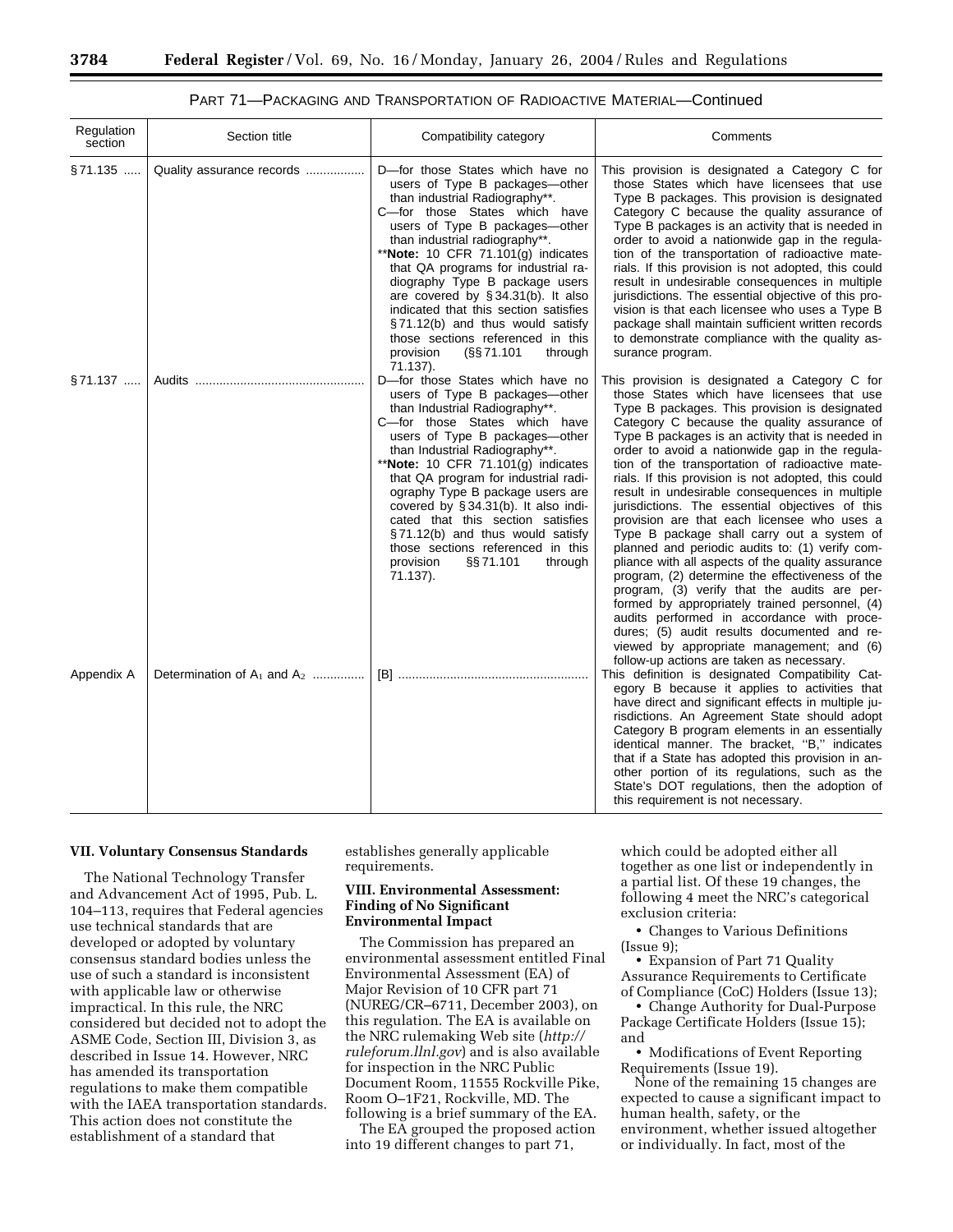PART 71—PACKAGING AND TRANSPORTATION OF RADIOACTIVE MATERIAL—Continued

| Regulation section | Section title | Compatibility category | Comments |
|---|---|---|---|
| §71.135 | Quality assurance records | D—for those States which have no users of Type B packages—other than industrial Radiography**. C—for those States which have users of Type B packages—other than industrial radiography**. **Note: 10 CFR 71.101(g) indicates that QA programs for industrial radiography Type B package users are covered by §34.31(b). It also indicated that this section satisfies §71.12(b) and thus would satisfy those sections referenced in this provision (§§71.101 through 71.137). | This provision is designated a Category C for those States which have licensees that use Type B packages. This provision is designated Category C because the quality assurance of Type B packages is an activity that is needed in order to avoid a nationwide gap in the regulation of the transportation of radioactive materials. If this provision is not adopted, this could result in undesirable consequences in multiple jurisdictions. The essential objective of this provision is that each licensee who uses a Type B package shall maintain sufficient written records to demonstrate compliance with the quality assurance program. |
| §71.137 | Audits | D—for those States which have no users of Type B packages—other than Industrial Radiography**. C—for those States which have users of Type B packages—other than Industrial Radiography**. **Note: 10 CFR 71.101(g) indicates that QA program for industrial radiography Type B package users are covered by §34.31(b). It also indicated that this section satisfies §71.12(b) and thus would satisfy those sections referenced in this provision §§71.101 through 71.137). | This provision is designated a Category C for those States which have licensees that use Type B packages. This provision is designated Category C because the quality assurance of Type B packages is an activity that is needed in order to avoid a nationwide gap in the regulation of the transportation of radioactive materials. If this provision is not adopted, this could result in undesirable consequences in multiple jurisdictions. The essential objectives of this provision are that each licensee who uses a Type B package shall carry out a system of planned and periodic audits to: (1) verify compliance with all aspects of the quality assurance program, (2) determine the effectiveness of the program, (3) verify that the audits are performed by appropriately trained personnel, (4) audits performed in accordance with procedures; (5) audit results documented and reviewed by appropriate management; and (6) follow-up actions are taken as necessary. |
| Appendix A | Determination of $A_1$ and $A_2$ | [B] | This definition is designated Compatibility Category B because it applies to activities that have direct and significant effects in multiple jurisdictions. An Agreement State should adopt Category B program elements in an essentially identical manner. The bracket, "B," indicates that if a State has adopted this provision in another portion of its regulations, such as the State's DOT regulations, then the adoption of this requirement is not necessary. |

## VII. Voluntary Consensus Standards

The National Technology Transfer and Advancement Act of 1995, Pub. L. 104–113, requires that Federal agencies use technical standards that are developed or adopted by voluntary consensus standard bodies unless the use of such a standard is inconsistent with applicable law or otherwise impractical. In this rule, the NRC considered but decided not to adopt the ASME Code, Section III, Division 3, as described in Issue 14. However, NRC has amended its transportation regulations to make them compatible with the IAEA transportation standards. This action does not constitute the establishment of a standard that establishes generally applicable requirements.

## VIII. Environmental Assessment: Finding of No Significant Environmental Impact

The Commission has prepared an environmental assessment entitled Final Environmental Assessment (EA) of Major Revision of 10 CFR part 71 (NUREG/CR–6711, December 2003), on this regulation. The EA is available on the NRC rulemaking Web site (*http://ruleforum.llnl.gov*) and is also available for inspection in the NRC Public Document Room, 11555 Rockville Pike, Room O–1F21, Rockville, MD. The following is a brief summary of the EA.

The EA grouped the proposed action into 19 different changes to part 71, which could be adopted either all together as one list or independently in a partial list. Of these 19 changes, the following 4 meet the NRC's categorical exclusion criteria:

- Changes to Various Definitions (Issue 9);
- Expansion of Part 71 Quality Assurance Requirements to Certificate of Compliance (CoC) Holders (Issue 13);
- Change Authority for Dual-Purpose Package Certificate Holders (Issue 15); and
- Modifications of Event Reporting Requirements (Issue 19).

None of the remaining 15 changes are expected to cause a significant impact to human health, safety, or the environment, whether issued altogether or individually. In fact, most of the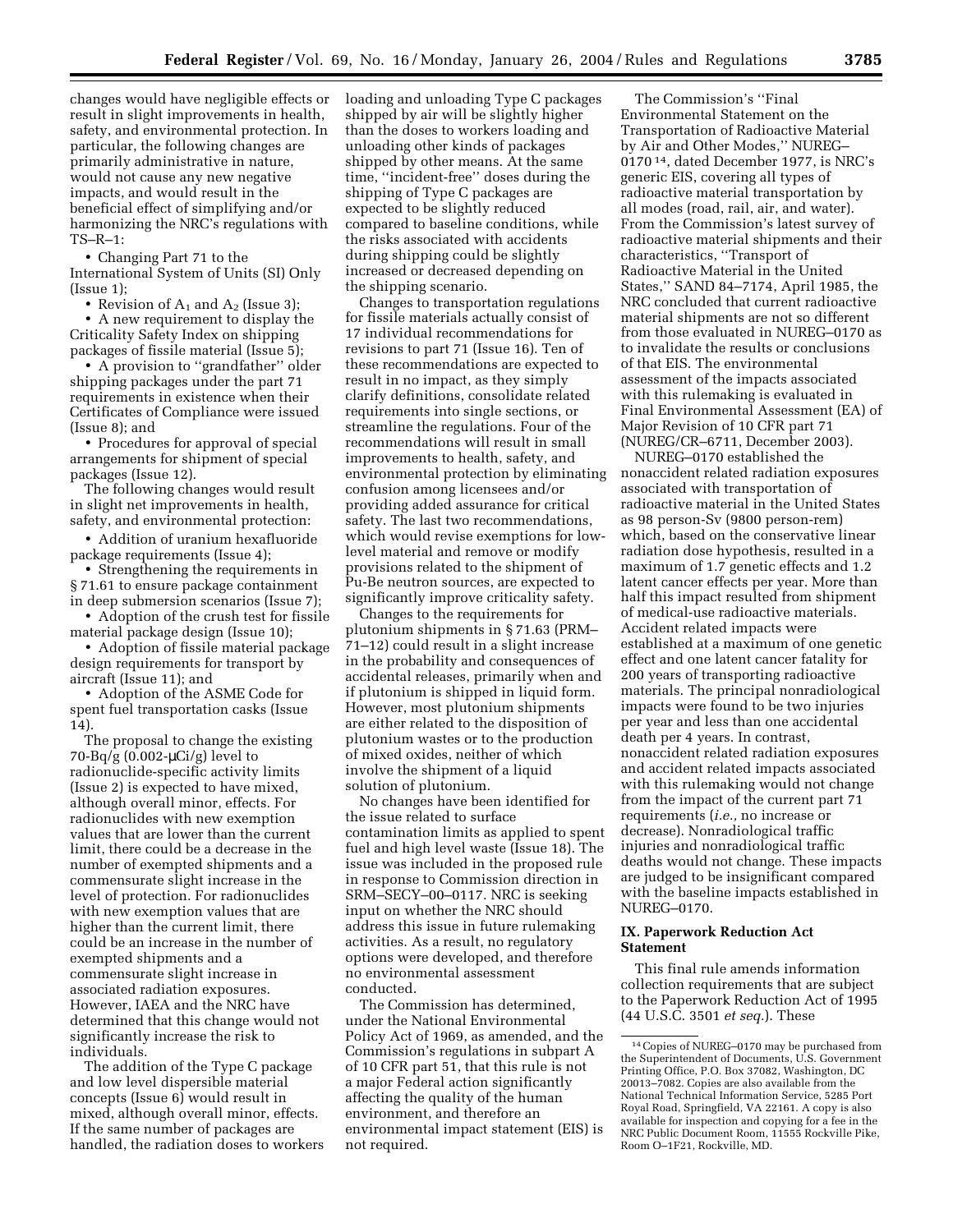changes would have negligible effects or result in slight improvements in health, safety, and environmental protection. In particular, the following changes are primarily administrative in nature, would not cause any new negative impacts, and would result in the beneficial effect of simplifying and/or harmonizing the NRC's regulations with TS–R–1:

- Changing Part 71 to the International System of Units (SI) Only (Issue 1);
- Revision of $A_1$ and $A_2$ (Issue 3);
- A new requirement to display the Criticality Safety Index on shipping packages of fissile material (Issue 5);
- A provision to ''grandfather'' older shipping packages under the part 71 requirements in existence when their Certificates of Compliance were issued (Issue 8); and
- Procedures for approval of special arrangements for shipment of special packages (Issue 12).

The following changes would result in slight net improvements in health, safety, and environmental protection:

- Addition of uranium hexafluoride package requirements (Issue 4);
- Strengthening the requirements in § 71.61 to ensure package containment in deep submersion scenarios (Issue 7);
- Adoption of the crush test for fissile material package design (Issue 10);
- Adoption of fissile material package design requirements for transport by aircraft (Issue 11); and
- Adoption of the ASME Code for spent fuel transportation casks (Issue 14).

The proposal to change the existing 70-Bq/g (0.002-μCi/g) level to radionuclide-specific activity limits (Issue 2) is expected to have mixed, although overall minor, effects. For radionuclides with new exemption values that are lower than the current limit, there could be a decrease in the number of exempted shipments and a commensurate slight increase in the level of protection. For radionuclides with new exemption values that are higher than the current limit, there could be an increase in the number of exempted shipments and a commensurate slight increase in associated radiation exposures. However, IAEA and the NRC have determined that this change would not significantly increase the risk to individuals.

The addition of the Type C package and low level dispersible material concepts (Issue 6) would result in mixed, although overall minor, effects. If the same number of packages are handled, the radiation doses to workers loading and unloading Type C packages shipped by air will be slightly higher than the doses to workers loading and unloading other kinds of packages shipped by other means. At the same time, ''incident-free'' doses during the shipping of Type C packages are expected to be slightly reduced compared to baseline conditions, while the risks associated with accidents during shipping could be slightly increased or decreased depending on the shipping scenario.

Changes to transportation regulations for fissile materials actually consist of 17 individual recommendations for revisions to part 71 (Issue 16). Ten of these recommendations are expected to result in no impact, as they simply clarify definitions, consolidate related requirements into single sections, or streamline the regulations. Four of the recommendations will result in small improvements to health, safety, and environmental protection by eliminating confusion among licensees and/or providing added assurance for critical safety. The last two recommendations, which would revise exemptions for low-level material and remove or modify provisions related to the shipment of Pu-Be neutron sources, are expected to significantly improve criticality safety.

Changes to the requirements for plutonium shipments in § 71.63 (PRM–71–12) could result in a slight increase in the probability and consequences of accidental releases, primarily when and if plutonium is shipped in liquid form. However, most plutonium shipments are either related to the disposition of plutonium wastes or to the production of mixed oxides, neither of which involve the shipment of a liquid solution of plutonium.

No changes have been identified for the issue related to surface contamination limits as applied to spent fuel and high level waste (Issue 18). The issue was included in the proposed rule in response to Commission direction in SRM–SECY–00–0117. NRC is seeking input on whether the NRC should address this issue in future rulemaking activities. As a result, no regulatory options were developed, and therefore no environmental assessment conducted.

The Commission has determined, under the National Environmental Policy Act of 1969, as amended, and the Commission's regulations in subpart A of 10 CFR part 51, that this rule is not a major Federal action significantly affecting the quality of the human environment, and therefore an environmental impact statement (EIS) is not required.

The Commission's ''Final Environmental Statement on the Transportation of Radioactive Material by Air and Other Modes,'' NUREG–0170 [14], dated December 1977, is NRC's generic EIS, covering all types of radioactive material transportation by all modes (road, rail, air, and water). From the Commission's latest survey of radioactive material shipments and their characteristics, ''Transport of Radioactive Material in the United States,'' SAND 84–7174, April 1985, the NRC concluded that current radioactive material shipments are not so different from those evaluated in NUREG–0170 as to invalidate the results or conclusions of that EIS. The environmental assessment of the impacts associated with this rulemaking is evaluated in Final Environmental Assessment (EA) of Major Revision of 10 CFR part 71 (NUREG/CR–6711, December 2003).

NUREG–0170 established the nonaccident related radiation exposures associated with transportation of radioactive material in the United States as 98 person-Sv (9800 person-rem) which, based on the conservative linear radiation dose hypothesis, resulted in a maximum of 1.7 genetic effects and 1.2 latent cancer effects per year. More than half this impact resulted from shipment of medical-use radioactive materials. Accident related impacts were established at a maximum of one genetic effect and one latent cancer fatality for 200 years of transporting radioactive materials. The principal nonradiological impacts were found to be two injuries per year and less than one accidental death per 4 years. In contrast, nonaccident related radiation exposures and accident related impacts associated with this rulemaking would not change from the impact of the current part 71 requirements (*i.e.,* no increase or decrease). Nonradiological traffic injuries and nonradiological traffic deaths would not change. These impacts are judged to be insignificant compared with the baseline impacts established in NUREG–0170.

## IX. Paperwork Reduction Act Statement

This final rule amends information collection requirements that are subject to the Paperwork Reduction Act of 1995 (44 U.S.C. 3501 *et seq.*). These

[14] Copies of NUREG–0170 may be purchased from the Superintendent of Documents, U.S. Government Printing Office, P.O. Box 37082, Washington, DC 20013–7082. Copies are also available from the National Technical Information Service, 5285 Port Royal Road, Springfield, VA 22161. A copy is also available for inspection and copying for a fee in the NRC Public Document Room, 11555 Rockville Pike, Room O–1F21, Rockville, MD.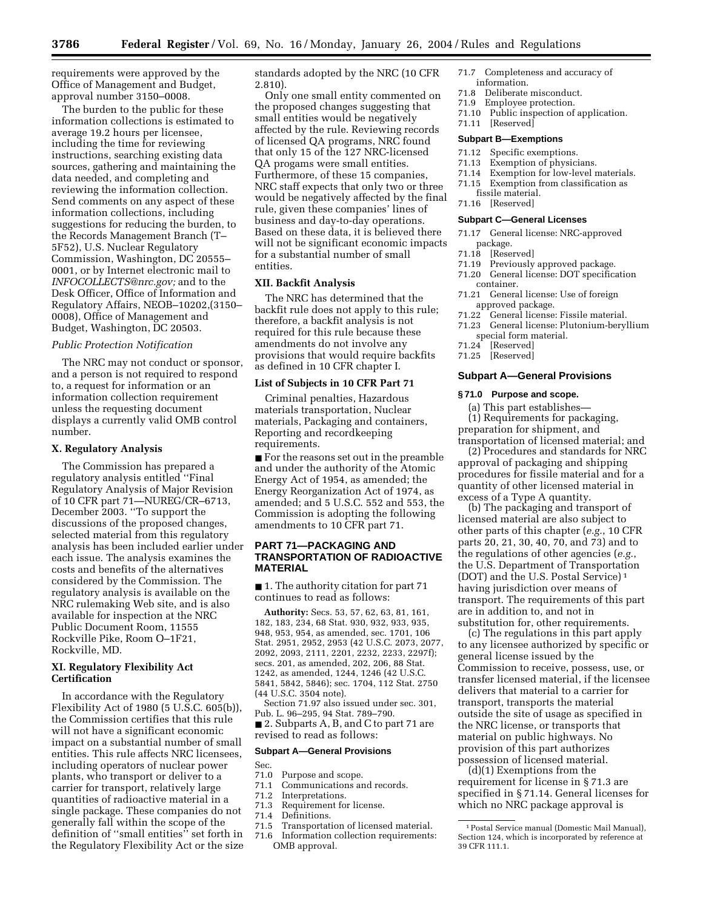requirements were approved by the Office of Management and Budget, approval number 3150–0008.

The burden to the public for these information collections is estimated to average 19.2 hours per licensee, including the time for reviewing instructions, searching existing data sources, gathering and maintaining the data needed, and completing and reviewing the information collection. Send comments on any aspect of these information collections, including suggestions for reducing the burden, to the Records Management Branch (T–5F52), U.S. Nuclear Regulatory Commission, Washington, DC 20555–0001, or by Internet electronic mail to *INFOCOLLECTS@nrc.gov;* and to the Desk Officer, Office of Information and Regulatory Affairs, NEOB–10202,(3150–0008), Office of Management and Budget, Washington, DC 20503.

*Public Protection Notification*

The NRC may not conduct or sponsor, and a person is not required to respond to, a request for information or an information collection requirement unless the requesting document displays a currently valid OMB control number.

**X. Regulatory Analysis**

The Commission has prepared a regulatory analysis entitled ''Final Regulatory Analysis of Major Revision of 10 CFR part 71—NUREG/CR–6713, December 2003. ''To support the discussions of the proposed changes, selected material from this regulatory analysis has been included earlier under each issue. The analysis examines the costs and benefits of the alternatives considered by the Commission. The regulatory analysis is available on the NRC rulemaking Web site, and is also available for inspection at the NRC Public Document Room, 11555 Rockville Pike, Room O–1F21, Rockville, MD.

**XI. Regulatory Flexibility Act Certification**

In accordance with the Regulatory Flexibility Act of 1980 (5 U.S.C. 605(b)), the Commission certifies that this rule will not have a significant economic impact on a substantial number of small entities. This rule affects NRC licensees, including operators of nuclear power plants, who transport or deliver to a carrier for transport, relatively large quantities of radioactive material in a single package. These companies do not generally fall within the scope of the definition of ''small entities'' set forth in the Regulatory Flexibility Act or the size standards adopted by the NRC (10 CFR 2.810).

Only one small entity commented on the proposed changes suggesting that small entities would be negatively affected by the rule. Reviewing records of licensed QA programs, NRC found that only 15 of the 127 NRC-licensed QA progams were small entities. Furthermore, of these 15 companies, NRC staff expects that only two or three would be negatively affected by the final rule, given these companies' lines of business and day-to-day operations. Based on these data, it is believed there will not be significant economic impacts for a substantial number of small entities.

**XII. Backfit Analysis**

The NRC has determined that the backfit rule does not apply to this rule; therefore, a backfit analysis is not required for this rule because these amendments do not involve any provisions that would require backfits as defined in 10 CFR chapter I.

**List of Subjects in 10 CFR Part 71**

Criminal penalties, Hazardous materials transportation, Nuclear materials, Packaging and containers, Reporting and recordkeeping requirements.

■ For the reasons set out in the preamble and under the authority of the Atomic Energy Act of 1954, as amended; the Energy Reorganization Act of 1974, as amended; and 5 U.S.C. 552 and 553, the Commission is adopting the following amendments to 10 CFR part 71.

**PART 71—PACKAGING AND TRANSPORTATION OF RADIOACTIVE MATERIAL**

■ 1. The authority citation for part 71 continues to read as follows:

**Authority:** Secs. 53, 57, 62, 63, 81, 161, 182, 183, 234, 68 Stat. 930, 932, 933, 935, 948, 953, 954, as amended, sec. 1701, 106 Stat. 2951, 2952, 2953 (42 U.S.C. 2073, 2077, 2092, 2093, 2111, 2201, 2232, 2233, 2297f); secs. 201, as amended, 202, 206, 88 Stat. 1242, as amended, 1244, 1246 (42 U.S.C. 5841, 5842, 5846); sec. 1704, 112 Stat. 2750 (44 U.S.C. 3504 note).

Section 71.97 also issued under sec. 301, Pub. L. 96–295, 94 Stat. 789–790.

■ 2. Subparts A, B, and C to part 71 are revised to read as follows:

**Subpart A—General Provisions**

Sec.
71.0 Purpose and scope.
71.1 Communications and records.
71.2 Interpretations.
71.3 Requirement for license.
71.4 Definitions.
71.5 Transportation of licensed material.
71.6 Information collection requirements: OMB approval.
71.7 Completeness and accuracy of information.
71.8 Deliberate misconduct.
71.9 Employee protection.
71.10 Public inspection of application.
71.11 [Reserved]

**Subpart B—Exemptions**

71.12 Specific exemptions.
71.13 Exemption of physicians.
71.14 Exemption for low-level materials.
71.15 Exemption from classification as fissile material.
71.16 [Reserved]

**Subpart C—General Licenses**

71.17 General license: NRC-approved package.
71.18 [Reserved]
71.19 Previously approved package.
71.20 General license: DOT specification container.
71.21 General license: Use of foreign approved package.
71.22 General license: Fissile material.
71.23 General license: Plutonium-beryllium special form material.
71.24 [Reserved]
71.25 [Reserved]

## Subpart A—General Provisions

**§ 71.0 Purpose and scope.**

(a) This part establishes—

(1) Requirements for packaging, preparation for shipment, and transportation of licensed material; and

(2) Procedures and standards for NRC approval of packaging and shipping procedures for fissile material and for a quantity of other licensed material in excess of a Type A quantity.

(b) The packaging and transport of licensed material are also subject to other parts of this chapter (*e.g.*, 10 CFR parts 20, 21, 30, 40, 70, and 73) and to the regulations of other agencies (*e.g.*, the U.S. Department of Transportation (DOT) and the U.S. Postal Service) [1] having jurisdiction over means of transport. The requirements of this part are in addition to, and not in substitution for, other requirements.

(c) The regulations in this part apply to any licensee authorized by specific or general license issued by the Commission to receive, possess, use, or transfer licensed material, if the licensee delivers that material to a carrier for transport, transports the material outside the site of usage as specified in the NRC license, or transports that material on public highways. No provision of this part authorizes possession of licensed material.

(d)(1) Exemptions from the requirement for license in § 71.3 are specified in § 71.14. General licenses for which no NRC package approval is

[1] Postal Service manual (Domestic Mail Manual), Section 124, which is incorporated by reference at 39 CFR 111.1.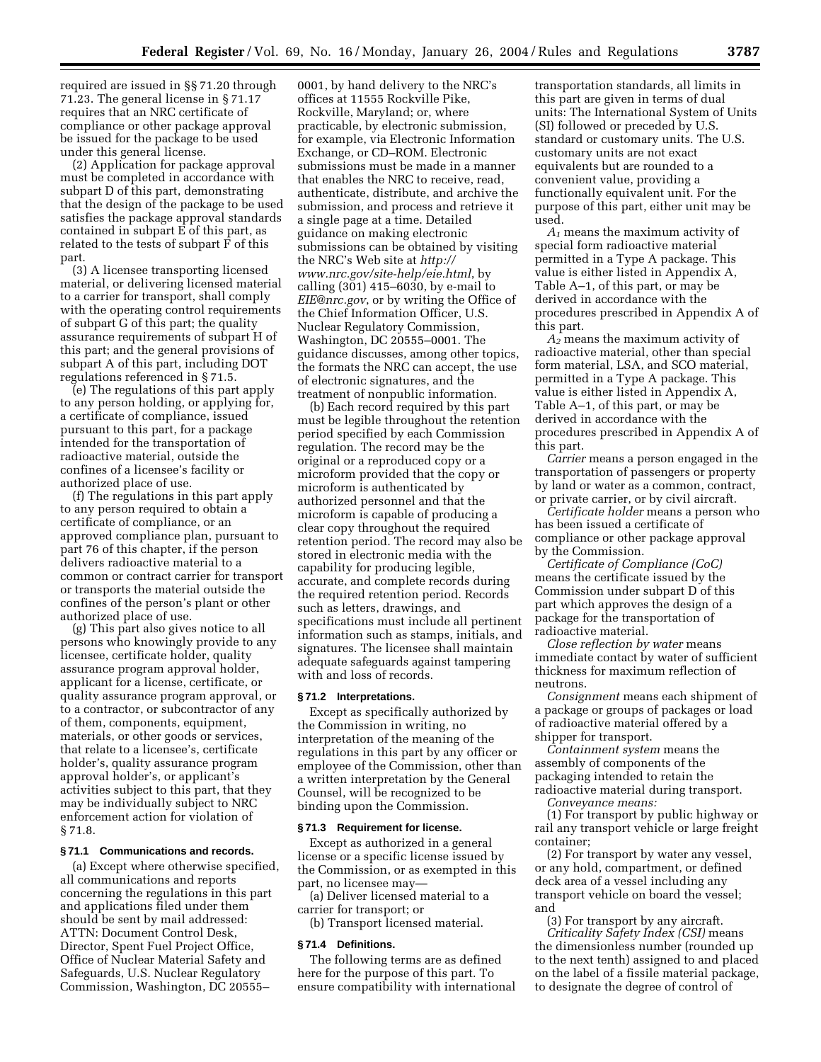required are issued in §§ 71.20 through 71.23. The general license in § 71.17 requires that an NRC certificate of compliance or other package approval be issued for the package to be used under this general license.

(2) Application for package approval must be completed in accordance with subpart D of this part, demonstrating that the design of the package to be used satisfies the package approval standards contained in subpart E of this part, as related to the tests of subpart F of this part.

(3) A licensee transporting licensed material, or delivering licensed material to a carrier for transport, shall comply with the operating control requirements of subpart G of this part; the quality assurance requirements of subpart H of this part; and the general provisions of subpart A of this part, including DOT regulations referenced in § 71.5.

(e) The regulations of this part apply to any person holding, or applying for, a certificate of compliance, issued pursuant to this part, for a package intended for the transportation of radioactive material, outside the confines of a licensee's facility or authorized place of use.

(f) The regulations in this part apply to any person required to obtain a certificate of compliance, or an approved compliance plan, pursuant to part 76 of this chapter, if the person delivers radioactive material to a common or contract carrier for transport or transports the material outside the confines of the person's plant or other authorized place of use.

(g) This part also gives notice to all persons who knowingly provide to any licensee, certificate holder, quality assurance program approval holder, applicant for a license, certificate, or quality assurance program approval, or to a contractor, or subcontractor of any of them, components, equipment, materials, or other goods or services, that relate to a licensee's, certificate holder's, quality assurance program approval holder's, or applicant's activities subject to this part, that they may be individually subject to NRC enforcement action for violation of § 71.8.

### § 71.1 Communications and records.

(a) Except where otherwise specified, all communications and reports concerning the regulations in this part and applications filed under them should be sent by mail addressed: ATTN: Document Control Desk, Director, Spent Fuel Project Office, Office of Nuclear Material Safety and Safeguards, U.S. Nuclear Regulatory Commission, Washington, DC 20555–0001, by hand delivery to the NRC's offices at 11555 Rockville Pike, Rockville, Maryland; or, where practicable, by electronic submission, for example, via Electronic Information Exchange, or CD–ROM. Electronic submissions must be made in a manner that enables the NRC to receive, read, authenticate, distribute, and archive the submission, and process and retrieve it a single page at a time. Detailed guidance on making electronic submissions can be obtained by visiting the NRC's Web site at *http://www.nrc.gov/site-help/eie.html*, by calling (301) 415–6030, by e-mail to *EIE@nrc.gov*, or by writing the Office of the Chief Information Officer, U.S. Nuclear Regulatory Commission, Washington, DC 20555–0001. The guidance discusses, among other topics, the formats the NRC can accept, the use of electronic signatures, and the treatment of nonpublic information.

(b) Each record required by this part must be legible throughout the retention period specified by each Commission regulation. The record may be the original or a reproduced copy or a microform provided that the copy or microform is authenticated by authorized personnel and that the microform is capable of producing a clear copy throughout the required retention period. The record may also be stored in electronic media with the capability for producing legible, accurate, and complete records during the required retention period. Records such as letters, drawings, and specifications must include all pertinent information such as stamps, initials, and signatures. The licensee shall maintain adequate safeguards against tampering with and loss of records.

### § 71.2 Interpretations.

Except as specifically authorized by the Commission in writing, no interpretation of the meaning of the regulations in this part by any officer or employee of the Commission, other than a written interpretation by the General Counsel, will be recognized to be binding upon the Commission.

### § 71.3 Requirement for license.

Except as authorized in a general license or a specific license issued by the Commission, or as exempted in this part, no licensee may—

(a) Deliver licensed material to a carrier for transport; or

(b) Transport licensed material.

### § 71.4 Definitions.

The following terms are as defined here for the purpose of this part. To ensure compatibility with international transportation standards, all limits in this part are given in terms of dual units: The International System of Units (SI) followed or preceded by U.S. standard or customary units. The U.S. customary units are not exact equivalents but are rounded to a convenient value, providing a functionally equivalent unit. For the purpose of this part, either unit may be used.

*$A_1$* means the maximum activity of special form radioactive material permitted in a Type A package. This value is either listed in Appendix A, Table A–1, of this part, or may be derived in accordance with the procedures prescribed in Appendix A of this part.

*$A_2$* means the maximum activity of radioactive material, other than special form material, LSA, and SCO material, permitted in a Type A package. This value is either listed in Appendix A, Table A–1, of this part, or may be derived in accordance with the procedures prescribed in Appendix A of this part.

*Carrier* means a person engaged in the transportation of passengers or property by land or water as a common, contract, or private carrier, or by civil aircraft.

*Certificate holder* means a person who has been issued a certificate of compliance or other package approval by the Commission.

*Certificate of Compliance (CoC)* means the certificate issued by the Commission under subpart D of this part which approves the design of a package for the transportation of radioactive material.

*Close reflection by water* means immediate contact by water of sufficient thickness for maximum reflection of neutrons.

*Consignment* means each shipment of a package or groups of packages or load of radioactive material offered by a shipper for transport.

*Containment system* means the assembly of components of the packaging intended to retain the radioactive material during transport.

*Conveyance means:*

(1) For transport by public highway or rail any transport vehicle or large freight container;

(2) For transport by water any vessel, or any hold, compartment, or defined deck area of a vessel including any transport vehicle on board the vessel; and

(3) For transport by any aircraft.

*Criticality Safety Index (CSI)* means the dimensionless number (rounded up to the next tenth) assigned to and placed on the label of a fissile material package, to designate the degree of control of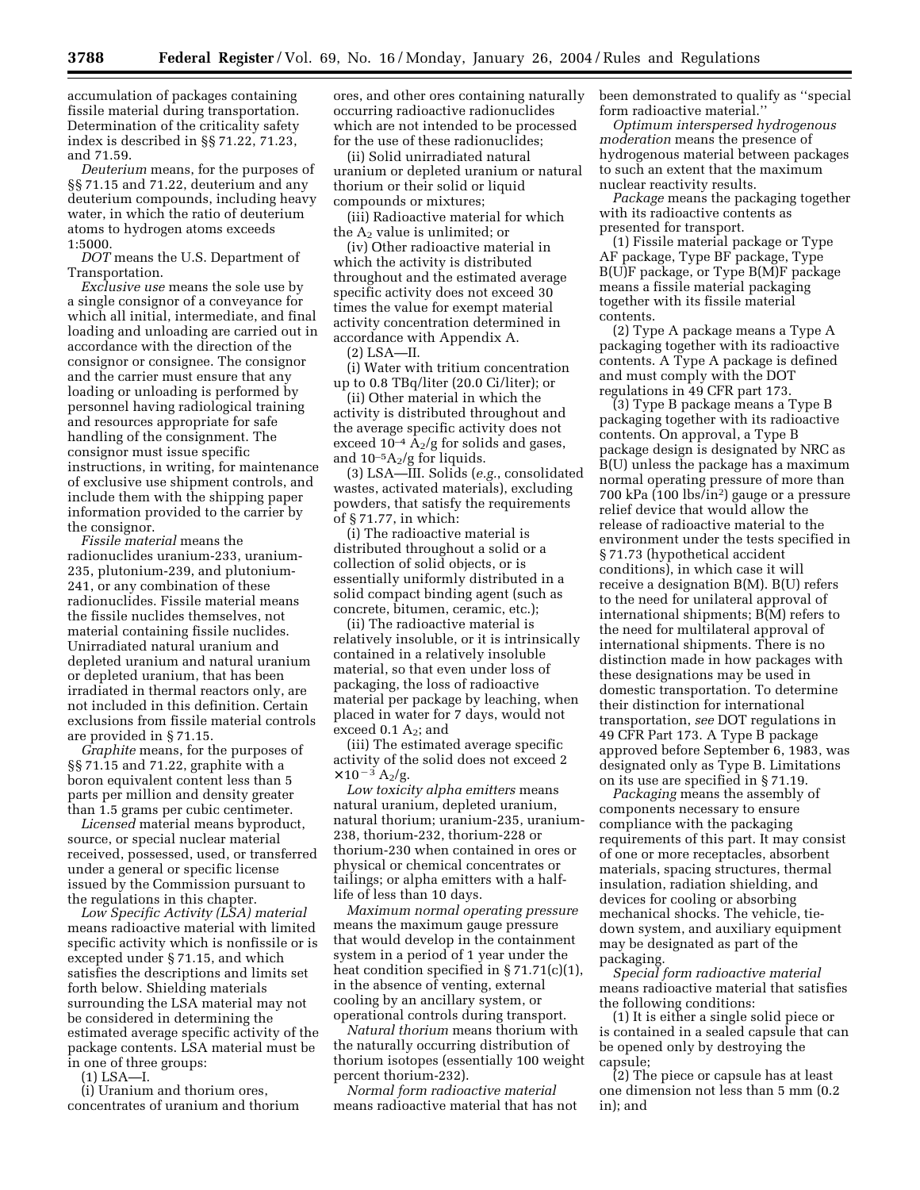accumulation of packages containing fissile material during transportation. Determination of the criticality safety index is described in §§ 71.22, 71.23, and 71.59.

*Deuterium* means, for the purposes of §§ 71.15 and 71.22, deuterium and any deuterium compounds, including heavy water, in which the ratio of deuterium atoms to hydrogen atoms exceeds 1:5000.

*DOT* means the U.S. Department of Transportation.

*Exclusive use* means the sole use by a single consignor of a conveyance for which all initial, intermediate, and final loading and unloading are carried out in accordance with the direction of the consignor or consignee. The consignor and the carrier must ensure that any loading or unloading is performed by personnel having radiological training and resources appropriate for safe handling of the consignment. The consignor must issue specific instructions, in writing, for maintenance of exclusive use shipment controls, and include them with the shipping paper information provided to the carrier by the consignor.

*Fissile material* means the radionuclides uranium-233, uranium-235, plutonium-239, and plutonium-241, or any combination of these radionuclides. Fissile material means the fissile nuclides themselves, not material containing fissile nuclides. Unirradiated natural uranium and depleted uranium and natural uranium or depleted uranium, that has been irradiated in thermal reactors only, are not included in this definition. Certain exclusions from fissile material controls are provided in § 71.15.

*Graphite* means, for the purposes of §§ 71.15 and 71.22, graphite with a boron equivalent content less than 5 parts per million and density greater than 1.5 grams per cubic centimeter.

*Licensed* material means byproduct, source, or special nuclear material received, possessed, used, or transferred under a general or specific license issued by the Commission pursuant to the regulations in this chapter.

*Low Specific Activity (LSA) material* means radioactive material with limited specific activity which is nonfissile or is excepted under § 71.15, and which satisfies the descriptions and limits set forth below. Shielding materials surrounding the LSA material may not be considered in determining the estimated average specific activity of the package contents. LSA material must be in one of three groups:

(1) LSA—I.

(i) Uranium and thorium ores, concentrates of uranium and thorium ores, and other ores containing naturally occurring radioactive radionuclides which are not intended to be processed for the use of these radionuclides;

(ii) Solid unirradiated natural uranium or depleted uranium or natural thorium or their solid or liquid compounds or mixtures;

(iii) Radioactive material for which the $A_2$ value is unlimited; or

(iv) Other radioactive material in which the activity is distributed throughout and the estimated average specific activity does not exceed 30 times the value for exempt material activity concentration determined in accordance with Appendix A.

(2) LSA—II.

(i) Water with tritium concentration up to 0.8 TBq/liter (20.0 Ci/liter); or

(ii) Other material in which the activity is distributed throughout and the average specific activity does not exceed $10^{-4}$ $A_2$/g for solids and gases, and $10^{-5} A_2$/g for liquids.

(3) LSA—III. Solids (*e.g.*, consolidated wastes, activated materials), excluding powders, that satisfy the requirements of § 71.77, in which:

(i) The radioactive material is distributed throughout a solid or a collection of solid objects, or is essentially uniformly distributed in a solid compact binding agent (such as concrete, bitumen, ceramic, etc.);

(ii) The radioactive material is relatively insoluble, or it is intrinsically contained in a relatively insoluble material, so that even under loss of packaging, the loss of radioactive material per package by leaching, when placed in water for 7 days, would not exceed 0.1 $A_2$; and

(iii) The estimated average specific activity of the solid does not exceed $2 \times 10^{-3}$ $A_2$/g.

*Low toxicity alpha emitters* means natural uranium, depleted uranium, natural thorium; uranium-235, uranium-238, thorium-232, thorium-228 or thorium-230 when contained in ores or physical or chemical concentrates or tailings; or alpha emitters with a half-life of less than 10 days.

*Maximum normal operating pressure* means the maximum gauge pressure that would develop in the containment system in a period of 1 year under the heat condition specified in § 71.71(c)(1), in the absence of venting, external cooling by an ancillary system, or operational controls during transport.

*Natural thorium* means thorium with the naturally occurring distribution of thorium isotopes (essentially 100 weight percent thorium-232).

*Normal form radioactive material* means radioactive material that has not been demonstrated to qualify as ''special form radioactive material.''

*Optimum interspersed hydrogenous moderation* means the presence of hydrogenous material between packages to such an extent that the maximum nuclear reactivity results.

*Package* means the packaging together with its radioactive contents as presented for transport.

(1) Fissile material package or Type AF package, Type BF package, Type B(U)F package, or Type B(M)F package means a fissile material packaging together with its fissile material contents.

(2) Type A package means a Type A packaging together with its radioactive contents. A Type A package is defined and must comply with the DOT regulations in 49 CFR part 173.

(3) Type B package means a Type B packaging together with its radioactive contents. On approval, a Type B package design is designated by NRC as B(U) unless the package has a maximum normal operating pressure of more than 700 kPa (100 lbs/in$^2$) gauge or a pressure relief device that would allow the release of radioactive material to the environment under the tests specified in § 71.73 (hypothetical accident conditions), in which case it will receive a designation B(M). B(U) refers to the need for unilateral approval of international shipments; B(M) refers to the need for multilateral approval of international shipments. There is no distinction made in how packages with these designations may be used in domestic transportation. To determine their distinction for international transportation, *see* DOT regulations in 49 CFR Part 173. A Type B package approved before September 6, 1983, was designated only as Type B. Limitations on its use are specified in § 71.19.

*Packaging* means the assembly of components necessary to ensure compliance with the packaging requirements of this part. It may consist of one or more receptacles, absorbent materials, spacing structures, thermal insulation, radiation shielding, and devices for cooling or absorbing mechanical shocks. The vehicle, tie-down system, and auxiliary equipment may be designated as part of the packaging.

*Special form radioactive material* means radioactive material that satisfies the following conditions:

(1) It is either a single solid piece or is contained in a sealed capsule that can be opened only by destroying the capsule;

(2) The piece or capsule has at least one dimension not less than 5 mm (0.2 in); and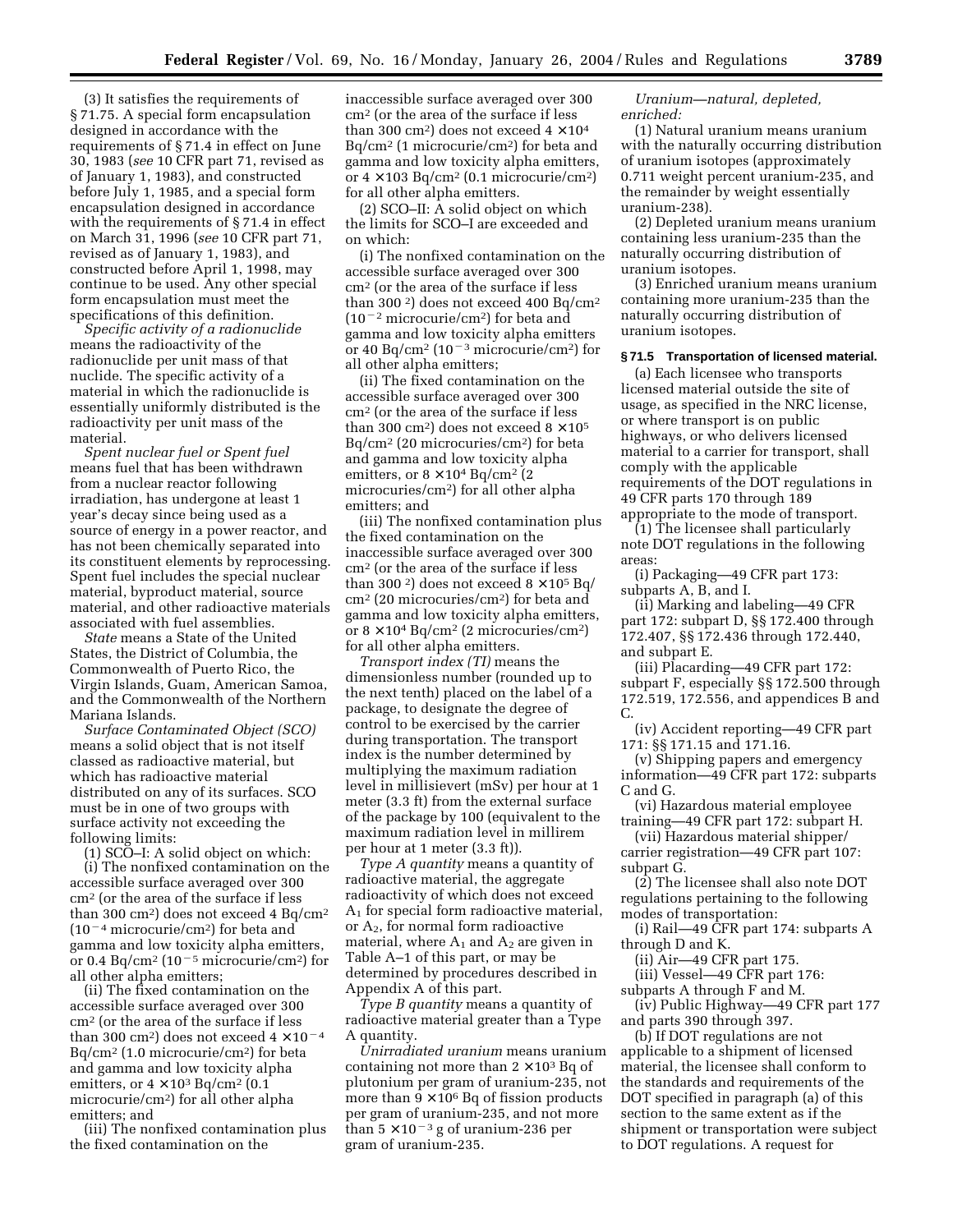(3) It satisfies the requirements of § 71.75. A special form encapsulation designed in accordance with the requirements of § 71.4 in effect on June 30, 1983 (*see* 10 CFR part 71, revised as of January 1, 1983), and constructed before July 1, 1985, and a special form encapsulation designed in accordance with the requirements of § 71.4 in effect on March 31, 1996 (*see* 10 CFR part 71, revised as of January 1, 1983), and constructed before April 1, 1998, may continue to be used. Any other special form encapsulation must meet the specifications of this definition.

*Specific activity of a radionuclide* means the radioactivity of the radionuclide per unit mass of that nuclide. The specific activity of a material in which the radionuclide is essentially uniformly distributed is the radioactivity per unit mass of the material.

*Spent nuclear fuel or Spent fuel* means fuel that has been withdrawn from a nuclear reactor following irradiation, has undergone at least 1 year's decay since being used as a source of energy in a power reactor, and has not been chemically separated into its constituent elements by reprocessing. Spent fuel includes the special nuclear material, byproduct material, source material, and other radioactive materials associated with fuel assemblies.

*State* means a State of the United States, the District of Columbia, the Commonwealth of Puerto Rico, the Virgin Islands, Guam, American Samoa, and the Commonwealth of the Northern Mariana Islands.

*Surface Contaminated Object (SCO)* means a solid object that is not itself classed as radioactive material, but which has radioactive material distributed on any of its surfaces. SCO must be in one of two groups with surface activity not exceeding the following limits:

(1) SCO–I: A solid object on which:

(i) The nonfixed contamination on the accessible surface averaged over 300 $cm^2$ (or the area of the surface if less than 300 $cm^2$) does not exceed 4 $Bq/cm^2$ ($10^{-4}$ $microcurie/cm^2$) for beta and gamma and low toxicity alpha emitters, or 0.4 $Bq/cm^2$ ($10^{-5}$ $microcurie/cm^2$) for all other alpha emitters;

(ii) The fixed contamination on the accessible surface averaged over 300 $cm^2$ (or the area of the surface if less than 300 $cm^2$) does not exceed $4 \times 10^{-4}$ $Bq/cm^2$ (1.0 $microcurie/cm^2$) for beta and gamma and low toxicity alpha emitters, or $4 \times 10^3$ $Bq/cm^2$ (0.1 $microcurie/cm^2$) for all other alpha emitters; and

(iii) The nonfixed contamination plus the fixed contamination on the inaccessible surface averaged over 300 $cm^2$ (or the area of the surface if less than 300 $cm^2$) does not exceed $4 \times 10^4$ $Bq/cm^2$ (1 $microcurie/cm^2$) for beta and gamma and low toxicity alpha emitters, or $4 \times 103$ $Bq/cm^2$ (0.1 $microcurie/cm^2$) for all other alpha emitters.

(2) SCO–II: A solid object on which the limits for SCO–I are exceeded and on which:

(i) The nonfixed contamination on the accessible surface averaged over 300 $cm^2$ (or the area of the surface if less than 300 $^2$) does not exceed 400 $Bq/cm^2$ ($10^{-2}$ $microcurie/cm^2$) for beta and gamma and low toxicity alpha emitters or 40 $Bq/cm^2$ ($10^{-3}$ $microcurie/cm^2$) for all other alpha emitters;

(ii) The fixed contamination on the accessible surface averaged over 300 $cm^2$ (or the area of the surface if less than 300 $cm^2$) does not exceed $8 \times 10^5$ $Bq/cm^2$ (20 $microcuries/cm^2$) for beta and gamma and low toxicity alpha emitters, or $8 \times 10^4$ $Bq/cm^2$ (2 $microcuries/cm^2$) for all other alpha emitters; and

(iii) The nonfixed contamination plus the fixed contamination on the inaccessible surface averaged over 300 $cm^2$ (or the area of the surface if less than 300 $^2$) does not exceed $8 \times 10^5$ $Bq/cm^2$ (20 $microcuries/cm^2$) for beta and gamma and low toxicity alpha emitters, or $8 \times 10^4$ $Bq/cm^2$ (2 $microcuries/cm^2$) for all other alpha emitters.

*Transport index (TI)* means the dimensionless number (rounded up to the next tenth) placed on the label of a package, to designate the degree of control to be exercised by the carrier during transportation. The transport index is the number determined by multiplying the maximum radiation level in millisievert (mSv) per hour at 1 meter (3.3 ft) from the external surface of the package by 100 (equivalent to the maximum radiation level in millirem per hour at 1 meter (3.3 ft)).

*Type A quantity* means a quantity of radioactive material, the aggregate radioactivity of which does not exceed $A_1$ for special form radioactive material, or $A_2$, for normal form radioactive material, where $A_1$ and $A_2$ are given in Table A–1 of this part, or may be determined by procedures described in Appendix A of this part.

*Type B quantity* means a quantity of radioactive material greater than a Type A quantity.

*Unirradiated uranium* means uranium containing not more than $2 \times 10^3$ Bq of plutonium per gram of uranium-235, not more than $9 \times 10^6$ Bq of fission products per gram of uranium-235, and not more than $5 \times 10^{-3}$ g of uranium-236 per gram of uranium-235.

*Uranium—natural, depleted, enriched:*

(1) Natural uranium means uranium with the naturally occurring distribution of uranium isotopes (approximately 0.711 weight percent uranium-235, and the remainder by weight essentially uranium-238).

(2) Depleted uranium means uranium containing less uranium-235 than the naturally occurring distribution of uranium isotopes.

(3) Enriched uranium means uranium containing more uranium-235 than the naturally occurring distribution of uranium isotopes.

#### § 71.5 Transportation of licensed material.

(a) Each licensee who transports licensed material outside the site of usage, as specified in the NRC license, or where transport is on public highways, or who delivers licensed material to a carrier for transport, shall comply with the applicable requirements of the DOT regulations in 49 CFR parts 170 through 189 appropriate to the mode of transport.

(1) The licensee shall particularly note DOT regulations in the following areas:

(i) Packaging—49 CFR part 173: subparts A, B, and I.

(ii) Marking and labeling—49 CFR part 172: subpart D, §§ 172.400 through 172.407, §§ 172.436 through 172.440, and subpart E.

(iii) Placarding—49 CFR part 172: subpart F, especially §§ 172.500 through 172.519, 172.556, and appendices B and C.

(iv) Accident reporting—49 CFR part 171: §§ 171.15 and 171.16.

(v) Shipping papers and emergency information—49 CFR part 172: subparts C and G.

(vi) Hazardous material employee training—49 CFR part 172: subpart H.

(vii) Hazardous material shipper/carrier registration—49 CFR part 107: subpart G.

(2) The licensee shall also note DOT regulations pertaining to the following modes of transportation:

(i) Rail—49 CFR part 174: subparts A through D and K.

(ii) Air—49 CFR part 175.

(iii) Vessel—49 CFR part 176: subparts A through F and M.

(iv) Public Highway—49 CFR part 177 and parts 390 through 397.

(b) If DOT regulations are not applicable to a shipment of licensed material, the licensee shall conform to the standards and requirements of the DOT specified in paragraph (a) of this section to the same extent as if the shipment or transportation were subject to DOT regulations. A request for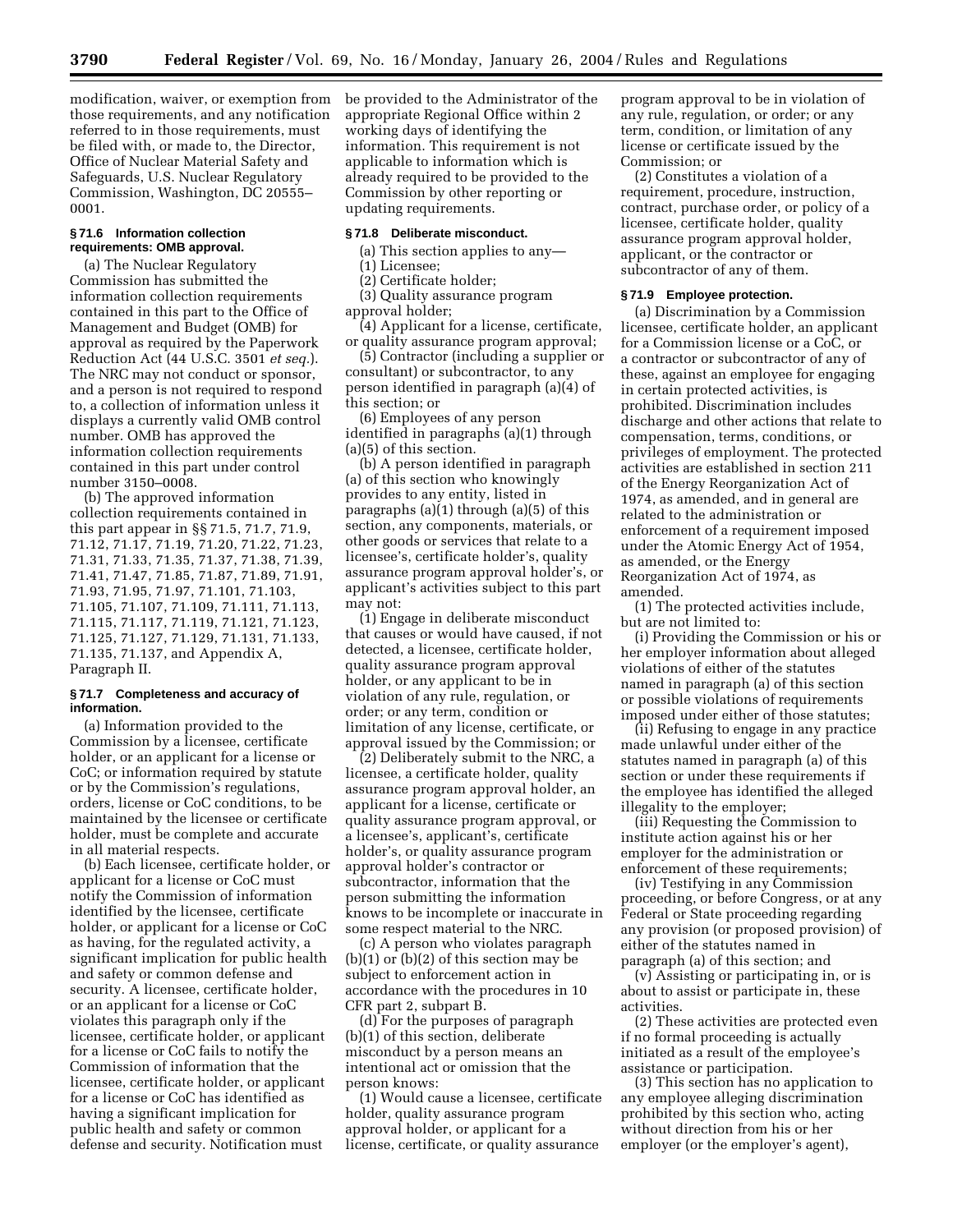modification, waiver, or exemption from those requirements, and any notification referred to in those requirements, must be filed with, or made to, the Director, Office of Nuclear Material Safety and Safeguards, U.S. Nuclear Regulatory Commission, Washington, DC 20555–0001.

### § 71.6 Information collection requirements: OMB approval.

(a) The Nuclear Regulatory Commission has submitted the information collection requirements contained in this part to the Office of Management and Budget (OMB) for approval as required by the Paperwork Reduction Act (44 U.S.C. 3501 *et seq.*). The NRC may not conduct or sponsor, and a person is not required to respond to, a collection of information unless it displays a currently valid OMB control number. OMB has approved the information collection requirements contained in this part under control number 3150–0008.

(b) The approved information collection requirements contained in this part appear in §§ 71.5, 71.7, 71.9, 71.12, 71.17, 71.19, 71.20, 71.22, 71.23, 71.31, 71.33, 71.35, 71.37, 71.38, 71.39, 71.41, 71.47, 71.85, 71.87, 71.89, 71.91, 71.93, 71.95, 71.97, 71.101, 71.103, 71.105, 71.107, 71.109, 71.111, 71.113, 71.115, 71.117, 71.119, 71.121, 71.123, 71.125, 71.127, 71.129, 71.131, 71.133, 71.135, 71.137, and Appendix A, Paragraph II.

### § 71.7 Completeness and accuracy of information.

(a) Information provided to the Commission by a licensee, certificate holder, or an applicant for a license or CoC; or information required by statute or by the Commission's regulations, orders, license or CoC conditions, to be maintained by the licensee or certificate holder, must be complete and accurate in all material respects.

(b) Each licensee, certificate holder, or applicant for a license or CoC must notify the Commission of information identified by the licensee, certificate holder, or applicant for a license or CoC as having, for the regulated activity, a significant implication for public health and safety or common defense and security. A licensee, certificate holder, or an applicant for a license or CoC violates this paragraph only if the licensee, certificate holder, or applicant for a license or CoC fails to notify the Commission of information that the licensee, certificate holder, or applicant for a license or CoC has identified as having a significant implication for public health and safety or common defense and security. Notification must be provided to the Administrator of the appropriate Regional Office within 2 working days of identifying the information. This requirement is not applicable to information which is already required to be provided to the Commission by other reporting or updating requirements.

### § 71.8 Deliberate misconduct.

(a) This section applies to any—

(1) Licensee;

(2) Certificate holder;

(3) Quality assurance program approval holder;

(4) Applicant for a license, certificate, or quality assurance program approval;

(5) Contractor (including a supplier or consultant) or subcontractor, to any person identified in paragraph (a)(4) of this section; or

(6) Employees of any person identified in paragraphs (a)(1) through (a)(5) of this section.

(b) A person identified in paragraph (a) of this section who knowingly provides to any entity, listed in paragraphs (a)(1) through (a)(5) of this section, any components, materials, or other goods or services that relate to a licensee's, certificate holder's, quality assurance program approval holder's, or applicant's activities subject to this part may not:

(1) Engage in deliberate misconduct that causes or would have caused, if not detected, a licensee, certificate holder, quality assurance program approval holder, or any applicant to be in violation of any rule, regulation, or order; or any term, condition or limitation of any license, certificate, or approval issued by the Commission; or

(2) Deliberately submit to the NRC, a licensee, a certificate holder, quality assurance program approval holder, an applicant for a license, certificate or quality assurance program approval, or a licensee's, applicant's, certificate holder's, or quality assurance program approval holder's contractor or subcontractor, information that the person submitting the information knows to be incomplete or inaccurate in some respect material to the NRC.

(c) A person who violates paragraph (b)(1) or (b)(2) of this section may be subject to enforcement action in accordance with the procedures in 10 CFR part 2, subpart B.

(d) For the purposes of paragraph (b)(1) of this section, deliberate misconduct by a person means an intentional act or omission that the person knows:

(1) Would cause a licensee, certificate holder, quality assurance program approval holder, or applicant for a license, certificate, or quality assurance program approval to be in violation of any rule, regulation, or order; or any term, condition, or limitation of any license or certificate issued by the Commission; or

(2) Constitutes a violation of a requirement, procedure, instruction, contract, purchase order, or policy of a licensee, certificate holder, quality assurance program approval holder, applicant, or the contractor or subcontractor of any of them.

### § 71.9 Employee protection.

(a) Discrimination by a Commission licensee, certificate holder, an applicant for a Commission license or a CoC, or a contractor or subcontractor of any of these, against an employee for engaging in certain protected activities, is prohibited. Discrimination includes discharge and other actions that relate to compensation, terms, conditions, or privileges of employment. The protected activities are established in section 211 of the Energy Reorganization Act of 1974, as amended, and in general are related to the administration or enforcement of a requirement imposed under the Atomic Energy Act of 1954, as amended, or the Energy Reorganization Act of 1974, as amended.

(1) The protected activities include, but are not limited to:

(i) Providing the Commission or his or her employer information about alleged violations of either of the statutes named in paragraph (a) of this section or possible violations of requirements imposed under either of those statutes;

(ii) Refusing to engage in any practice made unlawful under either of the statutes named in paragraph (a) of this section or under these requirements if the employee has identified the alleged illegality to the employer;

(iii) Requesting the Commission to institute action against his or her employer for the administration or enforcement of these requirements;

(iv) Testifying in any Commission proceeding, or before Congress, or at any Federal or State proceeding regarding any provision (or proposed provision) of either of the statutes named in paragraph (a) of this section; and

(v) Assisting or participating in, or is about to assist or participate in, these activities.

(2) These activities are protected even if no formal proceeding is actually initiated as a result of the employee's assistance or participation.

(3) This section has no application to any employee alleging discrimination prohibited by this section who, acting without direction from his or her employer (or the employer's agent),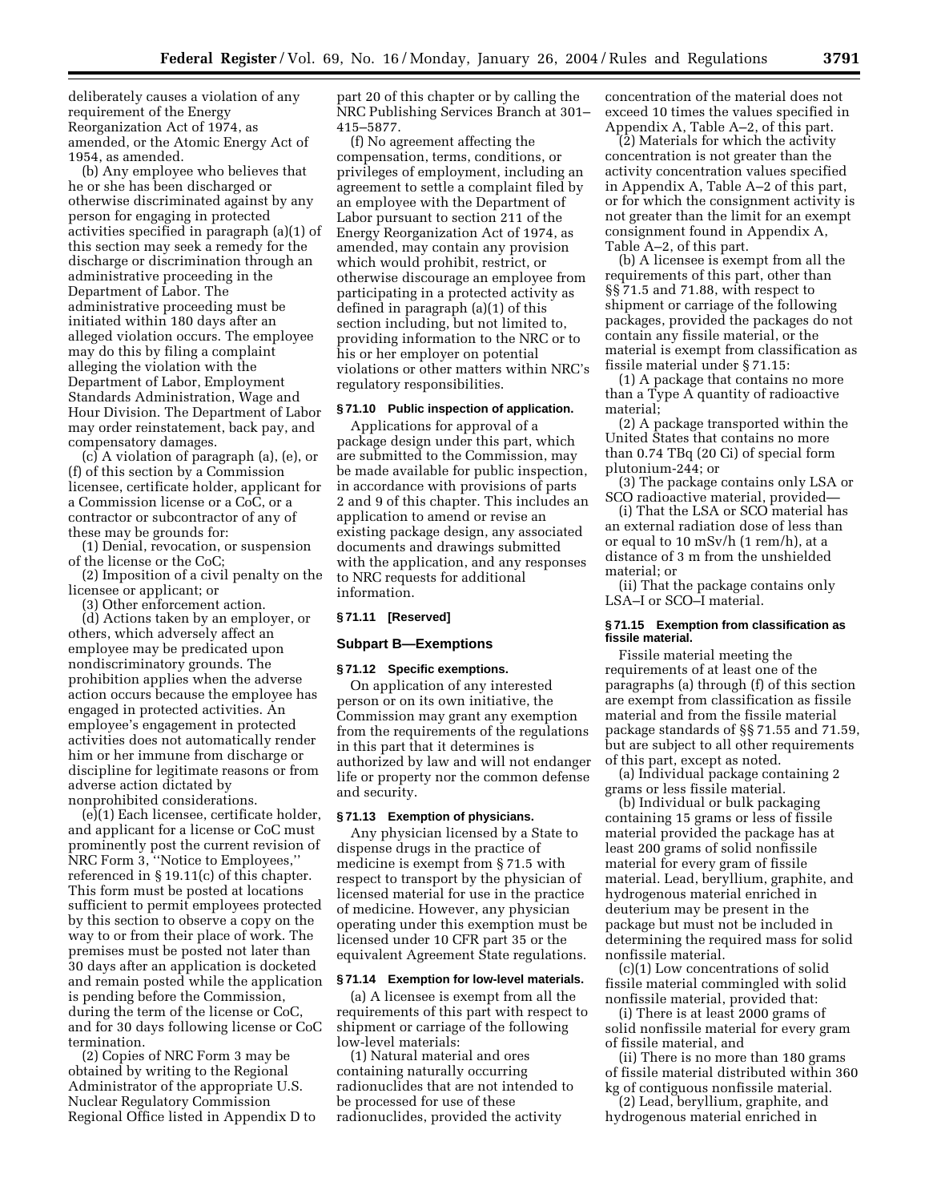deliberately causes a violation of any requirement of the Energy Reorganization Act of 1974, as amended, or the Atomic Energy Act of 1954, as amended.

(b) Any employee who believes that he or she has been discharged or otherwise discriminated against by any person for engaging in protected activities specified in paragraph (a)(1) of this section may seek a remedy for the discharge or discrimination through an administrative proceeding in the Department of Labor. The administrative proceeding must be initiated within 180 days after an alleged violation occurs. The employee may do this by filing a complaint alleging the violation with the Department of Labor, Employment Standards Administration, Wage and Hour Division. The Department of Labor may order reinstatement, back pay, and compensatory damages.

(c) A violation of paragraph (a), (e), or (f) of this section by a Commission licensee, certificate holder, applicant for a Commission license or a CoC, or a contractor or subcontractor of any of these may be grounds for:

(1) Denial, revocation, or suspension of the license or the CoC;

(2) Imposition of a civil penalty on the licensee or applicant; or

(3) Other enforcement action.

(d) Actions taken by an employer, or others, which adversely affect an employee may be predicated upon nondiscriminatory grounds. The prohibition applies when the adverse action occurs because the employee has engaged in protected activities. An employee's engagement in protected activities does not automatically render him or her immune from discharge or discipline for legitimate reasons or from adverse action dictated by nonprohibited considerations.

(e)(1) Each licensee, certificate holder, and applicant for a license or CoC must prominently post the current revision of NRC Form 3, ''Notice to Employees,'' referenced in § 19.11(c) of this chapter. This form must be posted at locations sufficient to permit employees protected by this section to observe a copy on the way to or from their place of work. The premises must be posted not later than 30 days after an application is docketed and remain posted while the application is pending before the Commission, during the term of the license or CoC, and for 30 days following license or CoC termination.

(2) Copies of NRC Form 3 may be obtained by writing to the Regional Administrator of the appropriate U.S. Nuclear Regulatory Commission Regional Office listed in Appendix D to part 20 of this chapter or by calling the NRC Publishing Services Branch at 301–415–5877.

(f) No agreement affecting the compensation, terms, conditions, or privileges of employment, including an agreement to settle a complaint filed by an employee with the Department of Labor pursuant to section 211 of the Energy Reorganization Act of 1974, as amended, may contain any provision which would prohibit, restrict, or otherwise discourage an employee from participating in a protected activity as defined in paragraph (a)(1) of this section including, but not limited to, providing information to the NRC or to his or her employer on potential violations or other matters within NRC's regulatory responsibilities.

#### § 71.10 Public inspection of application.

Applications for approval of a package design under this part, which are submitted to the Commission, may be made available for public inspection, in accordance with provisions of parts 2 and 9 of this chapter. This includes an application to amend or revise an existing package design, any associated documents and drawings submitted with the application, and any responses to NRC requests for additional information.

#### § 71.11 [Reserved]

### Subpart B—Exemptions

#### § 71.12 Specific exemptions.

On application of any interested person or on its own initiative, the Commission may grant any exemption from the requirements of the regulations in this part that it determines is authorized by law and will not endanger life or property nor the common defense and security.

#### § 71.13 Exemption of physicians.

Any physician licensed by a State to dispense drugs in the practice of medicine is exempt from § 71.5 with respect to transport by the physician of licensed material for use in the practice of medicine. However, any physician operating under this exemption must be licensed under 10 CFR part 35 or the equivalent Agreement State regulations.

#### § 71.14 Exemption for low-level materials.

(a) A licensee is exempt from all the requirements of this part with respect to shipment or carriage of the following low-level materials:

(1) Natural material and ores containing naturally occurring radionuclides that are not intended to be processed for use of these radionuclides, provided the activity concentration of the material does not exceed 10 times the values specified in Appendix A, Table A–2, of this part.

(2) Materials for which the activity concentration is not greater than the activity concentration values specified in Appendix A, Table A–2 of this part, or for which the consignment activity is not greater than the limit for an exempt consignment found in Appendix A, Table A–2, of this part.

(b) A licensee is exempt from all the requirements of this part, other than §§ 71.5 and 71.88, with respect to shipment or carriage of the following packages, provided the packages do not contain any fissile material, or the material is exempt from classification as fissile material under § 71.15:

(1) A package that contains no more than a Type A quantity of radioactive material;

(2) A package transported within the United States that contains no more than 0.74 TBq (20 Ci) of special form plutonium-244; or

(3) The package contains only LSA or SCO radioactive material, provided—

(i) That the LSA or SCO material has an external radiation dose of less than or equal to 10 mSv/h (1 rem/h), at a distance of 3 m from the unshielded material; or

(ii) That the package contains only LSA–I or SCO–I material.

#### § 71.15 Exemption from classification as fissile material.

Fissile material meeting the requirements of at least one of the paragraphs (a) through (f) of this section are exempt from classification as fissile material and from the fissile material package standards of §§ 71.55 and 71.59, but are subject to all other requirements of this part, except as noted.

(a) Individual package containing 2 grams or less fissile material.

(b) Individual or bulk packaging containing 15 grams or less of fissile material provided the package has at least 200 grams of solid nonfissile material for every gram of fissile material. Lead, beryllium, graphite, and hydrogenous material enriched in deuterium may be present in the package but must not be included in determining the required mass for solid nonfissile material.

(c)(1) Low concentrations of solid fissile material commingled with solid nonfissile material, provided that:

(i) There is at least 2000 grams of solid nonfissile material for every gram of fissile material, and

(ii) There is no more than 180 grams of fissile material distributed within 360 kg of contiguous nonfissile material.

(2) Lead, beryllium, graphite, and hydrogenous material enriched in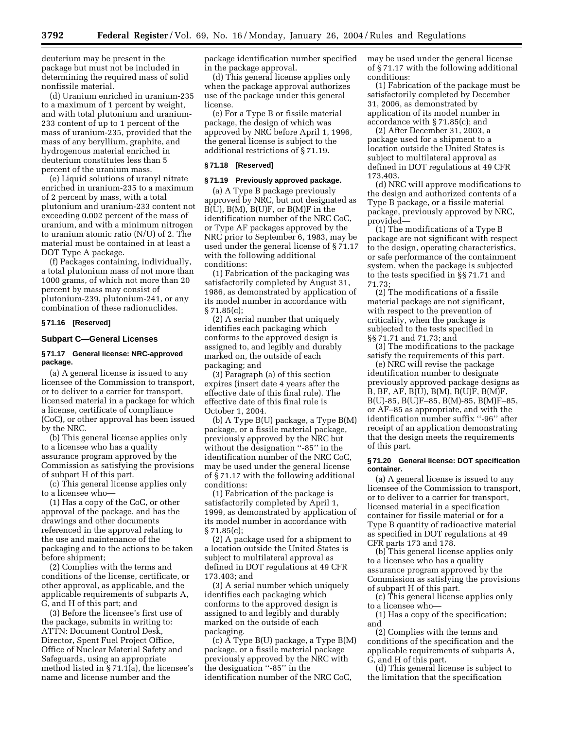deuterium may be present in the package but must not be included in determining the required mass of solid nonfissile material.

(d) Uranium enriched in uranium-235 to a maximum of 1 percent by weight, and with total plutonium and uranium-233 content of up to 1 percent of the mass of uranium-235, provided that the mass of any beryllium, graphite, and hydrogenous material enriched in deuterium constitutes less than 5 percent of the uranium mass.

(e) Liquid solutions of uranyl nitrate enriched in uranium-235 to a maximum of 2 percent by mass, with a total plutonium and uranium-233 content not exceeding 0.002 percent of the mass of uranium, and with a minimum nitrogen to uranium atomic ratio (N/U) of 2. The material must be contained in at least a DOT Type A package.

(f) Packages containing, individually, a total plutonium mass of not more than 1000 grams, of which not more than 20 percent by mass may consist of plutonium-239, plutonium-241, or any combination of these radionuclides.

### § 71.16 [Reserved]

## Subpart C—General Licenses

### § 71.17 General license: NRC-approved package.

(a) A general license is issued to any licensee of the Commission to transport, or to deliver to a carrier for transport, licensed material in a package for which a license, certificate of compliance (CoC), or other approval has been issued by the NRC.

(b) This general license applies only to a licensee who has a quality assurance program approved by the Commission as satisfying the provisions of subpart H of this part.

(c) This general license applies only to a licensee who—

(1) Has a copy of the CoC, or other approval of the package, and has the drawings and other documents referenced in the approval relating to the use and maintenance of the packaging and to the actions to be taken before shipment;

(2) Complies with the terms and conditions of the license, certificate, or other approval, as applicable, and the applicable requirements of subparts A, G, and H of this part; and

(3) Before the licensee's first use of the package, submits in writing to: ATTN: Document Control Desk, Director, Spent Fuel Project Office, Office of Nuclear Material Safety and Safeguards, using an appropriate method listed in § 71.1(a), the licensee's name and license number and the package identification number specified in the package approval.

(d) This general license applies only when the package approval authorizes use of the package under this general license.

(e) For a Type B or fissile material package, the design of which was approved by NRC before April 1, 1996, the general license is subject to the additional restrictions of § 71.19.

### § 71.18 [Reserved]

### § 71.19 Previously approved package.

(a) A Type B package previously approved by NRC, but not designated as B(U), B(M), B(U)F, or B(M)F in the identification number of the NRC CoC, or Type AF packages approved by the NRC prior to September 6, 1983, may be used under the general license of § 71.17 with the following additional conditions:

(1) Fabrication of the packaging was satisfactorily completed by August 31, 1986, as demonstrated by application of its model number in accordance with § 71.85(c);

(2) A serial number that uniquely identifies each packaging which conforms to the approved design is assigned to, and legibly and durably marked on, the outside of each packaging; and

(3) Paragraph (a) of this section expires (insert date 4 years after the effective date of this final rule). The effective date of this final rule is October 1, 2004.

(b) A Type B(U) package, a Type B(M) package, or a fissile material package, previously approved by the NRC but without the designation "-85" in the identification number of the NRC CoC, may be used under the general license of § 71.17 with the following additional conditions:

(1) Fabrication of the package is satisfactorily completed by April 1, 1999, as demonstrated by application of its model number in accordance with § 71.85(c);

(2) A package used for a shipment to a location outside the United States is subject to multilateral approval as defined in DOT regulations at 49 CFR 173.403; and

(3) A serial number which uniquely identifies each packaging which conforms to the approved design is assigned to and legibly and durably marked on the outside of each packaging.

(c) A Type B(U) package, a Type B(M) package, or a fissile material package previously approved by the NRC with the designation "-85" in the identification number of the NRC CoC, may be used under the general license of § 71.17 with the following additional conditions:

(1) Fabrication of the package must be satisfactorily completed by December 31, 2006, as demonstrated by application of its model number in accordance with § 71.85(c); and

(2) After December 31, 2003, a package used for a shipment to a location outside the United States is subject to multilateral approval as defined in DOT regulations at 49 CFR 173.403.

(d) NRC will approve modifications to the design and authorized contents of a Type B package, or a fissile material package, previously approved by NRC, provided—

(1) The modifications of a Type B package are not significant with respect to the design, operating characteristics, or safe performance of the containment system, when the package is subjected to the tests specified in §§ 71.71 and 71.73;

(2) The modifications of a fissile material package are not significant, with respect to the prevention of criticality, when the package is subjected to the tests specified in §§ 71.71 and 71.73; and

(3) The modifications to the package satisfy the requirements of this part.

(e) NRC will revise the package identification number to designate previously approved package designs as B, BF, AF, B(U), B(M), B(U)F, B(M)F, B(U)-85, B(U)F–85, B(M)-85, B(M)F–85, or AF–85 as appropriate, and with the identification number suffix "-96" after receipt of an application demonstrating that the design meets the requirements of this part.

### § 71.20 General license: DOT specification container.

(a) A general license is issued to any licensee of the Commission to transport, or to deliver to a carrier for transport, licensed material in a specification container for fissile material or for a Type B quantity of radioactive material as specified in DOT regulations at 49 CFR parts 173 and 178.

(b) This general license applies only to a licensee who has a quality assurance program approved by the Commission as satisfying the provisions of subpart H of this part.

(c) This general license applies only to a licensee who—

(1) Has a copy of the specification; and

(2) Complies with the terms and conditions of the specification and the applicable requirements of subparts A, G, and H of this part.

(d) This general license is subject to the limitation that the specification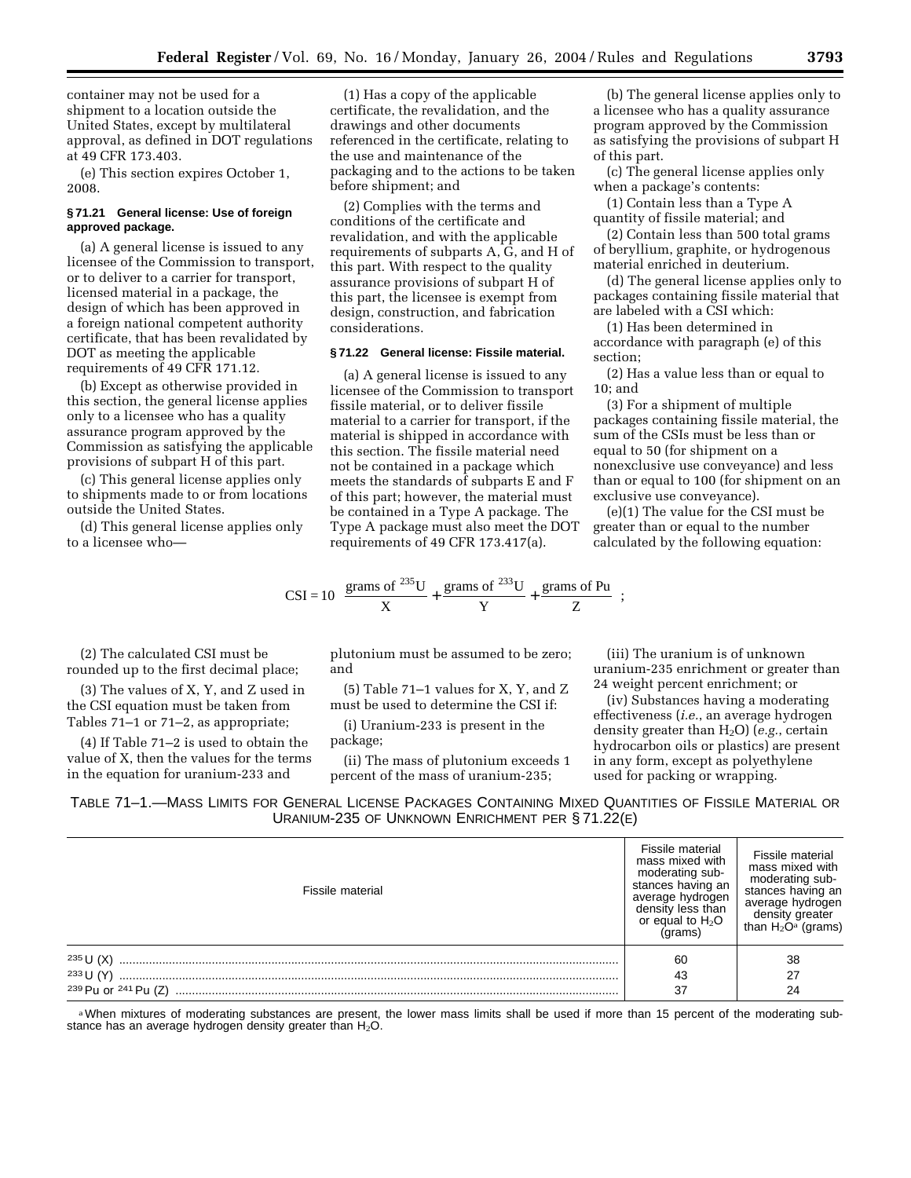container may not be used for a shipment to a location outside the United States, except by multilateral approval, as defined in DOT regulations at 49 CFR 173.403.

(e) This section expires October 1, 2008.

#### § 71.21 General license: Use of foreign approved package.

(a) A general license is issued to any licensee of the Commission to transport, or to deliver to a carrier for transport, licensed material in a package, the design of which has been approved in a foreign national competent authority certificate, that has been revalidated by DOT as meeting the applicable requirements of 49 CFR 171.12.

(b) Except as otherwise provided in this section, the general license applies only to a licensee who has a quality assurance program approved by the Commission as satisfying the applicable provisions of subpart H of this part.

(c) This general license applies only to shipments made to or from locations outside the United States.

(d) This general license applies only to a licensee who—

(1) Has a copy of the applicable certificate, the revalidation, and the drawings and other documents referenced in the certificate, relating to the use and maintenance of the packaging and to the actions to be taken before shipment; and

(2) Complies with the terms and conditions of the certificate and revalidation, and with the applicable requirements of subparts A, G, and H of this part. With respect to the quality assurance provisions of subpart H of this part, the licensee is exempt from design, construction, and fabrication considerations.

#### § 71.22 General license: Fissile material.

(a) A general license is issued to any licensee of the Commission to transport fissile material, or to deliver fissile material to a carrier for transport, if the material is shipped in accordance with this section. The fissile material need not be contained in a package which meets the standards of subparts E and F of this part; however, the material must be contained in a Type A package. The Type A package must also meet the DOT requirements of 49 CFR 173.417(a).

(b) The general license applies only to a licensee who has a quality assurance program approved by the Commission as satisfying the provisions of subpart H of this part.

(c) The general license applies only when a package's contents:

(1) Contain less than a Type A quantity of fissile material; and

(2) Contain less than 500 total grams of beryllium, graphite, or hydrogenous material enriched in deuterium.

(d) The general license applies only to packages containing fissile material that are labeled with a CSI which:

(1) Has been determined in accordance with paragraph (e) of this section;

(2) Has a value less than or equal to 10; and

(3) For a shipment of multiple packages containing fissile material, the sum of the CSIs must be less than or equal to 50 (for shipment on a nonexclusive use conveyance) and less than or equal to 100 (for shipment on an exclusive use conveyance).

(e)(1) The value for the CSI must be greater than or equal to the number calculated by the following equation:

$$CSI = 10\left[\frac{\text{grams of } ^{235}U}{X} + \frac{\text{grams of } ^{233}U}{Y} + \frac{\text{grams of Pu}}{Z}\right];$$

(2) The calculated CSI must be rounded up to the first decimal place;

(3) The values of X, Y, and Z used in the CSI equation must be taken from Tables 71–1 or 71–2, as appropriate;

(4) If Table 71–2 is used to obtain the value of X, then the values for the terms in the equation for uranium-233 and plutonium must be assumed to be zero; and

(5) Table 71–1 values for X, Y, and Z must be used to determine the CSI if:

(i) Uranium-233 is present in the package;

(ii) The mass of plutonium exceeds 1 percent of the mass of uranium-235;

(iii) The uranium is of unknown uranium-235 enrichment or greater than 24 weight percent enrichment; or

(iv) Substances having a moderating effectiveness (*i.e.*, an average hydrogen density greater than $H_2O$) (*e.g.*, certain hydrocarbon oils or plastics) are present in any form, except as polyethylene used for packing or wrapping.

TABLE 71–1.—MASS LIMITS FOR GENERAL LICENSE PACKAGES CONTAINING MIXED QUANTITIES OF FISSILE MATERIAL OR URANIUM-235 OF UNKNOWN ENRICHMENT PER § 71.22(E)

| Fissile material | Fissile material mass mixed with moderating substances having an average hydrogen density less than or equal to $H_2O$ (grams) | Fissile material mass mixed with moderating substances having an average hydrogen density greater than $H_2O$[a] (grams) |
|---|---|---|
| $^{235}U$ (X) | 60 | 38 |
| $^{233}U$ (Y) | 43 | 27 |
| $^{239}Pu$ or $^{241}Pu$ (Z) | 37 | 24 |

[a] When mixtures of moderating substances are present, the lower mass limits shall be used if more than 15 percent of the moderating substance has an average hydrogen density greater than $H_2O$.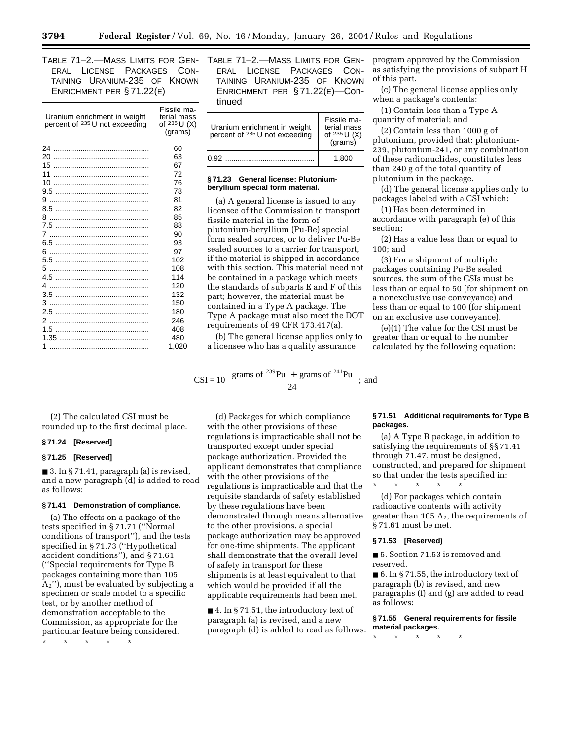TABLE 71–2.—MASS LIMITS FOR GENERAL LICENSE PACKAGES CONTAINING URANIUM-235 OF KNOWN ENRICHMENT PER § 71.22(E)

| Uranium enrichment in weight percent of $^{235}$U not exceeding | Fissile material mass of $^{235}$U (X) (grams) |
|---|---|
| 24 | 60 |
| 20 | 63 |
| 15 | 67 |
| 11 | 72 |
| 10 | 76 |
| 9.5 | 78 |
| 9 | 81 |
| 8.5 | 82 |
| 8 | 85 |
| 7.5 | 88 |
| 7 | 90 |
| 6.5 | 93 |
| 6 | 97 |
| 5.5 | 102 |
| 5 | 108 |
| 4.5 | 114 |
| 4 | 120 |
| 3.5 | 132 |
| 3 | 150 |
| 2.5 | 180 |
| 2 | 246 |
| 1.5 | 408 |
| 1.35 | 480 |
| 1 | 1,020 |
| 0.92 | 1,800 |

**§ 71.23 General license: Plutonium-beryllium special form material.**

(a) A general license is issued to any licensee of the Commission to transport fissile material in the form of plutonium-beryllium (Pu-Be) special form sealed sources, or to deliver Pu-Be sealed sources to a carrier for transport, if the material is shipped in accordance with this section. This material need not be contained in a package which meets the standards of subparts E and F of this part; however, the material must be contained in a Type A package. The Type A package must also meet the DOT requirements of 49 CFR 173.417(a).

(b) The general license applies only to a licensee who has a quality assurance program approved by the Commission as satisfying the provisions of subpart H of this part.

(c) The general license applies only when a package's contents:

(1) Contain less than a Type A quantity of material; and

(2) Contain less than 1000 g of plutonium, provided that: plutonium-239, plutonium-241, or any combination of these radionuclides, constitutes less than 240 g of the total quantity of plutonium in the package.

(d) The general license applies only to packages labeled with a CSI which:

(1) Has been determined in accordance with paragraph (e) of this section;

(2) Has a value less than or equal to 100; and

(3) For a shipment of multiple packages containing Pu-Be sealed sources, the sum of the CSIs must be less than or equal to 50 (for shipment on a nonexclusive use conveyance) and less than or equal to 100 (for shipment on an exclusive use conveyance).

(e)(1) The value for the CSI must be greater than or equal to the number calculated by the following equation:

$$CSI = 10 \frac{\text{grams of } ^{239}\text{Pu} + \text{grams of } ^{241}\text{Pu}}{24} \text{ ; and}$$

(2) The calculated CSI must be rounded up to the first decimal place.

**§ 71.24 [Reserved]**

**§ 71.25 [Reserved]**

■ 3. In § 71.41, paragraph (a) is revised, and a new paragraph (d) is added to read as follows:

**§ 71.41 Demonstration of compliance.**

(a) The effects on a package of the tests specified in § 71.71 (''Normal conditions of transport''), and the tests specified in § 71.73 (''Hypothetical accident conditions''), and § 71.61 (''Special requirements for Type B packages containing more than 105 $A_2$''), must be evaluated by subjecting a specimen or scale model to a specific test, or by another method of demonstration acceptable to the Commission, as appropriate for the particular feature being considered.

\* \* \* \* \*

(d) Packages for which compliance with the other provisions of these regulations is impracticable shall not be transported except under special package authorization. Provided the applicant demonstrates that compliance with the other provisions of the regulations is impracticable and that the requisite standards of safety established by these regulations have been demonstrated through means alternative to the other provisions, a special package authorization may be approved for one-time shipments. The applicant shall demonstrate that the overall level of safety in transport for these shipments is at least equivalent to that which would be provided if all the applicable requirements had been met.

■ 4. In § 71.51, the introductory text of paragraph (a) is revised, and a new paragraph (d) is added to read as follows:

**§ 71.51 Additional requirements for Type B packages.**

(a) A Type B package, in addition to satisfying the requirements of §§ 71.41 through 71.47, must be designed, constructed, and prepared for shipment so that under the tests specified in:

\* \* \* \* \*

(d) For packages which contain radioactive contents with activity greater than 105 $A_2$, the requirements of § 71.61 must be met.

**§ 71.53 [Reserved]**

■ 5. Section 71.53 is removed and reserved.

■ 6. In § 71.55, the introductory text of paragraph (b) is revised, and new paragraphs (f) and (g) are added to read as follows:

**§ 71.55 General requirements for fissile material packages.**

\* \* \* \* \*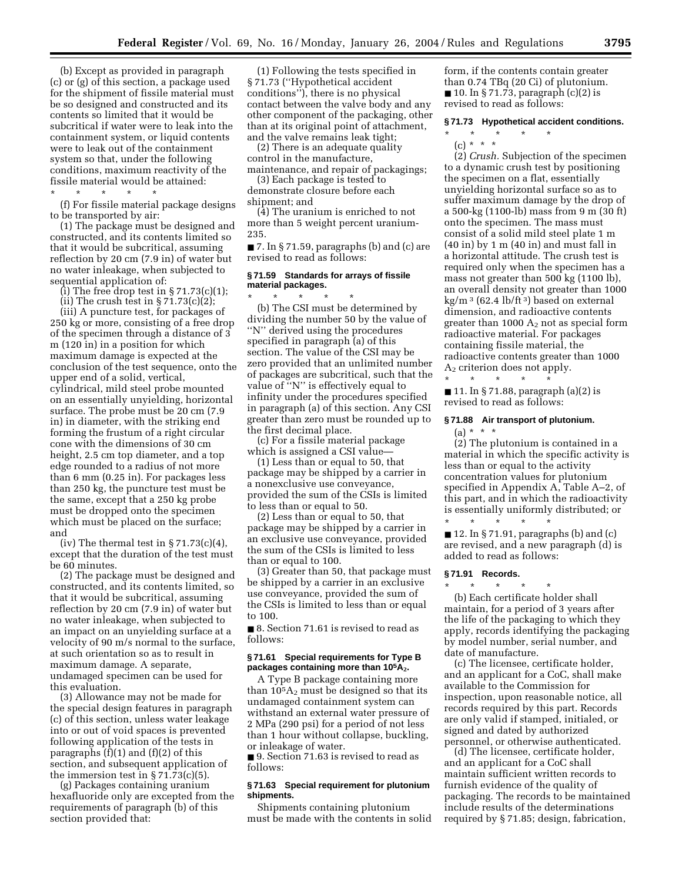(b) Except as provided in paragraph (c) or (g) of this section, a package used for the shipment of fissile material must be so designed and constructed and its contents so limited that it would be subcritical if water were to leak into the containment system, or liquid contents were to leak out of the containment system so that, under the following conditions, maximum reactivity of the fissile material would be attained:

\* \* \* \* \*

(f) For fissile material package designs to be transported by air:

(1) The package must be designed and constructed, and its contents limited so that it would be subcritical, assuming reflection by 20 cm (7.9 in) of water but no water inleakage, when subjected to sequential application of:

(i) The free drop test in § 71.73(c)(1);

(ii) The crush test in § 71.73(c)(2);

(iii) A puncture test, for packages of 250 kg or more, consisting of a free drop of the specimen through a distance of 3 m (120 in) in a position for which maximum damage is expected at the conclusion of the test sequence, onto the upper end of a solid, vertical, cylindrical, mild steel probe mounted on an essentially unyielding, horizontal surface. The probe must be 20 cm (7.9 in) in diameter, with the striking end forming the frustum of a right circular cone with the dimensions of 30 cm height, 2.5 cm top diameter, and a top edge rounded to a radius of not more than 6 mm (0.25 in). For packages less than 250 kg, the puncture test must be the same, except that a 250 kg probe must be dropped onto the specimen which must be placed on the surface; and

(iv) The thermal test in § 71.73(c)(4), except that the duration of the test must be 60 minutes.

(2) The package must be designed and constructed, and its contents limited, so that it would be subcritical, assuming reflection by 20 cm (7.9 in) of water but no water inleakage, when subjected to an impact on an unyielding surface at a velocity of 90 m/s normal to the surface, at such orientation so as to result in maximum damage. A separate, undamaged specimen can be used for this evaluation.

(3) Allowance may not be made for the special design features in paragraph (c) of this section, unless water leakage into or out of void spaces is prevented following application of the tests in paragraphs (f)(1) and (f)(2) of this section, and subsequent application of the immersion test in § 71.73(c)(5).

(g) Packages containing uranium hexafluoride only are excepted from the requirements of paragraph (b) of this section provided that:

(1) Following the tests specified in § 71.73 (''Hypothetical accident conditions''), there is no physical contact between the valve body and any other component of the packaging, other than at its original point of attachment, and the valve remains leak tight;

(2) There is an adequate quality control in the manufacture, maintenance, and repair of packagings;

(3) Each package is tested to demonstrate closure before each shipment; and

(4) The uranium is enriched to not more than 5 weight percent uranium-235.

■ 7. In § 71.59, paragraphs (b) and (c) are revised to read as follows:

### § 71.59 Standards for arrays of fissile material packages.

\* \* \* \* \*

(b) The CSI must be determined by dividing the number 50 by the value of ''N'' derived using the procedures specified in paragraph (a) of this section. The value of the CSI may be zero provided that an unlimited number of packages are subcritical, such that the value of ''N'' is effectively equal to infinity under the procedures specified in paragraph (a) of this section. Any CSI greater than zero must be rounded up to the first decimal place.

(c) For a fissile material package which is assigned a CSI value—

(1) Less than or equal to 50, that package may be shipped by a carrier in a nonexclusive use conveyance, provided the sum of the CSIs is limited to less than or equal to 50.

(2) Less than or equal to 50, that package may be shipped by a carrier in an exclusive use conveyance, provided the sum of the CSIs is limited to less than or equal to 100.

(3) Greater than 50, that package must be shipped by a carrier in an exclusive use conveyance, provided the sum of the CSIs is limited to less than or equal to 100.

■ 8. Section 71.61 is revised to read as follows:

### § 71.61 Special requirements for Type B packages containing more than $10^5A_2$.

A Type B package containing more than $10^5A_2$ must be designed so that its undamaged containment system can withstand an external water pressure of 2 MPa (290 psi) for a period of not less than 1 hour without collapse, buckling, or inleakage of water.

■ 9. Section 71.63 is revised to read as follows:

### § 71.63 Special requirement for plutonium shipments.

Shipments containing plutonium must be made with the contents in solid form, if the contents contain greater than 0.74 TBq (20 Ci) of plutonium.

■ 10. In § 71.73, paragraph (c)(2) is revised to read as follows:

### § 71.73 Hypothetical accident conditions.

\* \* \* \* \*

(c) \* \* \*

(2) *Crush.* Subjection of the specimen to a dynamic crush test by positioning the specimen on a flat, essentially unyielding horizontal surface so as to suffer maximum damage by the drop of a 500-kg (1100-lb) mass from 9 m (30 ft) onto the specimen. The mass must consist of a solid mild steel plate 1 m (40 in) by 1 m (40 in) and must fall in a horizontal attitude. The crush test is required only when the specimen has a mass not greater than 500 kg (1100 lb), an overall density not greater than 1000 $kg/m^3$ (62.4 $lb/ft^3$) based on external dimension, and radioactive contents greater than 1000 $A_2$ not as special form radioactive material. For packages containing fissile material, the radioactive contents greater than 1000 $A_2$ criterion does not apply.

\* \* \* \* \*

■ 11. In § 71.88, paragraph (a)(2) is revised to read as follows:

### § 71.88 Air transport of plutonium.

(a) \* \* \*

(2) The plutonium is contained in a material in which the specific activity is less than or equal to the activity concentration values for plutonium specified in Appendix A, Table A–2, of this part, and in which the radioactivity is essentially uniformly distributed; or

\* \* \* \* \*

■ 12. In § 71.91, paragraphs (b) and (c) are revised, and a new paragraph (d) is added to read as follows:

### § 71.91 Records.

\* \* \* \* \*

(b) Each certificate holder shall maintain, for a period of 3 years after the life of the packaging to which they apply, records identifying the packaging by model number, serial number, and date of manufacture.

(c) The licensee, certificate holder, and an applicant for a CoC, shall make available to the Commission for inspection, upon reasonable notice, all records required by this part. Records are only valid if stamped, initialed, or signed and dated by authorized personnel, or otherwise authenticated.

(d) The licensee, certificate holder, and an applicant for a CoC shall maintain sufficient written records to furnish evidence of the quality of packaging. The records to be maintained include results of the determinations required by § 71.85; design, fabrication,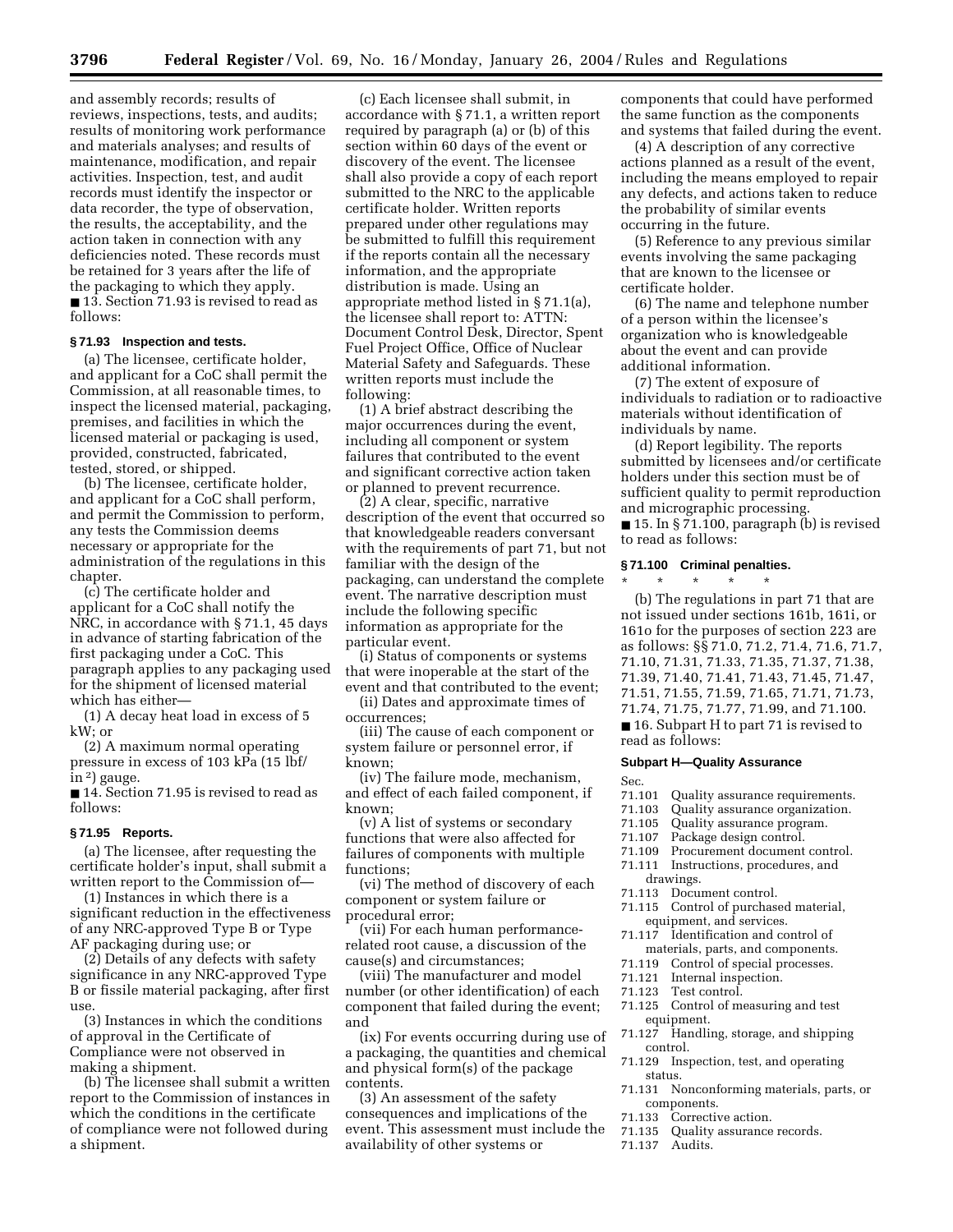and assembly records; results of reviews, inspections, tests, and audits; results of monitoring work performance and materials analyses; and results of maintenance, modification, and repair activities. Inspection, test, and audit records must identify the inspector or data recorder, the type of observation, the results, the acceptability, and the action taken in connection with any deficiencies noted. These records must be retained for 3 years after the life of the packaging to which they apply.

■ 13. Section 71.93 is revised to read as follows:

### § 71.93 Inspection and tests.

(a) The licensee, certificate holder, and applicant for a CoC shall permit the Commission, at all reasonable times, to inspect the licensed material, packaging, premises, and facilities in which the licensed material or packaging is used, provided, constructed, fabricated, tested, stored, or shipped.

(b) The licensee, certificate holder, and applicant for a CoC shall perform, and permit the Commission to perform, any tests the Commission deems necessary or appropriate for the administration of the regulations in this chapter.

(c) The certificate holder and applicant for a CoC shall notify the NRC, in accordance with § 71.1, 45 days in advance of starting fabrication of the first packaging under a CoC. This paragraph applies to any packaging used for the shipment of licensed material which has either—

(1) A decay heat load in excess of 5 kW; or

(2) A maximum normal operating pressure in excess of 103 kPa (15 lbf/in $^2$) gauge.

■ 14. Section 71.95 is revised to read as follows:

### § 71.95 Reports.

(a) The licensee, after requesting the certificate holder's input, shall submit a written report to the Commission of—

(1) Instances in which there is a significant reduction in the effectiveness of any NRC-approved Type B or Type AF packaging during use; or

(2) Details of any defects with safety significance in any NRC-approved Type B or fissile material packaging, after first use.

(3) Instances in which the conditions of approval in the Certificate of Compliance were not observed in making a shipment.

(b) The licensee shall submit a written report to the Commission of instances in which the conditions in the certificate of compliance were not followed during a shipment.

(c) Each licensee shall submit, in accordance with § 71.1, a written report required by paragraph (a) or (b) of this section within 60 days of the event or discovery of the event. The licensee shall also provide a copy of each report submitted to the NRC to the applicable certificate holder. Written reports prepared under other regulations may be submitted to fulfill this requirement if the reports contain all the necessary information, and the appropriate distribution is made. Using an appropriate method listed in § 71.1(a), the licensee shall report to: ATTN: Document Control Desk, Director, Spent Fuel Project Office, Office of Nuclear Material Safety and Safeguards. These written reports must include the following:

(1) A brief abstract describing the major occurrences during the event, including all component or system failures that contributed to the event and significant corrective action taken or planned to prevent recurrence.

(2) A clear, specific, narrative description of the event that occurred so that knowledgeable readers conversant with the requirements of part 71, but not familiar with the design of the packaging, can understand the complete event. The narrative description must include the following specific information as appropriate for the particular event.

(i) Status of components or systems that were inoperable at the start of the event and that contributed to the event;

(ii) Dates and approximate times of occurrences;

(iii) The cause of each component or system failure or personnel error, if known;

(iv) The failure mode, mechanism, and effect of each failed component, if known;

(v) A list of systems or secondary functions that were also affected for failures of components with multiple functions;

(vi) The method of discovery of each component or system failure or procedural error;

(vii) For each human performance-related root cause, a discussion of the cause(s) and circumstances;

(viii) The manufacturer and model number (or other identification) of each component that failed during the event; and

(ix) For events occurring during use of a packaging, the quantities and chemical and physical form(s) of the package contents.

(3) An assessment of the safety consequences and implications of the event. This assessment must include the availability of other systems or components that could have performed the same function as the components and systems that failed during the event.

(4) A description of any corrective actions planned as a result of the event, including the means employed to repair any defects, and actions taken to reduce the probability of similar events occurring in the future.

(5) Reference to any previous similar events involving the same packaging that are known to the licensee or certificate holder.

(6) The name and telephone number of a person within the licensee's organization who is knowledgeable about the event and can provide additional information.

(7) The extent of exposure of individuals to radiation or to radioactive materials without identification of individuals by name.

(d) Report legibility. The reports submitted by licensees and/or certificate holders under this section must be of sufficient quality to permit reproduction and micrographic processing.

■ 15. In § 71.100, paragraph (b) is revised to read as follows:

### § 71.100 Criminal penalties.

\* \* \* \* \*

(b) The regulations in part 71 that are not issued under sections 161b, 161i, or 161o for the purposes of section 223 are as follows: §§ 71.0, 71.2, 71.4, 71.6, 71.7, 71.10, 71.31, 71.33, 71.35, 71.37, 71.38, 71.39, 71.40, 71.41, 71.43, 71.45, 71.47, 71.51, 71.55, 71.59, 71.65, 71.71, 71.73, 71.74, 71.75, 71.77, 71.99, and 71.100.

■ 16. Subpart H to part 71 is revised to read as follows:

### Subpart H—Quality Assurance

Sec.
71.101 Quality assurance requirements.
71.103 Quality assurance organization.
71.105 Quality assurance program.
71.107 Package design control.
71.109 Procurement document control.
71.111 Instructions, procedures, and drawings.
71.113 Document control.
71.115 Control of purchased material, equipment, and services.
71.117 Identification and control of materials, parts, and components.
71.119 Control of special processes.
71.121 Internal inspection.
71.123 Test control.
71.125 Control of measuring and test equipment.
71.127 Handling, storage, and shipping control.
71.129 Inspection, test, and operating status.
71.131 Nonconforming materials, parts, or components.
71.133 Corrective action.
71.135 Quality assurance records.
71.137 Audits.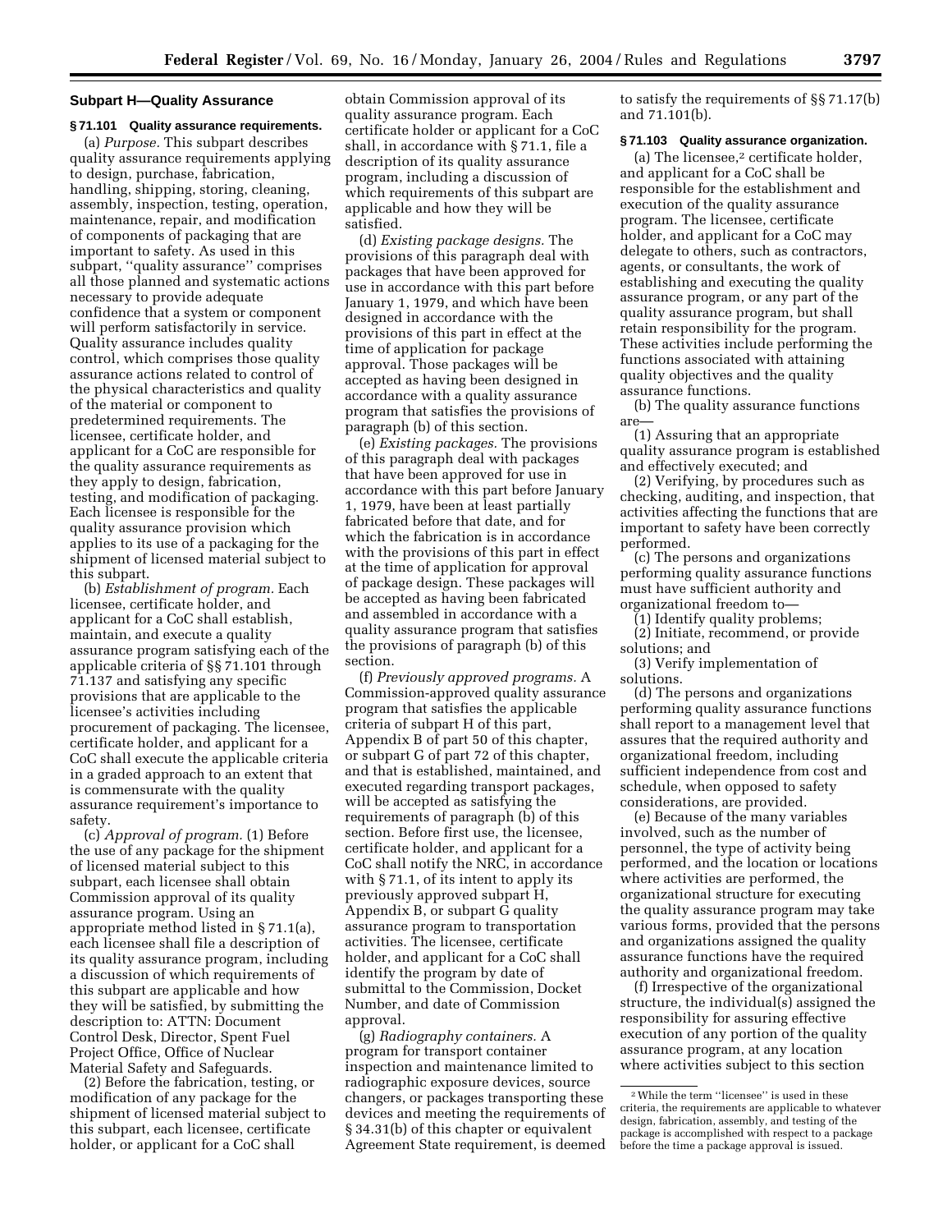## Subpart H—Quality Assurance

### § 71.101 Quality assurance requirements.

(a) *Purpose.* This subpart describes quality assurance requirements applying to design, purchase, fabrication, handling, shipping, storing, cleaning, assembly, inspection, testing, operation, maintenance, repair, and modification of components of packaging that are important to safety. As used in this subpart, ''quality assurance'' comprises all those planned and systematic actions necessary to provide adequate confidence that a system or component will perform satisfactorily in service. Quality assurance includes quality control, which comprises those quality assurance actions related to control of the physical characteristics and quality of the material or component to predetermined requirements. The licensee, certificate holder, and applicant for a CoC are responsible for the quality assurance requirements as they apply to design, fabrication, testing, and modification of packaging. Each licensee is responsible for the quality assurance provision which applies to its use of a packaging for the shipment of licensed material subject to this subpart.

(b) *Establishment of program.* Each licensee, certificate holder, and applicant for a CoC shall establish, maintain, and execute a quality assurance program satisfying each of the applicable criteria of §§ 71.101 through 71.137 and satisfying any specific provisions that are applicable to the licensee's activities including procurement of packaging. The licensee, certificate holder, and applicant for a CoC shall execute the applicable criteria in a graded approach to an extent that is commensurate with the quality assurance requirement's importance to safety.

(c) *Approval of program.* (1) Before the use of any package for the shipment of licensed material subject to this subpart, each licensee shall obtain Commission approval of its quality assurance program. Using an appropriate method listed in § 71.1(a), each licensee shall file a description of its quality assurance program, including a discussion of which requirements of this subpart are applicable and how they will be satisfied, by submitting the description to: ATTN: Document Control Desk, Director, Spent Fuel Project Office, Office of Nuclear Material Safety and Safeguards.

(2) Before the fabrication, testing, or modification of any package for the shipment of licensed material subject to this subpart, each licensee, certificate holder, or applicant for a CoC shall obtain Commission approval of its quality assurance program. Each certificate holder or applicant for a CoC shall, in accordance with § 71.1, file a description of its quality assurance program, including a discussion of which requirements of this subpart are applicable and how they will be satisfied.

(d) *Existing package designs.* The provisions of this paragraph deal with packages that have been approved for use in accordance with this part before January 1, 1979, and which have been designed in accordance with the provisions of this part in effect at the time of application for package approval. Those packages will be accepted as having been designed in accordance with a quality assurance program that satisfies the provisions of paragraph (b) of this section.

(e) *Existing packages.* The provisions of this paragraph deal with packages that have been approved for use in accordance with this part before January 1, 1979, have been at least partially fabricated before that date, and for which the fabrication is in accordance with the provisions of this part in effect at the time of application for approval of package design. These packages will be accepted as having been fabricated and assembled in accordance with a quality assurance program that satisfies the provisions of paragraph (b) of this section.

(f) *Previously approved programs.* A Commission-approved quality assurance program that satisfies the applicable criteria of subpart H of this part, Appendix B of part 50 of this chapter, or subpart G of part 72 of this chapter, and that is established, maintained, and executed regarding transport packages, will be accepted as satisfying the requirements of paragraph (b) of this section. Before first use, the licensee, certificate holder, and applicant for a CoC shall notify the NRC, in accordance with § 71.1, of its intent to apply its previously approved subpart H, Appendix B, or subpart G quality assurance program to transportation activities. The licensee, certificate holder, and applicant for a CoC shall identify the program by date of submittal to the Commission, Docket Number, and date of Commission approval.

(g) *Radiography containers.* A program for transport container inspection and maintenance limited to radiographic exposure devices, source changers, or packages transporting these devices and meeting the requirements of § 34.31(b) of this chapter or equivalent Agreement State requirement, is deemed to satisfy the requirements of §§ 71.17(b) and 71.101(b).

### § 71.103 Quality assurance organization.

(a) The licensee,[2] certificate holder, and applicant for a CoC shall be responsible for the establishment and execution of the quality assurance program. The licensee, certificate holder, and applicant for a CoC may delegate to others, such as contractors, agents, or consultants, the work of establishing and executing the quality assurance program, or any part of the quality assurance program, but shall retain responsibility for the program. These activities include performing the functions associated with attaining quality objectives and the quality assurance functions.

(b) The quality assurance functions are—

(1) Assuring that an appropriate quality assurance program is established and effectively executed; and

(2) Verifying, by procedures such as checking, auditing, and inspection, that activities affecting the functions that are important to safety have been correctly performed.

(c) The persons and organizations performing quality assurance functions must have sufficient authority and organizational freedom to—

(1) Identify quality problems;

(2) Initiate, recommend, or provide solutions; and

(3) Verify implementation of solutions.

(d) The persons and organizations performing quality assurance functions shall report to a management level that assures that the required authority and organizational freedom, including sufficient independence from cost and schedule, when opposed to safety considerations, are provided.

(e) Because of the many variables involved, such as the number of personnel, the type of activity being performed, and the location or locations where activities are performed, the organizational structure for executing the quality assurance program may take various forms, provided that the persons and organizations assigned the quality assurance functions have the required authority and organizational freedom.

(f) Irrespective of the organizational structure, the individual(s) assigned the responsibility for assuring effective execution of any portion of the quality assurance program, at any location where activities subject to this section

---

[2] While the term ''licensee'' is used in these criteria, the requirements are applicable to whatever design, fabrication, assembly, and testing of the package is accomplished with respect to a package before the time a package approval is issued.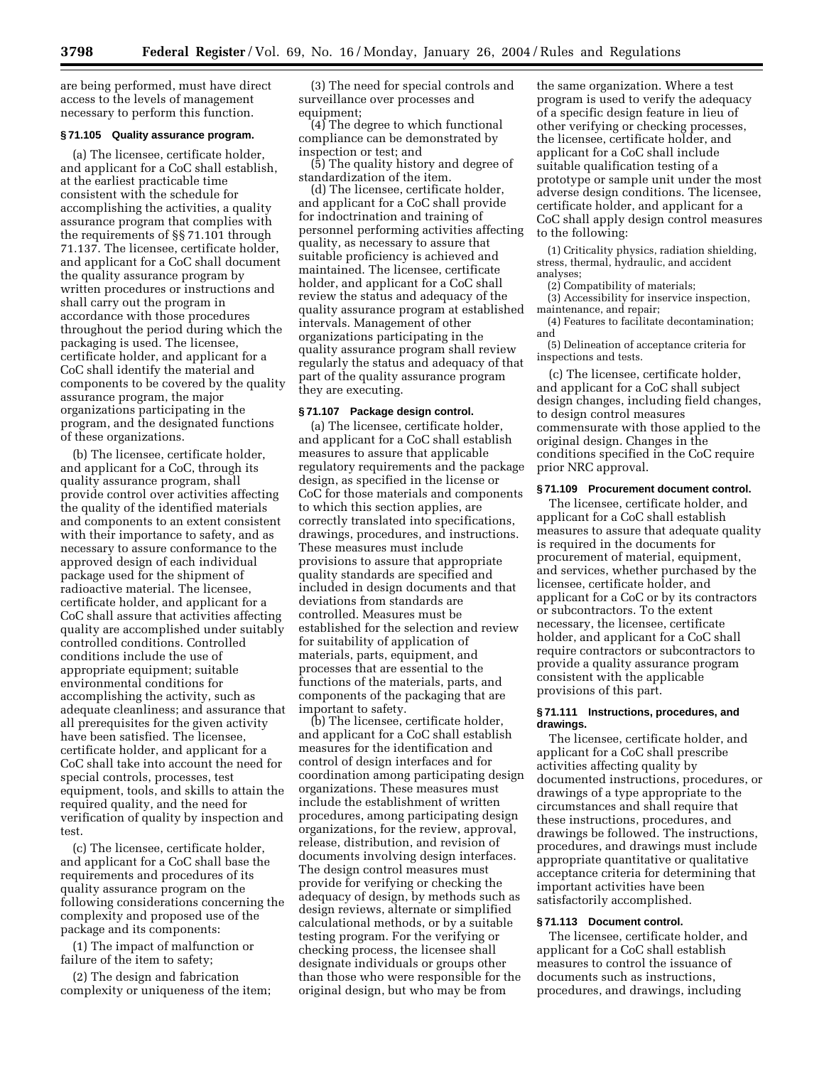are being performed, must have direct access to the levels of management necessary to perform this function.

### § 71.105 Quality assurance program.

(a) The licensee, certificate holder, and applicant for a CoC shall establish, at the earliest practicable time consistent with the schedule for accomplishing the activities, a quality assurance program that complies with the requirements of §§ 71.101 through 71.137. The licensee, certificate holder, and applicant for a CoC shall document the quality assurance program by written procedures or instructions and shall carry out the program in accordance with those procedures throughout the period during which the packaging is used. The licensee, certificate holder, and applicant for a CoC shall identify the material and components to be covered by the quality assurance program, the major organizations participating in the program, and the designated functions of these organizations.

(b) The licensee, certificate holder, and applicant for a CoC, through its quality assurance program, shall provide control over activities affecting the quality of the identified materials and components to an extent consistent with their importance to safety, and as necessary to assure conformance to the approved design of each individual package used for the shipment of radioactive material. The licensee, certificate holder, and applicant for a CoC shall assure that activities affecting quality are accomplished under suitably controlled conditions. Controlled conditions include the use of appropriate equipment; suitable environmental conditions for accomplishing the activity, such as adequate cleanliness; and assurance that all prerequisites for the given activity have been satisfied. The licensee, certificate holder, and applicant for a CoC shall take into account the need for special controls, processes, test equipment, tools, and skills to attain the required quality, and the need for verification of quality by inspection and test.

(c) The licensee, certificate holder, and applicant for a CoC shall base the requirements and procedures of its quality assurance program on the following considerations concerning the complexity and proposed use of the package and its components:

(1) The impact of malfunction or failure of the item to safety;

(2) The design and fabrication complexity or uniqueness of the item;

(3) The need for special controls and surveillance over processes and equipment;

(4) The degree to which functional compliance can be demonstrated by inspection or test; and

(5) The quality history and degree of standardization of the item.

(d) The licensee, certificate holder, and applicant for a CoC shall provide for indoctrination and training of personnel performing activities affecting quality, as necessary to assure that suitable proficiency is achieved and maintained. The licensee, certificate holder, and applicant for a CoC shall review the status and adequacy of the quality assurance program at established intervals. Management of other organizations participating in the quality assurance program shall review regularly the status and adequacy of that part of the quality assurance program they are executing.

### § 71.107 Package design control.

(a) The licensee, certificate holder, and applicant for a CoC shall establish measures to assure that applicable regulatory requirements and the package design, as specified in the license or CoC for those materials and components to which this section applies, are correctly translated into specifications, drawings, procedures, and instructions. These measures must include provisions to assure that appropriate quality standards are specified and included in design documents and that deviations from standards are controlled. Measures must be established for the selection and review for suitability of application of materials, parts, equipment, and processes that are essential to the functions of the materials, parts, and components of the packaging that are important to safety.

(b) The licensee, certificate holder, and applicant for a CoC shall establish measures for the identification and control of design interfaces and for coordination among participating design organizations. These measures must include the establishment of written procedures, among participating design organizations, for the review, approval, release, distribution, and revision of documents involving design interfaces. The design control measures must provide for verifying or checking the adequacy of design, by methods such as design reviews, alternate or simplified calculational methods, or by a suitable testing program. For the verifying or checking process, the licensee shall designate individuals or groups other than those who were responsible for the original design, but who may be from the same organization. Where a test program is used to verify the adequacy of a specific design feature in lieu of other verifying or checking processes, the licensee, certificate holder, and applicant for a CoC shall include suitable qualification testing of a prototype or sample unit under the most adverse design conditions. The licensee, certificate holder, and applicant for a CoC shall apply design control measures to the following:

(1) Criticality physics, radiation shielding, stress, thermal, hydraulic, and accident analyses;

(2) Compatibility of materials;

(3) Accessibility for inservice inspection, maintenance, and repair;

(4) Features to facilitate decontamination; and

(5) Delineation of acceptance criteria for inspections and tests.

(c) The licensee, certificate holder, and applicant for a CoC shall subject design changes, including field changes, to design control measures commensurate with those applied to the original design. Changes in the conditions specified in the CoC require prior NRC approval.

### § 71.109 Procurement document control.

The licensee, certificate holder, and applicant for a CoC shall establish measures to assure that adequate quality is required in the documents for procurement of material, equipment, and services, whether purchased by the licensee, certificate holder, and applicant for a CoC or by its contractors or subcontractors. To the extent necessary, the licensee, certificate holder, and applicant for a CoC shall require contractors or subcontractors to provide a quality assurance program consistent with the applicable provisions of this part.

### § 71.111 Instructions, procedures, and drawings.

The licensee, certificate holder, and applicant for a CoC shall prescribe activities affecting quality by documented instructions, procedures, or drawings of a type appropriate to the circumstances and shall require that these instructions, procedures, and drawings be followed. The instructions, procedures, and drawings must include appropriate quantitative or qualitative acceptance criteria for determining that important activities have been satisfactorily accomplished.

### § 71.113 Document control.

The licensee, certificate holder, and applicant for a CoC shall establish measures to control the issuance of documents such as instructions, procedures, and drawings, including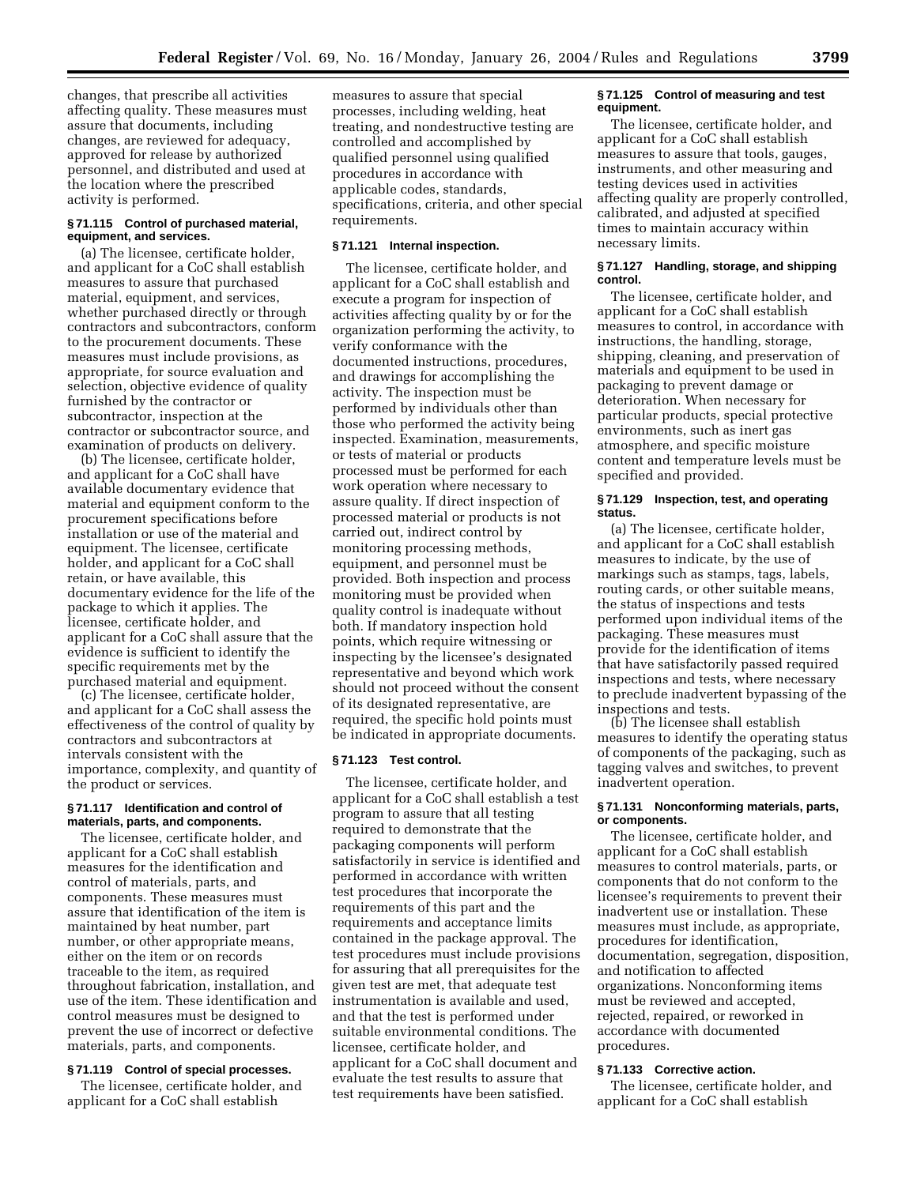changes, that prescribe all activities affecting quality. These measures must assure that documents, including changes, are reviewed for adequacy, approved for release by authorized personnel, and distributed and used at the location where the prescribed activity is performed.

**§ 71.115 Control of purchased material, equipment, and services.**

(a) The licensee, certificate holder, and applicant for a CoC shall establish measures to assure that purchased material, equipment, and services, whether purchased directly or through contractors and subcontractors, conform to the procurement documents. These measures must include provisions, as appropriate, for source evaluation and selection, objective evidence of quality furnished by the contractor or subcontractor, inspection at the contractor or subcontractor source, and examination of products on delivery.

(b) The licensee, certificate holder, and applicant for a CoC shall have available documentary evidence that material and equipment conform to the procurement specifications before installation or use of the material and equipment. The licensee, certificate holder, and applicant for a CoC shall retain, or have available, this documentary evidence for the life of the package to which it applies. The licensee, certificate holder, and applicant for a CoC shall assure that the evidence is sufficient to identify the specific requirements met by the purchased material and equipment.

(c) The licensee, certificate holder, and applicant for a CoC shall assess the effectiveness of the control of quality by contractors and subcontractors at intervals consistent with the importance, complexity, and quantity of the product or services.

**§ 71.117 Identification and control of materials, parts, and components.**

The licensee, certificate holder, and applicant for a CoC shall establish measures for the identification and control of materials, parts, and components. These measures must assure that identification of the item is maintained by heat number, part number, or other appropriate means, either on the item or on records traceable to the item, as required throughout fabrication, installation, and use of the item. These identification and control measures must be designed to prevent the use of incorrect or defective materials, parts, and components.

**§ 71.119 Control of special processes.**

The licensee, certificate holder, and applicant for a CoC shall establish measures to assure that special processes, including welding, heat treating, and nondestructive testing are controlled and accomplished by qualified personnel using qualified procedures in accordance with applicable codes, standards, specifications, criteria, and other special requirements.

**§ 71.121 Internal inspection.**

The licensee, certificate holder, and applicant for a CoC shall establish and execute a program for inspection of activities affecting quality by or for the organization performing the activity, to verify conformance with the documented instructions, procedures, and drawings for accomplishing the activity. The inspection must be performed by individuals other than those who performed the activity being inspected. Examination, measurements, or tests of material or products processed must be performed for each work operation where necessary to assure quality. If direct inspection of processed material or products is not carried out, indirect control by monitoring processing methods, equipment, and personnel must be provided. Both inspection and process monitoring must be provided when quality control is inadequate without both. If mandatory inspection hold points, which require witnessing or inspecting by the licensee's designated representative and beyond which work should not proceed without the consent of its designated representative, are required, the specific hold points must be indicated in appropriate documents.

**§ 71.123 Test control.**

The licensee, certificate holder, and applicant for a CoC shall establish a test program to assure that all testing required to demonstrate that the packaging components will perform satisfactorily in service is identified and performed in accordance with written test procedures that incorporate the requirements of this part and the requirements and acceptance limits contained in the package approval. The test procedures must include provisions for assuring that all prerequisites for the given test are met, that adequate test instrumentation is available and used, and that the test is performed under suitable environmental conditions. The licensee, certificate holder, and applicant for a CoC shall document and evaluate the test results to assure that test requirements have been satisfied.

**§ 71.125 Control of measuring and test equipment.**

The licensee, certificate holder, and applicant for a CoC shall establish measures to assure that tools, gauges, instruments, and other measuring and testing devices used in activities affecting quality are properly controlled, calibrated, and adjusted at specified times to maintain accuracy within necessary limits.

**§ 71.127 Handling, storage, and shipping control.**

The licensee, certificate holder, and applicant for a CoC shall establish measures to control, in accordance with instructions, the handling, storage, shipping, cleaning, and preservation of materials and equipment to be used in packaging to prevent damage or deterioration. When necessary for particular products, special protective environments, such as inert gas atmosphere, and specific moisture content and temperature levels must be specified and provided.

**§ 71.129 Inspection, test, and operating status.**

(a) The licensee, certificate holder, and applicant for a CoC shall establish measures to indicate, by the use of markings such as stamps, tags, labels, routing cards, or other suitable means, the status of inspections and tests performed upon individual items of the packaging. These measures must provide for the identification of items that have satisfactorily passed required inspections and tests, where necessary to preclude inadvertent bypassing of the inspections and tests.

(b) The licensee shall establish measures to identify the operating status of components of the packaging, such as tagging valves and switches, to prevent inadvertent operation.

**§ 71.131 Nonconforming materials, parts, or components.**

The licensee, certificate holder, and applicant for a CoC shall establish measures to control materials, parts, or components that do not conform to the licensee's requirements to prevent their inadvertent use or installation. These measures must include, as appropriate, procedures for identification, documentation, segregation, disposition, and notification to affected organizations. Nonconforming items must be reviewed and accepted, rejected, repaired, or reworked in accordance with documented procedures.

**§ 71.133 Corrective action.**

The licensee, certificate holder, and applicant for a CoC shall establish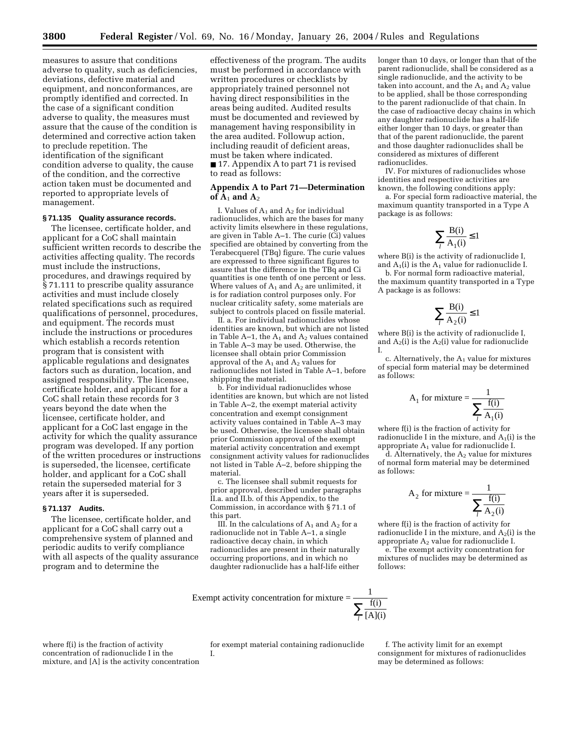measures to assure that conditions adverse to quality, such as deficiencies, deviations, defective material and equipment, and nonconformances, are promptly identified and corrected. In the case of a significant condition adverse to quality, the measures must assure that the cause of the condition is determined and corrective action taken to preclude repetition. The identification of the significant condition adverse to quality, the cause of the condition, and the corrective action taken must be documented and reported to appropriate levels of management.

### § 71.135 Quality assurance records.

The licensee, certificate holder, and applicant for a CoC shall maintain sufficient written records to describe the activities affecting quality. The records must include the instructions, procedures, and drawings required by § 71.111 to prescribe quality assurance activities and must include closely related specifications such as required qualifications of personnel, procedures, and equipment. The records must include the instructions or procedures which establish a records retention program that is consistent with applicable regulations and designates factors such as duration, location, and assigned responsibility. The licensee, certificate holder, and applicant for a CoC shall retain these records for 3 years beyond the date when the licensee, certificate holder, and applicant for a CoC last engage in the activity for which the quality assurance program was developed. If any portion of the written procedures or instructions is superseded, the licensee, certificate holder, and applicant for a CoC shall retain the superseded material for 3 years after it is superseded.

### § 71.137 Audits.

The licensee, certificate holder, and applicant for a CoC shall carry out a comprehensive system of planned and periodic audits to verify compliance with all aspects of the quality assurance program and to determine the effectiveness of the program. The audits must be performed in accordance with written procedures or checklists by appropriately trained personnel not having direct responsibilities in the areas being audited. Audited results must be documented and reviewed by management having responsibility in the area audited. Followup action, including reaudit of deficient areas, must be taken where indicated.

■ 17. Appendix A to part 71 is revised to read as follows:

## Appendix A to Part 71—Determination of $A_1$ and $A_2$

I. Values of $A_1$ and $A_2$ for individual radionuclides, which are the bases for many activity limits elsewhere in these regulations, are given in Table A–1. The curie (Ci) values specified are obtained by converting from the Terabecquerel (TBq) figure. The curie values are expressed to three significant figures to assure that the difference in the TBq and Ci quantities is one tenth of one percent or less. Where values of $A_1$ and $A_2$ are unlimited, it is for radiation control purposes only. For nuclear criticality safety, some materials are subject to controls placed on fissile material.

II. a. For individual radionuclides whose identities are known, but which are not listed in Table A–1, the $A_1$ and $A_2$ values contained in Table A–3 may be used. Otherwise, the licensee shall obtain prior Commission approval of the $A_1$ and $A_2$ values for radionuclides not listed in Table A–1, before shipping the material.

b. For individual radionuclides whose identities are known, but which are not listed in Table A–2, the exempt material activity concentration and exempt consignment activity values contained in Table A–3 may be used. Otherwise, the licensee shall obtain prior Commission approval of the exempt material activity concentration and exempt consignment activity values for radionuclides not listed in Table A–2, before shipping the material.

c. The licensee shall submit requests for prior approval, described under paragraphs II.a. and II.b. of this Appendix, to the Commission, in accordance with § 71.1 of this part.

III. In the calculations of $A_1$ and $A_2$ for a radionuclide not in Table A–1, a single radioactive decay chain, in which radionuclides are present in their naturally occurring proportions, and in which no daughter radionuclide has a half-life either longer than 10 days, or longer than that of the parent radionuclide, shall be considered as a single radionuclide, and the activity to be taken into account, and the $A_1$ and $A_2$ value to be applied, shall be those corresponding to the parent radionuclide of that chain. In the case of radioactive decay chains in which any daughter radionuclide has a half-life either longer than 10 days, or greater than that of the parent radionuclide, the parent and those daughter radionuclides shall be considered as mixtures of different radionuclides.

IV. For mixtures of radionuclides whose identities and respective activities are known, the following conditions apply:

a. For special form radioactive material, the maximum quantity transported in a Type A package is as follows:

$$\sum_{I} \frac{B(i)}{A_1(i)} \leq 1$$

where B(i) is the activity of radionuclide I, and $A_1(i)$ is the $A_1$ value for radionuclide I.

b. For normal form radioactive material, the maximum quantity transported in a Type A package is as follows:

$$\sum_{I} \frac{B(i)}{A_2(i)} \leq 1$$

where B(i) is the activity of radionuclide I, and $A_2(i)$ is the $A_2(i)$ value for radionuclide I.

c. Alternatively, the $A_1$ value for mixtures of special form material may be determined as follows:

$$A_1 \text{ for mixture} = \frac{1}{\sum_{I} \frac{f(i)}{A_1(i)}}$$

where f(i) is the fraction of activity for radionuclide I in the mixture, and $A_1(i)$ is the appropriate $A_1$ value for radionuclide I.

d. Alternatively, the $A_2$ value for mixtures of normal form material may be determined as follows:

$$A_2 \text{ for mixture} = \frac{1}{\sum_{I} \frac{f(i)}{A_2(i)}}$$

where f(i) is the fraction of activity for radionuclide I in the mixture, and $A_2(i)$ is the appropriate $A_2$ value for radionuclide I.

e. The exempt activity concentration for mixtures of nuclides may be determined as follows:

$$\text{Exempt activity concentration for mixture} = \frac{1}{\sum_{I} \frac{f(i)}{[A](i)}}$$

where f(i) is the fraction of activity concentration of radionuclide I in the mixture, and [A] is the activity concentration for exempt material containing radionuclide I.

f. The activity limit for an exempt consignment for mixtures of radionuclides may be determined as follows: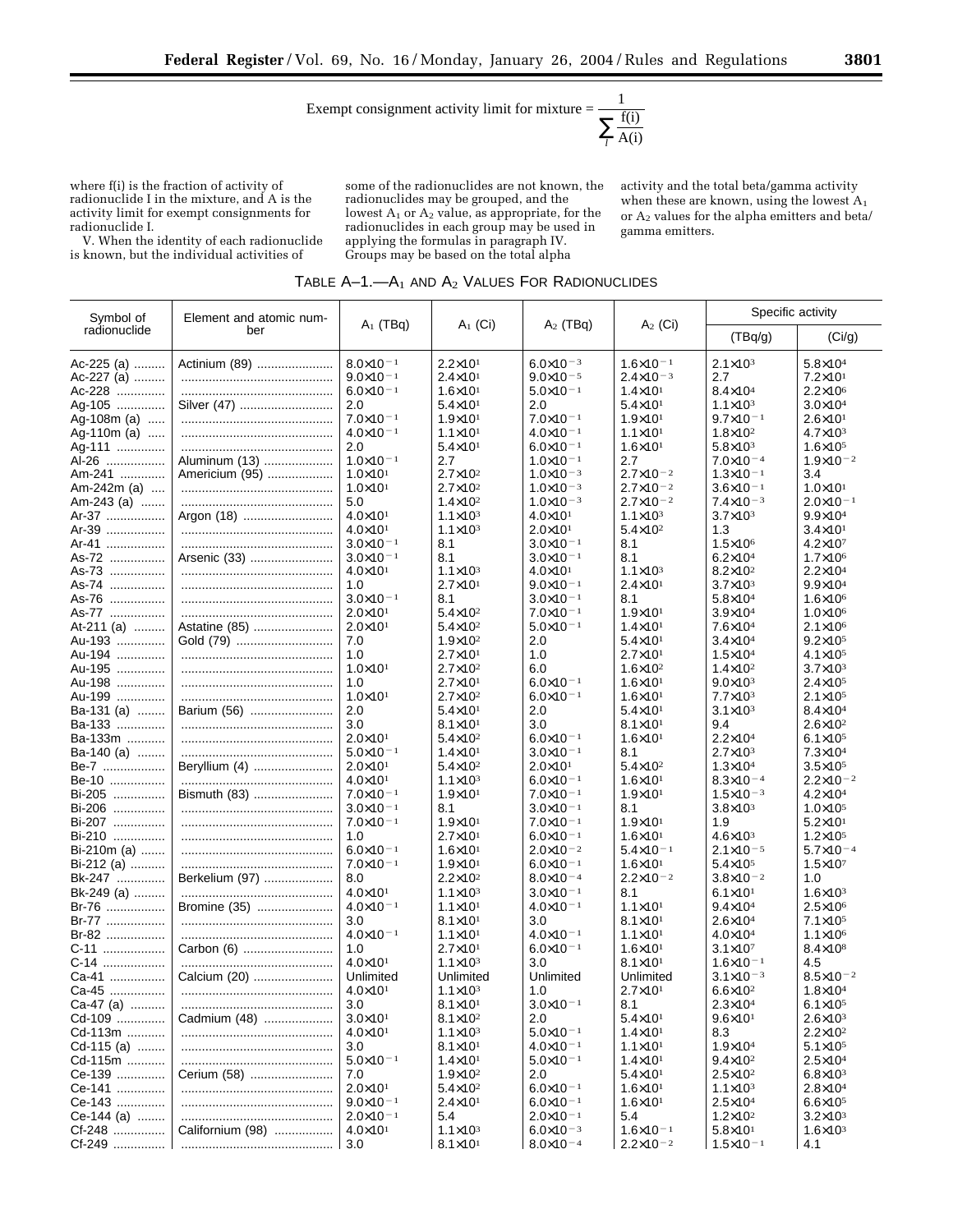$$\text{Exempt consignment activity limit for mixture} = \frac{1}{\sum_{i} \frac{f(i)}{A(i)}}$$

where f(i) is the fraction of activity of radionuclide I in the mixture, and A is the activity limit for exempt consignments for radionuclide I.

V. When the identity of each radionuclide is known, but the individual activities of some of the radionuclides are not known, the radionuclides may be grouped, and the lowest $A_1$ or $A_2$ value, as appropriate, for the radionuclides in each group may be used in applying the formulas in paragraph IV. Groups may be based on the total alpha activity and the total beta/gamma activity when these are known, using the lowest $A_1$ or $A_2$ values for the alpha emitters and beta/gamma emitters.

TABLE A–1.—$A_1$ AND $A_2$ VALUES FOR RADIONUCLIDES

| Symbol of radionuclide | Element and atomic number | $A_1$ (TBq) | $A_1$ (Ci) | $A_2$ (TBq) | $A_2$ (Ci) | Specific activity | |
|---|---|---|---|---|---|---|---|
| | | | | | | (TBq/g) | (Ci/g) |
| Ac-225 (a) | Actinium (89) | $8.0\times10^{-1}$ | $2.2\times10^{1}$ | $6.0\times10^{-3}$ | $1.6\times10^{-1}$ | $2.1\times10^{3}$ | $5.8\times10^{4}$ |
| Ac-227 (a) | | $9.0\times10^{-1}$ | $2.4\times10^{1}$ | $9.0\times10^{-5}$ | $2.4\times10^{-3}$ | 2.7 | $7.2\times10^{1}$ |
| Ac-228 | | $6.0\times10^{-1}$ | $1.6\times10^{1}$ | $5.0\times10^{-1}$ | $1.4\times10^{1}$ | $8.4\times10^{4}$ | $2.2\times10^{6}$ |
| Ag-105 | Silver (47) | 2.0 | $5.4\times10^{1}$ | 2.0 | $5.4\times10^{1}$ | $1.1\times10^{3}$ | $3.0\times10^{4}$ |
| Ag-108m (a) | | $7.0\times10^{-1}$ | $1.9\times10^{1}$ | $7.0\times10^{-1}$ | $1.9\times10^{1}$ | $9.7\times10^{-1}$ | $2.6\times10^{1}$ |
| Ag-110m (a) | | $4.0\times10^{-1}$ | $1.1\times10^{1}$ | $4.0\times10^{-1}$ | $1.1\times10^{1}$ | $1.8\times10^{2}$ | $4.7\times10^{3}$ |
| Ag-111 | | 2.0 | $5.4\times10^{1}$ | $6.0\times10^{-1}$ | $1.6\times10^{1}$ | $5.8\times10^{3}$ | $1.6\times10^{5}$ |
| Al-26 | Aluminum (13) | $1.0\times10^{-1}$ | 2.7 | $1.0\times10^{-1}$ | 2.7 | $7.0\times10^{-4}$ | $1.9\times10^{-2}$ |
| Am-241 | Americium (95) | $1.0\times10^{1}$ | $2.7\times10^{2}$ | $1.0\times10^{-3}$ | $2.7\times10^{-2}$ | $1.3\times10^{-1}$ | 3.4 |
| Am-242m (a) | | $1.0\times10^{1}$ | $2.7\times10^{2}$ | $1.0\times10^{-3}$ | $2.7\times10^{-2}$ | $3.6\times10^{-1}$ | $1.0\times10^{1}$ |
| Am-243 (a) | | 5.0 | $1.4\times10^{2}$ | $1.0\times10^{-3}$ | $2.7\times10^{-2}$ | $7.4\times10^{-3}$ | $2.0\times10^{-1}$ |
| Ar-37 | Argon (18) | $4.0\times10^{1}$ | $1.1\times10^{3}$ | $4.0\times10^{1}$ | $1.1\times10^{3}$ | $3.7\times10^{3}$ | $9.9\times10^{4}$ |
| Ar-39 | | $4.0\times10^{1}$ | $1.1\times10^{3}$ | $2.0\times10^{1}$ | $5.4\times10^{2}$ | 1.3 | $3.4\times10^{1}$ |
| Ar-41 | | $3.0\times10^{-1}$ | 8.1 | $3.0\times10^{-1}$ | 8.1 | $1.5\times10^{6}$ | $4.2\times10^{7}$ |
| As-72 | Arsenic (33) | $3.0\times10^{-1}$ | 8.1 | $3.0\times10^{-1}$ | 8.1 | $6.2\times10^{4}$ | $1.7\times10^{6}$ |
| As-73 | | $4.0\times10^{1}$ | $1.1\times10^{3}$ | $4.0\times10^{1}$ | $1.1\times10^{3}$ | $8.2\times10^{2}$ | $2.2\times10^{4}$ |
| As-74 | | 1.0 | $2.7\times10^{1}$ | $9.0\times10^{-1}$ | $2.4\times10^{1}$ | $3.7\times10^{3}$ | $9.9\times10^{4}$ |
| As-76 | | $3.0\times10^{-1}$ | 8.1 | $3.0\times10^{-1}$ | 8.1 | $5.8\times10^{4}$ | $1.6\times10^{6}$ |
| As-77 | | $2.0\times10^{1}$ | $5.4\times10^{2}$ | $7.0\times10^{-1}$ | $1.9\times10^{1}$ | $3.9\times10^{4}$ | $1.0\times10^{6}$ |
| At-211 (a) | Astatine (85) | $2.0\times10^{1}$ | $5.4\times10^{2}$ | $5.0\times10^{-1}$ | $1.4\times10^{1}$ | $7.6\times10^{4}$ | $2.1\times10^{6}$ |
| Au-193 | Gold (79) | 7.0 | $1.9\times10^{2}$ | 2.0 | $5.4\times10^{1}$ | $3.4\times10^{4}$ | $9.2\times10^{5}$ |
| Au-194 | | 1.0 | $2.7\times10^{1}$ | 1.0 | $2.7\times10^{1}$ | $1.5\times10^{4}$ | $4.1\times10^{5}$ |
| Au-195 | | $1.0\times10^{1}$ | $2.7\times10^{2}$ | 6.0 | $1.6\times10^{2}$ | $1.4\times10^{2}$ | $3.7\times10^{3}$ |
| Au-198 | | 1.0 | $2.7\times10^{1}$ | $6.0\times10^{-1}$ | $1.6\times10^{1}$ | $9.0\times10^{3}$ | $2.4\times10^{5}$ |
| Au-199 | | $1.0\times10^{1}$ | $2.7\times10^{2}$ | $6.0\times10^{-1}$ | $1.6\times10^{1}$ | $7.7\times10^{3}$ | $2.1\times10^{5}$ |
| Ba-131 (a) | Barium (56) | 2.0 | $5.4\times10^{1}$ | 2.0 | $5.4\times10^{1}$ | $3.1\times10^{3}$ | $8.4\times10^{4}$ |
| Ba-133 | | 3.0 | $8.1\times10^{1}$ | 3.0 | $8.1\times10^{1}$ | 9.4 | $2.6\times10^{2}$ |
| Ba-133m | | $2.0\times10^{1}$ | $5.4\times10^{2}$ | $6.0\times10^{-1}$ | $1.6\times10^{1}$ | $2.2\times10^{4}$ | $6.1\times10^{5}$ |
| Ba-140 (a) | | $5.0\times10^{-1}$ | $1.4\times10^{1}$ | $3.0\times10^{-1}$ | 8.1 | $2.7\times10^{3}$ | $7.3\times10^{4}$ |
| Be-7 | Beryllium (4) | $2.0\times10^{1}$ | $5.4\times10^{2}$ | $2.0\times10^{1}$ | $5.4\times10^{2}$ | $1.3\times10^{4}$ | $3.5\times10^{5}$ |
| Be-10 | | $4.0\times10^{1}$ | $1.1\times10^{3}$ | $6.0\times10^{-1}$ | $1.6\times10^{1}$ | $8.3\times10^{-4}$ | $2.2\times10^{-2}$ |
| Bi-205 | Bismuth (83) | $7.0\times10^{-1}$ | $1.9\times10^{1}$ | $7.0\times10^{-1}$ | $1.9\times10^{1}$ | $1.5\times10^{-3}$ | $4.2\times10^{4}$ |
| Bi-206 | | $3.0\times10^{-1}$ | 8.1 | $3.0\times10^{-1}$ | 8.1 | $3.8\times10^{3}$ | $1.0\times10^{5}$ |
| Bi-207 | | $7.0\times10^{-1}$ | $1.9\times10^{1}$ | $7.0\times10^{-1}$ | $1.9\times10^{1}$ | 1.9 | $5.2\times10^{1}$ |
| Bi-210 | | 1.0 | $2.7\times10^{1}$ | $6.0\times10^{-1}$ | $1.6\times10^{1}$ | $4.6\times10^{3}$ | $1.2\times10^{5}$ |
| Bi-210m (a) | | $6.0\times10^{-1}$ | $1.6\times10^{1}$ | $2.0\times10^{-2}$ | $5.4\times10^{-1}$ | $2.1\times10^{-5}$ | $5.7\times10^{-4}$ |
| Bi-212 (a) | | $7.0\times10^{-1}$ | $1.9\times10^{1}$ | $6.0\times10^{-1}$ | $1.6\times10^{1}$ | $5.4\times10^{5}$ | $1.5\times10^{7}$ |
| Bk-247 | Berkelium (97) | 8.0 | $2.2\times10^{2}$ | $8.0\times10^{-4}$ | $2.2\times10^{-2}$ | $3.8\times10^{-2}$ | 1.0 |
| Bk-249 (a) | | $4.0\times10^{1}$ | $1.1\times10^{3}$ | $3.0\times10^{-1}$ | 8.1 | $6.1\times10^{1}$ | $1.6\times10^{3}$ |
| Br-76 | Bromine (35) | $4.0\times10^{-1}$ | $1.1\times10^{1}$ | $4.0\times10^{-1}$ | $1.1\times10^{1}$ | $9.4\times10^{4}$ | $2.5\times10^{6}$ |
| Br-77 | | 3.0 | $8.1\times10^{1}$ | 3.0 | $8.1\times10^{1}$ | $2.6\times10^{4}$ | $7.1\times10^{5}$ |
| Br-82 | | $4.0\times10^{-1}$ | $1.1\times10^{1}$ | $4.0\times10^{-1}$ | $1.1\times10^{1}$ | $4.0\times10^{4}$ | $1.1\times10^{6}$ |
| C-11 | Carbon (6) | 1.0 | $2.7\times10^{1}$ | $6.0\times10^{-1}$ | $1.6\times10^{1}$ | $3.1\times10^{7}$ | $8.4\times10^{8}$ |
| C-14 | | $4.0\times10^{1}$ | $1.1\times10^{3}$ | 3.0 | $8.1\times10^{1}$ | $1.6\times10^{-1}$ | 4.5 |
| Ca-41 | Calcium (20) | Unlimited | Unlimited | Unlimited | Unlimited | $3.1\times10^{-3}$ | $8.5\times10^{-2}$ |
| Ca-45 | | $4.0\times10^{1}$ | $1.1\times10^{3}$ | 1.0 | $2.7\times10^{1}$ | $6.6\times10^{2}$ | $1.8\times10^{4}$ |
| Ca-47 (a) | | 3.0 | $8.1\times10^{1}$ | $3.0\times10^{-1}$ | 8.1 | $2.3\times10^{4}$ | $6.1\times10^{5}$ |
| Cd-109 | Cadmium (48) | $3.0\times10^{1}$ | $8.1\times10^{2}$ | 2.0 | $5.4\times10^{1}$ | $9.6\times10^{1}$ | $2.6\times10^{3}$ |
| Cd-113m | | $4.0\times10^{1}$ | $1.1\times10^{3}$ | $5.0\times10^{-1}$ | $1.4\times10^{1}$ | 8.3 | $2.2\times10^{2}$ |
| Cd-115 (a) | | 3.0 | $8.1\times10^{1}$ | $4.0\times10^{-1}$ | $1.1\times10^{1}$ | $1.9\times10^{4}$ | $5.1\times10^{5}$ |
| Cd-115m | | $5.0\times10^{-1}$ | $1.4\times10^{1}$ | $5.0\times10^{-1}$ | $1.4\times10^{1}$ | $9.4\times10^{2}$ | $2.5\times10^{4}$ |
| Ce-139 | Cerium (58) | 7.0 | $1.9\times10^{2}$ | 2.0 | $5.4\times10^{1}$ | $2.5\times10^{2}$ | $6.8\times10^{3}$ |
| Ce-141 | | $2.0\times10^{1}$ | $5.4\times10^{2}$ | $6.0\times10^{-1}$ | $1.6\times10^{1}$ | $1.1\times10^{3}$ | $2.8\times10^{4}$ |
| Ce-143 | | $9.0\times10^{-1}$ | $2.4\times10^{1}$ | $6.0\times10^{-1}$ | $1.6\times10^{1}$ | $2.5\times10^{4}$ | $6.6\times10^{5}$ |
| Ce-144 (a) | | $2.0\times10^{-1}$ | 5.4 | $2.0\times10^{-1}$ | 5.4 | $1.2\times10^{2}$ | $3.2\times10^{3}$ |
| Cf-248 | Californium (98) | $4.0\times10^{1}$ | $1.1\times10^{3}$ | $6.0\times10^{-3}$ | $1.6\times10^{-1}$ | $5.8\times10^{1}$ | $1.6\times10^{3}$ |
| Cf-249 | | 3.0 | $8.1\times10^{1}$ | $8.0\times10^{-4}$ | $2.2\times10^{-2}$ | $1.5\times10^{-1}$ | 4.1 |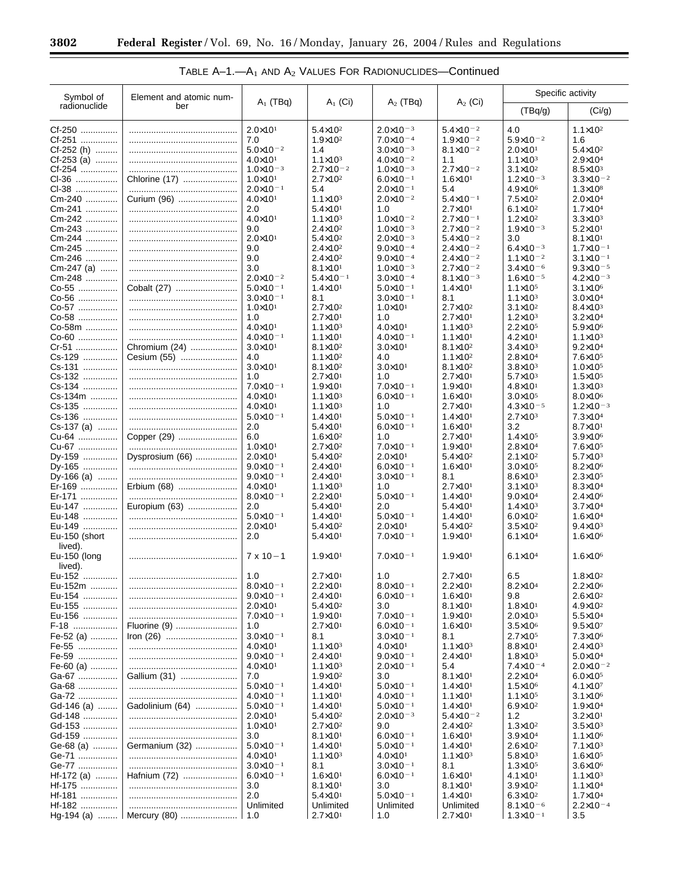TABLE A–1.—$A_1$ AND $A_2$ VALUES FOR RADIONUCLIDES—Continued

| Symbol of radionuclide | Element and atomic number | $A_1$ (TBq) | $A_1$ (Ci) | $A_2$ (TBq) | $A_2$ (Ci) | Specific activity | |
|---|---|---|---|---|---|---|---|
| | | | | | | (TBq/g) | (Ci/g) |
| Cf-250 | | $2.0\times10^{1}$ | $5.4\times10^{2}$ | $2.0\times10^{-3}$ | $5.4\times10^{-2}$ | 4.0 | $1.1\times10^{2}$ |
| Cf-251 | | 7.0 | $1.9\times10^{2}$ | $7.0\times10^{-4}$ | $1.9\times10^{-2}$ | $5.9\times10^{-2}$ | 1.6 |
| Cf-252 (h) | | $5.0\times10^{-2}$ | 1.4 | $3.0\times10^{-3}$ | $8.1\times10^{-2}$ | $2.0\times10^{1}$ | $5.4\times10^{2}$ |
| Cf-253 (a) | | $4.0\times10^{1}$ | $1.1\times10^{3}$ | $4.0\times10^{-2}$ | 1.1 | $1.1\times10^{3}$ | $2.9\times10^{4}$ |
| Cf-254 | | $1.0\times10^{-3}$ | $2.7\times10^{-2}$ | $1.0\times10^{-3}$ | $2.7\times10^{-2}$ | $3.1\times10^{2}$ | $8.5\times10^{3}$ |
| Cl-36 | Chlorine (17) | $1.0\times10^{1}$ | $2.7\times10^{2}$ | $6.0\times10^{-1}$ | $1.6\times10^{1}$ | $1.2\times10^{-3}$ | $3.3\times10^{-2}$ |
| Cl-38 | | $2.0\times10^{-1}$ | 5.4 | $2.0\times10^{-1}$ | 5.4 | $4.9\times10^{6}$ | $1.3\times10^{8}$ |
| Cm-240 | Curium (96) | $4.0\times10^{1}$ | $1.1\times10^{3}$ | $2.0\times10^{-2}$ | $5.4\times10^{-1}$ | $7.5\times10^{2}$ | $2.0\times10^{4}$ |
| Cm-241 | | 2.0 | $5.4\times10^{1}$ | 1.0 | $2.7\times10^{1}$ | $6.1\times10^{2}$ | $1.7\times10^{4}$ |
| Cm-242 | | $4.0\times10^{1}$ | $1.1\times10^{3}$ | $1.0\times10^{-2}$ | $2.7\times10^{-1}$ | $1.2\times10^{2}$ | $3.3\times10^{3}$ |
| Cm-243 | | 9.0 | $2.4\times10^{2}$ | $1.0\times10^{-3}$ | $2.7\times10^{-2}$ | $1.9\times10^{-3}$ | $5.2\times10^{1}$ |
| Cm-244 | | $2.0\times10^{1}$ | $5.4\times10^{2}$ | $2.0\times10^{-3}$ | $5.4\times10^{-2}$ | 3.0 | $8.1\times10^{1}$ |
| Cm-245 | | 9.0 | $2.4\times10^{2}$ | $9.0\times10^{-4}$ | $2.4\times10^{-2}$ | $6.4\times10^{-3}$ | $1.7\times10^{-1}$ |
| Cm-246 | | 9.0 | $2.4\times10^{2}$ | $9.0\times10^{-4}$ | $2.4\times10^{-2}$ | $1.1\times10^{-2}$ | $3.1\times10^{-1}$ |
| Cm-247 (a) | | 3.0 | $8.1\times10^{1}$ | $1.0\times10^{-3}$ | $2.7\times10^{-2}$ | $3.4\times10^{-6}$ | $9.3\times10^{-5}$ |
| Cm-248 | | $2.0\times10^{-2}$ | $5.4\times10^{-1}$ | $3.0\times10^{-4}$ | $8.1\times10^{-3}$ | $1.6\times10^{-5}$ | $4.2\times10^{-3}$ |
| Co-55 | Cobalt (27) | $5.0\times10^{-1}$ | $1.4\times10^{1}$ | $5.0\times10^{-1}$ | $1.4\times10^{1}$ | $1.1\times10^{5}$ | $3.1\times10^{6}$ |
| Co-56 | | $3.0\times10^{-1}$ | 8.1 | $3.0\times10^{-1}$ | 8.1 | $1.1\times10^{3}$ | $3.0\times10^{4}$ |
| Co-57 | | $1.0\times10^{1}$ | $2.7\times10^{2}$ | $1.0\times10^{1}$ | $2.7\times10^{2}$ | $3.1\times10^{2}$ | $8.4\times10^{3}$ |
| Co-58 | | 1.0 | $2.7\times10^{1}$ | 1.0 | $2.7\times10^{1}$ | $1.2\times10^{3}$ | $3.2\times10^{4}$ |
| Co-58m | | $4.0\times10^{1}$ | $1.1\times10^{3}$ | $4.0\times10^{1}$ | $1.1\times10^{3}$ | $2.2\times10^{5}$ | $5.9\times10^{6}$ |
| Co-60 | | $4.0\times10^{-1}$ | $1.1\times10^{1}$ | $4.0\times10^{-1}$ | $1.1\times10^{1}$ | $4.2\times10^{1}$ | $1.1\times10^{3}$ |
| Cr-51 | Chromium (24) | $3.0\times10^{1}$ | $8.1\times10^{2}$ | $3.0\times10^{1}$ | $8.1\times10^{2}$ | $3.4\times10^{3}$ | $9.2\times10^{4}$ |
| Cs-129 | Cesium (55) | 4.0 | $1.1\times10^{2}$ | 4.0 | $1.1\times10^{2}$ | $2.8\times10^{4}$ | $7.6\times10^{5}$ |
| Cs-131 | | $3.0\times10^{1}$ | $8.1\times10^{2}$ | $3.0\times10^{1}$ | $8.1\times10^{2}$ | $3.8\times10^{3}$ | $1.0\times10^{5}$ |
| Cs-132 | | 1.0 | $2.7\times10^{1}$ | 1.0 | $2.7\times10^{1}$ | $5.7\times10^{3}$ | $1.5\times10^{5}$ |
| Cs-134 | | $7.0\times10^{-1}$ | $1.9\times10^{1}$ | $7.0\times10^{-1}$ | $1.9\times10^{1}$ | $4.8\times10^{1}$ | $1.3\times10^{3}$ |
| Cs-134m | | $4.0\times10^{1}$ | $1.1\times10^{3}$ | $6.0\times10^{-1}$ | $1.6\times10^{1}$ | $3.0\times10^{5}$ | $8.0\times10^{6}$ |
| Cs-135 | | $4.0\times10^{1}$ | $1.1\times10^{3}$ | 1.0 | $2.7\times10^{1}$ | $4.3\times10^{-5}$ | $1.2\times10^{-3}$ |
| Cs-136 | | $5.0\times10^{-1}$ | $1.4\times10^{1}$ | $5.0\times10^{-1}$ | $1.4\times10^{1}$ | $2.7\times10^{3}$ | $7.3\times10^{4}$ |
| Cs-137 (a) | | 2.0 | $5.4\times10^{1}$ | $6.0\times10^{-1}$ | $1.6\times10^{1}$ | 3.2 | $8.7\times10^{1}$ |
| Cu-64 | Copper (29) | 6.0 | $1.6\times10^{2}$ | 1.0 | $2.7\times10^{1}$ | $1.4\times10^{5}$ | $3.9\times10^{6}$ |
| Cu-67 | | $1.0\times10^{1}$ | $2.7\times10^{2}$ | $7.0\times10^{-1}$ | $1.9\times10^{1}$ | $2.8\times10^{4}$ | $7.6\times10^{5}$ |
| Dy-159 | Dysprosium (66) | $2.0\times10^{1}$ | $5.4\times10^{2}$ | $2.0\times10^{1}$ | $5.4\times10^{2}$ | $2.1\times10^{2}$ | $5.7\times10^{3}$ |
| Dy-165 | | $9.0\times10^{-1}$ | $2.4\times10^{1}$ | $6.0\times10^{-1}$ | $1.6\times10^{1}$ | $3.0\times10^{5}$ | $8.2\times10^{6}$ |
| Dy-166 (a) | | $9.0\times10^{-1}$ | $2.4\times10^{1}$ | $3.0\times10^{-1}$ | 8.1 | $8.6\times10^{3}$ | $2.3\times10^{5}$ |
| Er-169 | Erbium (68) | $4.0\times10^{1}$ | $1.1\times10^{3}$ | 1.0 | $2.7\times10^{1}$ | $3.1\times10^{3}$ | $8.3\times10^{4}$ |
| Er-171 | | $8.0\times10^{-1}$ | $2.2\times10^{1}$ | $5.0\times10^{-1}$ | $1.4\times10^{1}$ | $9.0\times10^{4}$ | $2.4\times10^{6}$ |
| Eu-147 | Europium (63) | 2.0 | $5.4\times10^{1}$ | 2.0 | $5.4\times10^{1}$ | $1.4\times10^{3}$ | $3.7\times10^{4}$ |
| Eu-148 | | $5.0\times10^{-1}$ | $1.4\times10^{1}$ | $5.0\times10^{-1}$ | $1.4\times10^{1}$ | $6.0\times10^{2}$ | $1.6\times10^{4}$ |
| Eu-149 | | $2.0\times10^{1}$ | $5.4\times10^{2}$ | $2.0\times10^{1}$ | $5.4\times10^{2}$ | $3.5\times10^{2}$ | $9.4\times10^{3}$ |
| Eu-150 (short lived). | | 2.0 | $5.4\times10^{1}$ | $7.0\times10^{-1}$ | $1.9\times10^{1}$ | $6.1\times10^{4}$ | $1.6\times10^{6}$ |
| Eu-150 (long lived). | | 7 x 10−1 | $1.9\times10^{1}$ | $7.0\times10^{-1}$ | $1.9\times10^{1}$ | $6.1\times10^{4}$ | $1.6\times10^{6}$ |
| Eu-152 | | 1.0 | $2.7\times10^{1}$ | 1.0 | $2.7\times10^{1}$ | 6.5 | $1.8\times10^{2}$ |
| Eu-152m | | $8.0\times10^{-1}$ | $2.2\times10^{1}$ | $8.0\times10^{-1}$ | $2.2\times10^{1}$ | $8.2\times10^{4}$ | $2.2\times10^{6}$ |
| Eu-154 | | $9.0\times10^{-1}$ | $2.4\times10^{1}$ | $6.0\times10^{-1}$ | $1.6\times10^{1}$ | 9.8 | $2.6\times10^{2}$ |
| Eu-155 | | $2.0\times10^{1}$ | $5.4\times10^{2}$ | 3.0 | $8.1\times10^{1}$ | $1.8\times10^{1}$ | $4.9\times10^{2}$ |
| Eu-156 | | $7.0\times10^{-1}$ | $1.9\times10^{1}$ | $7.0\times10^{-1}$ | $1.9\times10^{1}$ | $2.0\times10^{3}$ | $5.5\times10^{4}$ |
| F-18 | Fluorine (9) | 1.0 | $2.7\times10^{1}$ | $6.0\times10^{-1}$ | $1.6\times10^{1}$ | $3.5\times10^{6}$ | $9.5\times10^{7}$ |
| Fe-52 (a) | Iron (26) | $3.0\times10^{-1}$ | 8.1 | $3.0\times10^{-1}$ | 8.1 | $2.7\times10^{5}$ | $7.3\times10^{6}$ |
| Fe-55 | | $4.0\times10^{1}$ | $1.1\times10^{3}$ | $4.0\times10^{1}$ | $1.1\times10^{3}$ | $8.8\times10^{1}$ | $2.4\times10^{3}$ |
| Fe-59 | | $9.0\times10^{-1}$ | $2.4\times10^{1}$ | $9.0\times10^{-1}$ | $2.4\times10^{1}$ | $1.8\times10^{3}$ | $5.0\times10^{4}$ |
| Fe-60 (a) | | $4.0\times10^{1}$ | $1.1\times10^{3}$ | $2.0\times10^{-1}$ | 5.4 | $7.4\times10^{-4}$ | $2.0\times10^{-2}$ |
| Ga-67 | Gallium (31) | 7.0 | $1.9\times10^{2}$ | 3.0 | $8.1\times10^{1}$ | $2.2\times10^{4}$ | $6.0\times10^{5}$ |
| Ga-68 | | $5.0\times10^{-1}$ | $1.4\times10^{1}$ | $5.0\times10^{-1}$ | $1.4\times10^{1}$ | $1.5\times10^{6}$ | $4.1\times10^{7}$ |
| Ga-72 | | $4.0\times10^{-1}$ | $1.1\times10^{1}$ | $4.0\times10^{-1}$ | $1.1\times10^{1}$ | $1.1\times10^{5}$ | $3.1\times10^{6}$ |
| Gd-146 (a) | Gadolinium (64) | $5.0\times10^{-1}$ | $1.4\times10^{1}$ | $5.0\times10^{-1}$ | $1.4\times10^{1}$ | $6.9\times10^{2}$ | $1.9\times10^{4}$ |
| Gd-148 | | $2.0\times10^{1}$ | $5.4\times10^{2}$ | $2.0\times10^{-3}$ | $5.4\times10^{-2}$ | 1.2 | $3.2\times10^{1}$ |
| Gd-153 | | $1.0\times10^{1}$ | $2.7\times10^{2}$ | 9.0 | $2.4\times10^{2}$ | $1.3\times10^{2}$ | $3.5\times10^{3}$ |
| Gd-159 | | 3.0 | $8.1\times10^{1}$ | $6.0\times10^{-1}$ | $1.6\times10^{1}$ | $3.9\times10^{4}$ | $1.1\times10^{6}$ |
| Ge-68 (a) | Germanium (32) | $5.0\times10^{-1}$ | $1.4\times10^{1}$ | $5.0\times10^{-1}$ | $1.4\times10^{1}$ | $2.6\times10^{2}$ | $7.1\times10^{3}$ |
| Ge-71 | | $4.0\times10^{1}$ | $1.1\times10^{3}$ | $4.0\times10^{1}$ | $1.1\times10^{3}$ | $5.8\times10^{3}$ | $1.6\times10^{5}$ |
| Ge-77 | | $3.0\times10^{-1}$ | 8.1 | $3.0\times10^{-1}$ | 8.1 | $1.3\times10^{5}$ | $3.6\times10^{6}$ |
| Hf-172 (a) | Hafnium (72) | $6.0\times10^{-1}$ | $1.6\times10^{1}$ | $6.0\times10^{-1}$ | $1.6\times10^{1}$ | $4.1\times10^{1}$ | $1.1\times10^{3}$ |
| Hf-175 | | 3.0 | $8.1\times10^{1}$ | 3.0 | $8.1\times10^{1}$ | $3.9\times10^{2}$ | $1.1\times10^{4}$ |
| Hf-181 | | 2.0 | $5.4\times10^{1}$ | $5.0\times10^{-1}$ | $1.4\times10^{1}$ | $6.3\times10^{2}$ | $1.7\times10^{4}$ |
| Hf-182 | | Unlimited | Unlimited | Unlimited | Unlimited | $8.1\times10^{-6}$ | $2.2\times10^{-4}$ |
| Hg-194 (a) | Mercury (80) | 1.0 | $2.7\times10^{1}$ | 1.0 | $2.7\times10^{1}$ | $1.3\times10^{-1}$ | 3.5 |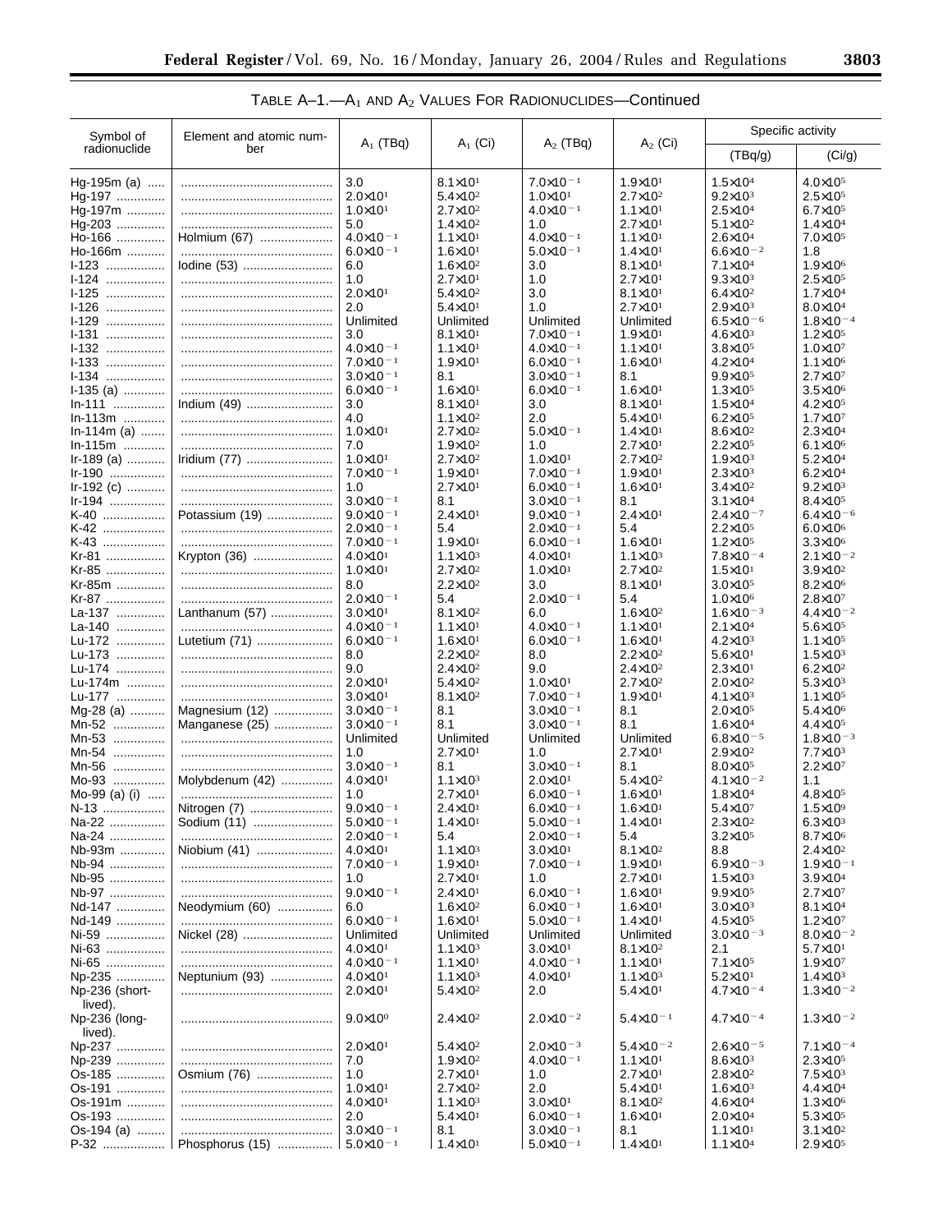TABLE A–1.—A1 AND A2 VALUES FOR RADIONUCLIDES—Continued

| Symbol of radionuclide | Element and atomic number | $A_1$ (TBq) | $A_1$ (Ci) | $A_2$ (TBq) | $A_2$ (Ci) | Specific activity | |
|---|---|---|---|---|---|---|---|
| | | | | | | (TBq/g) | (Ci/g) |
| Hg-195m (a) | | 3.0 | $8.1\times10^{1}$ | $7.0\times10^{-1}$ | $1.9\times10^{1}$ | $1.5\times10^{4}$ | $4.0\times10^{5}$ |
| Hg-197 | | $2.0\times10^{1}$ | $5.4\times10^{2}$ | $1.0\times10^{1}$ | $2.7\times10^{2}$ | $9.2\times10^{3}$ | $2.5\times10^{5}$ |
| Hg-197m | | $1.0\times10^{1}$ | $2.7\times10^{2}$ | $4.0\times10^{-1}$ | $1.1\times10^{1}$ | $2.5\times10^{4}$ | $6.7\times10^{5}$ |
| Hg-203 | | 5.0 | $1.4\times10^{2}$ | 1.0 | $2.7\times10^{1}$ | $5.1\times10^{2}$ | $1.4\times10^{4}$ |
| Ho-166 | Holmium (67) | $4.0\times10^{-1}$ | $1.1\times10^{1}$ | $4.0\times10^{-1}$ | $1.1\times10^{1}$ | $2.6\times10^{4}$ | $7.0\times10^{5}$ |
| Ho-166m | | $6.0\times10^{-1}$ | $1.6\times10^{1}$ | $5.0\times10^{-1}$ | $1.4\times10^{1}$ | $6.6\times10^{-2}$ | 1.8 |
| I-123 | Iodine (53) | 6.0 | $1.6\times10^{2}$ | 3.0 | $8.1\times10^{1}$ | $7.1\times10^{4}$ | $1.9\times10^{6}$ |
| I-124 | | 1.0 | $2.7\times10^{1}$ | 1.0 | $2.7\times10^{1}$ | $9.3\times10^{3}$ | $2.5\times10^{5}$ |
| I-125 | | $2.0\times10^{1}$ | $5.4\times10^{2}$ | 3.0 | $8.1\times10^{1}$ | $6.4\times10^{2}$ | $1.7\times10^{4}$ |
| I-126 | | 2.0 | $5.4\times10^{1}$ | 1.0 | $2.7\times10^{1}$ | $2.9\times10^{3}$ | $8.0\times10^{4}$ |
| I-129 | | Unlimited | Unlimited | Unlimited | Unlimited | $6.5\times10^{-6}$ | $1.8\times10^{-4}$ |
| I-131 | | 3.0 | $8.1\times10^{1}$ | $7.0\times10^{-1}$ | $1.9\times10^{1}$ | $4.6\times10^{3}$ | $1.2\times10^{5}$ |
| I-132 | | $4.0\times10^{-1}$ | $1.1\times10^{1}$ | $4.0\times10^{-1}$ | $1.1\times10^{1}$ | $3.8\times10^{5}$ | $1.0\times10^{7}$ |
| I-133 | | $7.0\times10^{-1}$ | $1.9\times10^{1}$ | $6.0\times10^{-1}$ | $1.6\times10^{1}$ | $4.2\times10^{4}$ | $1.1\times10^{6}$ |
| I-134 | | $3.0\times10^{-1}$ | 8.1 | $3.0\times10^{-1}$ | 8.1 | $9.9\times10^{5}$ | $2.7\times10^{7}$ |
| I-135 (a) | | $6.0\times10^{-1}$ | $1.6\times10^{1}$ | $6.0\times10^{-1}$ | $1.6\times10^{1}$ | $1.3\times10^{5}$ | $3.5\times10^{6}$ |
| In-111 | Indium (49) | 3.0 | $8.1\times10^{1}$ | 3.0 | $8.1\times10^{1}$ | $1.5\times10^{4}$ | $4.2\times10^{5}$ |
| In-113m | | 4.0 | $1.1\times10^{2}$ | 2.0 | $5.4\times10^{1}$ | $6.2\times10^{5}$ | $1.7\times10^{7}$ |
| In-114m (a) | | $1.0\times10^{1}$ | $2.7\times10^{2}$ | $5.0\times10^{-1}$ | $1.4\times10^{1}$ | $8.6\times10^{2}$ | $2.3\times10^{4}$ |
| In-115m | | 7.0 | $1.9\times10^{2}$ | 1.0 | $2.7\times10^{1}$ | $2.2\times10^{5}$ | $6.1\times10^{6}$ |
| Ir-189 (a) | Iridium (77) | $1.0\times10^{1}$ | $2.7\times10^{2}$ | $1.0\times10^{1}$ | $2.7\times10^{2}$ | $1.9\times10^{3}$ | $5.2\times10^{4}$ |
| Ir-190 | | $7.0\times10^{-1}$ | $1.9\times10^{1}$ | $7.0\times10^{-1}$ | $1.9\times10^{1}$ | $2.3\times10^{3}$ | $6.2\times10^{4}$ |
| Ir-192 (c) | | 1.0 | $2.7\times10^{1}$ | $6.0\times10^{-1}$ | $1.6\times10^{1}$ | $3.4\times10^{2}$ | $9.2\times10^{3}$ |
| Ir-194 | | $3.0\times10^{-1}$ | 8.1 | $3.0\times10^{-1}$ | 8.1 | $3.1\times10^{4}$ | $8.4\times10^{5}$ |
| K-40 | Potassium (19) | $9.0\times10^{-1}$ | $2.4\times10^{1}$ | $9.0\times10^{-1}$ | $2.4\times10^{1}$ | $2.4\times10^{-7}$ | $6.4\times10^{-6}$ |
| K-42 | | $2.0\times10^{-1}$ | 5.4 | $2.0\times10^{-1}$ | 5.4 | $2.2\times10^{5}$ | $6.0\times10^{6}$ |
| K-43 | | $7.0\times10^{-1}$ | $1.9\times10^{1}$ | $6.0\times10^{-1}$ | $1.6\times10^{1}$ | $1.2\times10^{5}$ | $3.3\times10^{6}$ |
| Kr-81 | Krypton (36) | $4.0\times10^{1}$ | $1.1\times10^{3}$ | $4.0\times10^{1}$ | $1.1\times10^{3}$ | $7.8\times10^{-4}$ | $2.1\times10^{-2}$ |
| Kr-85 | | $1.0\times10^{1}$ | $2.7\times10^{2}$ | $1.0\times10^{1}$ | $2.7\times10^{2}$ | $1.5\times10^{1}$ | $3.9\times10^{2}$ |
| Kr-85m | | 8.0 | $2.2\times10^{2}$ | 3.0 | $8.1\times10^{1}$ | $3.0\times10^{5}$ | $8.2\times10^{6}$ |
| Kr-87 | | $2.0\times10^{-1}$ | 5.4 | $2.0\times10^{-1}$ | 5.4 | $1.0\times10^{6}$ | $2.8\times10^{7}$ |
| La-137 | Lanthanum (57) | $3.0\times10^{1}$ | $8.1\times10^{2}$ | 6.0 | $1.6\times10^{2}$ | $1.6\times10^{-3}$ | $4.4\times10^{-2}$ |
| La-140 | | $4.0\times10^{-1}$ | $1.1\times10^{1}$ | $4.0\times10^{-1}$ | $1.1\times10^{1}$ | $2.1\times10^{4}$ | $5.6\times10^{5}$ |
| Lu-172 | Lutetium (71) | $6.0\times10^{-1}$ | $1.6\times10^{1}$ | $6.0\times10^{-1}$ | $1.6\times10^{1}$ | $4.2\times10^{3}$ | $1.1\times10^{5}$ |
| Lu-173 | | 8.0 | $2.2\times10^{2}$ | 8.0 | $2.2\times10^{2}$ | $5.6\times10^{1}$ | $1.5\times10^{3}$ |
| Lu-174 | | 9.0 | $2.4\times10^{2}$ | 9.0 | $2.4\times10^{2}$ | $2.3\times10^{1}$ | $6.2\times10^{2}$ |
| Lu-174m | | $2.0\times10^{1}$ | $5.4\times10^{2}$ | $1.0\times10^{1}$ | $2.7\times10^{2}$ | $2.0\times10^{2}$ | $5.3\times10^{3}$ |
| Lu-177 | | $3.0\times10^{1}$ | $8.1\times10^{2}$ | $7.0\times10^{-1}$ | $1.9\times10^{1}$ | $4.1\times10^{3}$ | $1.1\times10^{5}$ |
| Mg-28 (a) | Magnesium (12) | $3.0\times10^{-1}$ | 8.1 | $3.0\times10^{-1}$ | 8.1 | $2.0\times10^{5}$ | $5.4\times10^{6}$ |
| Mn-52 | Manganese (25) | $3.0\times10^{-1}$ | 8.1 | $3.0\times10^{-1}$ | 8.1 | $1.6\times10^{4}$ | $4.4\times10^{5}$ |
| Mn-53 | | Unlimited | Unlimited | Unlimited | Unlimited | $6.8\times10^{-5}$ | $1.8\times10^{-3}$ |
| Mn-54 | | 1.0 | $2.7\times10^{1}$ | 1.0 | $2.7\times10^{1}$ | $2.9\times10^{2}$ | $7.7\times10^{3}$ |
| Mn-56 | | $3.0\times10^{-1}$ | 8.1 | $3.0\times10^{-1}$ | 8.1 | $8.0\times10^{5}$ | $2.2\times10^{7}$ |
| Mo-93 | Molybdenum (42) | $4.0\times10^{1}$ | $1.1\times10^{3}$ | $2.0\times10^{1}$ | $5.4\times10^{2}$ | $4.1\times10^{-2}$ | 1.1 |
| Mo-99 (a) (i) | | 1.0 | $2.7\times10^{1}$ | $6.0\times10^{-1}$ | $1.6\times10^{1}$ | $1.8\times10^{4}$ | $4.8\times10^{5}$ |
| N-13 | Nitrogen (7) | $9.0\times10^{-1}$ | $2.4\times10^{1}$ | $6.0\times10^{-1}$ | $1.6\times10^{1}$ | $5.4\times10^{7}$ | $1.5\times10^{9}$ |
| Na-22 | Sodium (11) | $5.0\times10^{-1}$ | $1.4\times10^{1}$ | $5.0\times10^{-1}$ | $1.4\times10^{1}$ | $2.3\times10^{2}$ | $6.3\times10^{3}$ |
| Na-24 | | $2.0\times10^{-1}$ | 5.4 | $2.0\times10^{-1}$ | 5.4 | $3.2\times10^{5}$ | $8.7\times10^{6}$ |
| Nb-93m | Niobium (41) | $4.0\times10^{1}$ | $1.1\times10^{3}$ | $3.0\times10^{1}$ | $8.1\times10^{2}$ | 8.8 | $2.4\times10^{2}$ |
| Nb-94 | | $7.0\times10^{-1}$ | $1.9\times10^{1}$ | $7.0\times10^{-1}$ | $1.9\times10^{1}$ | $6.9\times10^{-3}$ | $1.9\times10^{-1}$ |
| Nb-95 | | 1.0 | $2.7\times10^{1}$ | 1.0 | $2.7\times10^{1}$ | $1.5\times10^{3}$ | $3.9\times10^{4}$ |
| Nb-97 | | $9.0\times10^{-1}$ | $2.4\times10^{1}$ | $6.0\times10^{-1}$ | $1.6\times10^{1}$ | $9.9\times10^{5}$ | $2.7\times10^{7}$ |
| Nd-147 | Neodymium (60) | 6.0 | $1.6\times10^{2}$ | $6.0\times10^{-1}$ | $1.6\times10^{1}$ | $3.0\times10^{3}$ | $8.1\times10^{4}$ |
| Nd-149 | | $6.0\times10^{-1}$ | $1.6\times10^{1}$ | $5.0\times10^{-1}$ | $1.4\times10^{1}$ | $4.5\times10^{5}$ | $1.2\times10^{7}$ |
| Ni-59 | Nickel (28) | Unlimited | Unlimited | Unlimited | Unlimited | $3.0\times10^{-3}$ | $8.0\times10^{-2}$ |
| Ni-63 | | $4.0\times10^{1}$ | $1.1\times10^{3}$ | $3.0\times10^{1}$ | $8.1\times10^{2}$ | 2.1 | $5.7\times10^{1}$ |
| Ni-65 | | $4.0\times10^{-1}$ | $1.1\times10^{1}$ | $4.0\times10^{-1}$ | $1.1\times10^{1}$ | $7.1\times10^{5}$ | $1.9\times10^{7}$ |
| Np-235 | Neptunium (93) | $4.0\times10^{1}$ | $1.1\times10^{3}$ | $4.0\times10^{1}$ | $1.1\times10^{3}$ | $5.2\times10^{1}$ | $1.4\times10^{3}$ |
| Np-236 (short-lived). | | $2.0\times10^{1}$ | $5.4\times10^{2}$ | 2.0 | $5.4\times10^{1}$ | $4.7\times10^{-4}$ | $1.3\times10^{-2}$ |
| Np-236 (long-lived). | | $9.0\times10^{0}$ | $2.4\times10^{2}$ | $2.0\times10^{-2}$ | $5.4\times10^{-1}$ | $4.7\times10^{-4}$ | $1.3\times10^{-2}$ |
| Np-237 | | $2.0\times10^{1}$ | $5.4\times10^{2}$ | $2.0\times10^{-3}$ | $5.4\times10^{-2}$ | $2.6\times10^{-5}$ | $7.1\times10^{-4}$ |
| Np-239 | | 7.0 | $1.9\times10^{2}$ | $4.0\times10^{-1}$ | $1.1\times10^{1}$ | $8.6\times10^{3}$ | $2.3\times10^{5}$ |
| Os-185 | Osmium (76) | 1.0 | $2.7\times10^{1}$ | 1.0 | $2.7\times10^{1}$ | $2.8\times10^{2}$ | $7.5\times10^{3}$ |
| Os-191 | | $1.0\times10^{1}$ | $2.7\times10^{2}$ | 2.0 | $5.4\times10^{1}$ | $1.6\times10^{3}$ | $4.4\times10^{4}$ |
| Os-191m | | $4.0\times10^{1}$ | $1.1\times10^{3}$ | $3.0\times10^{1}$ | $8.1\times10^{2}$ | $4.6\times10^{4}$ | $1.3\times10^{6}$ |
| Os-193 | | 2.0 | $5.4\times10^{1}$ | $6.0\times10^{-1}$ | $1.6\times10^{1}$ | $2.0\times10^{4}$ | $5.3\times10^{5}$ |
| Os-194 (a) | | $3.0\times10^{-1}$ | 8.1 | $3.0\times10^{-1}$ | 8.1 | $1.1\times10^{1}$ | $3.1\times10^{2}$ |
| P-32 | Phosphorus (15) | $5.0\times10^{-1}$ | $1.4\times10^{1}$ | $5.0\times10^{-1}$ | $1.4\times10^{1}$ | $1.1\times10^{4}$ | $2.9\times10^{5}$ |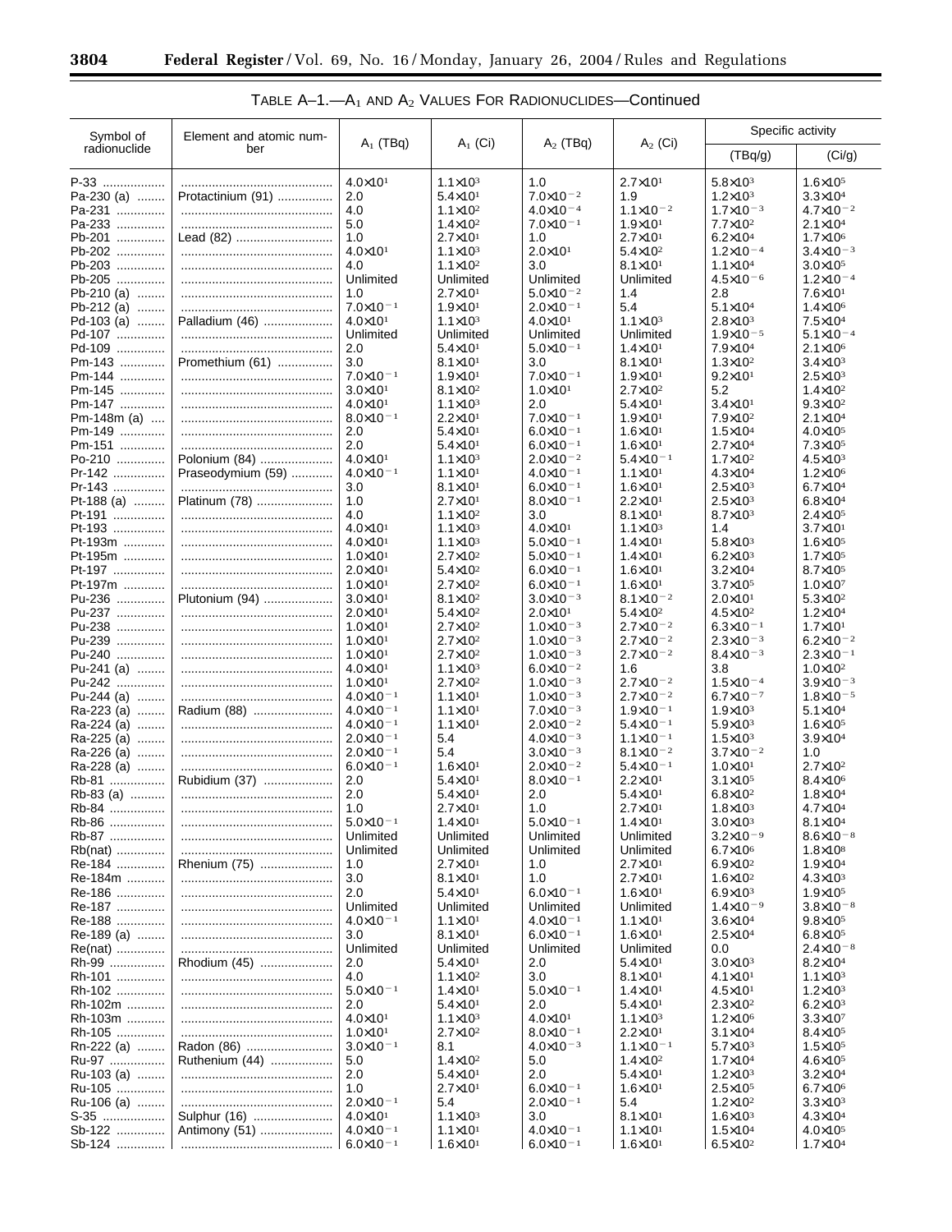TABLE A–1.—$A_1$ AND $A_2$ VALUES FOR RADIONUCLIDES—Continued

| Symbol of radionuclide | Element and atomic number | $A_1$ (TBq) | $A_1$ (Ci) | $A_2$ (TBq) | $A_2$ (Ci) | Specific activity | |
|---|---|---|---|---|---|---|---|
| | | | | | | (TBq/g) | (Ci/g) |
| P-33 | | $4.0 \times 10^{1}$ | $1.1 \times 10^{3}$ | 1.0 | $2.7 \times 10^{1}$ | $5.8 \times 10^{3}$ | $1.6 \times 10^{5}$ |
| Pa-230 (a) | Protactinium (91) | 2.0 | $5.4 \times 10^{1}$ | $7.0 \times 10^{-2}$ | 1.9 | $1.2 \times 10^{3}$ | $3.3 \times 10^{4}$ |
| Pa-231 | | 4.0 | $1.1 \times 10^{2}$ | $4.0 \times 10^{-4}$ | $1.1 \times 10^{-2}$ | $1.7 \times 10^{-3}$ | $4.7 \times 10^{-2}$ |
| Pa-233 | | 5.0 | $1.4 \times 10^{2}$ | $7.0 \times 10^{-1}$ | $1.9 \times 10^{1}$ | $7.7 \times 10^{2}$ | $2.1 \times 10^{4}$ |
| Pb-201 | Lead (82) | 1.0 | $2.7 \times 10^{1}$ | 1.0 | $2.7 \times 10^{1}$ | $6.2 \times 10^{4}$ | $1.7 \times 10^{6}$ |
| Pb-202 | | $4.0 \times 10^{1}$ | $1.1 \times 10^{3}$ | $2.0 \times 10^{1}$ | $5.4 \times 10^{2}$ | $1.2 \times 10^{-4}$ | $3.4 \times 10^{-3}$ |
| Pb-203 | | 4.0 | $1.1 \times 10^{2}$ | 3.0 | $8.1 \times 10^{1}$ | $1.1 \times 10^{4}$ | $3.0 \times 10^{5}$ |
| Pb-205 | | Unlimited | Unlimited | Unlimited | Unlimited | $4.5 \times 10^{-6}$ | $1.2 \times 10^{-4}$ |
| Pb-210 (a) | | 1.0 | $2.7 \times 10^{1}$ | $5.0 \times 10^{-2}$ | 1.4 | 2.8 | $7.6 \times 10^{1}$ |
| Pb-212 (a) | | $7.0 \times 10^{-1}$ | $1.9 \times 10^{1}$ | $2.0 \times 10^{-1}$ | 5.4 | $5.1 \times 10^{4}$ | $1.4 \times 10^{6}$ |
| Pd-103 (a) | Palladium (46) | $4.0 \times 10^{1}$ | $1.1 \times 10^{3}$ | $4.0 \times 10^{1}$ | $1.1 \times 10^{3}$ | $2.8 \times 10^{3}$ | $7.5 \times 10^{4}$ |
| Pd-107 | | Unlimited | Unlimited | Unlimited | Unlimited | $1.9 \times 10^{-5}$ | $5.1 \times 10^{-4}$ |
| Pd-109 | | 2.0 | $5.4 \times 10^{1}$ | $5.0 \times 10^{-1}$ | $1.4 \times 10^{1}$ | $7.9 \times 10^{4}$ | $2.1 \times 10^{6}$ |
| Pm-143 | Promethium (61) | 3.0 | $8.1 \times 10^{1}$ | 3.0 | $8.1 \times 10^{1}$ | $1.3 \times 10^{2}$ | $3.4 \times 10^{3}$ |
| Pm-144 | | $7.0 \times 10^{-1}$ | $1.9 \times 10^{1}$ | $7.0 \times 10^{-1}$ | $1.9 \times 10^{1}$ | $9.2 \times 10^{1}$ | $2.5 \times 10^{3}$ |
| Pm-145 | | $3.0 \times 10^{1}$ | $8.1 \times 10^{2}$ | $1.0 \times 10^{1}$ | $2.7 \times 10^{2}$ | 5.2 | $1.4 \times 10^{2}$ |
| Pm-147 | | $4.0 \times 10^{1}$ | $1.1 \times 10^{3}$ | 2.0 | $5.4 \times 10^{1}$ | $3.4 \times 10^{1}$ | $9.3 \times 10^{2}$ |
| Pm-148m (a) | | $8.0 \times 10^{-1}$ | $2.2 \times 10^{1}$ | $7.0 \times 10^{-1}$ | $1.9 \times 10^{1}$ | $7.9 \times 10^{2}$ | $2.1 \times 10^{4}$ |
| Pm-149 | | 2.0 | $5.4 \times 10^{1}$ | $6.0 \times 10^{-1}$ | $1.6 \times 10^{1}$ | $1.5 \times 10^{4}$ | $4.0 \times 10^{5}$ |
| Pm-151 | | 2.0 | $5.4 \times 10^{1}$ | $6.0 \times 10^{-1}$ | $1.6 \times 10^{1}$ | $2.7 \times 10^{4}$ | $7.3 \times 10^{5}$ |
| Po-210 | Polonium (84) | $4.0 \times 10^{1}$ | $1.1 \times 10^{3}$ | $2.0 \times 10^{-2}$ | $5.4 \times 10^{-1}$ | $1.7 \times 10^{2}$ | $4.5 \times 10^{3}$ |
| Pr-142 | Praseodymium (59) | $4.0 \times 10^{-1}$ | $1.1 \times 10^{1}$ | $4.0 \times 10^{-1}$ | $1.1 \times 10^{1}$ | $4.3 \times 10^{4}$ | $1.2 \times 10^{6}$ |
| Pr-143 | | 3.0 | $8.1 \times 10^{1}$ | $6.0 \times 10^{-1}$ | $1.6 \times 10^{1}$ | $2.5 \times 10^{3}$ | $6.7 \times 10^{4}$ |
| Pt-188 (a) | Platinum (78) | 1.0 | $2.7 \times 10^{1}$ | $8.0 \times 10^{-1}$ | $2.2 \times 10^{1}$ | $2.5 \times 10^{3}$ | $6.8 \times 10^{4}$ |
| Pt-191 | | 4.0 | $1.1 \times 10^{2}$ | 3.0 | $8.1 \times 10^{1}$ | $8.7 \times 10^{3}$ | $2.4 \times 10^{5}$ |
| Pt-193 | | $4.0 \times 10^{1}$ | $1.1 \times 10^{3}$ | $4.0 \times 10^{1}$ | $1.1 \times 10^{3}$ | 1.4 | $3.7 \times 10^{1}$ |
| Pt-193m | | $4.0 \times 10^{1}$ | $1.1 \times 10^{3}$ | $5.0 \times 10^{-1}$ | $1.4 \times 10^{1}$ | $5.8 \times 10^{3}$ | $1.6 \times 10^{5}$ |
| Pt-195m | | $1.0 \times 10^{1}$ | $2.7 \times 10^{2}$ | $5.0 \times 10^{-1}$ | $1.4 \times 10^{1}$ | $6.2 \times 10^{3}$ | $1.7 \times 10^{5}$ |
| Pt-197 | | $2.0 \times 10^{1}$ | $5.4 \times 10^{2}$ | $6.0 \times 10^{-1}$ | $1.6 \times 10^{1}$ | $3.2 \times 10^{4}$ | $8.7 \times 10^{5}$ |
| Pt-197m | | $1.0 \times 10^{1}$ | $2.7 \times 10^{2}$ | $6.0 \times 10^{-1}$ | $1.6 \times 10^{1}$ | $3.7 \times 10^{5}$ | $1.0 \times 10^{7}$ |
| Pu-236 | Plutonium (94) | $3.0 \times 10^{1}$ | $8.1 \times 10^{2}$ | $3.0 \times 10^{-3}$ | $8.1 \times 10^{-2}$ | $2.0 \times 10^{1}$ | $5.3 \times 10^{2}$ |
| Pu-237 | | $2.0 \times 10^{1}$ | $5.4 \times 10^{2}$ | $2.0 \times 10^{1}$ | $5.4 \times 10^{2}$ | $4.5 \times 10^{2}$ | $1.2 \times 10^{4}$ |
| Pu-238 | | $1.0 \times 10^{1}$ | $2.7 \times 10^{2}$ | $1.0 \times 10^{-3}$ | $2.7 \times 10^{-2}$ | $6.3 \times 10^{-1}$ | $1.7 \times 10^{1}$ |
| Pu-239 | | $1.0 \times 10^{1}$ | $2.7 \times 10^{2}$ | $1.0 \times 10^{-3}$ | $2.7 \times 10^{-2}$ | $2.3 \times 10^{-3}$ | $6.2 \times 10^{-2}$ |
| Pu-240 | | $1.0 \times 10^{1}$ | $2.7 \times 10^{2}$ | $1.0 \times 10^{-3}$ | $2.7 \times 10^{-2}$ | $8.4 \times 10^{-3}$ | $2.3 \times 10^{-1}$ |
| Pu-241 (a) | | $4.0 \times 10^{1}$ | $1.1 \times 10^{3}$ | $6.0 \times 10^{-2}$ | 1.6 | 3.8 | $1.0 \times 10^{2}$ |
| Pu-242 | | $1.0 \times 10^{1}$ | $2.7 \times 10^{2}$ | $1.0 \times 10^{-3}$ | $2.7 \times 10^{-2}$ | $1.5 \times 10^{-4}$ | $3.9 \times 10^{-3}$ |
| Pu-244 (a) | | $4.0 \times 10^{-1}$ | $1.1 \times 10^{1}$ | $1.0 \times 10^{-3}$ | $2.7 \times 10^{-2}$ | $6.7 \times 10^{-7}$ | $1.8 \times 10^{-5}$ |
| Ra-223 (a) | Radium (88) | $4.0 \times 10^{-1}$ | $1.1 \times 10^{1}$ | $7.0 \times 10^{-3}$ | $1.9 \times 10^{-1}$ | $1.9 \times 10^{3}$ | $5.1 \times 10^{4}$ |
| Ra-224 (a) | | $4.0 \times 10^{-1}$ | $1.1 \times 10^{1}$ | $2.0 \times 10^{-2}$ | $5.4 \times 10^{-1}$ | $5.9 \times 10^{3}$ | $1.6 \times 10^{5}$ |
| Ra-225 (a) | | $2.0 \times 10^{-1}$ | 5.4 | $4.0 \times 10^{-3}$ | $1.1 \times 10^{-1}$ | $1.5 \times 10^{3}$ | $3.9 \times 10^{4}$ |
| Ra-226 (a) | | $2.0 \times 10^{-1}$ | 5.4 | $3.0 \times 10^{-3}$ | $8.1 \times 10^{-2}$ | $3.7 \times 10^{-2}$ | 1.0 |
| Ra-228 (a) | | $6.0 \times 10^{-1}$ | $1.6 \times 10^{1}$ | $2.0 \times 10^{-2}$ | $5.4 \times 10^{-1}$ | $1.0 \times 10^{1}$ | $2.7 \times 10^{2}$ |
| Rb-81 | Rubidium (37) | 2.0 | $5.4 \times 10^{1}$ | $8.0 \times 10^{-1}$ | $2.2 \times 10^{1}$ | $3.1 \times 10^{5}$ | $8.4 \times 10^{6}$ |
| Rb-83 (a) | | 2.0 | $5.4 \times 10^{1}$ | 2.0 | $5.4 \times 10^{1}$ | $6.8 \times 10^{2}$ | $1.8 \times 10^{4}$ |
| Rb-84 | | 1.0 | $2.7 \times 10^{1}$ | 1.0 | $2.7 \times 10^{1}$ | $1.8 \times 10^{3}$ | $4.7 \times 10^{4}$ |
| Rb-86 | | $5.0 \times 10^{-1}$ | $1.4 \times 10^{1}$ | $5.0 \times 10^{-1}$ | $1.4 \times 10^{1}$ | $3.0 \times 10^{3}$ | $8.1 \times 10^{4}$ |
| Rb-87 | | Unlimited | Unlimited | Unlimited | Unlimited | $3.2 \times 10^{-9}$ | $8.6 \times 10^{-8}$ |
| Rb(nat) | | Unlimited | Unlimited | Unlimited | Unlimited | $6.7 \times 10^{6}$ | $1.8 \times 10^{8}$ |
| Re-184 | Rhenium (75) | 1.0 | $2.7 \times 10^{1}$ | 1.0 | $2.7 \times 10^{1}$ | $6.9 \times 10^{2}$ | $1.9 \times 10^{4}$ |
| Re-184m | | 3.0 | $8.1 \times 10^{1}$ | 1.0 | $2.7 \times 10^{1}$ | $1.6 \times 10^{2}$ | $4.3 \times 10^{3}$ |
| Re-186 | | 2.0 | $5.4 \times 10^{1}$ | $6.0 \times 10^{-1}$ | $1.6 \times 10^{1}$ | $6.9 \times 10^{3}$ | $1.9 \times 10^{5}$ |
| Re-187 | | Unlimited | Unlimited | Unlimited | Unlimited | $1.4 \times 10^{-9}$ | $3.8 \times 10^{-8}$ |
| Re-188 | | $4.0 \times 10^{-1}$ | $1.1 \times 10^{1}$ | $4.0 \times 10^{-1}$ | $1.1 \times 10^{1}$ | $3.6 \times 10^{4}$ | $9.8 \times 10^{5}$ |
| Re-189 (a) | | 3.0 | $8.1 \times 10^{1}$ | $6.0 \times 10^{-1}$ | $1.6 \times 10^{1}$ | $2.5 \times 10^{4}$ | $6.8 \times 10^{5}$ |
| Re(nat) | | Unlimited | Unlimited | Unlimited | Unlimited | 0.0 | $2.4 \times 10^{-8}$ |
| Rh-99 | Rhodium (45) | 2.0 | $5.4 \times 10^{1}$ | 2.0 | $5.4 \times 10^{1}$ | $3.0 \times 10^{3}$ | $8.2 \times 10^{4}$ |
| Rh-101 | | 4.0 | $1.1 \times 10^{2}$ | 3.0 | $8.1 \times 10^{1}$ | $4.1 \times 10^{1}$ | $1.1 \times 10^{3}$ |
| Rh-102 | | $5.0 \times 10^{-1}$ | $1.4 \times 10^{1}$ | $5.0 \times 10^{-1}$ | $1.4 \times 10^{1}$ | $4.5 \times 10^{1}$ | $1.2 \times 10^{3}$ |
| Rh-102m | | 2.0 | $5.4 \times 10^{1}$ | 2.0 | $5.4 \times 10^{1}$ | $2.3 \times 10^{2}$ | $6.2 \times 10^{3}$ |
| Rh-103m | | $4.0 \times 10^{1}$ | $1.1 \times 10^{3}$ | $4.0 \times 10^{1}$ | $1.1 \times 10^{3}$ | $1.2 \times 10^{6}$ | $3.3 \times 10^{7}$ |
| Rh-105 | | $1.0 \times 10^{1}$ | $2.7 \times 10^{2}$ | $8.0 \times 10^{-1}$ | $2.2 \times 10^{1}$ | $3.1 \times 10^{4}$ | $8.4 \times 10^{5}$ |
| Rn-222 (a) | Radon (86) | $3.0 \times 10^{-1}$ | 8.1 | $4.0 \times 10^{-3}$ | $1.1 \times 10^{-1}$ | $5.7 \times 10^{3}$ | $1.5 \times 10^{5}$ |
| Ru-97 | Ruthenium (44) | 5.0 | $1.4 \times 10^{2}$ | 5.0 | $1.4 \times 10^{2}$ | $1.7 \times 10^{4}$ | $4.6 \times 10^{5}$ |
| Ru-103 (a) | | 2.0 | $5.4 \times 10^{1}$ | 2.0 | $5.4 \times 10^{1}$ | $1.2 \times 10^{3}$ | $3.2 \times 10^{4}$ |
| Ru-105 | | 1.0 | $2.7 \times 10^{1}$ | $6.0 \times 10^{-1}$ | $1.6 \times 10^{1}$ | $2.5 \times 10^{5}$ | $6.7 \times 10^{6}$ |
| Ru-106 (a) | | $2.0 \times 10^{-1}$ | 5.4 | $2.0 \times 10^{-1}$ | 5.4 | $1.2 \times 10^{2}$ | $3.3 \times 10^{3}$ |
| S-35 | Sulphur (16) | $4.0 \times 10^{1}$ | $1.1 \times 10^{3}$ | 3.0 | $8.1 \times 10^{1}$ | $1.6 \times 10^{3}$ | $4.3 \times 10^{4}$ |
| Sb-122 | Antimony (51) | $4.0 \times 10^{-1}$ | $1.1 \times 10^{1}$ | $4.0 \times 10^{-1}$ | $1.1 \times 10^{1}$ | $1.5 \times 10^{4}$ | $4.0 \times 10^{5}$ |
| Sb-124 | | $6.0 \times 10^{-1}$ | $1.6 \times 10^{1}$ | $6.0 \times 10^{-1}$ | $1.6 \times 10^{1}$ | $6.5 \times 10^{2}$ | $1.7 \times 10^{4}$ |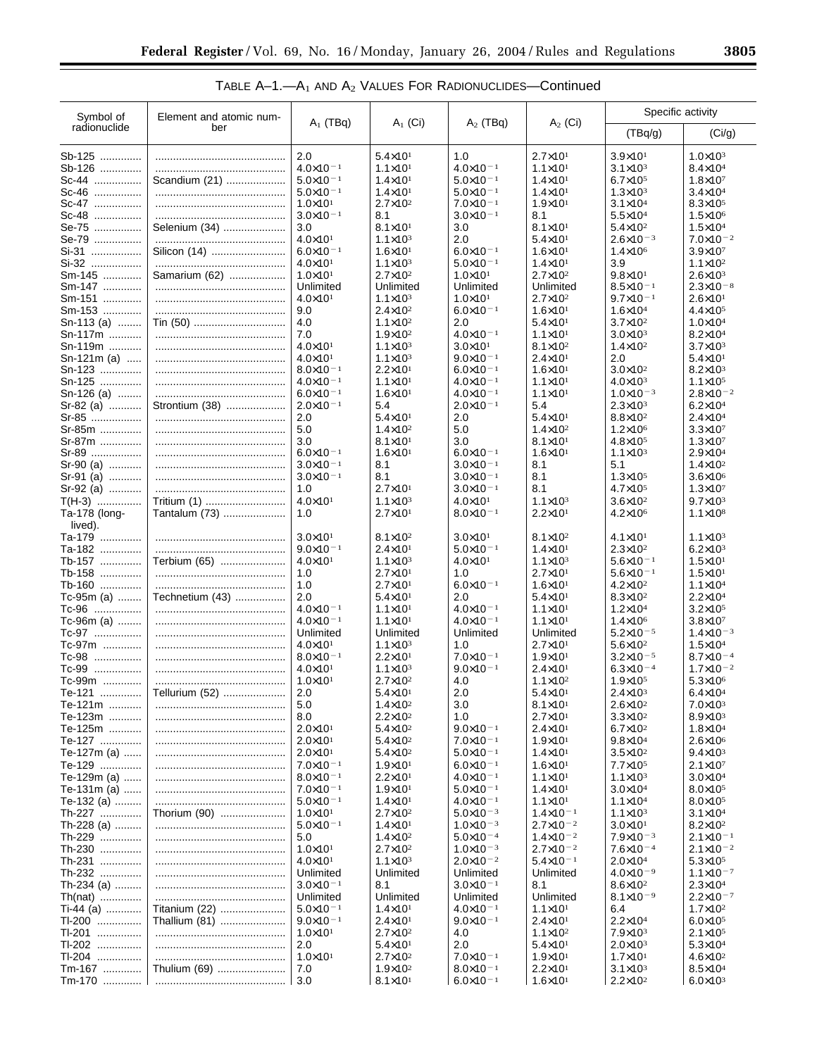TABLE A–1.—$A_1$ AND $A_2$ VALUES FOR RADIONUCLIDES—Continued

| Symbol of radionuclide | Element and atomic number | $A_1$ (TBq) | $A_1$ (Ci) | $A_2$ (TBq) | $A_2$ (Ci) | Specific activity | |
|---|---|---|---|---|---|---|---|
| | | | | | | (TBq/g) | (Ci/g) |
| Sb-125 | | 2.0 | $5.4\times10^{1}$ | 1.0 | $2.7\times10^{1}$ | $3.9\times10^{1}$ | $1.0\times10^{3}$ |
| Sb-126 | | $4.0\times10^{-1}$ | $1.1\times10^{1}$ | $4.0\times10^{-1}$ | $1.1\times10^{1}$ | $3.1\times10^{3}$ | $8.4\times10^{4}$ |
| Sc-44 | Scandium (21) | $5.0\times10^{-1}$ | $1.4\times10^{1}$ | $5.0\times10^{-1}$ | $1.4\times10^{1}$ | $6.7\times10^{5}$ | $1.8\times10^{7}$ |
| Sc-46 | | $5.0\times10^{-1}$ | $1.4\times10^{1}$ | $5.0\times10^{-1}$ | $1.4\times10^{1}$ | $1.3\times10^{3}$ | $3.4\times10^{4}$ |
| Sc-47 | | $1.0\times10^{1}$ | $2.7\times10^{2}$ | $7.0\times10^{-1}$ | $1.9\times10^{1}$ | $3.1\times10^{4}$ | $8.3\times10^{5}$ |
| Sc-48 | | $3.0\times10^{-1}$ | 8.1 | $3.0\times10^{-1}$ | 8.1 | $5.5\times10^{4}$ | $1.5\times10^{6}$ |
| Se-75 | Selenium (34) | 3.0 | $8.1\times10^{1}$ | 3.0 | $8.1\times10^{1}$ | $5.4\times10^{2}$ | $1.5\times10^{4}$ |
| Se-79 | | $4.0\times10^{1}$ | $1.1\times10^{3}$ | 2.0 | $5.4\times10^{1}$ | $2.6\times10^{-3}$ | $7.0\times10^{-2}$ |
| Si-31 | Silicon (14) | $6.0\times10^{-1}$ | $1.6\times10^{1}$ | $6.0\times10^{-1}$ | $1.6\times10^{1}$ | $1.4\times10^{6}$ | $3.9\times10^{7}$ |
| Si-32 | | $4.0\times10^{1}$ | $1.1\times10^{3}$ | $5.0\times10^{-1}$ | $1.4\times10^{1}$ | 3.9 | $1.1\times10^{2}$ |
| Sm-145 | Samarium (62) | $1.0\times10^{1}$ | $2.7\times10^{2}$ | $1.0\times10^{1}$ | $2.7\times10^{2}$ | $9.8\times10^{1}$ | $2.6\times10^{3}$ |
| Sm-147 | | Unlimited | Unlimited | Unlimited | Unlimited | $8.5\times10^{-1}$ | $2.3\times10^{-8}$ |
| Sm-151 | | $4.0\times10^{1}$ | $1.1\times10^{3}$ | $1.0\times10^{1}$ | $2.7\times10^{2}$ | $9.7\times10^{-1}$ | $2.6\times10^{1}$ |
| Sm-153 | | 9.0 | $2.4\times10^{2}$ | $6.0\times10^{-1}$ | $1.6\times10^{1}$ | $1.6\times10^{4}$ | $4.4\times10^{5}$ |
| Sn-113 (a) | Tin (50) | 4.0 | $1.1\times10^{2}$ | 2.0 | $5.4\times10^{1}$ | $3.7\times10^{2}$ | $1.0\times10^{4}$ |
| Sn-117m | | 7.0 | $1.9\times10^{2}$ | $4.0\times10^{-1}$ | $1.1\times10^{1}$ | $3.0\times10^{3}$ | $8.2\times10^{4}$ |
| Sn-119m | | $4.0\times10^{1}$ | $1.1\times10^{3}$ | $3.0\times10^{1}$ | $8.1\times10^{2}$ | $1.4\times10^{2}$ | $3.7\times10^{3}$ |
| Sn-121m (a) | | $4.0\times10^{1}$ | $1.1\times10^{3}$ | $9.0\times10^{-1}$ | $2.4\times10^{1}$ | 2.0 | $5.4\times10^{1}$ |
| Sn-123 | | $8.0\times10^{-1}$ | $2.2\times10^{1}$ | $6.0\times10^{-1}$ | $1.6\times10^{1}$ | $3.0\times10^{2}$ | $8.2\times10^{3}$ |
| Sn-125 | | $4.0\times10^{-1}$ | $1.1\times10^{1}$ | $4.0\times10^{-1}$ | $1.1\times10^{1}$ | $4.0\times10^{3}$ | $1.1\times10^{5}$ |
| Sn-126 (a) | | $6.0\times10^{-1}$ | $1.6\times10^{1}$ | $4.0\times10^{-1}$ | $1.1\times10^{1}$ | $1.0\times10^{-3}$ | $2.8\times10^{-2}$ |
| Sr-82 (a) | Strontium (38) | $2.0\times10^{-1}$ | 5.4 | $2.0\times10^{-1}$ | 5.4 | $2.3\times10^{3}$ | $6.2\times10^{4}$ |
| Sr-85 | | 2.0 | $5.4\times10^{1}$ | 2.0 | $5.4\times10^{1}$ | $8.8\times10^{2}$ | $2.4\times10^{4}$ |
| Sr-85m | | 5.0 | $1.4\times10^{2}$ | 5.0 | $1.4\times10^{2}$ | $1.2\times10^{6}$ | $3.3\times10^{7}$ |
| Sr-87m | | 3.0 | $8.1\times10^{1}$ | 3.0 | $8.1\times10^{1}$ | $4.8\times10^{5}$ | $1.3\times10^{7}$ |
| Sr-89 | | $6.0\times10^{-1}$ | $1.6\times10^{1}$ | $6.0\times10^{-1}$ | $1.6\times10^{1}$ | $1.1\times10^{3}$ | $2.9\times10^{4}$ |
| Sr-90 (a) | | $3.0\times10^{-1}$ | 8.1 | $3.0\times10^{-1}$ | 8.1 | 5.1 | $1.4\times10^{2}$ |
| Sr-91 (a) | | $3.0\times10^{-1}$ | 8.1 | $3.0\times10^{-1}$ | 8.1 | $1.3\times10^{5}$ | $3.6\times10^{6}$ |
| Sr-92 (a) | | 1.0 | $2.7\times10^{1}$ | $3.0\times10^{-1}$ | 8.1 | $4.7\times10^{5}$ | $1.3\times10^{7}$ |
| T(H-3) | Tritium (1) | $4.0\times10^{1}$ | $1.1\times10^{3}$ | $4.0\times10^{1}$ | $1.1\times10^{3}$ | $3.6\times10^{2}$ | $9.7\times10^{3}$ |
| Ta-178 (long-lived). | Tantalum (73) | 1.0 | $2.7\times10^{1}$ | $8.0\times10^{-1}$ | $2.2\times10^{1}$ | $4.2\times10^{6}$ | $1.1\times10^{8}$ |
| Ta-179 | | $3.0\times10^{1}$ | $8.1\times10^{2}$ | $3.0\times10^{1}$ | $8.1\times10^{2}$ | $4.1\times10^{1}$ | $1.1\times10^{3}$ |
| Ta-182 | | $9.0\times10^{-1}$ | $2.4\times10^{1}$ | $5.0\times10^{-1}$ | $1.4\times10^{1}$ | $2.3\times10^{2}$ | $6.2\times10^{3}$ |
| Tb-157 | Terbium (65) | $4.0\times10^{1}$ | $1.1\times10^{3}$ | $4.0\times10^{1}$ | $1.1\times10^{3}$ | $5.6\times10^{-1}$ | $1.5\times10^{1}$ |
| Tb-158 | | 1.0 | $2.7\times10^{1}$ | 1.0 | $2.7\times10^{1}$ | $5.6\times10^{-1}$ | $1.5\times10^{1}$ |
| Tb-160 | | 1.0 | $2.7\times10^{1}$ | $6.0\times10^{-1}$ | $1.6\times10^{1}$ | $4.2\times10^{2}$ | $1.1\times10^{4}$ |
| Tc-95m (a) | Technetium (43) | 2.0 | $5.4\times10^{1}$ | 2.0 | $5.4\times10^{1}$ | $8.3\times10^{2}$ | $2.2\times10^{4}$ |
| Tc-96 | | $4.0\times10^{-1}$ | $1.1\times10^{1}$ | $4.0\times10^{-1}$ | $1.1\times10^{1}$ | $1.2\times10^{4}$ | $3.2\times10^{5}$ |
| Tc-96m (a) | | $4.0\times10^{-1}$ | $1.1\times10^{1}$ | $4.0\times10^{-1}$ | $1.1\times10^{1}$ | $1.4\times10^{6}$ | $3.8\times10^{7}$ |
| Tc-97 | | Unlimited | Unlimited | Unlimited | Unlimited | $5.2\times10^{-5}$ | $1.4\times10^{-3}$ |
| Tc-97m | | $4.0\times10^{1}$ | $1.1\times10^{3}$ | 1.0 | $2.7\times10^{1}$ | $5.6\times10^{2}$ | $1.5\times10^{4}$ |
| Tc-98 | | $8.0\times10^{-1}$ | $2.2\times10^{1}$ | $7.0\times10^{-1}$ | $1.9\times10^{1}$ | $3.2\times10^{-5}$ | $8.7\times10^{-4}$ |
| Tc-99 | | $4.0\times10^{1}$ | $1.1\times10^{3}$ | $9.0\times10^{-1}$ | $2.4\times10^{1}$ | $6.3\times10^{-4}$ | $1.7\times10^{-2}$ |
| Tc-99m | | $1.0\times10^{1}$ | $2.7\times10^{2}$ | 4.0 | $1.1\times10^{2}$ | $1.9\times10^{5}$ | $5.3\times10^{6}$ |
| Te-121 | Tellurium (52) | 2.0 | $5.4\times10^{1}$ | 2.0 | $5.4\times10^{1}$ | $2.4\times10^{3}$ | $6.4\times10^{4}$ |
| Te-121m | | 5.0 | $1.4\times10^{2}$ | 3.0 | $8.1\times10^{1}$ | $2.6\times10^{2}$ | $7.0\times10^{3}$ |
| Te-123m | | 8.0 | $2.2\times10^{2}$ | 1.0 | $2.7\times10^{1}$ | $3.3\times10^{2}$ | $8.9\times10^{3}$ |
| Te-125m | | $2.0\times10^{1}$ | $5.4\times10^{2}$ | $9.0\times10^{-1}$ | $2.4\times10^{1}$ | $6.7\times10^{2}$ | $1.8\times10^{4}$ |
| Te-127 | | $2.0\times10^{1}$ | $5.4\times10^{2}$ | $7.0\times10^{-1}$ | $1.9\times10^{1}$ | $9.8\times10^{4}$ | $2.6\times10^{6}$ |
| Te-127m (a) | | $2.0\times10^{1}$ | $5.4\times10^{2}$ | $5.0\times10^{-1}$ | $1.4\times10^{1}$ | $3.5\times10^{2}$ | $9.4\times10^{3}$ |
| Te-129 | | $7.0\times10^{-1}$ | $1.9\times10^{1}$ | $6.0\times10^{-1}$ | $1.6\times10^{1}$ | $7.7\times10^{5}$ | $2.1\times10^{7}$ |
| Te-129m (a) | | $8.0\times10^{-1}$ | $2.2\times10^{1}$ | $4.0\times10^{-1}$ | $1.1\times10^{1}$ | $1.1\times10^{3}$ | $3.0\times10^{4}$ |
| Te-131m (a) | | $7.0\times10^{-1}$ | $1.9\times10^{1}$ | $5.0\times10^{-1}$ | $1.4\times10^{1}$ | $3.0\times10^{4}$ | $8.0\times10^{5}$ |
| Te-132 (a) | | $5.0\times10^{-1}$ | $1.4\times10^{1}$ | $4.0\times10^{-1}$ | $1.1\times10^{1}$ | $1.1\times10^{4}$ | $8.0\times10^{5}$ |
| Th-227 | Thorium (90) | $1.0\times10^{1}$ | $2.7\times10^{2}$ | $5.0\times10^{-3}$ | $1.4\times10^{-1}$ | $1.1\times10^{3}$ | $3.1\times10^{4}$ |
| Th-228 (a) | | $5.0\times10^{-1}$ | $1.4\times10^{1}$ | $1.0\times10^{-3}$ | $2.7\times10^{-2}$ | $3.0\times10^{1}$ | $8.2\times10^{2}$ |
| Th-229 | | 5.0 | $1.4\times10^{2}$ | $5.0\times10^{-4}$ | $1.4\times10^{-2}$ | $7.9\times10^{-3}$ | $2.1\times10^{-1}$ |
| Th-230 | | $1.0\times10^{1}$ | $2.7\times10^{2}$ | $1.0\times10^{-3}$ | $2.7\times10^{-2}$ | $7.6\times10^{-4}$ | $2.1\times10^{-2}$ |
| Th-231 | | $4.0\times10^{1}$ | $1.1\times10^{3}$ | $2.0\times10^{-2}$ | $5.4\times10^{-1}$ | $2.0\times10^{4}$ | $5.3\times10^{5}$ |
| Th-232 | | Unlimited | Unlimited | Unlimited | Unlimited | $4.0\times10^{-9}$ | $1.1\times10^{-7}$ |
| Th-234 (a) | | $3.0\times10^{-1}$ | 8.1 | $3.0\times10^{-1}$ | 8.1 | $8.6\times10^{2}$ | $2.3\times10^{4}$ |
| Th(nat) | | Unlimited | Unlimited | Unlimited | Unlimited | $8.1\times10^{-9}$ | $2.2\times10^{-7}$ |
| Ti-44 (a) | Titanium (22) | $5.0\times10^{-1}$ | $1.4\times10^{1}$ | $4.0\times10^{-1}$ | $1.1\times10^{1}$ | 6.4 | $1.7\times10^{2}$ |
| Tl-200 | Thallium (81) | $9.0\times10^{-1}$ | $2.4\times10^{1}$ | $9.0\times10^{-1}$ | $2.4\times10^{1}$ | $2.2\times10^{4}$ | $6.0\times10^{5}$ |
| Tl-201 | | $1.0\times10^{1}$ | $2.7\times10^{2}$ | 4.0 | $1.1\times10^{2}$ | $7.9\times10^{3}$ | $2.1\times10^{5}$ |
| Tl-202 | | 2.0 | $5.4\times10^{1}$ | 2.0 | $5.4\times10^{1}$ | $2.0\times10^{3}$ | $5.3\times10^{4}$ |
| Tl-204 | | $1.0\times10^{1}$ | $2.7\times10^{2}$ | $7.0\times10^{-1}$ | $1.9\times10^{1}$ | $1.7\times10^{1}$ | $4.6\times10^{2}$ |
| Tm-167 | Thulium (69) | 7.0 | $1.9\times10^{2}$ | $8.0\times10^{-1}$ | $2.2\times10^{1}$ | $3.1\times10^{3}$ | $8.5\times10^{4}$ |
| Tm-170 | | 3.0 | $8.1\times10^{1}$ | $6.0\times10^{-1}$ | $1.6\times10^{1}$ | $2.2\times10^{2}$ | $6.0\times10^{3}$ |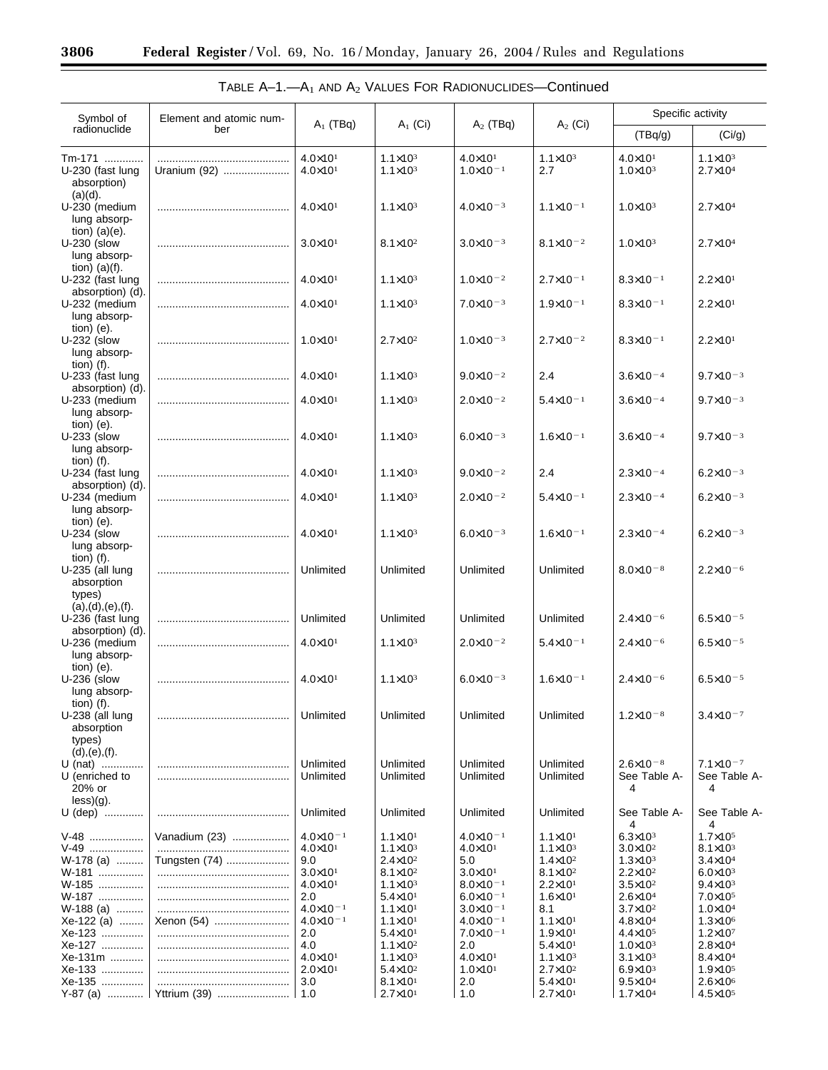TABLE A–1.—$A_1$ AND $A_2$ VALUES FOR RADIONUCLIDES—Continued

| Symbol of radionuclide | Element and atomic number | $A_1$ (TBq) | $A_1$ (Ci) | $A_2$ (TBq) | $A_2$ (Ci) | Specific activity | |
|---|---|---|---|---|---|---|---|
| | | | | | | (TBq/g) | (Ci/g) |
| Tm-171 | | $4.0\times10^{1}$ | $1.1\times10^{3}$ | $4.0\times10^{1}$ | $1.1\times10^{3}$ | $4.0\times10^{1}$ | $1.1\times10^{3}$ |
| U-230 (fast lung absorption) (a)(d). | Uranium (92) | $4.0\times10^{1}$ | $1.1\times10^{3}$ | $1.0\times10^{-1}$ | 2.7 | $1.0\times10^{3}$ | $2.7\times10^{4}$ |
| U-230 (medium lung absorption) (a)(e). | | $4.0\times10^{1}$ | $1.1\times10^{3}$ | $4.0\times10^{-3}$ | $1.1\times10^{-1}$ | $1.0\times10^{3}$ | $2.7\times10^{4}$ |
| U-230 (slow lung absorption) (a)(f). | | $3.0\times10^{1}$ | $8.1\times10^{2}$ | $3.0\times10^{-3}$ | $8.1\times10^{-2}$ | $1.0\times10^{3}$ | $2.7\times10^{4}$ |
| U-232 (fast lung absorption) (d). | | $4.0\times10^{1}$ | $1.1\times10^{3}$ | $1.0\times10^{-2}$ | $2.7\times10^{-1}$ | $8.3\times10^{-1}$ | $2.2\times10^{1}$ |
| U-232 (medium lung absorption) (e). | | $4.0\times10^{1}$ | $1.1\times10^{3}$ | $7.0\times10^{-3}$ | $1.9\times10^{-1}$ | $8.3\times10^{-1}$ | $2.2\times10^{1}$ |
| U-232 (slow lung absorption) (f). | | $1.0\times10^{1}$ | $2.7\times10^{2}$ | $1.0\times10^{-3}$ | $2.7\times10^{-2}$ | $8.3\times10^{-1}$ | $2.2\times10^{1}$ |
| U-233 (fast lung absorption) (d). | | $4.0\times10^{1}$ | $1.1\times10^{3}$ | $9.0\times10^{-2}$ | 2.4 | $3.6\times10^{-4}$ | $9.7\times10^{-3}$ |
| U-233 (medium lung absorption) (e). | | $4.0\times10^{1}$ | $1.1\times10^{3}$ | $2.0\times10^{-2}$ | $5.4\times10^{-1}$ | $3.6\times10^{-4}$ | $9.7\times10^{-3}$ |
| U-233 (slow lung absorption) (f). | | $4.0\times10^{1}$ | $1.1\times10^{3}$ | $6.0\times10^{-3}$ | $1.6\times10^{-1}$ | $3.6\times10^{-4}$ | $9.7\times10^{-3}$ |
| U-234 (fast lung absorption) (d). | | $4.0\times10^{1}$ | $1.1\times10^{3}$ | $9.0\times10^{-2}$ | 2.4 | $2.3\times10^{-4}$ | $6.2\times10^{-3}$ |
| U-234 (medium lung absorption) (e). | | $4.0\times10^{1}$ | $1.1\times10^{3}$ | $2.0\times10^{-2}$ | $5.4\times10^{-1}$ | $2.3\times10^{-4}$ | $6.2\times10^{-3}$ |
| U-234 (slow lung absorption) (f). | | $4.0\times10^{1}$ | $1.1\times10^{3}$ | $6.0\times10^{-3}$ | $1.6\times10^{-1}$ | $2.3\times10^{-4}$ | $6.2\times10^{-3}$ |
| U-235 (all lung absorption types) (a),(d),(e),(f). | | Unlimited | Unlimited | Unlimited | Unlimited | $8.0\times10^{-8}$ | $2.2\times10^{-6}$ |
| U-236 (fast lung absorption) (d). | | Unlimited | Unlimited | Unlimited | Unlimited | $2.4\times10^{-6}$ | $6.5\times10^{-5}$ |
| U-236 (medium lung absorption) (e). | | $4.0\times10^{1}$ | $1.1\times10^{3}$ | $2.0\times10^{-2}$ | $5.4\times10^{-1}$ | $2.4\times10^{-6}$ | $6.5\times10^{-5}$ |
| U-236 (slow lung absorption) (f). | | $4.0\times10^{1}$ | $1.1\times10^{3}$ | $6.0\times10^{-3}$ | $1.6\times10^{-1}$ | $2.4\times10^{-6}$ | $6.5\times10^{-5}$ |
| U-238 (all lung absorption types) (d),(e),(f). | | Unlimited | Unlimited | Unlimited | Unlimited | $1.2\times10^{-8}$ | $3.4\times10^{-7}$ |
| U (nat) | | Unlimited | Unlimited | Unlimited | Unlimited | $2.6\times10^{-8}$ | $7.1\times10^{-7}$ |
| U (enriched to 20% or less)(g). | | Unlimited | Unlimited | Unlimited | Unlimited | See Table A-4 | See Table A-4 |
| U (dep) | | Unlimited | Unlimited | Unlimited | Unlimited | See Table A-4 | See Table A-4 |
| V-48 | Vanadium (23) | $4.0\times10^{-1}$ | $1.1\times10^{1}$ | $4.0\times10^{-1}$ | $1.1\times10^{1}$ | $6.3\times10^{3}$ | $1.7\times10^{5}$ |
| V-49 | | $4.0\times10^{1}$ | $1.1\times10^{3}$ | $4.0\times10^{1}$ | $1.1\times10^{3}$ | $3.0\times10^{2}$ | $8.1\times10^{3}$ |
| W-178 (a) | Tungsten (74) | 9.0 | $2.4\times10^{2}$ | 5.0 | $1.4\times10^{2}$ | $1.3\times10^{3}$ | $3.4\times10^{4}$ |
| W-181 | | $3.0\times10^{1}$ | $8.1\times10^{2}$ | $3.0\times10^{1}$ | $8.1\times10^{2}$ | $2.2\times10^{2}$ | $6.0\times10^{3}$ |
| W-185 | | $4.0\times10^{1}$ | $1.1\times10^{3}$ | $8.0\times10^{-1}$ | $2.2\times10^{1}$ | $3.5\times10^{2}$ | $9.4\times10^{3}$ |
| W-187 | | 2.0 | $5.4\times10^{1}$ | $6.0\times10^{-1}$ | $1.6\times10^{1}$ | $2.6\times10^{4}$ | $7.0\times10^{5}$ |
| W-188 (a) | | $4.0\times10^{-1}$ | $1.1\times10^{1}$ | $3.0\times10^{-1}$ | 8.1 | $3.7\times10^{2}$ | $1.0\times10^{4}$ |
| Xe-122 (a) | Xenon (54) | $4.0\times10^{-1}$ | $1.1\times10^{1}$ | $4.0\times10^{-1}$ | $1.1\times10^{1}$ | $4.8\times10^{4}$ | $1.3\times10^{6}$ |
| Xe-123 | | 2.0 | $5.4\times10^{1}$ | $7.0\times10^{-1}$ | $1.9\times10^{1}$ | $4.4\times10^{5}$ | $1.2\times10^{7}$ |
| Xe-127 | | 4.0 | $1.1\times10^{2}$ | 2.0 | $5.4\times10^{1}$ | $1.0\times10^{3}$ | $2.8\times10^{4}$ |
| Xe-131m | | $4.0\times10^{1}$ | $1.1\times10^{3}$ | $4.0\times10^{1}$ | $1.1\times10^{3}$ | $3.1\times10^{3}$ | $8.4\times10^{4}$ |
| Xe-133 | | $2.0\times10^{1}$ | $5.4\times10^{2}$ | $1.0\times10^{1}$ | $2.7\times10^{2}$ | $6.9\times10^{3}$ | $1.9\times10^{5}$ |
| Xe-135 | | 3.0 | $8.1\times10^{1}$ | 2.0 | $5.4\times10^{1}$ | $9.5\times10^{4}$ | $2.6\times10^{6}$ |
| Y-87 (a) | Yttrium (39) | 1.0 | $2.7\times10^{1}$ | 1.0 | $2.7\times10^{1}$ | $1.7\times10^{4}$ | $4.5\times10^{5}$ |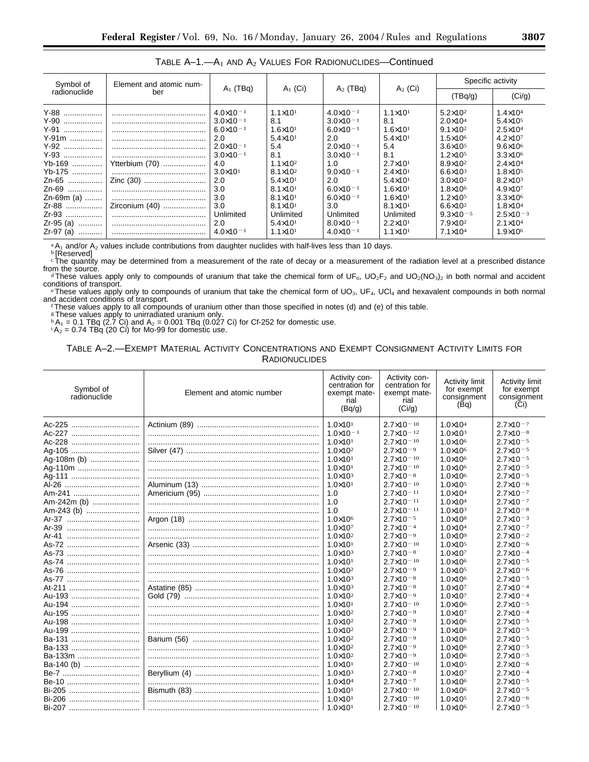TABLE A–1.—$A_1$ AND $A_2$ VALUES FOR RADIONUCLIDES—Continued

| Symbol of radionuclide | Element and atomic number | $A_1$ (TBq) | $A_1$ (Ci) | $A_2$ (TBq) | $A_2$ (Ci) | Specific activity | |
|---|---|---|---|---|---|---|---|
| | | | | | | (TBq/g) | (Ci/g) |
| Y-88 | | $4.0\times10^{-1}$ | $1.1\times10^{1}$ | $4.0\times10^{-1}$ | $1.1\times10^{1}$ | $5.2\times10^{2}$ | $1.4\times10^{4}$ |
| Y-90 | | $3.0\times10^{-1}$ | 8.1 | $3.0\times10^{-1}$ | 8.1 | $2.0\times10^{4}$ | $5.4\times10^{5}$ |
| Y-91 | | $6.0\times10^{-1}$ | $1.6\times10^{1}$ | $6.0\times10^{-1}$ | $1.6\times10^{1}$ | $9.1\times10^{2}$ | $2.5\times10^{4}$ |
| Y-91m | | 2.0 | $5.4\times10^{1}$ | 2.0 | $5.4\times10^{1}$ | $1.5\times10^{6}$ | $4.2\times10^{7}$ |
| Y-92 | | $2.0\times10^{-1}$ | 5.4 | $2.0\times10^{-1}$ | 5.4 | $3.6\times10^{5}$ | $9.6\times10^{6}$ |
| Y-93 | | $3.0\times10^{-1}$ | 8.1 | $3.0\times10^{-1}$ | 8.1 | $1.2\times10^{5}$ | $3.3\times10^{6}$ |
| Yb-169 | Ytterbium (70) | 4.0 | $1.1\times10^{2}$ | 1.0 | $2.7\times10^{1}$ | $8.9\times10^{2}$ | $2.4\times10^{4}$ |
| Yb-175 | | $3.0\times10^{1}$ | $8.1\times10^{2}$ | $9.0\times10^{-1}$ | $2.4\times10^{1}$ | $6.6\times10^{3}$ | $1.8\times10^{5}$ |
| Zn-65 | Zinc (30) | 2.0 | $5.4\times10^{1}$ | 2.0 | $5.4\times10^{1}$ | $3.0\times10^{2}$ | $8.2\times10^{3}$ |
| Zn-69 | | 3.0 | $8.1\times10^{1}$ | $6.0\times10^{-1}$ | $1.6\times10^{1}$ | $1.8\times10^{6}$ | $4.9\times10^{7}$ |
| Zn-69m (a) | | 3.0 | $8.1\times10^{1}$ | $6.0\times10^{-1}$ | $1.6\times10^{1}$ | $1.2\times10^{5}$ | $3.3\times10^{6}$ |
| Zr-88 | Zirconium (40) | 3.0 | $8.1\times10^{1}$ | 3.0 | $8.1\times10^{1}$ | $6.6\times10^{2}$ | $1.8\times10^{4}$ |
| Zr-93 | | Unlimited | Unlimited | Unlimited | Unlimited | $9.3\times10^{-5}$ | $2.5\times10^{-3}$ |
| Zr-95 (a) | | 2.0 | $5.4\times10^{1}$ | $8.0\times10^{-1}$ | $2.2\times10^{1}$ | $7.9\times10^{2}$ | $2.1\times10^{4}$ |
| Zr-97 (a) | | $4.0\times10^{-1}$ | $1.1\times10^{1}$ | $4.0\times10^{-1}$ | $1.1\times10^{1}$ | $7.1\times10^{4}$ | $1.9\times10^{6}$ |

[a] $A_1$ and/or $A_2$ values include contributions from daughter nuclides with half-lives less than 10 days.
[b] [Reserved]
[c] The quantity may be determined from a measurement of the rate of decay or a measurement of the radiation level at a prescribed distance from the source.
[d] These values apply only to compounds of uranium that take the chemical form of $UF_6$, $UO_2F_2$ and $UO_2(NO_3)_2$ in both normal and accident conditions of transport.
[e] These values apply only to compounds of uranium that take the chemical form of $UO_3$, $UF_4$, $UCl_4$ and hexavalent compounds in both normal and accident conditions of transport.
[f] These values apply to all compounds of uranium other than those specified in notes (d) and (e) of this table.
[g] These values apply to unirradiated uranium only.
[h] $A_1$ = 0.1 TBq (2.7 Ci) and $A_2$ = 0.001 TBq (0.027 Ci) for Cf-252 for domestic use.
[i] $A_2$ = 0.74 TBq (20 Ci) for Mo-99 for domestic use.

TABLE A–2.—EXEMPT MATERIAL ACTIVITY CONCENTRATIONS AND EXEMPT CONSIGNMENT ACTIVITY LIMITS FOR RADIONUCLIDES

| Symbol of radionuclide | Element and atomic number | Activity concentration for exempt material (Bq/g) | Activity concentration for exempt material (Ci/g) | Activity limit for exempt consignment (Bq) | Activity limit for exempt consignment (Ci) |
|---|---|---|---|---|---|
| Ac-225 | Actinium (89) | $1.0\times10^{1}$ | $2.7\times10^{-10}$ | $1.0\times10^{4}$ | $2.7\times10^{-7}$ |
| Ac-227 | | $1.0\times10^{-1}$ | $2.7\times10^{-12}$ | $1.0\times10^{3}$ | $2.7\times10^{-8}$ |
| Ac-228 | | $1.0\times10^{1}$ | $2.7\times10^{-10}$ | $1.0\times10^{6}$ | $2.7\times10^{-5}$ |
| Ag-105 | Silver (47) | $1.0\times10^{2}$ | $2.7\times10^{-9}$ | $1.0\times10^{6}$ | $2.7\times10^{-5}$ |
| Ag-108m (b) | | $1.0\times10^{1}$ | $2.7\times10^{-10}$ | $1.0\times10^{6}$ | $2.7\times10^{-5}$ |
| Ag-110m | | $1.0\times10^{1}$ | $2.7\times10^{-10}$ | $1.0\times10^{6}$ | $2.7\times10^{-5}$ |
| Ag-111 | | $1.0\times10^{3}$ | $2.7\times10^{-8}$ | $1.0\times10^{6}$ | $2.7\times10^{-5}$ |
| Al-26 | Aluminum (13) | $1.0\times10^{1}$ | $2.7\times10^{-10}$ | $1.0\times10^{5}$ | $2.7\times10^{-6}$ |
| Am-241 | Americium (95) | 1.0 | $2.7\times10^{-11}$ | $1.0\times10^{4}$ | $2.7\times10^{-7}$ |
| Am-242m (b) | | 1.0 | $2.7\times10^{-11}$ | $1.0\times10^{4}$ | $2.7\times10^{-7}$ |
| Am-243 (b) | | 1.0 | $2.7\times10^{-11}$ | $1.0\times10^{3}$ | $2.7\times10^{-8}$ |
| Ar-37 | Argon (18) | $1.0\times10^{6}$ | $2.7\times10^{-5}$ | $1.0\times10^{8}$ | $2.7\times10^{-3}$ |
| Ar-39 | | $1.0\times10^{7}$ | $2.7\times10^{-4}$ | $1.0\times10^{4}$ | $2.7\times10^{-7}$ |
| Ar-41 | | $1.0\times10^{2}$ | $2.7\times10^{-9}$ | $1.0\times10^{9}$ | $2.7\times10^{-2}$ |
| As-72 | Arsenic (33) | $1.0\times10^{1}$ | $2.7\times10^{-10}$ | $1.0\times10^{5}$ | $2.7\times10^{-6}$ |
| As-73 | | $1.0\times10^{3}$ | $2.7\times10^{-8}$ | $1.0\times10^{7}$ | $2.7\times10^{-4}$ |
| As-74 | | $1.0\times10^{1}$ | $2.7\times10^{-10}$ | $1.0\times10^{6}$ | $2.7\times10^{-5}$ |
| As-76 | | $1.0\times10^{2}$ | $2.7\times10^{-9}$ | $1.0\times10^{5}$ | $2.7\times10^{-6}$ |
| As-77 | | $1.0\times10^{3}$ | $2.7\times10^{-8}$ | $1.0\times10^{6}$ | $2.7\times10^{-5}$ |
| At-211 | Astatine (85) | $1.0\times10^{3}$ | $2.7\times10^{-8}$ | $1.0\times10^{7}$ | $2.7\times10^{-4}$ |
| Au-193 | Gold (79) | $1.0\times10^{2}$ | $2.7\times10^{-9}$ | $1.0\times10^{7}$ | $2.7\times10^{-4}$ |
| Au-194 | | $1.0\times10^{1}$ | $2.7\times10^{-10}$ | $1.0\times10^{6}$ | $2.7\times10^{-5}$ |
| Au-195 | | $1.0\times10^{2}$ | $2.7\times10^{-9}$ | $1.0\times10^{7}$ | $2.7\times10^{-4}$ |
| Au-198 | | $1.0\times10^{2}$ | $2.7\times10^{-9}$ | $1.0\times10^{6}$ | $2.7\times10^{-5}$ |
| Au-199 | | $1.0\times10^{2}$ | $2.7\times10^{-9}$ | $1.0\times10^{6}$ | $2.7\times10^{-5}$ |
| Ba-131 | Barium (56) | $1.0\times10^{2}$ | $2.7\times10^{-9}$ | $1.0\times10^{6}$ | $2.7\times10^{-5}$ |
| Ba-133 | | $1.0\times10^{2}$ | $2.7\times10^{-9}$ | $1.0\times10^{6}$ | $2.7\times10^{-5}$ |
| Ba-133m | | $1.0\times10^{2}$ | $2.7\times10^{-9}$ | $1.0\times10^{6}$ | $2.7\times10^{-5}$ |
| Ba-140 (b) | | $1.0\times10^{1}$ | $2.7\times10^{-10}$ | $1.0\times10^{5}$ | $2.7\times10^{-6}$ |
| Be-7 | Beryllium (4) | $1.0\times10^{3}$ | $2.7\times10^{-8}$ | $1.0\times10^{7}$ | $2.7\times10^{-4}$ |
| Be-10 | | $1.0\times10^{4}$ | $2.7\times10^{-7}$ | $1.0\times10^{6}$ | $2.7\times10^{-5}$ |
| Bi-205 | Bismuth (83) | $1.0\times10^{1}$ | $2.7\times10^{-10}$ | $1.0\times10^{6}$ | $2.7\times10^{-5}$ |
| Bi-206 | | $1.0\times10^{1}$ | $2.7\times10^{-10}$ | $1.0\times10^{5}$ | $2.7\times10^{-6}$ |
| Bi-207 | | $1.0\times10^{1}$ | $2.7\times10^{-10}$ | $1.0\times10^{6}$ | $2.7\times10^{-5}$ |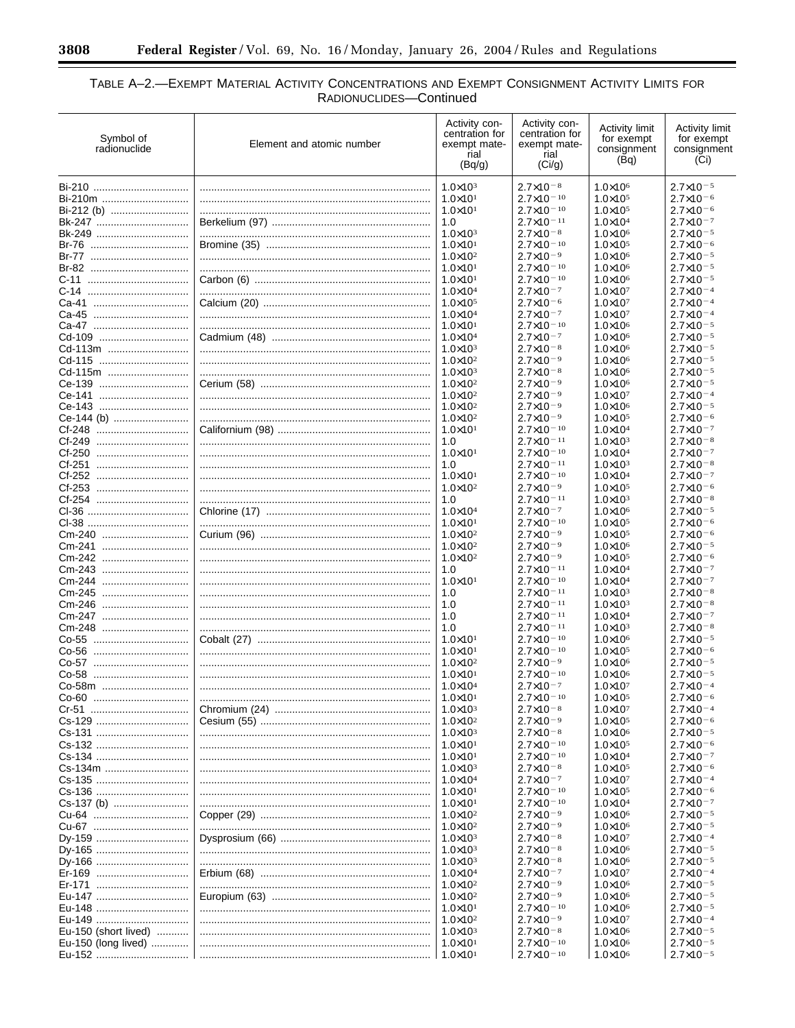TABLE A–2.—EXEMPT MATERIAL ACTIVITY CONCENTRATIONS AND EXEMPT CONSIGNMENT ACTIVITY LIMITS FOR RADIONUCLIDES—Continued

| Symbol of radionuclide | Element and atomic number | Activity concentration for exempt material (Bq/g) | Activity concentration for exempt material (Ci/g) | Activity limit for exempt consignment (Bq) | Activity limit for exempt consignment (Ci) |
|---|---|---|---|---|---|
| Bi-210 | | $1.0\times10^{3}$ | $2.7\times10^{-8}$ | $1.0\times10^{6}$ | $2.7\times10^{-5}$ |
| Bi-210m | | $1.0\times10^{1}$ | $2.7\times10^{-10}$ | $1.0\times10^{5}$ | $2.7\times10^{-6}$ |
| Bi-212 (b) | | $1.0\times10^{1}$ | $2.7\times10^{-10}$ | $1.0\times10^{5}$ | $2.7\times10^{-6}$ |
| Bk-247 | Berkelium (97) | 1.0 | $2.7\times10^{-11}$ | $1.0\times10^{4}$ | $2.7\times10^{-7}$ |
| Bk-249 | | $1.0\times10^{3}$ | $2.7\times10^{-8}$ | $1.0\times10^{6}$ | $2.7\times10^{-5}$ |
| Br-76 | Bromine (35) | $1.0\times10^{1}$ | $2.7\times10^{-10}$ | $1.0\times10^{5}$ | $2.7\times10^{-6}$ |
| Br-77 | | $1.0\times10^{2}$ | $2.7\times10^{-9}$ | $1.0\times10^{6}$ | $2.7\times10^{-5}$ |
| Br-82 | | $1.0\times10^{1}$ | $2.7\times10^{-10}$ | $1.0\times10^{6}$ | $2.7\times10^{-5}$ |
| C-11 | Carbon (6) | $1.0\times10^{1}$ | $2.7\times10^{-10}$ | $1.0\times10^{6}$ | $2.7\times10^{-5}$ |
| C-14 | | $1.0\times10^{4}$ | $2.7\times10^{-7}$ | $1.0\times10^{7}$ | $2.7\times10^{-4}$ |
| Ca-41 | Calcium (20) | $1.0\times10^{5}$ | $2.7\times10^{-6}$ | $1.0\times10^{7}$ | $2.7\times10^{-4}$ |
| Ca-45 | | $1.0\times10^{4}$ | $2.7\times10^{-7}$ | $1.0\times10^{7}$ | $2.7\times10^{-4}$ |
| Ca-47 | | $1.0\times10^{1}$ | $2.7\times10^{-10}$ | $1.0\times10^{6}$ | $2.7\times10^{-5}$ |
| Cd-109 | Cadmium (48) | $1.0\times10^{4}$ | $2.7\times10^{-7}$ | $1.0\times10^{6}$ | $2.7\times10^{-5}$ |
| Cd-113m | | $1.0\times10^{3}$ | $2.7\times10^{-8}$ | $1.0\times10^{6}$ | $2.7\times10^{-5}$ |
| Cd-115 | | $1.0\times10^{2}$ | $2.7\times10^{-9}$ | $1.0\times10^{6}$ | $2.7\times10^{-5}$ |
| Cd-115m | | $1.0\times10^{3}$ | $2.7\times10^{-8}$ | $1.0\times10^{6}$ | $2.7\times10^{-5}$ |
| Ce-139 | Cerium (58) | $1.0\times10^{2}$ | $2.7\times10^{-9}$ | $1.0\times10^{6}$ | $2.7\times10^{-5}$ |
| Ce-141 | | $1.0\times10^{2}$ | $2.7\times10^{-9}$ | $1.0\times10^{7}$ | $2.7\times10^{-4}$ |
| Ce-143 | | $1.0\times10^{2}$ | $2.7\times10^{-9}$ | $1.0\times10^{6}$ | $2.7\times10^{-5}$ |
| Ce-144 (b) | | $1.0\times10^{2}$ | $2.7\times10^{-9}$ | $1.0\times10^{5}$ | $2.7\times10^{-6}$ |
| Cf-248 | Californium (98) | $1.0\times10^{1}$ | $2.7\times10^{-10}$ | $1.0\times10^{4}$ | $2.7\times10^{-7}$ |
| Cf-249 | | 1.0 | $2.7\times10^{-11}$ | $1.0\times10^{3}$ | $2.7\times10^{-8}$ |
| Cf-250 | | $1.0\times10^{1}$ | $2.7\times10^{-10}$ | $1.0\times10^{4}$ | $2.7\times10^{-7}$ |
| Cf-251 | | 1.0 | $2.7\times10^{-11}$ | $1.0\times10^{3}$ | $2.7\times10^{-8}$ |
| Cf-252 | | $1.0\times10^{1}$ | $2.7\times10^{-10}$ | $1.0\times10^{4}$ | $2.7\times10^{-7}$ |
| Cf-253 | | $1.0\times10^{2}$ | $2.7\times10^{-9}$ | $1.0\times10^{5}$ | $2.7\times10^{-6}$ |
| Cf-254 | | 1.0 | $2.7\times10^{-11}$ | $1.0\times10^{3}$ | $2.7\times10^{-8}$ |
| Cl-36 | Chlorine (17) | $1.0\times10^{4}$ | $2.7\times10^{-7}$ | $1.0\times10^{6}$ | $2.7\times10^{-5}$ |
| Cl-38 | | $1.0\times10^{1}$ | $2.7\times10^{-10}$ | $1.0\times10^{5}$ | $2.7\times10^{-6}$ |
| Cm-240 | Curium (96) | $1.0\times10^{2}$ | $2.7\times10^{-9}$ | $1.0\times10^{5}$ | $2.7\times10^{-6}$ |
| Cm-241 | | $1.0\times10^{2}$ | $2.7\times10^{-9}$ | $1.0\times10^{6}$ | $2.7\times10^{-5}$ |
| Cm-242 | | $1.0\times10^{2}$ | $2.7\times10^{-9}$ | $1.0\times10^{5}$ | $2.7\times10^{-6}$ |
| Cm-243 | | 1.0 | $2.7\times10^{-11}$ | $1.0\times10^{4}$ | $2.7\times10^{-7}$ |
| Cm-244 | | $1.0\times10^{1}$ | $2.7\times10^{-10}$ | $1.0\times10^{4}$ | $2.7\times10^{-7}$ |
| Cm-245 | | 1.0 | $2.7\times10^{-11}$ | $1.0\times10^{3}$ | $2.7\times10^{-8}$ |
| Cm-246 | | 1.0 | $2.7\times10^{-11}$ | $1.0\times10^{3}$ | $2.7\times10^{-8}$ |
| Cm-247 | | 1.0 | $2.7\times10^{-11}$ | $1.0\times10^{4}$ | $2.7\times10^{-7}$ |
| Cm-248 | | 1.0 | $2.7\times10^{-11}$ | $1.0\times10^{3}$ | $2.7\times10^{-8}$ |
| Co-55 | Cobalt (27) | $1.0\times10^{1}$ | $2.7\times10^{-10}$ | $1.0\times10^{6}$ | $2.7\times10^{-5}$ |
| Co-56 | | $1.0\times10^{1}$ | $2.7\times10^{-10}$ | $1.0\times10^{5}$ | $2.7\times10^{-6}$ |
| Co-57 | | $1.0\times10^{2}$ | $2.7\times10^{-9}$ | $1.0\times10^{6}$ | $2.7\times10^{-5}$ |
| Co-58 | | $1.0\times10^{1}$ | $2.7\times10^{-10}$ | $1.0\times10^{6}$ | $2.7\times10^{-5}$ |
| Co-58m | | $1.0\times10^{4}$ | $2.7\times10^{-7}$ | $1.0\times10^{7}$ | $2.7\times10^{-4}$ |
| Co-60 | | $1.0\times10^{1}$ | $2.7\times10^{-10}$ | $1.0\times10^{5}$ | $2.7\times10^{-6}$ |
| Cr-51 | Chromium (24) | $1.0\times10^{3}$ | $2.7\times10^{-8}$ | $1.0\times10^{7}$ | $2.7\times10^{-4}$ |
| Cs-129 | Cesium (55) | $1.0\times10^{2}$ | $2.7\times10^{-9}$ | $1.0\times10^{5}$ | $2.7\times10^{-6}$ |
| Cs-131 | | $1.0\times10^{3}$ | $2.7\times10^{-8}$ | $1.0\times10^{6}$ | $2.7\times10^{-5}$ |
| Cs-132 | | $1.0\times10^{1}$ | $2.7\times10^{-10}$ | $1.0\times10^{5}$ | $2.7\times10^{-6}$ |
| Cs-134 | | $1.0\times10^{1}$ | $2.7\times10^{-10}$ | $1.0\times10^{4}$ | $2.7\times10^{-7}$ |
| Cs-134m | | $1.0\times10^{3}$ | $2.7\times10^{-8}$ | $1.0\times10^{5}$ | $2.7\times10^{-6}$ |
| Cs-135 | | $1.0\times10^{4}$ | $2.7\times10^{-7}$ | $1.0\times10^{7}$ | $2.7\times10^{-4}$ |
| Cs-136 | | $1.0\times10^{1}$ | $2.7\times10^{-10}$ | $1.0\times10^{5}$ | $2.7\times10^{-6}$ |
| Cs-137 (b) | | $1.0\times10^{1}$ | $2.7\times10^{-10}$ | $1.0\times10^{4}$ | $2.7\times10^{-7}$ |
| Cu-64 | Copper (29) | $1.0\times10^{2}$ | $2.7\times10^{-9}$ | $1.0\times10^{6}$ | $2.7\times10^{-5}$ |
| Cu-67 | | $1.0\times10^{2}$ | $2.7\times10^{-9}$ | $1.0\times10^{6}$ | $2.7\times10^{-5}$ |
| Dy-159 | Dysprosium (66) | $1.0\times10^{3}$ | $2.7\times10^{-8}$ | $1.0\times10^{7}$ | $2.7\times10^{-4}$ |
| Dy-165 | | $1.0\times10^{3}$ | $2.7\times10^{-8}$ | $1.0\times10^{6}$ | $2.7\times10^{-5}$ |
| Dy-166 | | $1.0\times10^{3}$ | $2.7\times10^{-8}$ | $1.0\times10^{6}$ | $2.7\times10^{-5}$ |
| Er-169 | Erbium (68) | $1.0\times10^{4}$ | $2.7\times10^{-7}$ | $1.0\times10^{7}$ | $2.7\times10^{-4}$ |
| Er-171 | | $1.0\times10^{2}$ | $2.7\times10^{-9}$ | $1.0\times10^{6}$ | $2.7\times10^{-5}$ |
| Eu-147 | Europium (63) | $1.0\times10^{2}$ | $2.7\times10^{-9}$ | $1.0\times10^{6}$ | $2.7\times10^{-5}$ |
| Eu-148 | | $1.0\times10^{1}$ | $2.7\times10^{-10}$ | $1.0\times10^{6}$ | $2.7\times10^{-5}$ |
| Eu-149 | | $1.0\times10^{2}$ | $2.7\times10^{-9}$ | $1.0\times10^{7}$ | $2.7\times10^{-4}$ |
| Eu-150 (short lived) | | $1.0\times10^{3}$ | $2.7\times10^{-8}$ | $1.0\times10^{6}$ | $2.7\times10^{-5}$ |
| Eu-150 (long lived) | | $1.0\times10^{1}$ | $2.7\times10^{-10}$ | $1.0\times10^{6}$ | $2.7\times10^{-5}$ |
| Eu-152 | | $1.0\times10^{1}$ | $2.7\times10^{-10}$ | $1.0\times10^{6}$ | $2.7\times10^{-5}$ |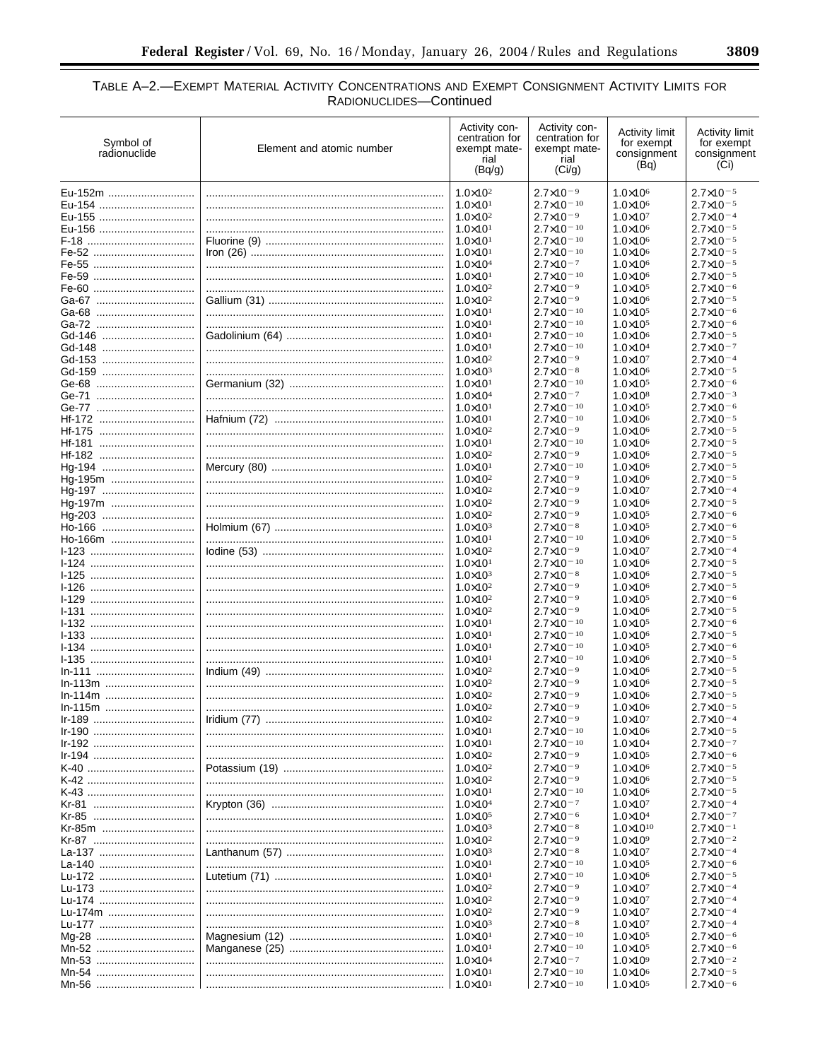TABLE A–2.—EXEMPT MATERIAL ACTIVITY CONCENTRATIONS AND EXEMPT CONSIGNMENT ACTIVITY LIMITS FOR RADIONUCLIDES—Continued

| Symbol of radionuclide | Element and atomic number | Activity concentration for exempt material (Bq/g) | Activity concentration for exempt material (Ci/g) | Activity limit for exempt consignment (Bq) | Activity limit for exempt consignment (Ci) |
|---|---|---|---|---|---|
| Eu-152m | | $1.0\times10^{2}$ | $2.7\times10^{-9}$ | $1.0\times10^{6}$ | $2.7\times10^{-5}$ |
| Eu-154 | | $1.0\times10^{1}$ | $2.7\times10^{-10}$ | $1.0\times10^{6}$ | $2.7\times10^{-5}$ |
| Eu-155 | | $1.0\times10^{2}$ | $2.7\times10^{-9}$ | $1.0\times10^{7}$ | $2.7\times10^{-4}$ |
| Eu-156 | | $1.0\times10^{1}$ | $2.7\times10^{-10}$ | $1.0\times10^{6}$ | $2.7\times10^{-5}$ |
| F-18 | Fluorine (9) | $1.0\times10^{1}$ | $2.7\times10^{-10}$ | $1.0\times10^{6}$ | $2.7\times10^{-5}$ |
| Fe-52 | Iron (26) | $1.0\times10^{1}$ | $2.7\times10^{-10}$ | $1.0\times10^{6}$ | $2.7\times10^{-5}$ |
| Fe-55 | | $1.0\times10^{4}$ | $2.7\times10^{-7}$ | $1.0\times10^{6}$ | $2.7\times10^{-5}$ |
| Fe-59 | | $1.0\times10^{1}$ | $2.7\times10^{-10}$ | $1.0\times10^{6}$ | $2.7\times10^{-5}$ |
| Fe-60 | | $1.0\times10^{2}$ | $2.7\times10^{-9}$ | $1.0\times10^{5}$ | $2.7\times10^{-6}$ |
| Ga-67 | Gallium (31) | $1.0\times10^{2}$ | $2.7\times10^{-9}$ | $1.0\times10^{6}$ | $2.7\times10^{-5}$ |
| Ga-68 | | $1.0\times10^{1}$ | $2.7\times10^{-10}$ | $1.0\times10^{5}$ | $2.7\times10^{-6}$ |
| Ga-72 | | $1.0\times10^{1}$ | $2.7\times10^{-10}$ | $1.0\times10^{5}$ | $2.7\times10^{-6}$ |
| Gd-146 | Gadolinium (64) | $1.0\times10^{1}$ | $2.7\times10^{-10}$ | $1.0\times10^{6}$ | $2.7\times10^{-5}$ |
| Gd-148 | | $1.0\times10^{1}$ | $2.7\times10^{-10}$ | $1.0\times10^{4}$ | $2.7\times10^{-7}$ |
| Gd-153 | | $1.0\times10^{2}$ | $2.7\times10^{-9}$ | $1.0\times10^{7}$ | $2.7\times10^{-4}$ |
| Gd-159 | | $1.0\times10^{3}$ | $2.7\times10^{-8}$ | $1.0\times10^{6}$ | $2.7\times10^{-5}$ |
| Ge-68 | Germanium (32) | $1.0\times10^{1}$ | $2.7\times10^{-10}$ | $1.0\times10^{5}$ | $2.7\times10^{-6}$ |
| Ge-71 | | $1.0\times10^{4}$ | $2.7\times10^{-7}$ | $1.0\times10^{8}$ | $2.7\times10^{-3}$ |
| Ge-77 | | $1.0\times10^{1}$ | $2.7\times10^{-10}$ | $1.0\times10^{5}$ | $2.7\times10^{-6}$ |
| Hf-172 | Hafnium (72) | $1.0\times10^{1}$ | $2.7\times10^{-10}$ | $1.0\times10^{6}$ | $2.7\times10^{-5}$ |
| Hf-175 | | $1.0\times10^{2}$ | $2.7\times10^{-9}$ | $1.0\times10^{6}$ | $2.7\times10^{-5}$ |
| Hf-181 | | $1.0\times10^{1}$ | $2.7\times10^{-10}$ | $1.0\times10^{6}$ | $2.7\times10^{-5}$ |
| Hf-182 | | $1.0\times10^{2}$ | $2.7\times10^{-9}$ | $1.0\times10^{6}$ | $2.7\times10^{-5}$ |
| Hg-194 | Mercury (80) | $1.0\times10^{1}$ | $2.7\times10^{-10}$ | $1.0\times10^{6}$ | $2.7\times10^{-5}$ |
| Hg-195m | | $1.0\times10^{2}$ | $2.7\times10^{-9}$ | $1.0\times10^{6}$ | $2.7\times10^{-5}$ |
| Hg-197 | | $1.0\times10^{2}$ | $2.7\times10^{-9}$ | $1.0\times10^{7}$ | $2.7\times10^{-4}$ |
| Hg-197m | | $1.0\times10^{2}$ | $2.7\times10^{-9}$ | $1.0\times10^{6}$ | $2.7\times10^{-5}$ |
| Hg-203 | | $1.0\times10^{2}$ | $2.7\times10^{-9}$ | $1.0\times10^{5}$ | $2.7\times10^{-6}$ |
| Ho-166 | Holmium (67) | $1.0\times10^{3}$ | $2.7\times10^{-8}$ | $1.0\times10^{5}$ | $2.7\times10^{-6}$ |
| Ho-166m | | $1.0\times10^{1}$ | $2.7\times10^{-10}$ | $1.0\times10^{6}$ | $2.7\times10^{-5}$ |
| I-123 | Iodine (53) | $1.0\times10^{2}$ | $2.7\times10^{-9}$ | $1.0\times10^{7}$ | $2.7\times10^{-4}$ |
| I-124 | | $1.0\times10^{1}$ | $2.7\times10^{-10}$ | $1.0\times10^{6}$ | $2.7\times10^{-5}$ |
| I-125 | | $1.0\times10^{3}$ | $2.7\times10^{-8}$ | $1.0\times10^{6}$ | $2.7\times10^{-5}$ |
| I-126 | | $1.0\times10^{2}$ | $2.7\times10^{-9}$ | $1.0\times10^{6}$ | $2.7\times10^{-5}$ |
| I-129 | | $1.0\times10^{2}$ | $2.7\times10^{-9}$ | $1.0\times10^{5}$ | $2.7\times10^{-6}$ |
| I-131 | | $1.0\times10^{2}$ | $2.7\times10^{-9}$ | $1.0\times10^{6}$ | $2.7\times10^{-5}$ |
| I-132 | | $1.0\times10^{1}$ | $2.7\times10^{-10}$ | $1.0\times10^{5}$ | $2.7\times10^{-6}$ |
| I-133 | | $1.0\times10^{1}$ | $2.7\times10^{-10}$ | $1.0\times10^{6}$ | $2.7\times10^{-5}$ |
| I-134 | | $1.0\times10^{1}$ | $2.7\times10^{-10}$ | $1.0\times10^{5}$ | $2.7\times10^{-6}$ |
| I-135 | | $1.0\times10^{1}$ | $2.7\times10^{-10}$ | $1.0\times10^{6}$ | $2.7\times10^{-5}$ |
| In-111 | Indium (49) | $1.0\times10^{2}$ | $2.7\times10^{-9}$ | $1.0\times10^{6}$ | $2.7\times10^{-5}$ |
| In-113m | | $1.0\times10^{2}$ | $2.7\times10^{-9}$ | $1.0\times10^{6}$ | $2.7\times10^{-5}$ |
| In-114m | | $1.0\times10^{2}$ | $2.7\times10^{-9}$ | $1.0\times10^{6}$ | $2.7\times10^{-5}$ |
| In-115m | | $1.0\times10^{2}$ | $2.7\times10^{-9}$ | $1.0\times10^{6}$ | $2.7\times10^{-5}$ |
| Ir-189 | Iridium (77) | $1.0\times10^{2}$ | $2.7\times10^{-9}$ | $1.0\times10^{7}$ | $2.7\times10^{-4}$ |
| Ir-190 | | $1.0\times10^{1}$ | $2.7\times10^{-10}$ | $1.0\times10^{6}$ | $2.7\times10^{-5}$ |
| Ir-192 | | $1.0\times10^{1}$ | $2.7\times10^{-10}$ | $1.0\times10^{4}$ | $2.7\times10^{-7}$ |
| Ir-194 | | $1.0\times10^{2}$ | $2.7\times10^{-9}$ | $1.0\times10^{5}$ | $2.7\times10^{-6}$ |
| K-40 | Potassium (19) | $1.0\times10^{2}$ | $2.7\times10^{-9}$ | $1.0\times10^{6}$ | $2.7\times10^{-5}$ |
| K-42 | | $1.0\times10^{2}$ | $2.7\times10^{-9}$ | $1.0\times10^{6}$ | $2.7\times10^{-5}$ |
| K-43 | | $1.0\times10^{1}$ | $2.7\times10^{-10}$ | $1.0\times10^{6}$ | $2.7\times10^{-5}$ |
| Kr-81 | Krypton (36) | $1.0\times10^{4}$ | $2.7\times10^{-7}$ | $1.0\times10^{7}$ | $2.7\times10^{-4}$ |
| Kr-85 | | $1.0\times10^{5}$ | $2.7\times10^{-6}$ | $1.0\times10^{4}$ | $2.7\times10^{-7}$ |
| Kr-85m | | $1.0\times10^{3}$ | $2.7\times10^{-8}$ | $1.0\times10^{10}$ | $2.7\times10^{-1}$ |
| Kr-87 | | $1.0\times10^{2}$ | $2.7\times10^{-9}$ | $1.0\times10^{9}$ | $2.7\times10^{-2}$ |
| La-137 | Lanthanum (57) | $1.0\times10^{3}$ | $2.7\times10^{-8}$ | $1.0\times10^{7}$ | $2.7\times10^{-4}$ |
| La-140 | | $1.0\times10^{1}$ | $2.7\times10^{-10}$ | $1.0\times10^{5}$ | $2.7\times10^{-6}$ |
| Lu-172 | Lutetium (71) | $1.0\times10^{1}$ | $2.7\times10^{-10}$ | $1.0\times10^{6}$ | $2.7\times10^{-5}$ |
| Lu-173 | | $1.0\times10^{2}$ | $2.7\times10^{-9}$ | $1.0\times10^{7}$ | $2.7\times10^{-4}$ |
| Lu-174 | | $1.0\times10^{2}$ | $2.7\times10^{-9}$ | $1.0\times10^{7}$ | $2.7\times10^{-4}$ |
| Lu-174m | | $1.0\times10^{2}$ | $2.7\times10^{-9}$ | $1.0\times10^{7}$ | $2.7\times10^{-4}$ |
| Lu-177 | | $1.0\times10^{3}$ | $2.7\times10^{-8}$ | $1.0\times10^{7}$ | $2.7\times10^{-4}$ |
| Mg-28 | Magnesium (12) | $1.0\times10^{1}$ | $2.7\times10^{-10}$ | $1.0\times10^{5}$ | $2.7\times10^{-6}$ |
| Mn-52 | Manganese (25) | $1.0\times10^{1}$ | $2.7\times10^{-10}$ | $1.0\times10^{5}$ | $2.7\times10^{-6}$ |
| Mn-53 | | $1.0\times10^{4}$ | $2.7\times10^{-7}$ | $1.0\times10^{9}$ | $2.7\times10^{-2}$ |
| Mn-54 | | $1.0\times10^{1}$ | $2.7\times10^{-10}$ | $1.0\times10^{6}$ | $2.7\times10^{-5}$ |
| Mn-56 | | $1.0\times10^{1}$ | $2.7\times10^{-10}$ | $1.0\times10^{5}$ | $2.7\times10^{-6}$ |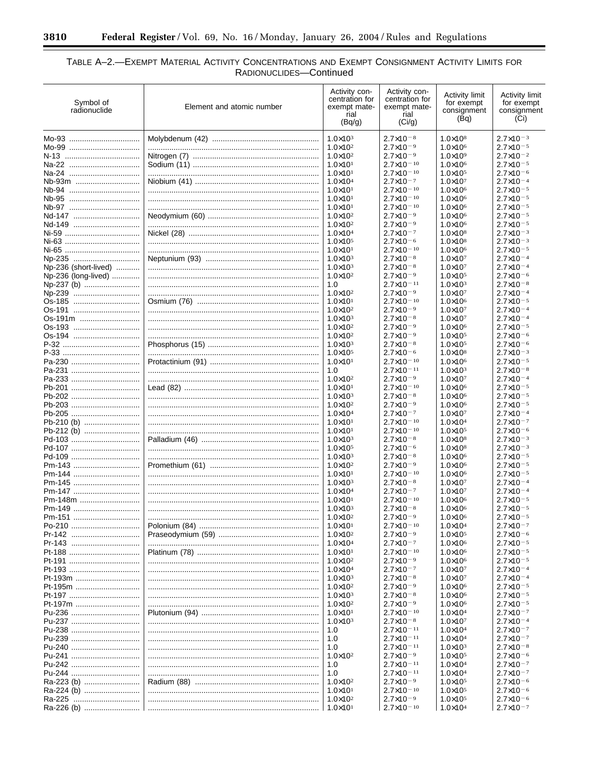TABLE A–2.—EXEMPT MATERIAL ACTIVITY CONCENTRATIONS AND EXEMPT CONSIGNMENT ACTIVITY LIMITS FOR RADIONUCLIDES—Continued

| Symbol of radionuclide | Element and atomic number | Activity concentration for exempt material (Bq/g) | Activity concentration for exempt material (Ci/g) | Activity limit for exempt consignment (Bq) | Activity limit for exempt consignment (Ci) |
|---|---|---|---|---|---|
| Mo-93 | Molybdenum (42) | $1.0\times10^{3}$ | $2.7\times10^{-8}$ | $1.0\times10^{8}$ | $2.7\times10^{-3}$ |
| Mo-99 | | $1.0\times10^{2}$ | $2.7\times10^{-9}$ | $1.0\times10^{6}$ | $2.7\times10^{-5}$ |
| N-13 | Nitrogen (7) | $1.0\times10^{2}$ | $2.7\times10^{-9}$ | $1.0\times10^{9}$ | $2.7\times10^{-2}$ |
| Na-22 | Sodium (11) | $1.0\times10^{1}$ | $2.7\times10^{-10}$ | $1.0\times10^{6}$ | $2.7\times10^{-5}$ |
| Na-24 | | $1.0\times10^{1}$ | $2.7\times10^{-10}$ | $1.0\times10^{5}$ | $2.7\times10^{-6}$ |
| Nb-93m | Niobium (41) | $1.0\times10^{4}$ | $2.7\times10^{-7}$ | $1.0\times10^{7}$ | $2.7\times10^{-4}$ |
| Nb-94 | | $1.0\times10^{1}$ | $2.7\times10^{-10}$ | $1.0\times10^{6}$ | $2.7\times10^{-5}$ |
| Nb-95 | | $1.0\times10^{1}$ | $2.7\times10^{-10}$ | $1.0\times10^{6}$ | $2.7\times10^{-5}$ |
| Nb-97 | | $1.0\times10^{1}$ | $2.7\times10^{-10}$ | $1.0\times10^{6}$ | $2.7\times10^{-5}$ |
| Nd-147 | Neodymium (60) | $1.0\times10^{2}$ | $2.7\times10^{-9}$ | $1.0\times10^{6}$ | $2.7\times10^{-5}$ |
| Nd-149 | | $1.0\times10^{2}$ | $2.7\times10^{-9}$ | $1.0\times10^{6}$ | $2.7\times10^{-5}$ |
| Ni-59 | Nickel (28) | $1.0\times10^{4}$ | $2.7\times10^{-7}$ | $1.0\times10^{8}$ | $2.7\times10^{-3}$ |
| Ni-63 | | $1.0\times10^{5}$ | $2.7\times10^{-6}$ | $1.0\times10^{8}$ | $2.7\times10^{-3}$ |
| Ni-65 | | $1.0\times10^{1}$ | $2.7\times10^{-10}$ | $1.0\times10^{6}$ | $2.7\times10^{-5}$ |
| Np-235 | Neptunium (93) | $1.0\times10^{3}$ | $2.7\times10^{-8}$ | $1.0\times10^{7}$ | $2.7\times10^{-4}$ |
| Np-236 (short-lived) | | $1.0\times10^{3}$ | $2.7\times10^{-8}$ | $1.0\times10^{7}$ | $2.7\times10^{-4}$ |
| Np-236 (long-lived) | | $1.0\times10^{2}$ | $2.7\times10^{-9}$ | $1.0\times10^{5}$ | $2.7\times10^{-6}$ |
| Np-237 (b) | | 1.0 | $2.7\times10^{-11}$ | $1.0\times10^{3}$ | $2.7\times10^{-8}$ |
| Np-239 | | $1.0\times10^{2}$ | $2.7\times10^{-9}$ | $1.0\times10^{7}$ | $2.7\times10^{-4}$ |
| Os-185 | Osmium (76) | $1.0\times10^{1}$ | $2.7\times10^{-10}$ | $1.0\times10^{6}$ | $2.7\times10^{-5}$ |
| Os-191 | | $1.0\times10^{2}$ | $2.7\times10^{-9}$ | $1.0\times10^{7}$ | $2.7\times10^{-4}$ |
| Os-191m | | $1.0\times10^{3}$ | $2.7\times10^{-8}$ | $1.0\times10^{7}$ | $2.7\times10^{-4}$ |
| Os-193 | | $1.0\times10^{2}$ | $2.7\times10^{-9}$ | $1.0\times10^{6}$ | $2.7\times10^{-5}$ |
| Os-194 | | $1.0\times10^{2}$ | $2.7\times10^{-9}$ | $1.0\times10^{5}$ | $2.7\times10^{-6}$ |
| P-32 | Phosphorus (15) | $1.0\times10^{3}$ | $2.7\times10^{-8}$ | $1.0\times10^{5}$ | $2.7\times10^{-6}$ |
| P-33 | | $1.0\times10^{5}$ | $2.7\times10^{-6}$ | $1.0\times10^{8}$ | $2.7\times10^{-3}$ |
| Pa-230 | Protactinium (91) | $1.0\times10^{1}$ | $2.7\times10^{-10}$ | $1.0\times10^{6}$ | $2.7\times10^{-5}$ |
| Pa-231 | | 1.0 | $2.7\times10^{-11}$ | $1.0\times10^{3}$ | $2.7\times10^{-8}$ |
| Pa-233 | | $1.0\times10^{2}$ | $2.7\times10^{-9}$ | $1.0\times10^{7}$ | $2.7\times10^{-4}$ |
| Pb-201 | Lead (82) | $1.0\times10^{1}$ | $2.7\times10^{-10}$ | $1.0\times10^{6}$ | $2.7\times10^{-5}$ |
| Pb-202 | | $1.0\times10^{3}$ | $2.7\times10^{-8}$ | $1.0\times10^{6}$ | $2.7\times10^{-5}$ |
| Pb-203 | | $1.0\times10^{2}$ | $2.7\times10^{-9}$ | $1.0\times10^{6}$ | $2.7\times10^{-5}$ |
| Pb-205 | | $1.0\times10^{4}$ | $2.7\times10^{-7}$ | $1.0\times10^{7}$ | $2.7\times10^{-4}$ |
| Pb-210 (b) | | $1.0\times10^{1}$ | $2.7\times10^{-10}$ | $1.0\times10^{4}$ | $2.7\times10^{-7}$ |
| Pb-212 (b) | | $1.0\times10^{1}$ | $2.7\times10^{-10}$ | $1.0\times10^{5}$ | $2.7\times10^{-6}$ |
| Pd-103 | Palladium (46) | $1.0\times10^{3}$ | $2.7\times10^{-8}$ | $1.0\times10^{8}$ | $2.7\times10^{-3}$ |
| Pd-107 | | $1.0\times10^{5}$ | $2.7\times10^{-6}$ | $1.0\times10^{8}$ | $2.7\times10^{-3}$ |
| Pd-109 | | $1.0\times10^{3}$ | $2.7\times10^{-8}$ | $1.0\times10^{6}$ | $2.7\times10^{-5}$ |
| Pm-143 | Promethium (61) | $1.0\times10^{2}$ | $2.7\times10^{-9}$ | $1.0\times10^{6}$ | $2.7\times10^{-5}$ |
| Pm-144 | | $1.0\times10^{1}$ | $2.7\times10^{-10}$ | $1.0\times10^{6}$ | $2.7\times10^{-5}$ |
| Pm-145 | | $1.0\times10^{3}$ | $2.7\times10^{-8}$ | $1.0\times10^{7}$ | $2.7\times10^{-4}$ |
| Pm-147 | | $1.0\times10^{4}$ | $2.7\times10^{-7}$ | $1.0\times10^{7}$ | $2.7\times10^{-4}$ |
| Pm-148m | | $1.0\times10^{1}$ | $2.7\times10^{-10}$ | $1.0\times10^{6}$ | $2.7\times10^{-5}$ |
| Pm-149 | | $1.0\times10^{3}$ | $2.7\times10^{-8}$ | $1.0\times10^{6}$ | $2.7\times10^{-5}$ |
| Pm-151 | | $1.0\times10^{2}$ | $2.7\times10^{-9}$ | $1.0\times10^{6}$ | $2.7\times10^{-5}$ |
| Po-210 | Polonium (84) | $1.0\times10^{1}$ | $2.7\times10^{-10}$ | $1.0\times10^{4}$ | $2.7\times10^{-7}$ |
| Pr-142 | Praseodymium (59) | $1.0\times10^{2}$ | $2.7\times10^{-9}$ | $1.0\times10^{5}$ | $2.7\times10^{-6}$ |
| Pr-143 | | $1.0\times10^{4}$ | $2.7\times10^{-7}$ | $1.0\times10^{6}$ | $2.7\times10^{-5}$ |
| Pt-188 | Platinum (78) | $1.0\times10^{1}$ | $2.7\times10^{-10}$ | $1.0\times10^{6}$ | $2.7\times10^{-5}$ |
| Pt-191 | | $1.0\times10^{2}$ | $2.7\times10^{-9}$ | $1.0\times10^{6}$ | $2.7\times10^{-5}$ |
| Pt-193 | | $1.0\times10^{4}$ | $2.7\times10^{-7}$ | $1.0\times10^{7}$ | $2.7\times10^{-4}$ |
| Pt-193m | | $1.0\times10^{3}$ | $2.7\times10^{-8}$ | $1.0\times10^{7}$ | $2.7\times10^{-4}$ |
| Pt-195m | | $1.0\times10^{2}$ | $2.7\times10^{-9}$ | $1.0\times10^{6}$ | $2.7\times10^{-5}$ |
| Pt-197 | | $1.0\times10^{3}$ | $2.7\times10^{-8}$ | $1.0\times10^{6}$ | $2.7\times10^{-5}$ |
| Pt-197m | | $1.0\times10^{2}$ | $2.7\times10^{-9}$ | $1.0\times10^{6}$ | $2.7\times10^{-5}$ |
| Pu-236 | Plutonium (94) | $1.0\times10^{1}$ | $2.7\times10^{-10}$ | $1.0\times10^{4}$ | $2.7\times10^{-7}$ |
| Pu-237 | | $1.0\times10^{3}$ | $2.7\times10^{-8}$ | $1.0\times10^{7}$ | $2.7\times10^{-4}$ |
| Pu-238 | | 1.0 | $2.7\times10^{-11}$ | $1.0\times10^{4}$ | $2.7\times10^{-7}$ |
| Pu-239 | | 1.0 | $2.7\times10^{-11}$ | $1.0\times10^{4}$ | $2.7\times10^{-7}$ |
| Pu-240 | | 1.0 | $2.7\times10^{-11}$ | $1.0\times10^{3}$ | $2.7\times10^{-8}$ |
| Pu-241 | | $1.0\times10^{2}$ | $2.7\times10^{-9}$ | $1.0\times10^{5}$ | $2.7\times10^{-6}$ |
| Pu-242 | | 1.0 | $2.7\times10^{-11}$ | $1.0\times10^{4}$ | $2.7\times10^{-7}$ |
| Pu-244 | | 1.0 | $2.7\times10^{-11}$ | $1.0\times10^{4}$ | $2.7\times10^{-7}$ |
| Ra-223 (b) | Radium (88) | $1.0\times10^{2}$ | $2.7\times10^{-9}$ | $1.0\times10^{5}$ | $2.7\times10^{-6}$ |
| Ra-224 (b) | | $1.0\times10^{1}$ | $2.7\times10^{-10}$ | $1.0\times10^{5}$ | $2.7\times10^{-6}$ |
| Ra-225 | | $1.0\times10^{2}$ | $2.7\times10^{-9}$ | $1.0\times10^{5}$ | $2.7\times10^{-6}$ |
| Ra-226 (b) | | $1.0\times10^{1}$ | $2.7\times10^{-10}$ | $1.0\times10^{4}$ | $2.7\times10^{-7}$ |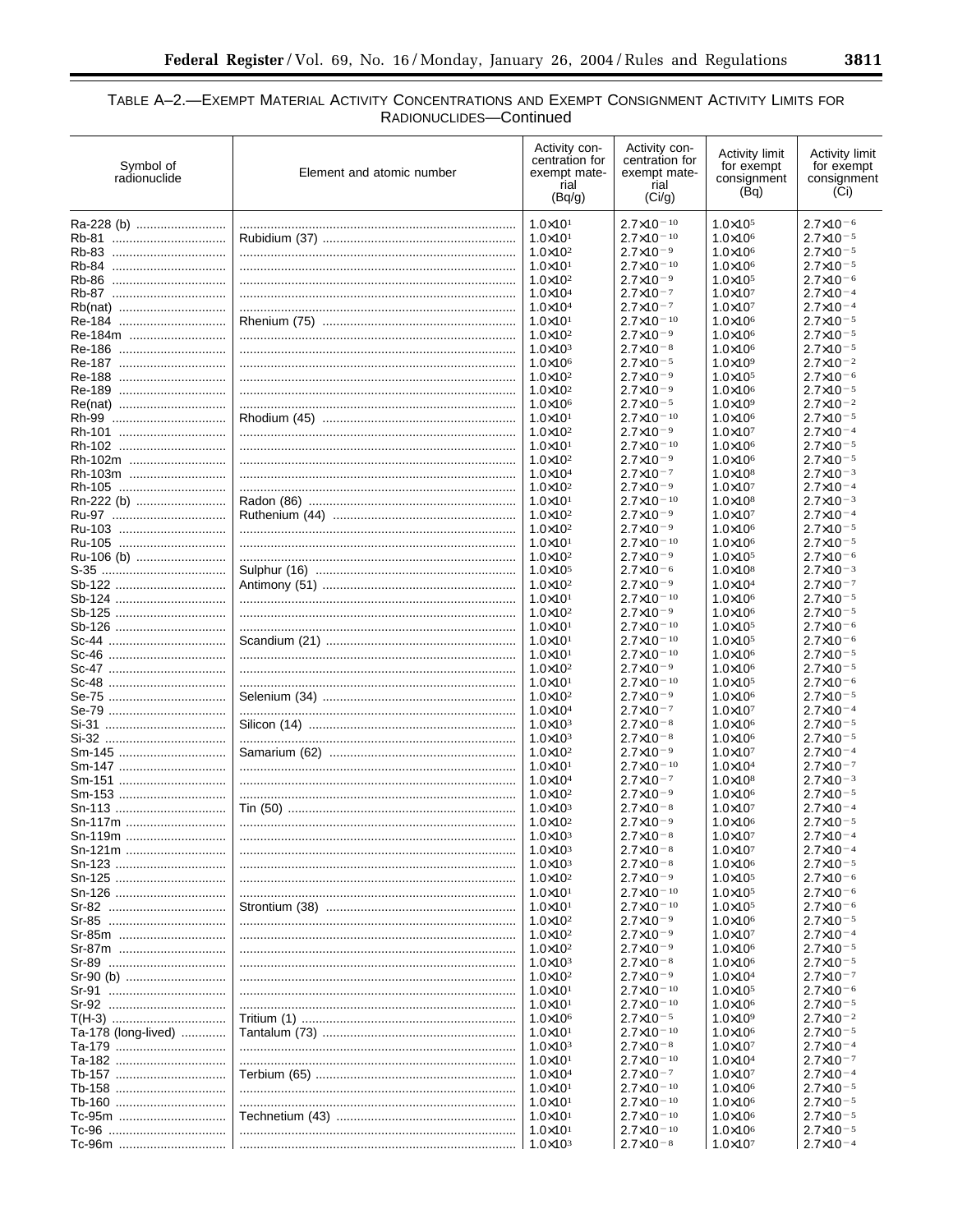TABLE A–2.—EXEMPT MATERIAL ACTIVITY CONCENTRATIONS AND EXEMPT CONSIGNMENT ACTIVITY LIMITS FOR RADIONUCLIDES—Continued

| Symbol of radionuclide | Element and atomic number | Activity concentration for exempt material (Bq/g) | Activity concentration for exempt material (Ci/g) | Activity limit for exempt consignment (Bq) | Activity limit for exempt consignment (Ci) |
|---|---|---|---|---|---|
| Ra-228 (b) | | $1.0 \times 10^{1}$ | $2.7 \times 10^{-10}$ | $1.0 \times 10^{5}$ | $2.7 \times 10^{-6}$ |
| Rb-81 | Rubidium (37) | $1.0 \times 10^{1}$ | $2.7 \times 10^{-10}$ | $1.0 \times 10^{6}$ | $2.7 \times 10^{-5}$ |
| Rb-83 | | $1.0 \times 10^{2}$ | $2.7 \times 10^{-9}$ | $1.0 \times 10^{6}$ | $2.7 \times 10^{-5}$ |
| Rb-84 | | $1.0 \times 10^{1}$ | $2.7 \times 10^{-10}$ | $1.0 \times 10^{6}$ | $2.7 \times 10^{-5}$ |
| Rb-86 | | $1.0 \times 10^{2}$ | $2.7 \times 10^{-9}$ | $1.0 \times 10^{5}$ | $2.7 \times 10^{-6}$ |
| Rb-87 | | $1.0 \times 10^{4}$ | $2.7 \times 10^{-7}$ | $1.0 \times 10^{7}$ | $2.7 \times 10^{-4}$ |
| Rb(nat) | | $1.0 \times 10^{4}$ | $2.7 \times 10^{-7}$ | $1.0 \times 10^{7}$ | $2.7 \times 10^{-4}$ |
| Re-184 | Rhenium (75) | $1.0 \times 10^{1}$ | $2.7 \times 10^{-10}$ | $1.0 \times 10^{6}$ | $2.7 \times 10^{-5}$ |
| Re-184m | | $1.0 \times 10^{2}$ | $2.7 \times 10^{-9}$ | $1.0 \times 10^{6}$ | $2.7 \times 10^{-5}$ |
| Re-186 | | $1.0 \times 10^{3}$ | $2.7 \times 10^{-8}$ | $1.0 \times 10^{6}$ | $2.7 \times 10^{-5}$ |
| Re-187 | | $1.0 \times 10^{6}$ | $2.7 \times 10^{-5}$ | $1.0 \times 10^{9}$ | $2.7 \times 10^{-2}$ |
| Re-188 | | $1.0 \times 10^{2}$ | $2.7 \times 10^{-9}$ | $1.0 \times 10^{5}$ | $2.7 \times 10^{-6}$ |
| Re-189 | | $1.0 \times 10^{2}$ | $2.7 \times 10^{-9}$ | $1.0 \times 10^{6}$ | $2.7 \times 10^{-5}$ |
| Re(nat) | | $1.0 \times 10^{6}$ | $2.7 \times 10^{-5}$ | $1.0 \times 10^{9}$ | $2.7 \times 10^{-2}$ |
| Rh-99 | Rhodium (45) | $1.0 \times 10^{1}$ | $2.7 \times 10^{-10}$ | $1.0 \times 10^{6}$ | $2.7 \times 10^{-5}$ |
| Rh-101 | | $1.0 \times 10^{2}$ | $2.7 \times 10^{-9}$ | $1.0 \times 10^{7}$ | $2.7 \times 10^{-4}$ |
| Rh-102 | | $1.0 \times 10^{1}$ | $2.7 \times 10^{-10}$ | $1.0 \times 10^{6}$ | $2.7 \times 10^{-5}$ |
| Rh-102m | | $1.0 \times 10^{2}$ | $2.7 \times 10^{-9}$ | $1.0 \times 10^{6}$ | $2.7 \times 10^{-5}$ |
| Rh-103m | | $1.0 \times 10^{4}$ | $2.7 \times 10^{-7}$ | $1.0 \times 10^{8}$ | $2.7 \times 10^{-3}$ |
| Rh-105 | | $1.0 \times 10^{2}$ | $2.7 \times 10^{-9}$ | $1.0 \times 10^{7}$ | $2.7 \times 10^{-4}$ |
| Rn-222 (b) | Radon (86) | $1.0 \times 10^{1}$ | $2.7 \times 10^{-10}$ | $1.0 \times 10^{8}$ | $2.7 \times 10^{-3}$ |
| Ru-97 | Ruthenium (44) | $1.0 \times 10^{2}$ | $2.7 \times 10^{-9}$ | $1.0 \times 10^{7}$ | $2.7 \times 10^{-4}$ |
| Ru-103 | | $1.0 \times 10^{2}$ | $2.7 \times 10^{-9}$ | $1.0 \times 10^{6}$ | $2.7 \times 10^{-5}$ |
| Ru-105 | | $1.0 \times 10^{1}$ | $2.7 \times 10^{-10}$ | $1.0 \times 10^{6}$ | $2.7 \times 10^{-5}$ |
| Ru-106 (b) | | $1.0 \times 10^{2}$ | $2.7 \times 10^{-9}$ | $1.0 \times 10^{5}$ | $2.7 \times 10^{-6}$ |
| S-35 | Sulphur (16) | $1.0 \times 10^{5}$ | $2.7 \times 10^{-6}$ | $1.0 \times 10^{8}$ | $2.7 \times 10^{-3}$ |
| Sb-122 | Antimony (51) | $1.0 \times 10^{2}$ | $2.7 \times 10^{-9}$ | $1.0 \times 10^{4}$ | $2.7 \times 10^{-7}$ |
| Sb-124 | | $1.0 \times 10^{1}$ | $2.7 \times 10^{-10}$ | $1.0 \times 10^{6}$ | $2.7 \times 10^{-5}$ |
| Sb-125 | | $1.0 \times 10^{2}$ | $2.7 \times 10^{-9}$ | $1.0 \times 10^{6}$ | $2.7 \times 10^{-5}$ |
| Sb-126 | | $1.0 \times 10^{1}$ | $2.7 \times 10^{-10}$ | $1.0 \times 10^{5}$ | $2.7 \times 10^{-6}$ |
| Sc-44 | Scandium (21) | $1.0 \times 10^{1}$ | $2.7 \times 10^{-10}$ | $1.0 \times 10^{5}$ | $2.7 \times 10^{-6}$ |
| Sc-46 | | $1.0 \times 10^{1}$ | $2.7 \times 10^{-10}$ | $1.0 \times 10^{6}$ | $2.7 \times 10^{-5}$ |
| Sc-47 | | $1.0 \times 10^{2}$ | $2.7 \times 10^{-9}$ | $1.0 \times 10^{6}$ | $2.7 \times 10^{-5}$ |
| Sc-48 | | $1.0 \times 10^{1}$ | $2.7 \times 10^{-10}$ | $1.0 \times 10^{5}$ | $2.7 \times 10^{-6}$ |
| Se-75 | Selenium (34) | $1.0 \times 10^{2}$ | $2.7 \times 10^{-9}$ | $1.0 \times 10^{6}$ | $2.7 \times 10^{-5}$ |
| Se-79 | | $1.0 \times 10^{4}$ | $2.7 \times 10^{-7}$ | $1.0 \times 10^{7}$ | $2.7 \times 10^{-4}$ |
| Si-31 | Silicon (14) | $1.0 \times 10^{3}$ | $2.7 \times 10^{-8}$ | $1.0 \times 10^{6}$ | $2.7 \times 10^{-5}$ |
| Si-32 | | $1.0 \times 10^{3}$ | $2.7 \times 10^{-8}$ | $1.0 \times 10^{6}$ | $2.7 \times 10^{-5}$ |
| Sm-145 | Samarium (62) | $1.0 \times 10^{2}$ | $2.7 \times 10^{-9}$ | $1.0 \times 10^{7}$ | $2.7 \times 10^{-4}$ |
| Sm-147 | | $1.0 \times 10^{1}$ | $2.7 \times 10^{-10}$ | $1.0 \times 10^{4}$ | $2.7 \times 10^{-7}$ |
| Sm-151 | | $1.0 \times 10^{4}$ | $2.7 \times 10^{-7}$ | $1.0 \times 10^{8}$ | $2.7 \times 10^{-3}$ |
| Sm-153 | | $1.0 \times 10^{2}$ | $2.7 \times 10^{-9}$ | $1.0 \times 10^{6}$ | $2.7 \times 10^{-5}$ |
| Sn-113 | Tin (50) | $1.0 \times 10^{3}$ | $2.7 \times 10^{-8}$ | $1.0 \times 10^{7}$ | $2.7 \times 10^{-4}$ |
| Sn-117m | | $1.0 \times 10^{2}$ | $2.7 \times 10^{-9}$ | $1.0 \times 10^{6}$ | $2.7 \times 10^{-5}$ |
| Sn-119m | | $1.0 \times 10^{3}$ | $2.7 \times 10^{-8}$ | $1.0 \times 10^{7}$ | $2.7 \times 10^{-4}$ |
| Sn-121m | | $1.0 \times 10^{3}$ | $2.7 \times 10^{-8}$ | $1.0 \times 10^{7}$ | $2.7 \times 10^{-4}$ |
| Sn-123 | | $1.0 \times 10^{3}$ | $2.7 \times 10^{-8}$ | $1.0 \times 10^{6}$ | $2.7 \times 10^{-5}$ |
| Sn-125 | | $1.0 \times 10^{2}$ | $2.7 \times 10^{-9}$ | $1.0 \times 10^{5}$ | $2.7 \times 10^{-6}$ |
| Sn-126 | | $1.0 \times 10^{1}$ | $2.7 \times 10^{-10}$ | $1.0 \times 10^{5}$ | $2.7 \times 10^{-6}$ |
| Sr-82 | Strontium (38) | $1.0 \times 10^{1}$ | $2.7 \times 10^{-10}$ | $1.0 \times 10^{5}$ | $2.7 \times 10^{-6}$ |
| Sr-85 | | $1.0 \times 10^{2}$ | $2.7 \times 10^{-9}$ | $1.0 \times 10^{6}$ | $2.7 \times 10^{-5}$ |
| Sr-85m | | $1.0 \times 10^{2}$ | $2.7 \times 10^{-9}$ | $1.0 \times 10^{7}$ | $2.7 \times 10^{-4}$ |
| Sr-87m | | $1.0 \times 10^{2}$ | $2.7 \times 10^{-9}$ | $1.0 \times 10^{6}$ | $2.7 \times 10^{-5}$ |
| Sr-89 | | $1.0 \times 10^{3}$ | $2.7 \times 10^{-8}$ | $1.0 \times 10^{6}$ | $2.7 \times 10^{-5}$ |
| Sr-90 (b) | | $1.0 \times 10^{2}$ | $2.7 \times 10^{-9}$ | $1.0 \times 10^{4}$ | $2.7 \times 10^{-7}$ |
| Sr-91 | | $1.0 \times 10^{1}$ | $2.7 \times 10^{-10}$ | $1.0 \times 10^{5}$ | $2.7 \times 10^{-6}$ |
| Sr-92 | | $1.0 \times 10^{1}$ | $2.7 \times 10^{-10}$ | $1.0 \times 10^{6}$ | $2.7 \times 10^{-5}$ |
| T(H-3) | Tritium (1) | $1.0 \times 10^{6}$ | $2.7 \times 10^{-5}$ | $1.0 \times 10^{9}$ | $2.7 \times 10^{-2}$ |
| Ta-178 (long-lived) | Tantalum (73) | $1.0 \times 10^{1}$ | $2.7 \times 10^{-10}$ | $1.0 \times 10^{6}$ | $2.7 \times 10^{-5}$ |
| Ta-179 | | $1.0 \times 10^{3}$ | $2.7 \times 10^{-8}$ | $1.0 \times 10^{7}$ | $2.7 \times 10^{-4}$ |
| Ta-182 | | $1.0 \times 10^{1}$ | $2.7 \times 10^{-10}$ | $1.0 \times 10^{4}$ | $2.7 \times 10^{-7}$ |
| Tb-157 | Terbium (65) | $1.0 \times 10^{4}$ | $2.7 \times 10^{-7}$ | $1.0 \times 10^{7}$ | $2.7 \times 10^{-4}$ |
| Tb-158 | | $1.0 \times 10^{1}$ | $2.7 \times 10^{-10}$ | $1.0 \times 10^{6}$ | $2.7 \times 10^{-5}$ |
| Tb-160 | | $1.0 \times 10^{1}$ | $2.7 \times 10^{-10}$ | $1.0 \times 10^{6}$ | $2.7 \times 10^{-5}$ |
| Tc-95m | Technetium (43) | $1.0 \times 10^{1}$ | $2.7 \times 10^{-10}$ | $1.0 \times 10^{6}$ | $2.7 \times 10^{-5}$ |
| Tc-96 | | $1.0 \times 10^{1}$ | $2.7 \times 10^{-10}$ | $1.0 \times 10^{6}$ | $2.7 \times 10^{-5}$ |
| Tc-96m | | $1.0 \times 10^{3}$ | $2.7 \times 10^{-8}$ | $1.0 \times 10^{7}$ | $2.7 \times 10^{-4}$ |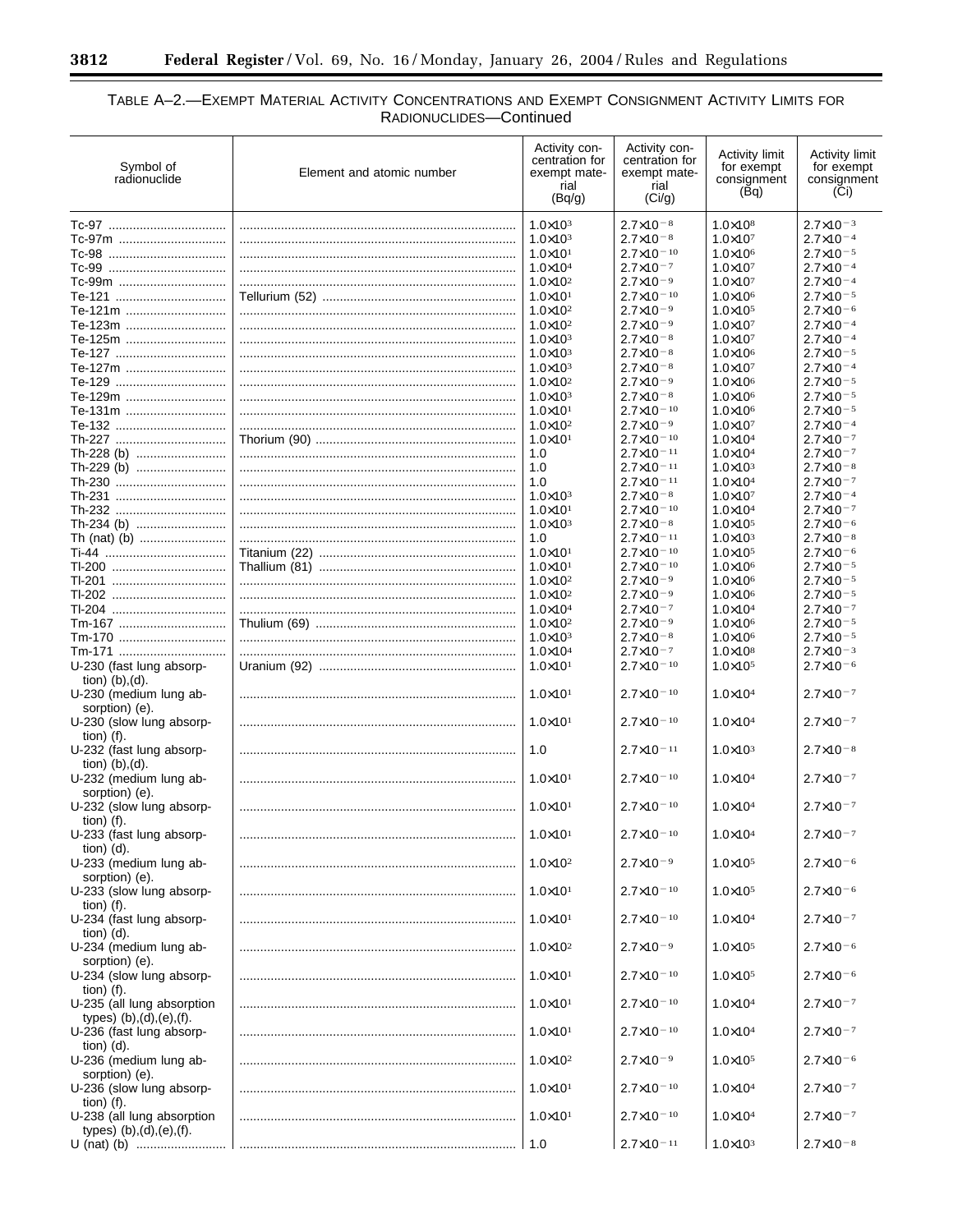TABLE A–2.—EXEMPT MATERIAL ACTIVITY CONCENTRATIONS AND EXEMPT CONSIGNMENT ACTIVITY LIMITS FOR RADIONUCLIDES—Continued

| Symbol of radionuclide | Element and atomic number | Activity concentration for exempt material (Bq/g) | Activity concentration for exempt material (Ci/g) | Activity limit for exempt consignment (Bq) | Activity limit for exempt consignment (Ci) |
|---|---|---|---|---|---|
| Tc-97 | | $1.0\times10^{3}$ | $2.7\times10^{-8}$ | $1.0\times10^{8}$ | $2.7\times10^{-3}$ |
| Tc-97m | | $1.0\times10^{3}$ | $2.7\times10^{-8}$ | $1.0\times10^{7}$ | $2.7\times10^{-4}$ |
| Tc-98 | | $1.0\times10^{1}$ | $2.7\times10^{-10}$ | $1.0\times10^{6}$ | $2.7\times10^{-5}$ |
| Tc-99 | | $1.0\times10^{4}$ | $2.7\times10^{-7}$ | $1.0\times10^{7}$ | $2.7\times10^{-4}$ |
| Tc-99m | | $1.0\times10^{2}$ | $2.7\times10^{-9}$ | $1.0\times10^{7}$ | $2.7\times10^{-4}$ |
| Te-121 | Tellurium (52) | $1.0\times10^{1}$ | $2.7\times10^{-10}$ | $1.0\times10^{6}$ | $2.7\times10^{-5}$ |
| Te-121m | | $1.0\times10^{2}$ | $2.7\times10^{-9}$ | $1.0\times10^{5}$ | $2.7\times10^{-6}$ |
| Te-123m | | $1.0\times10^{2}$ | $2.7\times10^{-9}$ | $1.0\times10^{7}$ | $2.7\times10^{-4}$ |
| Te-125m | | $1.0\times10^{3}$ | $2.7\times10^{-8}$ | $1.0\times10^{7}$ | $2.7\times10^{-4}$ |
| Te-127 | | $1.0\times10^{3}$ | $2.7\times10^{-8}$ | $1.0\times10^{6}$ | $2.7\times10^{-5}$ |
| Te-127m | | $1.0\times10^{3}$ | $2.7\times10^{-8}$ | $1.0\times10^{7}$ | $2.7\times10^{-4}$ |
| Te-129 | | $1.0\times10^{2}$ | $2.7\times10^{-9}$ | $1.0\times10^{6}$ | $2.7\times10^{-5}$ |
| Te-129m | | $1.0\times10^{3}$ | $2.7\times10^{-8}$ | $1.0\times10^{6}$ | $2.7\times10^{-5}$ |
| Te-131m | | $1.0\times10^{1}$ | $2.7\times10^{-10}$ | $1.0\times10^{6}$ | $2.7\times10^{-5}$ |
| Te-132 | | $1.0\times10^{2}$ | $2.7\times10^{-9}$ | $1.0\times10^{7}$ | $2.7\times10^{-4}$ |
| Th-227 | Thorium (90) | $1.0\times10^{1}$ | $2.7\times10^{-10}$ | $1.0\times10^{4}$ | $2.7\times10^{-7}$ |
| Th-228 (b) | | 1.0 | $2.7\times10^{-11}$ | $1.0\times10^{4}$ | $2.7\times10^{-7}$ |
| Th-229 (b) | | 1.0 | $2.7\times10^{-11}$ | $1.0\times10^{3}$ | $2.7\times10^{-8}$ |
| Th-230 | | 1.0 | $2.7\times10^{-11}$ | $1.0\times10^{4}$ | $2.7\times10^{-7}$ |
| Th-231 | | $1.0\times10^{3}$ | $2.7\times10^{-8}$ | $1.0\times10^{7}$ | $2.7\times10^{-4}$ |
| Th-232 | | $1.0\times10^{1}$ | $2.7\times10^{-10}$ | $1.0\times10^{4}$ | $2.7\times10^{-7}$ |
| Th-234 (b) | | $1.0\times10^{3}$ | $2.7\times10^{-8}$ | $1.0\times10^{5}$ | $2.7\times10^{-6}$ |
| Th (nat) (b) | | 1.0 | $2.7\times10^{-11}$ | $1.0\times10^{3}$ | $2.7\times10^{-8}$ |
| Ti-44 | Titanium (22) | $1.0\times10^{1}$ | $2.7\times10^{-10}$ | $1.0\times10^{5}$ | $2.7\times10^{-6}$ |
| Tl-200 | Thallium (81) | $1.0\times10^{1}$ | $2.7\times10^{-10}$ | $1.0\times10^{6}$ | $2.7\times10^{-5}$ |
| Tl-201 | | $1.0\times10^{2}$ | $2.7\times10^{-9}$ | $1.0\times10^{6}$ | $2.7\times10^{-5}$ |
| Tl-202 | | $1.0\times10^{2}$ | $2.7\times10^{-9}$ | $1.0\times10^{6}$ | $2.7\times10^{-5}$ |
| Tl-204 | | $1.0\times10^{4}$ | $2.7\times10^{-7}$ | $1.0\times10^{4}$ | $2.7\times10^{-7}$ |
| Tm-167 | Thulium (69) | $1.0\times10^{2}$ | $2.7\times10^{-9}$ | $1.0\times10^{6}$ | $2.7\times10^{-5}$ |
| Tm-170 | | $1.0\times10^{3}$ | $2.7\times10^{-8}$ | $1.0\times10^{6}$ | $2.7\times10^{-5}$ |
| Tm-171 | | $1.0\times10^{4}$ | $2.7\times10^{-7}$ | $1.0\times10^{8}$ | $2.7\times10^{-3}$ |
| U-230 (fast lung absorption) (b),(d). | Uranium (92) | $1.0\times10^{1}$ | $2.7\times10^{-10}$ | $1.0\times10^{5}$ | $2.7\times10^{-6}$ |
| U-230 (medium lung absorption) (e). | | $1.0\times10^{1}$ | $2.7\times10^{-10}$ | $1.0\times10^{4}$ | $2.7\times10^{-7}$ |
| U-230 (slow lung absorption) (f). | | $1.0\times10^{1}$ | $2.7\times10^{-10}$ | $1.0\times10^{4}$ | $2.7\times10^{-7}$ |
| U-232 (fast lung absorption) (b),(d). | | 1.0 | $2.7\times10^{-11}$ | $1.0\times10^{3}$ | $2.7\times10^{-8}$ |
| U-232 (medium lung absorption) (e). | | $1.0\times10^{1}$ | $2.7\times10^{-10}$ | $1.0\times10^{4}$ | $2.7\times10^{-7}$ |
| U-232 (slow lung absorption) (f). | | $1.0\times10^{1}$ | $2.7\times10^{-10}$ | $1.0\times10^{4}$ | $2.7\times10^{-7}$ |
| U-233 (fast lung absorption) (d). | | $1.0\times10^{1}$ | $2.7\times10^{-10}$ | $1.0\times10^{4}$ | $2.7\times10^{-7}$ |
| U-233 (medium lung absorption) (e). | | $1.0\times10^{2}$ | $2.7\times10^{-9}$ | $1.0\times10^{5}$ | $2.7\times10^{-6}$ |
| U-233 (slow lung absorption) (f). | | $1.0\times10^{1}$ | $2.7\times10^{-10}$ | $1.0\times10^{5}$ | $2.7\times10^{-6}$ |
| U-234 (fast lung absorption) (d). | | $1.0\times10^{1}$ | $2.7\times10^{-10}$ | $1.0\times10^{4}$ | $2.7\times10^{-7}$ |
| U-234 (medium lung absorption) (e). | | $1.0\times10^{2}$ | $2.7\times10^{-9}$ | $1.0\times10^{5}$ | $2.7\times10^{-6}$ |
| U-234 (slow lung absorption) (f). | | $1.0\times10^{1}$ | $2.7\times10^{-10}$ | $1.0\times10^{5}$ | $2.7\times10^{-6}$ |
| U-235 (all lung absorption types) (b),(d),(e),(f). | | $1.0\times10^{1}$ | $2.7\times10^{-10}$ | $1.0\times10^{4}$ | $2.7\times10^{-7}$ |
| U-236 (fast lung absorption) (d). | | $1.0\times10^{1}$ | $2.7\times10^{-10}$ | $1.0\times10^{4}$ | $2.7\times10^{-7}$ |
| U-236 (medium lung absorption) (e). | | $1.0\times10^{2}$ | $2.7\times10^{-9}$ | $1.0\times10^{5}$ | $2.7\times10^{-6}$ |
| U-236 (slow lung absorption) (f). | | $1.0\times10^{1}$ | $2.7\times10^{-10}$ | $1.0\times10^{4}$ | $2.7\times10^{-7}$ |
| U-238 (all lung absorption types) (b),(d),(e),(f). | | $1.0\times10^{1}$ | $2.7\times10^{-10}$ | $1.0\times10^{4}$ | $2.7\times10^{-7}$ |
| U (nat) (b) | | 1.0 | $2.7\times10^{-11}$ | $1.0\times10^{3}$ | $2.7\times10^{-8}$ |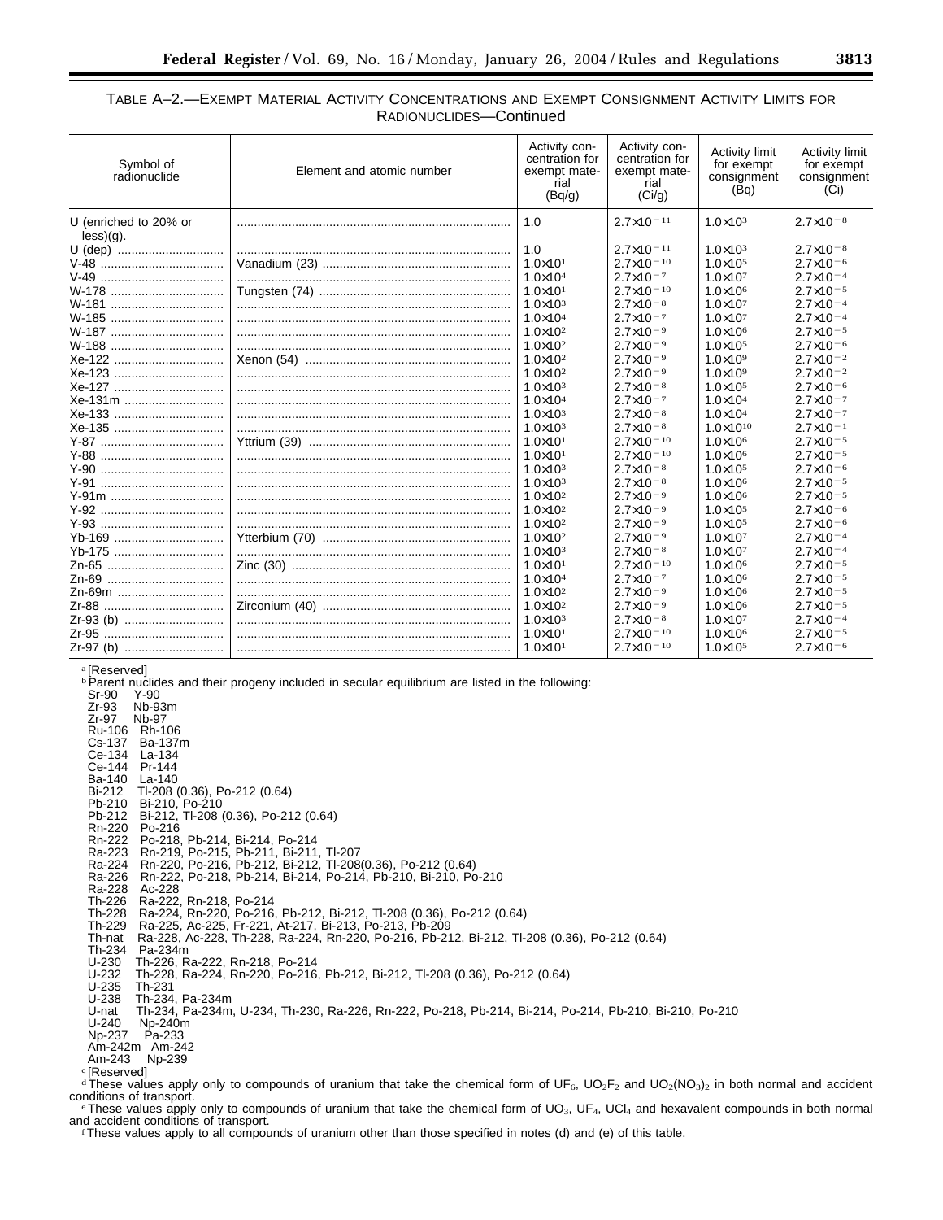TABLE A–2.—EXEMPT MATERIAL ACTIVITY CONCENTRATIONS AND EXEMPT CONSIGNMENT ACTIVITY LIMITS FOR RADIONUCLIDES—Continued

| Symbol of radionuclide | Element and atomic number | Activity concentration for exempt material (Bq/g) | Activity concentration for exempt material (Ci/g) | Activity limit for exempt consignment (Bq) | Activity limit for exempt consignment (Ci) |
|---|---|---|---|---|---|
| U (enriched to 20% or less)(g). | | 1.0 | $2.7\times10^{-11}$ | $1.0\times10^{3}$ | $2.7\times10^{-8}$ |
| U (dep) | | 1.0 | $2.7\times10^{-11}$ | $1.0\times10^{3}$ | $2.7\times10^{-8}$ |
| V-48 | Vanadium (23) | $1.0\times10^{1}$ | $2.7\times10^{-10}$ | $1.0\times10^{5}$ | $2.7\times10^{-6}$ |
| V-49 | | $1.0\times10^{4}$ | $2.7\times10^{-7}$ | $1.0\times10^{7}$ | $2.7\times10^{-4}$ |
| W-178 | Tungsten (74) | $1.0\times10^{1}$ | $2.7\times10^{-10}$ | $1.0\times10^{6}$ | $2.7\times10^{-5}$ |
| W-181 | | $1.0\times10^{3}$ | $2.7\times10^{-8}$ | $1.0\times10^{7}$ | $2.7\times10^{-4}$ |
| W-185 | | $1.0\times10^{4}$ | $2.7\times10^{-7}$ | $1.0\times10^{7}$ | $2.7\times10^{-4}$ |
| W-187 | | $1.0\times10^{2}$ | $2.7\times10^{-9}$ | $1.0\times10^{6}$ | $2.7\times10^{-5}$ |
| W-188 | | $1.0\times10^{2}$ | $2.7\times10^{-9}$ | $1.0\times10^{5}$ | $2.7\times10^{-6}$ |
| Xe-122 | Xenon (54) | $1.0\times10^{2}$ | $2.7\times10^{-9}$ | $1.0\times10^{9}$ | $2.7\times10^{-2}$ |
| Xe-123 | | $1.0\times10^{2}$ | $2.7\times10^{-9}$ | $1.0\times10^{9}$ | $2.7\times10^{-2}$ |
| Xe-127 | | $1.0\times10^{3}$ | $2.7\times10^{-8}$ | $1.0\times10^{5}$ | $2.7\times10^{-6}$ |
| Xe-131m | | $1.0\times10^{4}$ | $2.7\times10^{-7}$ | $1.0\times10^{4}$ | $2.7\times10^{-7}$ |
| Xe-133 | | $1.0\times10^{3}$ | $2.7\times10^{-8}$ | $1.0\times10^{4}$ | $2.7\times10^{-7}$ |
| Xe-135 | | $1.0\times10^{3}$ | $2.7\times10^{-8}$ | $1.0\times10^{10}$ | $2.7\times10^{-1}$ |
| Y-87 | Yttrium (39) | $1.0\times10^{1}$ | $2.7\times10^{-10}$ | $1.0\times10^{6}$ | $2.7\times10^{-5}$ |
| Y-88 | | $1.0\times10^{1}$ | $2.7\times10^{-10}$ | $1.0\times10^{6}$ | $2.7\times10^{-5}$ |
| Y-90 | | $1.0\times10^{3}$ | $2.7\times10^{-8}$ | $1.0\times10^{5}$ | $2.7\times10^{-6}$ |
| Y-91 | | $1.0\times10^{3}$ | $2.7\times10^{-8}$ | $1.0\times10^{6}$ | $2.7\times10^{-5}$ |
| Y-91m | | $1.0\times10^{2}$ | $2.7\times10^{-9}$ | $1.0\times10^{6}$ | $2.7\times10^{-5}$ |
| Y-92 | | $1.0\times10^{2}$ | $2.7\times10^{-9}$ | $1.0\times10^{5}$ | $2.7\times10^{-6}$ |
| Y-93 | | $1.0\times10^{2}$ | $2.7\times10^{-9}$ | $1.0\times10^{5}$ | $2.7\times10^{-6}$ |
| Yb-169 | Ytterbium (70) | $1.0\times10^{2}$ | $2.7\times10^{-9}$ | $1.0\times10^{7}$ | $2.7\times10^{-4}$ |
| Yb-175 | | $1.0\times10^{3}$ | $2.7\times10^{-8}$ | $1.0\times10^{7}$ | $2.7\times10^{-4}$ |
| Zn-65 | Zinc (30) | $1.0\times10^{1}$ | $2.7\times10^{-10}$ | $1.0\times10^{6}$ | $2.7\times10^{-5}$ |
| Zn-69 | | $1.0\times10^{4}$ | $2.7\times10^{-7}$ | $1.0\times10^{6}$ | $2.7\times10^{-5}$ |
| Zn-69m | | $1.0\times10^{2}$ | $2.7\times10^{-9}$ | $1.0\times10^{6}$ | $2.7\times10^{-5}$ |
| Zr-88 | Zirconium (40) | $1.0\times10^{2}$ | $2.7\times10^{-9}$ | $1.0\times10^{6}$ | $2.7\times10^{-5}$ |
| Zr-93 (b) | | $1.0\times10^{3}$ | $2.7\times10^{-8}$ | $1.0\times10^{7}$ | $2.7\times10^{-4}$ |
| Zr-95 | | $1.0\times10^{1}$ | $2.7\times10^{-10}$ | $1.0\times10^{6}$ | $2.7\times10^{-5}$ |
| Zr-97 (b) | | $1.0\times10^{1}$ | $2.7\times10^{-10}$ | $1.0\times10^{5}$ | $2.7\times10^{-6}$ |

[a] [Reserved]

[b] Parent nuclides and their progeny included in secular equilibrium are listed in the following:

Sr-90 Y-90
Zr-93 Nb-93m
Zr-97 Nb-97
Ru-106 Rh-106
Cs-137 Ba-137m
Ce-134 La-134
Ce-144 Pr-144
Ba-140 La-140
Bi-212 Tl-208 (0.36), Po-212 (0.64)
Pb-210 Bi-210, Po-210
Pb-212 Bi-212, Tl-208 (0.36), Po-212 (0.64)
Rn-220 Po-216
Rn-222 Po-218, Pb-214, Bi-214, Po-214
Ra-223 Rn-219, Po-215, Pb-211, Bi-211, Tl-207
Ra-224 Rn-220, Po-216, Pb-212, Bi-212, Tl-208(0.36), Po-212 (0.64)
Ra-226 Rn-222, Po-218, Pb-214, Bi-214, Po-214, Pb-210, Bi-210, Po-210
Ra-228 Ac-228
Th-226 Ra-222, Rn-218, Po-214
Th-228 Ra-224, Rn-220, Po-216, Pb-212, Bi-212, Tl-208 (0.36), Po-212 (0.64)
Th-229 Ra-225, Ac-225, Fr-221, At-217, Bi-213, Po-213, Pb-209
Th-nat Ra-228, Ac-228, Th-228, Ra-224, Rn-220, Po-216, Pb-212, Bi-212, Tl-208 (0.36), Po-212 (0.64)
Th-234 Pa-234m
U-230 Th-226, Ra-222, Rn-218, Po-214
U-232 Th-228, Ra-224, Rn-220, Po-216, Pb-212, Bi-212, Tl-208 (0.36), Po-212 (0.64)
U-235 Th-231
U-238 Th-234, Pa-234m
U-nat Th-234, Pa-234m, U-234, Th-230, Ra-226, Rn-222, Po-218, Pb-214, Bi-214, Po-214, Pb-210, Bi-210, Po-210
U-240 Np-240m
Np-237 Pa-233
Am-242m Am-242
Am-243 Np-239

[c] [Reserved]

[d] These values apply only to compounds of uranium that take the chemical form of $UF_6$, $UO_2F_2$ and $UO_2(NO_3)_2$ in both normal and accident conditions of transport.

[e] These values apply only to compounds of uranium that take the chemical form of $UO_3$, $UF_4$, $UCl_4$ and hexavalent compounds in both normal and accident conditions of transport.

[f] These values apply to all compounds of uranium other than those specified in notes (d) and (e) of this table.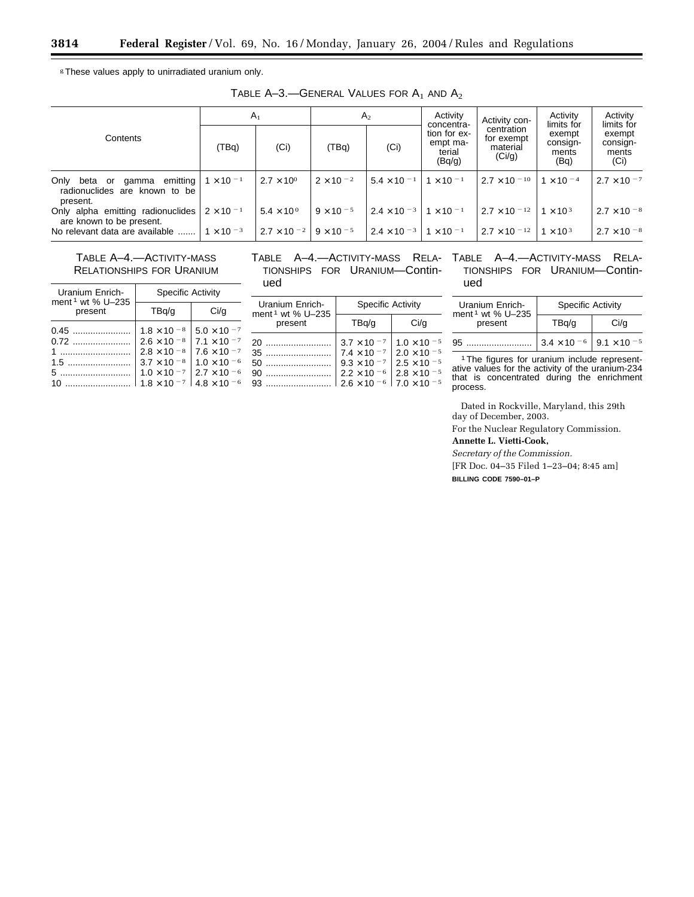[g] These values apply to unirradiated uranium only.

TABLE A–3.—GENERAL VALUES FOR $A_1$ AND $A_2$

| Contents | $A_1$ | | $A_2$ | | Activity concentration for exempt material (Bq/g) | Activity concentration for exempt material (Ci/g) | Activity limits for exempt consignments (Bq) | Activity limits for exempt consignments (Ci) |
|---|---|---|---|---|---|---|---|---|
| | (TBq) | (Ci) | (TBq) | (Ci) | | | | |
| Only beta or gamma emitting radionuclides are known to be present. | $1 \times 10^{-1}$ | $2.7 \times 10^{0}$ | $2 \times 10^{-2}$ | $5.4 \times 10^{-1}$ | $1 \times 10^{-1}$ | $2.7 \times 10^{-10}$ | $1 \times 10^{-4}$ | $2.7 \times 10^{-7}$ |
| Only alpha emitting radionuclides are known to be present. | $2 \times 10^{-1}$ | $5.4 \times 10^{0}$ | $9 \times 10^{-5}$ | $2.4 \times 10^{-3}$ | $1 \times 10^{-1}$ | $2.7 \times 10^{-12}$ | $1 \times 10^{3}$ | $2.7 \times 10^{-8}$ |
| No relevant data are available | $1 \times 10^{-3}$ | $2.7 \times 10^{-2}$ | $9 \times 10^{-5}$ | $2.4 \times 10^{-3}$ | $1 \times 10^{-1}$ | $2.7 \times 10^{-12}$ | $1 \times 10^{3}$ | $2.7 \times 10^{-8}$ |

TABLE A–4.—ACTIVITY-MASS RELATIONSHIPS FOR URANIUM

| Uranium Enrichment[1] wt % U–235 present | Specific Activity | |
|---|---|---|
| | TBq/g | Ci/g |
| 0.45 | $1.8 \times 10^{-8}$ | $5.0 \times 10^{-7}$ |
| 0.72 | $2.6 \times 10^{-8}$ | $7.1 \times 10^{-7}$ |
| 1 | $2.8 \times 10^{-8}$ | $7.6 \times 10^{-7}$ |
| 1.5 | $3.7 \times 10^{-8}$ | $1.0 \times 10^{-6}$ |
| 5 | $1.0 \times 10^{-7}$ | $2.7 \times 10^{-6}$ |
| 10 | $1.8 \times 10^{-7}$ | $4.8 \times 10^{-6}$ |
| 20 | $3.7 \times 10^{-7}$ | $1.0 \times 10^{-5}$ |
| 35 | $7.4 \times 10^{-7}$ | $2.0 \times 10^{-5}$ |
| 50 | $9.3 \times 10^{-7}$ | $2.5 \times 10^{-5}$ |
| 90 | $2.2 \times 10^{-6}$ | $2.8 \times 10^{-5}$ |
| 93 | $2.6 \times 10^{-6}$ | $7.0 \times 10^{-5}$ |
| 95 | $3.4 \times 10^{-6}$ | $9.1 \times 10^{-5}$ |

[1] The figures for uranium include representative values for the activity of the uranium-234 that is concentrated during the enrichment process.

Dated in Rockville, Maryland, this 29th day of December, 2003.

For the Nuclear Regulatory Commission.

**Annette L. Vietti-Cook,**

*Secretary of the Commission.*

[FR Doc. 04–35 Filed 1–23–04; 8:45 am]

BILLING CODE 7590–01–P